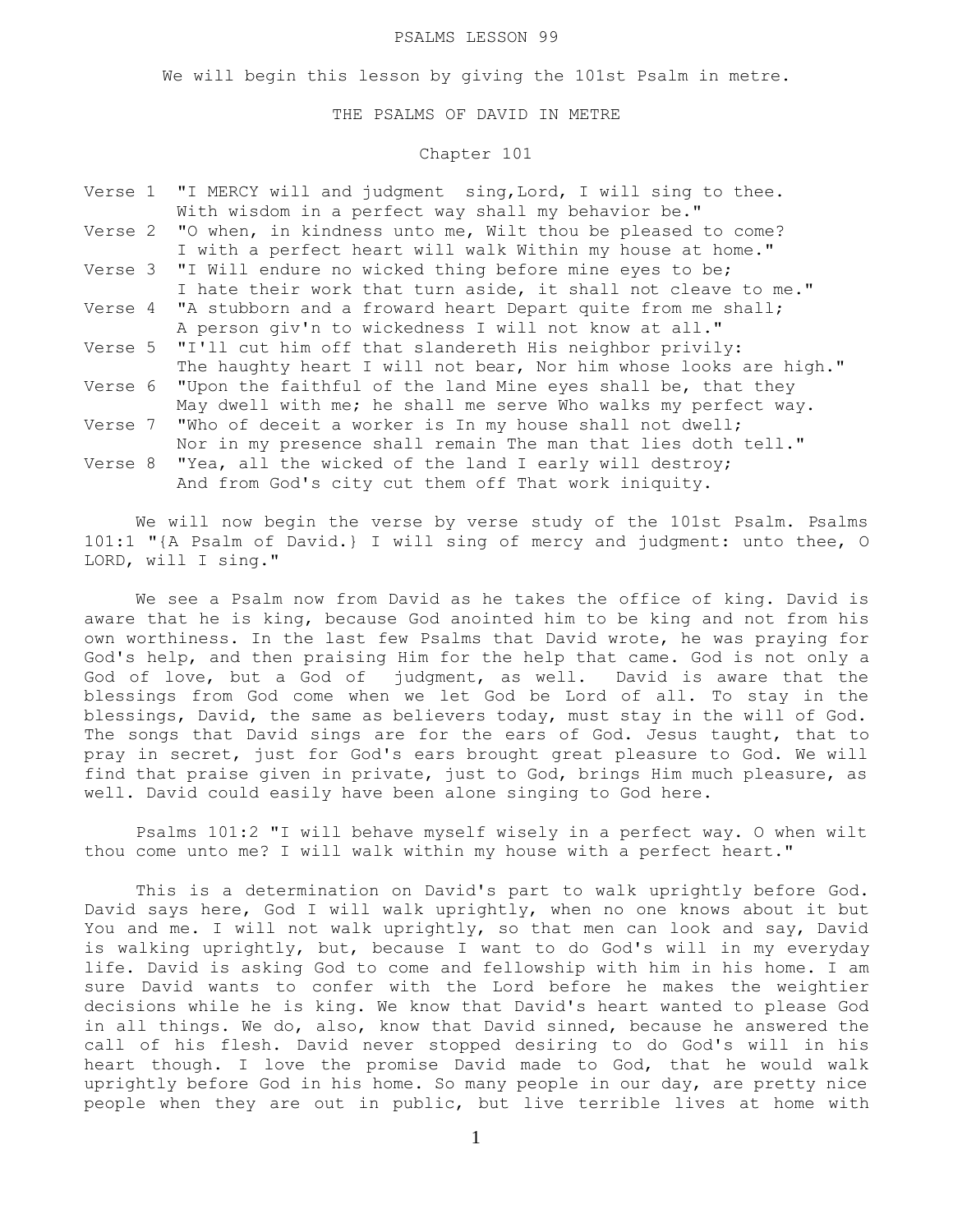# PSALMS LESSON 99

We will begin this lesson by giving the 101st Psalm in metre.

## THE PSALMS OF DAVID IN METRE

### Chapter 101

Verse 1 "I MERCY will and judgment sing,Lord, I will sing to thee.
With wisdom in a perfect way shall my behavior be."

Verse 2 "O when, in kindness unto me, Wilt thou be pleased to come?
I with a perfect heart will walk Within my house at home."

Verse 3 "I Will endure no wicked thing before mine eyes to be;
I hate their work that turn aside, it shall not cleave to me."

Verse 4 "A stubborn and a froward heart Depart quite from me shall;
A person giv'n to wickedness I will not know at all."

Verse 5 "I'll cut him off that slandereth His neighbor privily:
The haughty heart I will not bear, Nor him whose looks are high."

Verse 6 "Upon the faithful of the land Mine eyes shall be, that they
May dwell with me; he shall me serve Who walks my perfect way.

Verse 7 "Who of deceit a worker is In my house shall not dwell;
Nor in my presence shall remain The man that lies doth tell."

Verse 8 "Yea, all the wicked of the land I early will destroy;
And from God's city cut them off That work iniquity.

We will now begin the verse by verse study of the 101st Psalm. Psalms 101:1 "{A Psalm of David.} I will sing of mercy and judgment: unto thee, O LORD, will I sing."

We see a Psalm now from David as he takes the office of king. David is aware that he is king, because God anointed him to be king and not from his own worthiness. In the last few Psalms that David wrote, he was praying for God's help, and then praising Him for the help that came. God is not only a God of love, but a God of judgment, as well. David is aware that the blessings from God come when we let God be Lord of all. To stay in the blessings, David, the same as believers today, must stay in the will of God. The songs that David sings are for the ears of God. Jesus taught, that to pray in secret, just for God's ears brought great pleasure to God. We will find that praise given in private, just to God, brings Him much pleasure, as well. David could easily have been alone singing to God here.

Psalms 101:2 "I will behave myself wisely in a perfect way. O when wilt thou come unto me? I will walk within my house with a perfect heart."

This is a determination on David's part to walk uprightly before God. David says here, God I will walk uprightly, when no one knows about it but You and me. I will not walk uprightly, so that men can look and say, David is walking uprightly, but, because I want to do God's will in my everyday life. David is asking God to come and fellowship with him in his home. I am sure David wants to confer with the Lord before he makes the weightier decisions while he is king. We know that David's heart wanted to please God in all things. We do, also, know that David sinned, because he answered the call of his flesh. David never stopped desiring to do God's will in his heart though. I love the promise David made to God, that he would walk uprightly before God in his home. So many people in our day, are pretty nice people when they are out in public, but live terrible lives at home with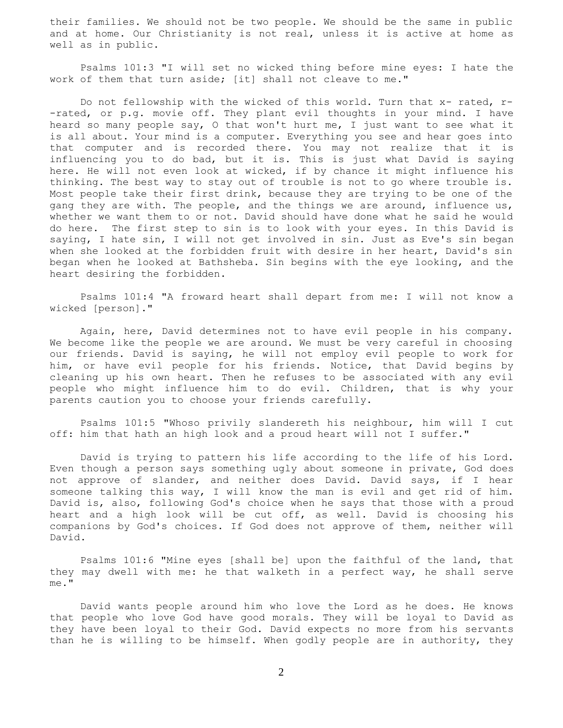their families. We should not be two people. We should be the same in public and at home. Our Christianity is not real, unless it is active at home as well as in public.

Psalms 101:3 "I will set no wicked thing before mine eyes: I hate the work of them that turn aside; [it] shall not cleave to me."

Do not fellowship with the wicked of this world. Turn that x- rated, r--rated, or p.g. movie off. They plant evil thoughts in your mind. I have heard so many people say, O that won't hurt me, I just want to see what it is all about. Your mind is a computer. Everything you see and hear goes into that computer and is recorded there. You may not realize that it is influencing you to do bad, but it is. This is just what David is saying here. He will not even look at wicked, if by chance it might influence his thinking. The best way to stay out of trouble is not to go where trouble is. Most people take their first drink, because they are trying to be one of the gang they are with. The people, and the things we are around, influence us, whether we want them to or not. David should have done what he said he would do here. The first step to sin is to look with your eyes. In this David is saying, I hate sin, I will not get involved in sin. Just as Eve's sin began when she looked at the forbidden fruit with desire in her heart, David's sin began when he looked at Bathsheba. Sin begins with the eye looking, and the heart desiring the forbidden.

Psalms 101:4 "A froward heart shall depart from me: I will not know a wicked [person]."

Again, here, David determines not to have evil people in his company. We become like the people we are around. We must be very careful in choosing our friends. David is saying, he will not employ evil people to work for him, or have evil people for his friends. Notice, that David begins by cleaning up his own heart. Then he refuses to be associated with any evil people who might influence him to do evil. Children, that is why your parents caution you to choose your friends carefully.

Psalms 101:5 "Whoso privily slandereth his neighbour, him will I cut off: him that hath an high look and a proud heart will not I suffer."

David is trying to pattern his life according to the life of his Lord. Even though a person says something ugly about someone in private, God does not approve of slander, and neither does David. David says, if I hear someone talking this way, I will know the man is evil and get rid of him. David is, also, following God's choice when he says that those with a proud heart and a high look will be cut off, as well. David is choosing his companions by God's choices. If God does not approve of them, neither will David.

Psalms 101:6 "Mine eyes [shall be] upon the faithful of the land, that they may dwell with me: he that walketh in a perfect way, he shall serve me."

David wants people around him who love the Lord as he does. He knows that people who love God have good morals. They will be loyal to David as they have been loyal to their God. David expects no more from his servants than he is willing to be himself. When godly people are in authority, they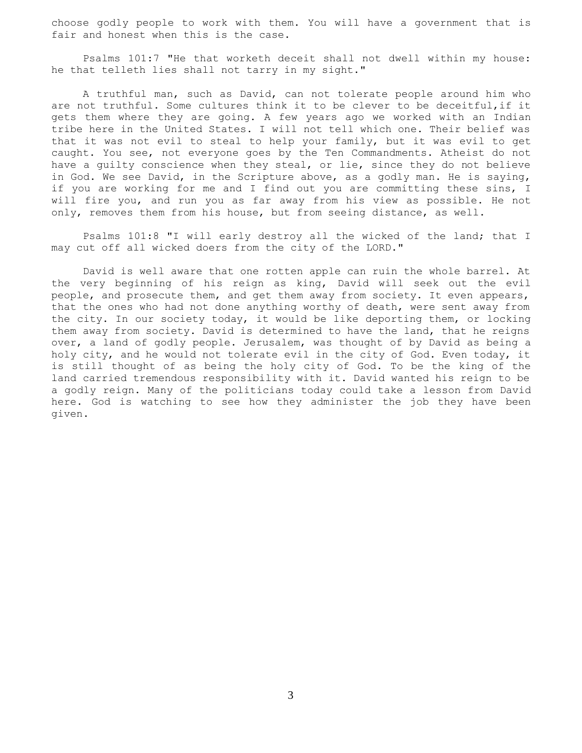choose godly people to work with them. You will have a government that is fair and honest when this is the case.

Psalms 101:7 "He that worketh deceit shall not dwell within my house: he that telleth lies shall not tarry in my sight."

A truthful man, such as David, can not tolerate people around him who are not truthful. Some cultures think it to be clever to be deceitful,if it gets them where they are going. A few years ago we worked with an Indian tribe here in the United States. I will not tell which one. Their belief was that it was not evil to steal to help your family, but it was evil to get caught. You see, not everyone goes by the Ten Commandments. Atheist do not have a guilty conscience when they steal, or lie, since they do not believe in God. We see David, in the Scripture above, as a godly man. He is saying, if you are working for me and I find out you are committing these sins, I will fire you, and run you as far away from his view as possible. He not only, removes them from his house, but from seeing distance, as well.

Psalms 101:8 "I will early destroy all the wicked of the land; that I may cut off all wicked doers from the city of the LORD."

David is well aware that one rotten apple can ruin the whole barrel. At the very beginning of his reign as king, David will seek out the evil people, and prosecute them, and get them away from society. It even appears, that the ones who had not done anything worthy of death, were sent away from the city. In our society today, it would be like deporting them, or locking them away from society. David is determined to have the land, that he reigns over, a land of godly people. Jerusalem, was thought of by David as being a holy city, and he would not tolerate evil in the city of God. Even today, it is still thought of as being the holy city of God. To be the king of the land carried tremendous responsibility with it. David wanted his reign to be a godly reign. Many of the politicians today could take a lesson from David here. God is watching to see how they administer the job they have been given.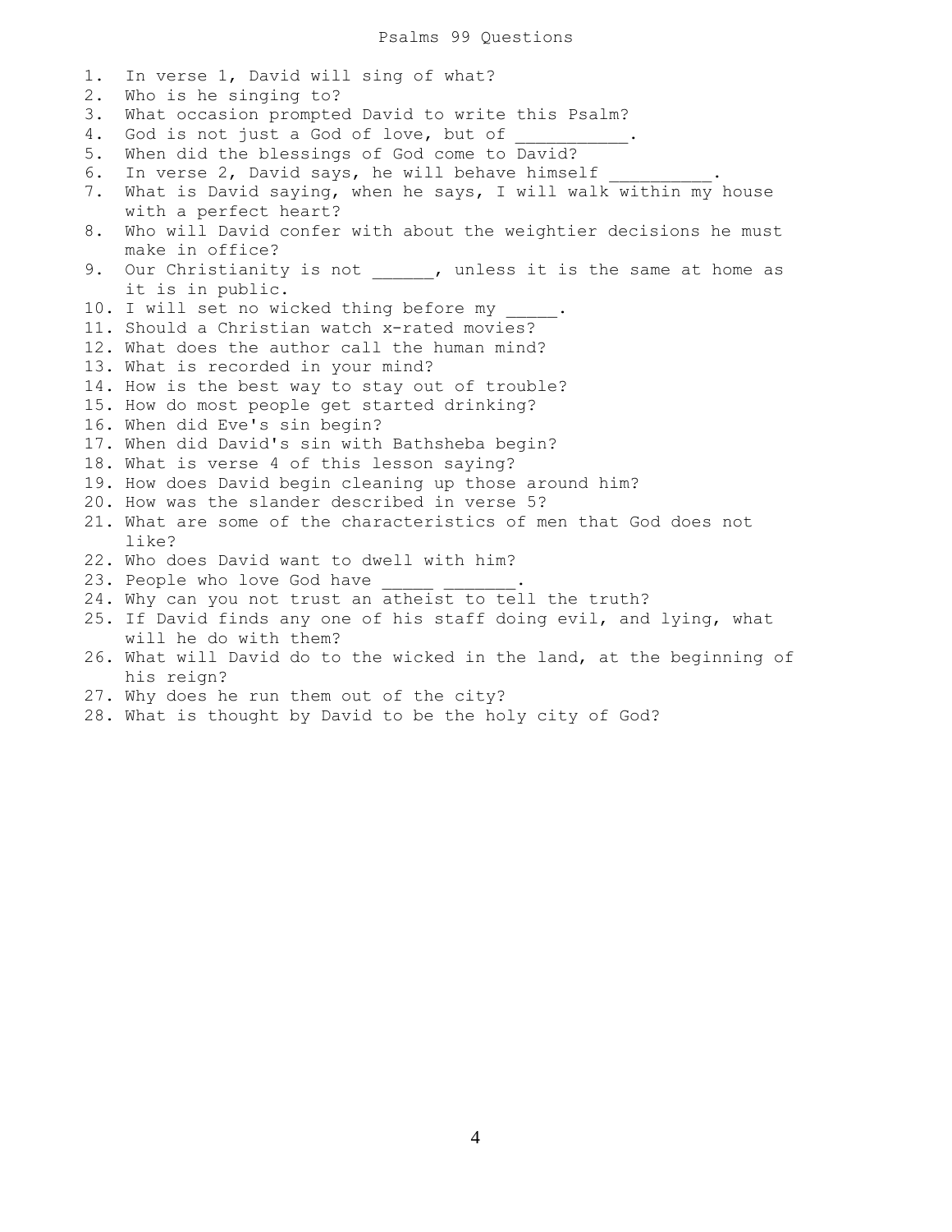# Psalms 99 Questions

1. In verse 1, David will sing of what?
2. Who is he singing to?
3. What occasion prompted David to write this Psalm?
4. God is not just a God of love, but of ___________.
5. When did the blessings of God come to David?
6. In verse 2, David says, he will behave himself __________.
7. What is David saying, when he says, I will walk within my house with a perfect heart?
8. Who will David confer with about the weightier decisions he must make in office?
9. Our Christianity is not ______, unless it is the same at home as it is in public.
10. I will set no wicked thing before my _____.
11. Should a Christian watch x-rated movies?
12. What does the author call the human mind?
13. What is recorded in your mind?
14. How is the best way to stay out of trouble?
15. How do most people get started drinking?
16. When did Eve's sin begin?
17. When did David's sin with Bathsheba begin?
18. What is verse 4 of this lesson saying?
19. How does David begin cleaning up those around him?
20. How was the slander described in verse 5?
21. What are some of the characteristics of men that God does not like?
22. Who does David want to dwell with him?
23. People who love God have _____ _______.
24. Why can you not trust an atheist to tell the truth?
25. If David finds any one of his staff doing evil, and lying, what will he do with them?
26. What will David do to the wicked in the land, at the beginning of his reign?
27. Why does he run them out of the city?
28. What is thought by David to be the holy city of God?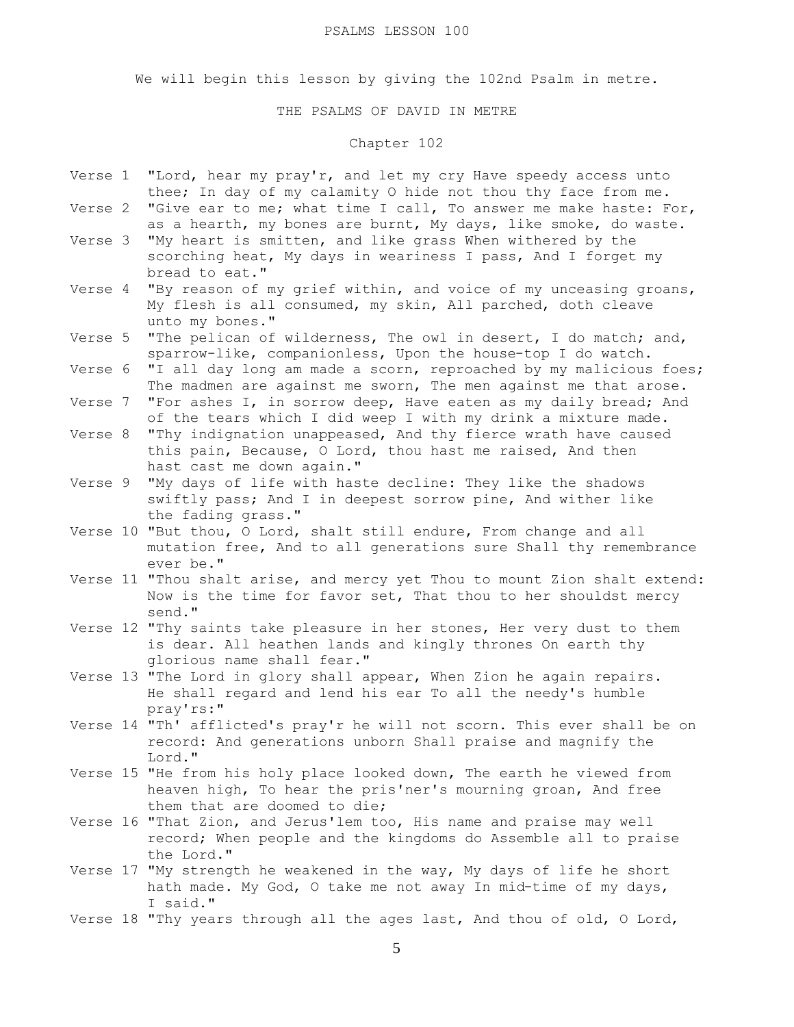PSALMS LESSON 100

We will begin this lesson by giving the 102nd Psalm in metre.

THE PSALMS OF DAVID IN METRE

Chapter 102

Verse 1 "Lord, hear my pray'r, and let my cry Have speedy access unto thee; In day of my calamity O hide not thou thy face from me.

Verse 2 "Give ear to me; what time I call, To answer me make haste: For, as a hearth, my bones are burnt, My days, like smoke, do waste.

Verse 3 "My heart is smitten, and like grass When withered by the scorching heat, My days in weariness I pass, And I forget my bread to eat."

Verse 4 "By reason of my grief within, and voice of my unceasing groans, My flesh is all consumed, my skin, All parched, doth cleave unto my bones."

Verse 5 "The pelican of wilderness, The owl in desert, I do match; and, sparrow-like, companionless, Upon the house-top I do watch.

Verse 6 "I all day long am made a scorn, reproached by my malicious foes; The madmen are against me sworn, The men against me that arose.

Verse 7 "For ashes I, in sorrow deep, Have eaten as my daily bread; And of the tears which I did weep I with my drink a mixture made.

Verse 8 "Thy indignation unappeased, And thy fierce wrath have caused this pain, Because, O Lord, thou hast me raised, And then hast cast me down again."

Verse 9 "My days of life with haste decline: They like the shadows swiftly pass; And I in deepest sorrow pine, And wither like the fading grass."

Verse 10 "But thou, O Lord, shalt still endure, From change and all mutation free, And to all generations sure Shall thy remembrance ever be."

Verse 11 "Thou shalt arise, and mercy yet Thou to mount Zion shalt extend: Now is the time for favor set, That thou to her shouldst mercy send."

Verse 12 "Thy saints take pleasure in her stones, Her very dust to them is dear. All heathen lands and kingly thrones On earth thy glorious name shall fear."

Verse 13 "The Lord in glory shall appear, When Zion he again repairs. He shall regard and lend his ear To all the needy's humble pray'rs:"

Verse 14 "Th' afflicted's pray'r he will not scorn. This ever shall be on record: And generations unborn Shall praise and magnify the Lord."

Verse 15 "He from his holy place looked down, The earth he viewed from heaven high, To hear the pris'ner's mourning groan, And free them that are doomed to die;

Verse 16 "That Zion, and Jerus'lem too, His name and praise may well record; When people and the kingdoms do Assemble all to praise the Lord."

Verse 17 "My strength he weakened in the way, My days of life he short hath made. My God, O take me not away In mid-time of my days, I said."

Verse 18 "Thy years through all the ages last, And thou of old, O Lord,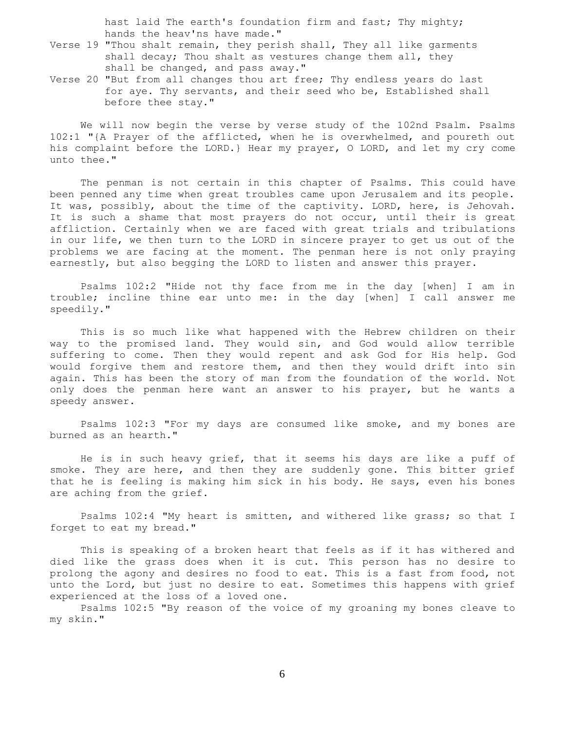hast laid The earth's foundation firm and fast; Thy mighty; hands the heav'ns have made."

Verse 19 "Thou shalt remain, they perish shall, They all like garments shall decay; Thou shalt as vestures change them all, they shall be changed, and pass away."

Verse 20 "But from all changes thou art free; Thy endless years do last for aye. Thy servants, and their seed who be, Established shall before thee stay."

We will now begin the verse by verse study of the 102nd Psalm. Psalms 102:1 "{A Prayer of the afflicted, when he is overwhelmed, and poureth out his complaint before the LORD.} Hear my prayer, O LORD, and let my cry come unto thee."

The penman is not certain in this chapter of Psalms. This could have been penned any time when great troubles came upon Jerusalem and its people. It was, possibly, about the time of the captivity. LORD, here, is Jehovah. It is such a shame that most prayers do not occur, until their is great affliction. Certainly when we are faced with great trials and tribulations in our life, we then turn to the LORD in sincere prayer to get us out of the problems we are facing at the moment. The penman here is not only praying earnestly, but also begging the LORD to listen and answer this prayer.

Psalms 102:2 "Hide not thy face from me in the day [when] I am in trouble; incline thine ear unto me: in the day [when] I call answer me speedily."

This is so much like what happened with the Hebrew children on their way to the promised land. They would sin, and God would allow terrible suffering to come. Then they would repent and ask God for His help. God would forgive them and restore them, and then they would drift into sin again. This has been the story of man from the foundation of the world. Not only does the penman here want an answer to his prayer, but he wants a speedy answer.

Psalms 102:3 "For my days are consumed like smoke, and my bones are burned as an hearth."

He is in such heavy grief, that it seems his days are like a puff of smoke. They are here, and then they are suddenly gone. This bitter grief that he is feeling is making him sick in his body. He says, even his bones are aching from the grief.

Psalms 102:4 "My heart is smitten, and withered like grass; so that I forget to eat my bread."

This is speaking of a broken heart that feels as if it has withered and died like the grass does when it is cut. This person has no desire to prolong the agony and desires no food to eat. This is a fast from food, not unto the Lord, but just no desire to eat. Sometimes this happens with grief experienced at the loss of a loved one.

Psalms 102:5 "By reason of the voice of my groaning my bones cleave to my skin."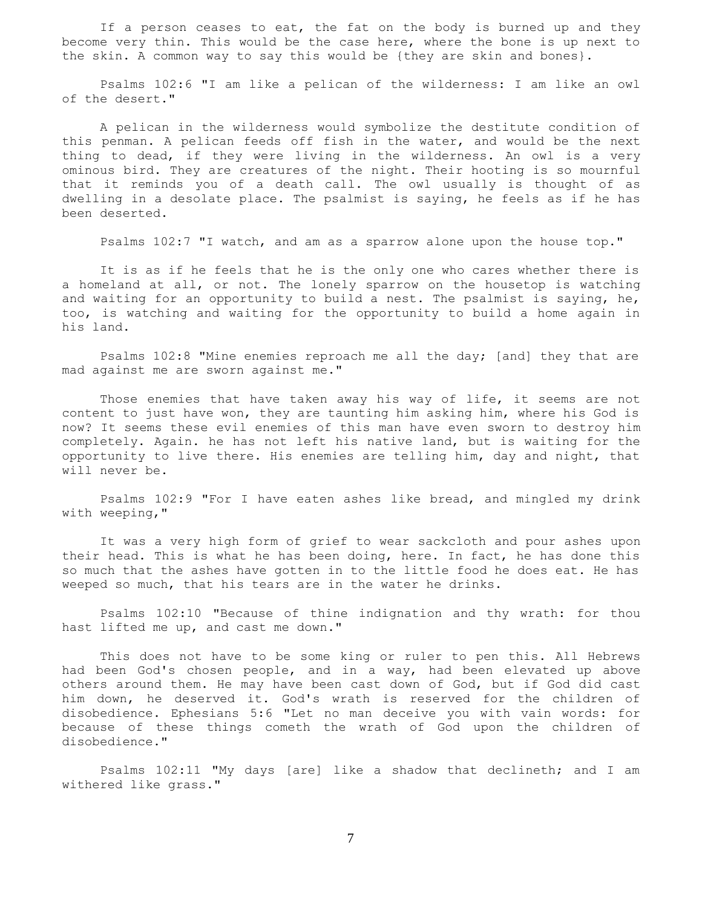If a person ceases to eat, the fat on the body is burned up and they become very thin. This would be the case here, where the bone is up next to the skin. A common way to say this would be {they are skin and bones}.

Psalms 102:6 "I am like a pelican of the wilderness: I am like an owl of the desert."

A pelican in the wilderness would symbolize the destitute condition of this penman. A pelican feeds off fish in the water, and would be the next thing to dead, if they were living in the wilderness. An owl is a very ominous bird. They are creatures of the night. Their hooting is so mournful that it reminds you of a death call. The owl usually is thought of as dwelling in a desolate place. The psalmist is saying, he feels as if he has been deserted.

Psalms 102:7 "I watch, and am as a sparrow alone upon the house top."

It is as if he feels that he is the only one who cares whether there is a homeland at all, or not. The lonely sparrow on the housetop is watching and waiting for an opportunity to build a nest. The psalmist is saying, he, too, is watching and waiting for the opportunity to build a home again in his land.

Psalms 102:8 "Mine enemies reproach me all the day; [and] they that are mad against me are sworn against me."

Those enemies that have taken away his way of life, it seems are not content to just have won, they are taunting him asking him, where his God is now? It seems these evil enemies of this man have even sworn to destroy him completely. Again. he has not left his native land, but is waiting for the opportunity to live there. His enemies are telling him, day and night, that will never be.

Psalms 102:9 "For I have eaten ashes like bread, and mingled my drink with weeping,"

It was a very high form of grief to wear sackcloth and pour ashes upon their head. This is what he has been doing, here. In fact, he has done this so much that the ashes have gotten in to the little food he does eat. He has weeped so much, that his tears are in the water he drinks.

Psalms 102:10 "Because of thine indignation and thy wrath: for thou hast lifted me up, and cast me down."

This does not have to be some king or ruler to pen this. All Hebrews had been God's chosen people, and in a way, had been elevated up above others around them. He may have been cast down of God, but if God did cast him down, he deserved it. God's wrath is reserved for the children of disobedience. Ephesians 5:6 "Let no man deceive you with vain words: for because of these things cometh the wrath of God upon the children of disobedience."

Psalms 102:11 "My days [are] like a shadow that declineth; and I am withered like grass."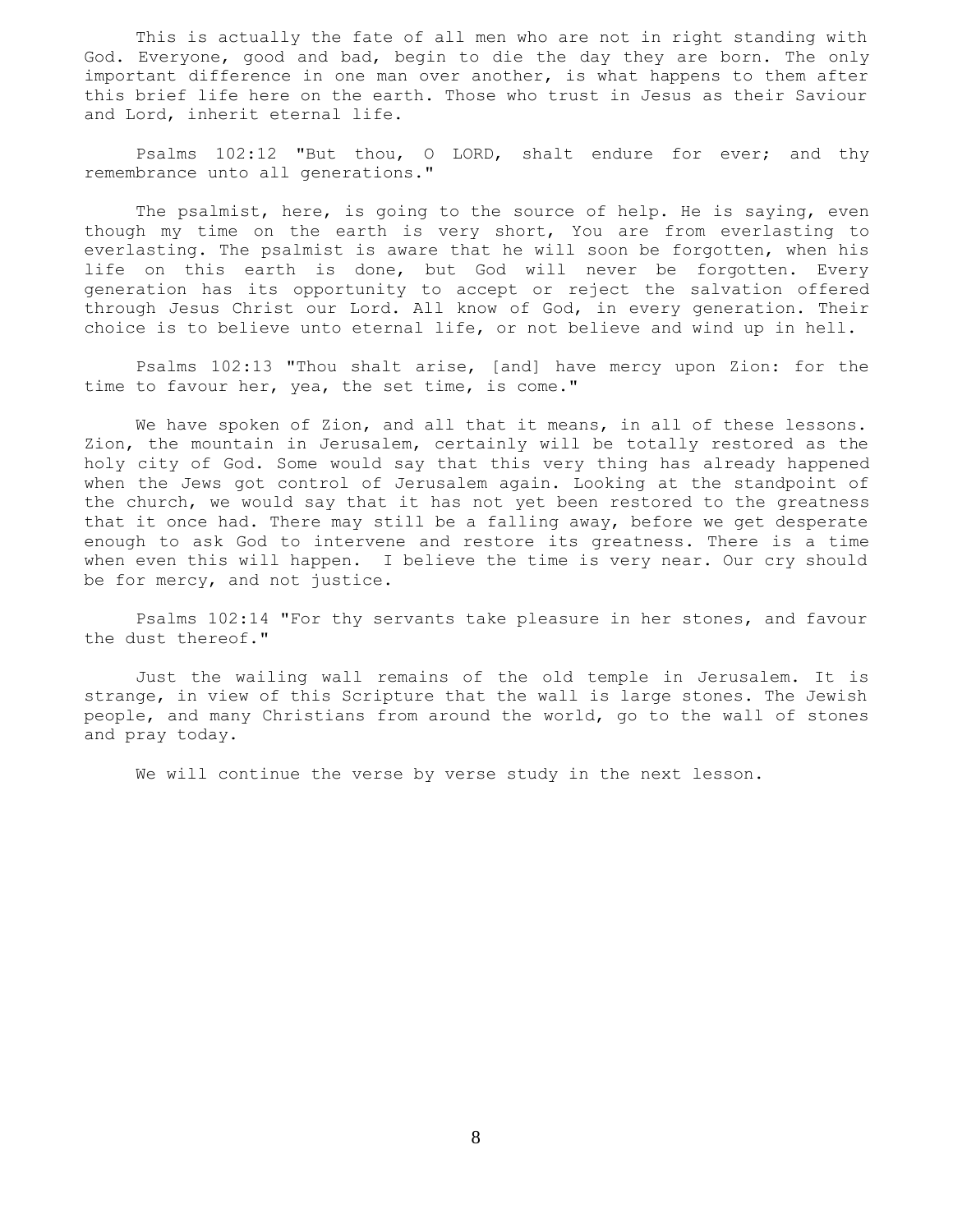This is actually the fate of all men who are not in right standing with God. Everyone, good and bad, begin to die the day they are born. The only important difference in one man over another, is what happens to them after this brief life here on the earth. Those who trust in Jesus as their Saviour and Lord, inherit eternal life.

Psalms 102:12 "But thou, O LORD, shalt endure for ever; and thy remembrance unto all generations."

The psalmist, here, is going to the source of help. He is saying, even though my time on the earth is very short, You are from everlasting to everlasting. The psalmist is aware that he will soon be forgotten, when his life on this earth is done, but God will never be forgotten. Every generation has its opportunity to accept or reject the salvation offered through Jesus Christ our Lord. All know of God, in every generation. Their choice is to believe unto eternal life, or not believe and wind up in hell.

Psalms 102:13 "Thou shalt arise, [and] have mercy upon Zion: for the time to favour her, yea, the set time, is come."

We have spoken of Zion, and all that it means, in all of these lessons. Zion, the mountain in Jerusalem, certainly will be totally restored as the holy city of God. Some would say that this very thing has already happened when the Jews got control of Jerusalem again. Looking at the standpoint of the church, we would say that it has not yet been restored to the greatness that it once had. There may still be a falling away, before we get desperate enough to ask God to intervene and restore its greatness. There is a time when even this will happen. I believe the time is very near. Our cry should be for mercy, and not justice.

Psalms 102:14 "For thy servants take pleasure in her stones, and favour the dust thereof."

Just the wailing wall remains of the old temple in Jerusalem. It is strange, in view of this Scripture that the wall is large stones. The Jewish people, and many Christians from around the world, go to the wall of stones and pray today.

We will continue the verse by verse study in the next lesson.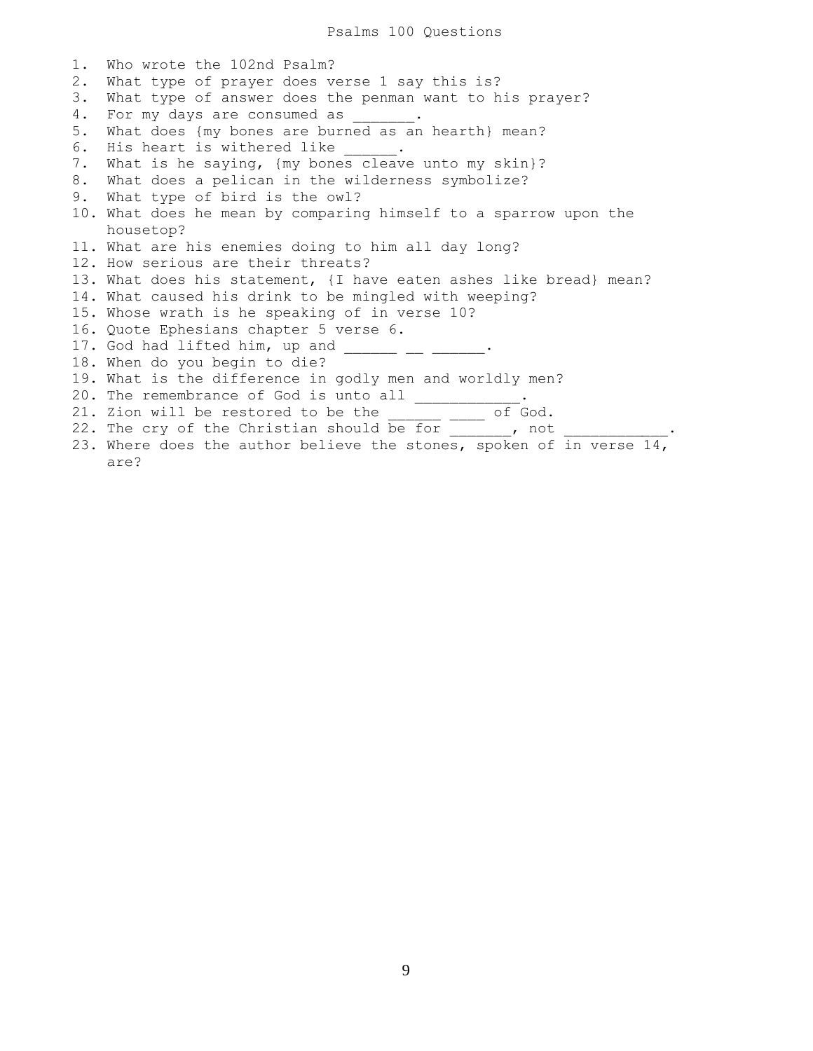# Psalms 100 Questions

1. Who wrote the 102nd Psalm?
2. What type of prayer does verse 1 say this is?
3. What type of answer does the penman want to his prayer?
4. For my days are consumed as _______.
5. What does {my bones are burned as an hearth} mean?
6. His heart is withered like ______.
7. What is he saying, {my bones cleave unto my skin}?
8. What does a pelican in the wilderness symbolize?
9. What type of bird is the owl?
10. What does he mean by comparing himself to a sparrow upon the housetop?
11. What are his enemies doing to him all day long?
12. How serious are their threats?
13. What does his statement, {I have eaten ashes like bread} mean?
14. What caused his drink to be mingled with weeping?
15. Whose wrath is he speaking of in verse 10?
16. Quote Ephesians chapter 5 verse 6.
17. God had lifted him, up and ______ __ ______.
18. When do you begin to die?
19. What is the difference in godly men and worldly men?
20. The remembrance of God is unto all ____________.
21. Zion will be restored to be the ______ ____ of God.
22. The cry of the Christian should be for _______, not ____________.
23. Where does the author believe the stones, spoken of in verse 14, are?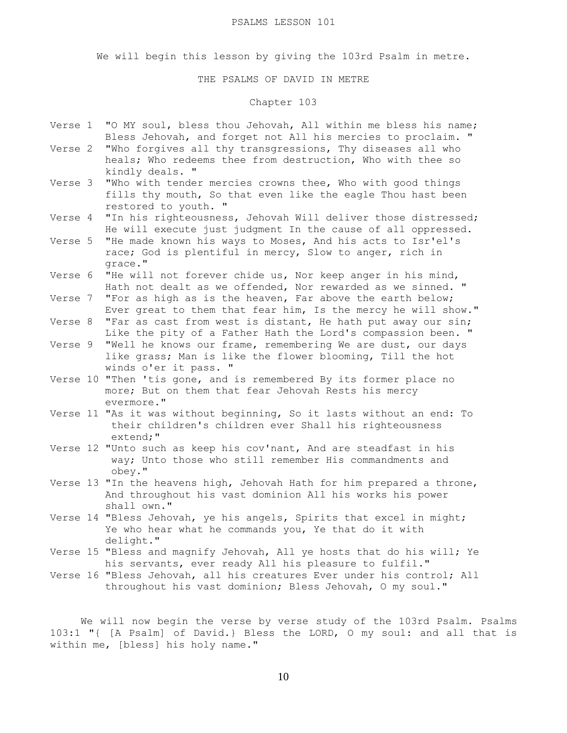# PSALMS LESSON 101

We will begin this lesson by giving the 103rd Psalm in metre.

## THE PSALMS OF DAVID IN METRE

### Chapter 103

Verse 1 "O MY soul, bless thou Jehovah, All within me bless his name; Bless Jehovah, and forget not All his mercies to proclaim. "

Verse 2 "Who forgives all thy transgressions, Thy diseases all who heals; Who redeems thee from destruction, Who with thee so kindly deals. "

Verse 3 "Who with tender mercies crowns thee, Who with good things fills thy mouth, So that even like the eagle Thou hast been restored to youth. "

Verse 4 "In his righteousness, Jehovah Will deliver those distressed; He will execute just judgment In the cause of all oppressed.

Verse 5 "He made known his ways to Moses, And his acts to Isr'el's race; God is plentiful in mercy, Slow to anger, rich in grace."

Verse 6 "He will not forever chide us, Nor keep anger in his mind, Hath not dealt as we offended, Nor rewarded as we sinned. "

Verse 7 "For as high as is the heaven, Far above the earth below; Ever great to them that fear him, Is the mercy he will show."

Verse 8 "Far as cast from west is distant, He hath put away our sin; Like the pity of a Father Hath the Lord's compassion been. "

Verse 9 "Well he knows our frame, remembering We are dust, our days like grass; Man is like the flower blooming, Till the hot winds o'er it pass. "

Verse 10 "Then 'tis gone, and is remembered By its former place no more; But on them that fear Jehovah Rests his mercy evermore."

Verse 11 "As it was without beginning, So it lasts without an end: To their children's children ever Shall his righteousness extend;"

Verse 12 "Unto such as keep his cov'nant, And are steadfast in his way; Unto those who still remember His commandments and obey."

Verse 13 "In the heavens high, Jehovah Hath for him prepared a throne, And throughout his vast dominion All his works his power shall own."

Verse 14 "Bless Jehovah, ye his angels, Spirits that excel in might; Ye who hear what he commands you, Ye that do it with delight."

Verse 15 "Bless and magnify Jehovah, All ye hosts that do his will; Ye his servants, ever ready All his pleasure to fulfil."

Verse 16 "Bless Jehovah, all his creatures Ever under his control; All throughout his vast dominion; Bless Jehovah, O my soul."

We will now begin the verse by verse study of the 103rd Psalm. Psalms 103:1 "{ [A Psalm] of David.} Bless the LORD, O my soul: and all that is within me, [bless] his holy name."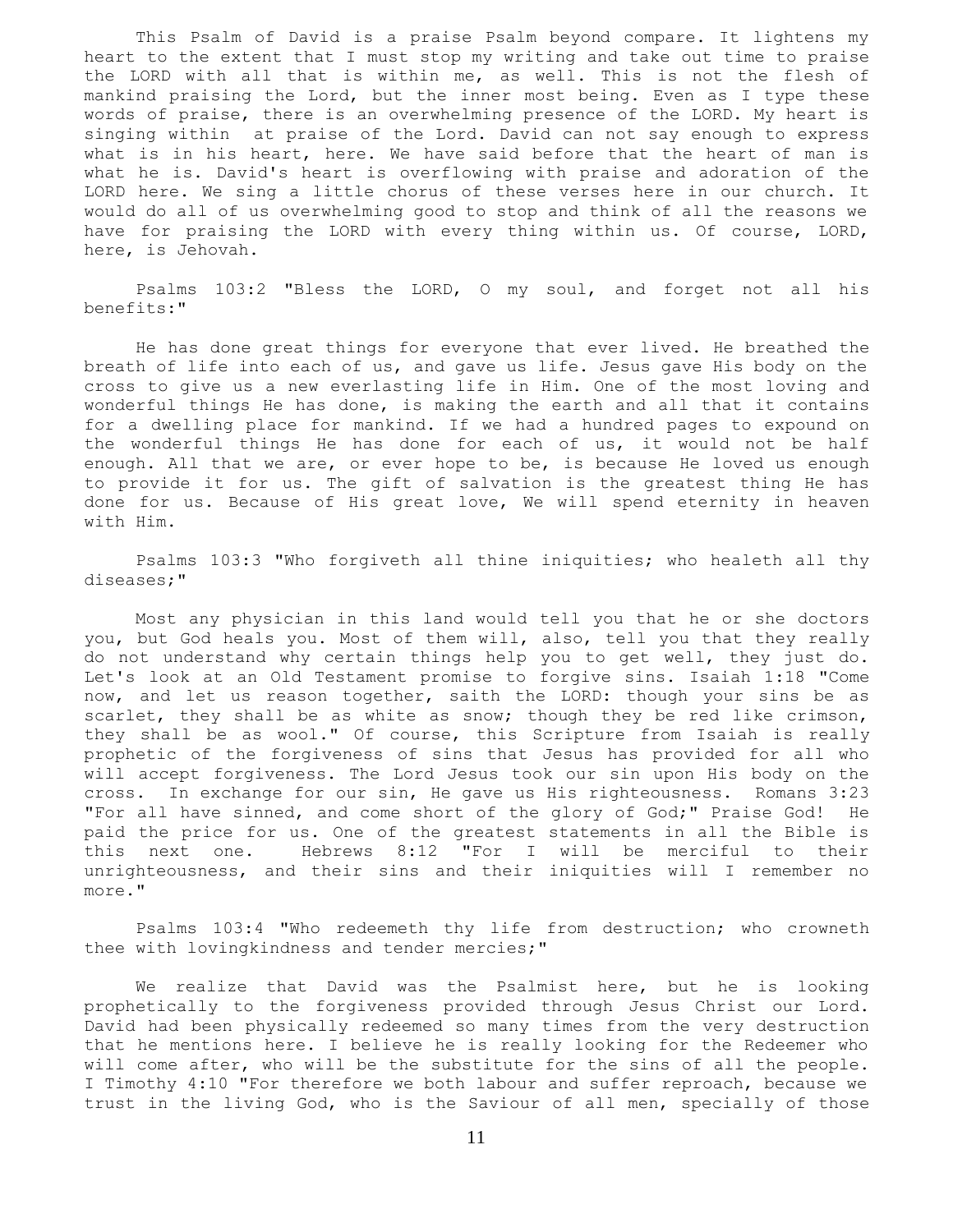This Psalm of David is a praise Psalm beyond compare. It lightens my heart to the extent that I must stop my writing and take out time to praise the LORD with all that is within me, as well. This is not the flesh of mankind praising the Lord, but the inner most being. Even as I type these words of praise, there is an overwhelming presence of the LORD. My heart is singing within at praise of the Lord. David can not say enough to express what is in his heart, here. We have said before that the heart of man is what he is. David's heart is overflowing with praise and adoration of the LORD here. We sing a little chorus of these verses here in our church. It would do all of us overwhelming good to stop and think of all the reasons we have for praising the LORD with every thing within us. Of course, LORD, here, is Jehovah.

Psalms 103:2 "Bless the LORD, O my soul, and forget not all his benefits:"

He has done great things for everyone that ever lived. He breathed the breath of life into each of us, and gave us life. Jesus gave His body on the cross to give us a new everlasting life in Him. One of the most loving and wonderful things He has done, is making the earth and all that it contains for a dwelling place for mankind. If we had a hundred pages to expound on the wonderful things He has done for each of us, it would not be half enough. All that we are, or ever hope to be, is because He loved us enough to provide it for us. The gift of salvation is the greatest thing He has done for us. Because of His great love, We will spend eternity in heaven with Him.

Psalms 103:3 "Who forgiveth all thine iniquities; who healeth all thy diseases;"

Most any physician in this land would tell you that he or she doctors you, but God heals you. Most of them will, also, tell you that they really do not understand why certain things help you to get well, they just do. Let's look at an Old Testament promise to forgive sins. Isaiah 1:18 "Come now, and let us reason together, saith the LORD: though your sins be as scarlet, they shall be as white as snow; though they be red like crimson, they shall be as wool." Of course, this Scripture from Isaiah is really prophetic of the forgiveness of sins that Jesus has provided for all who will accept forgiveness. The Lord Jesus took our sin upon His body on the cross. In exchange for our sin, He gave us His righteousness. Romans 3:23 "For all have sinned, and come short of the glory of God;" Praise God! He paid the price for us. One of the greatest statements in all the Bible is this next one. Hebrews 8:12 "For I will be merciful to their unrighteousness, and their sins and their iniquities will I remember no more."

Psalms 103:4 "Who redeemeth thy life from destruction; who crowneth thee with lovingkindness and tender mercies;"

We realize that David was the Psalmist here, but he is looking prophetically to the forgiveness provided through Jesus Christ our Lord. David had been physically redeemed so many times from the very destruction that he mentions here. I believe he is really looking for the Redeemer who will come after, who will be the substitute for the sins of all the people. I Timothy 4:10 "For therefore we both labour and suffer reproach, because we trust in the living God, who is the Saviour of all men, specially of those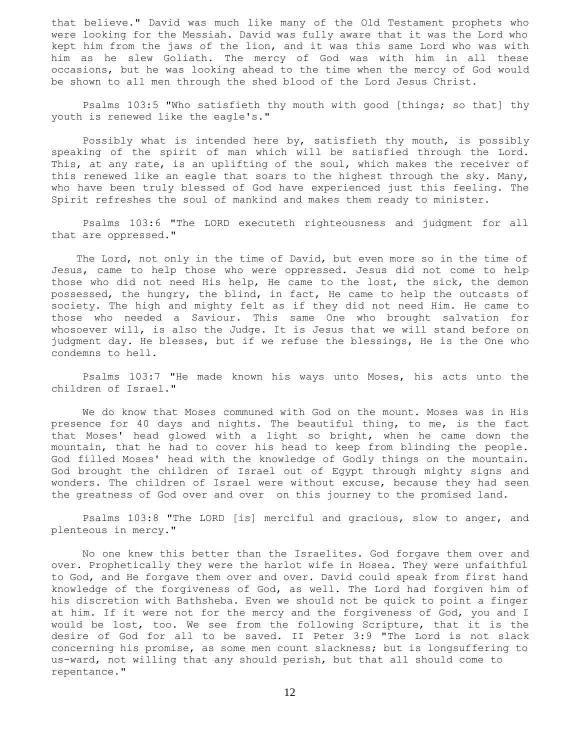that believe." David was much like many of the Old Testament prophets who were looking for the Messiah. David was fully aware that it was the Lord who kept him from the jaws of the lion, and it was this same Lord who was with him as he slew Goliath. The mercy of God was with him in all these occasions, but he was looking ahead to the time when the mercy of God would be shown to all men through the shed blood of the Lord Jesus Christ.

Psalms 103:5 "Who satisfieth thy mouth with good [things; so that] thy youth is renewed like the eagle's."

Possibly what is intended here by, satisfieth thy mouth, is possibly speaking of the spirit of man which will be satisfied through the Lord. This, at any rate, is an uplifting of the soul, which makes the receiver of this renewed like an eagle that soars to the highest through the sky. Many, who have been truly blessed of God have experienced just this feeling. The Spirit refreshes the soul of mankind and makes them ready to minister.

Psalms 103:6 "The LORD executeth righteousness and judgment for all that are oppressed."

The Lord, not only in the time of David, but even more so in the time of Jesus, came to help those who were oppressed. Jesus did not come to help those who did not need His help, He came to the lost, the sick, the demon possessed, the hungry, the blind, in fact, He came to help the outcasts of society. The high and mighty felt as if they did not need Him. He came to those who needed a Saviour. This same One who brought salvation for whosoever will, is also the Judge. It is Jesus that we will stand before on judgment day. He blesses, but if we refuse the blessings, He is the One who condemns to hell.

Psalms 103:7 "He made known his ways unto Moses, his acts unto the children of Israel."

We do know that Moses communed with God on the mount. Moses was in His presence for 40 days and nights. The beautiful thing, to me, is the fact that Moses' head glowed with a light so bright, when he came down the mountain, that he had to cover his head to keep from blinding the people. God filled Moses' head with the knowledge of Godly things on the mountain. God brought the children of Israel out of Egypt through mighty signs and wonders. The children of Israel were without excuse, because they had seen the greatness of God over and over on this journey to the promised land.

Psalms 103:8 "The LORD [is] merciful and gracious, slow to anger, and plenteous in mercy."

No one knew this better than the Israelites. God forgave them over and over. Prophetically they were the harlot wife in Hosea. They were unfaithful to God, and He forgave them over and over. David could speak from first hand knowledge of the forgiveness of God, as well. The Lord had forgiven him of his discretion with Bathsheba. Even we should not be quick to point a finger at him. If it were not for the mercy and the forgiveness of God, you and I would be lost, too. We see from the following Scripture, that it is the desire of God for all to be saved. II Peter 3:9 "The Lord is not slack concerning his promise, as some men count slackness; but is longsuffering to us-ward, not willing that any should perish, but that all should come to repentance."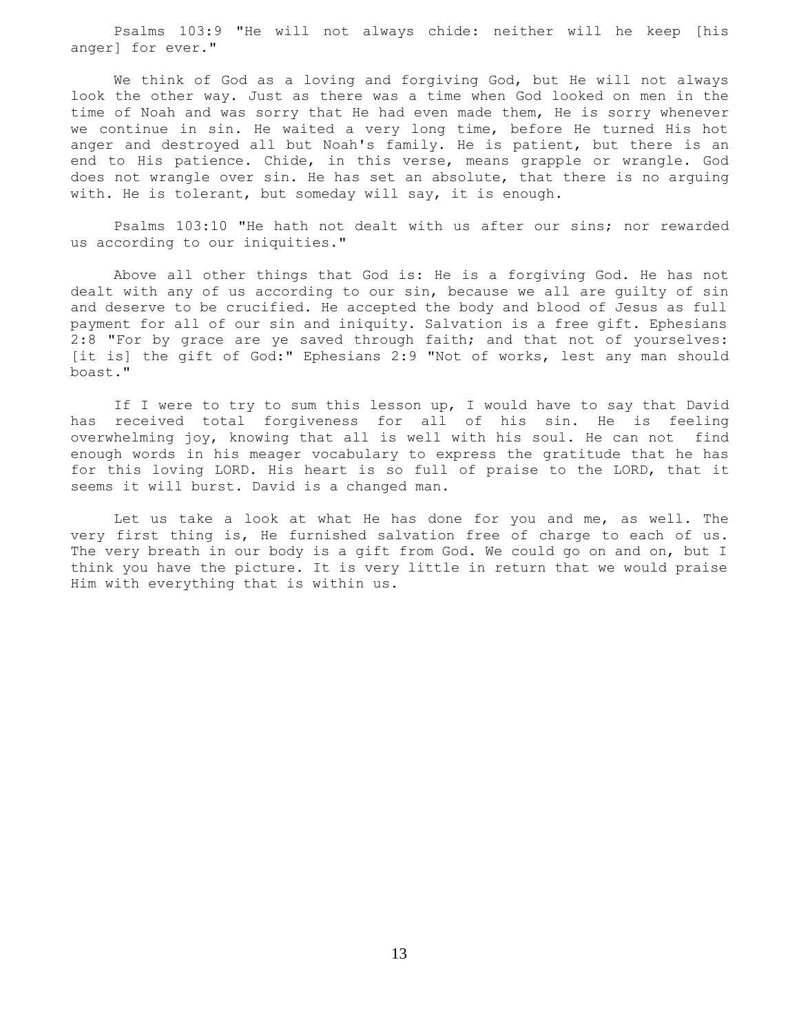Psalms 103:9 "He will not always chide: neither will he keep [his anger] for ever."

We think of God as a loving and forgiving God, but He will not always look the other way. Just as there was a time when God looked on men in the time of Noah and was sorry that He had even made them, He is sorry whenever we continue in sin. He waited a very long time, before He turned His hot anger and destroyed all but Noah's family. He is patient, but there is an end to His patience. Chide, in this verse, means grapple or wrangle. God does not wrangle over sin. He has set an absolute, that there is no arguing with. He is tolerant, but someday will say, it is enough.

Psalms 103:10 "He hath not dealt with us after our sins; nor rewarded us according to our iniquities."

Above all other things that God is: He is a forgiving God. He has not dealt with any of us according to our sin, because we all are guilty of sin and deserve to be crucified. He accepted the body and blood of Jesus as full payment for all of our sin and iniquity. Salvation is a free gift. Ephesians 2:8 "For by grace are ye saved through faith; and that not of yourselves: [it is] the gift of God:" Ephesians 2:9 "Not of works, lest any man should boast."

If I were to try to sum this lesson up, I would have to say that David has received total forgiveness for all of his sin. He is feeling overwhelming joy, knowing that all is well with his soul. He can not find enough words in his meager vocabulary to express the gratitude that he has for this loving LORD. His heart is so full of praise to the LORD, that it seems it will burst. David is a changed man.

Let us take a look at what He has done for you and me, as well. The very first thing is, He furnished salvation free of charge to each of us. The very breath in our body is a gift from God. We could go on and on, but I think you have the picture. It is very little in return that we would praise Him with everything that is within us.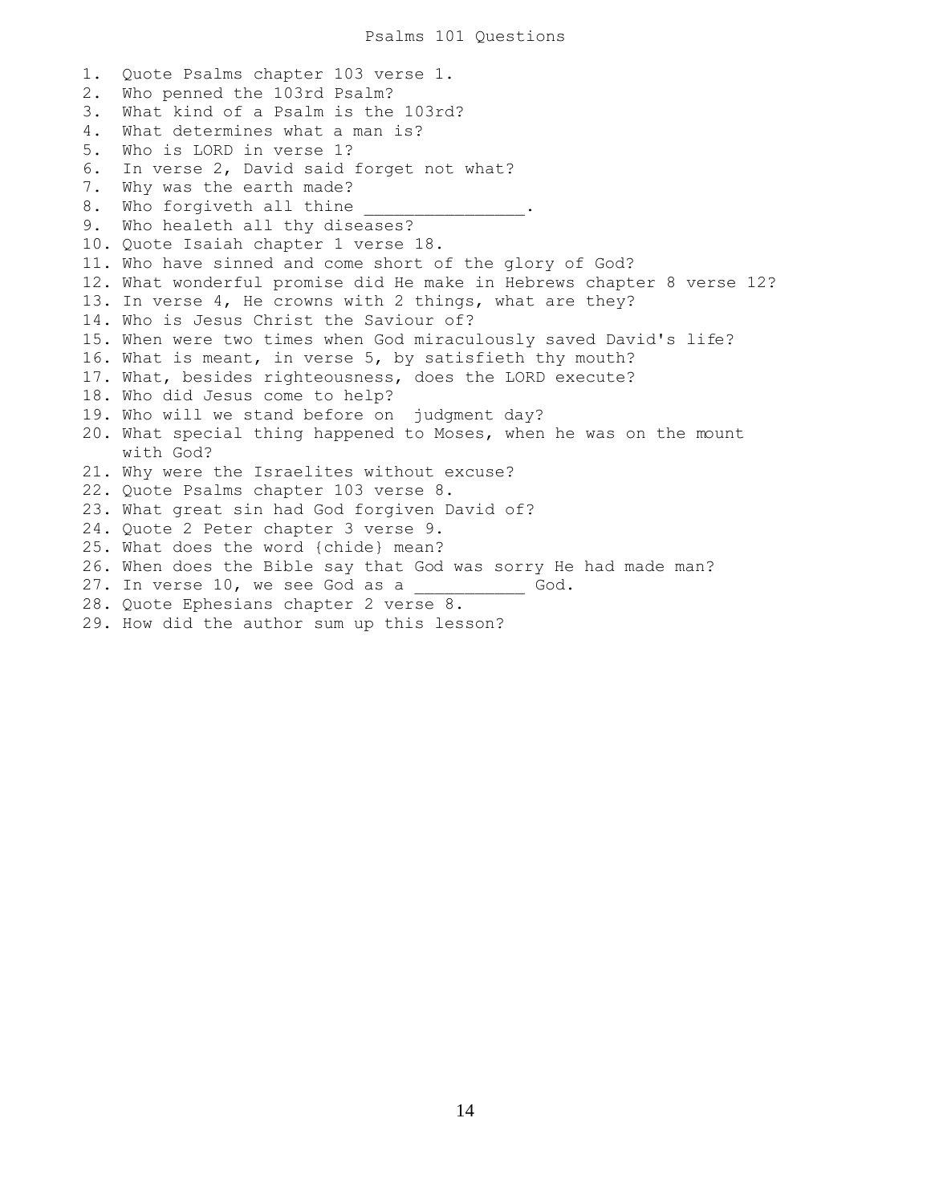# Psalms 101 Questions

1. Quote Psalms chapter 103 verse 1.
2. Who penned the 103rd Psalm?
3. What kind of a Psalm is the 103rd?
4. What determines what a man is?
5. Who is LORD in verse 1?
6. In verse 2, David said forget not what?
7. Why was the earth made?
8. Who forgiveth all thine _______________.
9. Who healeth all thy diseases?
10. Quote Isaiah chapter 1 verse 18.
11. Who have sinned and come short of the glory of God?
12. What wonderful promise did He make in Hebrews chapter 8 verse 12?
13. In verse 4, He crowns with 2 things, what are they?
14. Who is Jesus Christ the Saviour of?
15. When were two times when God miraculously saved David's life?
16. What is meant, in verse 5, by satisfieth thy mouth?
17. What, besides righteousness, does the LORD execute?
18. Who did Jesus come to help?
19. Who will we stand before on judgment day?
20. What special thing happened to Moses, when he was on the mount with God?
21. Why were the Israelites without excuse?
22. Quote Psalms chapter 103 verse 8.
23. What great sin had God forgiven David of?
24. Quote 2 Peter chapter 3 verse 9.
25. What does the word {chide} mean?
26. When does the Bible say that God was sorry He had made man?
27. In verse 10, we see God as a ___________ God.
28. Quote Ephesians chapter 2 verse 8.
29. How did the author sum up this lesson?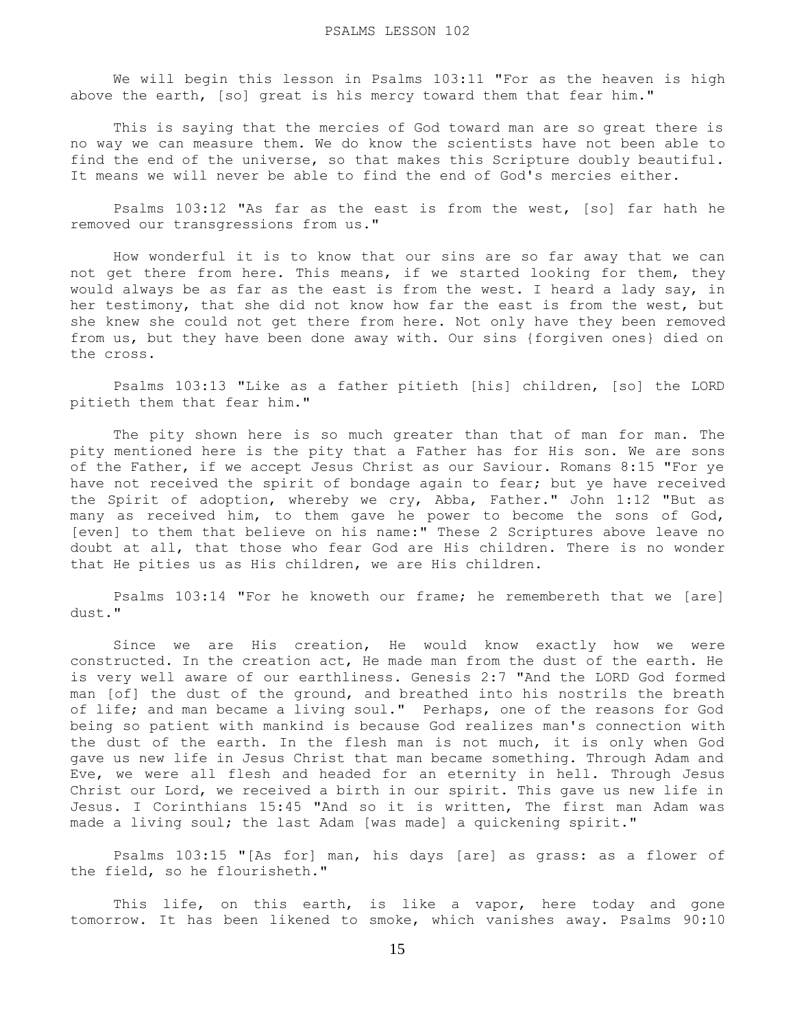PSALMS LESSON 102

We will begin this lesson in Psalms 103:11 "For as the heaven is high above the earth, [so] great is his mercy toward them that fear him."

This is saying that the mercies of God toward man are so great there is no way we can measure them. We do know the scientists have not been able to find the end of the universe, so that makes this Scripture doubly beautiful. It means we will never be able to find the end of God's mercies either.

Psalms 103:12 "As far as the east is from the west, [so] far hath he removed our transgressions from us."

How wonderful it is to know that our sins are so far away that we can not get there from here. This means, if we started looking for them, they would always be as far as the east is from the west. I heard a lady say, in her testimony, that she did not know how far the east is from the west, but she knew she could not get there from here. Not only have they been removed from us, but they have been done away with. Our sins {forgiven ones} died on the cross.

Psalms 103:13 "Like as a father pitieth [his] children, [so] the LORD pitieth them that fear him."

The pity shown here is so much greater than that of man for man. The pity mentioned here is the pity that a Father has for His son. We are sons of the Father, if we accept Jesus Christ as our Saviour. Romans 8:15 "For ye have not received the spirit of bondage again to fear; but ye have received the Spirit of adoption, whereby we cry, Abba, Father." John 1:12 "But as many as received him, to them gave he power to become the sons of God, [even] to them that believe on his name:" These 2 Scriptures above leave no doubt at all, that those who fear God are His children. There is no wonder that He pities us as His children, we are His children.

Psalms 103:14 "For he knoweth our frame; he remembereth that we [are] dust."

Since we are His creation, He would know exactly how we were constructed. In the creation act, He made man from the dust of the earth. He is very well aware of our earthliness. Genesis 2:7 "And the LORD God formed man [of] the dust of the ground, and breathed into his nostrils the breath of life; and man became a living soul." Perhaps, one of the reasons for God being so patient with mankind is because God realizes man's connection with the dust of the earth. In the flesh man is not much, it is only when God gave us new life in Jesus Christ that man became something. Through Adam and Eve, we were all flesh and headed for an eternity in hell. Through Jesus Christ our Lord, we received a birth in our spirit. This gave us new life in Jesus. I Corinthians 15:45 "And so it is written, The first man Adam was made a living soul; the last Adam [was made] a quickening spirit."

Psalms 103:15 "[As for] man, his days [are] as grass: as a flower of the field, so he flourisheth."

This life, on this earth, is like a vapor, here today and gone tomorrow. It has been likened to smoke, which vanishes away. Psalms 90:10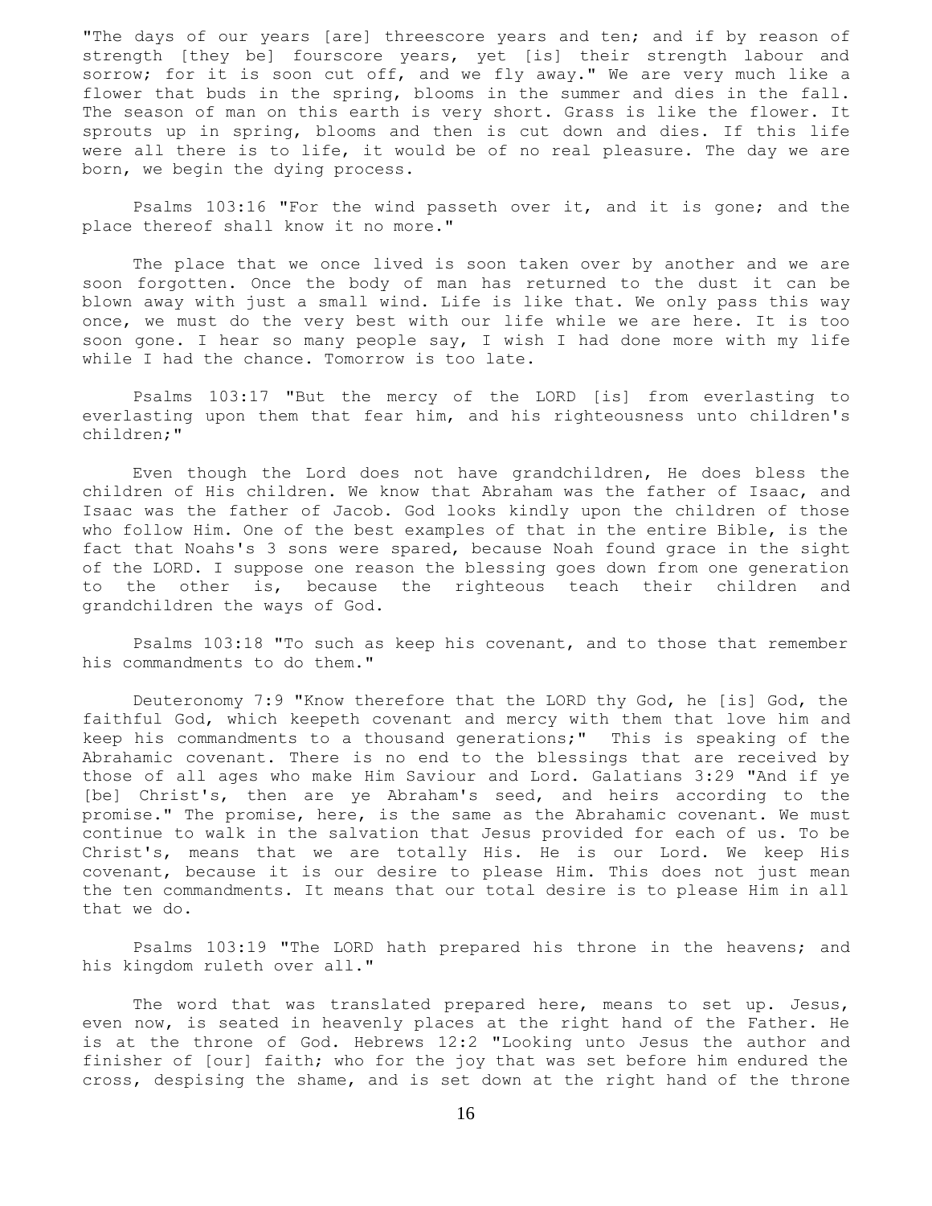"The days of our years [are] threescore years and ten; and if by reason of strength [they be] fourscore years, yet [is] their strength labour and sorrow; for it is soon cut off, and we fly away." We are very much like a flower that buds in the spring, blooms in the summer and dies in the fall. The season of man on this earth is very short. Grass is like the flower. It sprouts up in spring, blooms and then is cut down and dies. If this life were all there is to life, it would be of no real pleasure. The day we are born, we begin the dying process.

Psalms 103:16 "For the wind passeth over it, and it is gone; and the place thereof shall know it no more."

The place that we once lived is soon taken over by another and we are soon forgotten. Once the body of man has returned to the dust it can be blown away with just a small wind. Life is like that. We only pass this way once, we must do the very best with our life while we are here. It is too soon gone. I hear so many people say, I wish I had done more with my life while I had the chance. Tomorrow is too late.

Psalms 103:17 "But the mercy of the LORD [is] from everlasting to everlasting upon them that fear him, and his righteousness unto children's children;"

Even though the Lord does not have grandchildren, He does bless the children of His children. We know that Abraham was the father of Isaac, and Isaac was the father of Jacob. God looks kindly upon the children of those who follow Him. One of the best examples of that in the entire Bible, is the fact that Noahs's 3 sons were spared, because Noah found grace in the sight of the LORD. I suppose one reason the blessing goes down from one generation to the other is, because the righteous teach their children and grandchildren the ways of God.

Psalms 103:18 "To such as keep his covenant, and to those that remember his commandments to do them."

Deuteronomy 7:9 "Know therefore that the LORD thy God, he [is] God, the faithful God, which keepeth covenant and mercy with them that love him and keep his commandments to a thousand generations;" This is speaking of the Abrahamic covenant. There is no end to the blessings that are received by those of all ages who make Him Saviour and Lord. Galatians 3:29 "And if ye [be] Christ's, then are ye Abraham's seed, and heirs according to the promise." The promise, here, is the same as the Abrahamic covenant. We must continue to walk in the salvation that Jesus provided for each of us. To be Christ's, means that we are totally His. He is our Lord. We keep His covenant, because it is our desire to please Him. This does not just mean the ten commandments. It means that our total desire is to please Him in all that we do.

Psalms 103:19 "The LORD hath prepared his throne in the heavens; and his kingdom ruleth over all."

The word that was translated prepared here, means to set up. Jesus, even now, is seated in heavenly places at the right hand of the Father. He is at the throne of God. Hebrews 12:2 "Looking unto Jesus the author and finisher of [our] faith; who for the joy that was set before him endured the cross, despising the shame, and is set down at the right hand of the throne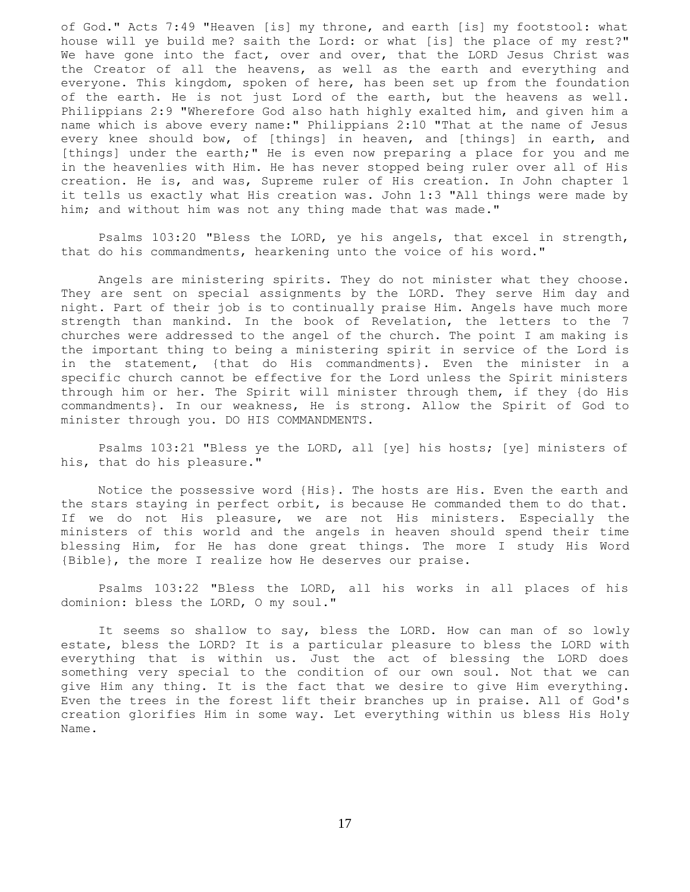of God." Acts 7:49 "Heaven [is] my throne, and earth [is] my footstool: what house will ye build me? saith the Lord: or what [is] the place of my rest?" We have gone into the fact, over and over, that the LORD Jesus Christ was the Creator of all the heavens, as well as the earth and everything and everyone. This kingdom, spoken of here, has been set up from the foundation of the earth. He is not just Lord of the earth, but the heavens as well. Philippians 2:9 "Wherefore God also hath highly exalted him, and given him a name which is above every name:" Philippians 2:10 "That at the name of Jesus every knee should bow, of [things] in heaven, and [things] in earth, and [things] under the earth;" He is even now preparing a place for you and me in the heavenlies with Him. He has never stopped being ruler over all of His creation. He is, and was, Supreme ruler of His creation. In John chapter 1 it tells us exactly what His creation was. John 1:3 "All things were made by him; and without him was not any thing made that was made."

Psalms 103:20 "Bless the LORD, ye his angels, that excel in strength, that do his commandments, hearkening unto the voice of his word."

Angels are ministering spirits. They do not minister what they choose. They are sent on special assignments by the LORD. They serve Him day and night. Part of their job is to continually praise Him. Angels have much more strength than mankind. In the book of Revelation, the letters to the 7 churches were addressed to the angel of the church. The point I am making is the important thing to being a ministering spirit in service of the Lord is in the statement, {that do His commandments}. Even the minister in a specific church cannot be effective for the Lord unless the Spirit ministers through him or her. The Spirit will minister through them, if they {do His commandments}. In our weakness, He is strong. Allow the Spirit of God to minister through you. DO HIS COMMANDMENTS.

Psalms 103:21 "Bless ye the LORD, all [ye] his hosts; [ye] ministers of his, that do his pleasure."

Notice the possessive word {His}. The hosts are His. Even the earth and the stars staying in perfect orbit, is because He commanded them to do that. If we do not His pleasure, we are not His ministers. Especially the ministers of this world and the angels in heaven should spend their time blessing Him, for He has done great things. The more I study His Word {Bible}, the more I realize how He deserves our praise.

Psalms 103:22 "Bless the LORD, all his works in all places of his dominion: bless the LORD, O my soul."

It seems so shallow to say, bless the LORD. How can man of so lowly estate, bless the LORD? It is a particular pleasure to bless the LORD with everything that is within us. Just the act of blessing the LORD does something very special to the condition of our own soul. Not that we can give Him any thing. It is the fact that we desire to give Him everything. Even the trees in the forest lift their branches up in praise. All of God's creation glorifies Him in some way. Let everything within us bless His Holy Name.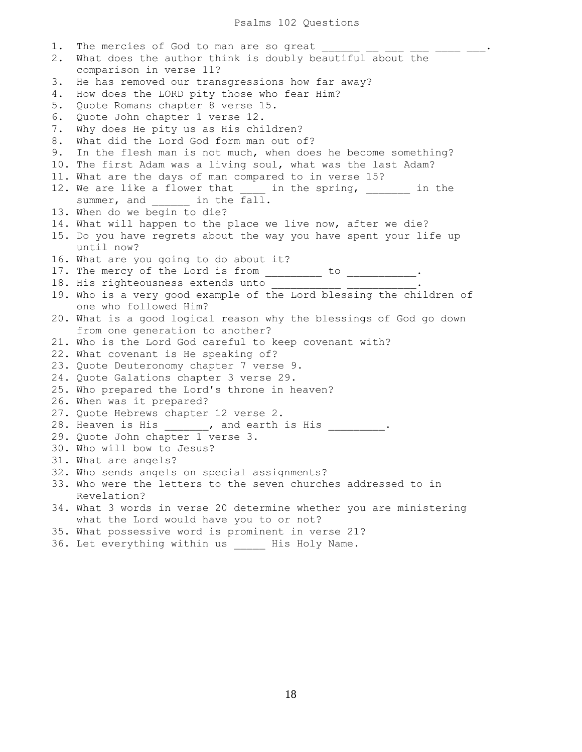# Psalms 102 Questions

1. The mercies of God to man are so great ______ __ ___ ___ ____ ___.
2. What does the author think is doubly beautiful about the comparison in verse 11?
3. He has removed our transgressions how far away?
4. How does the LORD pity those who fear Him?
5. Quote Romans chapter 8 verse 15.
6. Quote John chapter 1 verse 12.
7. Why does He pity us as His children?
8. What did the Lord God form man out of?
9. In the flesh man is not much, when does he become something?
10. The first Adam was a living soul, what was the last Adam?
11. What are the days of man compared to in verse 15?
12. We are like a flower that ____ in the spring, _______ in the summer, and ______ in the fall.
13. When do we begin to die?
14. What will happen to the place we live now, after we die?
15. Do you have regrets about the way you have spent your life up until now?
16. What are you going to do about it?
17. The mercy of the Lord is from _________ to ___________.
18. His righteousness extends unto ___________ ___________.
19. Who is a very good example of the Lord blessing the children of one who followed Him?
20. What is a good logical reason why the blessings of God go down from one generation to another?
21. Who is the Lord God careful to keep covenant with?
22. What covenant is He speaking of?
23. Quote Deuteronomy chapter 7 verse 9.
24. Quote Galations chapter 3 verse 29.
25. Who prepared the Lord's throne in heaven?
26. When was it prepared?
27. Quote Hebrews chapter 12 verse 2.
28. Heaven is His _______, and earth is His _________.
29. Quote John chapter 1 verse 3.
30. Who will bow to Jesus?
31. What are angels?
32. Who sends angels on special assignments?
33. Who were the letters to the seven churches addressed to in Revelation?
34. What 3 words in verse 20 determine whether you are ministering what the Lord would have you to or not?
35. What possessive word is prominent in verse 21?
36. Let everything within us _____ His Holy Name.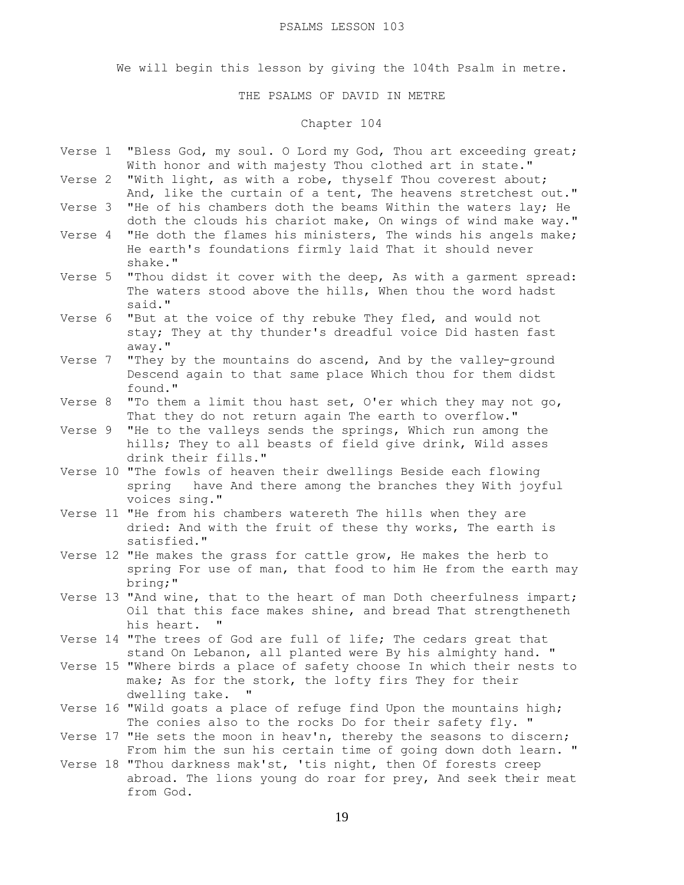# PSALMS LESSON 103

We will begin this lesson by giving the 104th Psalm in metre.

## THE PSALMS OF DAVID IN METRE

### Chapter 104

Verse 1 "Bless God, my soul. O Lord my God, Thou art exceeding great; With honor and with majesty Thou clothed art in state."

Verse 2 "With light, as with a robe, thyself Thou coverest about; And, like the curtain of a tent, The heavens stretchest out."

Verse 3 "He of his chambers doth the beams Within the waters lay; He doth the clouds his chariot make, On wings of wind make way."

Verse 4 "He doth the flames his ministers, The winds his angels make; He earth's foundations firmly laid That it should never shake."

Verse 5 "Thou didst it cover with the deep, As with a garment spread: The waters stood above the hills, When thou the word hadst said."

Verse 6 "But at the voice of thy rebuke They fled, and would not stay; They at thy thunder's dreadful voice Did hasten fast away."

Verse 7 "They by the mountains do ascend, And by the valley-ground Descend again to that same place Which thou for them didst found."

Verse 8 "To them a limit thou hast set, O'er which they may not go, That they do not return again The earth to overflow."

Verse 9 "He to the valleys sends the springs, Which run among the hills; They to all beasts of field give drink, Wild asses drink their fills."

Verse 10 "The fowls of heaven their dwellings Beside each flowing spring have And there among the branches they With joyful voices sing."

Verse 11 "He from his chambers watereth The hills when they are dried: And with the fruit of these thy works, The earth is satisfied."

Verse 12 "He makes the grass for cattle grow, He makes the herb to spring For use of man, that food to him He from the earth may bring;"

Verse 13 "And wine, that to the heart of man Doth cheerfulness impart; Oil that this face makes shine, and bread That strengtheneth his heart. "

Verse 14 "The trees of God are full of life; The cedars great that stand On Lebanon, all planted were By his almighty hand. "

Verse 15 "Where birds a place of safety choose In which their nests to make; As for the stork, the lofty firs They for their dwelling take. "

Verse 16 "Wild goats a place of refuge find Upon the mountains high; The conies also to the rocks Do for their safety fly. "

Verse 17 "He sets the moon in heav'n, thereby the seasons to discern; From him the sun his certain time of going down doth learn. "

Verse 18 "Thou darkness mak'st, 'tis night, then Of forests creep abroad. The lions young do roar for prey, And seek their meat from God.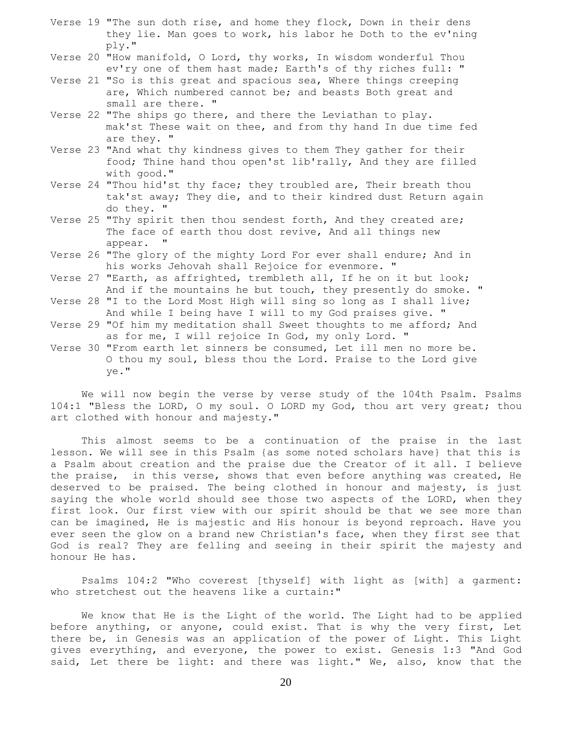Verse 19 "The sun doth rise, and home they flock, Down in their dens they lie. Man goes to work, his labor he Doth to the ev'ning ply."

Verse 20 "How manifold, O Lord, thy works, In wisdom wonderful Thou ev'ry one of them hast made; Earth's of thy riches full: "

Verse 21 "So is this great and spacious sea, Where things creeping are, Which numbered cannot be; and beasts Both great and small are there. "

Verse 22 "The ships go there, and there the Leviathan to play. mak'st These wait on thee, and from thy hand In due time fed are they. "

Verse 23 "And what thy kindness gives to them They gather for their food; Thine hand thou open'st lib'rally, And they are filled with good."

Verse 24 "Thou hid'st thy face; they troubled are, Their breath thou tak'st away; They die, and to their kindred dust Return again do they. "

Verse 25 "Thy spirit then thou sendest forth, And they created are; The face of earth thou dost revive, And all things new appear. "

Verse 26 "The glory of the mighty Lord For ever shall endure; And in his works Jehovah shall Rejoice for evenmore. "

Verse 27 "Earth, as affrighted, trembleth all, If he on it but look; And if the mountains he but touch, they presently do smoke. "

Verse 28 "I to the Lord Most High will sing so long as I shall live; And while I being have I will to my God praises give. "

Verse 29 "Of him my meditation shall Sweet thoughts to me afford; And as for me, I will rejoice In God, my only Lord. "

Verse 30 "From earth let sinners be consumed, Let ill men no more be. O thou my soul, bless thou the Lord. Praise to the Lord give ye."

We will now begin the verse by verse study of the 104th Psalm. Psalms 104:1 "Bless the LORD, O my soul. O LORD my God, thou art very great; thou art clothed with honour and majesty."

This almost seems to be a continuation of the praise in the last lesson. We will see in this Psalm {as some noted scholars have} that this is a Psalm about creation and the praise due the Creator of it all. I believe the praise, in this verse, shows that even before anything was created, He deserved to be praised. The being clothed in honour and majesty, is just saying the whole world should see those two aspects of the LORD, when they first look. Our first view with our spirit should be that we see more than can be imagined, He is majestic and His honour is beyond reproach. Have you ever seen the glow on a brand new Christian's face, when they first see that God is real? They are felling and seeing in their spirit the majesty and honour He has.

Psalms 104:2 "Who coverest [thyself] with light as [with] a garment: who stretchest out the heavens like a curtain:"

We know that He is the Light of the world. The Light had to be applied before anything, or anyone, could exist. That is why the very first, Let there be, in Genesis was an application of the power of Light. This Light gives everything, and everyone, the power to exist. Genesis 1:3 "And God said, Let there be light: and there was light." We, also, know that the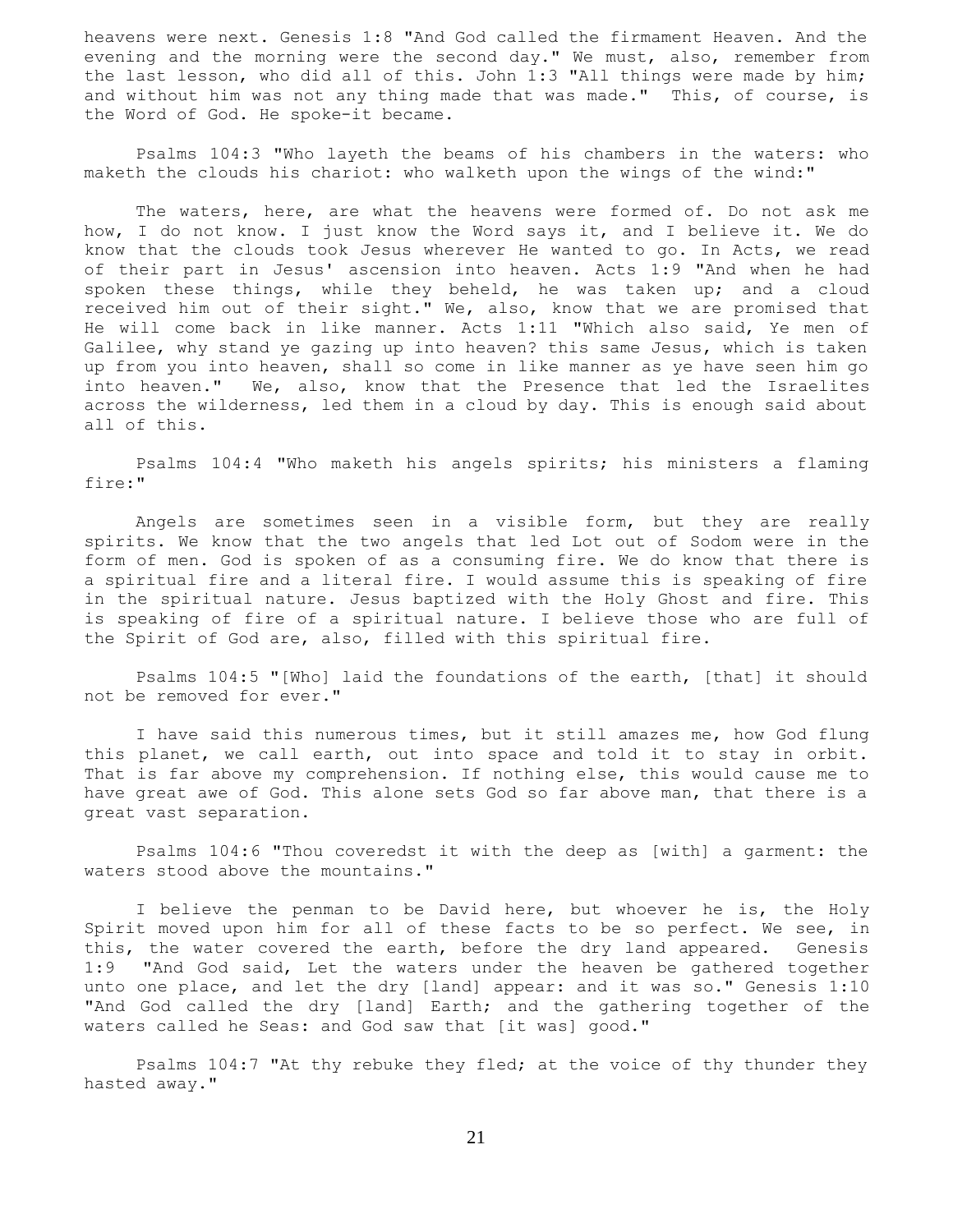heavens were next. Genesis 1:8 "And God called the firmament Heaven. And the evening and the morning were the second day." We must, also, remember from the last lesson, who did all of this. John 1:3 "All things were made by him; and without him was not any thing made that was made." This, of course, is the Word of God. He spoke-it became.

Psalms 104:3 "Who layeth the beams of his chambers in the waters: who maketh the clouds his chariot: who walketh upon the wings of the wind:"

The waters, here, are what the heavens were formed of. Do not ask me how, I do not know. I just know the Word says it, and I believe it. We do know that the clouds took Jesus wherever He wanted to go. In Acts, we read of their part in Jesus' ascension into heaven. Acts 1:9 "And when he had spoken these things, while they beheld, he was taken up; and a cloud received him out of their sight." We, also, know that we are promised that He will come back in like manner. Acts 1:11 "Which also said, Ye men of Galilee, why stand ye gazing up into heaven? this same Jesus, which is taken up from you into heaven, shall so come in like manner as ye have seen him go into heaven." We, also, know that the Presence that led the Israelites across the wilderness, led them in a cloud by day. This is enough said about all of this.

Psalms 104:4 "Who maketh his angels spirits; his ministers a flaming fire:"

Angels are sometimes seen in a visible form, but they are really spirits. We know that the two angels that led Lot out of Sodom were in the form of men. God is spoken of as a consuming fire. We do know that there is a spiritual fire and a literal fire. I would assume this is speaking of fire in the spiritual nature. Jesus baptized with the Holy Ghost and fire. This is speaking of fire of a spiritual nature. I believe those who are full of the Spirit of God are, also, filled with this spiritual fire.

Psalms 104:5 "[Who] laid the foundations of the earth, [that] it should not be removed for ever."

I have said this numerous times, but it still amazes me, how God flung this planet, we call earth, out into space and told it to stay in orbit. That is far above my comprehension. If nothing else, this would cause me to have great awe of God. This alone sets God so far above man, that there is a great vast separation.

Psalms 104:6 "Thou coveredst it with the deep as [with] a garment: the waters stood above the mountains."

I believe the penman to be David here, but whoever he is, the Holy Spirit moved upon him for all of these facts to be so perfect. We see, in this, the water covered the earth, before the dry land appeared. Genesis 1:9 "And God said, Let the waters under the heaven be gathered together unto one place, and let the dry [land] appear: and it was so." Genesis 1:10 "And God called the dry [land] Earth; and the gathering together of the waters called he Seas: and God saw that [it was] good."

Psalms 104:7 "At thy rebuke they fled; at the voice of thy thunder they hasted away."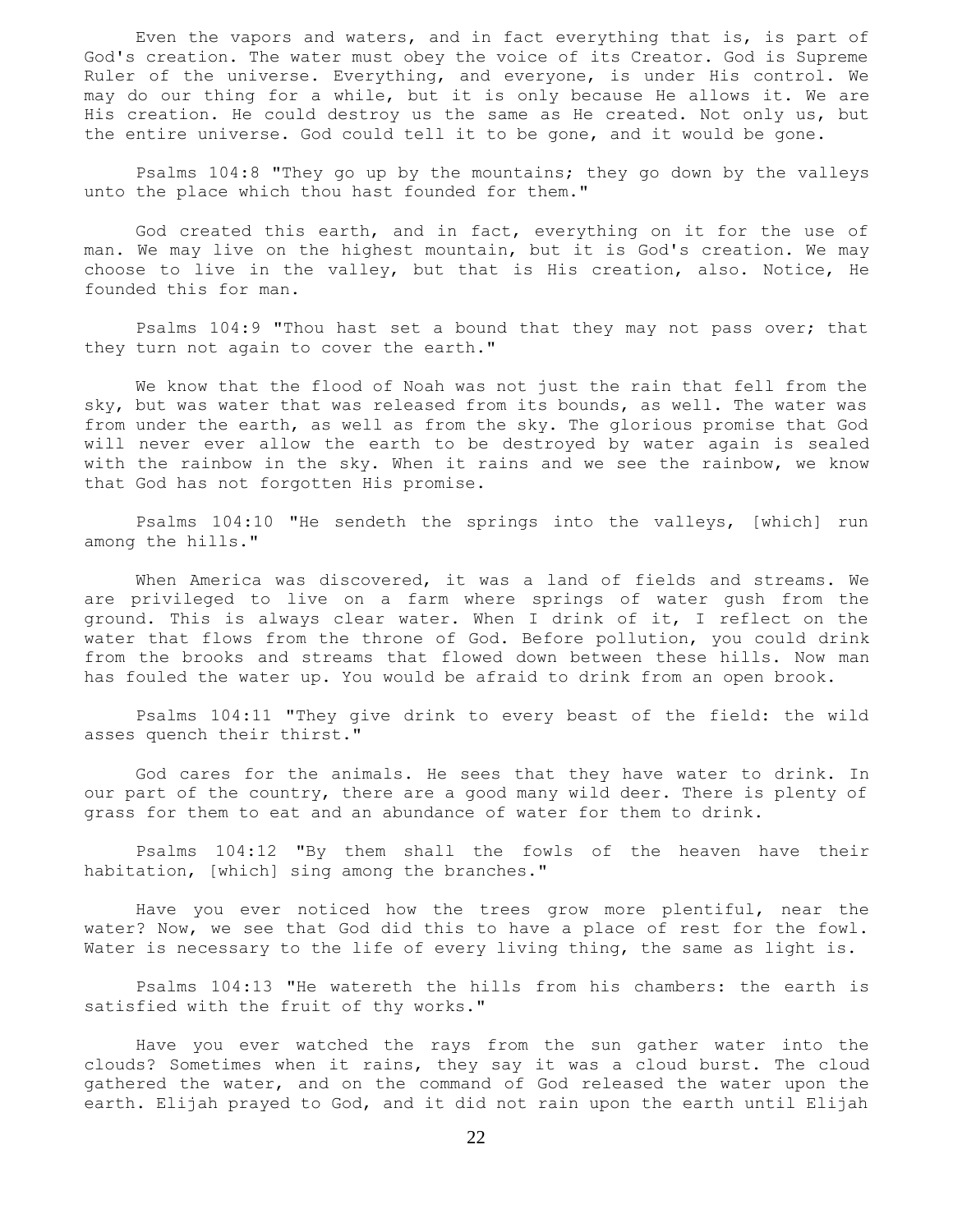Even the vapors and waters, and in fact everything that is, is part of God's creation. The water must obey the voice of its Creator. God is Supreme Ruler of the universe. Everything, and everyone, is under His control. We may do our thing for a while, but it is only because He allows it. We are His creation. He could destroy us the same as He created. Not only us, but the entire universe. God could tell it to be gone, and it would be gone.

Psalms 104:8 "They go up by the mountains; they go down by the valleys unto the place which thou hast founded for them."

God created this earth, and in fact, everything on it for the use of man. We may live on the highest mountain, but it is God's creation. We may choose to live in the valley, but that is His creation, also. Notice, He founded this for man.

Psalms 104:9 "Thou hast set a bound that they may not pass over; that they turn not again to cover the earth."

We know that the flood of Noah was not just the rain that fell from the sky, but was water that was released from its bounds, as well. The water was from under the earth, as well as from the sky. The glorious promise that God will never ever allow the earth to be destroyed by water again is sealed with the rainbow in the sky. When it rains and we see the rainbow, we know that God has not forgotten His promise.

Psalms 104:10 "He sendeth the springs into the valleys, [which] run among the hills."

When America was discovered, it was a land of fields and streams. We are privileged to live on a farm where springs of water gush from the ground. This is always clear water. When I drink of it, I reflect on the water that flows from the throne of God. Before pollution, you could drink from the brooks and streams that flowed down between these hills. Now man has fouled the water up. You would be afraid to drink from an open brook.

Psalms 104:11 "They give drink to every beast of the field: the wild asses quench their thirst."

God cares for the animals. He sees that they have water to drink. In our part of the country, there are a good many wild deer. There is plenty of grass for them to eat and an abundance of water for them to drink.

Psalms 104:12 "By them shall the fowls of the heaven have their habitation, [which] sing among the branches."

Have you ever noticed how the trees grow more plentiful, near the water? Now, we see that God did this to have a place of rest for the fowl. Water is necessary to the life of every living thing, the same as light is.

Psalms 104:13 "He watereth the hills from his chambers: the earth is satisfied with the fruit of thy works."

Have you ever watched the rays from the sun gather water into the clouds? Sometimes when it rains, they say it was a cloud burst. The cloud gathered the water, and on the command of God released the water upon the earth. Elijah prayed to God, and it did not rain upon the earth until Elijah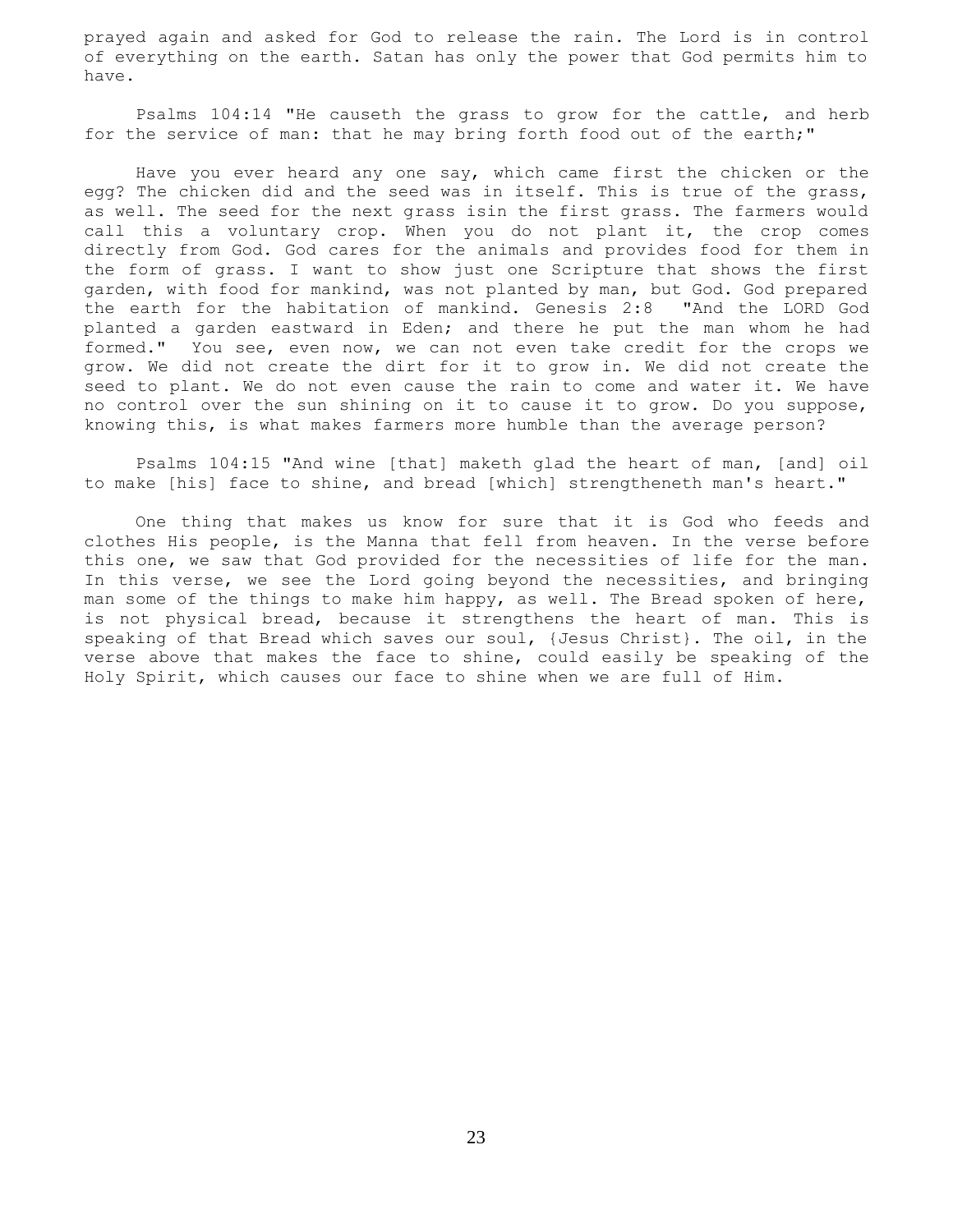prayed again and asked for God to release the rain. The Lord is in control of everything on the earth. Satan has only the power that God permits him to have.

Psalms 104:14 "He causeth the grass to grow for the cattle, and herb for the service of man: that he may bring forth food out of the earth;"

Have you ever heard any one say, which came first the chicken or the egg? The chicken did and the seed was in itself. This is true of the grass, as well. The seed for the next grass isin the first grass. The farmers would call this a voluntary crop. When you do not plant it, the crop comes directly from God. God cares for the animals and provides food for them in the form of grass. I want to show just one Scripture that shows the first garden, with food for mankind, was not planted by man, but God. God prepared the earth for the habitation of mankind. Genesis 2:8 "And the LORD God planted a garden eastward in Eden; and there he put the man whom he had formed." You see, even now, we can not even take credit for the crops we grow. We did not create the dirt for it to grow in. We did not create the seed to plant. We do not even cause the rain to come and water it. We have no control over the sun shining on it to cause it to grow. Do you suppose, knowing this, is what makes farmers more humble than the average person?

Psalms 104:15 "And wine [that] maketh glad the heart of man, [and] oil to make [his] face to shine, and bread [which] strengtheneth man's heart."

One thing that makes us know for sure that it is God who feeds and clothes His people, is the Manna that fell from heaven. In the verse before this one, we saw that God provided for the necessities of life for the man. In this verse, we see the Lord going beyond the necessities, and bringing man some of the things to make him happy, as well. The Bread spoken of here, is not physical bread, because it strengthens the heart of man. This is speaking of that Bread which saves our soul, {Jesus Christ}. The oil, in the verse above that makes the face to shine, could easily be speaking of the Holy Spirit, which causes our face to shine when we are full of Him.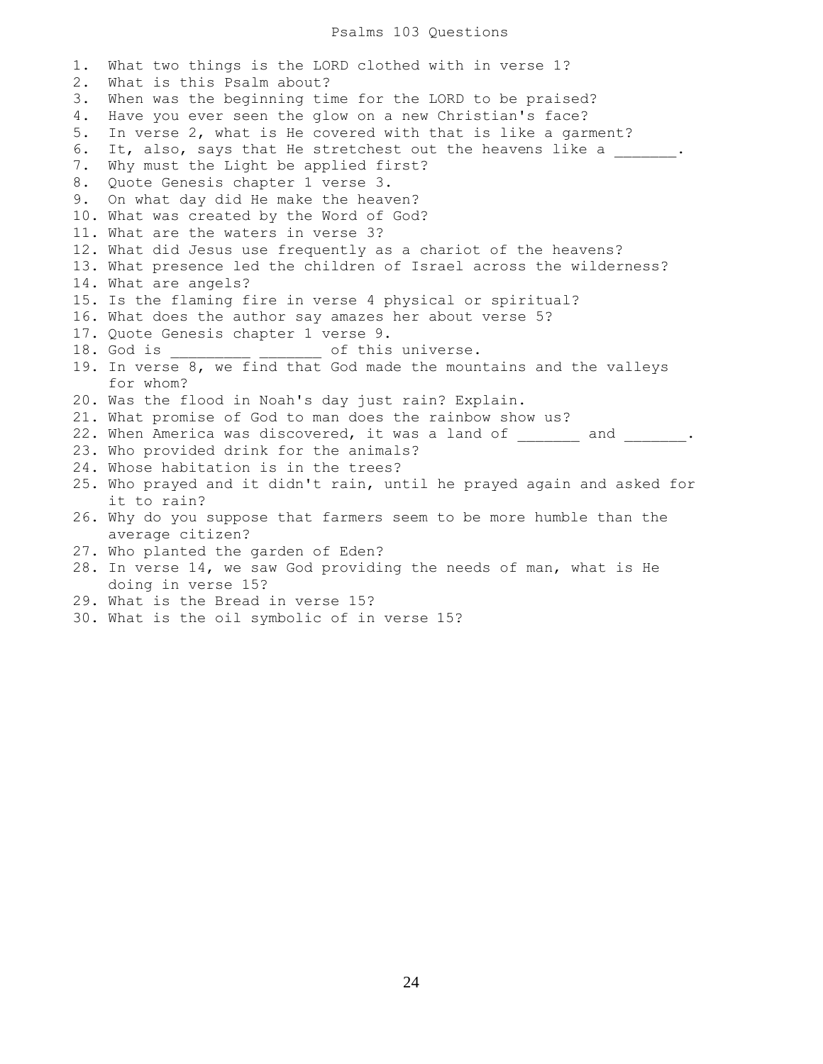# Psalms 103 Questions

1. What two things is the LORD clothed with in verse 1?
2. What is this Psalm about?
3. When was the beginning time for the LORD to be praised?
4. Have you ever seen the glow on a new Christian's face?
5. In verse 2, what is He covered with that is like a garment?
6. It, also, says that He stretchest out the heavens like a _______.
7. Why must the Light be applied first?
8. Quote Genesis chapter 1 verse 3.
9. On what day did He make the heaven?
10. What was created by the Word of God?
11. What are the waters in verse 3?
12. What did Jesus use frequently as a chariot of the heavens?
13. What presence led the children of Israel across the wilderness?
14. What are angels?
15. Is the flaming fire in verse 4 physical or spiritual?
16. What does the author say amazes her about verse 5?
17. Quote Genesis chapter 1 verse 9.
18. God is _________ _______ of this universe.
19. In verse 8, we find that God made the mountains and the valleys for whom?
20. Was the flood in Noah's day just rain? Explain.
21. What promise of God to man does the rainbow show us?
22. When America was discovered, it was a land of _______ and _______.
23. Who provided drink for the animals?
24. Whose habitation is in the trees?
25. Who prayed and it didn't rain, until he prayed again and asked for it to rain?
26. Why do you suppose that farmers seem to be more humble than the average citizen?
27. Who planted the garden of Eden?
28. In verse 14, we saw God providing the needs of man, what is He doing in verse 15?
29. What is the Bread in verse 15?
30. What is the oil symbolic of in verse 15?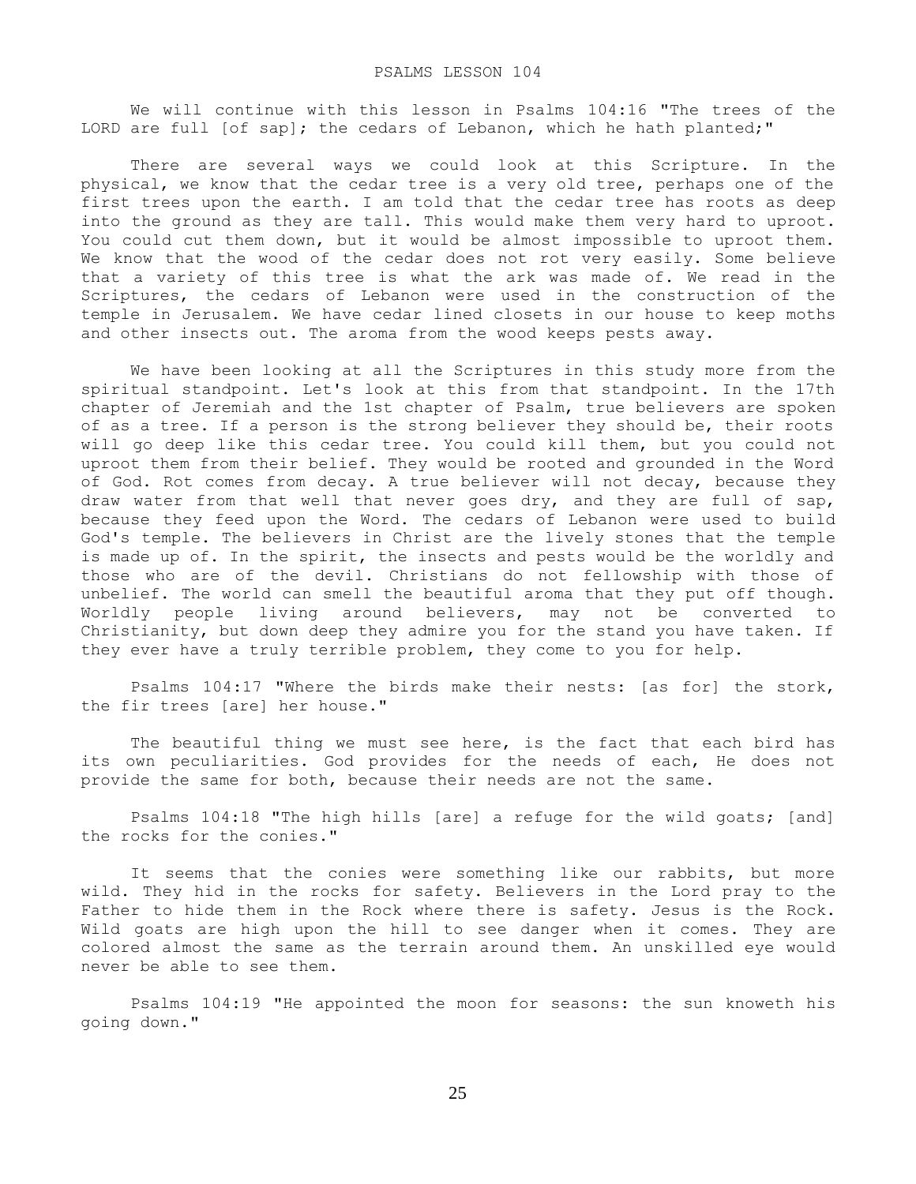# PSALMS LESSON 104

We will continue with this lesson in Psalms 104:16 "The trees of the LORD are full [of sap]; the cedars of Lebanon, which he hath planted;"

There are several ways we could look at this Scripture. In the physical, we know that the cedar tree is a very old tree, perhaps one of the first trees upon the earth. I am told that the cedar tree has roots as deep into the ground as they are tall. This would make them very hard to uproot. You could cut them down, but it would be almost impossible to uproot them. We know that the wood of the cedar does not rot very easily. Some believe that a variety of this tree is what the ark was made of. We read in the Scriptures, the cedars of Lebanon were used in the construction of the temple in Jerusalem. We have cedar lined closets in our house to keep moths and other insects out. The aroma from the wood keeps pests away.

We have been looking at all the Scriptures in this study more from the spiritual standpoint. Let's look at this from that standpoint. In the 17th chapter of Jeremiah and the 1st chapter of Psalm, true believers are spoken of as a tree. If a person is the strong believer they should be, their roots will go deep like this cedar tree. You could kill them, but you could not uproot them from their belief. They would be rooted and grounded in the Word of God. Rot comes from decay. A true believer will not decay, because they draw water from that well that never goes dry, and they are full of sap, because they feed upon the Word. The cedars of Lebanon were used to build God's temple. The believers in Christ are the lively stones that the temple is made up of. In the spirit, the insects and pests would be the worldly and those who are of the devil. Christians do not fellowship with those of unbelief. The world can smell the beautiful aroma that they put off though. Worldly people living around believers, may not be converted to Christianity, but down deep they admire you for the stand you have taken. If they ever have a truly terrible problem, they come to you for help.

Psalms 104:17 "Where the birds make their nests: [as for] the stork, the fir trees [are] her house."

The beautiful thing we must see here, is the fact that each bird has its own peculiarities. God provides for the needs of each, He does not provide the same for both, because their needs are not the same.

Psalms 104:18 "The high hills [are] a refuge for the wild goats; [and] the rocks for the conies."

It seems that the conies were something like our rabbits, but more wild. They hid in the rocks for safety. Believers in the Lord pray to the Father to hide them in the Rock where there is safety. Jesus is the Rock. Wild goats are high upon the hill to see danger when it comes. They are colored almost the same as the terrain around them. An unskilled eye would never be able to see them.

Psalms 104:19 "He appointed the moon for seasons: the sun knoweth his going down."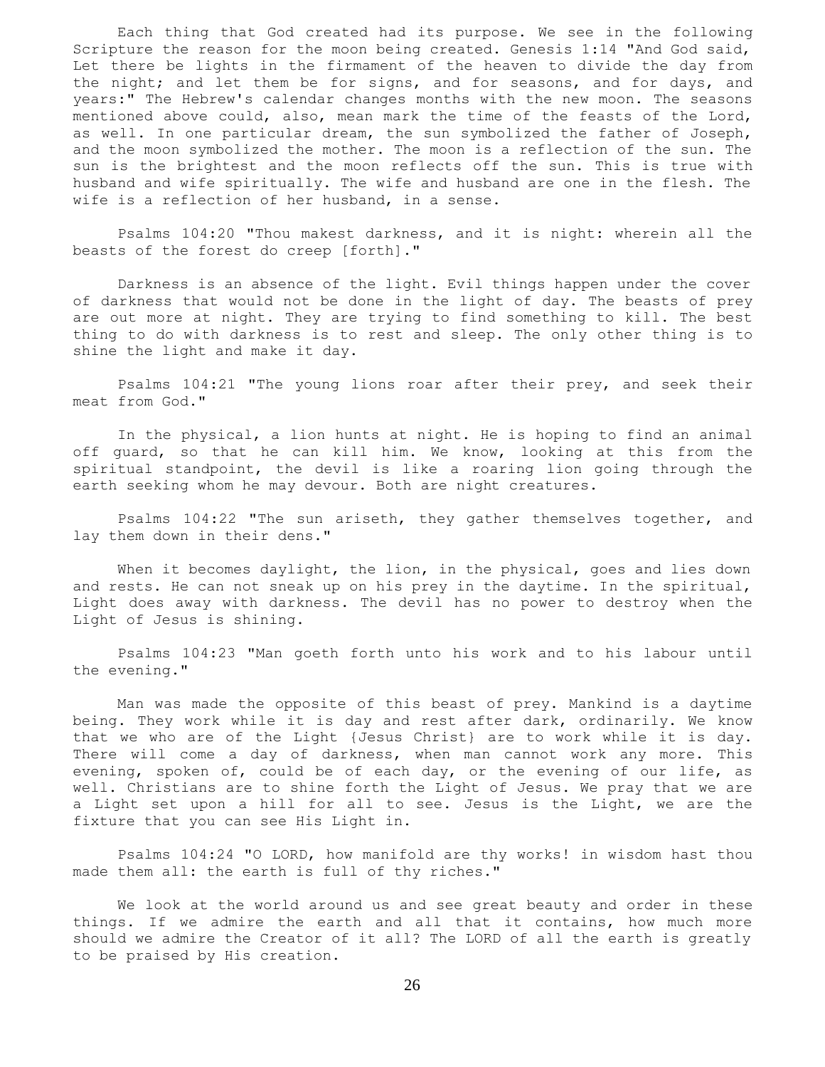Each thing that God created had its purpose. We see in the following Scripture the reason for the moon being created. Genesis 1:14 "And God said, Let there be lights in the firmament of the heaven to divide the day from the night; and let them be for signs, and for seasons, and for days, and years:" The Hebrew's calendar changes months with the new moon. The seasons mentioned above could, also, mean mark the time of the feasts of the Lord, as well. In one particular dream, the sun symbolized the father of Joseph, and the moon symbolized the mother. The moon is a reflection of the sun. The sun is the brightest and the moon reflects off the sun. This is true with husband and wife spiritually. The wife and husband are one in the flesh. The wife is a reflection of her husband, in a sense.

Psalms 104:20 "Thou makest darkness, and it is night: wherein all the beasts of the forest do creep [forth]."

Darkness is an absence of the light. Evil things happen under the cover of darkness that would not be done in the light of day. The beasts of prey are out more at night. They are trying to find something to kill. The best thing to do with darkness is to rest and sleep. The only other thing is to shine the light and make it day.

Psalms 104:21 "The young lions roar after their prey, and seek their meat from God."

In the physical, a lion hunts at night. He is hoping to find an animal off guard, so that he can kill him. We know, looking at this from the spiritual standpoint, the devil is like a roaring lion going through the earth seeking whom he may devour. Both are night creatures.

Psalms 104:22 "The sun ariseth, they gather themselves together, and lay them down in their dens."

When it becomes daylight, the lion, in the physical, goes and lies down and rests. He can not sneak up on his prey in the daytime. In the spiritual, Light does away with darkness. The devil has no power to destroy when the Light of Jesus is shining.

Psalms 104:23 "Man goeth forth unto his work and to his labour until the evening."

Man was made the opposite of this beast of prey. Mankind is a daytime being. They work while it is day and rest after dark, ordinarily. We know that we who are of the Light {Jesus Christ} are to work while it is day. There will come a day of darkness, when man cannot work any more. This evening, spoken of, could be of each day, or the evening of our life, as well. Christians are to shine forth the Light of Jesus. We pray that we are a Light set upon a hill for all to see. Jesus is the Light, we are the fixture that you can see His Light in.

Psalms 104:24 "O LORD, how manifold are thy works! in wisdom hast thou made them all: the earth is full of thy riches."

We look at the world around us and see great beauty and order in these things. If we admire the earth and all that it contains, how much more should we admire the Creator of it all? The LORD of all the earth is greatly to be praised by His creation.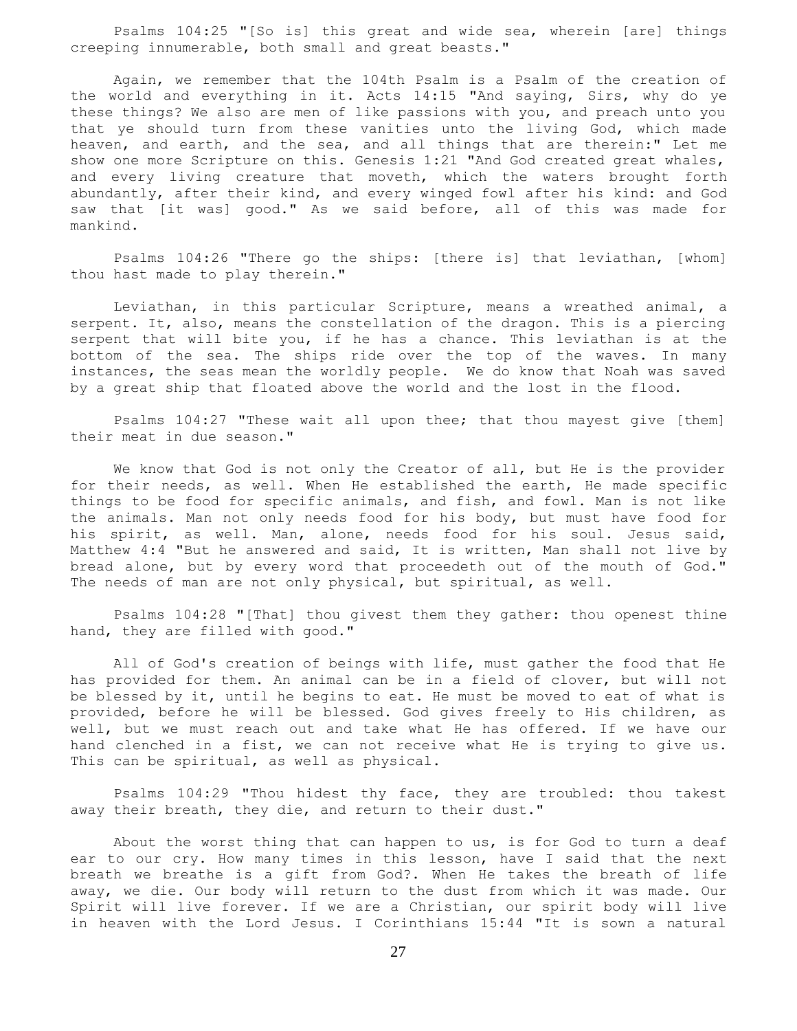Psalms 104:25 "[So is] this great and wide sea, wherein [are] things creeping innumerable, both small and great beasts."

Again, we remember that the 104th Psalm is a Psalm of the creation of the world and everything in it. Acts 14:15 "And saying, Sirs, why do ye these things? We also are men of like passions with you, and preach unto you that ye should turn from these vanities unto the living God, which made heaven, and earth, and the sea, and all things that are therein:" Let me show one more Scripture on this. Genesis 1:21 "And God created great whales, and every living creature that moveth, which the waters brought forth abundantly, after their kind, and every winged fowl after his kind: and God saw that [it was] good." As we said before, all of this was made for mankind.

Psalms 104:26 "There go the ships: [there is] that leviathan, [whom] thou hast made to play therein."

Leviathan, in this particular Scripture, means a wreathed animal, a serpent. It, also, means the constellation of the dragon. This is a piercing serpent that will bite you, if he has a chance. This leviathan is at the bottom of the sea. The ships ride over the top of the waves. In many instances, the seas mean the worldly people. We do know that Noah was saved by a great ship that floated above the world and the lost in the flood.

Psalms 104:27 "These wait all upon thee; that thou mayest give [them] their meat in due season."

We know that God is not only the Creator of all, but He is the provider for their needs, as well. When He established the earth, He made specific things to be food for specific animals, and fish, and fowl. Man is not like the animals. Man not only needs food for his body, but must have food for his spirit, as well. Man, alone, needs food for his soul. Jesus said, Matthew 4:4 "But he answered and said, It is written, Man shall not live by bread alone, but by every word that proceedeth out of the mouth of God." The needs of man are not only physical, but spiritual, as well.

Psalms 104:28 "[That] thou givest them they gather: thou openest thine hand, they are filled with good."

All of God's creation of beings with life, must gather the food that He has provided for them. An animal can be in a field of clover, but will not be blessed by it, until he begins to eat. He must be moved to eat of what is provided, before he will be blessed. God gives freely to His children, as well, but we must reach out and take what He has offered. If we have our hand clenched in a fist, we can not receive what He is trying to give us. This can be spiritual, as well as physical.

Psalms 104:29 "Thou hidest thy face, they are troubled: thou takest away their breath, they die, and return to their dust."

About the worst thing that can happen to us, is for God to turn a deaf ear to our cry. How many times in this lesson, have I said that the next breath we breathe is a gift from God?. When He takes the breath of life away, we die. Our body will return to the dust from which it was made. Our Spirit will live forever. If we are a Christian, our spirit body will live in heaven with the Lord Jesus. I Corinthians 15:44 "It is sown a natural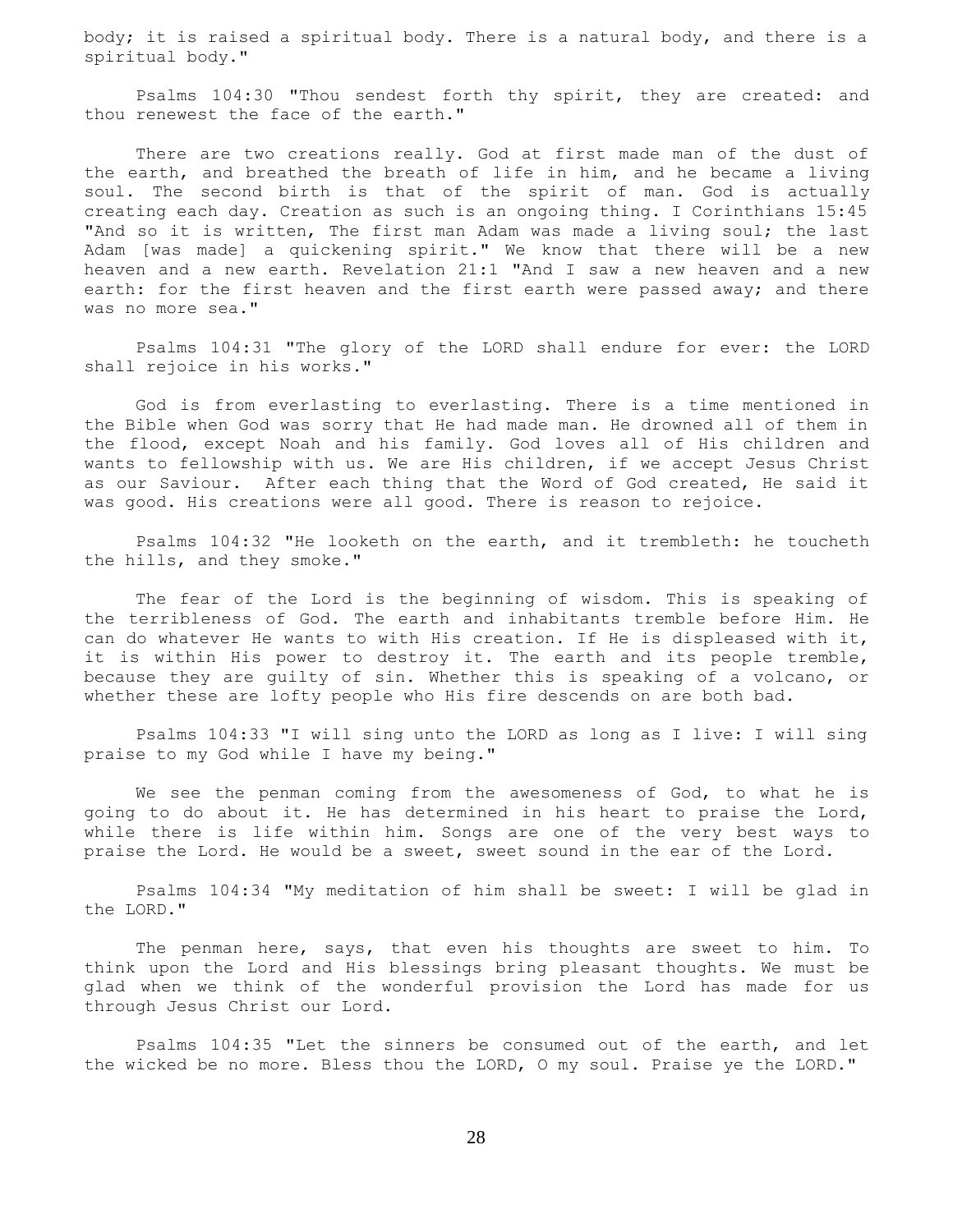body; it is raised a spiritual body. There is a natural body, and there is a spiritual body."

Psalms 104:30 "Thou sendest forth thy spirit, they are created: and thou renewest the face of the earth."

There are two creations really. God at first made man of the dust of the earth, and breathed the breath of life in him, and he became a living soul. The second birth is that of the spirit of man. God is actually creating each day. Creation as such is an ongoing thing. I Corinthians 15:45 "And so it is written, The first man Adam was made a living soul; the last Adam [was made] a quickening spirit." We know that there will be a new heaven and a new earth. Revelation 21:1 "And I saw a new heaven and a new earth: for the first heaven and the first earth were passed away; and there was no more sea."

Psalms 104:31 "The glory of the LORD shall endure for ever: the LORD shall rejoice in his works."

God is from everlasting to everlasting. There is a time mentioned in the Bible when God was sorry that He had made man. He drowned all of them in the flood, except Noah and his family. God loves all of His children and wants to fellowship with us. We are His children, if we accept Jesus Christ as our Saviour. After each thing that the Word of God created, He said it was good. His creations were all good. There is reason to rejoice.

Psalms 104:32 "He looketh on the earth, and it trembleth: he toucheth the hills, and they smoke."

The fear of the Lord is the beginning of wisdom. This is speaking of the terribleness of God. The earth and inhabitants tremble before Him. He can do whatever He wants to with His creation. If He is displeased with it, it is within His power to destroy it. The earth and its people tremble, because they are guilty of sin. Whether this is speaking of a volcano, or whether these are lofty people who His fire descends on are both bad.

Psalms 104:33 "I will sing unto the LORD as long as I live: I will sing praise to my God while I have my being."

We see the penman coming from the awesomeness of God, to what he is going to do about it. He has determined in his heart to praise the Lord, while there is life within him. Songs are one of the very best ways to praise the Lord. He would be a sweet, sweet sound in the ear of the Lord.

Psalms 104:34 "My meditation of him shall be sweet: I will be glad in the LORD."

The penman here, says, that even his thoughts are sweet to him. To think upon the Lord and His blessings bring pleasant thoughts. We must be glad when we think of the wonderful provision the Lord has made for us through Jesus Christ our Lord.

Psalms 104:35 "Let the sinners be consumed out of the earth, and let the wicked be no more. Bless thou the LORD, O my soul. Praise ye the LORD."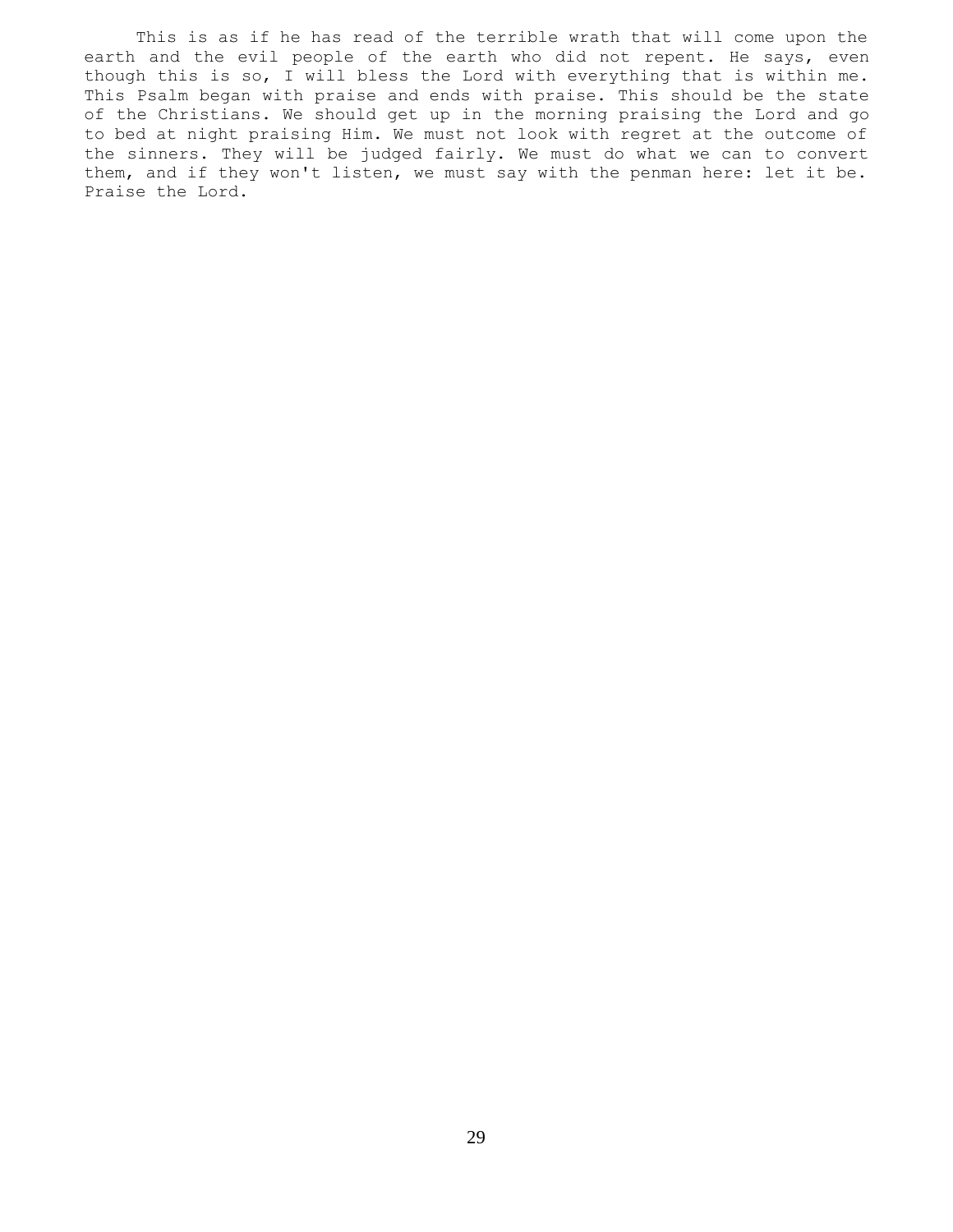This is as if he has read of the terrible wrath that will come upon the earth and the evil people of the earth who did not repent. He says, even though this is so, I will bless the Lord with everything that is within me. This Psalm began with praise and ends with praise. This should be the state of the Christians. We should get up in the morning praising the Lord and go to bed at night praising Him. We must not look with regret at the outcome of the sinners. They will be judged fairly. We must do what we can to convert them, and if they won't listen, we must say with the penman here: let it be. Praise the Lord.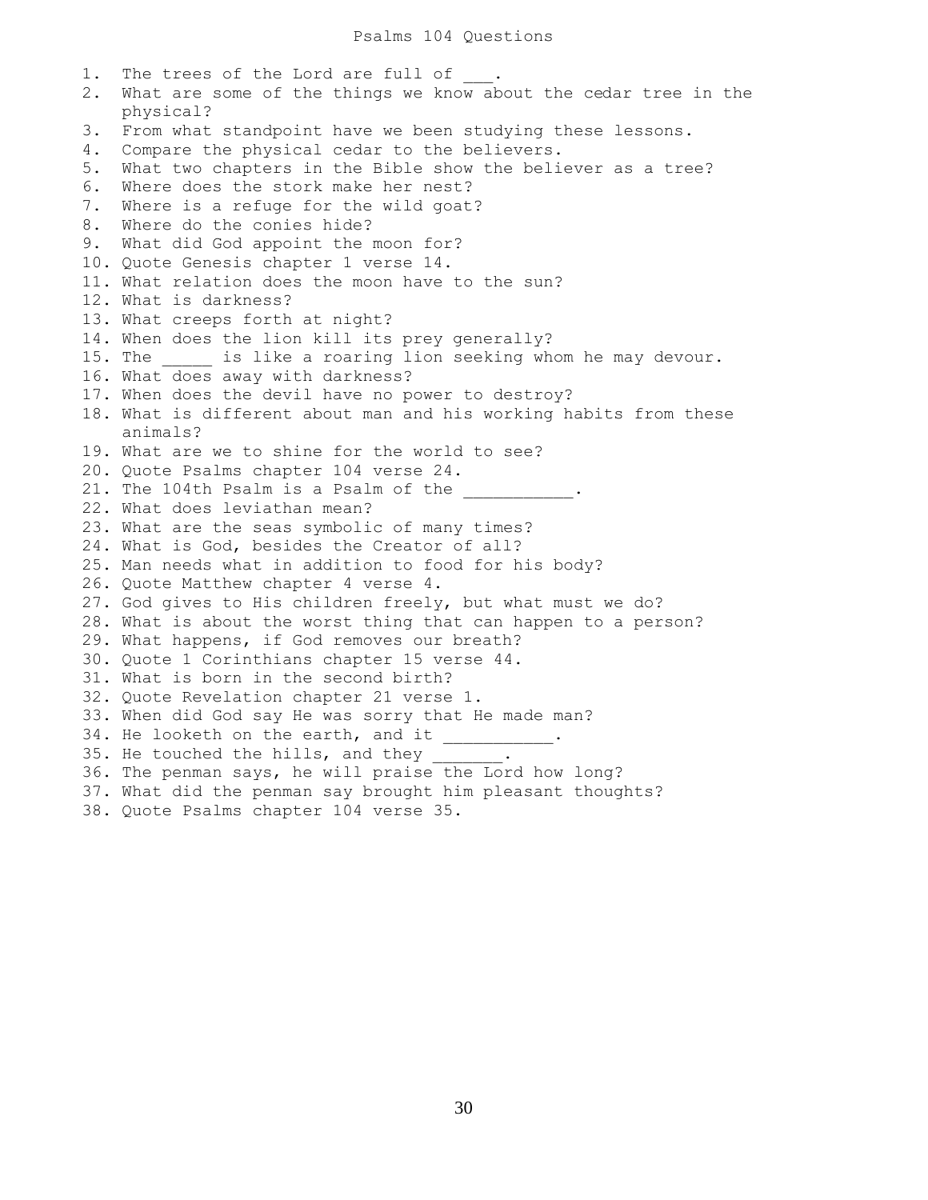# Psalms 104 Questions

1. The trees of the Lord are full of ___.
2. What are some of the things we know about the cedar tree in the physical?
3. From what standpoint have we been studying these lessons.
4. Compare the physical cedar to the believers.
5. What two chapters in the Bible show the believer as a tree?
6. Where does the stork make her nest?
7. Where is a refuge for the wild goat?
8. Where do the conies hide?
9. What did God appoint the moon for?
10. Quote Genesis chapter 1 verse 14.
11. What relation does the moon have to the sun?
12. What is darkness?
13. What creeps forth at night?
14. When does the lion kill its prey generally?
15. The _____ is like a roaring lion seeking whom he may devour.
16. What does away with darkness?
17. When does the devil have no power to destroy?
18. What is different about man and his working habits from these animals?
19. What are we to shine for the world to see?
20. Quote Psalms chapter 104 verse 24.
21. The 104th Psalm is a Psalm of the ___________.
22. What does leviathan mean?
23. What are the seas symbolic of many times?
24. What is God, besides the Creator of all?
25. Man needs what in addition to food for his body?
26. Quote Matthew chapter 4 verse 4.
27. God gives to His children freely, but what must we do?
28. What is about the worst thing that can happen to a person?
29. What happens, if God removes our breath?
30. Quote 1 Corinthians chapter 15 verse 44.
31. What is born in the second birth?
32. Quote Revelation chapter 21 verse 1.
33. When did God say He was sorry that He made man?
34. He looketh on the earth, and it ___________.
35. He touched the hills, and they _______.
36. The penman says, he will praise the Lord how long?
37. What did the penman say brought him pleasant thoughts?
38. Quote Psalms chapter 104 verse 35.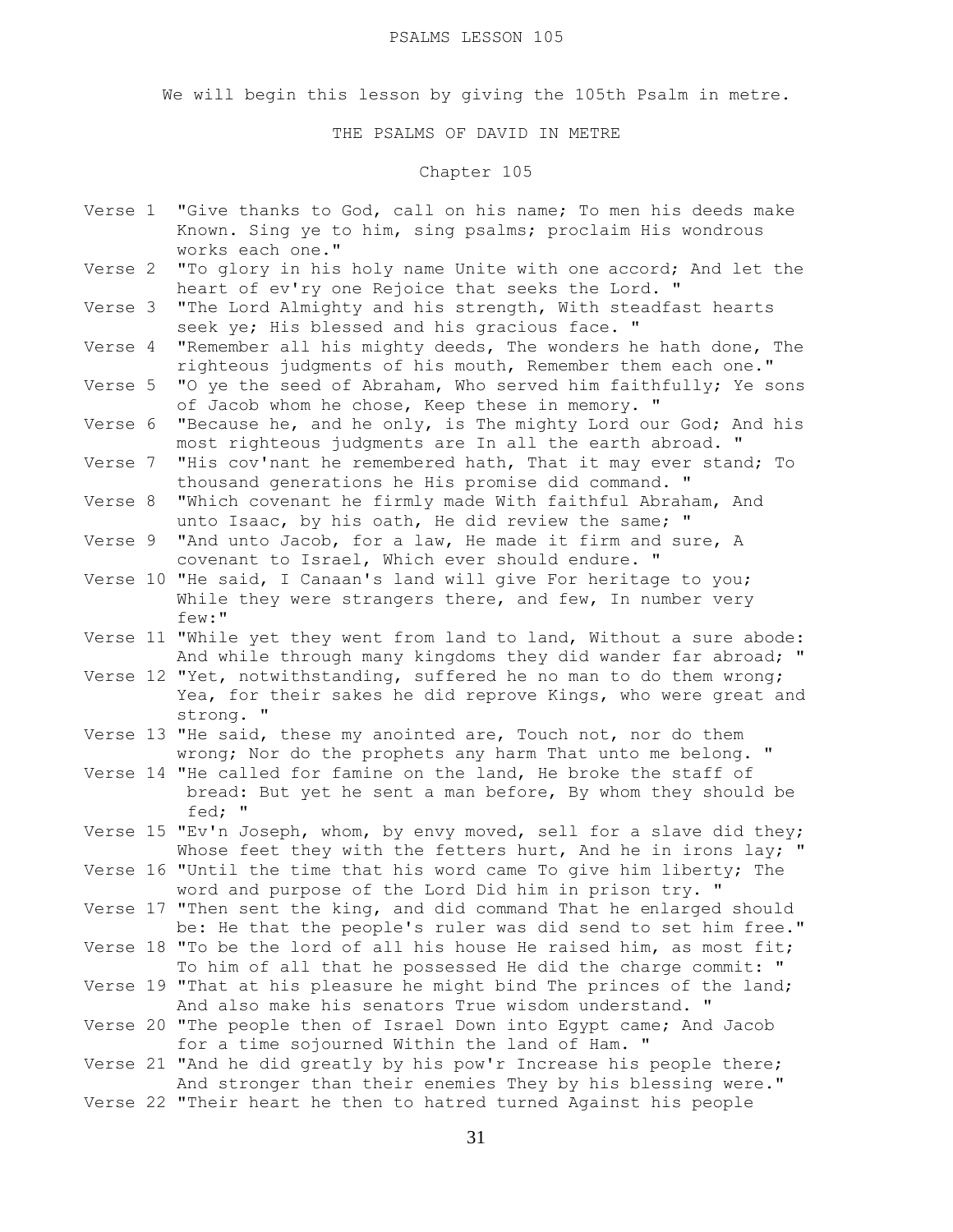PSALMS LESSON 105

We will begin this lesson by giving the 105th Psalm in metre.

THE PSALMS OF DAVID IN METRE

Chapter 105

Verse 1 "Give thanks to God, call on his name; To men his deeds make Known. Sing ye to him, sing psalms; proclaim His wondrous works each one."

Verse 2 "To glory in his holy name Unite with one accord; And let the heart of ev'ry one Rejoice that seeks the Lord. "

Verse 3 "The Lord Almighty and his strength, With steadfast hearts seek ye; His blessed and his gracious face. "

Verse 4 "Remember all his mighty deeds, The wonders he hath done, The righteous judgments of his mouth, Remember them each one."

Verse 5 "O ye the seed of Abraham, Who served him faithfully; Ye sons of Jacob whom he chose, Keep these in memory. "

Verse 6 "Because he, and he only, is The mighty Lord our God; And his most righteous judgments are In all the earth abroad. "

Verse 7 "His cov'nant he remembered hath, That it may ever stand; To thousand generations he His promise did command. "

Verse 8 "Which covenant he firmly made With faithful Abraham, And unto Isaac, by his oath, He did review the same; "

Verse 9 "And unto Jacob, for a law, He made it firm and sure, A covenant to Israel, Which ever should endure. "

Verse 10 "He said, I Canaan's land will give For heritage to you; While they were strangers there, and few, In number very few:"

Verse 11 "While yet they went from land to land, Without a sure abode: And while through many kingdoms they did wander far abroad; "

Verse 12 "Yet, notwithstanding, suffered he no man to do them wrong; Yea, for their sakes he did reprove Kings, who were great and strong. "

Verse 13 "He said, these my anointed are, Touch not, nor do them wrong; Nor do the prophets any harm That unto me belong. "

Verse 14 "He called for famine on the land, He broke the staff of bread: But yet he sent a man before, By whom they should be fed; "

Verse 15 "Ev'n Joseph, whom, by envy moved, sell for a slave did they; Whose feet they with the fetters hurt, And he in irons lay; "

Verse 16 "Until the time that his word came To give him liberty; The word and purpose of the Lord Did him in prison try. "

Verse 17 "Then sent the king, and did command That he enlarged should be: He that the people's ruler was did send to set him free."

Verse 18 "To be the lord of all his house He raised him, as most fit; To him of all that he possessed He did the charge commit: "

Verse 19 "That at his pleasure he might bind The princes of the land; And also make his senators True wisdom understand. "

Verse 20 "The people then of Israel Down into Egypt came; And Jacob for a time sojourned Within the land of Ham. "

Verse 21 "And he did greatly by his pow'r Increase his people there; And stronger than their enemies They by his blessing were."

Verse 22 "Their heart he then to hatred turned Against his people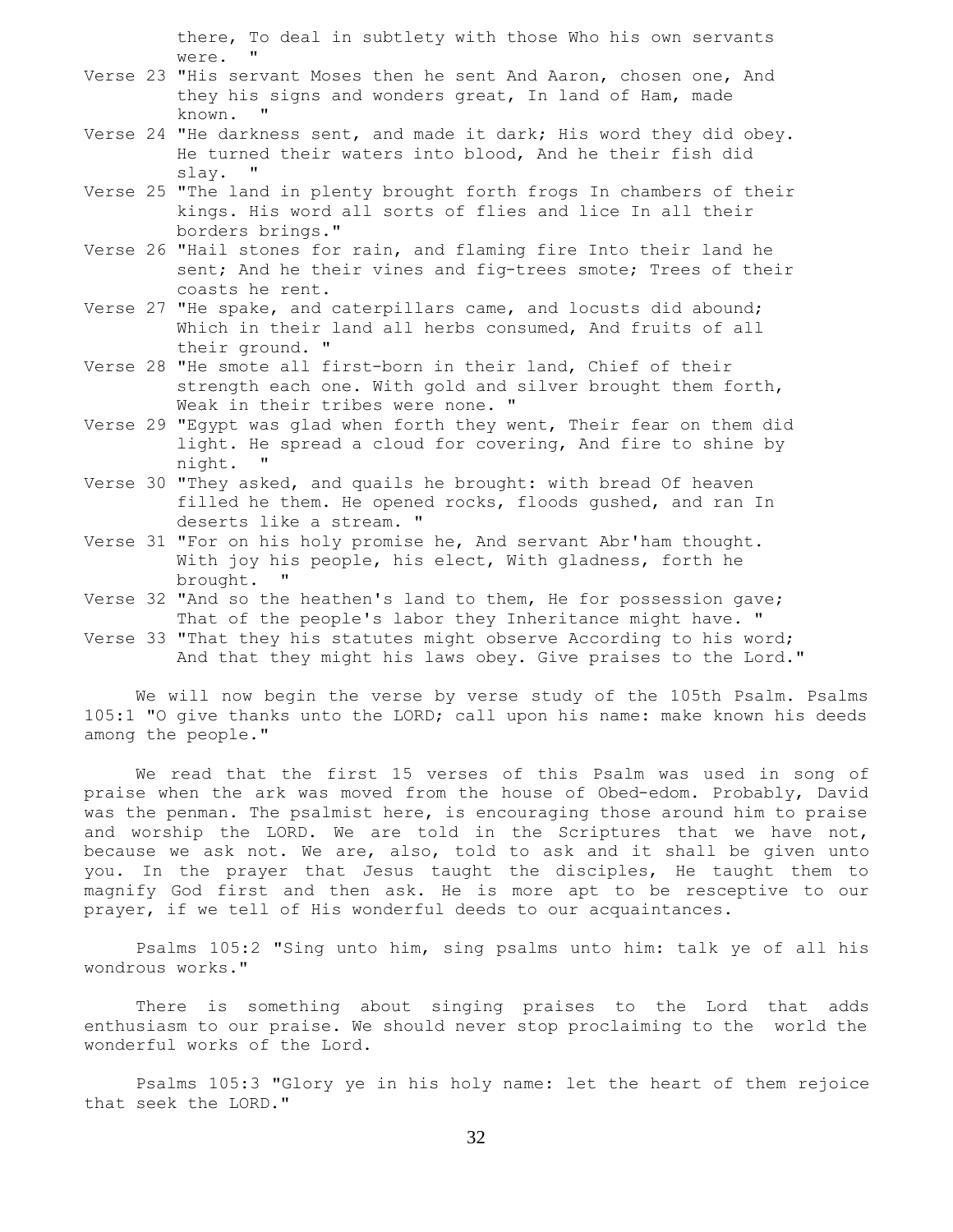there, To deal in subtlety with those Who his own servants were. "

Verse 23 "His servant Moses then he sent And Aaron, chosen one, And they his signs and wonders great, In land of Ham, made known. "

Verse 24 "He darkness sent, and made it dark; His word they did obey. He turned their waters into blood, And he their fish did slay. "

Verse 25 "The land in plenty brought forth frogs In chambers of their kings. His word all sorts of flies and lice In all their borders brings."

Verse 26 "Hail stones for rain, and flaming fire Into their land he sent; And he their vines and fig-trees smote; Trees of their coasts he rent.

Verse 27 "He spake, and caterpillars came, and locusts did abound; Which in their land all herbs consumed, And fruits of all their ground. "

Verse 28 "He smote all first-born in their land, Chief of their strength each one. With gold and silver brought them forth, Weak in their tribes were none. "

Verse 29 "Egypt was glad when forth they went, Their fear on them did light. He spread a cloud for covering, And fire to shine by night. "

Verse 30 "They asked, and quails he brought: with bread Of heaven filled he them. He opened rocks, floods gushed, and ran In deserts like a stream. "

Verse 31 "For on his holy promise he, And servant Abr'ham thought. With joy his people, his elect, With gladness, forth he brought. "

Verse 32 "And so the heathen's land to them, He for possession gave; That of the people's labor they Inheritance might have. "

Verse 33 "That they his statutes might observe According to his word; And that they might his laws obey. Give praises to the Lord."

We will now begin the verse by verse study of the 105th Psalm. Psalms 105:1 "O give thanks unto the LORD; call upon his name: make known his deeds among the people."

We read that the first 15 verses of this Psalm was used in song of praise when the ark was moved from the house of Obed-edom. Probably, David was the penman. The psalmist here, is encouraging those around him to praise and worship the LORD. We are told in the Scriptures that we have not, because we ask not. We are, also, told to ask and it shall be given unto you. In the prayer that Jesus taught the disciples, He taught them to magnify God first and then ask. He is more apt to be resceptive to our prayer, if we tell of His wonderful deeds to our acquaintances.

Psalms 105:2 "Sing unto him, sing psalms unto him: talk ye of all his wondrous works."

There is something about singing praises to the Lord that adds enthusiasm to our praise. We should never stop proclaiming to the world the wonderful works of the Lord.

Psalms 105:3 "Glory ye in his holy name: let the heart of them rejoice that seek the LORD."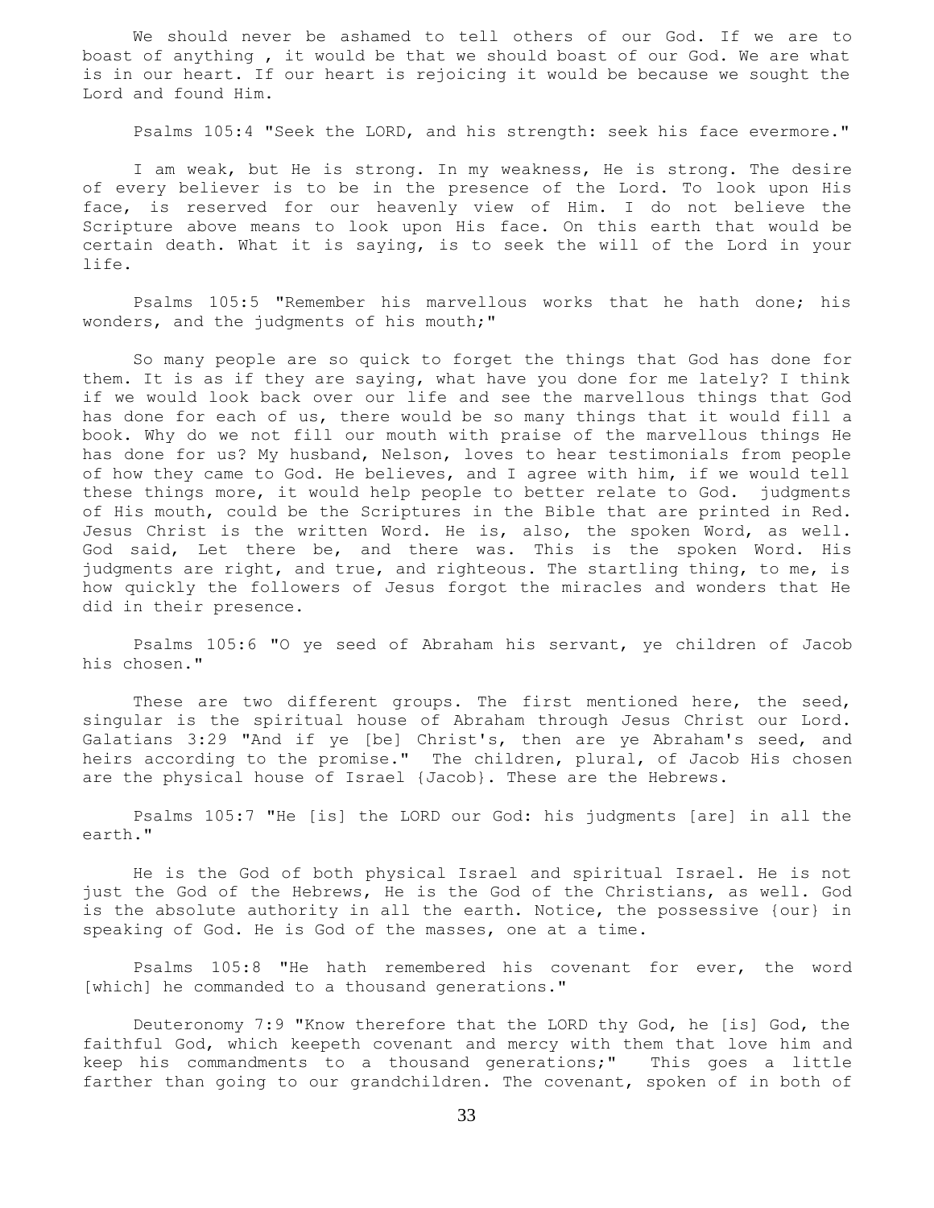We should never be ashamed to tell others of our God. If we are to boast of anything , it would be that we should boast of our God. We are what is in our heart. If our heart is rejoicing it would be because we sought the Lord and found Him.

Psalms 105:4 "Seek the LORD, and his strength: seek his face evermore."

I am weak, but He is strong. In my weakness, He is strong. The desire of every believer is to be in the presence of the Lord. To look upon His face, is reserved for our heavenly view of Him. I do not believe the Scripture above means to look upon His face. On this earth that would be certain death. What it is saying, is to seek the will of the Lord in your life.

Psalms 105:5 "Remember his marvellous works that he hath done; his wonders, and the judgments of his mouth;"

So many people are so quick to forget the things that God has done for them. It is as if they are saying, what have you done for me lately? I think if we would look back over our life and see the marvellous things that God has done for each of us, there would be so many things that it would fill a book. Why do we not fill our mouth with praise of the marvellous things He has done for us? My husband, Nelson, loves to hear testimonials from people of how they came to God. He believes, and I agree with him, if we would tell these things more, it would help people to better relate to God. judgments of His mouth, could be the Scriptures in the Bible that are printed in Red. Jesus Christ is the written Word. He is, also, the spoken Word, as well. God said, Let there be, and there was. This is the spoken Word. His judgments are right, and true, and righteous. The startling thing, to me, is how quickly the followers of Jesus forgot the miracles and wonders that He did in their presence.

Psalms 105:6 "O ye seed of Abraham his servant, ye children of Jacob his chosen."

These are two different groups. The first mentioned here, the seed, singular is the spiritual house of Abraham through Jesus Christ our Lord. Galatians 3:29 "And if ye [be] Christ's, then are ye Abraham's seed, and heirs according to the promise." The children, plural, of Jacob His chosen are the physical house of Israel {Jacob}. These are the Hebrews.

Psalms 105:7 "He [is] the LORD our God: his judgments [are] in all the earth."

He is the God of both physical Israel and spiritual Israel. He is not just the God of the Hebrews, He is the God of the Christians, as well. God is the absolute authority in all the earth. Notice, the possessive {our} in speaking of God. He is God of the masses, one at a time.

Psalms 105:8 "He hath remembered his covenant for ever, the word [which] he commanded to a thousand generations."

Deuteronomy 7:9 "Know therefore that the LORD thy God, he [is] God, the faithful God, which keepeth covenant and mercy with them that love him and keep his commandments to a thousand generations;" This goes a little farther than going to our grandchildren. The covenant, spoken of in both of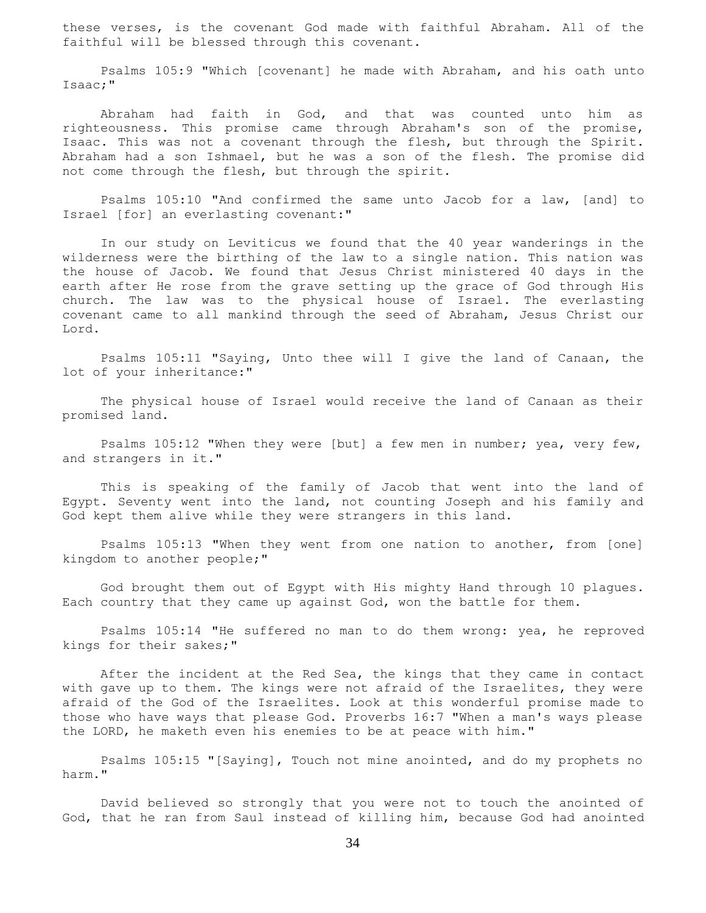these verses, is the covenant God made with faithful Abraham. All of the faithful will be blessed through this covenant.

Psalms 105:9 "Which [covenant] he made with Abraham, and his oath unto Isaac;"

Abraham had faith in God, and that was counted unto him as righteousness. This promise came through Abraham's son of the promise, Isaac. This was not a covenant through the flesh, but through the Spirit. Abraham had a son Ishmael, but he was a son of the flesh. The promise did not come through the flesh, but through the spirit.

Psalms 105:10 "And confirmed the same unto Jacob for a law, [and] to Israel [for] an everlasting covenant:"

In our study on Leviticus we found that the 40 year wanderings in the wilderness were the birthing of the law to a single nation. This nation was the house of Jacob. We found that Jesus Christ ministered 40 days in the earth after He rose from the grave setting up the grace of God through His church. The law was to the physical house of Israel. The everlasting covenant came to all mankind through the seed of Abraham, Jesus Christ our Lord.

Psalms 105:11 "Saying, Unto thee will I give the land of Canaan, the lot of your inheritance:"

The physical house of Israel would receive the land of Canaan as their promised land.

Psalms 105:12 "When they were [but] a few men in number; yea, very few, and strangers in it."

This is speaking of the family of Jacob that went into the land of Egypt. Seventy went into the land, not counting Joseph and his family and God kept them alive while they were strangers in this land.

Psalms 105:13 "When they went from one nation to another, from [one] kingdom to another people;"

God brought them out of Egypt with His mighty Hand through 10 plagues. Each country that they came up against God, won the battle for them.

Psalms 105:14 "He suffered no man to do them wrong: yea, he reproved kings for their sakes;"

After the incident at the Red Sea, the kings that they came in contact with gave up to them. The kings were not afraid of the Israelites, they were afraid of the God of the Israelites. Look at this wonderful promise made to those who have ways that please God. Proverbs 16:7 "When a man's ways please the LORD, he maketh even his enemies to be at peace with him."

Psalms 105:15 "[Saying], Touch not mine anointed, and do my prophets no harm."

David believed so strongly that you were not to touch the anointed of God, that he ran from Saul instead of killing him, because God had anointed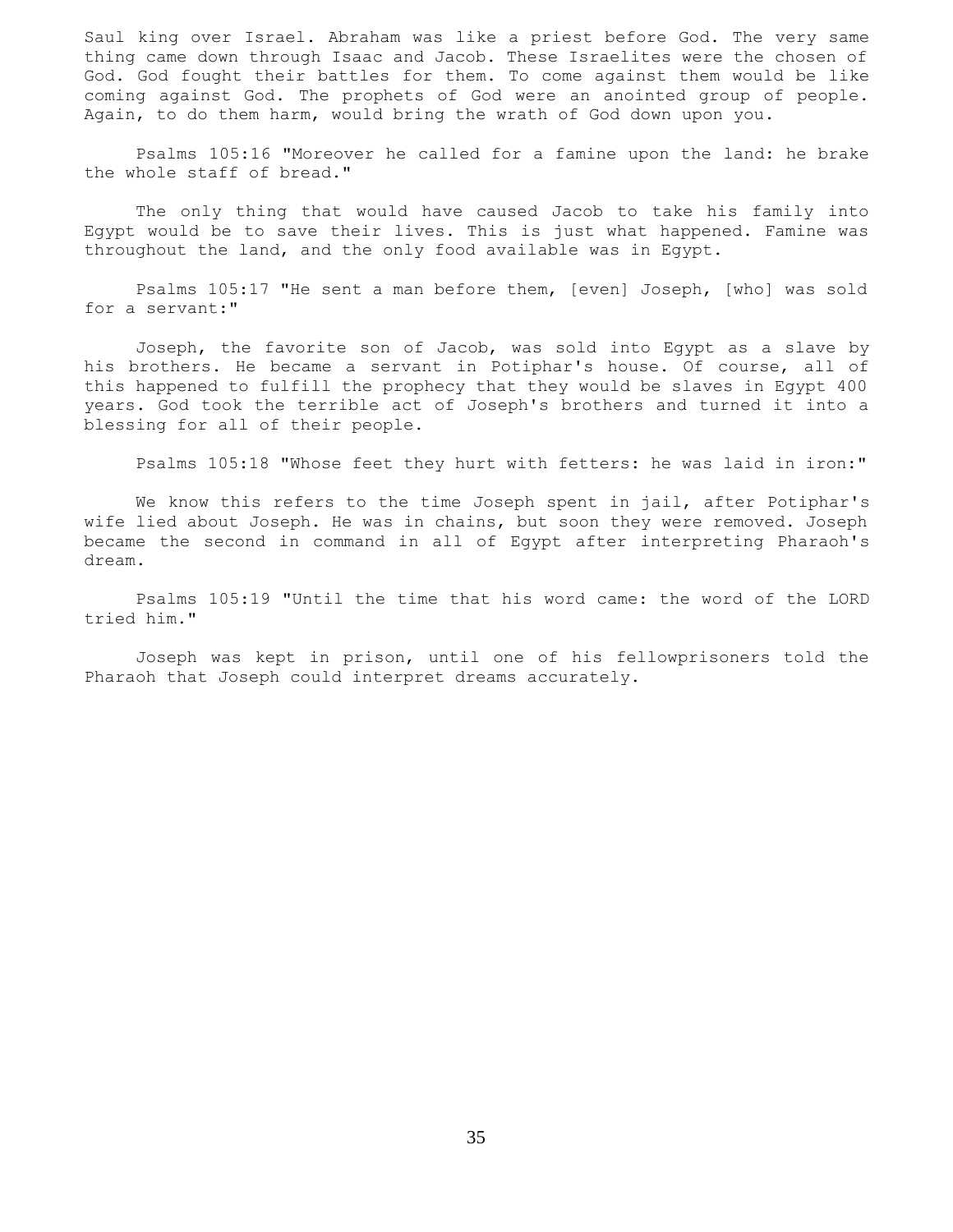Saul king over Israel. Abraham was like a priest before God. The very same thing came down through Isaac and Jacob. These Israelites were the chosen of God. God fought their battles for them. To come against them would be like coming against God. The prophets of God were an anointed group of people. Again, to do them harm, would bring the wrath of God down upon you.

Psalms 105:16 "Moreover he called for a famine upon the land: he brake the whole staff of bread."

The only thing that would have caused Jacob to take his family into Egypt would be to save their lives. This is just what happened. Famine was throughout the land, and the only food available was in Egypt.

Psalms 105:17 "He sent a man before them, [even] Joseph, [who] was sold for a servant:"

Joseph, the favorite son of Jacob, was sold into Egypt as a slave by his brothers. He became a servant in Potiphar's house. Of course, all of this happened to fulfill the prophecy that they would be slaves in Egypt 400 years. God took the terrible act of Joseph's brothers and turned it into a blessing for all of their people.

Psalms 105:18 "Whose feet they hurt with fetters: he was laid in iron:"

We know this refers to the time Joseph spent in jail, after Potiphar's wife lied about Joseph. He was in chains, but soon they were removed. Joseph became the second in command in all of Egypt after interpreting Pharaoh's dream.

Psalms 105:19 "Until the time that his word came: the word of the LORD tried him."

Joseph was kept in prison, until one of his fellowprisoners told the Pharaoh that Joseph could interpret dreams accurately.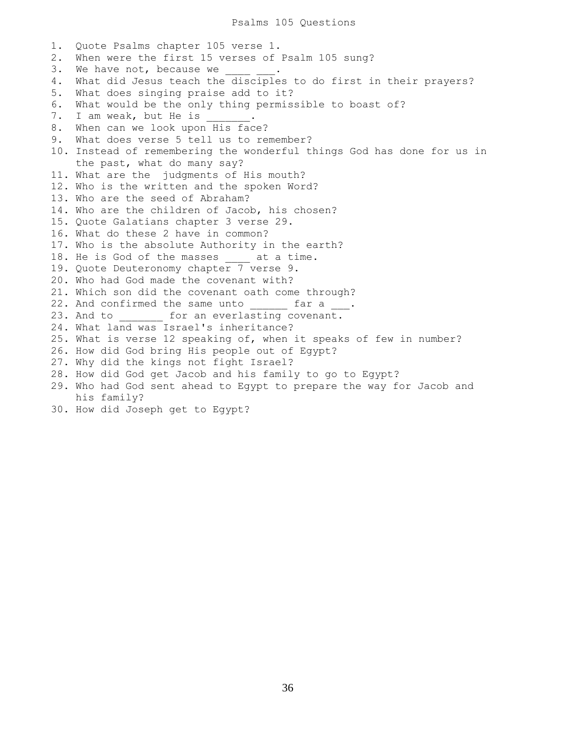# Psalms 105 Questions

1. Quote Psalms chapter 105 verse 1.
2. When were the first 15 verses of Psalm 105 sung?
3. We have not, because we ____ ___.
4. What did Jesus teach the disciples to do first in their prayers?
5. What does singing praise add to it?
6. What would be the only thing permissible to boast of?
7. I am weak, but He is _______.
8. When can we look upon His face?
9. What does verse 5 tell us to remember?
10. Instead of remembering the wonderful things God has done for us in the past, what do many say?
11. What are the judgments of His mouth?
12. Who is the written and the spoken Word?
13. Who are the seed of Abraham?
14. Who are the children of Jacob, his chosen?
15. Quote Galatians chapter 3 verse 29.
16. What do these 2 have in common?
17. Who is the absolute Authority in the earth?
18. He is God of the masses ____ at a time.
19. Quote Deuteronomy chapter 7 verse 9.
20. Who had God made the covenant with?
21. Which son did the covenant oath come through?
22. And confirmed the same unto ______ far a ___.
23. And to _______ for an everlasting covenant.
24. What land was Israel's inheritance?
25. What is verse 12 speaking of, when it speaks of few in number?
26. How did God bring His people out of Egypt?
27. Why did the kings not fight Israel?
28. How did God get Jacob and his family to go to Egypt?
29. Who had God sent ahead to Egypt to prepare the way for Jacob and his family?
30. How did Joseph get to Egypt?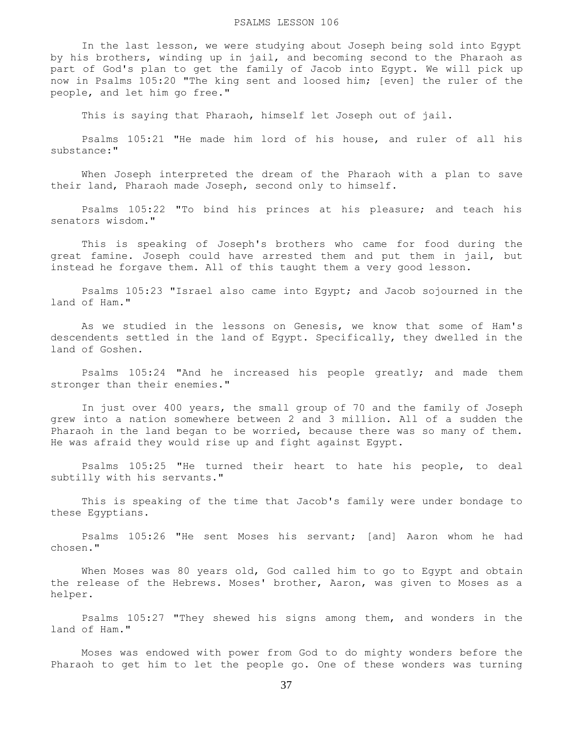# PSALMS LESSON 106

In the last lesson, we were studying about Joseph being sold into Egypt by his brothers, winding up in jail, and becoming second to the Pharaoh as part of God's plan to get the family of Jacob into Egypt. We will pick up now in Psalms 105:20 "The king sent and loosed him; [even] the ruler of the people, and let him go free."

This is saying that Pharaoh, himself let Joseph out of jail.

Psalms 105:21 "He made him lord of his house, and ruler of all his substance:"

When Joseph interpreted the dream of the Pharaoh with a plan to save their land, Pharaoh made Joseph, second only to himself.

Psalms 105:22 "To bind his princes at his pleasure; and teach his senators wisdom."

This is speaking of Joseph's brothers who came for food during the great famine. Joseph could have arrested them and put them in jail, but instead he forgave them. All of this taught them a very good lesson.

Psalms 105:23 "Israel also came into Egypt; and Jacob sojourned in the land of Ham."

As we studied in the lessons on Genesis, we know that some of Ham's descendents settled in the land of Egypt. Specifically, they dwelled in the land of Goshen.

Psalms 105:24 "And he increased his people greatly; and made them stronger than their enemies."

In just over 400 years, the small group of 70 and the family of Joseph grew into a nation somewhere between 2 and 3 million. All of a sudden the Pharaoh in the land began to be worried, because there was so many of them. He was afraid they would rise up and fight against Egypt.

Psalms 105:25 "He turned their heart to hate his people, to deal subtilly with his servants."

This is speaking of the time that Jacob's family were under bondage to these Egyptians.

Psalms 105:26 "He sent Moses his servant; [and] Aaron whom he had chosen."

When Moses was 80 years old, God called him to go to Egypt and obtain the release of the Hebrews. Moses' brother, Aaron, was given to Moses as a helper.

Psalms 105:27 "They shewed his signs among them, and wonders in the land of Ham."

Moses was endowed with power from God to do mighty wonders before the Pharaoh to get him to let the people go. One of these wonders was turning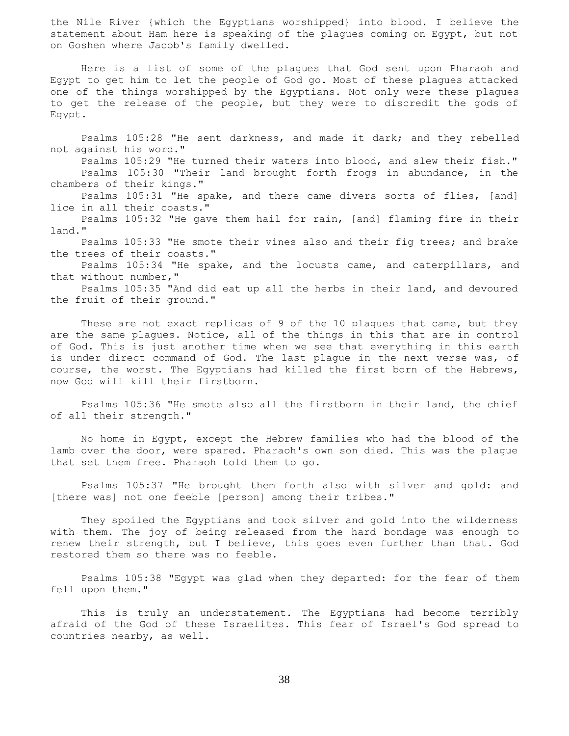the Nile River {which the Egyptians worshipped} into blood. I believe the statement about Ham here is speaking of the plagues coming on Egypt, but not on Goshen where Jacob's family dwelled.

Here is a list of some of the plagues that God sent upon Pharaoh and Egypt to get him to let the people of God go. Most of these plagues attacked one of the things worshipped by the Egyptians. Not only were these plagues to get the release of the people, but they were to discredit the gods of Egypt.

Psalms 105:28 "He sent darkness, and made it dark; and they rebelled not against his word."
Psalms 105:29 "He turned their waters into blood, and slew their fish."
Psalms 105:30 "Their land brought forth frogs in abundance, in the chambers of their kings."
Psalms 105:31 "He spake, and there came divers sorts of flies, [and] lice in all their coasts."
Psalms 105:32 "He gave them hail for rain, [and] flaming fire in their land."
Psalms 105:33 "He smote their vines also and their fig trees; and brake the trees of their coasts."
Psalms 105:34 "He spake, and the locusts came, and caterpillars, and that without number,"
Psalms 105:35 "And did eat up all the herbs in their land, and devoured the fruit of their ground."

These are not exact replicas of 9 of the 10 plagues that came, but they are the same plagues. Notice, all of the things in this that are in control of God. This is just another time when we see that everything in this earth is under direct command of God. The last plague in the next verse was, of course, the worst. The Egyptians had killed the first born of the Hebrews, now God will kill their firstborn.

Psalms 105:36 "He smote also all the firstborn in their land, the chief of all their strength."

No home in Egypt, except the Hebrew families who had the blood of the lamb over the door, were spared. Pharaoh's own son died. This was the plague that set them free. Pharaoh told them to go.

Psalms 105:37 "He brought them forth also with silver and gold: and [there was] not one feeble [person] among their tribes."

They spoiled the Egyptians and took silver and gold into the wilderness with them. The joy of being released from the hard bondage was enough to renew their strength, but I believe, this goes even further than that. God restored them so there was no feeble.

Psalms 105:38 "Egypt was glad when they departed: for the fear of them fell upon them."

This is truly an understatement. The Egyptians had become terribly afraid of the God of these Israelites. This fear of Israel's God spread to countries nearby, as well.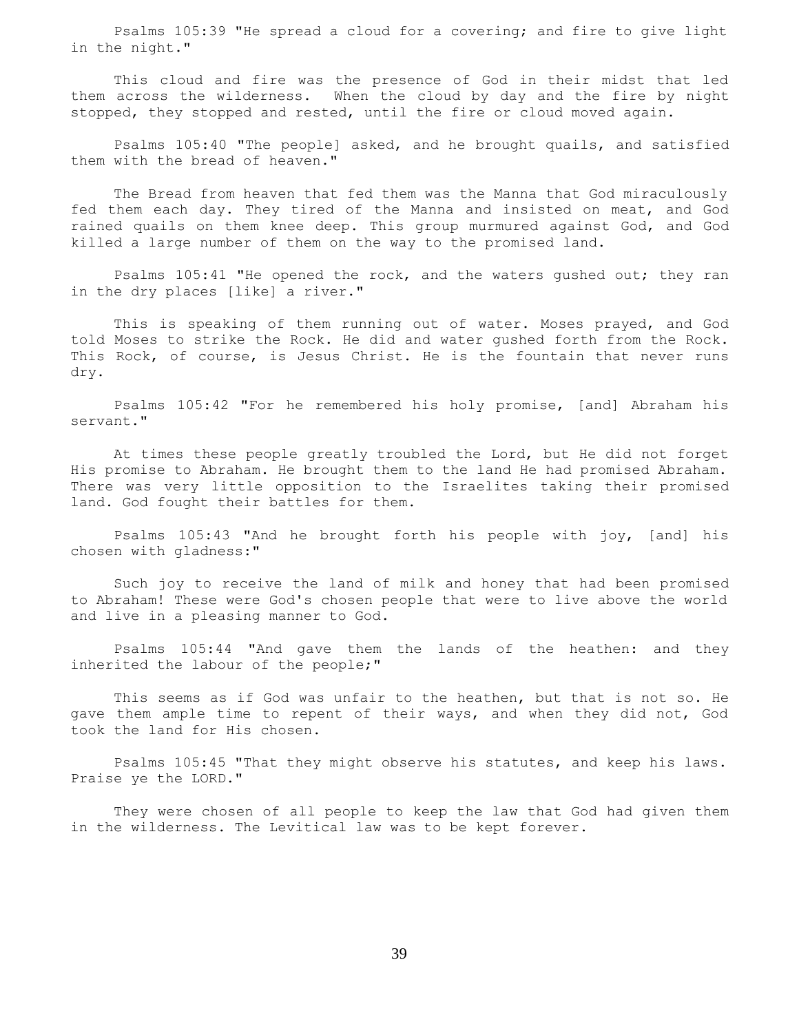Psalms 105:39 "He spread a cloud for a covering; and fire to give light in the night."

This cloud and fire was the presence of God in their midst that led them across the wilderness. When the cloud by day and the fire by night stopped, they stopped and rested, until the fire or cloud moved again.

Psalms 105:40 "The people] asked, and he brought quails, and satisfied them with the bread of heaven."

The Bread from heaven that fed them was the Manna that God miraculously fed them each day. They tired of the Manna and insisted on meat, and God rained quails on them knee deep. This group murmured against God, and God killed a large number of them on the way to the promised land.

Psalms 105:41 "He opened the rock, and the waters gushed out; they ran in the dry places [like] a river."

This is speaking of them running out of water. Moses prayed, and God told Moses to strike the Rock. He did and water gushed forth from the Rock. This Rock, of course, is Jesus Christ. He is the fountain that never runs dry.

Psalms 105:42 "For he remembered his holy promise, [and] Abraham his servant."

At times these people greatly troubled the Lord, but He did not forget His promise to Abraham. He brought them to the land He had promised Abraham. There was very little opposition to the Israelites taking their promised land. God fought their battles for them.

Psalms 105:43 "And he brought forth his people with joy, [and] his chosen with gladness:"

Such joy to receive the land of milk and honey that had been promised to Abraham! These were God's chosen people that were to live above the world and live in a pleasing manner to God.

Psalms 105:44 "And gave them the lands of the heathen: and they inherited the labour of the people;"

This seems as if God was unfair to the heathen, but that is not so. He gave them ample time to repent of their ways, and when they did not, God took the land for His chosen.

Psalms 105:45 "That they might observe his statutes, and keep his laws. Praise ye the LORD."

They were chosen of all people to keep the law that God had given them in the wilderness. The Levitical law was to be kept forever.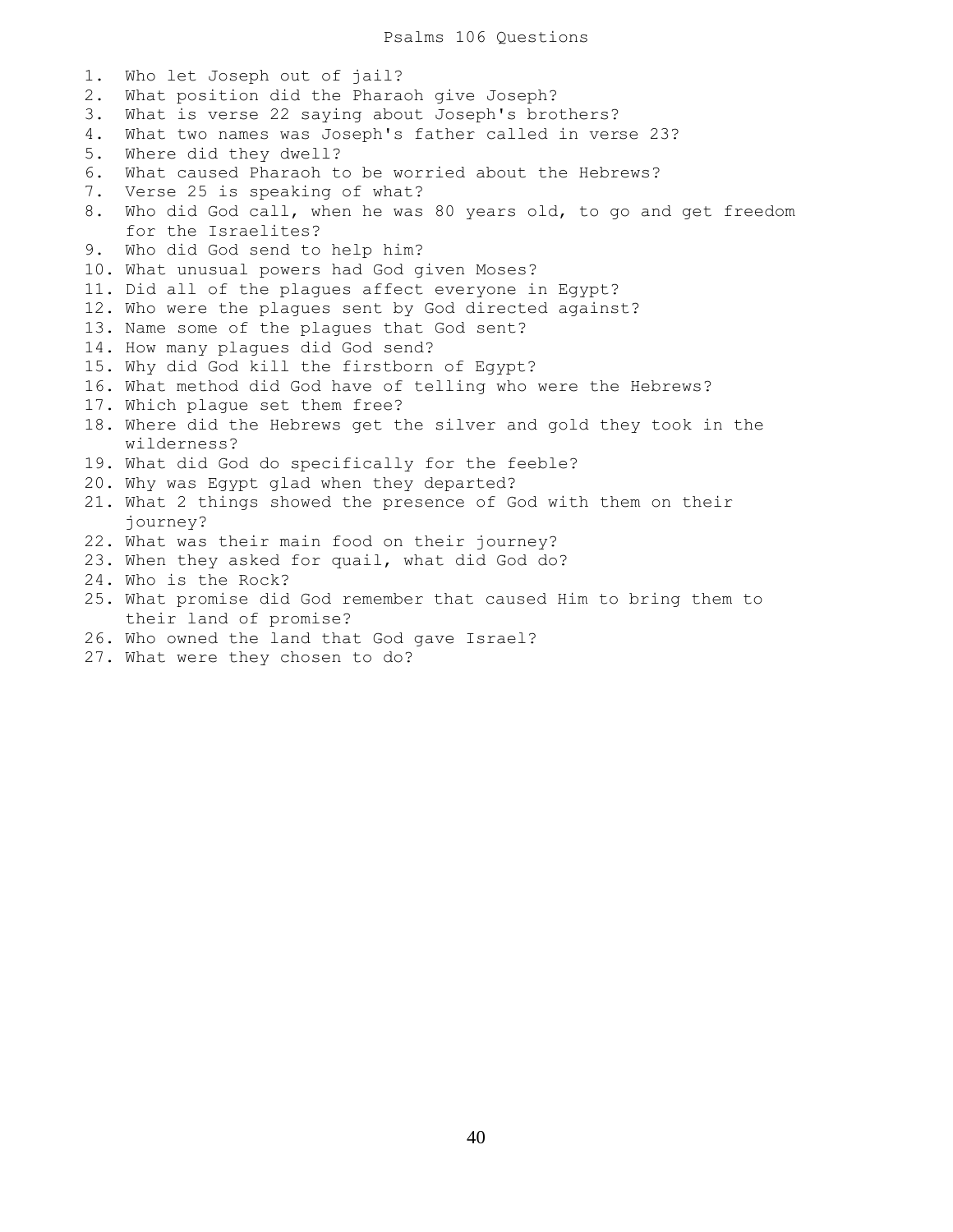# Psalms 106 Questions

1. Who let Joseph out of jail?
2. What position did the Pharaoh give Joseph?
3. What is verse 22 saying about Joseph's brothers?
4. What two names was Joseph's father called in verse 23?
5. Where did they dwell?
6. What caused Pharaoh to be worried about the Hebrews?
7. Verse 25 is speaking of what?
8. Who did God call, when he was 80 years old, to go and get freedom for the Israelites?
9. Who did God send to help him?
10. What unusual powers had God given Moses?
11. Did all of the plagues affect everyone in Egypt?
12. Who were the plagues sent by God directed against?
13. Name some of the plagues that God sent?
14. How many plagues did God send?
15. Why did God kill the firstborn of Egypt?
16. What method did God have of telling who were the Hebrews?
17. Which plague set them free?
18. Where did the Hebrews get the silver and gold they took in the wilderness?
19. What did God do specifically for the feeble?
20. Why was Egypt glad when they departed?
21. What 2 things showed the presence of God with them on their journey?
22. What was their main food on their journey?
23. When they asked for quail, what did God do?
24. Who is the Rock?
25. What promise did God remember that caused Him to bring them to their land of promise?
26. Who owned the land that God gave Israel?
27. What were they chosen to do?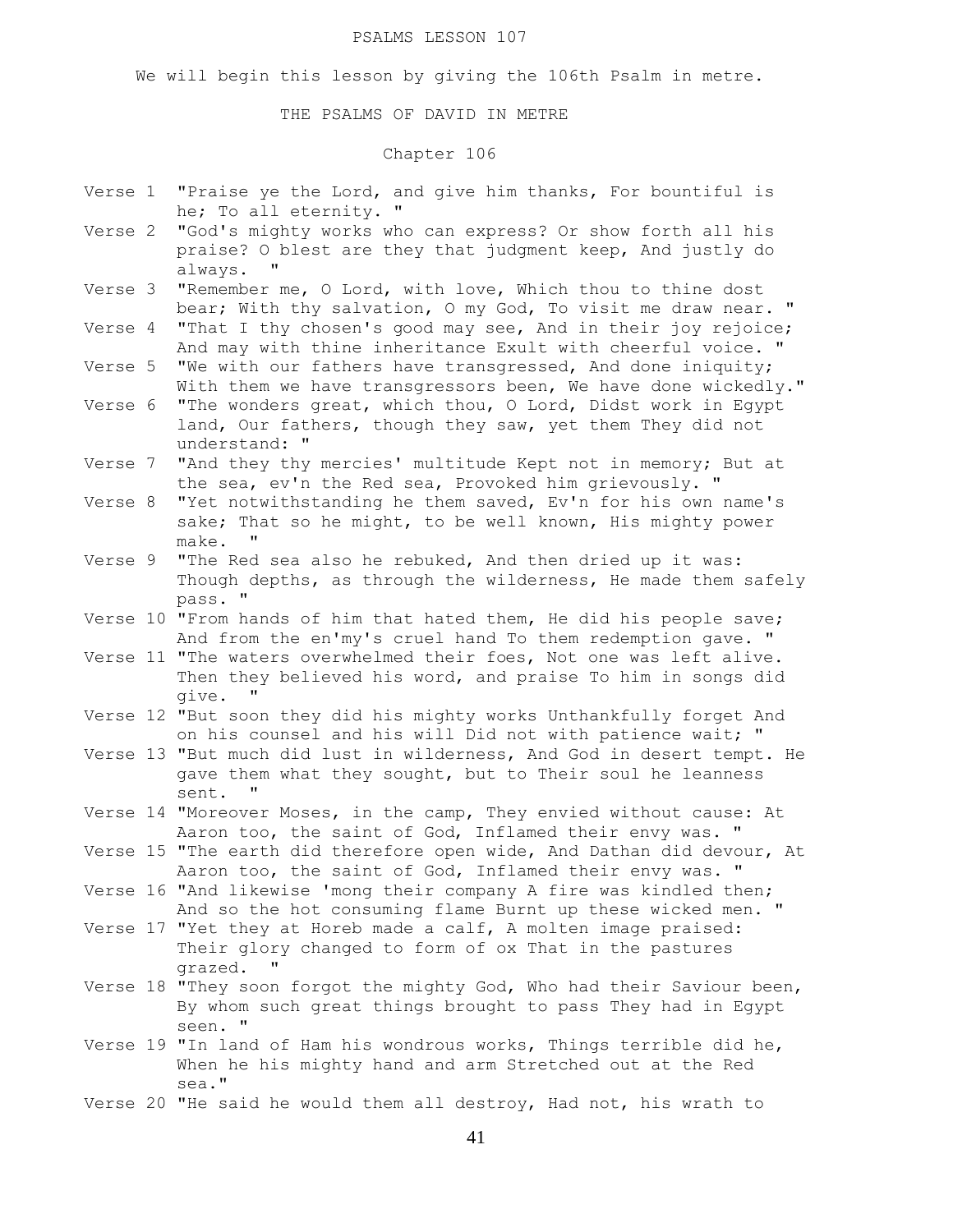# PSALMS LESSON 107

We will begin this lesson by giving the 106th Psalm in metre.

## THE PSALMS OF DAVID IN METRE

### Chapter 106

Verse 1 "Praise ye the Lord, and give him thanks, For bountiful is he; To all eternity. "

Verse 2 "God's mighty works who can express? Or show forth all his praise? O blest are they that judgment keep, And justly do always. "

Verse 3 "Remember me, O Lord, with love, Which thou to thine dost bear; With thy salvation, O my God, To visit me draw near. "

Verse 4 "That I thy chosen's good may see, And in their joy rejoice; And may with thine inheritance Exult with cheerful voice. "

Verse 5 "We with our fathers have transgressed, And done iniquity; With them we have transgressors been, We have done wickedly."

Verse 6 "The wonders great, which thou, O Lord, Didst work in Egypt land, Our fathers, though they saw, yet them They did not understand: "

Verse 7 "And they thy mercies' multitude Kept not in memory; But at the sea, ev'n the Red sea, Provoked him grievously. "

Verse 8 "Yet notwithstanding he them saved, Ev'n for his own name's sake; That so he might, to be well known, His mighty power make. "

Verse 9 "The Red sea also he rebuked, And then dried up it was: Though depths, as through the wilderness, He made them safely pass. "

Verse 10 "From hands of him that hated them, He did his people save; And from the en'my's cruel hand To them redemption gave. "

Verse 11 "The waters overwhelmed their foes, Not one was left alive. Then they believed his word, and praise To him in songs did give. "

Verse 12 "But soon they did his mighty works Unthankfully forget And on his counsel and his will Did not with patience wait; "

Verse 13 "But much did lust in wilderness, And God in desert tempt. He gave them what they sought, but to Their soul he leanness sent. "

Verse 14 "Moreover Moses, in the camp, They envied without cause: At Aaron too, the saint of God, Inflamed their envy was. "

Verse 15 "The earth did therefore open wide, And Dathan did devour, At Aaron too, the saint of God, Inflamed their envy was. "

Verse 16 "And likewise 'mong their company A fire was kindled then; And so the hot consuming flame Burnt up these wicked men. "

Verse 17 "Yet they at Horeb made a calf, A molten image praised: Their glory changed to form of ox That in the pastures grazed. "

Verse 18 "They soon forgot the mighty God, Who had their Saviour been, By whom such great things brought to pass They had in Egypt seen. "

Verse 19 "In land of Ham his wondrous works, Things terrible did he, When he his mighty hand and arm Stretched out at the Red sea."

Verse 20 "He said he would them all destroy, Had not, his wrath to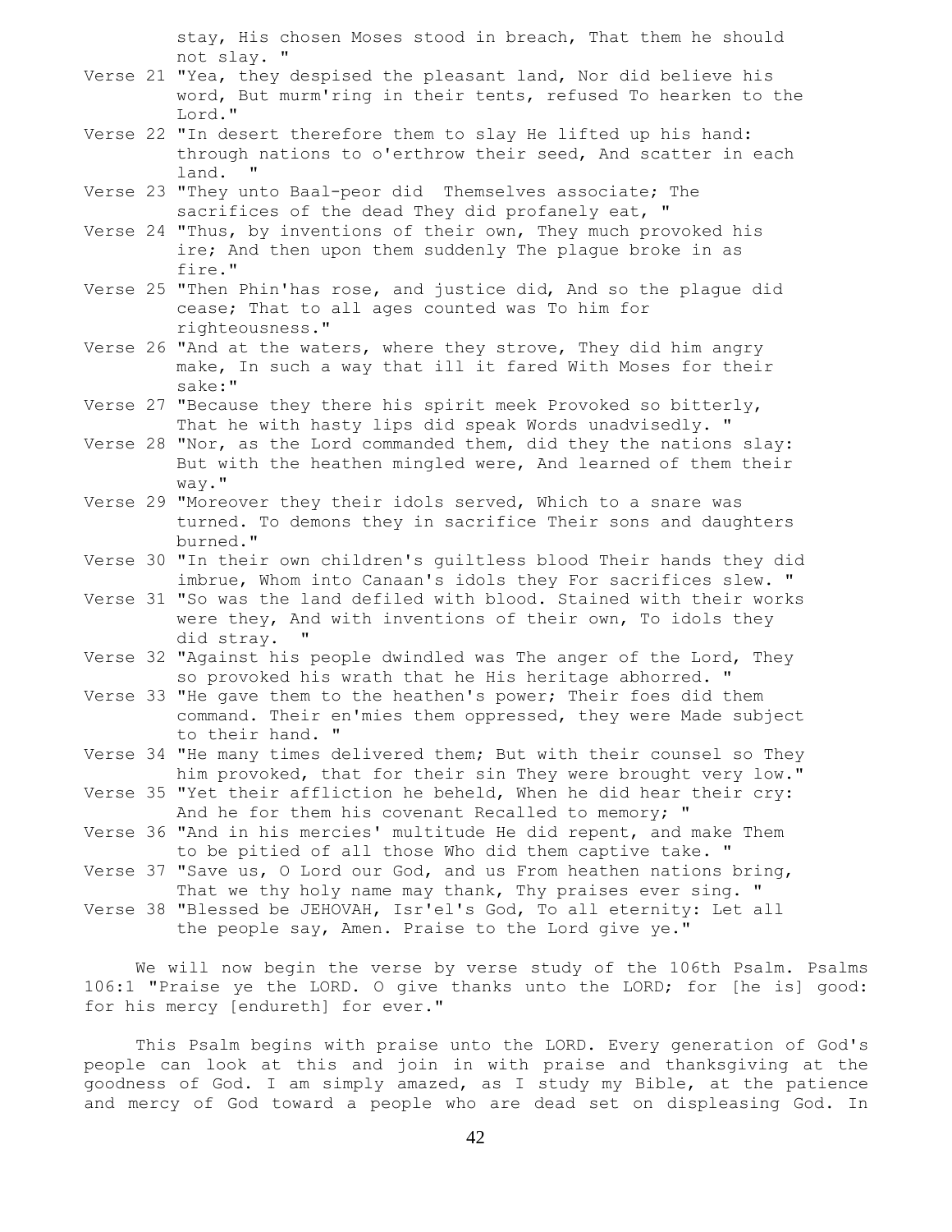stay, His chosen Moses stood in breach, That them he should not slay. "

Verse 21 "Yea, they despised the pleasant land, Nor did believe his word, But murm'ring in their tents, refused To hearken to the Lord."

Verse 22 "In desert therefore them to slay He lifted up his hand: through nations to o'erthrow their seed, And scatter in each land. "

Verse 23 "They unto Baal-peor did Themselves associate; The sacrifices of the dead They did profanely eat, "

Verse 24 "Thus, by inventions of their own, They much provoked his ire; And then upon them suddenly The plague broke in as fire."

Verse 25 "Then Phin'has rose, and justice did, And so the plague did cease; That to all ages counted was To him for righteousness."

Verse 26 "And at the waters, where they strove, They did him angry make, In such a way that ill it fared With Moses for their sake:"

Verse 27 "Because they there his spirit meek Provoked so bitterly, That he with hasty lips did speak Words unadvisedly. "

Verse 28 "Nor, as the Lord commanded them, did they the nations slay: But with the heathen mingled were, And learned of them their way."

Verse 29 "Moreover they their idols served, Which to a snare was turned. To demons they in sacrifice Their sons and daughters burned."

Verse 30 "In their own children's guiltless blood Their hands they did imbrue, Whom into Canaan's idols they For sacrifices slew. "

Verse 31 "So was the land defiled with blood. Stained with their works were they, And with inventions of their own, To idols they did stray. "

Verse 32 "Against his people dwindled was The anger of the Lord, They so provoked his wrath that he His heritage abhorred. "

Verse 33 "He gave them to the heathen's power; Their foes did them command. Their en'mies them oppressed, they were Made subject to their hand. "

Verse 34 "He many times delivered them; But with their counsel so They him provoked, that for their sin They were brought very low."

Verse 35 "Yet their affliction he beheld, When he did hear their cry: And he for them his covenant Recalled to memory; "

Verse 36 "And in his mercies' multitude He did repent, and make Them to be pitied of all those Who did them captive take. "

Verse 37 "Save us, O Lord our God, and us From heathen nations bring, That we thy holy name may thank, Thy praises ever sing. "

Verse 38 "Blessed be JEHOVAH, Isr'el's God, To all eternity: Let all the people say, Amen. Praise to the Lord give ye."

We will now begin the verse by verse study of the 106th Psalm. Psalms 106:1 "Praise ye the LORD. O give thanks unto the LORD; for [he is] good: for his mercy [endureth] for ever."

This Psalm begins with praise unto the LORD. Every generation of God's people can look at this and join in with praise and thanksgiving at the goodness of God. I am simply amazed, as I study my Bible, at the patience and mercy of God toward a people who are dead set on displeasing God. In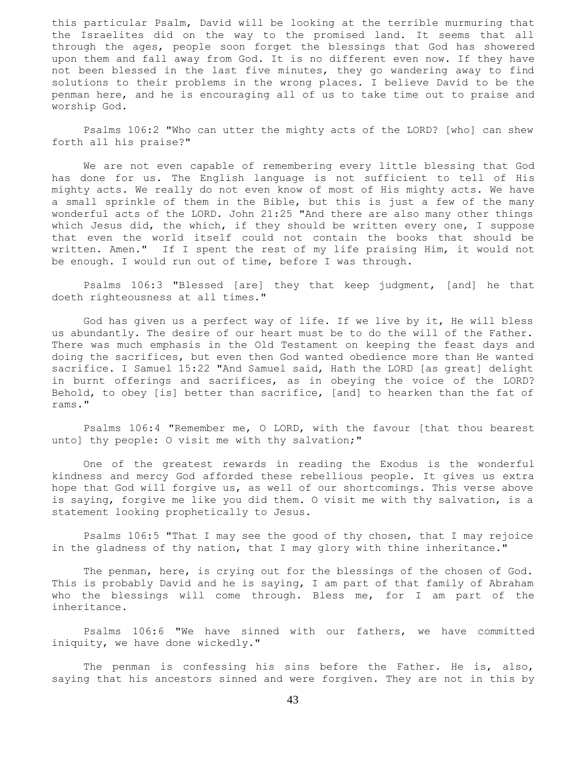this particular Psalm, David will be looking at the terrible murmuring that the Israelites did on the way to the promised land. It seems that all through the ages, people soon forget the blessings that God has showered upon them and fall away from God. It is no different even now. If they have not been blessed in the last five minutes, they go wandering away to find solutions to their problems in the wrong places. I believe David to be the penman here, and he is encouraging all of us to take time out to praise and worship God.

Psalms 106:2 "Who can utter the mighty acts of the LORD? [who] can shew forth all his praise?"

We are not even capable of remembering every little blessing that God has done for us. The English language is not sufficient to tell of His mighty acts. We really do not even know of most of His mighty acts. We have a small sprinkle of them in the Bible, but this is just a few of the many wonderful acts of the LORD. John 21:25 "And there are also many other things which Jesus did, the which, if they should be written every one, I suppose that even the world itself could not contain the books that should be written. Amen." If I spent the rest of my life praising Him, it would not be enough. I would run out of time, before I was through.

Psalms 106:3 "Blessed [are] they that keep judgment, [and] he that doeth righteousness at all times."

God has given us a perfect way of life. If we live by it, He will bless us abundantly. The desire of our heart must be to do the will of the Father. There was much emphasis in the Old Testament on keeping the feast days and doing the sacrifices, but even then God wanted obedience more than He wanted sacrifice. I Samuel 15:22 "And Samuel said, Hath the LORD [as great] delight in burnt offerings and sacrifices, as in obeying the voice of the LORD? Behold, to obey [is] better than sacrifice, [and] to hearken than the fat of rams."

Psalms 106:4 "Remember me, O LORD, with the favour [that thou bearest unto] thy people: O visit me with thy salvation;"

One of the greatest rewards in reading the Exodus is the wonderful kindness and mercy God afforded these rebellious people. It gives us extra hope that God will forgive us, as well of our shortcomings. This verse above is saying, forgive me like you did them. O visit me with thy salvation, is a statement looking prophetically to Jesus.

Psalms 106:5 "That I may see the good of thy chosen, that I may rejoice in the gladness of thy nation, that I may glory with thine inheritance."

The penman, here, is crying out for the blessings of the chosen of God. This is probably David and he is saying, I am part of that family of Abraham who the blessings will come through. Bless me, for I am part of the inheritance.

Psalms 106:6 "We have sinned with our fathers, we have committed iniquity, we have done wickedly."

The penman is confessing his sins before the Father. He is, also, saying that his ancestors sinned and were forgiven. They are not in this by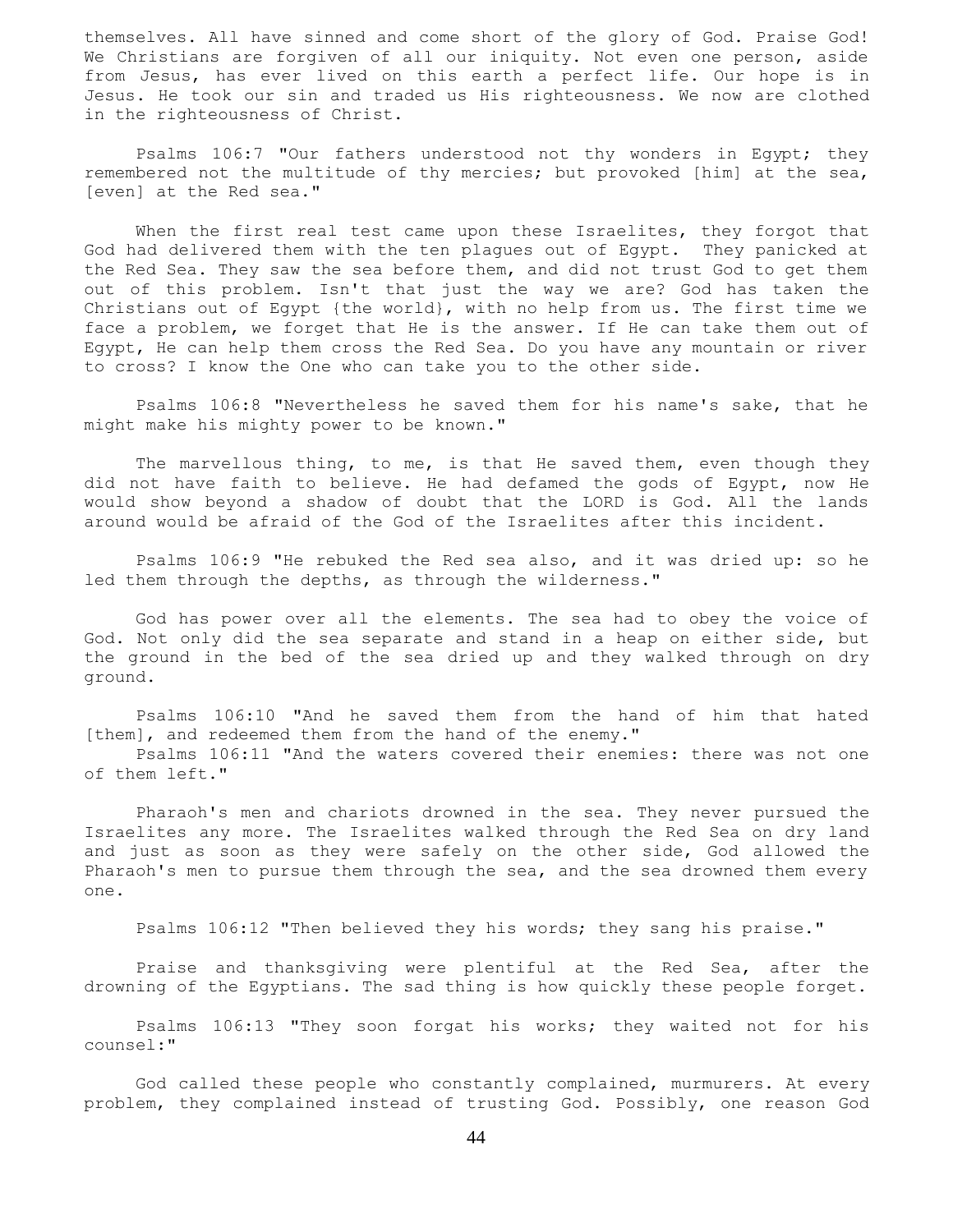themselves. All have sinned and come short of the glory of God. Praise God! We Christians are forgiven of all our iniquity. Not even one person, aside from Jesus, has ever lived on this earth a perfect life. Our hope is in Jesus. He took our sin and traded us His righteousness. We now are clothed in the righteousness of Christ.

Psalms 106:7 "Our fathers understood not thy wonders in Egypt; they remembered not the multitude of thy mercies; but provoked [him] at the sea, [even] at the Red sea."

When the first real test came upon these Israelites, they forgot that God had delivered them with the ten plagues out of Egypt. They panicked at the Red Sea. They saw the sea before them, and did not trust God to get them out of this problem. Isn't that just the way we are? God has taken the Christians out of Egypt {the world}, with no help from us. The first time we face a problem, we forget that He is the answer. If He can take them out of Egypt, He can help them cross the Red Sea. Do you have any mountain or river to cross? I know the One who can take you to the other side.

Psalms 106:8 "Nevertheless he saved them for his name's sake, that he might make his mighty power to be known."

The marvellous thing, to me, is that He saved them, even though they did not have faith to believe. He had defamed the gods of Egypt, now He would show beyond a shadow of doubt that the LORD is God. All the lands around would be afraid of the God of the Israelites after this incident.

Psalms 106:9 "He rebuked the Red sea also, and it was dried up: so he led them through the depths, as through the wilderness."

God has power over all the elements. The sea had to obey the voice of God. Not only did the sea separate and stand in a heap on either side, but the ground in the bed of the sea dried up and they walked through on dry ground.

Psalms 106:10 "And he saved them from the hand of him that hated [them], and redeemed them from the hand of the enemy."
Psalms 106:11 "And the waters covered their enemies: there was not one of them left."

Pharaoh's men and chariots drowned in the sea. They never pursued the Israelites any more. The Israelites walked through the Red Sea on dry land and just as soon as they were safely on the other side, God allowed the Pharaoh's men to pursue them through the sea, and the sea drowned them every one.

Psalms 106:12 "Then believed they his words; they sang his praise."

Praise and thanksgiving were plentiful at the Red Sea, after the drowning of the Egyptians. The sad thing is how quickly these people forget.

Psalms 106:13 "They soon forgat his works; they waited not for his counsel:"

God called these people who constantly complained, murmurers. At every problem, they complained instead of trusting God. Possibly, one reason God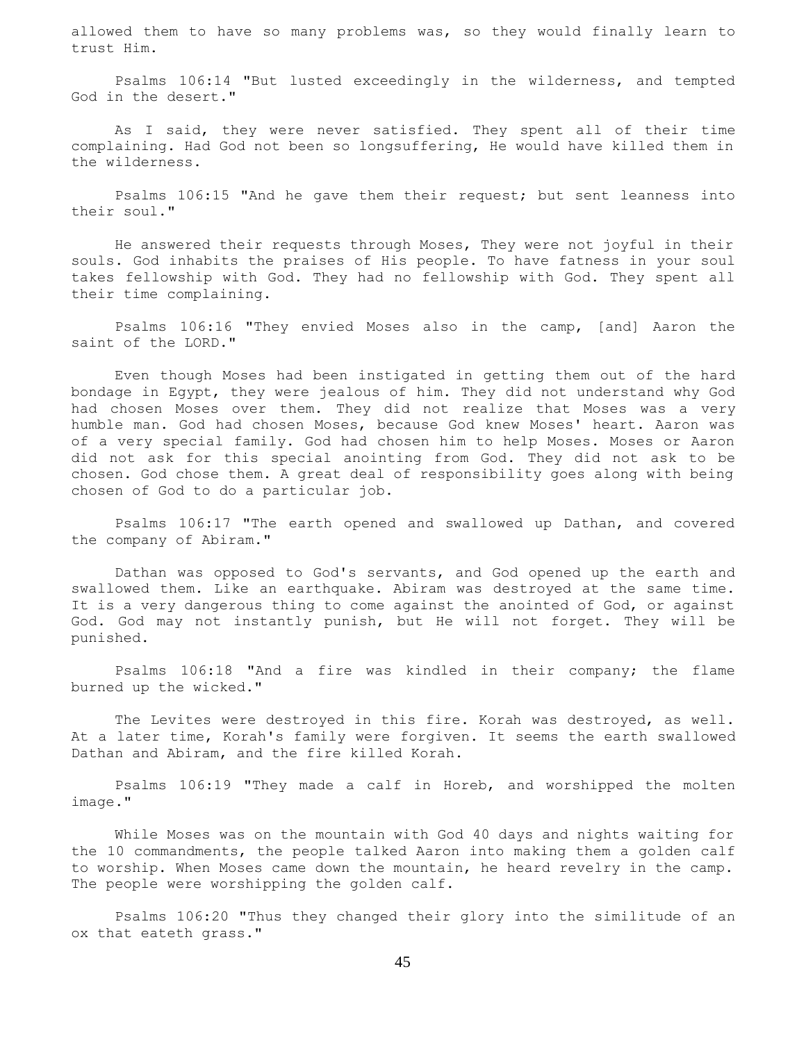allowed them to have so many problems was, so they would finally learn to trust Him.

Psalms 106:14 "But lusted exceedingly in the wilderness, and tempted God in the desert."

As I said, they were never satisfied. They spent all of their time complaining. Had God not been so longsuffering, He would have killed them in the wilderness.

Psalms 106:15 "And he gave them their request; but sent leanness into their soul."

He answered their requests through Moses, They were not joyful in their souls. God inhabits the praises of His people. To have fatness in your soul takes fellowship with God. They had no fellowship with God. They spent all their time complaining.

Psalms 106:16 "They envied Moses also in the camp, [and] Aaron the saint of the LORD."

Even though Moses had been instigated in getting them out of the hard bondage in Egypt, they were jealous of him. They did not understand why God had chosen Moses over them. They did not realize that Moses was a very humble man. God had chosen Moses, because God knew Moses' heart. Aaron was of a very special family. God had chosen him to help Moses. Moses or Aaron did not ask for this special anointing from God. They did not ask to be chosen. God chose them. A great deal of responsibility goes along with being chosen of God to do a particular job.

Psalms 106:17 "The earth opened and swallowed up Dathan, and covered the company of Abiram."

Dathan was opposed to God's servants, and God opened up the earth and swallowed them. Like an earthquake. Abiram was destroyed at the same time. It is a very dangerous thing to come against the anointed of God, or against God. God may not instantly punish, but He will not forget. They will be punished.

Psalms 106:18 "And a fire was kindled in their company; the flame burned up the wicked."

The Levites were destroyed in this fire. Korah was destroyed, as well. At a later time, Korah's family were forgiven. It seems the earth swallowed Dathan and Abiram, and the fire killed Korah.

Psalms 106:19 "They made a calf in Horeb, and worshipped the molten image."

While Moses was on the mountain with God 40 days and nights waiting for the 10 commandments, the people talked Aaron into making them a golden calf to worship. When Moses came down the mountain, he heard revelry in the camp. The people were worshipping the golden calf.

Psalms 106:20 "Thus they changed their glory into the similitude of an ox that eateth grass."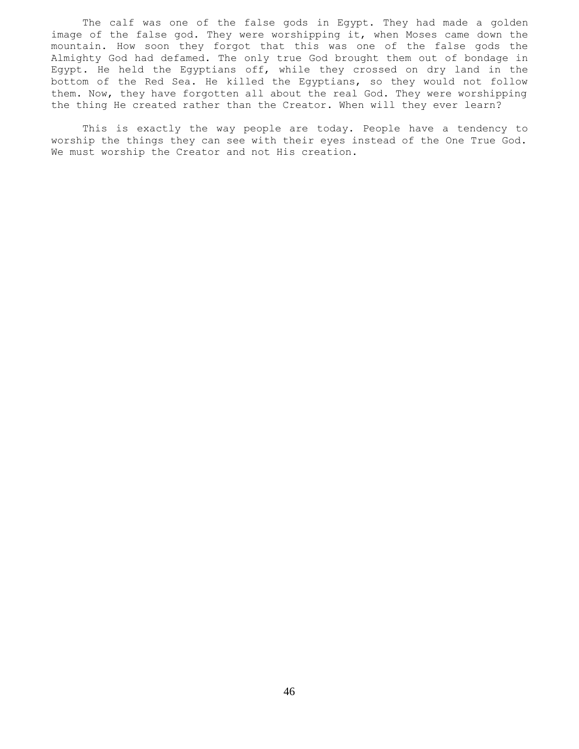The calf was one of the false gods in Egypt. They had made a golden image of the false god. They were worshipping it, when Moses came down the mountain. How soon they forgot that this was one of the false gods the Almighty God had defamed. The only true God brought them out of bondage in Egypt. He held the Egyptians off, while they crossed on dry land in the bottom of the Red Sea. He killed the Egyptians, so they would not follow them. Now, they have forgotten all about the real God. They were worshipping the thing He created rather than the Creator. When will they ever learn?

This is exactly the way people are today. People have a tendency to worship the things they can see with their eyes instead of the One True God. We must worship the Creator and not His creation.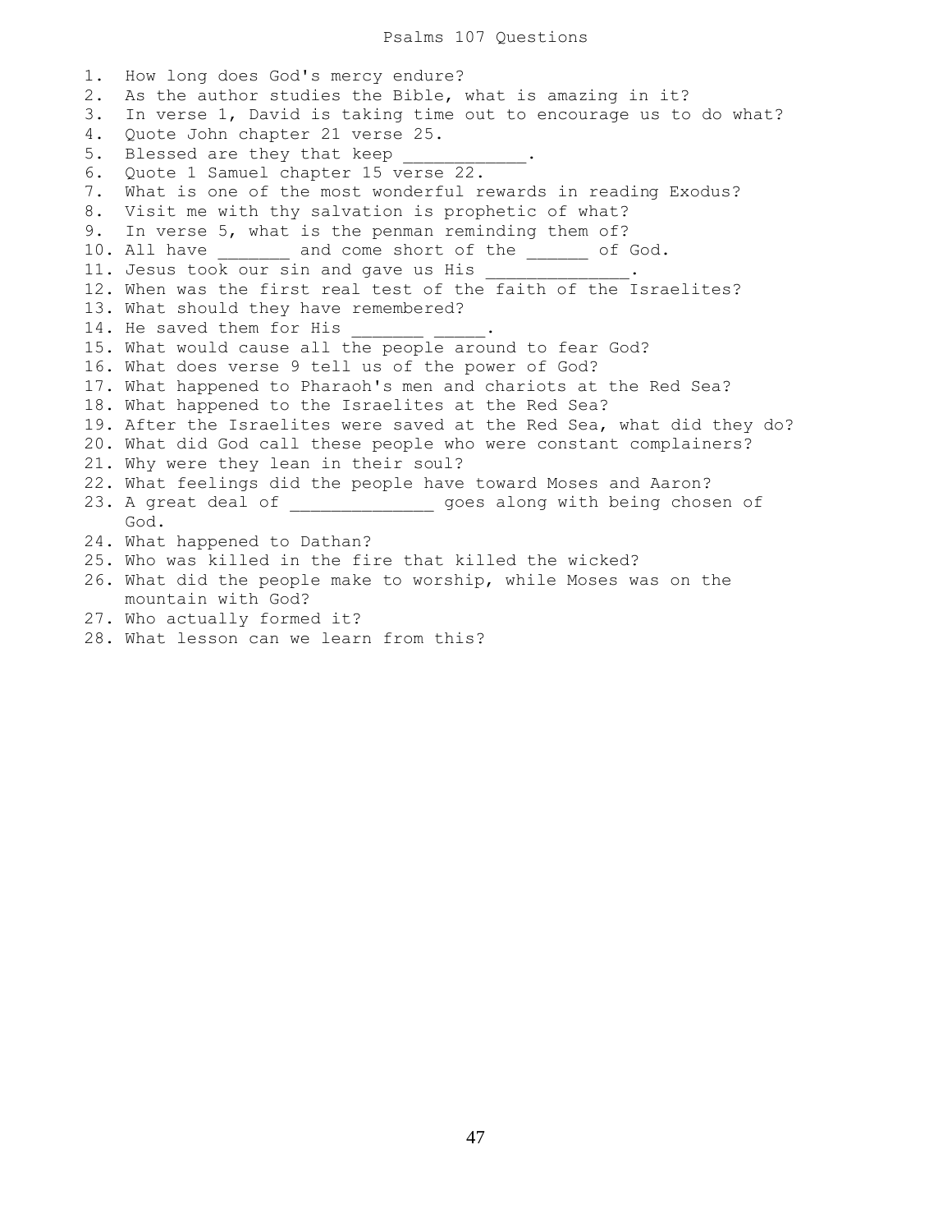# Psalms 107 Questions

1. How long does God's mercy endure?
2. As the author studies the Bible, what is amazing in it?
3. In verse 1, David is taking time out to encourage us to do what?
4. Quote John chapter 21 verse 25.
5. Blessed are they that keep ____________.
6. Quote 1 Samuel chapter 15 verse 22.
7. What is one of the most wonderful rewards in reading Exodus?
8. Visit me with thy salvation is prophetic of what?
9. In verse 5, what is the penman reminding them of?
10. All have _______ and come short of the ______ of God.
11. Jesus took our sin and gave us His ______________.
12. When was the first real test of the faith of the Israelites?
13. What should they have remembered?
14. He saved them for His _______ _____.
15. What would cause all the people around to fear God?
16. What does verse 9 tell us of the power of God?
17. What happened to Pharaoh's men and chariots at the Red Sea?
18. What happened to the Israelites at the Red Sea?
19. After the Israelites were saved at the Red Sea, what did they do?
20. What did God call these people who were constant complainers?
21. Why were they lean in their soul?
22. What feelings did the people have toward Moses and Aaron?
23. A great deal of ______________ goes along with being chosen of God.
24. What happened to Dathan?
25. Who was killed in the fire that killed the wicked?
26. What did the people make to worship, while Moses was on the mountain with God?
27. Who actually formed it?
28. What lesson can we learn from this?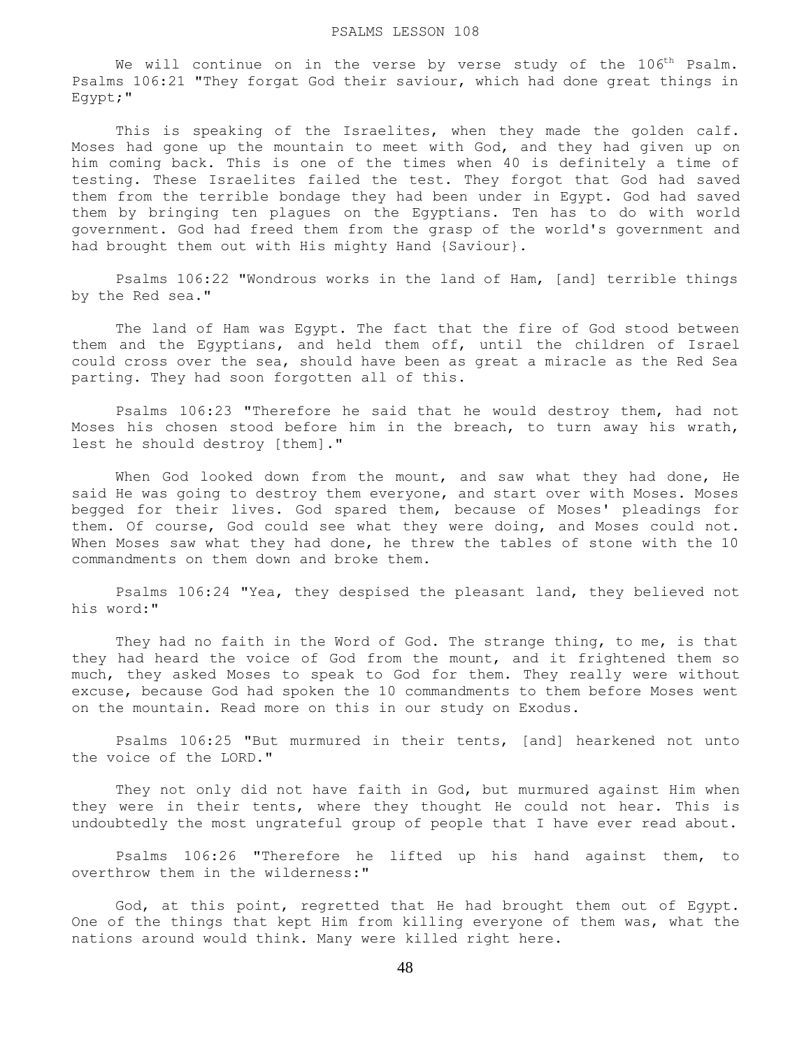# PSALMS LESSON 108

We will continue on in the verse by verse study of the 106th Psalm. Psalms 106:21 "They forgat God their saviour, which had done great things in Egypt;"

This is speaking of the Israelites, when they made the golden calf. Moses had gone up the mountain to meet with God, and they had given up on him coming back. This is one of the times when 40 is definitely a time of testing. These Israelites failed the test. They forgot that God had saved them from the terrible bondage they had been under in Egypt. God had saved them by bringing ten plagues on the Egyptians. Ten has to do with world government. God had freed them from the grasp of the world's government and had brought them out with His mighty Hand {Saviour}.

Psalms 106:22 "Wondrous works in the land of Ham, [and] terrible things by the Red sea."

The land of Ham was Egypt. The fact that the fire of God stood between them and the Egyptians, and held them off, until the children of Israel could cross over the sea, should have been as great a miracle as the Red Sea parting. They had soon forgotten all of this.

Psalms 106:23 "Therefore he said that he would destroy them, had not Moses his chosen stood before him in the breach, to turn away his wrath, lest he should destroy [them]."

When God looked down from the mount, and saw what they had done, He said He was going to destroy them everyone, and start over with Moses. Moses begged for their lives. God spared them, because of Moses' pleadings for them. Of course, God could see what they were doing, and Moses could not. When Moses saw what they had done, he threw the tables of stone with the 10 commandments on them down and broke them.

Psalms 106:24 "Yea, they despised the pleasant land, they believed not his word:"

They had no faith in the Word of God. The strange thing, to me, is that they had heard the voice of God from the mount, and it frightened them so much, they asked Moses to speak to God for them. They really were without excuse, because God had spoken the 10 commandments to them before Moses went on the mountain. Read more on this in our study on Exodus.

Psalms 106:25 "But murmured in their tents, [and] hearkened not unto the voice of the LORD."

They not only did not have faith in God, but murmured against Him when they were in their tents, where they thought He could not hear. This is undoubtedly the most ungrateful group of people that I have ever read about.

Psalms 106:26 "Therefore he lifted up his hand against them, to overthrow them in the wilderness:"

God, at this point, regretted that He had brought them out of Egypt. One of the things that kept Him from killing everyone of them was, what the nations around would think. Many were killed right here.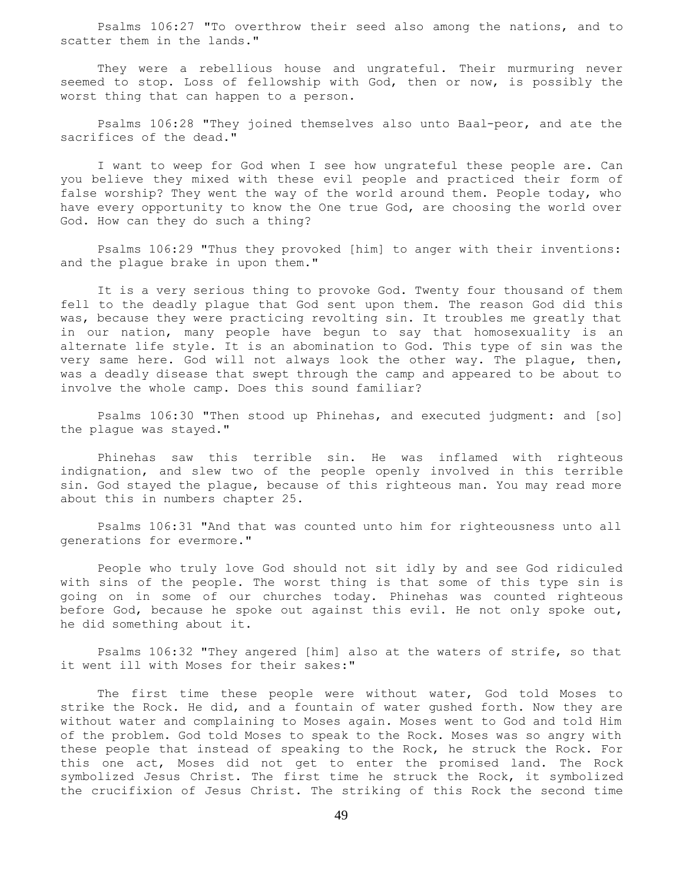Psalms 106:27 "To overthrow their seed also among the nations, and to scatter them in the lands."

They were a rebellious house and ungrateful. Their murmuring never seemed to stop. Loss of fellowship with God, then or now, is possibly the worst thing that can happen to a person.

Psalms 106:28 "They joined themselves also unto Baal-peor, and ate the sacrifices of the dead."

I want to weep for God when I see how ungrateful these people are. Can you believe they mixed with these evil people and practiced their form of false worship? They went the way of the world around them. People today, who have every opportunity to know the One true God, are choosing the world over God. How can they do such a thing?

Psalms 106:29 "Thus they provoked [him] to anger with their inventions: and the plague brake in upon them."

It is a very serious thing to provoke God. Twenty four thousand of them fell to the deadly plague that God sent upon them. The reason God did this was, because they were practicing revolting sin. It troubles me greatly that in our nation, many people have begun to say that homosexuality is an alternate life style. It is an abomination to God. This type of sin was the very same here. God will not always look the other way. The plague, then, was a deadly disease that swept through the camp and appeared to be about to involve the whole camp. Does this sound familiar?

Psalms 106:30 "Then stood up Phinehas, and executed judgment: and [so] the plague was stayed."

Phinehas saw this terrible sin. He was inflamed with righteous indignation, and slew two of the people openly involved in this terrible sin. God stayed the plague, because of this righteous man. You may read more about this in numbers chapter 25.

Psalms 106:31 "And that was counted unto him for righteousness unto all generations for evermore."

People who truly love God should not sit idly by and see God ridiculed with sins of the people. The worst thing is that some of this type sin is going on in some of our churches today. Phinehas was counted righteous before God, because he spoke out against this evil. He not only spoke out, he did something about it.

Psalms 106:32 "They angered [him] also at the waters of strife, so that it went ill with Moses for their sakes:"

The first time these people were without water, God told Moses to strike the Rock. He did, and a fountain of water gushed forth. Now they are without water and complaining to Moses again. Moses went to God and told Him of the problem. God told Moses to speak to the Rock. Moses was so angry with these people that instead of speaking to the Rock, he struck the Rock. For this one act, Moses did not get to enter the promised land. The Rock symbolized Jesus Christ. The first time he struck the Rock, it symbolized the crucifixion of Jesus Christ. The striking of this Rock the second time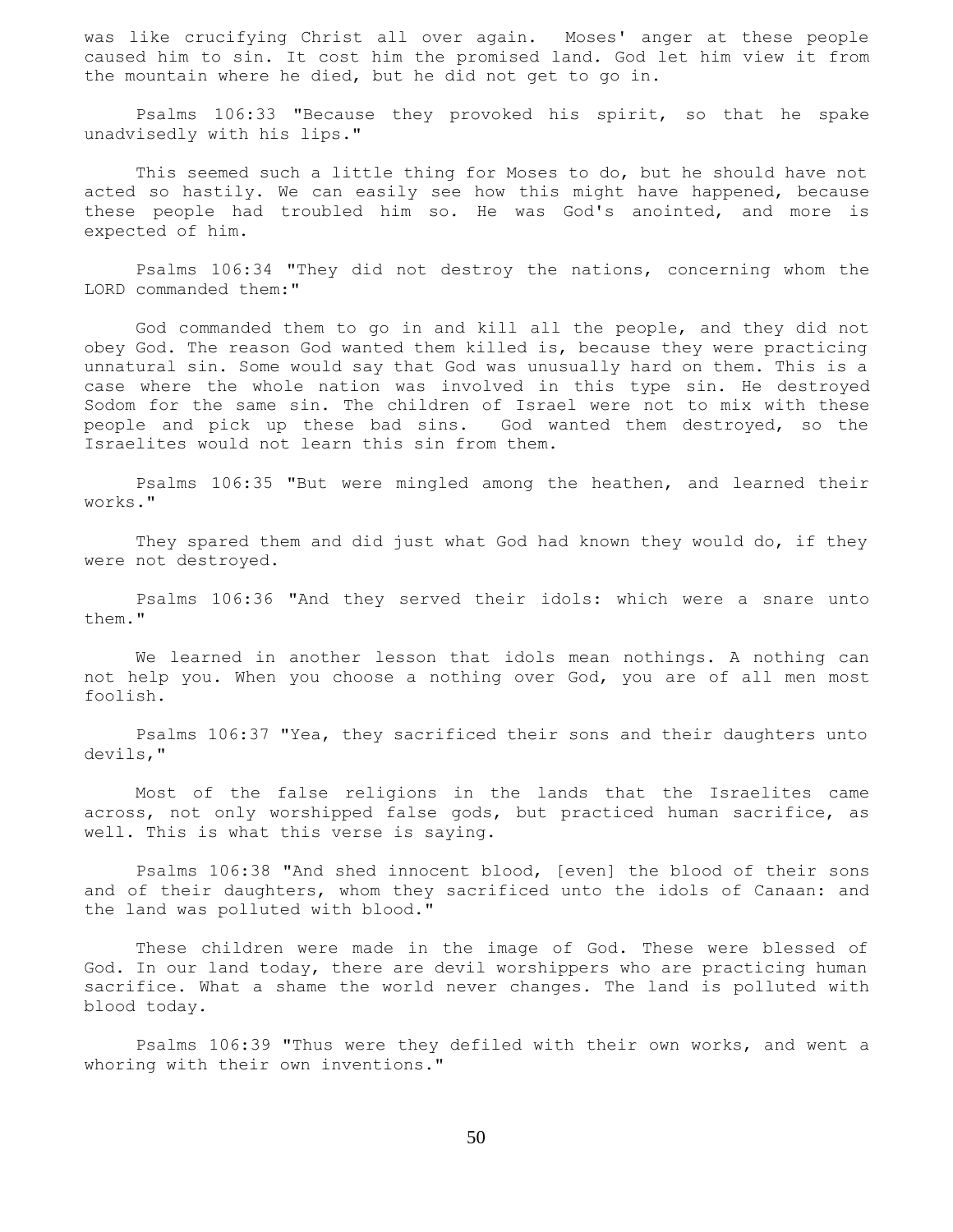was like crucifying Christ all over again. Moses' anger at these people caused him to sin. It cost him the promised land. God let him view it from the mountain where he died, but he did not get to go in.

Psalms 106:33 "Because they provoked his spirit, so that he spake unadvisedly with his lips."

This seemed such a little thing for Moses to do, but he should have not acted so hastily. We can easily see how this might have happened, because these people had troubled him so. He was God's anointed, and more is expected of him.

Psalms 106:34 "They did not destroy the nations, concerning whom the LORD commanded them:"

God commanded them to go in and kill all the people, and they did not obey God. The reason God wanted them killed is, because they were practicing unnatural sin. Some would say that God was unusually hard on them. This is a case where the whole nation was involved in this type sin. He destroyed Sodom for the same sin. The children of Israel were not to mix with these people and pick up these bad sins. God wanted them destroyed, so the Israelites would not learn this sin from them.

Psalms 106:35 "But were mingled among the heathen, and learned their works."

They spared them and did just what God had known they would do, if they were not destroyed.

Psalms 106:36 "And they served their idols: which were a snare unto them."

We learned in another lesson that idols mean nothings. A nothing can not help you. When you choose a nothing over God, you are of all men most foolish.

Psalms 106:37 "Yea, they sacrificed their sons and their daughters unto devils,"

Most of the false religions in the lands that the Israelites came across, not only worshipped false gods, but practiced human sacrifice, as well. This is what this verse is saying.

Psalms 106:38 "And shed innocent blood, [even] the blood of their sons and of their daughters, whom they sacrificed unto the idols of Canaan: and the land was polluted with blood."

These children were made in the image of God. These were blessed of God. In our land today, there are devil worshippers who are practicing human sacrifice. What a shame the world never changes. The land is polluted with blood today.

Psalms 106:39 "Thus were they defiled with their own works, and went a whoring with their own inventions."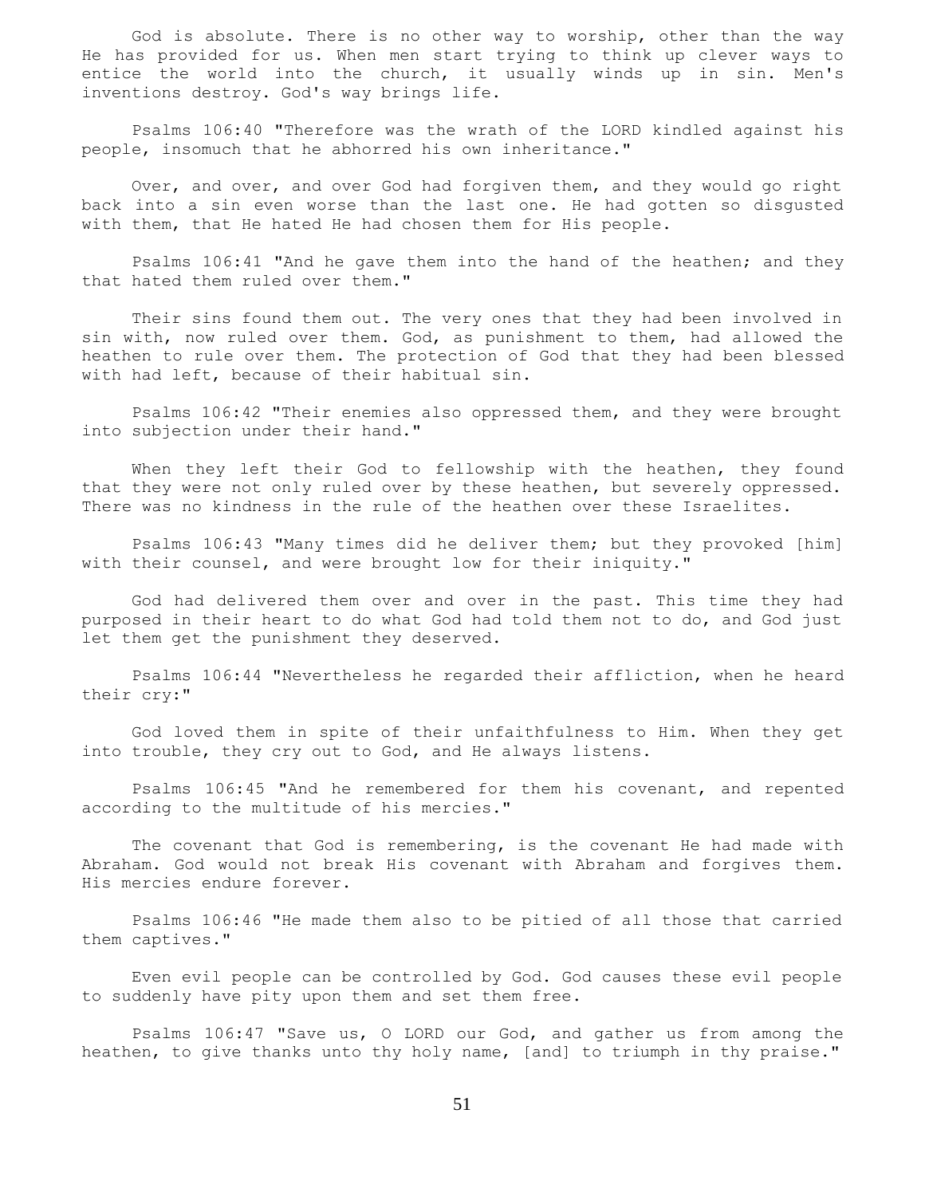God is absolute. There is no other way to worship, other than the way He has provided for us. When men start trying to think up clever ways to entice the world into the church, it usually winds up in sin. Men's inventions destroy. God's way brings life.

Psalms 106:40 "Therefore was the wrath of the LORD kindled against his people, insomuch that he abhorred his own inheritance."

Over, and over, and over God had forgiven them, and they would go right back into a sin even worse than the last one. He had gotten so disgusted with them, that He hated He had chosen them for His people.

Psalms 106:41 "And he gave them into the hand of the heathen; and they that hated them ruled over them."

Their sins found them out. The very ones that they had been involved in sin with, now ruled over them. God, as punishment to them, had allowed the heathen to rule over them. The protection of God that they had been blessed with had left, because of their habitual sin.

Psalms 106:42 "Their enemies also oppressed them, and they were brought into subjection under their hand."

When they left their God to fellowship with the heathen, they found that they were not only ruled over by these heathen, but severely oppressed. There was no kindness in the rule of the heathen over these Israelites.

Psalms 106:43 "Many times did he deliver them; but they provoked [him] with their counsel, and were brought low for their iniquity."

God had delivered them over and over in the past. This time they had purposed in their heart to do what God had told them not to do, and God just let them get the punishment they deserved.

Psalms 106:44 "Nevertheless he regarded their affliction, when he heard their cry:"

God loved them in spite of their unfaithfulness to Him. When they get into trouble, they cry out to God, and He always listens.

Psalms 106:45 "And he remembered for them his covenant, and repented according to the multitude of his mercies."

The covenant that God is remembering, is the covenant He had made with Abraham. God would not break His covenant with Abraham and forgives them. His mercies endure forever.

Psalms 106:46 "He made them also to be pitied of all those that carried them captives."

Even evil people can be controlled by God. God causes these evil people to suddenly have pity upon them and set them free.

Psalms 106:47 "Save us, O LORD our God, and gather us from among the heathen, to give thanks unto thy holy name, [and] to triumph in thy praise."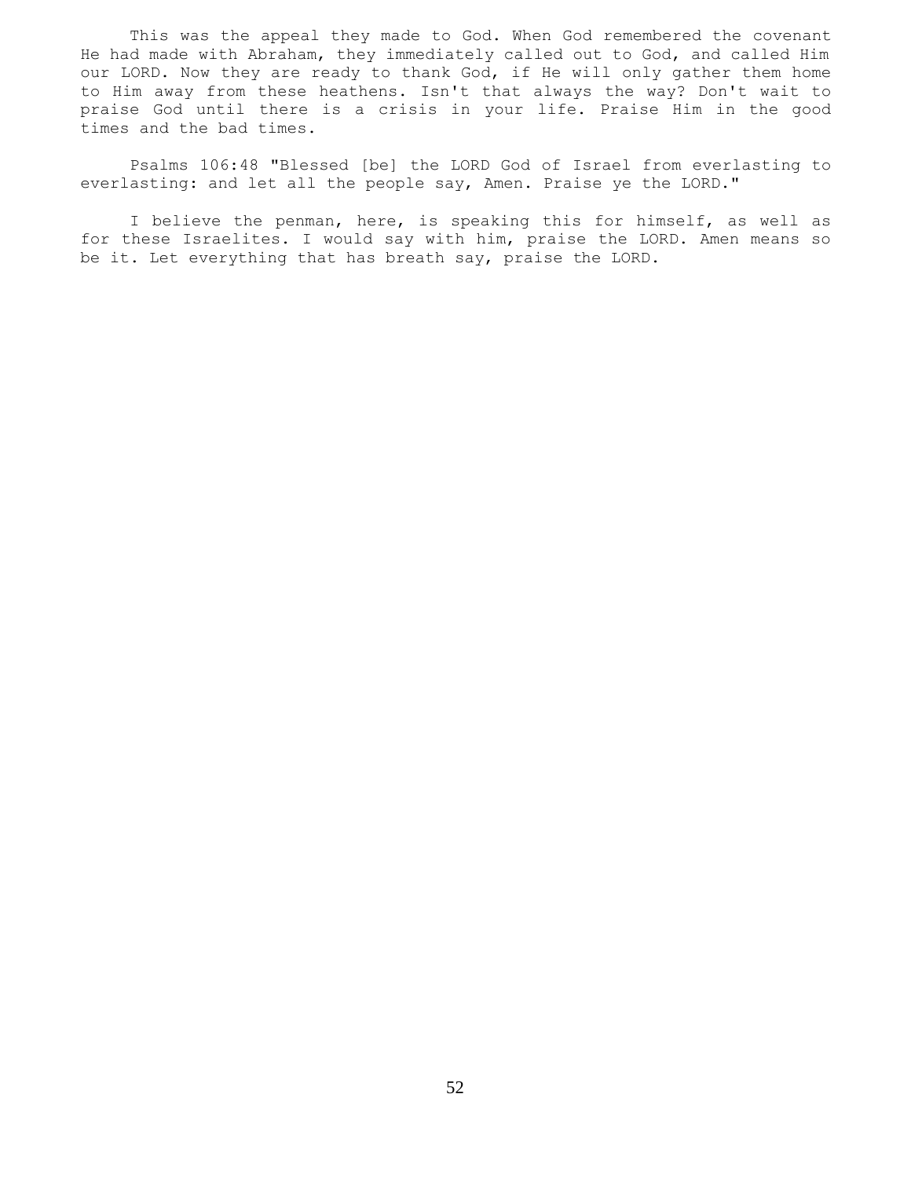This was the appeal they made to God. When God remembered the covenant He had made with Abraham, they immediately called out to God, and called Him our LORD. Now they are ready to thank God, if He will only gather them home to Him away from these heathens. Isn't that always the way? Don't wait to praise God until there is a crisis in your life. Praise Him in the good times and the bad times.

Psalms 106:48 "Blessed [be] the LORD God of Israel from everlasting to everlasting: and let all the people say, Amen. Praise ye the LORD."

I believe the penman, here, is speaking this for himself, as well as for these Israelites. I would say with him, praise the LORD. Amen means so be it. Let everything that has breath say, praise the LORD.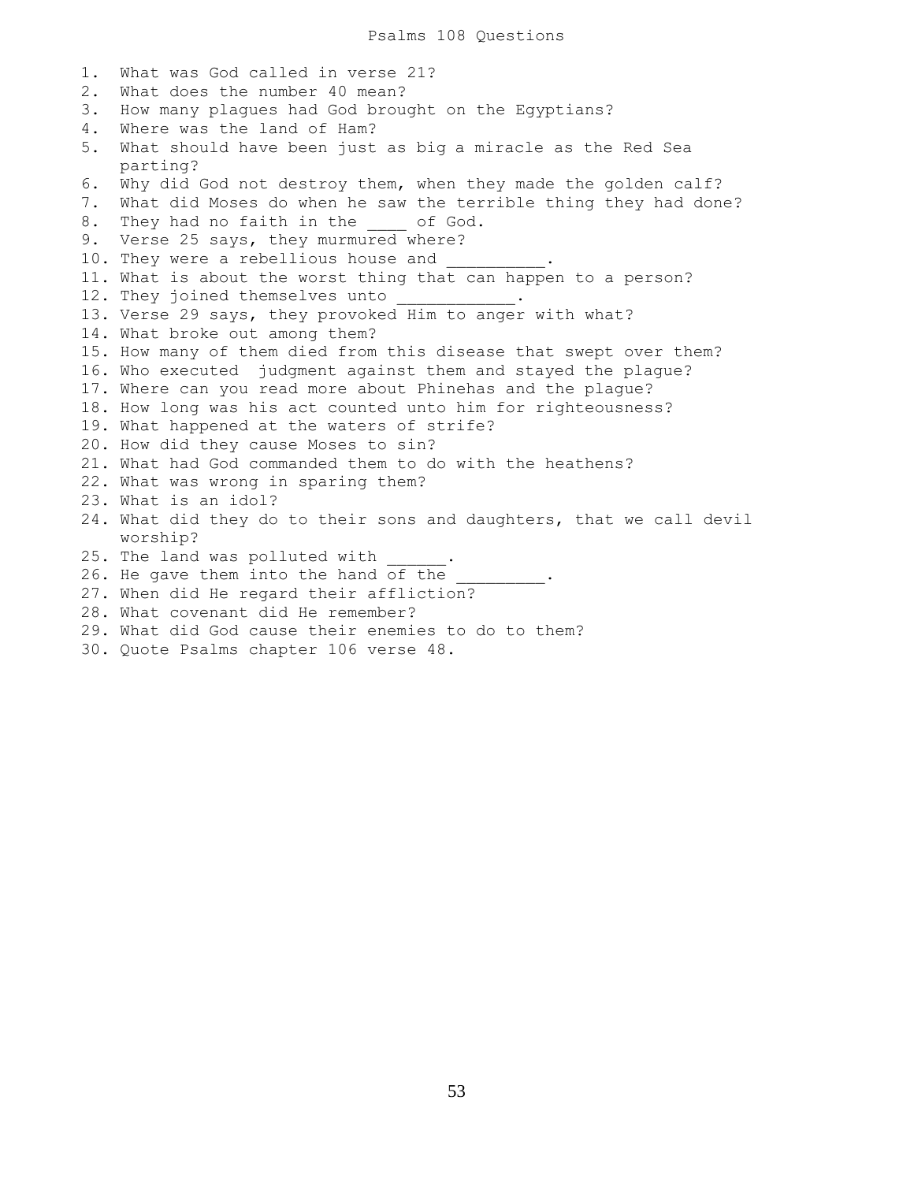# Psalms 108 Questions

1. What was God called in verse 21?
2. What does the number 40 mean?
3. How many plagues had God brought on the Egyptians?
4. Where was the land of Ham?
5. What should have been just as big a miracle as the Red Sea parting?
6. Why did God not destroy them, when they made the golden calf?
7. What did Moses do when he saw the terrible thing they had done?
8. They had no faith in the ____ of God.
9. Verse 25 says, they murmured where?
10. They were a rebellious house and __________.
11. What is about the worst thing that can happen to a person?
12. They joined themselves unto ____________.
13. Verse 29 says, they provoked Him to anger with what?
14. What broke out among them?
15. How many of them died from this disease that swept over them?
16. Who executed judgment against them and stayed the plague?
17. Where can you read more about Phinehas and the plague?
18. How long was his act counted unto him for righteousness?
19. What happened at the waters of strife?
20. How did they cause Moses to sin?
21. What had God commanded them to do with the heathens?
22. What was wrong in sparing them?
23. What is an idol?
24. What did they do to their sons and daughters, that we call devil worship?
25. The land was polluted with ______.
26. He gave them into the hand of the _________.
27. When did He regard their affliction?
28. What covenant did He remember?
29. What did God cause their enemies to do to them?
30. Quote Psalms chapter 106 verse 48.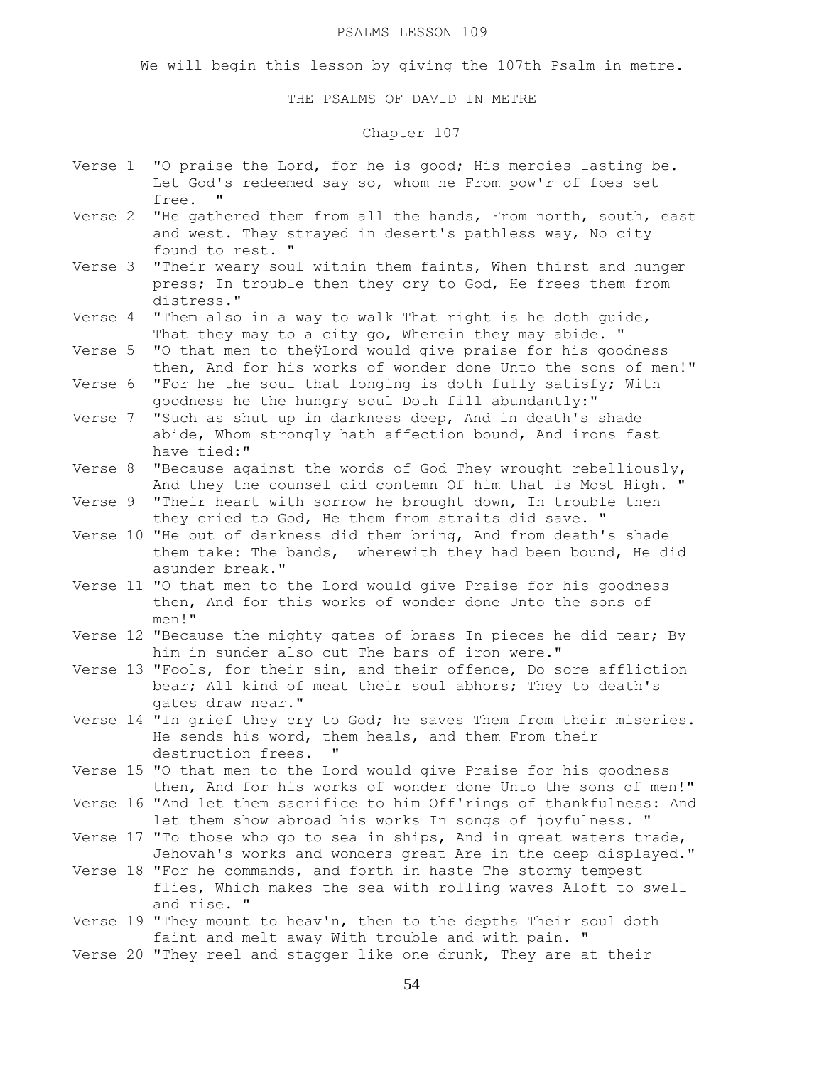PSALMS LESSON 109

We will begin this lesson by giving the 107th Psalm in metre.

THE PSALMS OF DAVID IN METRE

Chapter 107

Verse 1 "O praise the Lord, for he is good; His mercies lasting be. Let God's redeemed say so, whom he From pow'r of foes set free. "

Verse 2 "He gathered them from all the hands, From north, south, east and west. They strayed in desert's pathless way, No city found to rest. "

Verse 3 "Their weary soul within them faints, When thirst and hunger press; In trouble then they cry to God, He frees them from distress."

Verse 4 "Them also in a way to walk That right is he doth guide, That they may to a city go, Wherein they may abide. "

Verse 5 "O that men to theÿLord would give praise for his goodness then, And for his works of wonder done Unto the sons of men!"

Verse 6 "For he the soul that longing is doth fully satisfy; With goodness he the hungry soul Doth fill abundantly:"

Verse 7 "Such as shut up in darkness deep, And in death's shade abide, Whom strongly hath affection bound, And irons fast have tied:"

Verse 8 "Because against the words of God They wrought rebelliously, And they the counsel did contemn Of him that is Most High. "

Verse 9 "Their heart with sorrow he brought down, In trouble then they cried to God, He them from straits did save. "

Verse 10 "He out of darkness did them bring, And from death's shade them take: The bands, wherewith they had been bound, He did asunder break."

Verse 11 "O that men to the Lord would give Praise for his goodness then, And for this works of wonder done Unto the sons of men!"

Verse 12 "Because the mighty gates of brass In pieces he did tear; By him in sunder also cut The bars of iron were."

Verse 13 "Fools, for their sin, and their offence, Do sore affliction bear; All kind of meat their soul abhors; They to death's gates draw near."

Verse 14 "In grief they cry to God; he saves Them from their miseries. He sends his word, them heals, and them From their destruction frees. "

Verse 15 "O that men to the Lord would give Praise for his goodness then, And for his works of wonder done Unto the sons of men!"

Verse 16 "And let them sacrifice to him Off'rings of thankfulness: And let them show abroad his works In songs of joyfulness. "

Verse 17 "To those who go to sea in ships, And in great waters trade, Jehovah's works and wonders great Are in the deep displayed."

Verse 18 "For he commands, and forth in haste The stormy tempest flies, Which makes the sea with rolling waves Aloft to swell and rise. "

Verse 19 "They mount to heav'n, then to the depths Their soul doth faint and melt away With trouble and with pain. "

Verse 20 "They reel and stagger like one drunk, They are at their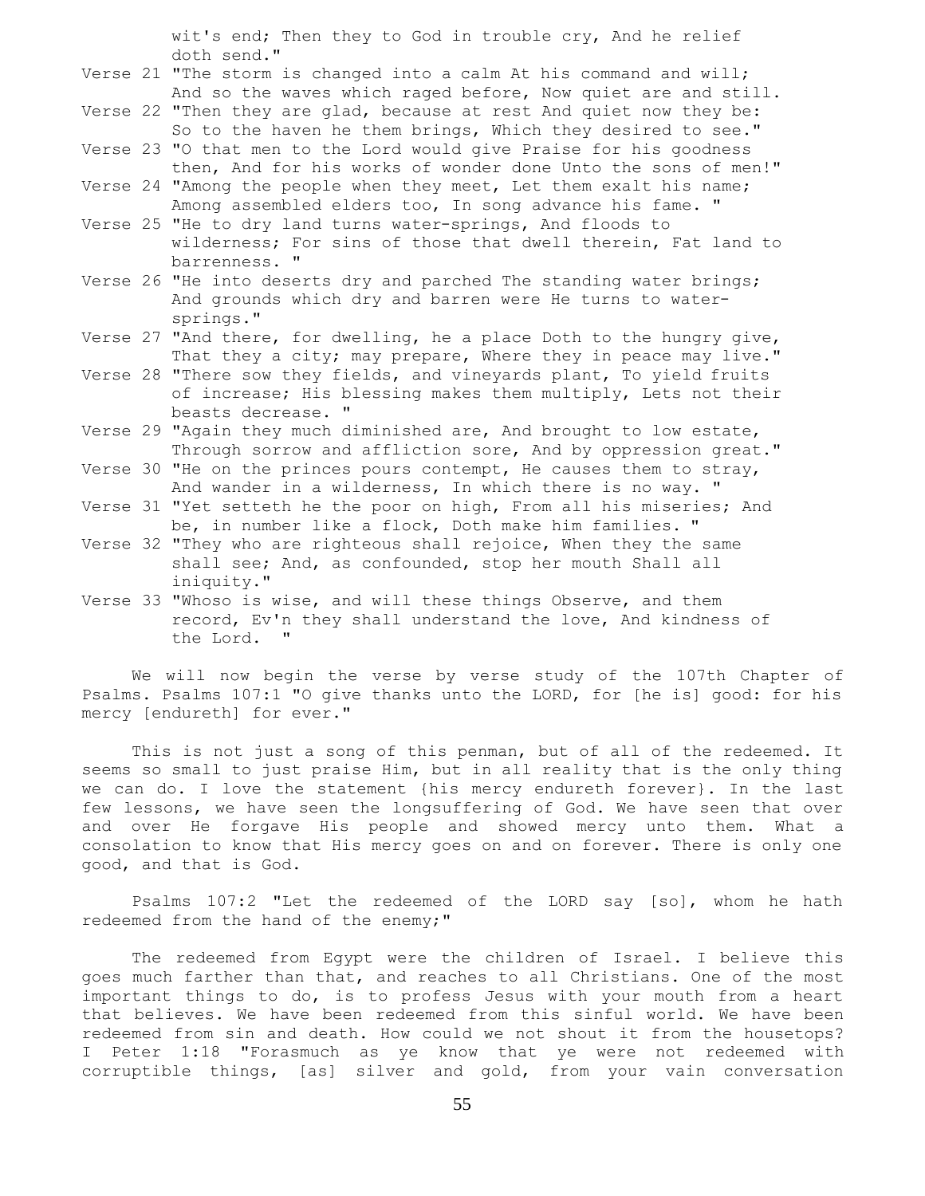wit's end; Then they to God in trouble cry, And he relief doth send."

Verse 21 "The storm is changed into a calm At his command and will; And so the waves which raged before, Now quiet are and still.

Verse 22 "Then they are glad, because at rest And quiet now they be: So to the haven he them brings, Which they desired to see."

Verse 23 "O that men to the Lord would give Praise for his goodness then, And for his works of wonder done Unto the sons of men!"

Verse 24 "Among the people when they meet, Let them exalt his name; Among assembled elders too, In song advance his fame. "

Verse 25 "He to dry land turns water-springs, And floods to wilderness; For sins of those that dwell therein, Fat land to barrenness. "

Verse 26 "He into deserts dry and parched The standing water brings; And grounds which dry and barren were He turns to water-springs."

Verse 27 "And there, for dwelling, he a place Doth to the hungry give, That they a city; may prepare, Where they in peace may live."

Verse 28 "There sow they fields, and vineyards plant, To yield fruits of increase; His blessing makes them multiply, Lets not their beasts decrease. "

Verse 29 "Again they much diminished are, And brought to low estate, Through sorrow and affliction sore, And by oppression great."

Verse 30 "He on the princes pours contempt, He causes them to stray, And wander in a wilderness, In which there is no way. "

Verse 31 "Yet setteth he the poor on high, From all his miseries; And be, in number like a flock, Doth make him families. "

Verse 32 "They who are righteous shall rejoice, When they the same shall see; And, as confounded, stop her mouth Shall all iniquity."

Verse 33 "Whoso is wise, and will these things Observe, and them record, Ev'n they shall understand the love, And kindness of the Lord. "

We will now begin the verse by verse study of the 107th Chapter of Psalms. Psalms 107:1 "O give thanks unto the LORD, for [he is] good: for his mercy [endureth] for ever."

This is not just a song of this penman, but of all of the redeemed. It seems so small to just praise Him, but in all reality that is the only thing we can do. I love the statement {his mercy endureth forever}. In the last few lessons, we have seen the longsuffering of God. We have seen that over and over He forgave His people and showed mercy unto them. What a consolation to know that His mercy goes on and on forever. There is only one good, and that is God.

Psalms 107:2 "Let the redeemed of the LORD say [so], whom he hath redeemed from the hand of the enemy;"

The redeemed from Egypt were the children of Israel. I believe this goes much farther than that, and reaches to all Christians. One of the most important things to do, is to profess Jesus with your mouth from a heart that believes. We have been redeemed from this sinful world. We have been redeemed from sin and death. How could we not shout it from the housetops? I Peter 1:18 "Forasmuch as ye know that ye were not redeemed with corruptible things, [as] silver and gold, from your vain conversation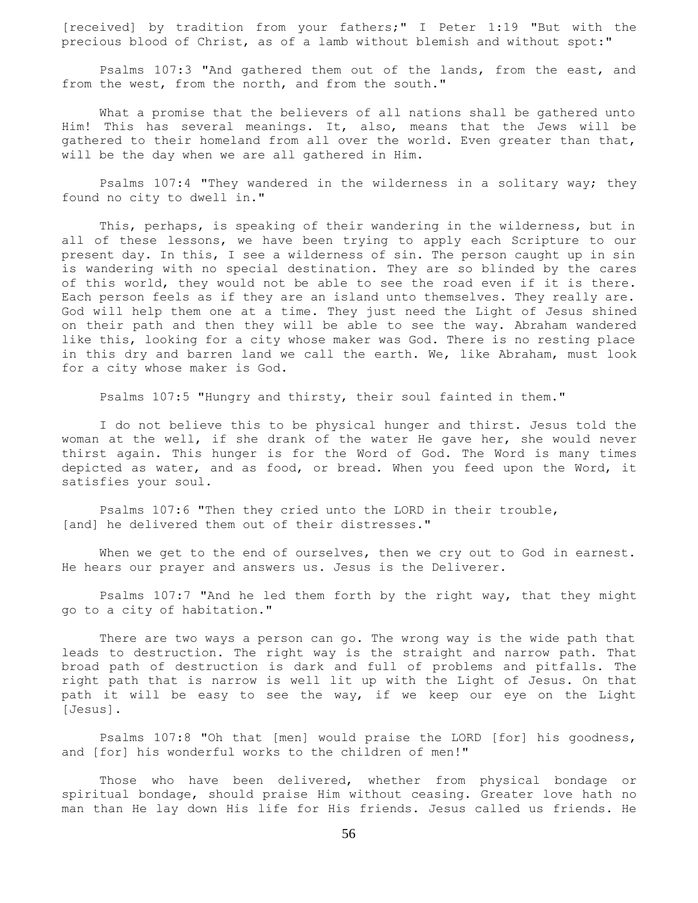[received] by tradition from your fathers;" I Peter 1:19 "But with the precious blood of Christ, as of a lamb without blemish and without spot:"

Psalms 107:3 "And gathered them out of the lands, from the east, and from the west, from the north, and from the south."

What a promise that the believers of all nations shall be gathered unto Him! This has several meanings. It, also, means that the Jews will be gathered to their homeland from all over the world. Even greater than that, will be the day when we are all gathered in Him.

Psalms 107:4 "They wandered in the wilderness in a solitary way; they found no city to dwell in."

This, perhaps, is speaking of their wandering in the wilderness, but in all of these lessons, we have been trying to apply each Scripture to our present day. In this, I see a wilderness of sin. The person caught up in sin is wandering with no special destination. They are so blinded by the cares of this world, they would not be able to see the road even if it is there. Each person feels as if they are an island unto themselves. They really are. God will help them one at a time. They just need the Light of Jesus shined on their path and then they will be able to see the way. Abraham wandered like this, looking for a city whose maker was God. There is no resting place in this dry and barren land we call the earth. We, like Abraham, must look for a city whose maker is God.

Psalms 107:5 "Hungry and thirsty, their soul fainted in them."

I do not believe this to be physical hunger and thirst. Jesus told the woman at the well, if she drank of the water He gave her, she would never thirst again. This hunger is for the Word of God. The Word is many times depicted as water, and as food, or bread. When you feed upon the Word, it satisfies your soul.

Psalms 107:6 "Then they cried unto the LORD in their trouble, [and] he delivered them out of their distresses."

When we get to the end of ourselves, then we cry out to God in earnest. He hears our prayer and answers us. Jesus is the Deliverer.

Psalms 107:7 "And he led them forth by the right way, that they might go to a city of habitation."

There are two ways a person can go. The wrong way is the wide path that leads to destruction. The right way is the straight and narrow path. That broad path of destruction is dark and full of problems and pitfalls. The right path that is narrow is well lit up with the Light of Jesus. On that path it will be easy to see the way, if we keep our eye on the Light [Jesus].

Psalms 107:8 "Oh that [men] would praise the LORD [for] his goodness, and [for] his wonderful works to the children of men!"

Those who have been delivered, whether from physical bondage or spiritual bondage, should praise Him without ceasing. Greater love hath no man than He lay down His life for His friends. Jesus called us friends. He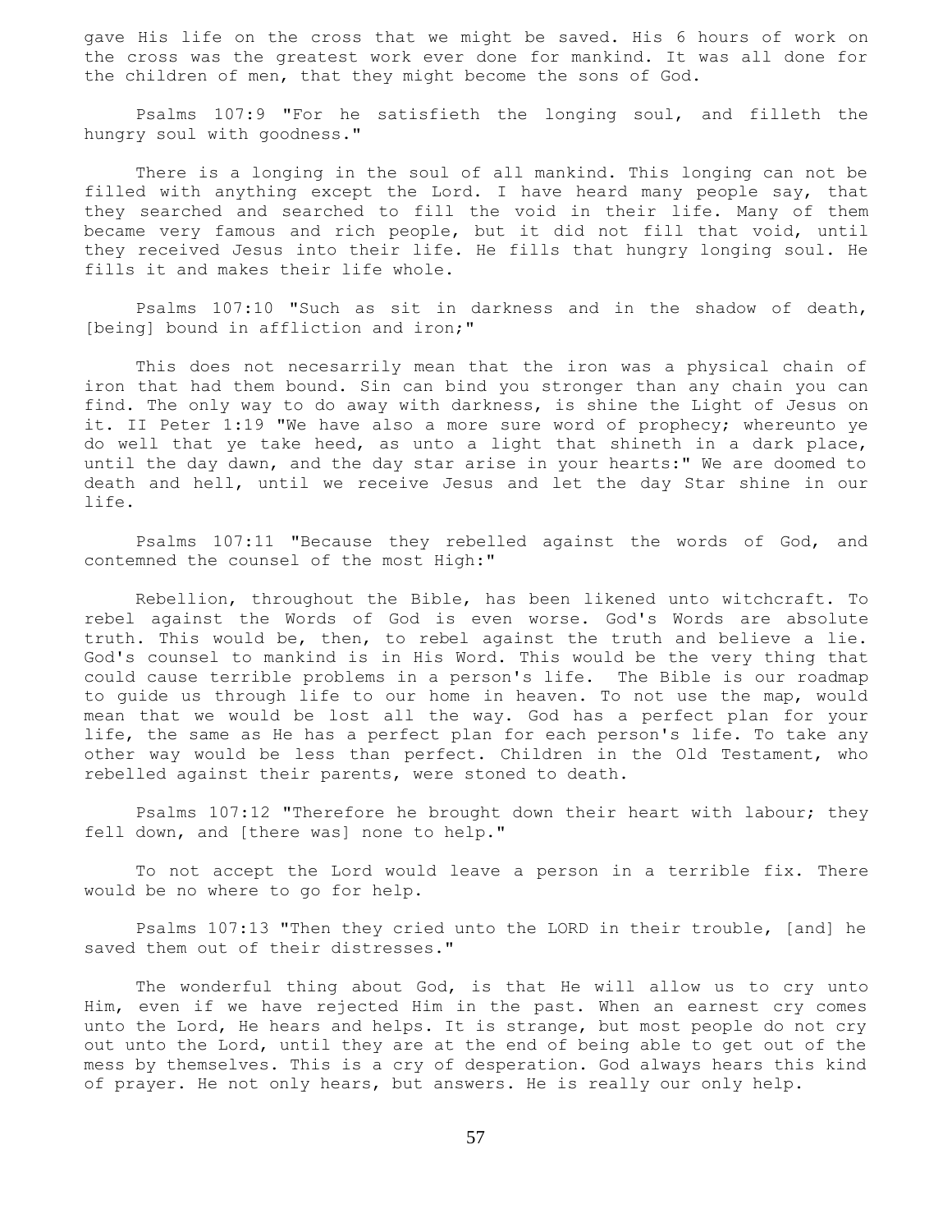gave His life on the cross that we might be saved. His 6 hours of work on the cross was the greatest work ever done for mankind. It was all done for the children of men, that they might become the sons of God.

Psalms 107:9 "For he satisfieth the longing soul, and filleth the hungry soul with goodness."

There is a longing in the soul of all mankind. This longing can not be filled with anything except the Lord. I have heard many people say, that they searched and searched to fill the void in their life. Many of them became very famous and rich people, but it did not fill that void, until they received Jesus into their life. He fills that hungry longing soul. He fills it and makes their life whole.

Psalms 107:10 "Such as sit in darkness and in the shadow of death, [being] bound in affliction and iron;"

This does not necesarrily mean that the iron was a physical chain of iron that had them bound. Sin can bind you stronger than any chain you can find. The only way to do away with darkness, is shine the Light of Jesus on it. II Peter 1:19 "We have also a more sure word of prophecy; whereunto ye do well that ye take heed, as unto a light that shineth in a dark place, until the day dawn, and the day star arise in your hearts:" We are doomed to death and hell, until we receive Jesus and let the day Star shine in our life.

Psalms 107:11 "Because they rebelled against the words of God, and contemned the counsel of the most High:"

Rebellion, throughout the Bible, has been likened unto witchcraft. To rebel against the Words of God is even worse. God's Words are absolute truth. This would be, then, to rebel against the truth and believe a lie. God's counsel to mankind is in His Word. This would be the very thing that could cause terrible problems in a person's life. The Bible is our roadmap to guide us through life to our home in heaven. To not use the map, would mean that we would be lost all the way. God has a perfect plan for your life, the same as He has a perfect plan for each person's life. To take any other way would be less than perfect. Children in the Old Testament, who rebelled against their parents, were stoned to death.

Psalms 107:12 "Therefore he brought down their heart with labour; they fell down, and [there was] none to help."

To not accept the Lord would leave a person in a terrible fix. There would be no where to go for help.

Psalms 107:13 "Then they cried unto the LORD in their trouble, [and] he saved them out of their distresses."

The wonderful thing about God, is that He will allow us to cry unto Him, even if we have rejected Him in the past. When an earnest cry comes unto the Lord, He hears and helps. It is strange, but most people do not cry out unto the Lord, until they are at the end of being able to get out of the mess by themselves. This is a cry of desperation. God always hears this kind of prayer. He not only hears, but answers. He is really our only help.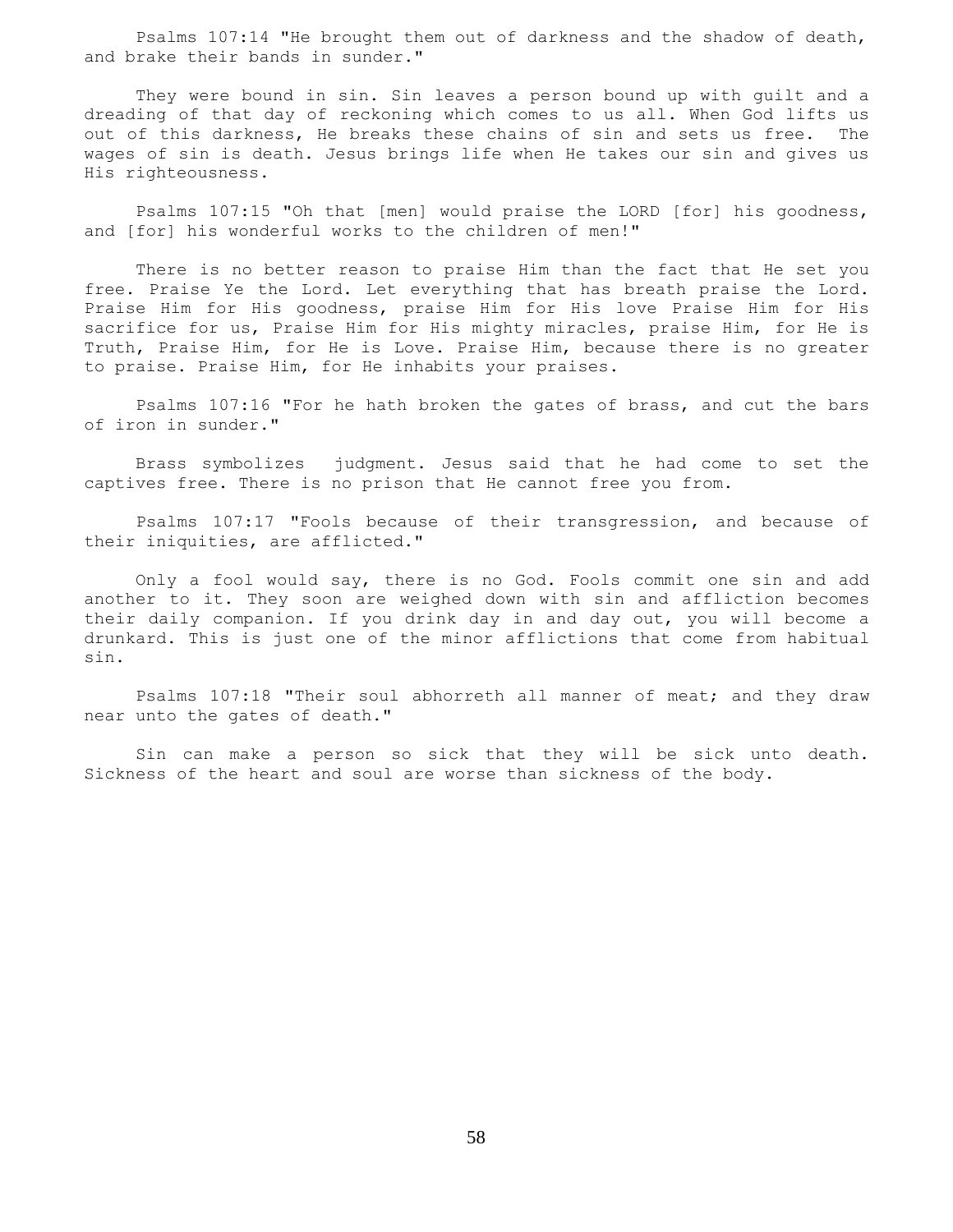Psalms 107:14 "He brought them out of darkness and the shadow of death, and brake their bands in sunder."

They were bound in sin. Sin leaves a person bound up with guilt and a dreading of that day of reckoning which comes to us all. When God lifts us out of this darkness, He breaks these chains of sin and sets us free. The wages of sin is death. Jesus brings life when He takes our sin and gives us His righteousness.

Psalms 107:15 "Oh that [men] would praise the LORD [for] his goodness, and [for] his wonderful works to the children of men!"

There is no better reason to praise Him than the fact that He set you free. Praise Ye the Lord. Let everything that has breath praise the Lord. Praise Him for His goodness, praise Him for His love Praise Him for His sacrifice for us, Praise Him for His mighty miracles, praise Him, for He is Truth, Praise Him, for He is Love. Praise Him, because there is no greater to praise. Praise Him, for He inhabits your praises.

Psalms 107:16 "For he hath broken the gates of brass, and cut the bars of iron in sunder."

Brass symbolizes judgment. Jesus said that he had come to set the captives free. There is no prison that He cannot free you from.

Psalms 107:17 "Fools because of their transgression, and because of their iniquities, are afflicted."

Only a fool would say, there is no God. Fools commit one sin and add another to it. They soon are weighed down with sin and affliction becomes their daily companion. If you drink day in and day out, you will become a drunkard. This is just one of the minor afflictions that come from habitual sin.

Psalms 107:18 "Their soul abhorreth all manner of meat; and they draw near unto the gates of death."

Sin can make a person so sick that they will be sick unto death. Sickness of the heart and soul are worse than sickness of the body.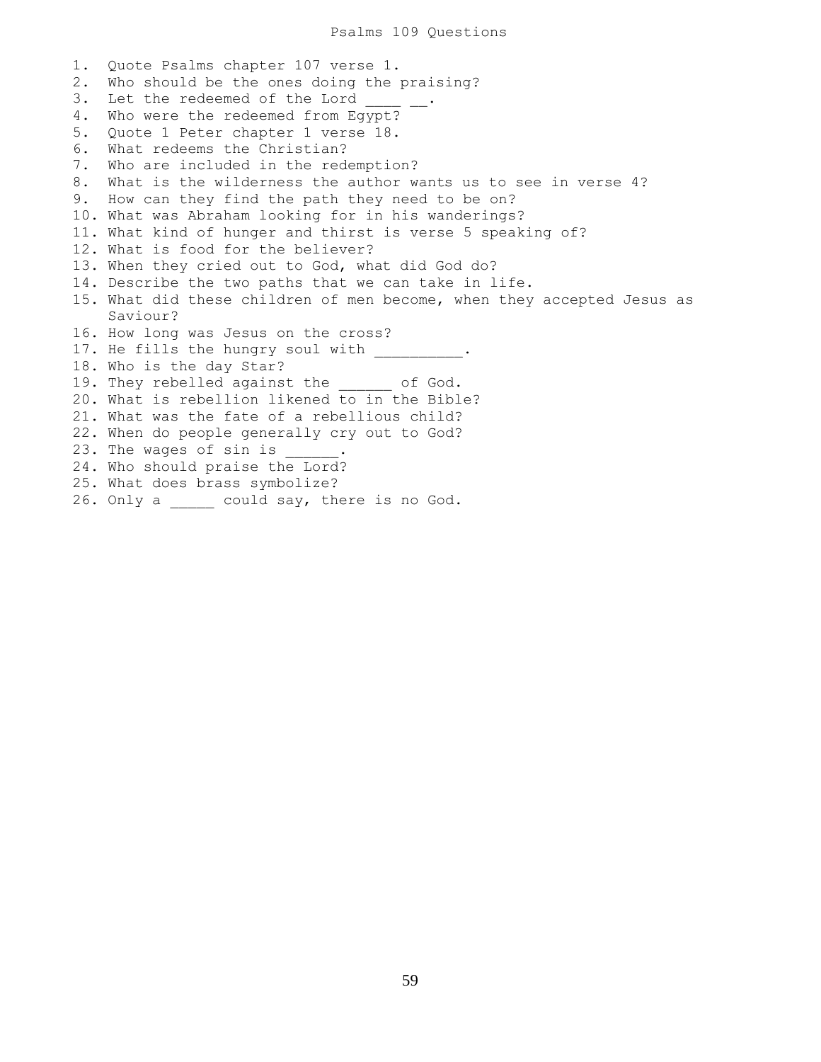# Psalms 109 Questions

1. Quote Psalms chapter 107 verse 1.
2. Who should be the ones doing the praising?
3. Let the redeemed of the Lord ____ __.
4. Who were the redeemed from Egypt?
5. Quote 1 Peter chapter 1 verse 18.
6. What redeems the Christian?
7. Who are included in the redemption?
8. What is the wilderness the author wants us to see in verse 4?
9. How can they find the path they need to be on?
10. What was Abraham looking for in his wanderings?
11. What kind of hunger and thirst is verse 5 speaking of?
12. What is food for the believer?
13. When they cried out to God, what did God do?
14. Describe the two paths that we can take in life.
15. What did these children of men become, when they accepted Jesus as Saviour?
16. How long was Jesus on the cross?
17. He fills the hungry soul with __________.
18. Who is the day Star?
19. They rebelled against the ______ of God.
20. What is rebellion likened to in the Bible?
21. What was the fate of a rebellious child?
22. When do people generally cry out to God?
23. The wages of sin is ______.
24. Who should praise the Lord?
25. What does brass symbolize?
26. Only a _____ could say, there is no God.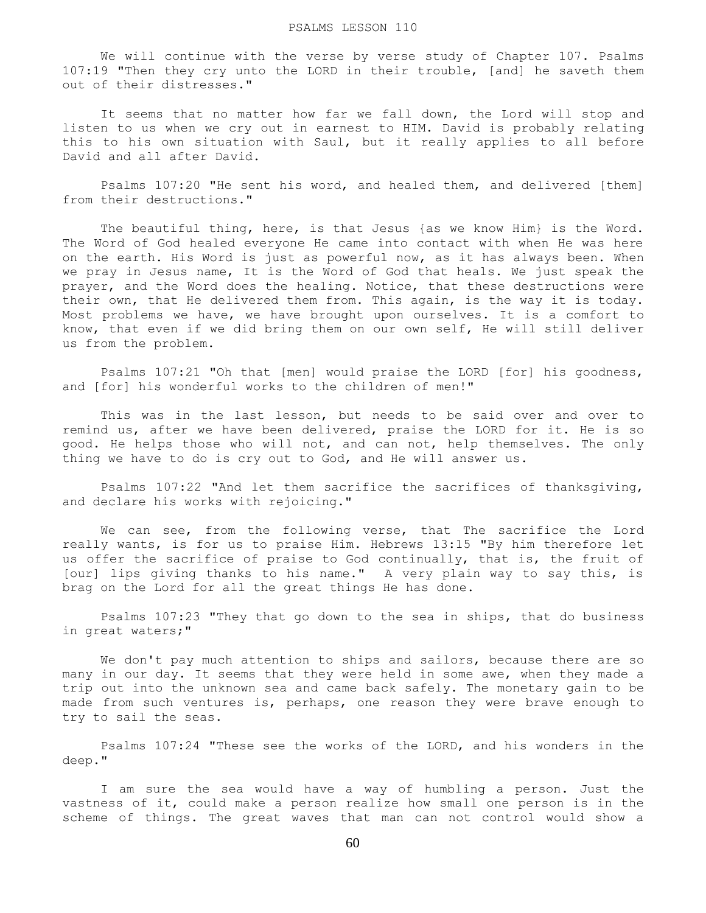# PSALMS LESSON 110

We will continue with the verse by verse study of Chapter 107. Psalms 107:19 "Then they cry unto the LORD in their trouble, [and] he saveth them out of their distresses."

It seems that no matter how far we fall down, the Lord will stop and listen to us when we cry out in earnest to HIM. David is probably relating this to his own situation with Saul, but it really applies to all before David and all after David.

Psalms 107:20 "He sent his word, and healed them, and delivered [them] from their destructions."

The beautiful thing, here, is that Jesus {as we know Him} is the Word. The Word of God healed everyone He came into contact with when He was here on the earth. His Word is just as powerful now, as it has always been. When we pray in Jesus name, It is the Word of God that heals. We just speak the prayer, and the Word does the healing. Notice, that these destructions were their own, that He delivered them from. This again, is the way it is today. Most problems we have, we have brought upon ourselves. It is a comfort to know, that even if we did bring them on our own self, He will still deliver us from the problem.

Psalms 107:21 "Oh that [men] would praise the LORD [for] his goodness, and [for] his wonderful works to the children of men!"

This was in the last lesson, but needs to be said over and over to remind us, after we have been delivered, praise the LORD for it. He is so good. He helps those who will not, and can not, help themselves. The only thing we have to do is cry out to God, and He will answer us.

Psalms 107:22 "And let them sacrifice the sacrifices of thanksgiving, and declare his works with rejoicing."

We can see, from the following verse, that The sacrifice the Lord really wants, is for us to praise Him. Hebrews 13:15 "By him therefore let us offer the sacrifice of praise to God continually, that is, the fruit of [our] lips giving thanks to his name." A very plain way to say this, is brag on the Lord for all the great things He has done.

Psalms 107:23 "They that go down to the sea in ships, that do business in great waters;"

We don't pay much attention to ships and sailors, because there are so many in our day. It seems that they were held in some awe, when they made a trip out into the unknown sea and came back safely. The monetary gain to be made from such ventures is, perhaps, one reason they were brave enough to try to sail the seas.

Psalms 107:24 "These see the works of the LORD, and his wonders in the deep."

I am sure the sea would have a way of humbling a person. Just the vastness of it, could make a person realize how small one person is in the scheme of things. The great waves that man can not control would show a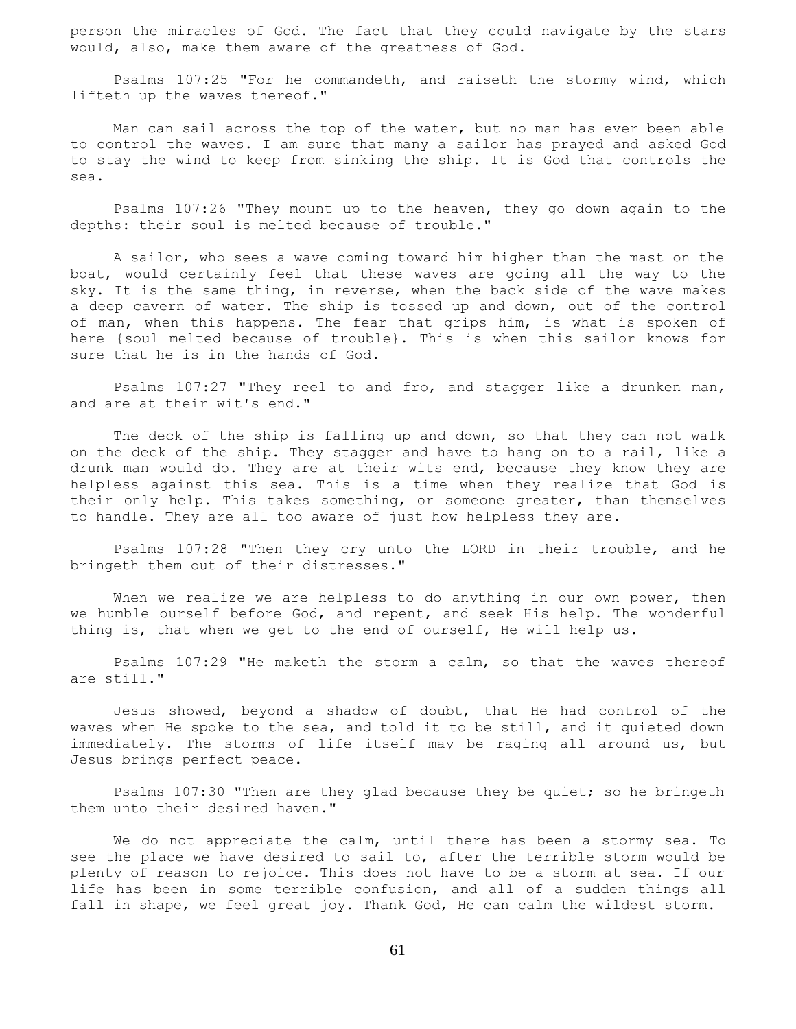person the miracles of God. The fact that they could navigate by the stars would, also, make them aware of the greatness of God.

Psalms 107:25 "For he commandeth, and raiseth the stormy wind, which lifteth up the waves thereof."

Man can sail across the top of the water, but no man has ever been able to control the waves. I am sure that many a sailor has prayed and asked God to stay the wind to keep from sinking the ship. It is God that controls the sea.

Psalms 107:26 "They mount up to the heaven, they go down again to the depths: their soul is melted because of trouble."

A sailor, who sees a wave coming toward him higher than the mast on the boat, would certainly feel that these waves are going all the way to the sky. It is the same thing, in reverse, when the back side of the wave makes a deep cavern of water. The ship is tossed up and down, out of the control of man, when this happens. The fear that grips him, is what is spoken of here {soul melted because of trouble}. This is when this sailor knows for sure that he is in the hands of God.

Psalms 107:27 "They reel to and fro, and stagger like a drunken man, and are at their wit's end."

The deck of the ship is falling up and down, so that they can not walk on the deck of the ship. They stagger and have to hang on to a rail, like a drunk man would do. They are at their wits end, because they know they are helpless against this sea. This is a time when they realize that God is their only help. This takes something, or someone greater, than themselves to handle. They are all too aware of just how helpless they are.

Psalms 107:28 "Then they cry unto the LORD in their trouble, and he bringeth them out of their distresses."

When we realize we are helpless to do anything in our own power, then we humble ourself before God, and repent, and seek His help. The wonderful thing is, that when we get to the end of ourself, He will help us.

Psalms 107:29 "He maketh the storm a calm, so that the waves thereof are still."

Jesus showed, beyond a shadow of doubt, that He had control of the waves when He spoke to the sea, and told it to be still, and it quieted down immediately. The storms of life itself may be raging all around us, but Jesus brings perfect peace.

Psalms 107:30 "Then are they glad because they be quiet; so he bringeth them unto their desired haven."

We do not appreciate the calm, until there has been a stormy sea. To see the place we have desired to sail to, after the terrible storm would be plenty of reason to rejoice. This does not have to be a storm at sea. If our life has been in some terrible confusion, and all of a sudden things all fall in shape, we feel great joy. Thank God, He can calm the wildest storm.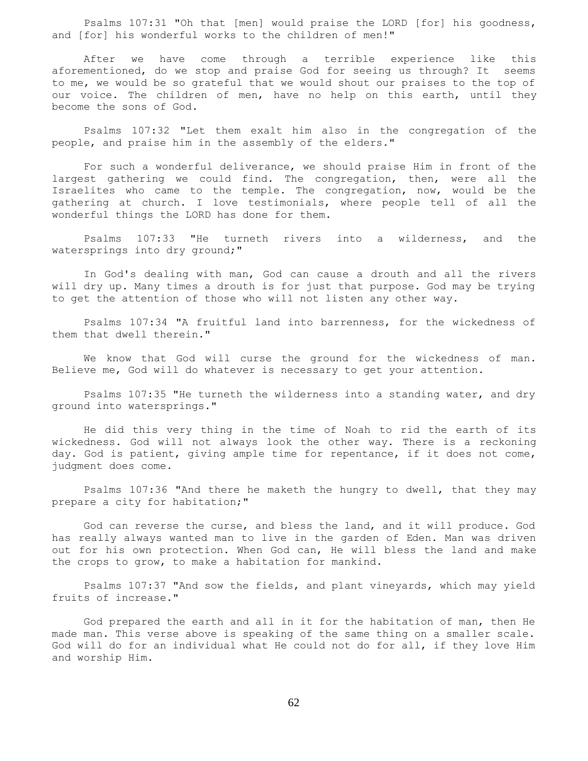Psalms 107:31 "Oh that [men] would praise the LORD [for] his goodness, and [for] his wonderful works to the children of men!"

After we have come through a terrible experience like this aforementioned, do we stop and praise God for seeing us through? It seems to me, we would be so grateful that we would shout our praises to the top of our voice. The children of men, have no help on this earth, until they become the sons of God.

Psalms 107:32 "Let them exalt him also in the congregation of the people, and praise him in the assembly of the elders."

For such a wonderful deliverance, we should praise Him in front of the largest gathering we could find. The congregation, then, were all the Israelites who came to the temple. The congregation, now, would be the gathering at church. I love testimonials, where people tell of all the wonderful things the LORD has done for them.

Psalms 107:33 "He turneth rivers into a wilderness, and the watersprings into dry ground;"

In God's dealing with man, God can cause a drouth and all the rivers will dry up. Many times a drouth is for just that purpose. God may be trying to get the attention of those who will not listen any other way.

Psalms 107:34 "A fruitful land into barrenness, for the wickedness of them that dwell therein."

We know that God will curse the ground for the wickedness of man. Believe me, God will do whatever is necessary to get your attention.

Psalms 107:35 "He turneth the wilderness into a standing water, and dry ground into watersprings."

He did this very thing in the time of Noah to rid the earth of its wickedness. God will not always look the other way. There is a reckoning day. God is patient, giving ample time for repentance, if it does not come, judgment does come.

Psalms 107:36 "And there he maketh the hungry to dwell, that they may prepare a city for habitation;"

God can reverse the curse, and bless the land, and it will produce. God has really always wanted man to live in the garden of Eden. Man was driven out for his own protection. When God can, He will bless the land and make the crops to grow, to make a habitation for mankind.

Psalms 107:37 "And sow the fields, and plant vineyards, which may yield fruits of increase."

God prepared the earth and all in it for the habitation of man, then He made man. This verse above is speaking of the same thing on a smaller scale. God will do for an individual what He could not do for all, if they love Him and worship Him.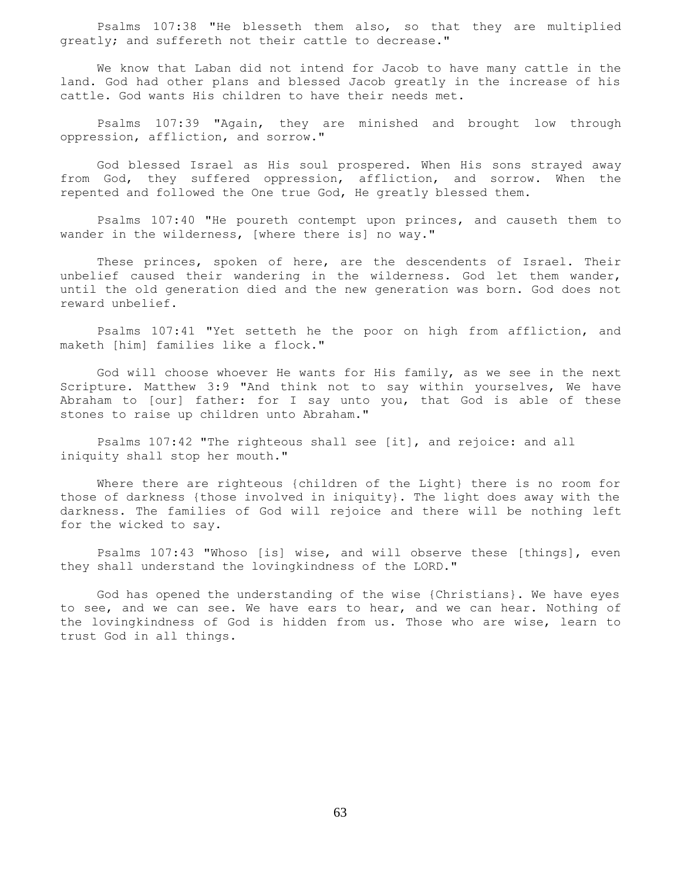Psalms 107:38 "He blesseth them also, so that they are multiplied greatly; and suffereth not their cattle to decrease."

We know that Laban did not intend for Jacob to have many cattle in the land. God had other plans and blessed Jacob greatly in the increase of his cattle. God wants His children to have their needs met.

Psalms 107:39 "Again, they are minished and brought low through oppression, affliction, and sorrow."

God blessed Israel as His soul prospered. When His sons strayed away from God, they suffered oppression, affliction, and sorrow. When the repented and followed the One true God, He greatly blessed them.

Psalms 107:40 "He poureth contempt upon princes, and causeth them to wander in the wilderness, [where there is] no way."

These princes, spoken of here, are the descendents of Israel. Their unbelief caused their wandering in the wilderness. God let them wander, until the old generation died and the new generation was born. God does not reward unbelief.

Psalms 107:41 "Yet setteth he the poor on high from affliction, and maketh [him] families like a flock."

God will choose whoever He wants for His family, as we see in the next Scripture. Matthew 3:9 "And think not to say within yourselves, We have Abraham to [our] father: for I say unto you, that God is able of these stones to raise up children unto Abraham."

Psalms 107:42 "The righteous shall see [it], and rejoice: and all iniquity shall stop her mouth."

Where there are righteous {children of the Light} there is no room for those of darkness {those involved in iniquity}. The light does away with the darkness. The families of God will rejoice and there will be nothing left for the wicked to say.

Psalms 107:43 "Whoso [is] wise, and will observe these [things], even they shall understand the lovingkindness of the LORD."

God has opened the understanding of the wise {Christians}. We have eyes to see, and we can see. We have ears to hear, and we can hear. Nothing of the lovingkindness of God is hidden from us. Those who are wise, learn to trust God in all things.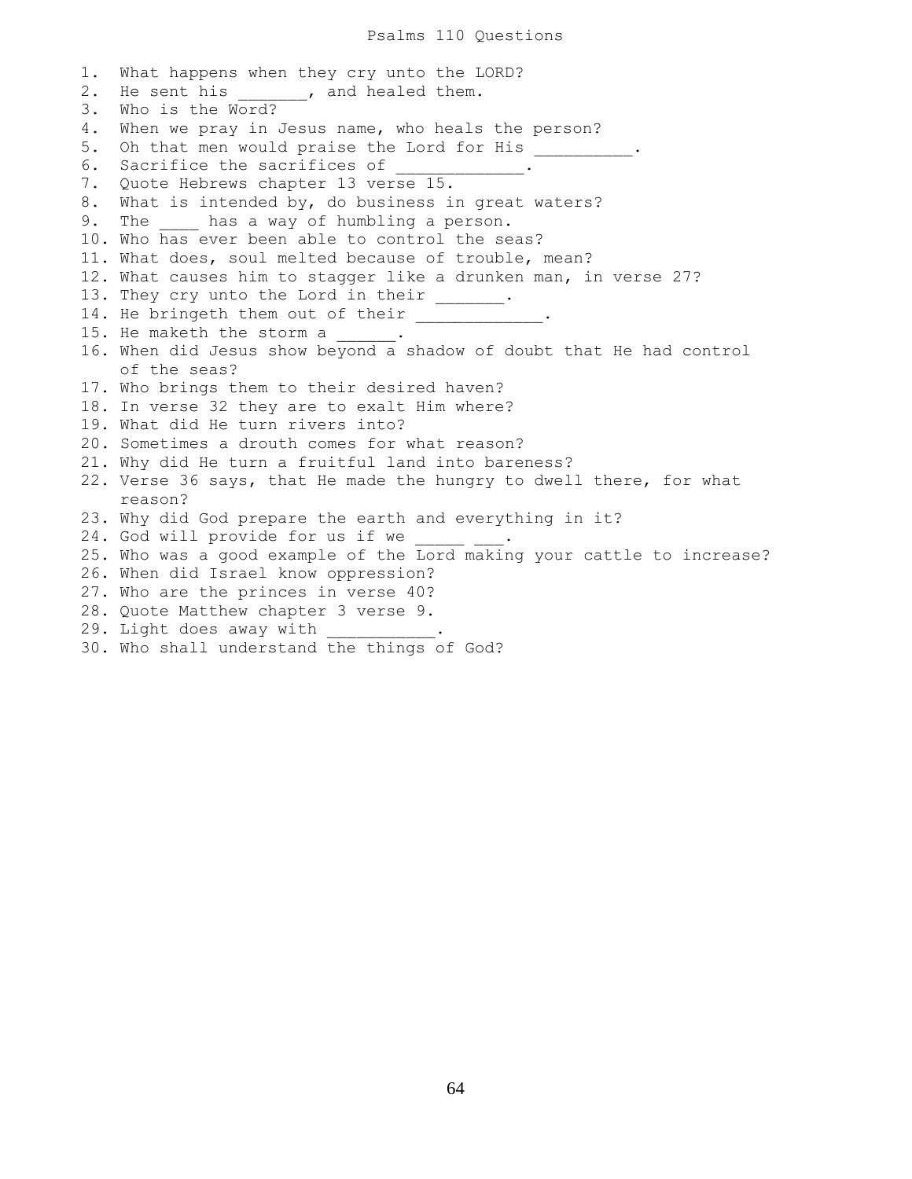# Psalms 110 Questions

1. What happens when they cry unto the LORD?
2. He sent his _______, and healed them.
3. Who is the Word?
4. When we pray in Jesus name, who heals the person?
5. Oh that men would praise the Lord for His __________.
6. Sacrifice the sacrifices of _____________.
7. Quote Hebrews chapter 13 verse 15.
8. What is intended by, do business in great waters?
9. The ____ has a way of humbling a person.
10. Who has ever been able to control the seas?
11. What does, soul melted because of trouble, mean?
12. What causes him to stagger like a drunken man, in verse 27?
13. They cry unto the Lord in their _______.
14. He bringeth them out of their _____________.
15. He maketh the storm a ______.
16. When did Jesus show beyond a shadow of doubt that He had control of the seas?
17. Who brings them to their desired haven?
18. In verse 32 they are to exalt Him where?
19. What did He turn rivers into?
20. Sometimes a drouth comes for what reason?
21. Why did He turn a fruitful land into bareness?
22. Verse 36 says, that He made the hungry to dwell there, for what reason?
23. Why did God prepare the earth and everything in it?
24. God will provide for us if we _____ ___.
25. Who was a good example of the Lord making your cattle to increase?
26. When did Israel know oppression?
27. Who are the princes in verse 40?
28. Quote Matthew chapter 3 verse 9.
29. Light does away with ___________.
30. Who shall understand the things of God?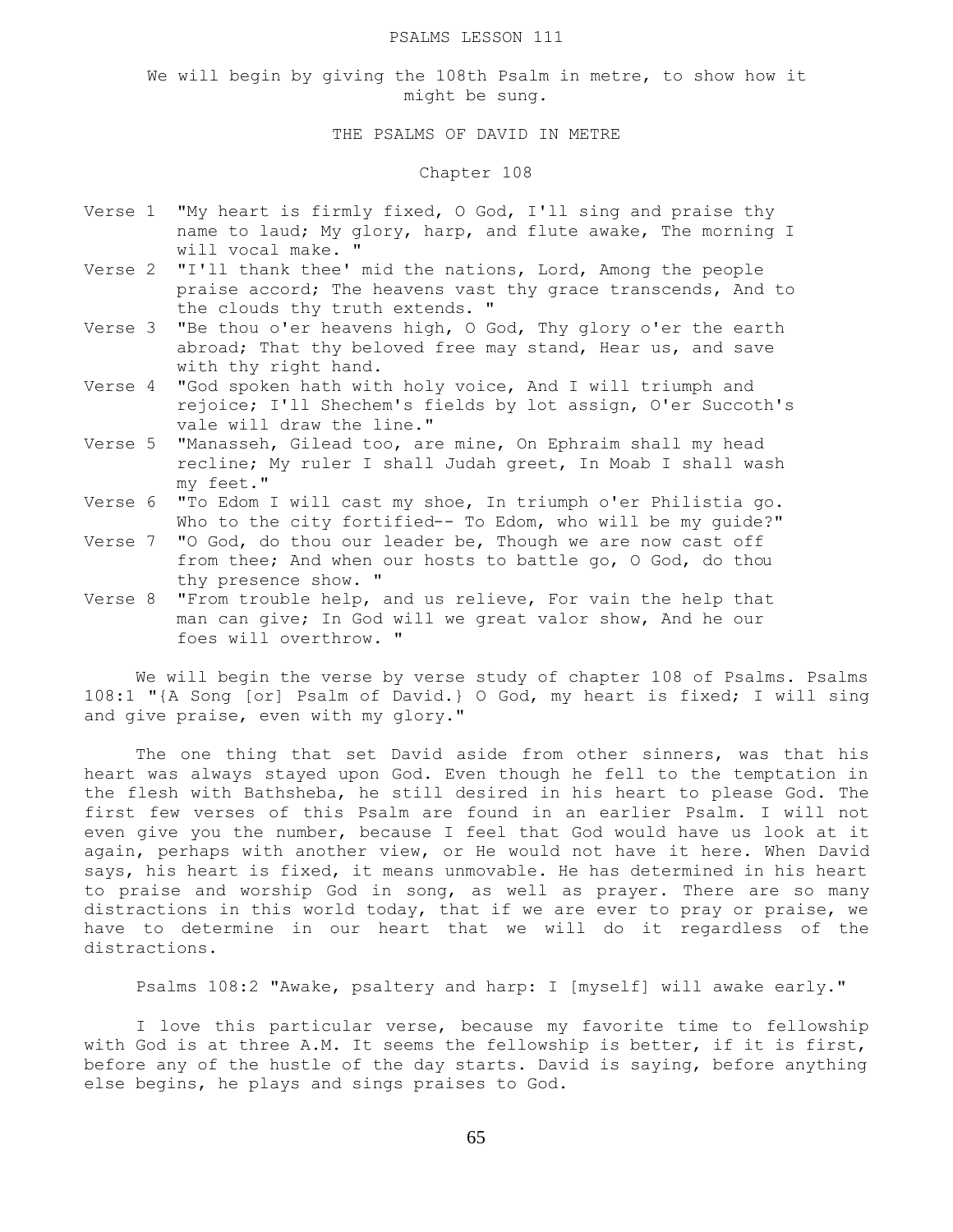PSALMS LESSON 111

We will begin by giving the 108th Psalm in metre, to show how it might be sung.

THE PSALMS OF DAVID IN METRE

Chapter 108

Verse 1 "My heart is firmly fixed, O God, I'll sing and praise thy name to laud; My glory, harp, and flute awake, The morning I will vocal make. "

Verse 2 "I'll thank thee' mid the nations, Lord, Among the people praise accord; The heavens vast thy grace transcends, And to the clouds thy truth extends. "

Verse 3 "Be thou o'er heavens high, O God, Thy glory o'er the earth abroad; That thy beloved free may stand, Hear us, and save with thy right hand.

Verse 4 "God spoken hath with holy voice, And I will triumph and rejoice; I'll Shechem's fields by lot assign, O'er Succoth's vale will draw the line."

Verse 5 "Manasseh, Gilead too, are mine, On Ephraim shall my head recline; My ruler I shall Judah greet, In Moab I shall wash my feet."

Verse 6 "To Edom I will cast my shoe, In triumph o'er Philistia go. Who to the city fortified-- To Edom, who will be my guide?"

Verse 7 "O God, do thou our leader be, Though we are now cast off from thee; And when our hosts to battle go, O God, do thou thy presence show. "

Verse 8 "From trouble help, and us relieve, For vain the help that man can give; In God will we great valor show, And he our foes will overthrow. "

We will begin the verse by verse study of chapter 108 of Psalms. Psalms 108:1 "{A Song [or] Psalm of David.} O God, my heart is fixed; I will sing and give praise, even with my glory."

The one thing that set David aside from other sinners, was that his heart was always stayed upon God. Even though he fell to the temptation in the flesh with Bathsheba, he still desired in his heart to please God. The first few verses of this Psalm are found in an earlier Psalm. I will not even give you the number, because I feel that God would have us look at it again, perhaps with another view, or He would not have it here. When David says, his heart is fixed, it means unmovable. He has determined in his heart to praise and worship God in song, as well as prayer. There are so many distractions in this world today, that if we are ever to pray or praise, we have to determine in our heart that we will do it regardless of the distractions.

Psalms 108:2 "Awake, psaltery and harp: I [myself] will awake early."

I love this particular verse, because my favorite time to fellowship with God is at three A.M. It seems the fellowship is better, if it is first, before any of the hustle of the day starts. David is saying, before anything else begins, he plays and sings praises to God.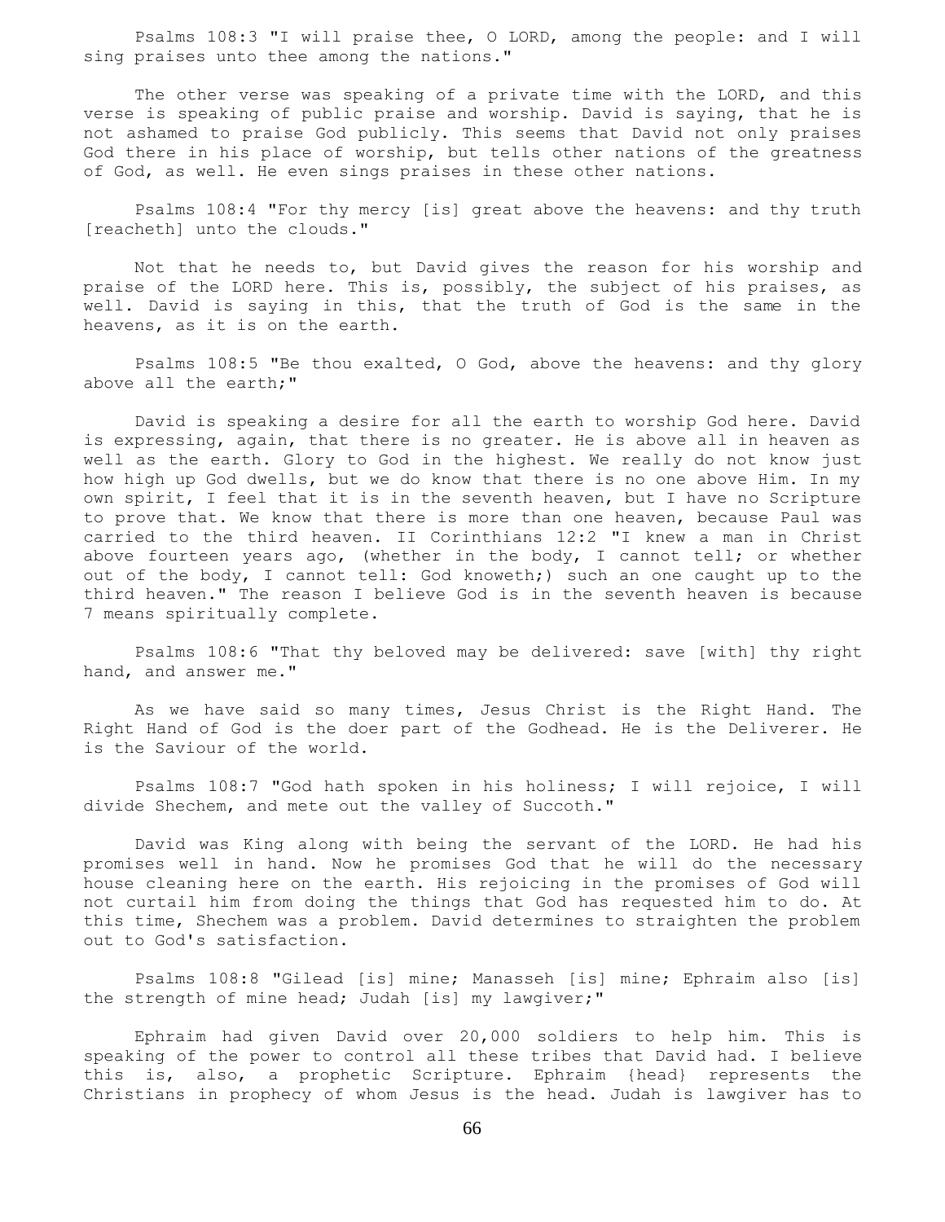Psalms 108:3 "I will praise thee, O LORD, among the people: and I will sing praises unto thee among the nations."

The other verse was speaking of a private time with the LORD, and this verse is speaking of public praise and worship. David is saying, that he is not ashamed to praise God publicly. This seems that David not only praises God there in his place of worship, but tells other nations of the greatness of God, as well. He even sings praises in these other nations.

Psalms 108:4 "For thy mercy [is] great above the heavens: and thy truth [reacheth] unto the clouds."

Not that he needs to, but David gives the reason for his worship and praise of the LORD here. This is, possibly, the subject of his praises, as well. David is saying in this, that the truth of God is the same in the heavens, as it is on the earth.

Psalms 108:5 "Be thou exalted, O God, above the heavens: and thy glory above all the earth;"

David is speaking a desire for all the earth to worship God here. David is expressing, again, that there is no greater. He is above all in heaven as well as the earth. Glory to God in the highest. We really do not know just how high up God dwells, but we do know that there is no one above Him. In my own spirit, I feel that it is in the seventh heaven, but I have no Scripture to prove that. We know that there is more than one heaven, because Paul was carried to the third heaven. II Corinthians 12:2 "I knew a man in Christ above fourteen years ago, (whether in the body, I cannot tell; or whether out of the body, I cannot tell: God knoweth;) such an one caught up to the third heaven." The reason I believe God is in the seventh heaven is because 7 means spiritually complete.

Psalms 108:6 "That thy beloved may be delivered: save [with] thy right hand, and answer me."

As we have said so many times, Jesus Christ is the Right Hand. The Right Hand of God is the doer part of the Godhead. He is the Deliverer. He is the Saviour of the world.

Psalms 108:7 "God hath spoken in his holiness; I will rejoice, I will divide Shechem, and mete out the valley of Succoth."

David was King along with being the servant of the LORD. He had his promises well in hand. Now he promises God that he will do the necessary house cleaning here on the earth. His rejoicing in the promises of God will not curtail him from doing the things that God has requested him to do. At this time, Shechem was a problem. David determines to straighten the problem out to God's satisfaction.

Psalms 108:8 "Gilead [is] mine; Manasseh [is] mine; Ephraim also [is] the strength of mine head; Judah [is] my lawgiver;"

Ephraim had given David over 20,000 soldiers to help him. This is speaking of the power to control all these tribes that David had. I believe this is, also, a prophetic Scripture. Ephraim {head} represents the Christians in prophecy of whom Jesus is the head. Judah is lawgiver has to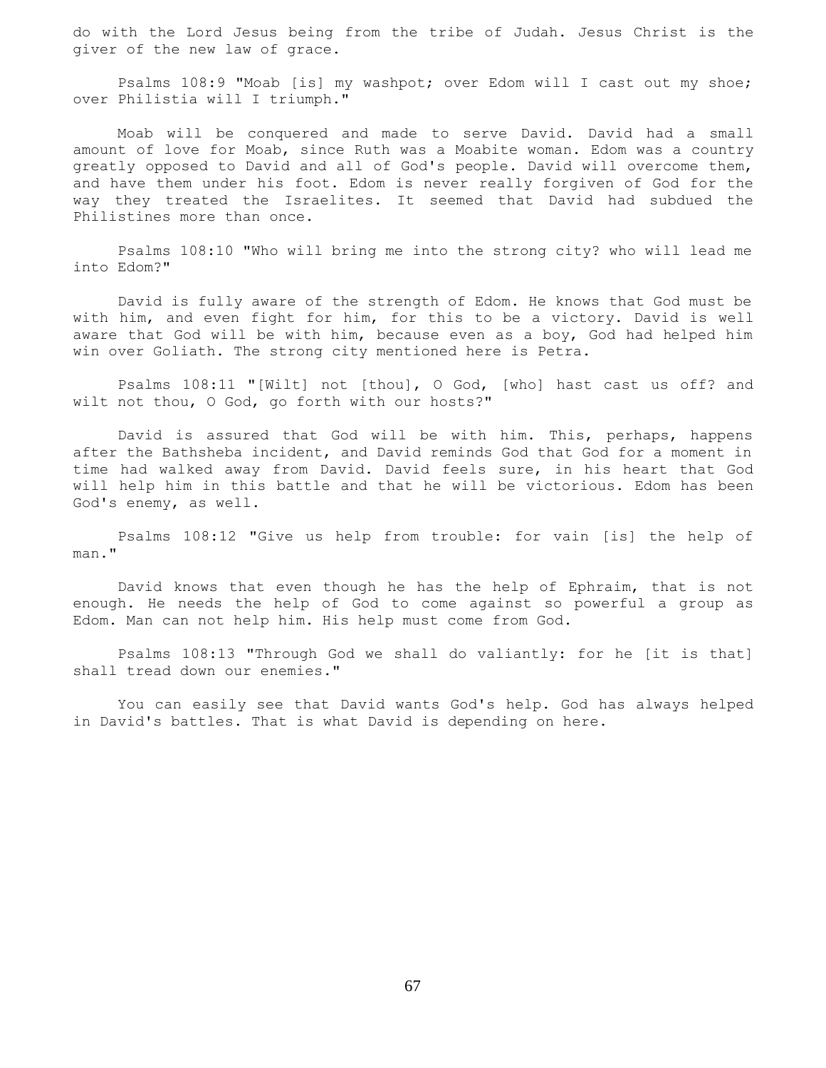do with the Lord Jesus being from the tribe of Judah. Jesus Christ is the giver of the new law of grace.

Psalms 108:9 "Moab [is] my washpot; over Edom will I cast out my shoe; over Philistia will I triumph."

Moab will be conquered and made to serve David. David had a small amount of love for Moab, since Ruth was a Moabite woman. Edom was a country greatly opposed to David and all of God's people. David will overcome them, and have them under his foot. Edom is never really forgiven of God for the way they treated the Israelites. It seemed that David had subdued the Philistines more than once.

Psalms 108:10 "Who will bring me into the strong city? who will lead me into Edom?"

David is fully aware of the strength of Edom. He knows that God must be with him, and even fight for him, for this to be a victory. David is well aware that God will be with him, because even as a boy, God had helped him win over Goliath. The strong city mentioned here is Petra.

Psalms 108:11 "[Wilt] not [thou], O God, [who] hast cast us off? and wilt not thou, O God, go forth with our hosts?"

David is assured that God will be with him. This, perhaps, happens after the Bathsheba incident, and David reminds God that God for a moment in time had walked away from David. David feels sure, in his heart that God will help him in this battle and that he will be victorious. Edom has been God's enemy, as well.

Psalms 108:12 "Give us help from trouble: for vain [is] the help of man."

David knows that even though he has the help of Ephraim, that is not enough. He needs the help of God to come against so powerful a group as Edom. Man can not help him. His help must come from God.

Psalms 108:13 "Through God we shall do valiantly: for he [it is that] shall tread down our enemies."

You can easily see that David wants God's help. God has always helped in David's battles. That is what David is depending on here.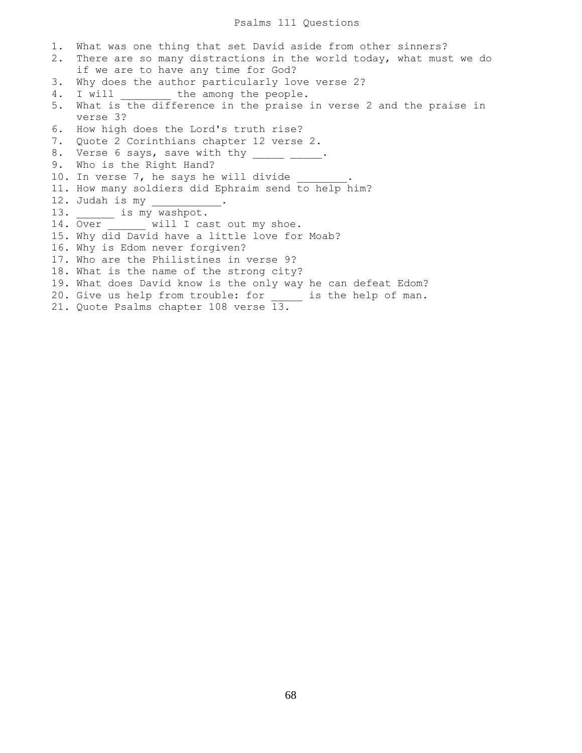# Psalms 111 Questions

1. What was one thing that set David aside from other sinners?
2. There are so many distractions in the world today, what must we do if we are to have any time for God?
3. Why does the author particularly love verse 2?
4. I will ________ the among the people.
5. What is the difference in the praise in verse 2 and the praise in verse 3?
6. How high does the Lord's truth rise?
7. Quote 2 Corinthians chapter 12 verse 2.
8. Verse 6 says, save with thy _____ _____.
9. Who is the Right Hand?
10. In verse 7, he says he will divide ________.
11. How many soldiers did Ephraim send to help him?
12. Judah is my ___________.
13. ______ is my washpot.
14. Over ______ will I cast out my shoe.
15. Why did David have a little love for Moab?
16. Why is Edom never forgiven?
17. Who are the Philistines in verse 9?
18. What is the name of the strong city?
19. What does David know is the only way he can defeat Edom?
20. Give us help from trouble: for _____ is the help of man.
21. Quote Psalms chapter 108 verse 13.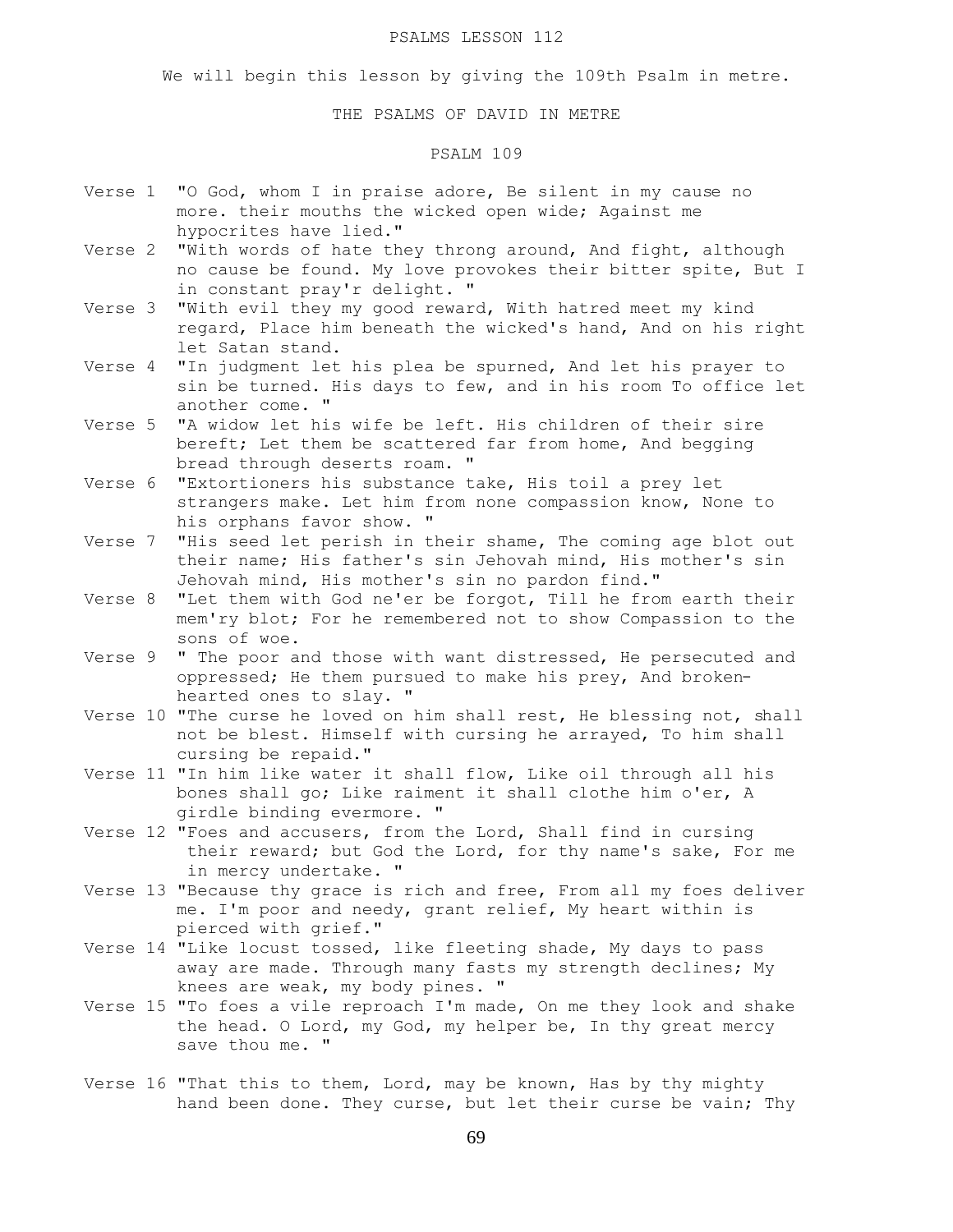PSALMS LESSON 112

We will begin this lesson by giving the 109th Psalm in metre.

THE PSALMS OF DAVID IN METRE

PSALM 109

Verse 1 "O God, whom I in praise adore, Be silent in my cause no more. their mouths the wicked open wide; Against me hypocrites have lied."

Verse 2 "With words of hate they throng around, And fight, although no cause be found. My love provokes their bitter spite, But I in constant pray'r delight. "

Verse 3 "With evil they my good reward, With hatred meet my kind regard, Place him beneath the wicked's hand, And on his right let Satan stand.

Verse 4 "In judgment let his plea be spurned, And let his prayer to sin be turned. His days to few, and in his room To office let another come. "

Verse 5 "A widow let his wife be left. His children of their sire bereft; Let them be scattered far from home, And begging bread through deserts roam. "

Verse 6 "Extortioners his substance take, His toil a prey let strangers make. Let him from none compassion know, None to his orphans favor show. "

Verse 7 "His seed let perish in their shame, The coming age blot out their name; His father's sin Jehovah mind, His mother's sin Jehovah mind, His mother's sin no pardon find."

Verse 8 "Let them with God ne'er be forgot, Till he from earth their mem'ry blot; For he remembered not to show Compassion to the sons of woe.

Verse 9 " The poor and those with want distressed, He persecuted and oppressed; He them pursued to make his prey, And broken-hearted ones to slay. "

Verse 10 "The curse he loved on him shall rest, He blessing not, shall not be blest. Himself with cursing he arrayed, To him shall cursing be repaid."

Verse 11 "In him like water it shall flow, Like oil through all his bones shall go; Like raiment it shall clothe him o'er, A girdle binding evermore. "

Verse 12 "Foes and accusers, from the Lord, Shall find in cursing their reward; but God the Lord, for thy name's sake, For me in mercy undertake. "

Verse 13 "Because thy grace is rich and free, From all my foes deliver me. I'm poor and needy, grant relief, My heart within is pierced with grief."

Verse 14 "Like locust tossed, like fleeting shade, My days to pass away are made. Through many fasts my strength declines; My knees are weak, my body pines. "

Verse 15 "To foes a vile reproach I'm made, On me they look and shake the head. O Lord, my God, my helper be, In thy great mercy save thou me. "

Verse 16 "That this to them, Lord, may be known, Has by thy mighty hand been done. They curse, but let their curse be vain; Thy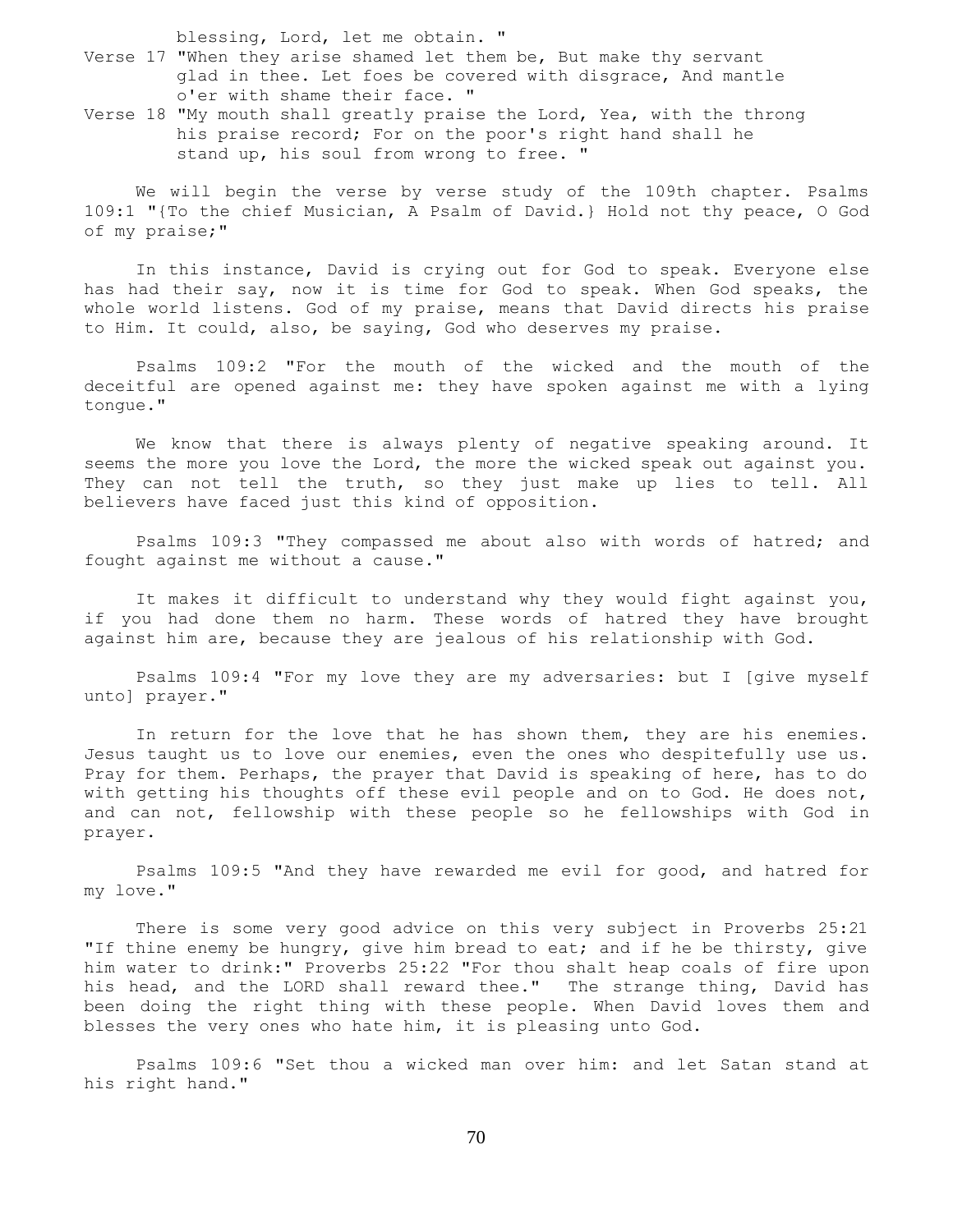blessing, Lord, let me obtain. "

Verse 17 "When they arise shamed let them be, But make thy servant glad in thee. Let foes be covered with disgrace, And mantle o'er with shame their face. "

Verse 18 "My mouth shall greatly praise the Lord, Yea, with the throng his praise record; For on the poor's right hand shall he stand up, his soul from wrong to free. "

We will begin the verse by verse study of the 109th chapter. Psalms 109:1 "{To the chief Musician, A Psalm of David.} Hold not thy peace, O God of my praise;"

In this instance, David is crying out for God to speak. Everyone else has had their say, now it is time for God to speak. When God speaks, the whole world listens. God of my praise, means that David directs his praise to Him. It could, also, be saying, God who deserves my praise.

Psalms 109:2 "For the mouth of the wicked and the mouth of the deceitful are opened against me: they have spoken against me with a lying tongue."

We know that there is always plenty of negative speaking around. It seems the more you love the Lord, the more the wicked speak out against you. They can not tell the truth, so they just make up lies to tell. All believers have faced just this kind of opposition.

Psalms 109:3 "They compassed me about also with words of hatred; and fought against me without a cause."

It makes it difficult to understand why they would fight against you, if you had done them no harm. These words of hatred they have brought against him are, because they are jealous of his relationship with God.

Psalms 109:4 "For my love they are my adversaries: but I [give myself unto] prayer."

In return for the love that he has shown them, they are his enemies. Jesus taught us to love our enemies, even the ones who despitefully use us. Pray for them. Perhaps, the prayer that David is speaking of here, has to do with getting his thoughts off these evil people and on to God. He does not, and can not, fellowship with these people so he fellowships with God in prayer.

Psalms 109:5 "And they have rewarded me evil for good, and hatred for my love."

There is some very good advice on this very subject in Proverbs 25:21 "If thine enemy be hungry, give him bread to eat; and if he be thirsty, give him water to drink:" Proverbs 25:22 "For thou shalt heap coals of fire upon his head, and the LORD shall reward thee." The strange thing, David has been doing the right thing with these people. When David loves them and blesses the very ones who hate him, it is pleasing unto God.

Psalms 109:6 "Set thou a wicked man over him: and let Satan stand at his right hand."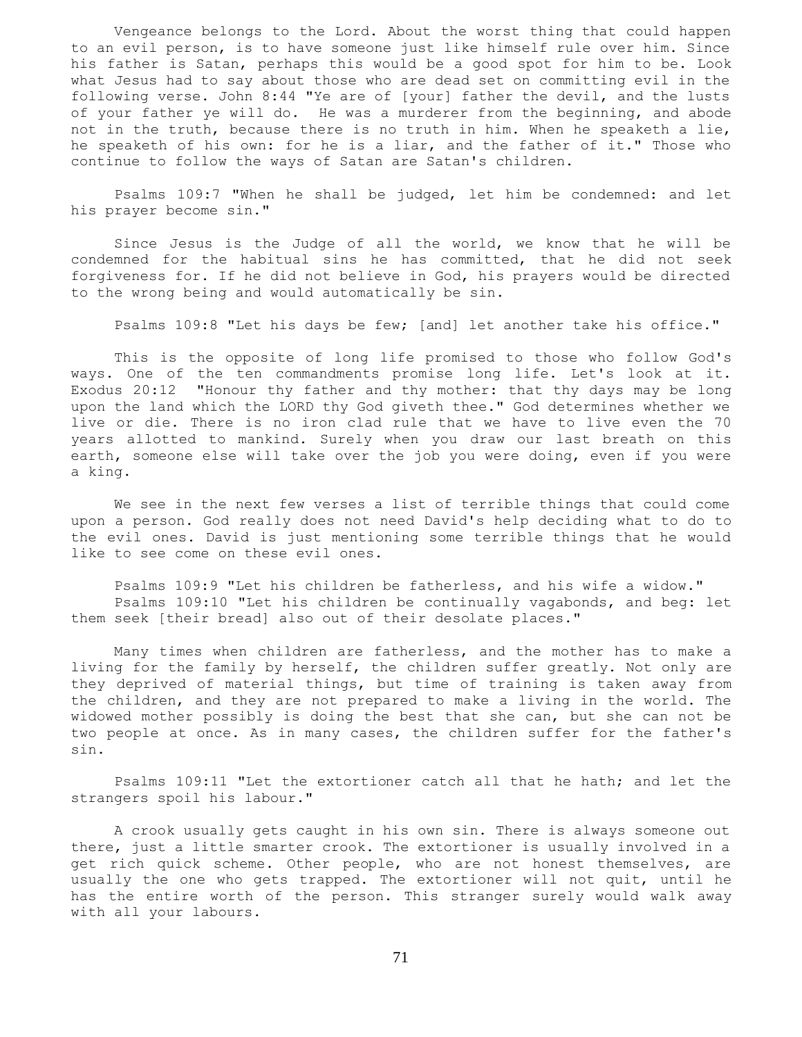Vengeance belongs to the Lord. About the worst thing that could happen to an evil person, is to have someone just like himself rule over him. Since his father is Satan, perhaps this would be a good spot for him to be. Look what Jesus had to say about those who are dead set on committing evil in the following verse. John 8:44 "Ye are of [your] father the devil, and the lusts of your father ye will do. He was a murderer from the beginning, and abode not in the truth, because there is no truth in him. When he speaketh a lie, he speaketh of his own: for he is a liar, and the father of it." Those who continue to follow the ways of Satan are Satan's children.

Psalms 109:7 "When he shall be judged, let him be condemned: and let his prayer become sin."

Since Jesus is the Judge of all the world, we know that he will be condemned for the habitual sins he has committed, that he did not seek forgiveness for. If he did not believe in God, his prayers would be directed to the wrong being and would automatically be sin.

Psalms 109:8 "Let his days be few; [and] let another take his office."

This is the opposite of long life promised to those who follow God's ways. One of the ten commandments promise long life. Let's look at it. Exodus 20:12 "Honour thy father and thy mother: that thy days may be long upon the land which the LORD thy God giveth thee." God determines whether we live or die. There is no iron clad rule that we have to live even the 70 years allotted to mankind. Surely when you draw our last breath on this earth, someone else will take over the job you were doing, even if you were a king.

We see in the next few verses a list of terrible things that could come upon a person. God really does not need David's help deciding what to do to the evil ones. David is just mentioning some terrible things that he would like to see come on these evil ones.

Psalms 109:9 "Let his children be fatherless, and his wife a widow."
Psalms 109:10 "Let his children be continually vagabonds, and beg: let them seek [their bread] also out of their desolate places."

Many times when children are fatherless, and the mother has to make a living for the family by herself, the children suffer greatly. Not only are they deprived of material things, but time of training is taken away from the children, and they are not prepared to make a living in the world. The widowed mother possibly is doing the best that she can, but she can not be two people at once. As in many cases, the children suffer for the father's sin.

Psalms 109:11 "Let the extortioner catch all that he hath; and let the strangers spoil his labour."

A crook usually gets caught in his own sin. There is always someone out there, just a little smarter crook. The extortioner is usually involved in a get rich quick scheme. Other people, who are not honest themselves, are usually the one who gets trapped. The extortioner will not quit, until he has the entire worth of the person. This stranger surely would walk away with all your labours.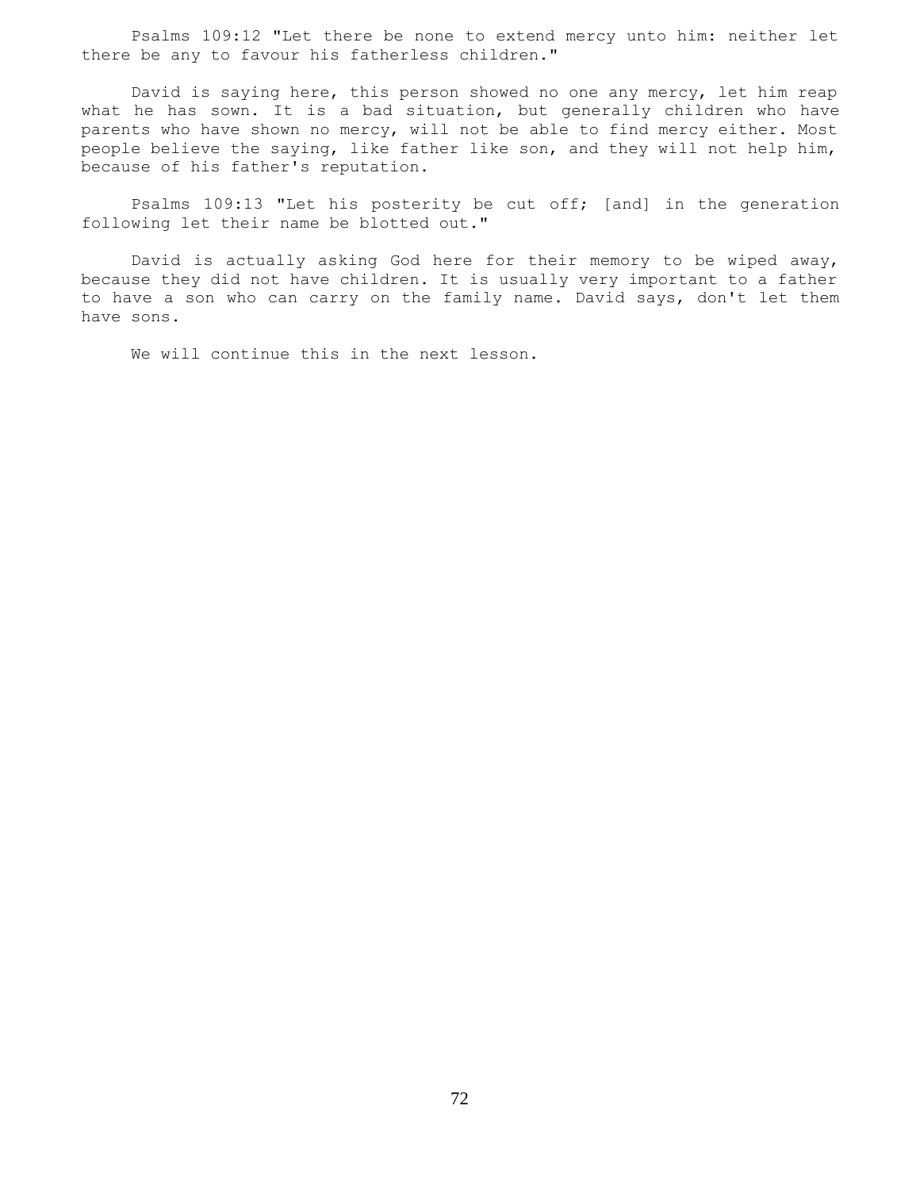Psalms 109:12 "Let there be none to extend mercy unto him: neither let there be any to favour his fatherless children."

David is saying here, this person showed no one any mercy, let him reap what he has sown. It is a bad situation, but generally children who have parents who have shown no mercy, will not be able to find mercy either. Most people believe the saying, like father like son, and they will not help him, because of his father's reputation.

Psalms 109:13 "Let his posterity be cut off; [and] in the generation following let their name be blotted out."

David is actually asking God here for their memory to be wiped away, because they did not have children. It is usually very important to a father to have a son who can carry on the family name. David says, don't let them have sons.

We will continue this in the next lesson.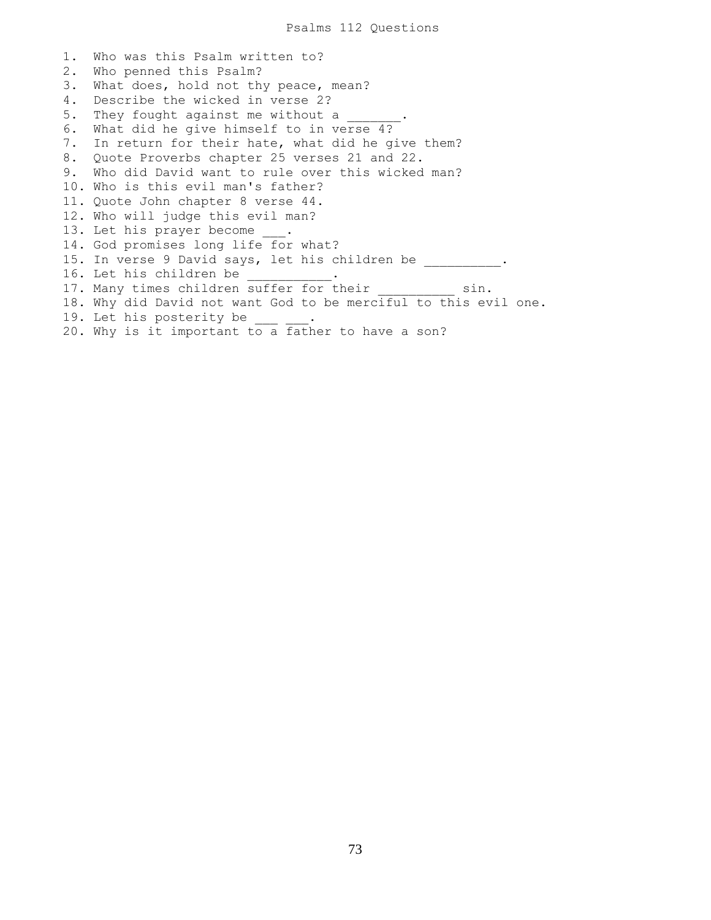# Psalms 112 Questions

1. Who was this Psalm written to?
2. Who penned this Psalm?
3. What does, hold not thy peace, mean?
4. Describe the wicked in verse 2?
5. They fought against me without a _______.
6. What did he give himself to in verse 4?
7. In return for their hate, what did he give them?
8. Quote Proverbs chapter 25 verses 21 and 22.
9. Who did David want to rule over this wicked man?
10. Who is this evil man's father?
11. Quote John chapter 8 verse 44.
12. Who will judge this evil man?
13. Let his prayer become ___.
14. God promises long life for what?
15. In verse 9 David says, let his children be __________.
16. Let his children be ___________.
17. Many times children suffer for their __________ sin.
18. Why did David not want God to be merciful to this evil one.
19. Let his posterity be ___ ___.
20. Why is it important to a father to have a son?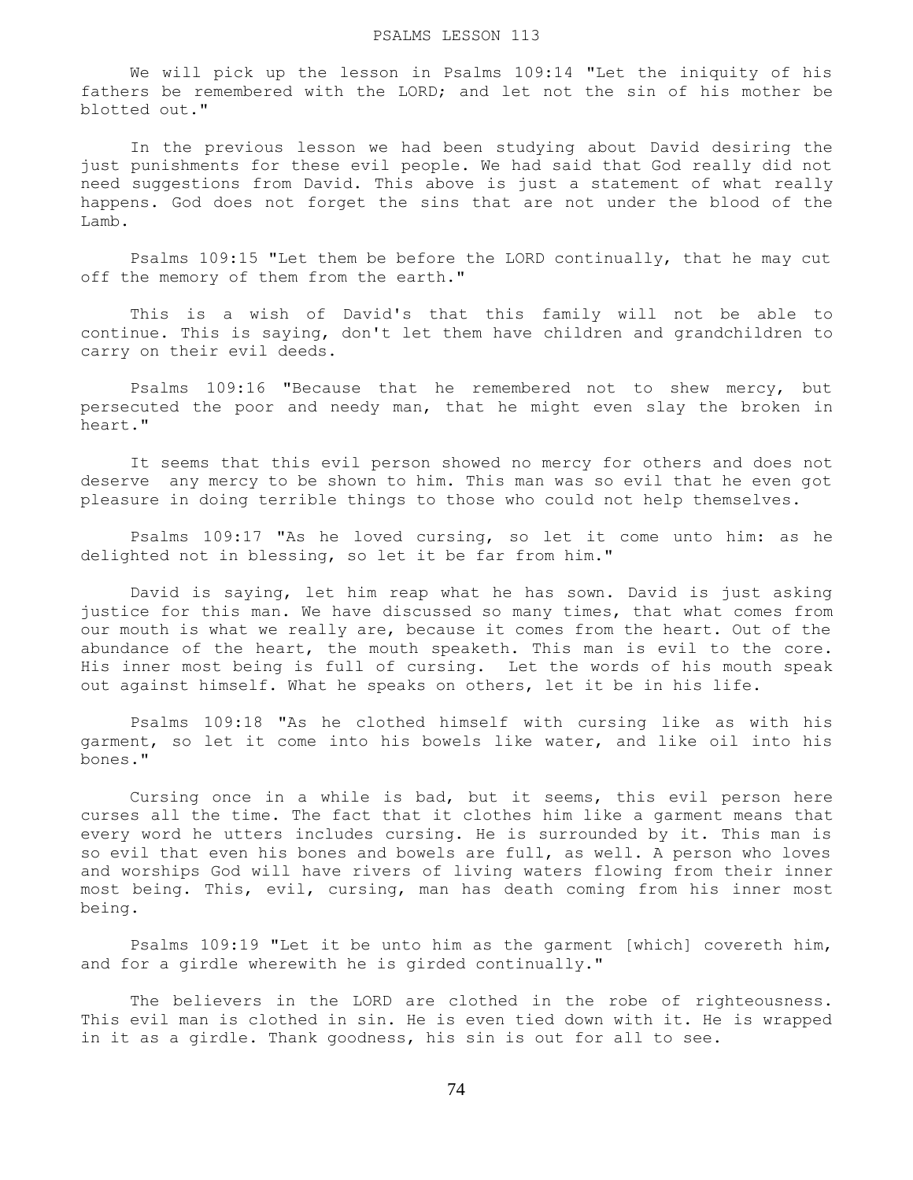# PSALMS LESSON 113

We will pick up the lesson in Psalms 109:14 "Let the iniquity of his fathers be remembered with the LORD; and let not the sin of his mother be blotted out."

In the previous lesson we had been studying about David desiring the just punishments for these evil people. We had said that God really did not need suggestions from David. This above is just a statement of what really happens. God does not forget the sins that are not under the blood of the Lamb.

Psalms 109:15 "Let them be before the LORD continually, that he may cut off the memory of them from the earth."

This is a wish of David's that this family will not be able to continue. This is saying, don't let them have children and grandchildren to carry on their evil deeds.

Psalms 109:16 "Because that he remembered not to shew mercy, but persecuted the poor and needy man, that he might even slay the broken in heart."

It seems that this evil person showed no mercy for others and does not deserve any mercy to be shown to him. This man was so evil that he even got pleasure in doing terrible things to those who could not help themselves.

Psalms 109:17 "As he loved cursing, so let it come unto him: as he delighted not in blessing, so let it be far from him."

David is saying, let him reap what he has sown. David is just asking justice for this man. We have discussed so many times, that what comes from our mouth is what we really are, because it comes from the heart. Out of the abundance of the heart, the mouth speaketh. This man is evil to the core. His inner most being is full of cursing. Let the words of his mouth speak out against himself. What he speaks on others, let it be in his life.

Psalms 109:18 "As he clothed himself with cursing like as with his garment, so let it come into his bowels like water, and like oil into his bones."

Cursing once in a while is bad, but it seems, this evil person here curses all the time. The fact that it clothes him like a garment means that every word he utters includes cursing. He is surrounded by it. This man is so evil that even his bones and bowels are full, as well. A person who loves and worships God will have rivers of living waters flowing from their inner most being. This, evil, cursing, man has death coming from his inner most being.

Psalms 109:19 "Let it be unto him as the garment [which] covereth him, and for a girdle wherewith he is girded continually."

The believers in the LORD are clothed in the robe of righteousness. This evil man is clothed in sin. He is even tied down with it. He is wrapped in it as a girdle. Thank goodness, his sin is out for all to see.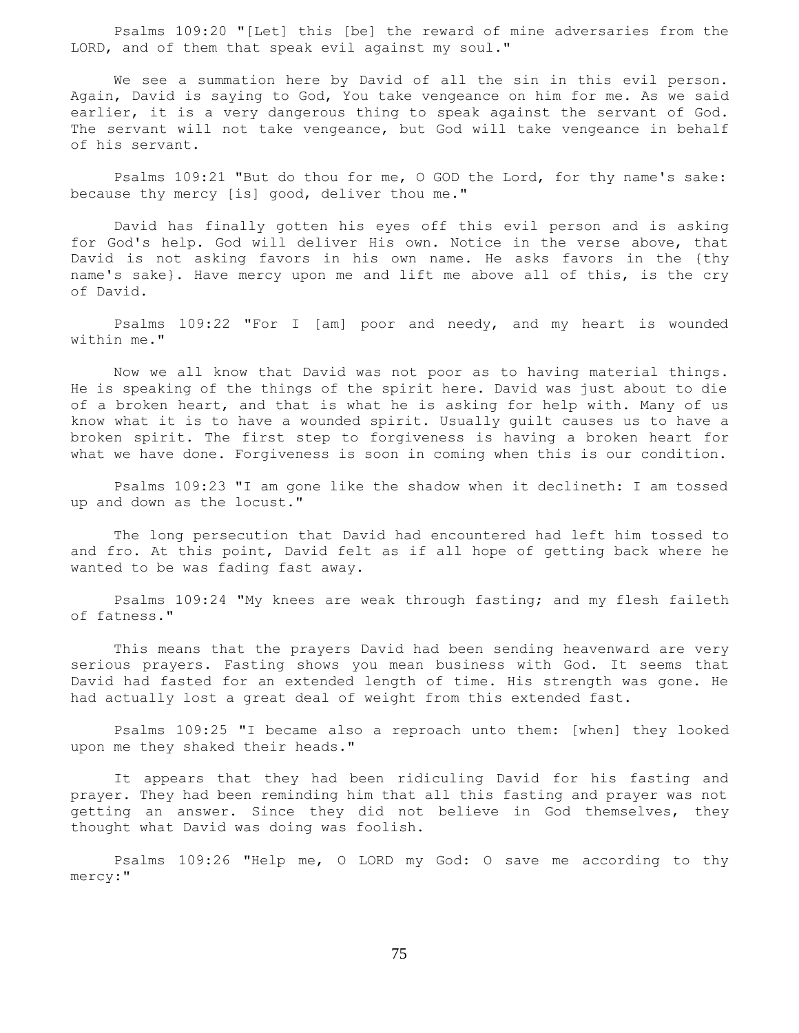Psalms 109:20 "[Let] this [be] the reward of mine adversaries from the LORD, and of them that speak evil against my soul."

We see a summation here by David of all the sin in this evil person. Again, David is saying to God, You take vengeance on him for me. As we said earlier, it is a very dangerous thing to speak against the servant of God. The servant will not take vengeance, but God will take vengeance in behalf of his servant.

Psalms 109:21 "But do thou for me, O GOD the Lord, for thy name's sake: because thy mercy [is] good, deliver thou me."

David has finally gotten his eyes off this evil person and is asking for God's help. God will deliver His own. Notice in the verse above, that David is not asking favors in his own name. He asks favors in the {thy name's sake}. Have mercy upon me and lift me above all of this, is the cry of David.

Psalms 109:22 "For I [am] poor and needy, and my heart is wounded within me."

Now we all know that David was not poor as to having material things. He is speaking of the things of the spirit here. David was just about to die of a broken heart, and that is what he is asking for help with. Many of us know what it is to have a wounded spirit. Usually guilt causes us to have a broken spirit. The first step to forgiveness is having a broken heart for what we have done. Forgiveness is soon in coming when this is our condition.

Psalms 109:23 "I am gone like the shadow when it declineth: I am tossed up and down as the locust."

The long persecution that David had encountered had left him tossed to and fro. At this point, David felt as if all hope of getting back where he wanted to be was fading fast away.

Psalms 109:24 "My knees are weak through fasting; and my flesh faileth of fatness."

This means that the prayers David had been sending heavenward are very serious prayers. Fasting shows you mean business with God. It seems that David had fasted for an extended length of time. His strength was gone. He had actually lost a great deal of weight from this extended fast.

Psalms 109:25 "I became also a reproach unto them: [when] they looked upon me they shaked their heads."

It appears that they had been ridiculing David for his fasting and prayer. They had been reminding him that all this fasting and prayer was not getting an answer. Since they did not believe in God themselves, they thought what David was doing was foolish.

Psalms 109:26 "Help me, O LORD my God: O save me according to thy mercy:"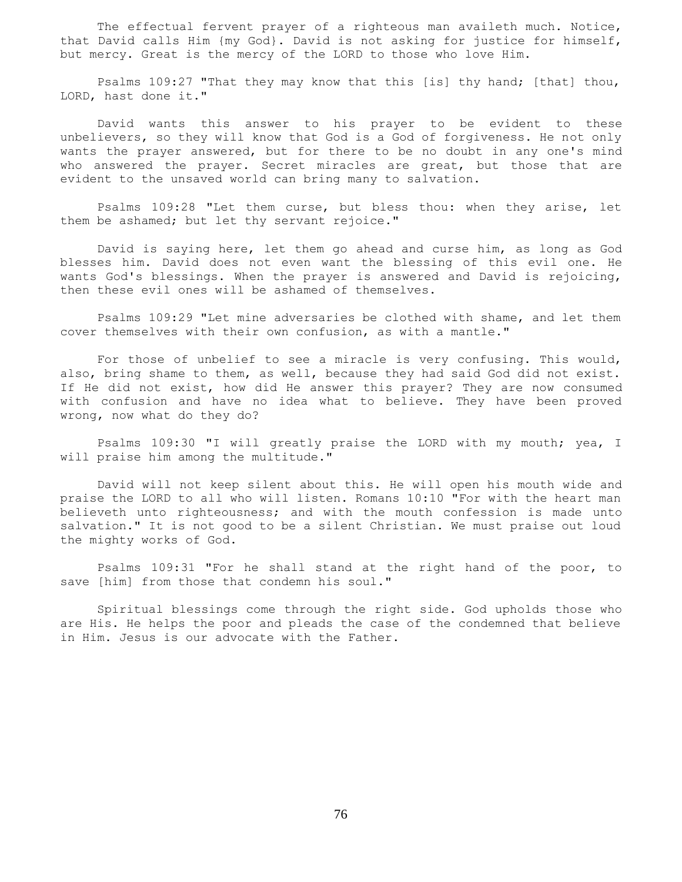The effectual fervent prayer of a righteous man availeth much. Notice, that David calls Him {my God}. David is not asking for justice for himself, but mercy. Great is the mercy of the LORD to those who love Him.

Psalms 109:27 "That they may know that this [is] thy hand; [that] thou, LORD, hast done it."

David wants this answer to his prayer to be evident to these unbelievers, so they will know that God is a God of forgiveness. He not only wants the prayer answered, but for there to be no doubt in any one's mind who answered the prayer. Secret miracles are great, but those that are evident to the unsaved world can bring many to salvation.

Psalms 109:28 "Let them curse, but bless thou: when they arise, let them be ashamed; but let thy servant rejoice."

David is saying here, let them go ahead and curse him, as long as God blesses him. David does not even want the blessing of this evil one. He wants God's blessings. When the prayer is answered and David is rejoicing, then these evil ones will be ashamed of themselves.

Psalms 109:29 "Let mine adversaries be clothed with shame, and let them cover themselves with their own confusion, as with a mantle."

For those of unbelief to see a miracle is very confusing. This would, also, bring shame to them, as well, because they had said God did not exist. If He did not exist, how did He answer this prayer? They are now consumed with confusion and have no idea what to believe. They have been proved wrong, now what do they do?

Psalms 109:30 "I will greatly praise the LORD with my mouth; yea, I will praise him among the multitude."

David will not keep silent about this. He will open his mouth wide and praise the LORD to all who will listen. Romans 10:10 "For with the heart man believeth unto righteousness; and with the mouth confession is made unto salvation." It is not good to be a silent Christian. We must praise out loud the mighty works of God.

Psalms 109:31 "For he shall stand at the right hand of the poor, to save [him] from those that condemn his soul."

Spiritual blessings come through the right side. God upholds those who are His. He helps the poor and pleads the case of the condemned that believe in Him. Jesus is our advocate with the Father.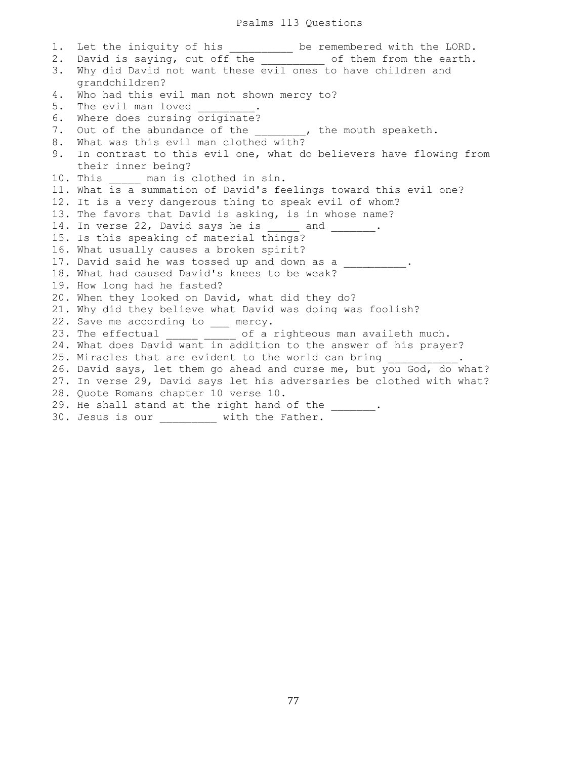# Psalms 113 Questions

1. Let the iniquity of his __________ be remembered with the LORD.
2. David is saying, cut off the __________ of them from the earth.
3. Why did David not want these evil ones to have children and grandchildren?
4. Who had this evil man not shown mercy to?
5. The evil man loved _________.
6. Where does cursing originate?
7. Out of the abundance of the ________, the mouth speaketh.
8. What was this evil man clothed with?
9. In contrast to this evil one, what do believers have flowing from their inner being?
10. This _____ man is clothed in sin.
11. What is a summation of David's feelings toward this evil one?
12. It is a very dangerous thing to speak evil of whom?
13. The favors that David is asking, is in whose name?
14. In verse 22, David says he is _____ and _______.
15. Is this speaking of material things?
16. What usually causes a broken spirit?
17. David said he was tossed up and down as a __________.
18. What had caused David's knees to be weak?
19. How long had he fasted?
20. When they looked on David, what did they do?
21. Why did they believe what David was doing was foolish?
22. Save me according to ___ mercy.
23. The effectual _____ _____ of a righteous man availeth much.
24. What does David want in addition to the answer of his prayer?
25. Miracles that are evident to the world can bring ___________.
26. David says, let them go ahead and curse me, but you God, do what?
27. In verse 29, David says let his adversaries be clothed with what?
28. Quote Romans chapter 10 verse 10.
29. He shall stand at the right hand of the _______.
30. Jesus is our _________ with the Father.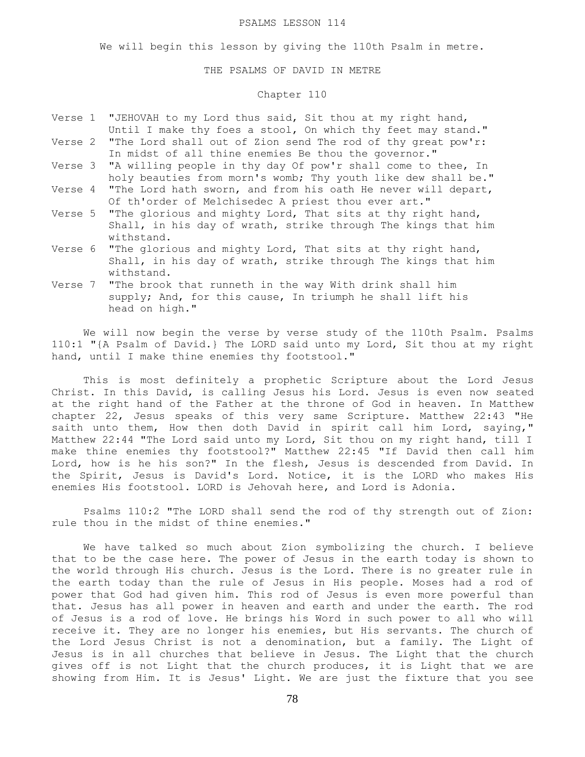# PSALMS LESSON 114

We will begin this lesson by giving the 110th Psalm in metre.

## THE PSALMS OF DAVID IN METRE

### Chapter 110

Verse 1 "JEHOVAH to my Lord thus said, Sit thou at my right hand, Until I make thy foes a stool, On which thy feet may stand."

Verse 2 "The Lord shall out of Zion send The rod of thy great pow'r: In midst of all thine enemies Be thou the governor."

Verse 3 "A willing people in thy day Of pow'r shall come to thee, In holy beauties from morn's womb; Thy youth like dew shall be."

Verse 4 "The Lord hath sworn, and from his oath He never will depart, Of th'order of Melchisedec A priest thou ever art."

Verse 5 "The glorious and mighty Lord, That sits at thy right hand, Shall, in his day of wrath, strike through The kings that him withstand.

Verse 6 "The glorious and mighty Lord, That sits at thy right hand, Shall, in his day of wrath, strike through The kings that him withstand.

Verse 7 "The brook that runneth in the way With drink shall him supply; And, for this cause, In triumph he shall lift his head on high."

We will now begin the verse by verse study of the 110th Psalm. Psalms 110:1 "{A Psalm of David.} The LORD said unto my Lord, Sit thou at my right hand, until I make thine enemies thy footstool."

This is most definitely a prophetic Scripture about the Lord Jesus Christ. In this David, is calling Jesus his Lord. Jesus is even now seated at the right hand of the Father at the throne of God in heaven. In Matthew chapter 22, Jesus speaks of this very same Scripture. Matthew 22:43 "He saith unto them, How then doth David in spirit call him Lord, saying," Matthew 22:44 "The Lord said unto my Lord, Sit thou on my right hand, till I make thine enemies thy footstool?" Matthew 22:45 "If David then call him Lord, how is he his son?" In the flesh, Jesus is descended from David. In the Spirit, Jesus is David's Lord. Notice, it is the LORD who makes His enemies His footstool. LORD is Jehovah here, and Lord is Adonia.

Psalms 110:2 "The LORD shall send the rod of thy strength out of Zion: rule thou in the midst of thine enemies."

We have talked so much about Zion symbolizing the church. I believe that to be the case here. The power of Jesus in the earth today is shown to the world through His church. Jesus is the Lord. There is no greater rule in the earth today than the rule of Jesus in His people. Moses had a rod of power that God had given him. This rod of Jesus is even more powerful than that. Jesus has all power in heaven and earth and under the earth. The rod of Jesus is a rod of love. He brings his Word in such power to all who will receive it. They are no longer his enemies, but His servants. The church of the Lord Jesus Christ is not a denomination, but a family. The Light of Jesus is in all churches that believe in Jesus. The Light that the church gives off is not Light that the church produces, it is Light that we are showing from Him. It is Jesus' Light. We are just the fixture that you see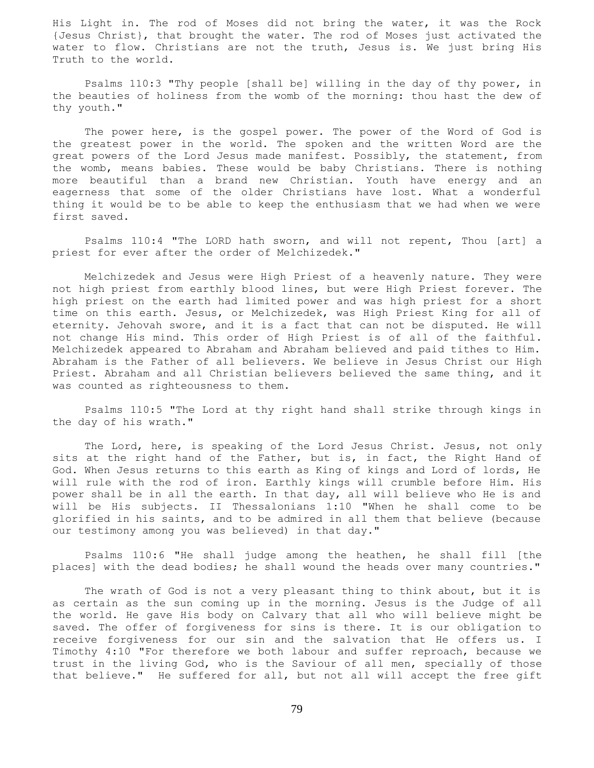His Light in. The rod of Moses did not bring the water, it was the Rock {Jesus Christ}, that brought the water. The rod of Moses just activated the water to flow. Christians are not the truth, Jesus is. We just bring His Truth to the world.

Psalms 110:3 "Thy people [shall be] willing in the day of thy power, in the beauties of holiness from the womb of the morning: thou hast the dew of thy youth."

The power here, is the gospel power. The power of the Word of God is the greatest power in the world. The spoken and the written Word are the great powers of the Lord Jesus made manifest. Possibly, the statement, from the womb, means babies. These would be baby Christians. There is nothing more beautiful than a brand new Christian. Youth have energy and an eagerness that some of the older Christians have lost. What a wonderful thing it would be to be able to keep the enthusiasm that we had when we were first saved.

Psalms 110:4 "The LORD hath sworn, and will not repent, Thou [art] a priest for ever after the order of Melchizedek."

Melchizedek and Jesus were High Priest of a heavenly nature. They were not high priest from earthly blood lines, but were High Priest forever. The high priest on the earth had limited power and was high priest for a short time on this earth. Jesus, or Melchizedek, was High Priest King for all of eternity. Jehovah swore, and it is a fact that can not be disputed. He will not change His mind. This order of High Priest is of all of the faithful. Melchizedek appeared to Abraham and Abraham believed and paid tithes to Him. Abraham is the Father of all believers. We believe in Jesus Christ our High Priest. Abraham and all Christian believers believed the same thing, and it was counted as righteousness to them.

Psalms 110:5 "The Lord at thy right hand shall strike through kings in the day of his wrath."

The Lord, here, is speaking of the Lord Jesus Christ. Jesus, not only sits at the right hand of the Father, but is, in fact, the Right Hand of God. When Jesus returns to this earth as King of kings and Lord of lords, He will rule with the rod of iron. Earthly kings will crumble before Him. His power shall be in all the earth. In that day, all will believe who He is and will be His subjects. II Thessalonians 1:10 "When he shall come to be glorified in his saints, and to be admired in all them that believe (because our testimony among you was believed) in that day."

Psalms 110:6 "He shall judge among the heathen, he shall fill [the places] with the dead bodies; he shall wound the heads over many countries."

The wrath of God is not a very pleasant thing to think about, but it is as certain as the sun coming up in the morning. Jesus is the Judge of all the world. He gave His body on Calvary that all who will believe might be saved. The offer of forgiveness for sins is there. It is our obligation to receive forgiveness for our sin and the salvation that He offers us. I Timothy 4:10 "For therefore we both labour and suffer reproach, because we trust in the living God, who is the Saviour of all men, specially of those that believe." He suffered for all, but not all will accept the free gift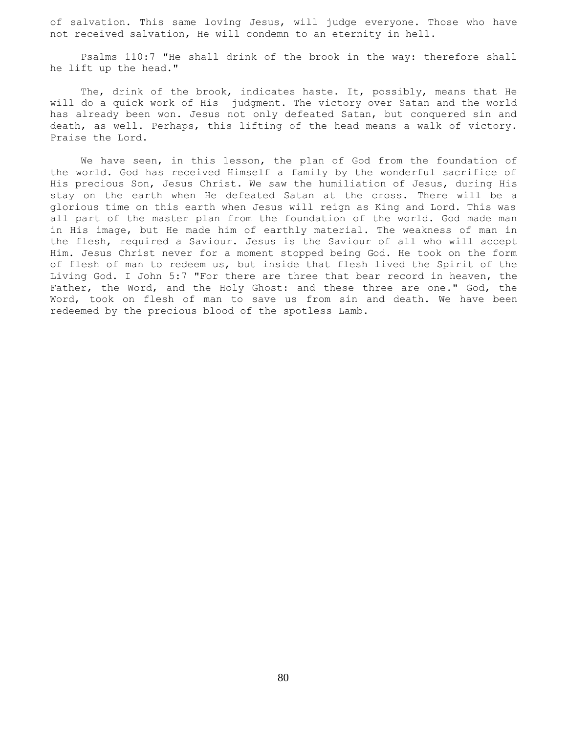of salvation. This same loving Jesus, will judge everyone. Those who have not received salvation, He will condemn to an eternity in hell.

Psalms 110:7 "He shall drink of the brook in the way: therefore shall he lift up the head."

The, drink of the brook, indicates haste. It, possibly, means that He will do a quick work of His judgment. The victory over Satan and the world has already been won. Jesus not only defeated Satan, but conquered sin and death, as well. Perhaps, this lifting of the head means a walk of victory. Praise the Lord.

We have seen, in this lesson, the plan of God from the foundation of the world. God has received Himself a family by the wonderful sacrifice of His precious Son, Jesus Christ. We saw the humiliation of Jesus, during His stay on the earth when He defeated Satan at the cross. There will be a glorious time on this earth when Jesus will reign as King and Lord. This was all part of the master plan from the foundation of the world. God made man in His image, but He made him of earthly material. The weakness of man in the flesh, required a Saviour. Jesus is the Saviour of all who will accept Him. Jesus Christ never for a moment stopped being God. He took on the form of flesh of man to redeem us, but inside that flesh lived the Spirit of the Living God. I John 5:7 "For there are three that bear record in heaven, the Father, the Word, and the Holy Ghost: and these three are one." God, the Word, took on flesh of man to save us from sin and death. We have been redeemed by the precious blood of the spotless Lamb.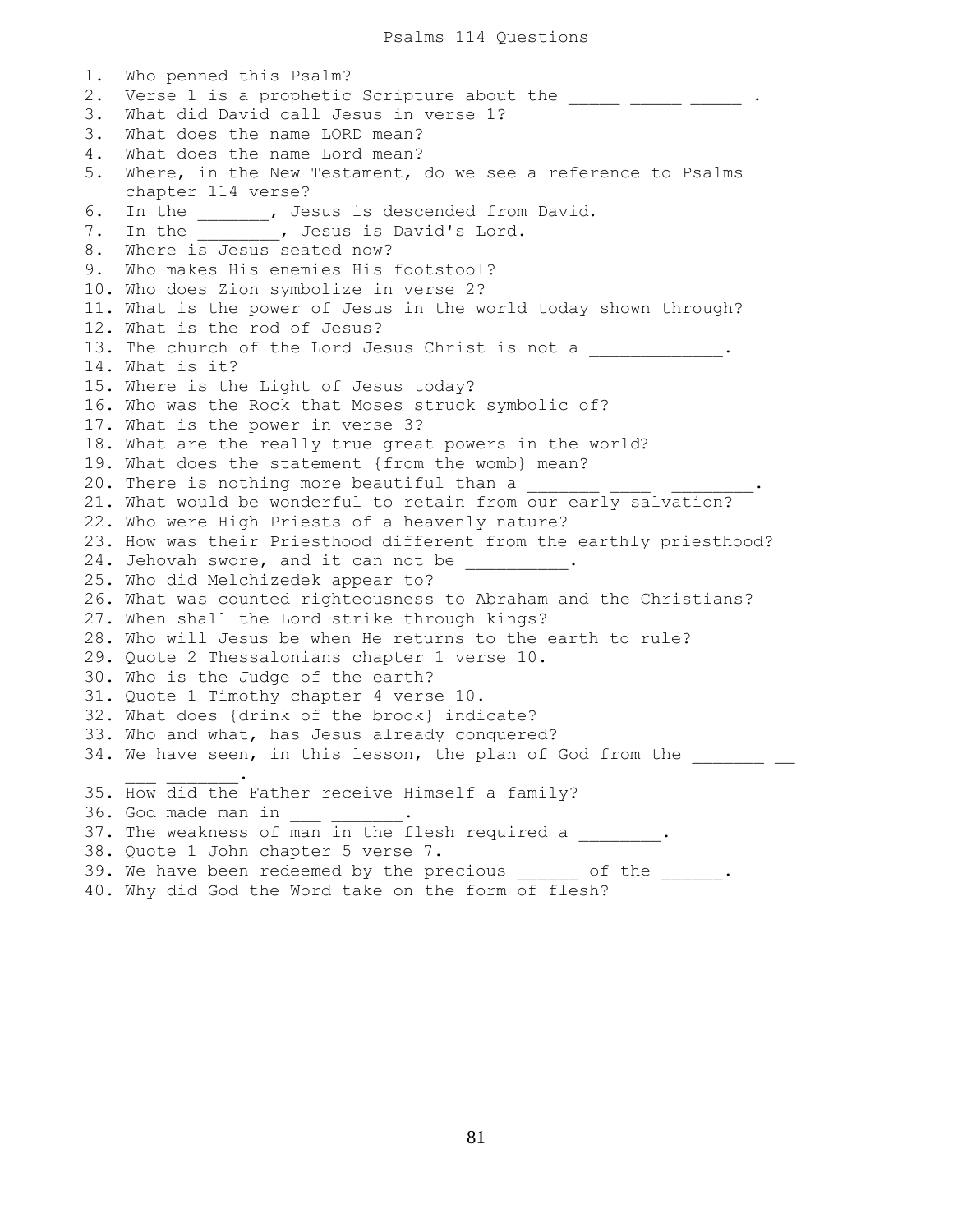# Psalms 114 Questions

1. Who penned this Psalm?
2. Verse 1 is a prophetic Scripture about the _____ _____ _____ .
3. What did David call Jesus in verse 1?
3. What does the name LORD mean?
4. What does the name Lord mean?
5. Where, in the New Testament, do we see a reference to Psalms chapter 114 verse?
6. In the _______, Jesus is descended from David.
7. In the ________, Jesus is David's Lord.
8. Where is Jesus seated now?
9. Who makes His enemies His footstool?
10. Who does Zion symbolize in verse 2?
11. What is the power of Jesus in the world today shown through?
12. What is the rod of Jesus?
13. The church of the Lord Jesus Christ is not a _____________.
14. What is it?
15. Where is the Light of Jesus today?
16. Who was the Rock that Moses struck symbolic of?
17. What is the power in verse 3?
18. What are the really true great powers in the world?
19. What does the statement {from the womb} mean?
20. There is nothing more beautiful than a _______ ____ ________.
21. What would be wonderful to retain from our early salvation?
22. Who were High Priests of a heavenly nature?
23. How was their Priesthood different from the earthly priesthood?
24. Jehovah swore, and it can not be __________.
25. Who did Melchizedek appear to?
26. What was counted righteousness to Abraham and the Christians?
27. When shall the Lord strike through kings?
28. Who will Jesus be when He returns to the earth to rule?
29. Quote 2 Thessalonians chapter 1 verse 10.
30. Who is the Judge of the earth?
31. Quote 1 Timothy chapter 4 verse 10.
32. What does {drink of the brook} indicate?
33. Who and what, has Jesus already conquered?
34. We have seen, in this lesson, the plan of God from the _______ __ ___ _______.
35. How did the Father receive Himself a family?
36. God made man in ___ _______.
37. The weakness of man in the flesh required a ________.
38. Quote 1 John chapter 5 verse 7.
39. We have been redeemed by the precious ______ of the ______.
40. Why did God the Word take on the form of flesh?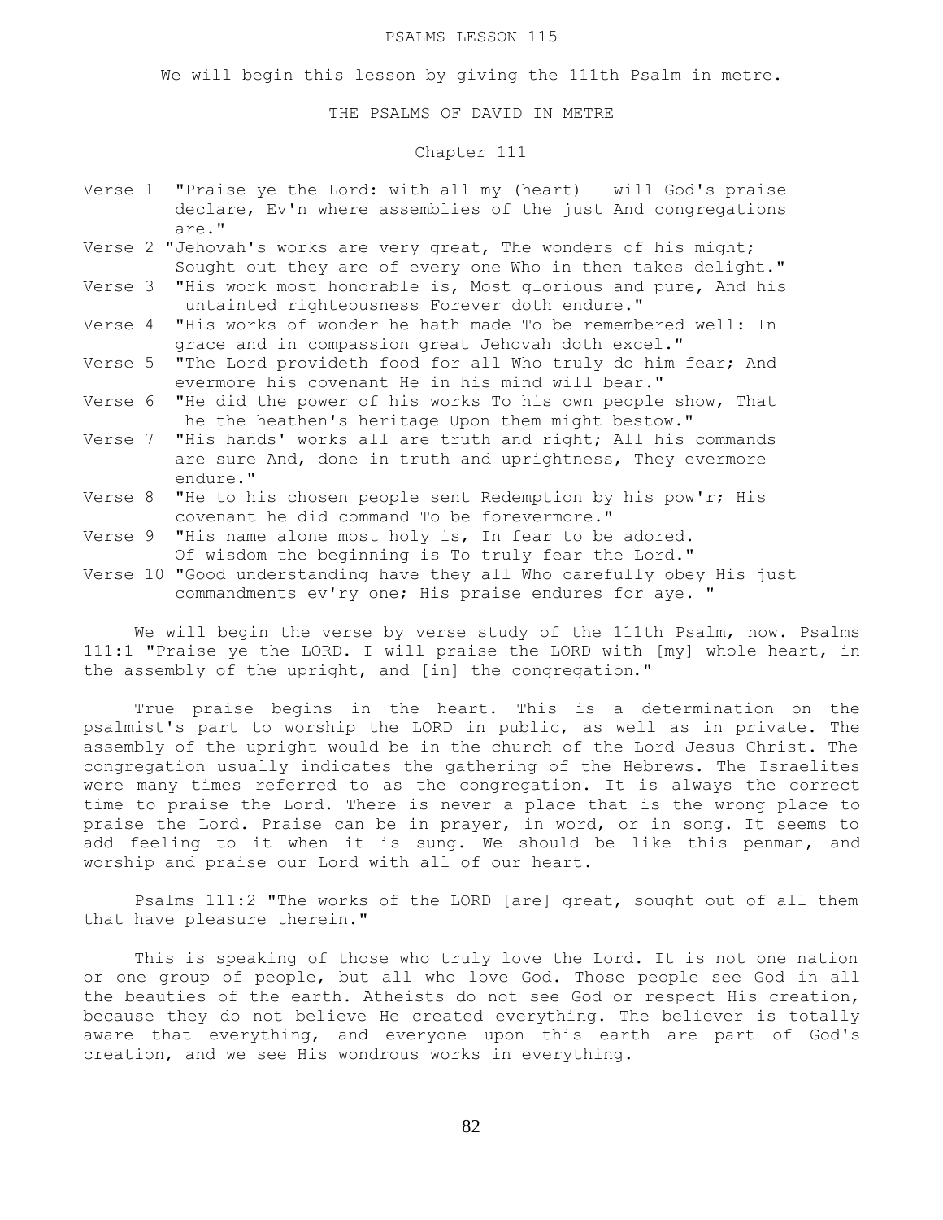PSALMS LESSON 115

We will begin this lesson by giving the 111th Psalm in metre.

THE PSALMS OF DAVID IN METRE

Chapter 111

Verse 1 "Praise ye the Lord: with all my (heart) I will God's praise declare, Ev'n where assemblies of the just And congregations are."

Verse 2 "Jehovah's works are very great, The wonders of his might; Sought out they are of every one Who in then takes delight."

Verse 3 "His work most honorable is, Most glorious and pure, And his untainted righteousness Forever doth endure."

Verse 4 "His works of wonder he hath made To be remembered well: In grace and in compassion great Jehovah doth excel."

Verse 5 "The Lord provideth food for all Who truly do him fear; And evermore his covenant He in his mind will bear."

Verse 6 "He did the power of his works To his own people show, That he the heathen's heritage Upon them might bestow."

Verse 7 "His hands' works all are truth and right; All his commands are sure And, done in truth and uprightness, They evermore endure."

Verse 8 "He to his chosen people sent Redemption by his pow'r; His covenant he did command To be forevermore."

Verse 9 "His name alone most holy is, In fear to be adored. Of wisdom the beginning is To truly fear the Lord."

Verse 10 "Good understanding have they all Who carefully obey His just commandments ev'ry one; His praise endures for aye. "

We will begin the verse by verse study of the 111th Psalm, now. Psalms 111:1 "Praise ye the LORD. I will praise the LORD with [my] whole heart, in the assembly of the upright, and [in] the congregation."

True praise begins in the heart. This is a determination on the psalmist's part to worship the LORD in public, as well as in private. The assembly of the upright would be in the church of the Lord Jesus Christ. The congregation usually indicates the gathering of the Hebrews. The Israelites were many times referred to as the congregation. It is always the correct time to praise the Lord. There is never a place that is the wrong place to praise the Lord. Praise can be in prayer, in word, or in song. It seems to add feeling to it when it is sung. We should be like this penman, and worship and praise our Lord with all of our heart.

Psalms 111:2 "The works of the LORD [are] great, sought out of all them that have pleasure therein."

This is speaking of those who truly love the Lord. It is not one nation or one group of people, but all who love God. Those people see God in all the beauties of the earth. Atheists do not see God or respect His creation, because they do not believe He created everything. The believer is totally aware that everything, and everyone upon this earth are part of God's creation, and we see His wondrous works in everything.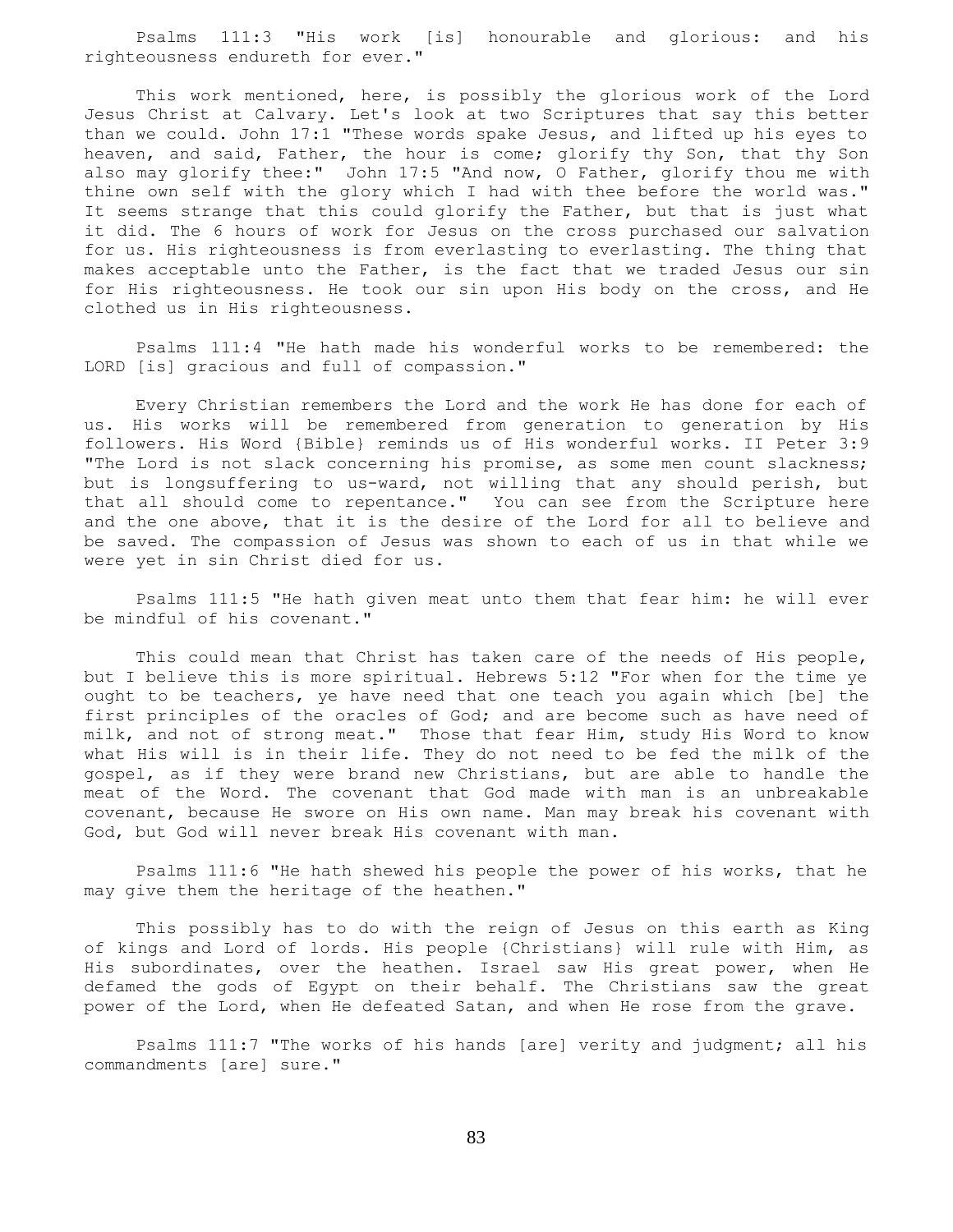Psalms 111:3 "His work [is] honourable and glorious: and his righteousness endureth for ever."

This work mentioned, here, is possibly the glorious work of the Lord Jesus Christ at Calvary. Let's look at two Scriptures that say this better than we could. John 17:1 "These words spake Jesus, and lifted up his eyes to heaven, and said, Father, the hour is come; glorify thy Son, that thy Son also may glorify thee:" John 17:5 "And now, O Father, glorify thou me with thine own self with the glory which I had with thee before the world was." It seems strange that this could glorify the Father, but that is just what it did. The 6 hours of work for Jesus on the cross purchased our salvation for us. His righteousness is from everlasting to everlasting. The thing that makes acceptable unto the Father, is the fact that we traded Jesus our sin for His righteousness. He took our sin upon His body on the cross, and He clothed us in His righteousness.

Psalms 111:4 "He hath made his wonderful works to be remembered: the LORD [is] gracious and full of compassion."

Every Christian remembers the Lord and the work He has done for each of us. His works will be remembered from generation to generation by His followers. His Word {Bible} reminds us of His wonderful works. II Peter 3:9 "The Lord is not slack concerning his promise, as some men count slackness; but is longsuffering to us-ward, not willing that any should perish, but that all should come to repentance." You can see from the Scripture here and the one above, that it is the desire of the Lord for all to believe and be saved. The compassion of Jesus was shown to each of us in that while we were yet in sin Christ died for us.

Psalms 111:5 "He hath given meat unto them that fear him: he will ever be mindful of his covenant."

This could mean that Christ has taken care of the needs of His people, but I believe this is more spiritual. Hebrews 5:12 "For when for the time ye ought to be teachers, ye have need that one teach you again which [be] the first principles of the oracles of God; and are become such as have need of milk, and not of strong meat." Those that fear Him, study His Word to know what His will is in their life. They do not need to be fed the milk of the gospel, as if they were brand new Christians, but are able to handle the meat of the Word. The covenant that God made with man is an unbreakable covenant, because He swore on His own name. Man may break his covenant with God, but God will never break His covenant with man.

Psalms 111:6 "He hath shewed his people the power of his works, that he may give them the heritage of the heathen."

This possibly has to do with the reign of Jesus on this earth as King of kings and Lord of lords. His people {Christians} will rule with Him, as His subordinates, over the heathen. Israel saw His great power, when He defamed the gods of Egypt on their behalf. The Christians saw the great power of the Lord, when He defeated Satan, and when He rose from the grave.

Psalms 111:7 "The works of his hands [are] verity and judgment; all his commandments [are] sure."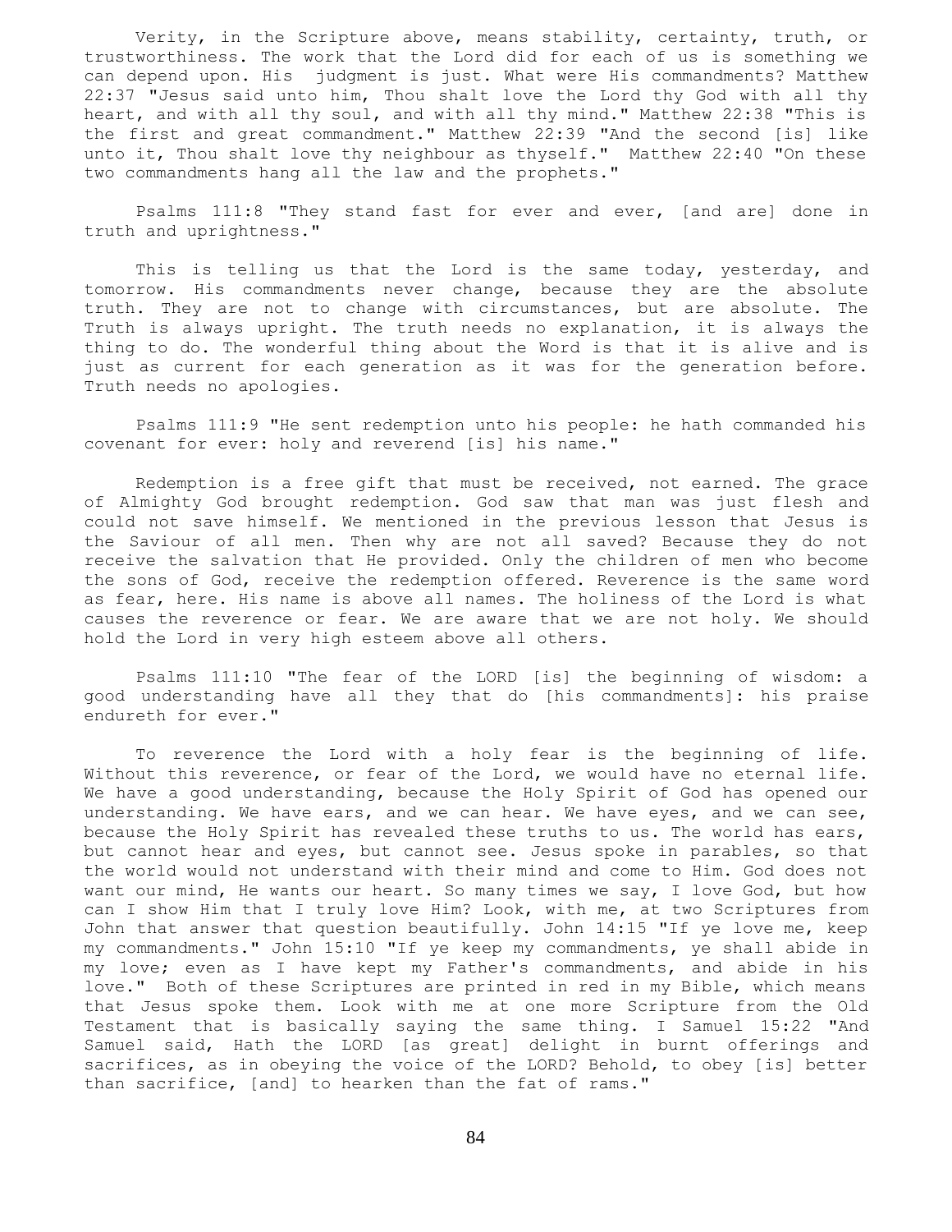Verity, in the Scripture above, means stability, certainty, truth, or trustworthiness. The work that the Lord did for each of us is something we can depend upon. His judgment is just. What were His commandments? Matthew 22:37 "Jesus said unto him, Thou shalt love the Lord thy God with all thy heart, and with all thy soul, and with all thy mind." Matthew 22:38 "This is the first and great commandment." Matthew 22:39 "And the second [is] like unto it, Thou shalt love thy neighbour as thyself." Matthew 22:40 "On these two commandments hang all the law and the prophets."

Psalms 111:8 "They stand fast for ever and ever, [and are] done in truth and uprightness."

This is telling us that the Lord is the same today, yesterday, and tomorrow. His commandments never change, because they are the absolute truth. They are not to change with circumstances, but are absolute. The Truth is always upright. The truth needs no explanation, it is always the thing to do. The wonderful thing about the Word is that it is alive and is just as current for each generation as it was for the generation before. Truth needs no apologies.

Psalms 111:9 "He sent redemption unto his people: he hath commanded his covenant for ever: holy and reverend [is] his name."

Redemption is a free gift that must be received, not earned. The grace of Almighty God brought redemption. God saw that man was just flesh and could not save himself. We mentioned in the previous lesson that Jesus is the Saviour of all men. Then why are not all saved? Because they do not receive the salvation that He provided. Only the children of men who become the sons of God, receive the redemption offered. Reverence is the same word as fear, here. His name is above all names. The holiness of the Lord is what causes the reverence or fear. We are aware that we are not holy. We should hold the Lord in very high esteem above all others.

Psalms 111:10 "The fear of the LORD [is] the beginning of wisdom: a good understanding have all they that do [his commandments]: his praise endureth for ever."

To reverence the Lord with a holy fear is the beginning of life. Without this reverence, or fear of the Lord, we would have no eternal life. We have a good understanding, because the Holy Spirit of God has opened our understanding. We have ears, and we can hear. We have eyes, and we can see, because the Holy Spirit has revealed these truths to us. The world has ears, but cannot hear and eyes, but cannot see. Jesus spoke in parables, so that the world would not understand with their mind and come to Him. God does not want our mind, He wants our heart. So many times we say, I love God, but how can I show Him that I truly love Him? Look, with me, at two Scriptures from John that answer that question beautifully. John 14:15 "If ye love me, keep my commandments." John 15:10 "If ye keep my commandments, ye shall abide in my love; even as I have kept my Father's commandments, and abide in his love." Both of these Scriptures are printed in red in my Bible, which means that Jesus spoke them. Look with me at one more Scripture from the Old Testament that is basically saying the same thing. I Samuel 15:22 "And Samuel said, Hath the LORD [as great] delight in burnt offerings and sacrifices, as in obeying the voice of the LORD? Behold, to obey [is] better than sacrifice, [and] to hearken than the fat of rams."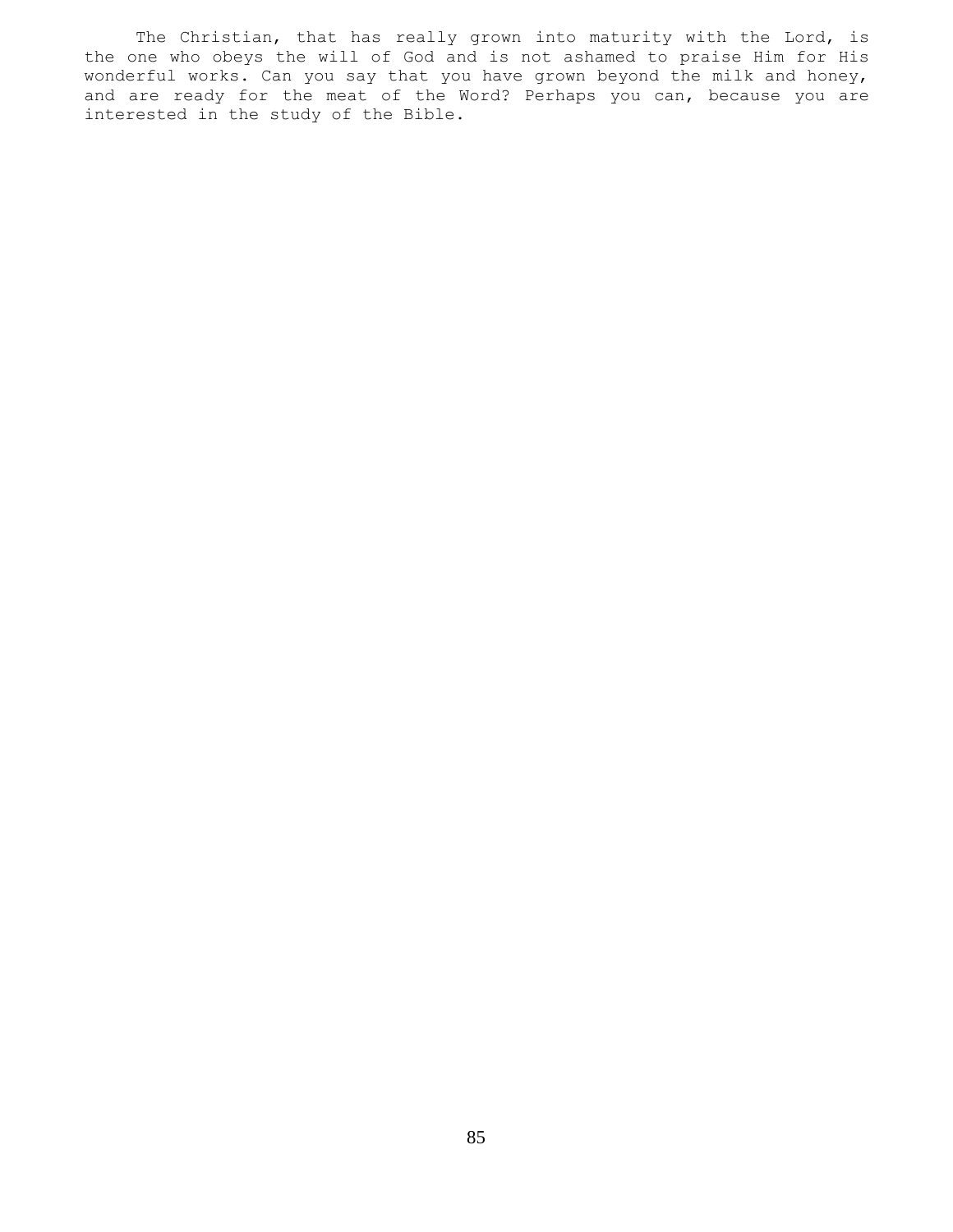The Christian, that has really grown into maturity with the Lord, is the one who obeys the will of God and is not ashamed to praise Him for His wonderful works. Can you say that you have grown beyond the milk and honey, and are ready for the meat of the Word? Perhaps you can, because you are interested in the study of the Bible.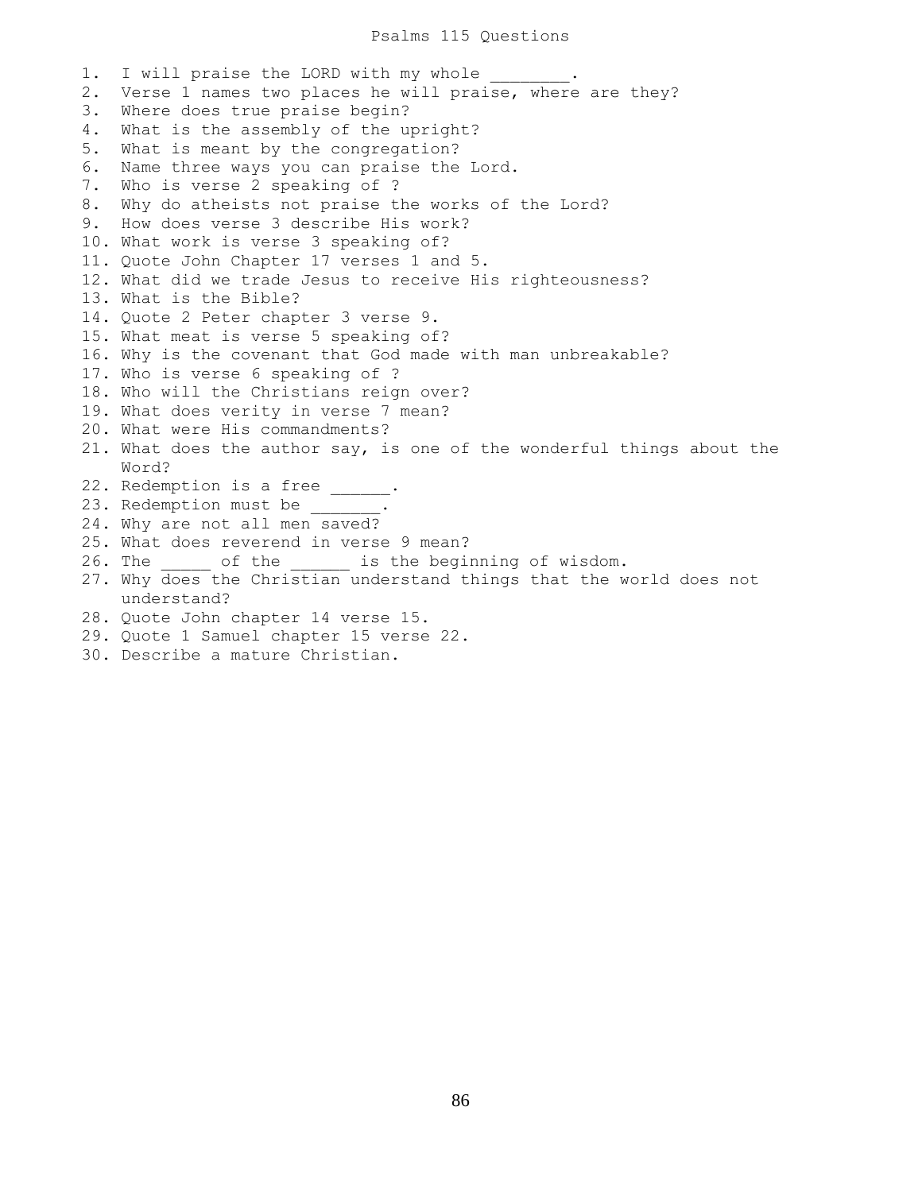# Psalms 115 Questions

1. I will praise the LORD with my whole ________.
2. Verse 1 names two places he will praise, where are they?
3. Where does true praise begin?
4. What is the assembly of the upright?
5. What is meant by the congregation?
6. Name three ways you can praise the Lord.
7. Who is verse 2 speaking of ?
8. Why do atheists not praise the works of the Lord?
9. How does verse 3 describe His work?
10. What work is verse 3 speaking of?
11. Quote John Chapter 17 verses 1 and 5.
12. What did we trade Jesus to receive His righteousness?
13. What is the Bible?
14. Quote 2 Peter chapter 3 verse 9.
15. What meat is verse 5 speaking of?
16. Why is the covenant that God made with man unbreakable?
17. Who is verse 6 speaking of ?
18. Who will the Christians reign over?
19. What does verity in verse 7 mean?
20. What were His commandments?
21. What does the author say, is one of the wonderful things about the Word?
22. Redemption is a free ______.
23. Redemption must be _______.
24. Why are not all men saved?
25. What does reverend in verse 9 mean?
26. The _____ of the ______ is the beginning of wisdom.
27. Why does the Christian understand things that the world does not understand?
28. Quote John chapter 14 verse 15.
29. Quote 1 Samuel chapter 15 verse 22.
30. Describe a mature Christian.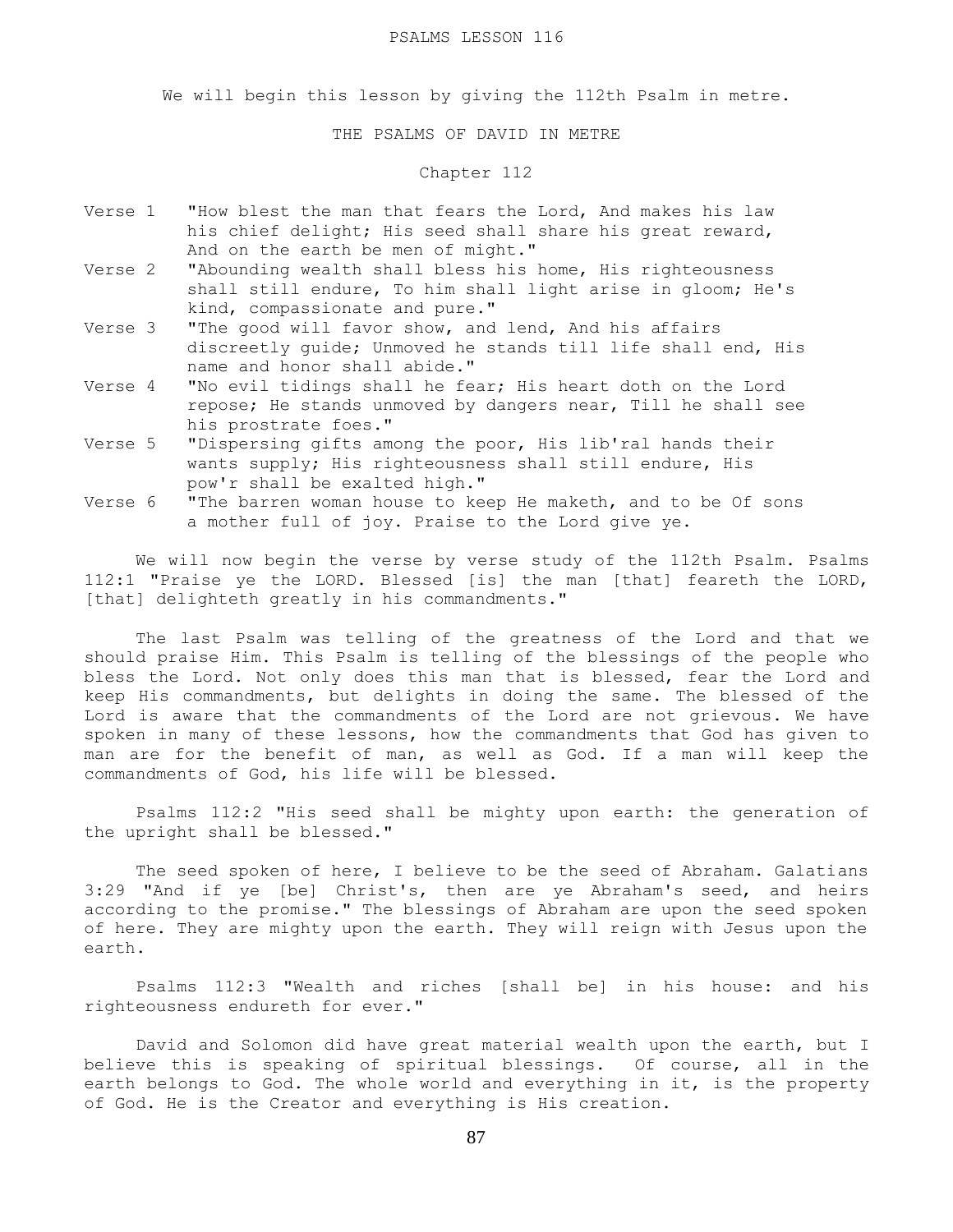# PSALMS LESSON 116

We will begin this lesson by giving the 112th Psalm in metre.

## THE PSALMS OF DAVID IN METRE

### Chapter 112

Verse 1 "How blest the man that fears the Lord, And makes his law his chief delight; His seed shall share his great reward, And on the earth be men of might."

Verse 2 "Abounding wealth shall bless his home, His righteousness shall still endure, To him shall light arise in gloom; He's kind, compassionate and pure."

Verse 3 "The good will favor show, and lend, And his affairs discreetly guide; Unmoved he stands till life shall end, His name and honor shall abide."

Verse 4 "No evil tidings shall he fear; His heart doth on the Lord repose; He stands unmoved by dangers near, Till he shall see his prostrate foes."

Verse 5 "Dispersing gifts among the poor, His lib'ral hands their wants supply; His righteousness shall still endure, His pow'r shall be exalted high."

Verse 6 "The barren woman house to keep He maketh, and to be Of sons a mother full of joy. Praise to the Lord give ye.

We will now begin the verse by verse study of the 112th Psalm. Psalms 112:1 "Praise ye the LORD. Blessed [is] the man [that] feareth the LORD, [that] delighteth greatly in his commandments."

The last Psalm was telling of the greatness of the Lord and that we should praise Him. This Psalm is telling of the blessings of the people who bless the Lord. Not only does this man that is blessed, fear the Lord and keep His commandments, but delights in doing the same. The blessed of the Lord is aware that the commandments of the Lord are not grievous. We have spoken in many of these lessons, how the commandments that God has given to man are for the benefit of man, as well as God. If a man will keep the commandments of God, his life will be blessed.

Psalms 112:2 "His seed shall be mighty upon earth: the generation of the upright shall be blessed."

The seed spoken of here, I believe to be the seed of Abraham. Galatians 3:29 "And if ye [be] Christ's, then are ye Abraham's seed, and heirs according to the promise." The blessings of Abraham are upon the seed spoken of here. They are mighty upon the earth. They will reign with Jesus upon the earth.

Psalms 112:3 "Wealth and riches [shall be] in his house: and his righteousness endureth for ever."

David and Solomon did have great material wealth upon the earth, but I believe this is speaking of spiritual blessings. Of course, all in the earth belongs to God. The whole world and everything in it, is the property of God. He is the Creator and everything is His creation.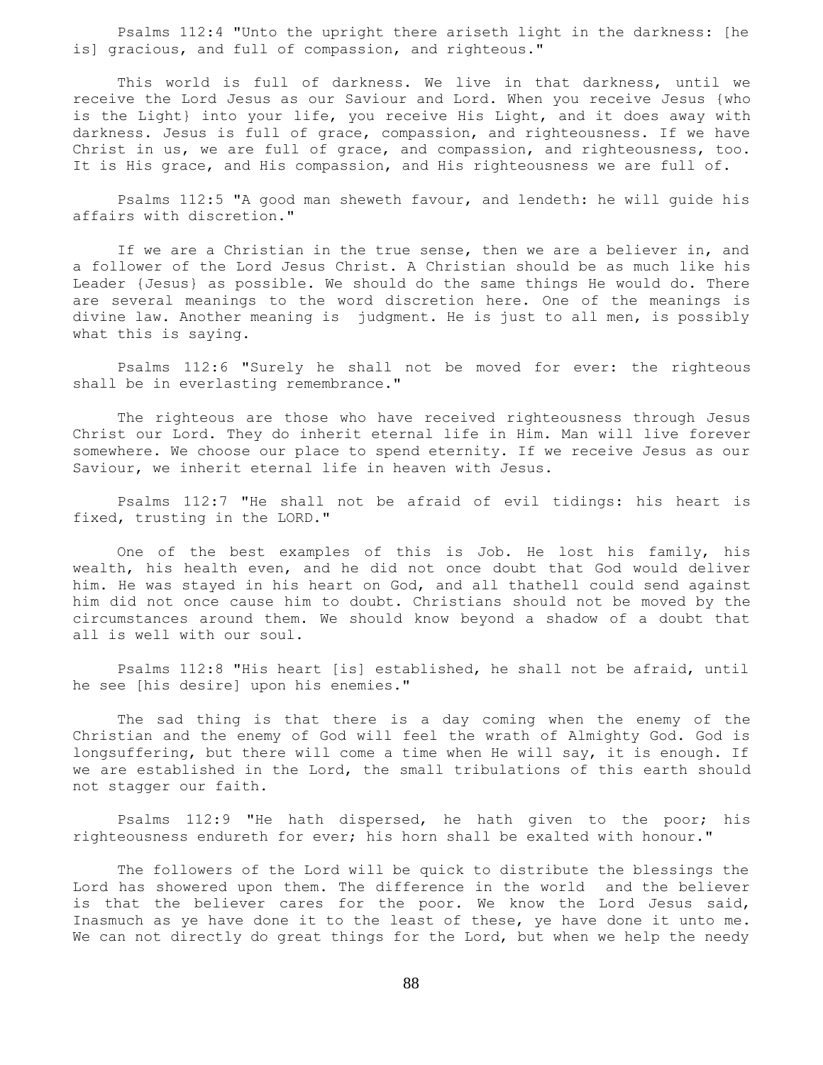Psalms 112:4 "Unto the upright there ariseth light in the darkness: [he is] gracious, and full of compassion, and righteous."

This world is full of darkness. We live in that darkness, until we receive the Lord Jesus as our Saviour and Lord. When you receive Jesus {who is the Light} into your life, you receive His Light, and it does away with darkness. Jesus is full of grace, compassion, and righteousness. If we have Christ in us, we are full of grace, and compassion, and righteousness, too. It is His grace, and His compassion, and His righteousness we are full of.

Psalms 112:5 "A good man sheweth favour, and lendeth: he will guide his affairs with discretion."

If we are a Christian in the true sense, then we are a believer in, and a follower of the Lord Jesus Christ. A Christian should be as much like his Leader {Jesus} as possible. We should do the same things He would do. There are several meanings to the word discretion here. One of the meanings is divine law. Another meaning is judgment. He is just to all men, is possibly what this is saying.

Psalms 112:6 "Surely he shall not be moved for ever: the righteous shall be in everlasting remembrance."

The righteous are those who have received righteousness through Jesus Christ our Lord. They do inherit eternal life in Him. Man will live forever somewhere. We choose our place to spend eternity. If we receive Jesus as our Saviour, we inherit eternal life in heaven with Jesus.

Psalms 112:7 "He shall not be afraid of evil tidings: his heart is fixed, trusting in the LORD."

One of the best examples of this is Job. He lost his family, his wealth, his health even, and he did not once doubt that God would deliver him. He was stayed in his heart on God, and all thathell could send against him did not once cause him to doubt. Christians should not be moved by the circumstances around them. We should know beyond a shadow of a doubt that all is well with our soul.

Psalms 112:8 "His heart [is] established, he shall not be afraid, until he see [his desire] upon his enemies."

The sad thing is that there is a day coming when the enemy of the Christian and the enemy of God will feel the wrath of Almighty God. God is longsuffering, but there will come a time when He will say, it is enough. If we are established in the Lord, the small tribulations of this earth should not stagger our faith.

Psalms 112:9 "He hath dispersed, he hath given to the poor; his righteousness endureth for ever; his horn shall be exalted with honour."

The followers of the Lord will be quick to distribute the blessings the Lord has showered upon them. The difference in the world and the believer is that the believer cares for the poor. We know the Lord Jesus said, Inasmuch as ye have done it to the least of these, ye have done it unto me. We can not directly do great things for the Lord, but when we help the needy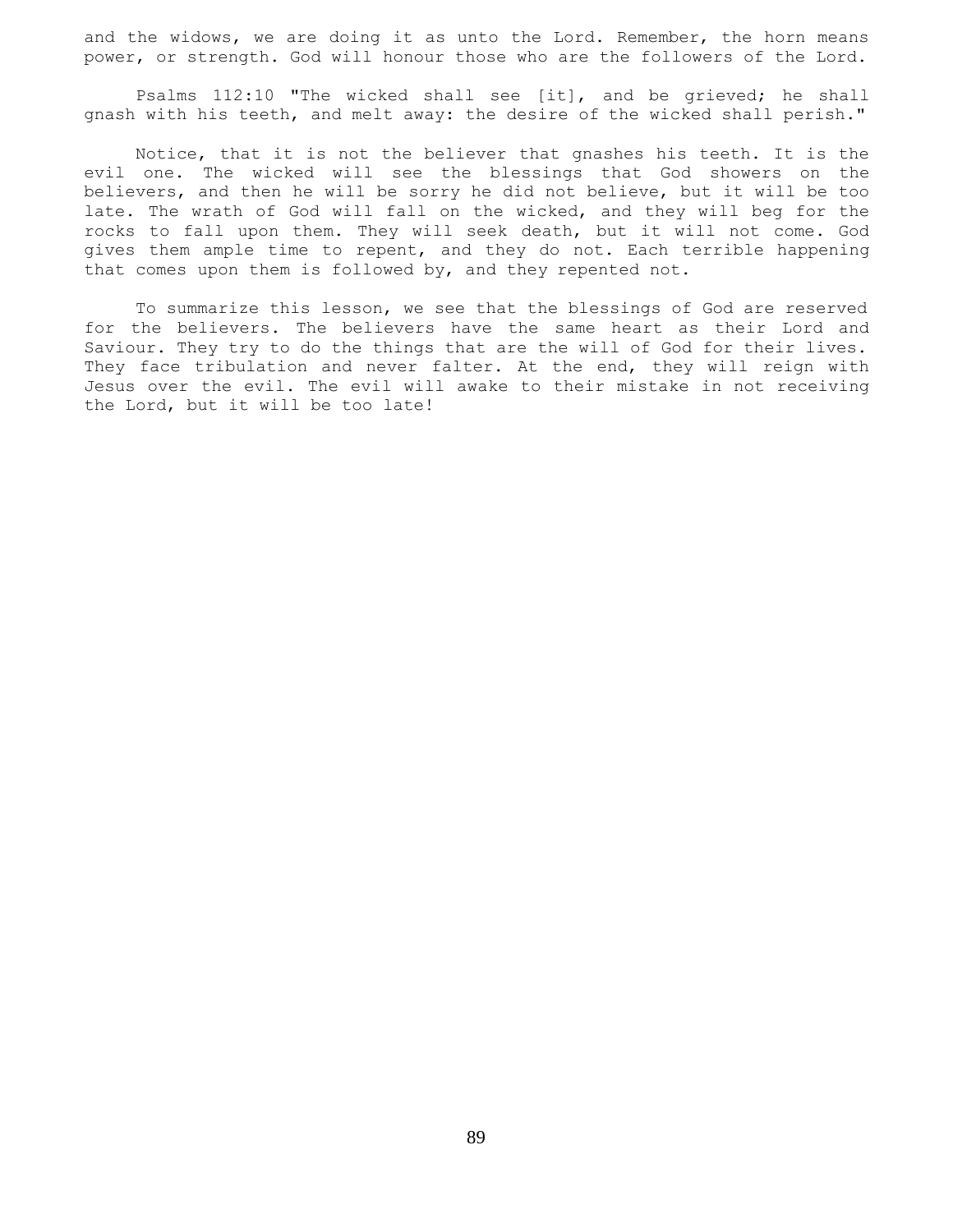and the widows, we are doing it as unto the Lord. Remember, the horn means power, or strength. God will honour those who are the followers of the Lord.

Psalms 112:10 "The wicked shall see [it], and be grieved; he shall gnash with his teeth, and melt away: the desire of the wicked shall perish."

Notice, that it is not the believer that gnashes his teeth. It is the evil one. The wicked will see the blessings that God showers on the believers, and then he will be sorry he did not believe, but it will be too late. The wrath of God will fall on the wicked, and they will beg for the rocks to fall upon them. They will seek death, but it will not come. God gives them ample time to repent, and they do not. Each terrible happening that comes upon them is followed by, and they repented not.

To summarize this lesson, we see that the blessings of God are reserved for the believers. The believers have the same heart as their Lord and Saviour. They try to do the things that are the will of God for their lives. They face tribulation and never falter. At the end, they will reign with Jesus over the evil. The evil will awake to their mistake in not receiving the Lord, but it will be too late!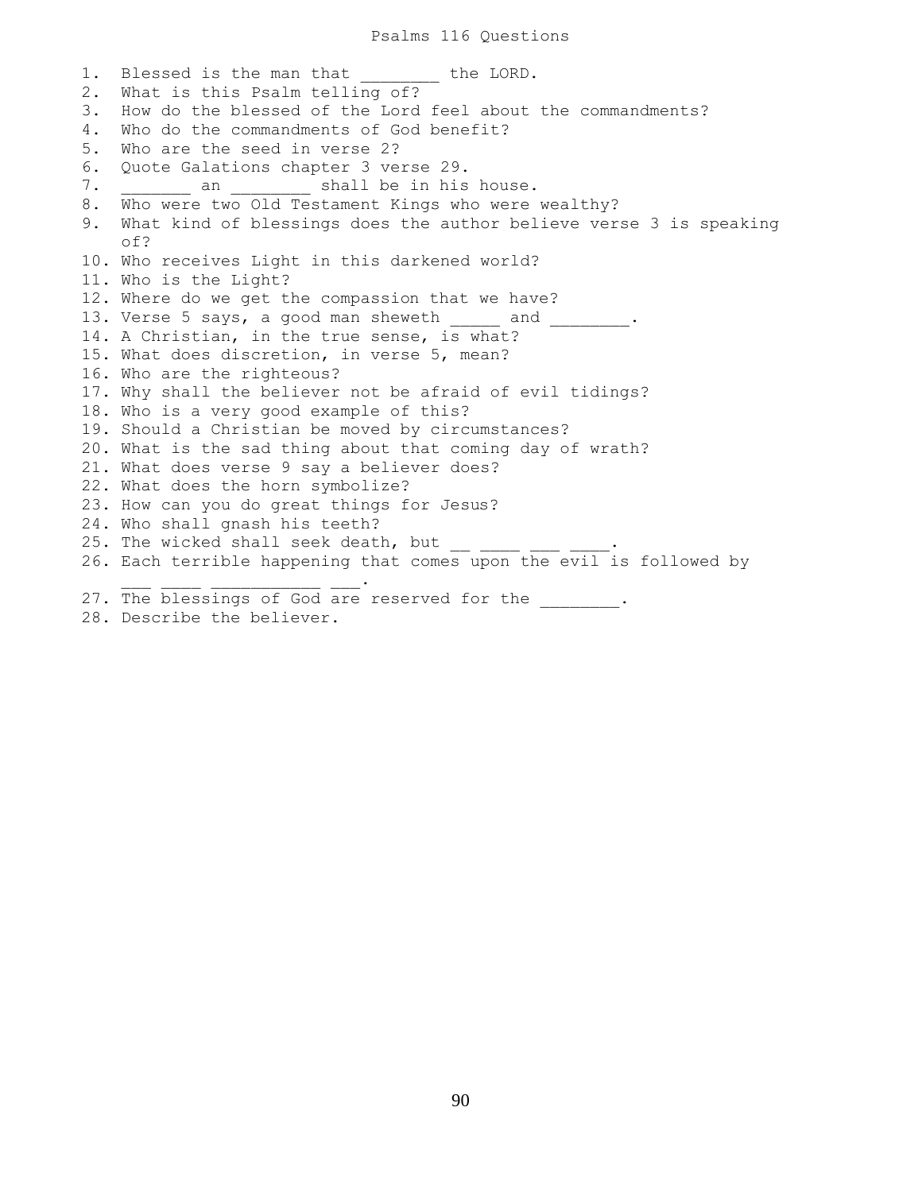# Psalms 116 Questions

1. Blessed is the man that ________ the LORD.
2. What is this Psalm telling of?
3. How do the blessed of the Lord feel about the commandments?
4. Who do the commandments of God benefit?
5. Who are the seed in verse 2?
6. Quote Galations chapter 3 verse 29.
7. _______ an ________ shall be in his house.
8. Who were two Old Testament Kings who were wealthy?
9. What kind of blessings does the author believe verse 3 is speaking of?
10. Who receives Light in this darkened world?
11. Who is the Light?
12. Where do we get the compassion that we have?
13. Verse 5 says, a good man sheweth _____ and ________.
14. A Christian, in the true sense, is what?
15. What does discretion, in verse 5, mean?
16. Who are the righteous?
17. Why shall the believer not be afraid of evil tidings?
18. Who is a very good example of this?
19. Should a Christian be moved by circumstances?
20. What is the sad thing about that coming day of wrath?
21. What does verse 9 say a believer does?
22. What does the horn symbolize?
23. How can you do great things for Jesus?
24. Who shall gnash his teeth?
25. The wicked shall seek death, but __ ____ ___ ____.
26. Each terrible happening that comes upon the evil is followed by ___ ____ ___________ ___.
27. The blessings of God are reserved for the ________.
28. Describe the believer.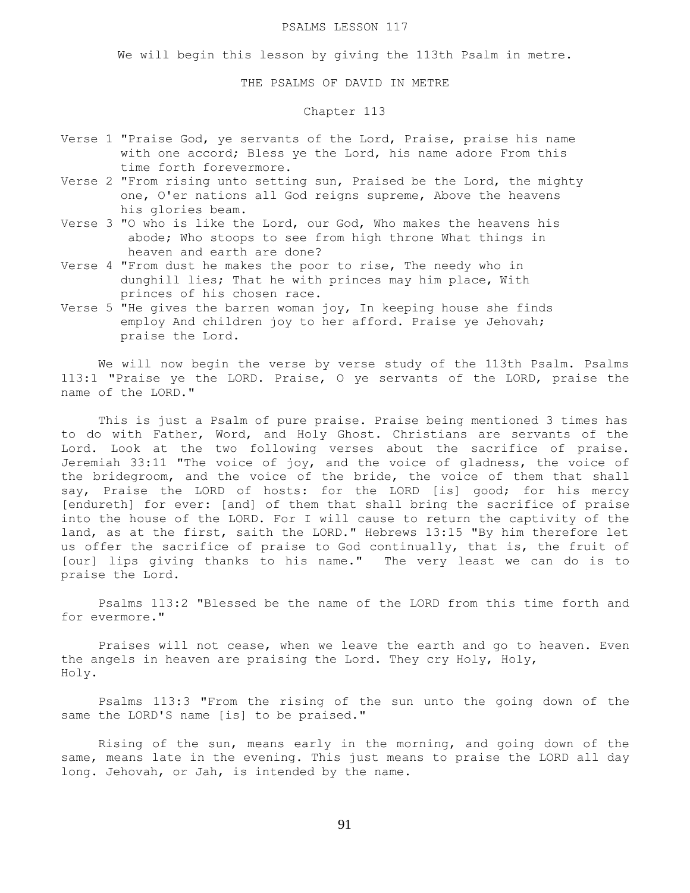# PSALMS LESSON 117

We will begin this lesson by giving the 113th Psalm in metre.

## THE PSALMS OF DAVID IN METRE

### Chapter 113

- Verse 1 "Praise God, ye servants of the Lord, Praise, praise his name with one accord; Bless ye the Lord, his name adore From this time forth forevermore.
- Verse 2 "From rising unto setting sun, Praised be the Lord, the mighty one, O'er nations all God reigns supreme, Above the heavens his glories beam.
- Verse 3 "O who is like the Lord, our God, Who makes the heavens his abode; Who stoops to see from high throne What things in heaven and earth are done?
- Verse 4 "From dust he makes the poor to rise, The needy who in dunghill lies; That he with princes may him place, With princes of his chosen race.
- Verse 5 "He gives the barren woman joy, In keeping house she finds employ And children joy to her afford. Praise ye Jehovah; praise the Lord.

We will now begin the verse by verse study of the 113th Psalm. Psalms 113:1 "Praise ye the LORD. Praise, O ye servants of the LORD, praise the name of the LORD."

This is just a Psalm of pure praise. Praise being mentioned 3 times has to do with Father, Word, and Holy Ghost. Christians are servants of the Lord. Look at the two following verses about the sacrifice of praise. Jeremiah 33:11 "The voice of joy, and the voice of gladness, the voice of the bridegroom, and the voice of the bride, the voice of them that shall say, Praise the LORD of hosts: for the LORD [is] good; for his mercy [endureth] for ever: [and] of them that shall bring the sacrifice of praise into the house of the LORD. For I will cause to return the captivity of the land, as at the first, saith the LORD." Hebrews 13:15 "By him therefore let us offer the sacrifice of praise to God continually, that is, the fruit of [our] lips giving thanks to his name." The very least we can do is to praise the Lord.

Psalms 113:2 "Blessed be the name of the LORD from this time forth and for evermore."

Praises will not cease, when we leave the earth and go to heaven. Even the angels in heaven are praising the Lord. They cry Holy, Holy, Holy.

Psalms 113:3 "From the rising of the sun unto the going down of the same the LORD'S name [is] to be praised."

Rising of the sun, means early in the morning, and going down of the same, means late in the evening. This just means to praise the LORD all day long. Jehovah, or Jah, is intended by the name.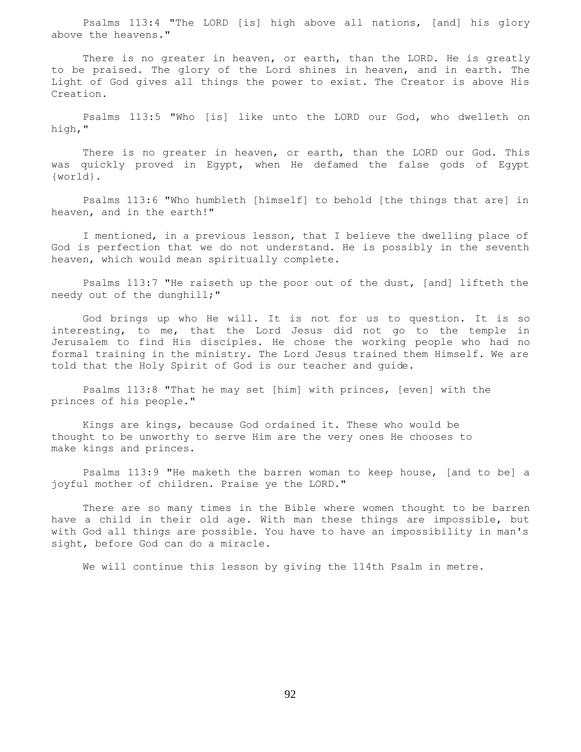Psalms 113:4 "The LORD [is] high above all nations, [and] his glory above the heavens."

There is no greater in heaven, or earth, than the LORD. He is greatly to be praised. The glory of the Lord shines in heaven, and in earth. The Light of God gives all things the power to exist. The Creator is above His Creation.

Psalms 113:5 "Who [is] like unto the LORD our God, who dwelleth on high,"

There is no greater in heaven, or earth, than the LORD our God. This was quickly proved in Egypt, when He defamed the false gods of Egypt {world}.

Psalms 113:6 "Who humbleth [himself] to behold [the things that are] in heaven, and in the earth!"

I mentioned, in a previous lesson, that I believe the dwelling place of God is perfection that we do not understand. He is possibly in the seventh heaven, which would mean spiritually complete.

Psalms 113:7 "He raiseth up the poor out of the dust, [and] lifteth the needy out of the dunghill;"

God brings up who He will. It is not for us to question. It is so interesting, to me, that the Lord Jesus did not go to the temple in Jerusalem to find His disciples. He chose the working people who had no formal training in the ministry. The Lord Jesus trained them Himself. We are told that the Holy Spirit of God is our teacher and guide.

Psalms 113:8 "That he may set [him] with princes, [even] with the princes of his people."

Kings are kings, because God ordained it. These who would be thought to be unworthy to serve Him are the very ones He chooses to make kings and princes.

Psalms 113:9 "He maketh the barren woman to keep house, [and to be] a joyful mother of children. Praise ye the LORD."

There are so many times in the Bible where women thought to be barren have a child in their old age. With man these things are impossible, but with God all things are possible. You have to have an impossibility in man's sight, before God can do a miracle.

We will continue this lesson by giving the 114th Psalm in metre.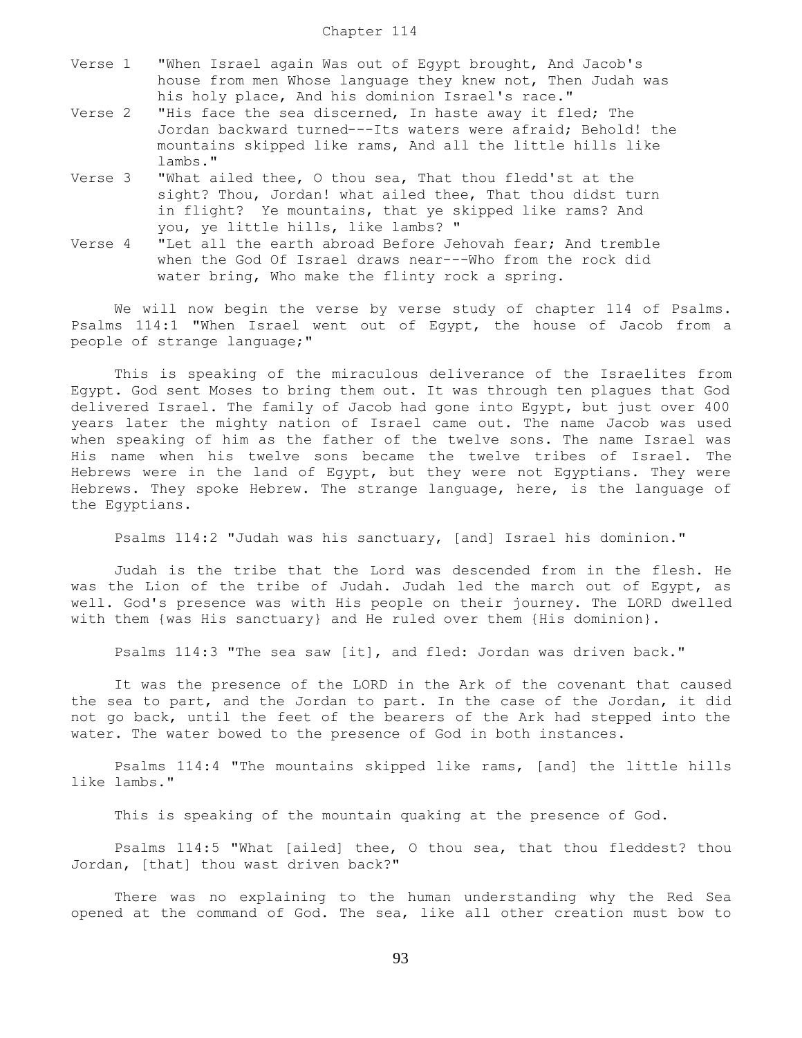Chapter 114

Verse 1 "When Israel again Was out of Egypt brought, And Jacob's house from men Whose language they knew not, Then Judah was his holy place, And his dominion Israel's race."

Verse 2 "His face the sea discerned, In haste away it fled; The Jordan backward turned---Its waters were afraid; Behold! the mountains skipped like rams, And all the little hills like lambs."

Verse 3 "What ailed thee, O thou sea, That thou fledd'st at the sight? Thou, Jordan! what ailed thee, That thou didst turn in flight? Ye mountains, that ye skipped like rams? And you, ye little hills, like lambs? "

Verse 4 "Let all the earth abroad Before Jehovah fear; And tremble when the God Of Israel draws near---Who from the rock did water bring, Who make the flinty rock a spring.

We will now begin the verse by verse study of chapter 114 of Psalms. Psalms 114:1 "When Israel went out of Egypt, the house of Jacob from a people of strange language;"

This is speaking of the miraculous deliverance of the Israelites from Egypt. God sent Moses to bring them out. It was through ten plagues that God delivered Israel. The family of Jacob had gone into Egypt, but just over 400 years later the mighty nation of Israel came out. The name Jacob was used when speaking of him as the father of the twelve sons. The name Israel was His name when his twelve sons became the twelve tribes of Israel. The Hebrews were in the land of Egypt, but they were not Egyptians. They were Hebrews. They spoke Hebrew. The strange language, here, is the language of the Egyptians.

Psalms 114:2 "Judah was his sanctuary, [and] Israel his dominion."

Judah is the tribe that the Lord was descended from in the flesh. He was the Lion of the tribe of Judah. Judah led the march out of Egypt, as well. God's presence was with His people on their journey. The LORD dwelled with them {was His sanctuary} and He ruled over them {His dominion}.

Psalms 114:3 "The sea saw [it], and fled: Jordan was driven back."

It was the presence of the LORD in the Ark of the covenant that caused the sea to part, and the Jordan to part. In the case of the Jordan, it did not go back, until the feet of the bearers of the Ark had stepped into the water. The water bowed to the presence of God in both instances.

Psalms 114:4 "The mountains skipped like rams, [and] the little hills like lambs."

This is speaking of the mountain quaking at the presence of God.

Psalms 114:5 "What [ailed] thee, O thou sea, that thou fleddest? thou Jordan, [that] thou wast driven back?"

There was no explaining to the human understanding why the Red Sea opened at the command of God. The sea, like all other creation must bow to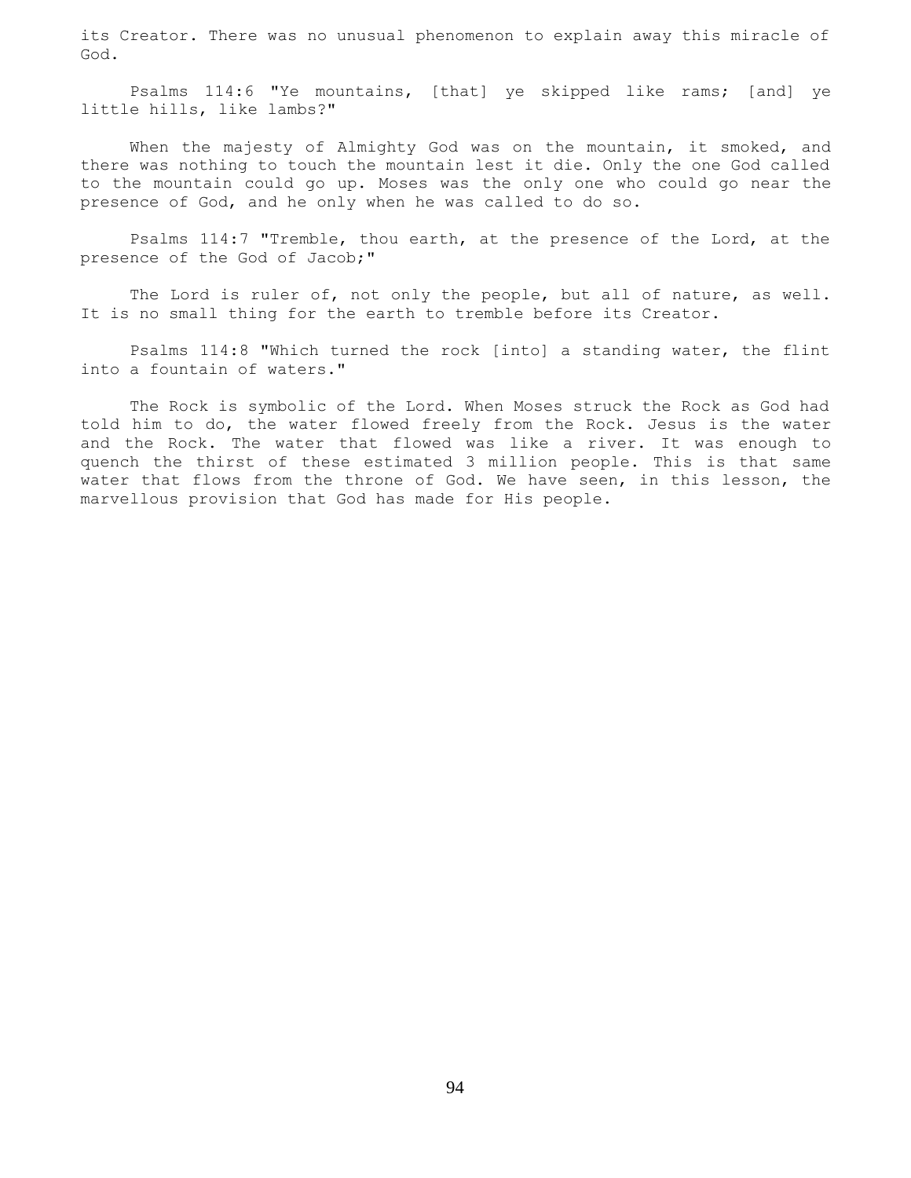its Creator. There was no unusual phenomenon to explain away this miracle of God.

Psalms 114:6 "Ye mountains, [that] ye skipped like rams; [and] ye little hills, like lambs?"

When the majesty of Almighty God was on the mountain, it smoked, and there was nothing to touch the mountain lest it die. Only the one God called to the mountain could go up. Moses was the only one who could go near the presence of God, and he only when he was called to do so.

Psalms 114:7 "Tremble, thou earth, at the presence of the Lord, at the presence of the God of Jacob;"

The Lord is ruler of, not only the people, but all of nature, as well. It is no small thing for the earth to tremble before its Creator.

Psalms 114:8 "Which turned the rock [into] a standing water, the flint into a fountain of waters."

The Rock is symbolic of the Lord. When Moses struck the Rock as God had told him to do, the water flowed freely from the Rock. Jesus is the water and the Rock. The water that flowed was like a river. It was enough to quench the thirst of these estimated 3 million people. This is that same water that flows from the throne of God. We have seen, in this lesson, the marvellous provision that God has made for His people.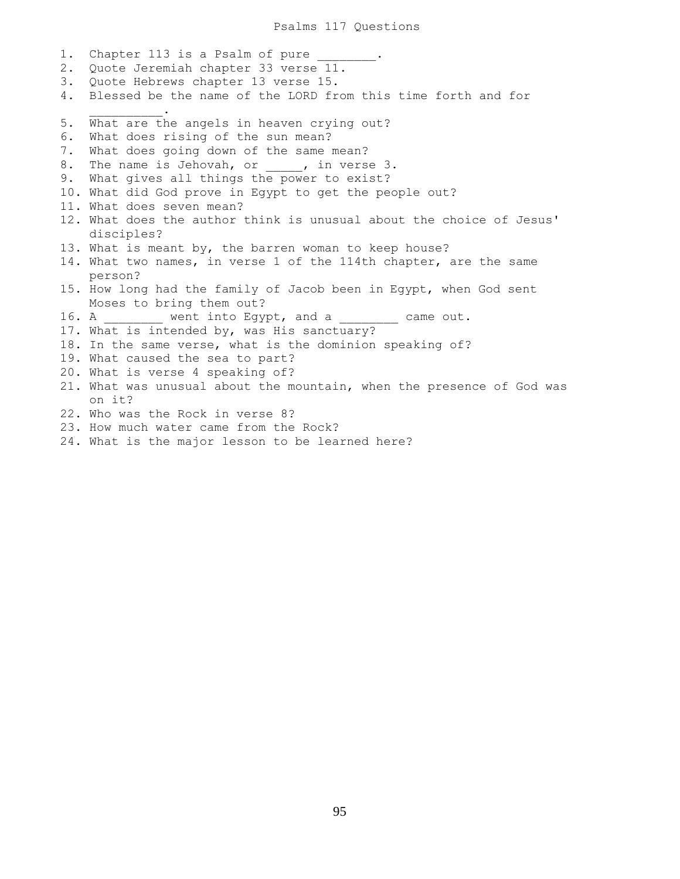# Psalms 117 Questions

1. Chapter 113 is a Psalm of pure ________.
2. Quote Jeremiah chapter 33 verse 11.
3. Quote Hebrews chapter 13 verse 15.
4. Blessed be the name of the LORD from this time forth and for __________.
5. What are the angels in heaven crying out?
6. What does rising of the sun mean?
7. What does going down of the same mean?
8. The name is Jehovah, or _____, in verse 3.
9. What gives all things the power to exist?
10. What did God prove in Egypt to get the people out?
11. What does seven mean?
12. What does the author think is unusual about the choice of Jesus' disciples?
13. What is meant by, the barren woman to keep house?
14. What two names, in verse 1 of the 114th chapter, are the same person?
15. How long had the family of Jacob been in Egypt, when God sent Moses to bring them out?
16. A ________ went into Egypt, and a ________ came out.
17. What is intended by, was His sanctuary?
18. In the same verse, what is the dominion speaking of?
19. What caused the sea to part?
20. What is verse 4 speaking of?
21. What was unusual about the mountain, when the presence of God was on it?
22. Who was the Rock in verse 8?
23. How much water came from the Rock?
24. What is the major lesson to be learned here?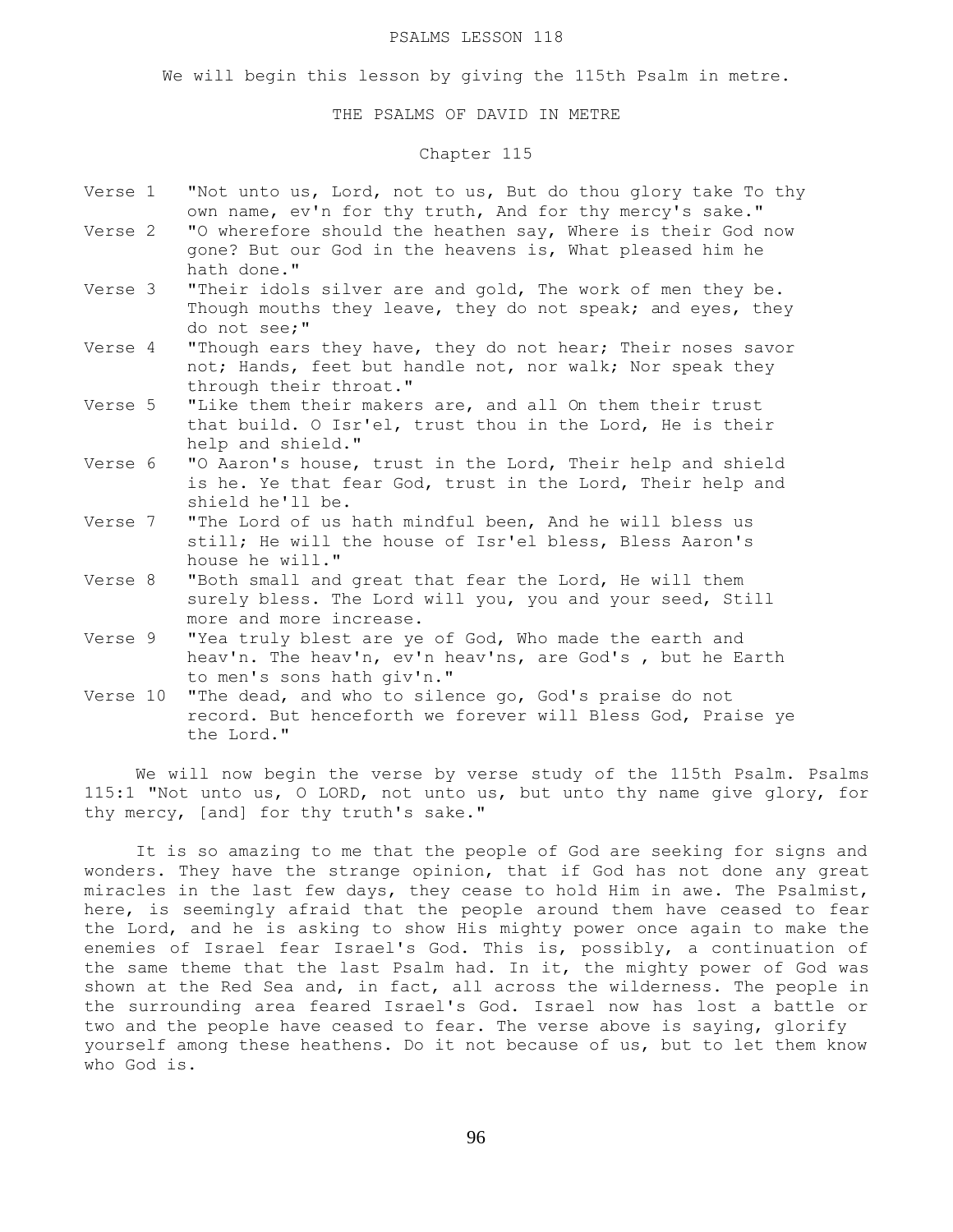# PSALMS LESSON 118

We will begin this lesson by giving the 115th Psalm in metre.

## THE PSALMS OF DAVID IN METRE

### Chapter 115

Verse 1 "Not unto us, Lord, not to us, But do thou glory take To thy own name, ev'n for thy truth, And for thy mercy's sake."

Verse 2 "O wherefore should the heathen say, Where is their God now gone? But our God in the heavens is, What pleased him he hath done."

Verse 3 "Their idols silver are and gold, The work of men they be. Though mouths they leave, they do not speak; and eyes, they do not see;"

Verse 4 "Though ears they have, they do not hear; Their noses savor not; Hands, feet but handle not, nor walk; Nor speak they through their throat."

Verse 5 "Like them their makers are, and all On them their trust that build. O Isr'el, trust thou in the Lord, He is their help and shield."

Verse 6 "O Aaron's house, trust in the Lord, Their help and shield is he. Ye that fear God, trust in the Lord, Their help and shield he'll be.

Verse 7 "The Lord of us hath mindful been, And he will bless us still; He will the house of Isr'el bless, Bless Aaron's house he will."

Verse 8 "Both small and great that fear the Lord, He will them surely bless. The Lord will you, you and your seed, Still more and more increase.

Verse 9 "Yea truly blest are ye of God, Who made the earth and heav'n. The heav'n, ev'n heav'ns, are God's , but he Earth to men's sons hath giv'n."

Verse 10 "The dead, and who to silence go, God's praise do not record. But henceforth we forever will Bless God, Praise ye the Lord."

We will now begin the verse by verse study of the 115th Psalm. Psalms 115:1 "Not unto us, O LORD, not unto us, but unto thy name give glory, for thy mercy, [and] for thy truth's sake."

It is so amazing to me that the people of God are seeking for signs and wonders. They have the strange opinion, that if God has not done any great miracles in the last few days, they cease to hold Him in awe. The Psalmist, here, is seemingly afraid that the people around them have ceased to fear the Lord, and he is asking to show His mighty power once again to make the enemies of Israel fear Israel's God. This is, possibly, a continuation of the same theme that the last Psalm had. In it, the mighty power of God was shown at the Red Sea and, in fact, all across the wilderness. The people in the surrounding area feared Israel's God. Israel now has lost a battle or two and the people have ceased to fear. The verse above is saying, glorify yourself among these heathens. Do it not because of us, but to let them know who God is.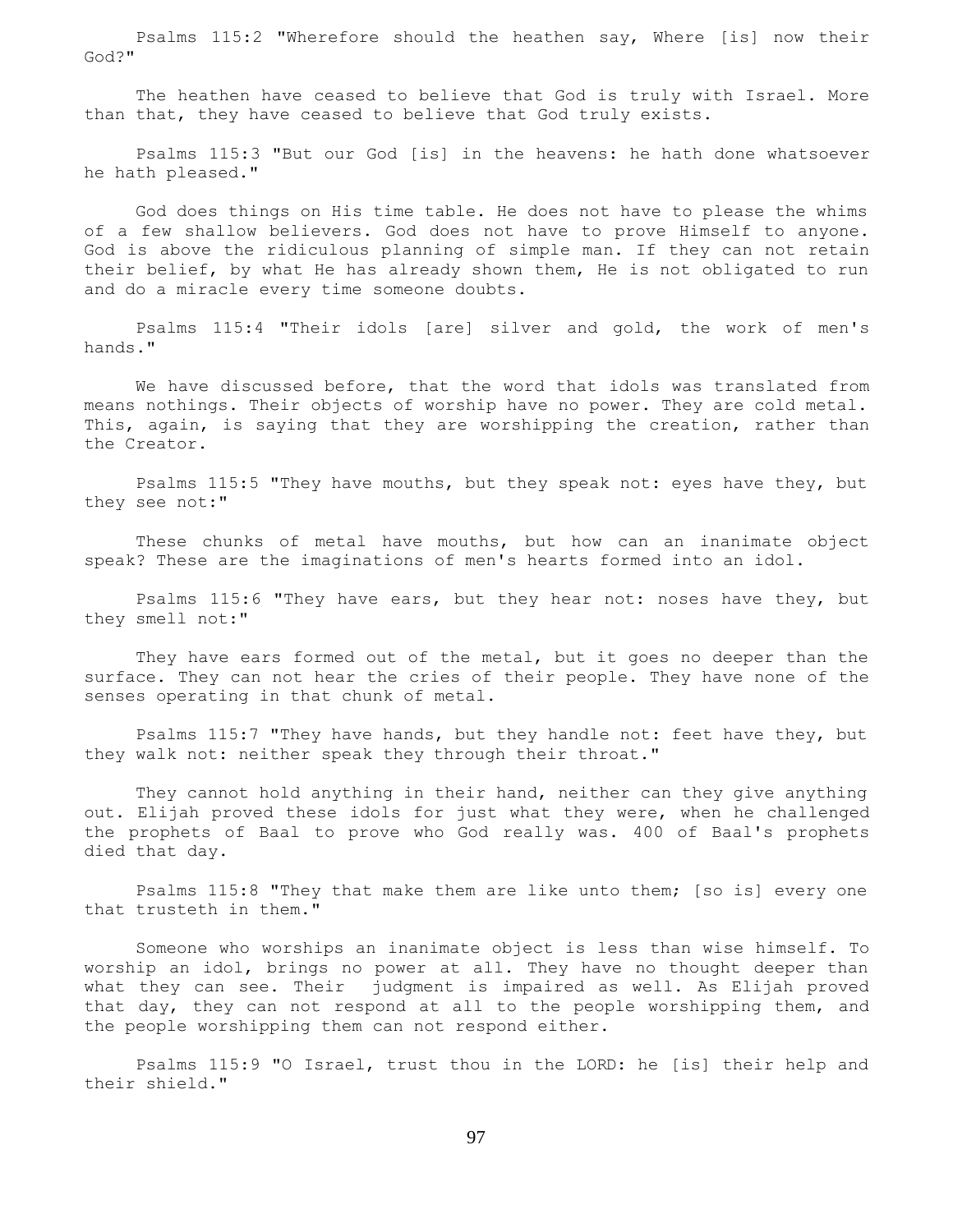Psalms 115:2 "Wherefore should the heathen say, Where [is] now their God?"

The heathen have ceased to believe that God is truly with Israel. More than that, they have ceased to believe that God truly exists.

Psalms 115:3 "But our God [is] in the heavens: he hath done whatsoever he hath pleased."

God does things on His time table. He does not have to please the whims of a few shallow believers. God does not have to prove Himself to anyone. God is above the ridiculous planning of simple man. If they can not retain their belief, by what He has already shown them, He is not obligated to run and do a miracle every time someone doubts.

Psalms 115:4 "Their idols [are] silver and gold, the work of men's hands."

We have discussed before, that the word that idols was translated from means nothings. Their objects of worship have no power. They are cold metal. This, again, is saying that they are worshipping the creation, rather than the Creator.

Psalms 115:5 "They have mouths, but they speak not: eyes have they, but they see not:"

These chunks of metal have mouths, but how can an inanimate object speak? These are the imaginations of men's hearts formed into an idol.

Psalms 115:6 "They have ears, but they hear not: noses have they, but they smell not:"

They have ears formed out of the metal, but it goes no deeper than the surface. They can not hear the cries of their people. They have none of the senses operating in that chunk of metal.

Psalms 115:7 "They have hands, but they handle not: feet have they, but they walk not: neither speak they through their throat."

They cannot hold anything in their hand, neither can they give anything out. Elijah proved these idols for just what they were, when he challenged the prophets of Baal to prove who God really was. 400 of Baal's prophets died that day.

Psalms 115:8 "They that make them are like unto them; [so is] every one that trusteth in them."

Someone who worships an inanimate object is less than wise himself. To worship an idol, brings no power at all. They have no thought deeper than what they can see. Their judgment is impaired as well. As Elijah proved that day, they can not respond at all to the people worshipping them, and the people worshipping them can not respond either.

Psalms 115:9 "O Israel, trust thou in the LORD: he [is] their help and their shield."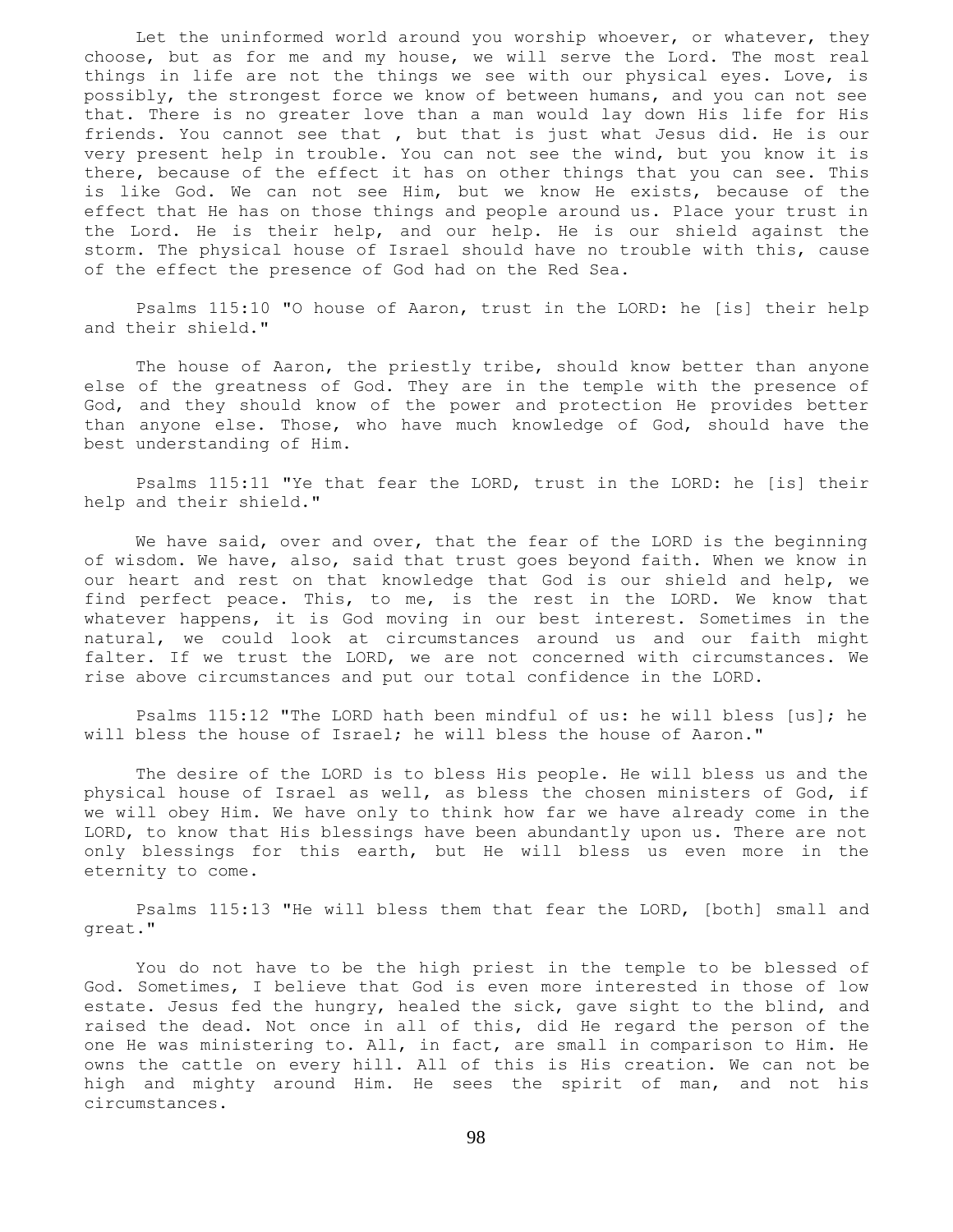Let the uninformed world around you worship whoever, or whatever, they choose, but as for me and my house, we will serve the Lord. The most real things in life are not the things we see with our physical eyes. Love, is possibly, the strongest force we know of between humans, and you can not see that. There is no greater love than a man would lay down His life for His friends. You cannot see that , but that is just what Jesus did. He is our very present help in trouble. You can not see the wind, but you know it is there, because of the effect it has on other things that you can see. This is like God. We can not see Him, but we know He exists, because of the effect that He has on those things and people around us. Place your trust in the Lord. He is their help, and our help. He is our shield against the storm. The physical house of Israel should have no trouble with this, cause of the effect the presence of God had on the Red Sea.

Psalms 115:10 "O house of Aaron, trust in the LORD: he [is] their help and their shield."

The house of Aaron, the priestly tribe, should know better than anyone else of the greatness of God. They are in the temple with the presence of God, and they should know of the power and protection He provides better than anyone else. Those, who have much knowledge of God, should have the best understanding of Him.

Psalms 115:11 "Ye that fear the LORD, trust in the LORD: he [is] their help and their shield."

We have said, over and over, that the fear of the LORD is the beginning of wisdom. We have, also, said that trust goes beyond faith. When we know in our heart and rest on that knowledge that God is our shield and help, we find perfect peace. This, to me, is the rest in the LORD. We know that whatever happens, it is God moving in our best interest. Sometimes in the natural, we could look at circumstances around us and our faith might falter. If we trust the LORD, we are not concerned with circumstances. We rise above circumstances and put our total confidence in the LORD.

Psalms 115:12 "The LORD hath been mindful of us: he will bless [us]; he will bless the house of Israel; he will bless the house of Aaron."

The desire of the LORD is to bless His people. He will bless us and the physical house of Israel as well, as bless the chosen ministers of God, if we will obey Him. We have only to think how far we have already come in the LORD, to know that His blessings have been abundantly upon us. There are not only blessings for this earth, but He will bless us even more in the eternity to come.

Psalms 115:13 "He will bless them that fear the LORD, [both] small and great."

You do not have to be the high priest in the temple to be blessed of God. Sometimes, I believe that God is even more interested in those of low estate. Jesus fed the hungry, healed the sick, gave sight to the blind, and raised the dead. Not once in all of this, did He regard the person of the one He was ministering to. All, in fact, are small in comparison to Him. He owns the cattle on every hill. All of this is His creation. We can not be high and mighty around Him. He sees the spirit of man, and not his circumstances.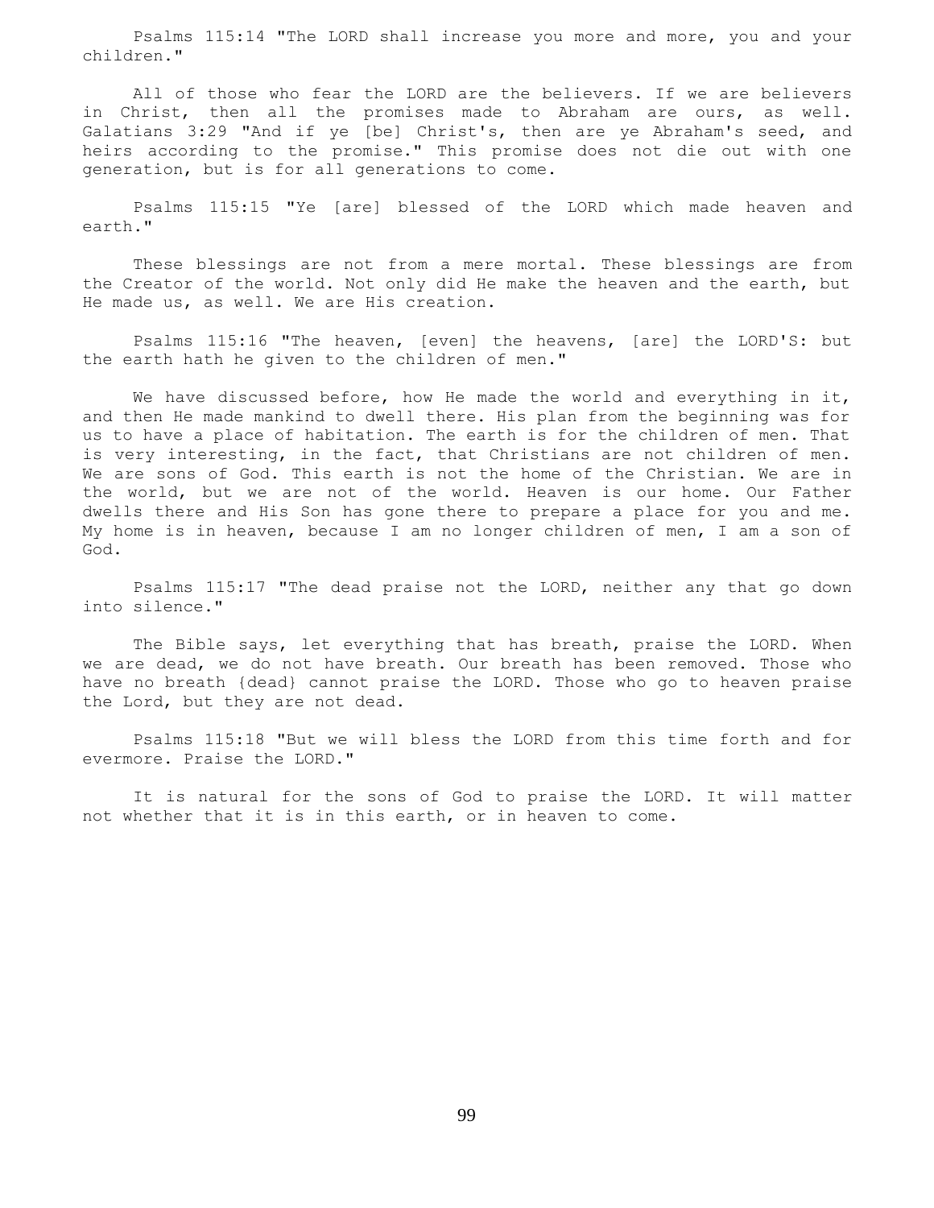Psalms 115:14 "The LORD shall increase you more and more, you and your children."

All of those who fear the LORD are the believers. If we are believers in Christ, then all the promises made to Abraham are ours, as well. Galatians 3:29 "And if ye [be] Christ's, then are ye Abraham's seed, and heirs according to the promise." This promise does not die out with one generation, but is for all generations to come.

Psalms 115:15 "Ye [are] blessed of the LORD which made heaven and earth."

These blessings are not from a mere mortal. These blessings are from the Creator of the world. Not only did He make the heaven and the earth, but He made us, as well. We are His creation.

Psalms 115:16 "The heaven, [even] the heavens, [are] the LORD'S: but the earth hath he given to the children of men."

We have discussed before, how He made the world and everything in it, and then He made mankind to dwell there. His plan from the beginning was for us to have a place of habitation. The earth is for the children of men. That is very interesting, in the fact, that Christians are not children of men. We are sons of God. This earth is not the home of the Christian. We are in the world, but we are not of the world. Heaven is our home. Our Father dwells there and His Son has gone there to prepare a place for you and me. My home is in heaven, because I am no longer children of men, I am a son of God.

Psalms 115:17 "The dead praise not the LORD, neither any that go down into silence."

The Bible says, let everything that has breath, praise the LORD. When we are dead, we do not have breath. Our breath has been removed. Those who have no breath {dead} cannot praise the LORD. Those who go to heaven praise the Lord, but they are not dead.

Psalms 115:18 "But we will bless the LORD from this time forth and for evermore. Praise the LORD."

It is natural for the sons of God to praise the LORD. It will matter not whether that it is in this earth, or in heaven to come.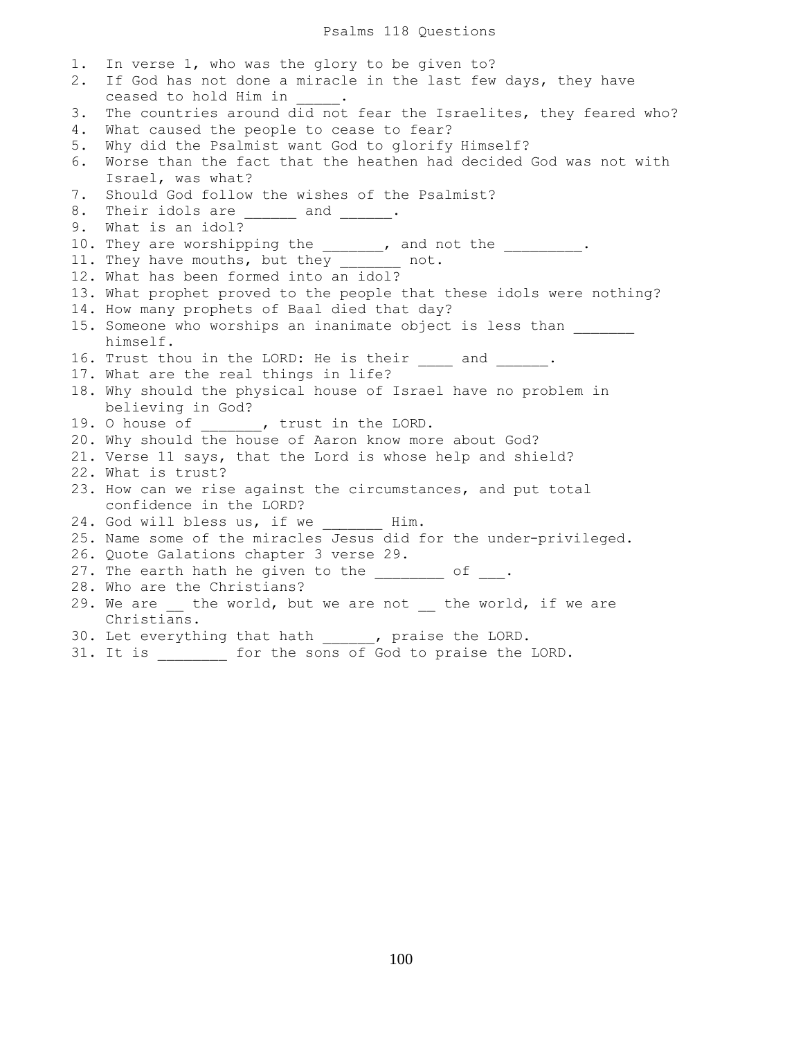# Psalms 118 Questions

1. In verse 1, who was the glory to be given to?
2. If God has not done a miracle in the last few days, they have ceased to hold Him in _____.
3. The countries around did not fear the Israelites, they feared who?
4. What caused the people to cease to fear?
5. Why did the Psalmist want God to glorify Himself?
6. Worse than the fact that the heathen had decided God was not with Israel, was what?
7. Should God follow the wishes of the Psalmist?
8. Their idols are ______ and ______.
9. What is an idol?
10. They are worshipping the _______, and not the _________.
11. They have mouths, but they _______ not.
12. What has been formed into an idol?
13. What prophet proved to the people that these idols were nothing?
14. How many prophets of Baal died that day?
15. Someone who worships an inanimate object is less than _______ himself.
16. Trust thou in the LORD: He is their ____ and ______.
17. What are the real things in life?
18. Why should the physical house of Israel have no problem in believing in God?
19. O house of _______, trust in the LORD.
20. Why should the house of Aaron know more about God?
21. Verse 11 says, that the Lord is whose help and shield?
22. What is trust?
23. How can we rise against the circumstances, and put total confidence in the LORD?
24. God will bless us, if we _______ Him.
25. Name some of the miracles Jesus did for the under-privileged.
26. Quote Galations chapter 3 verse 29.
27. The earth hath he given to the ________ of ___.
28. Who are the Christians?
29. We are __ the world, but we are not __ the world, if we are Christians.
30. Let everything that hath ______, praise the LORD.
31. It is ________ for the sons of God to praise the LORD.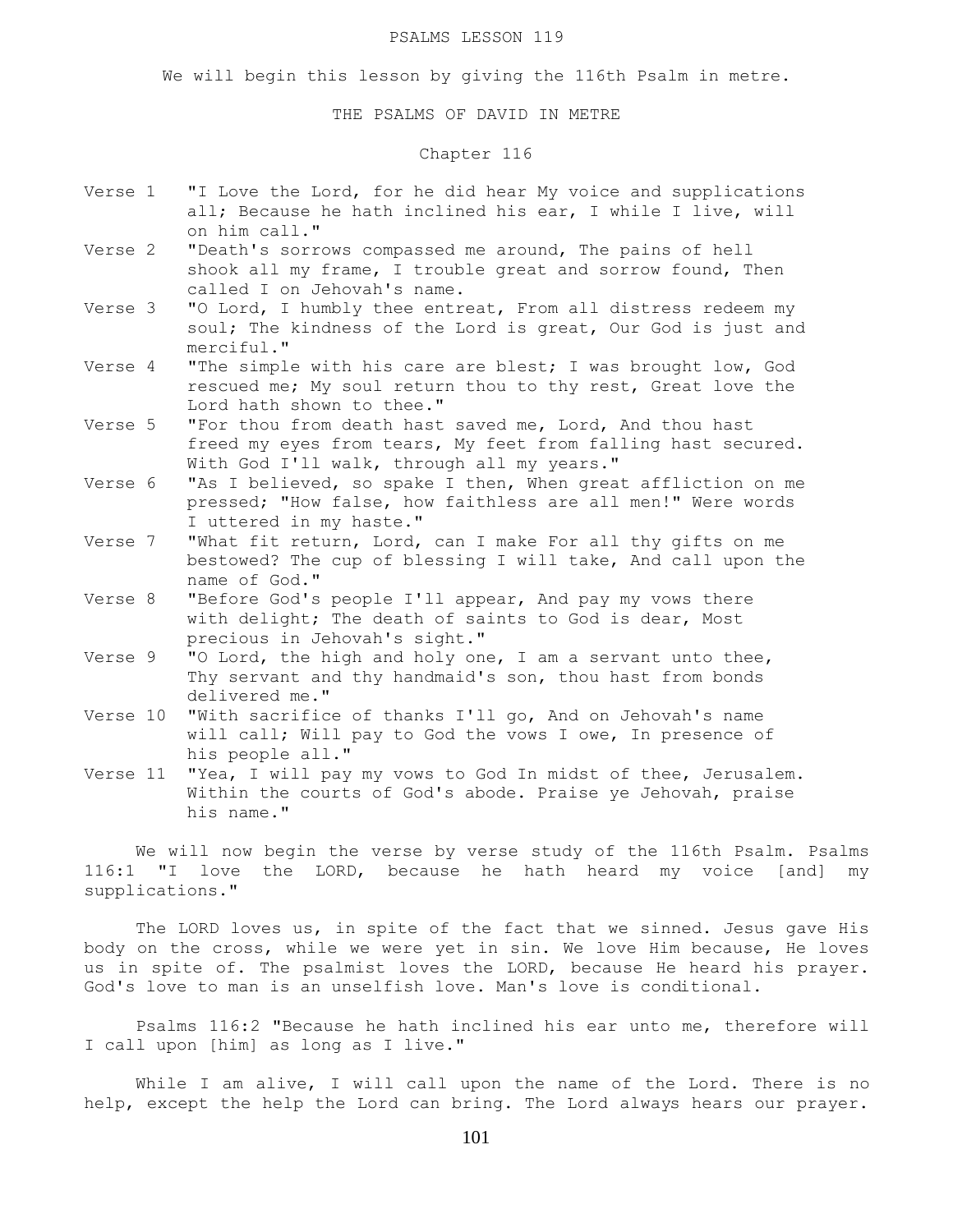# PSALMS LESSON 119

We will begin this lesson by giving the 116th Psalm in metre.

## THE PSALMS OF DAVID IN METRE

### Chapter 116

Verse 1 "I Love the Lord, for he did hear My voice and supplications all; Because he hath inclined his ear, I while I live, will on him call."

Verse 2 "Death's sorrows compassed me around, The pains of hell shook all my frame, I trouble great and sorrow found, Then called I on Jehovah's name.

Verse 3 "O Lord, I humbly thee entreat, From all distress redeem my soul; The kindness of the Lord is great, Our God is just and merciful."

Verse 4 "The simple with his care are blest; I was brought low, God rescued me; My soul return thou to thy rest, Great love the Lord hath shown to thee."

Verse 5 "For thou from death hast saved me, Lord, And thou hast freed my eyes from tears, My feet from falling hast secured. With God I'll walk, through all my years."

Verse 6 "As I believed, so spake I then, When great affliction on me pressed; "How false, how faithless are all men!" Were words I uttered in my haste."

Verse 7 "What fit return, Lord, can I make For all thy gifts on me bestowed? The cup of blessing I will take, And call upon the name of God."

Verse 8 "Before God's people I'll appear, And pay my vows there with delight; The death of saints to God is dear, Most precious in Jehovah's sight."

Verse 9 "O Lord, the high and holy one, I am a servant unto thee, Thy servant and thy handmaid's son, thou hast from bonds delivered me."

Verse 10 "With sacrifice of thanks I'll go, And on Jehovah's name will call; Will pay to God the vows I owe, In presence of his people all."

Verse 11 "Yea, I will pay my vows to God In midst of thee, Jerusalem. Within the courts of God's abode. Praise ye Jehovah, praise his name."

We will now begin the verse by verse study of the 116th Psalm. Psalms 116:1 "I love the LORD, because he hath heard my voice [and] my supplications."

The LORD loves us, in spite of the fact that we sinned. Jesus gave His body on the cross, while we were yet in sin. We love Him because, He loves us in spite of. The psalmist loves the LORD, because He heard his prayer. God's love to man is an unselfish love. Man's love is conditional.

Psalms 116:2 "Because he hath inclined his ear unto me, therefore will I call upon [him] as long as I live."

While I am alive, I will call upon the name of the Lord. There is no help, except the help the Lord can bring. The Lord always hears our prayer.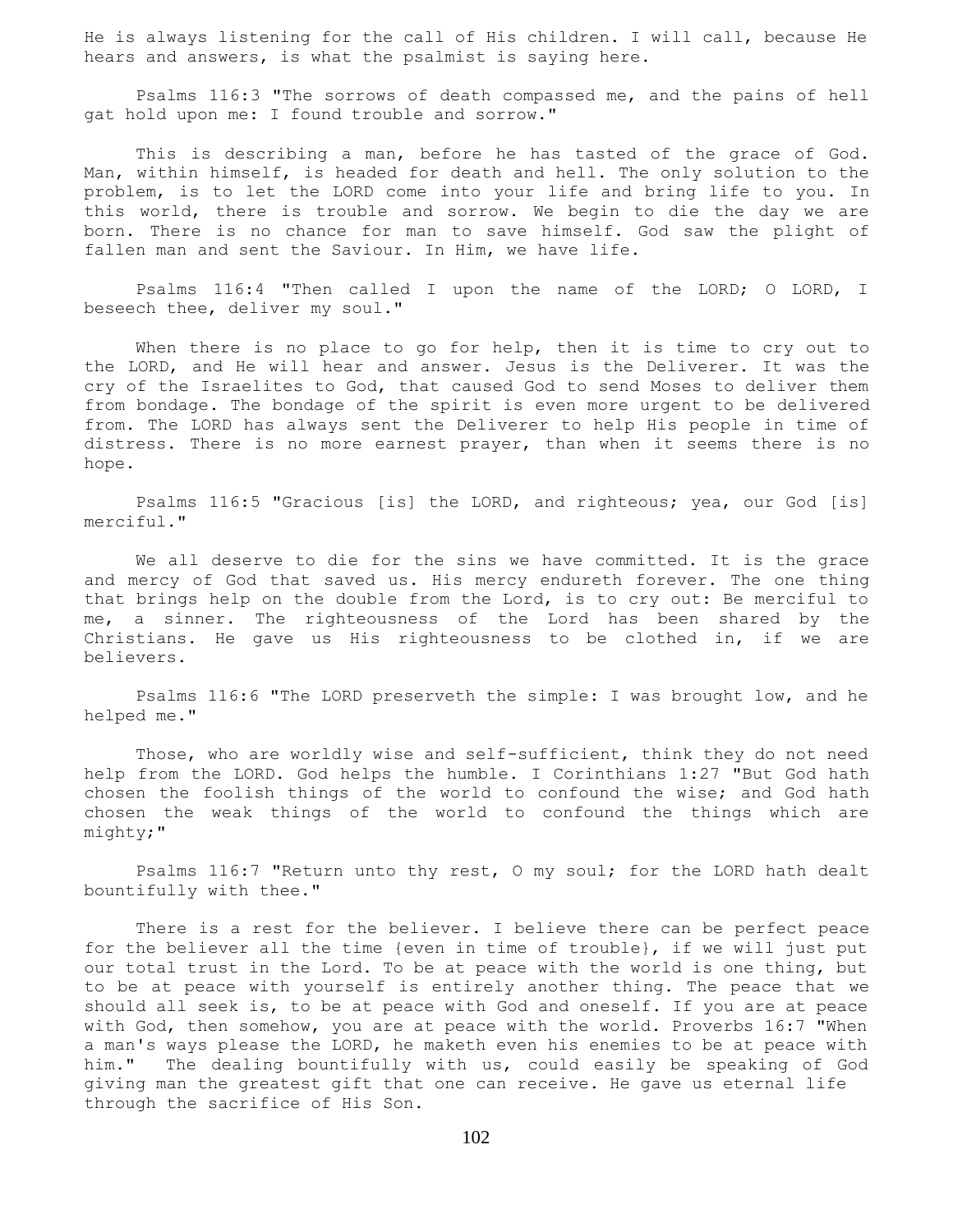He is always listening for the call of His children. I will call, because He hears and answers, is what the psalmist is saying here.

Psalms 116:3 "The sorrows of death compassed me, and the pains of hell gat hold upon me: I found trouble and sorrow."

This is describing a man, before he has tasted of the grace of God. Man, within himself, is headed for death and hell. The only solution to the problem, is to let the LORD come into your life and bring life to you. In this world, there is trouble and sorrow. We begin to die the day we are born. There is no chance for man to save himself. God saw the plight of fallen man and sent the Saviour. In Him, we have life.

Psalms 116:4 "Then called I upon the name of the LORD; O LORD, I beseech thee, deliver my soul."

When there is no place to go for help, then it is time to cry out to the LORD, and He will hear and answer. Jesus is the Deliverer. It was the cry of the Israelites to God, that caused God to send Moses to deliver them from bondage. The bondage of the spirit is even more urgent to be delivered from. The LORD has always sent the Deliverer to help His people in time of distress. There is no more earnest prayer, than when it seems there is no hope.

Psalms 116:5 "Gracious [is] the LORD, and righteous; yea, our God [is] merciful."

We all deserve to die for the sins we have committed. It is the grace and mercy of God that saved us. His mercy endureth forever. The one thing that brings help on the double from the Lord, is to cry out: Be merciful to me, a sinner. The righteousness of the Lord has been shared by the Christians. He gave us His righteousness to be clothed in, if we are believers.

Psalms 116:6 "The LORD preserveth the simple: I was brought low, and he helped me."

Those, who are worldly wise and self-sufficient, think they do not need help from the LORD. God helps the humble. I Corinthians 1:27 "But God hath chosen the foolish things of the world to confound the wise; and God hath chosen the weak things of the world to confound the things which are mighty;"

Psalms 116:7 "Return unto thy rest, O my soul; for the LORD hath dealt bountifully with thee."

There is a rest for the believer. I believe there can be perfect peace for the believer all the time {even in time of trouble}, if we will just put our total trust in the Lord. To be at peace with the world is one thing, but to be at peace with yourself is entirely another thing. The peace that we should all seek is, to be at peace with God and oneself. If you are at peace with God, then somehow, you are at peace with the world. Proverbs 16:7 "When a man's ways please the LORD, he maketh even his enemies to be at peace with him." The dealing bountifully with us, could easily be speaking of God giving man the greatest gift that one can receive. He gave us eternal life through the sacrifice of His Son.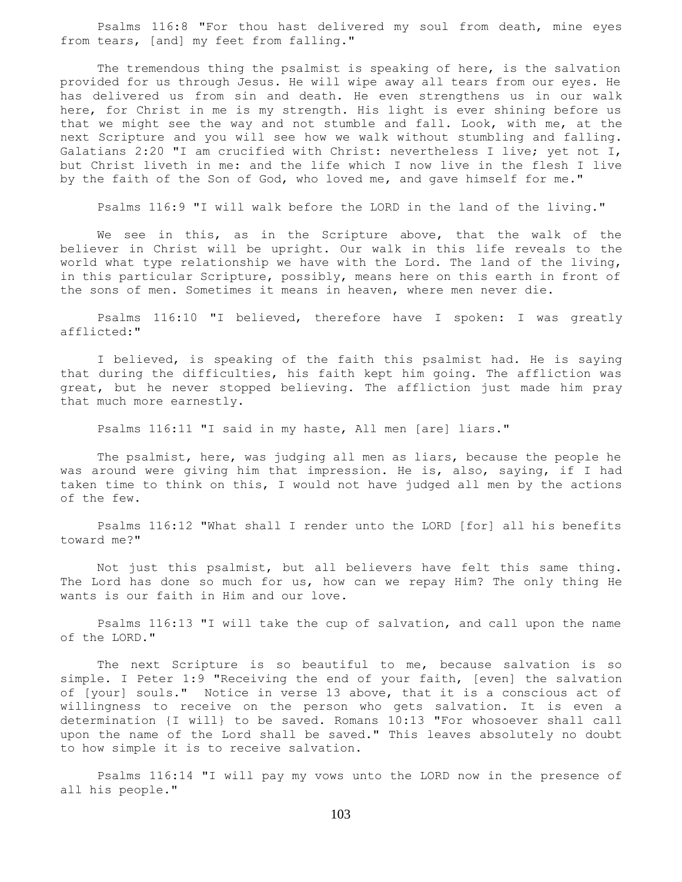Psalms 116:8 "For thou hast delivered my soul from death, mine eyes from tears, [and] my feet from falling."

The tremendous thing the psalmist is speaking of here, is the salvation provided for us through Jesus. He will wipe away all tears from our eyes. He has delivered us from sin and death. He even strengthens us in our walk here, for Christ in me is my strength. His light is ever shining before us that we might see the way and not stumble and fall. Look, with me, at the next Scripture and you will see how we walk without stumbling and falling. Galatians 2:20 "I am crucified with Christ: nevertheless I live; yet not I, but Christ liveth in me: and the life which I now live in the flesh I live by the faith of the Son of God, who loved me, and gave himself for me."

Psalms 116:9 "I will walk before the LORD in the land of the living."

We see in this, as in the Scripture above, that the walk of the believer in Christ will be upright. Our walk in this life reveals to the world what type relationship we have with the Lord. The land of the living, in this particular Scripture, possibly, means here on this earth in front of the sons of men. Sometimes it means in heaven, where men never die.

Psalms 116:10 "I believed, therefore have I spoken: I was greatly afflicted:"

I believed, is speaking of the faith this psalmist had. He is saying that during the difficulties, his faith kept him going. The affliction was great, but he never stopped believing. The affliction just made him pray that much more earnestly.

Psalms 116:11 "I said in my haste, All men [are] liars."

The psalmist, here, was judging all men as liars, because the people he was around were giving him that impression. He is, also, saying, if I had taken time to think on this, I would not have judged all men by the actions of the few.

Psalms 116:12 "What shall I render unto the LORD [for] all his benefits toward me?"

Not just this psalmist, but all believers have felt this same thing. The Lord has done so much for us, how can we repay Him? The only thing He wants is our faith in Him and our love.

Psalms 116:13 "I will take the cup of salvation, and call upon the name of the LORD."

The next Scripture is so beautiful to me, because salvation is so simple. I Peter 1:9 "Receiving the end of your faith, [even] the salvation of [your] souls." Notice in verse 13 above, that it is a conscious act of willingness to receive on the person who gets salvation. It is even a determination {I will} to be saved. Romans 10:13 "For whosoever shall call upon the name of the Lord shall be saved." This leaves absolutely no doubt to how simple it is to receive salvation.

Psalms 116:14 "I will pay my vows unto the LORD now in the presence of all his people."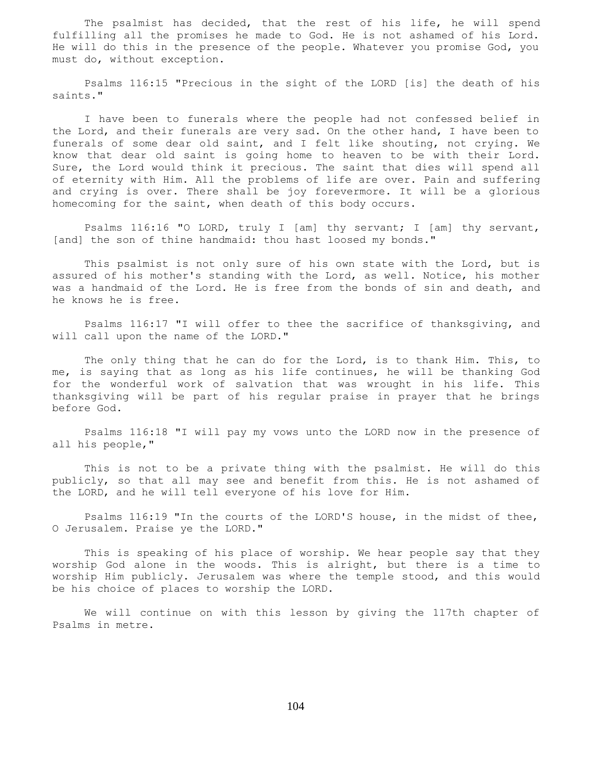The psalmist has decided, that the rest of his life, he will spend fulfilling all the promises he made to God. He is not ashamed of his Lord. He will do this in the presence of the people. Whatever you promise God, you must do, without exception.

Psalms 116:15 "Precious in the sight of the LORD [is] the death of his saints."

I have been to funerals where the people had not confessed belief in the Lord, and their funerals are very sad. On the other hand, I have been to funerals of some dear old saint, and I felt like shouting, not crying. We know that dear old saint is going home to heaven to be with their Lord. Sure, the Lord would think it precious. The saint that dies will spend all of eternity with Him. All the problems of life are over. Pain and suffering and crying is over. There shall be joy forevermore. It will be a glorious homecoming for the saint, when death of this body occurs.

Psalms 116:16 "O LORD, truly I [am] thy servant; I [am] thy servant, [and] the son of thine handmaid: thou hast loosed my bonds."

This psalmist is not only sure of his own state with the Lord, but is assured of his mother's standing with the Lord, as well. Notice, his mother was a handmaid of the Lord. He is free from the bonds of sin and death, and he knows he is free.

Psalms 116:17 "I will offer to thee the sacrifice of thanksgiving, and will call upon the name of the LORD."

The only thing that he can do for the Lord, is to thank Him. This, to me, is saying that as long as his life continues, he will be thanking God for the wonderful work of salvation that was wrought in his life. This thanksgiving will be part of his regular praise in prayer that he brings before God.

Psalms 116:18 "I will pay my vows unto the LORD now in the presence of all his people,"

This is not to be a private thing with the psalmist. He will do this publicly, so that all may see and benefit from this. He is not ashamed of the LORD, and he will tell everyone of his love for Him.

Psalms 116:19 "In the courts of the LORD'S house, in the midst of thee, O Jerusalem. Praise ye the LORD."

This is speaking of his place of worship. We hear people say that they worship God alone in the woods. This is alright, but there is a time to worship Him publicly. Jerusalem was where the temple stood, and this would be his choice of places to worship the LORD.

We will continue on with this lesson by giving the 117th chapter of Psalms in metre.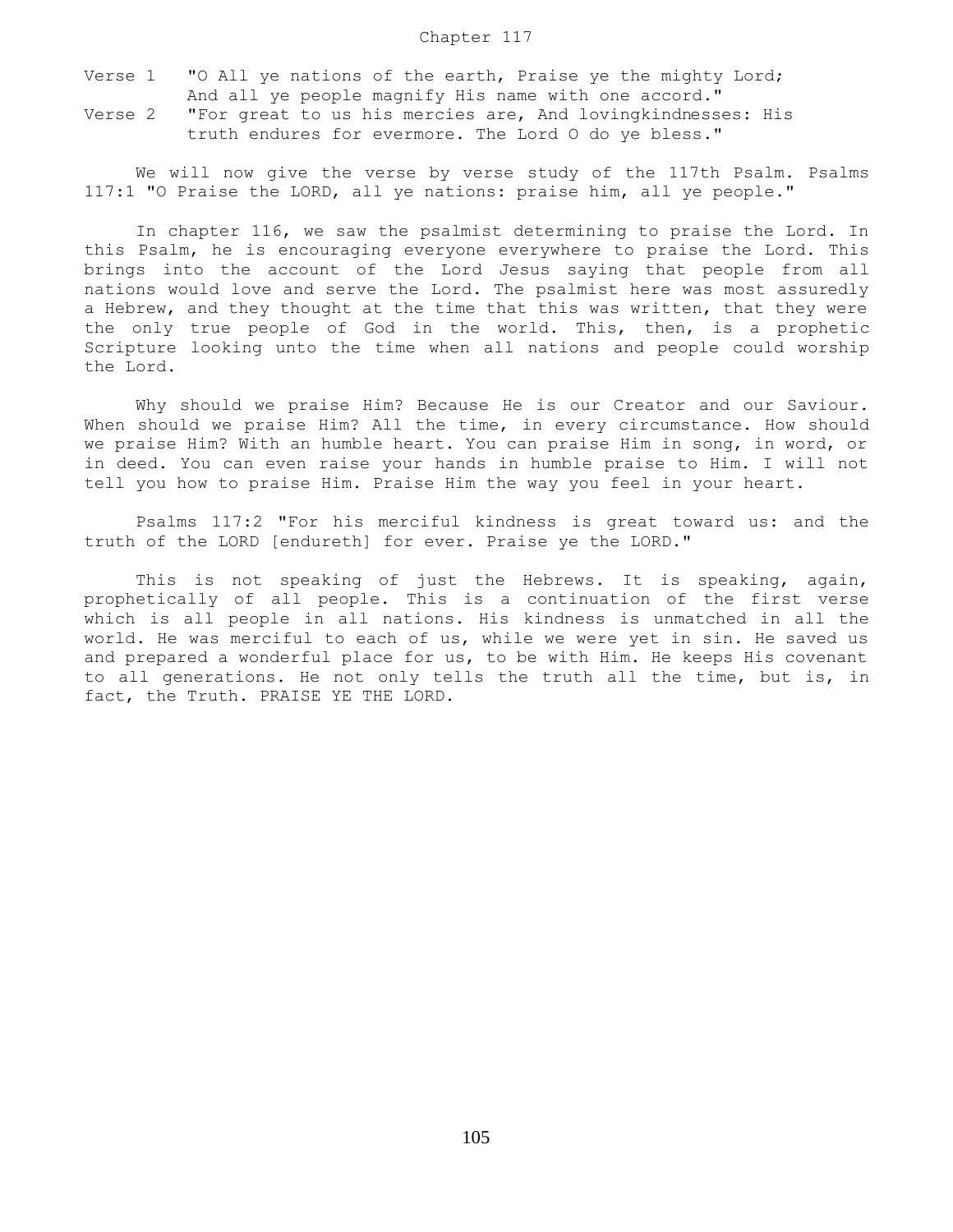## Chapter 117

Verse 1 "O All ye nations of the earth, Praise ye the mighty Lord; And all ye people magnify His name with one accord."

Verse 2 "For great to us his mercies are, And lovingkindnesses: His truth endures for evermore. The Lord O do ye bless."

We will now give the verse by verse study of the 117th Psalm. Psalms 117:1 "O Praise the LORD, all ye nations: praise him, all ye people."

In chapter 116, we saw the psalmist determining to praise the Lord. In this Psalm, he is encouraging everyone everywhere to praise the Lord. This brings into the account of the Lord Jesus saying that people from all nations would love and serve the Lord. The psalmist here was most assuredly a Hebrew, and they thought at the time that this was written, that they were the only true people of God in the world. This, then, is a prophetic Scripture looking unto the time when all nations and people could worship the Lord.

Why should we praise Him? Because He is our Creator and our Saviour. When should we praise Him? All the time, in every circumstance. How should we praise Him? With an humble heart. You can praise Him in song, in word, or in deed. You can even raise your hands in humble praise to Him. I will not tell you how to praise Him. Praise Him the way you feel in your heart.

Psalms 117:2 "For his merciful kindness is great toward us: and the truth of the LORD [endureth] for ever. Praise ye the LORD."

This is not speaking of just the Hebrews. It is speaking, again, prophetically of all people. This is a continuation of the first verse which is all people in all nations. His kindness is unmatched in all the world. He was merciful to each of us, while we were yet in sin. He saved us and prepared a wonderful place for us, to be with Him. He keeps His covenant to all generations. He not only tells the truth all the time, but is, in fact, the Truth. PRAISE YE THE LORD.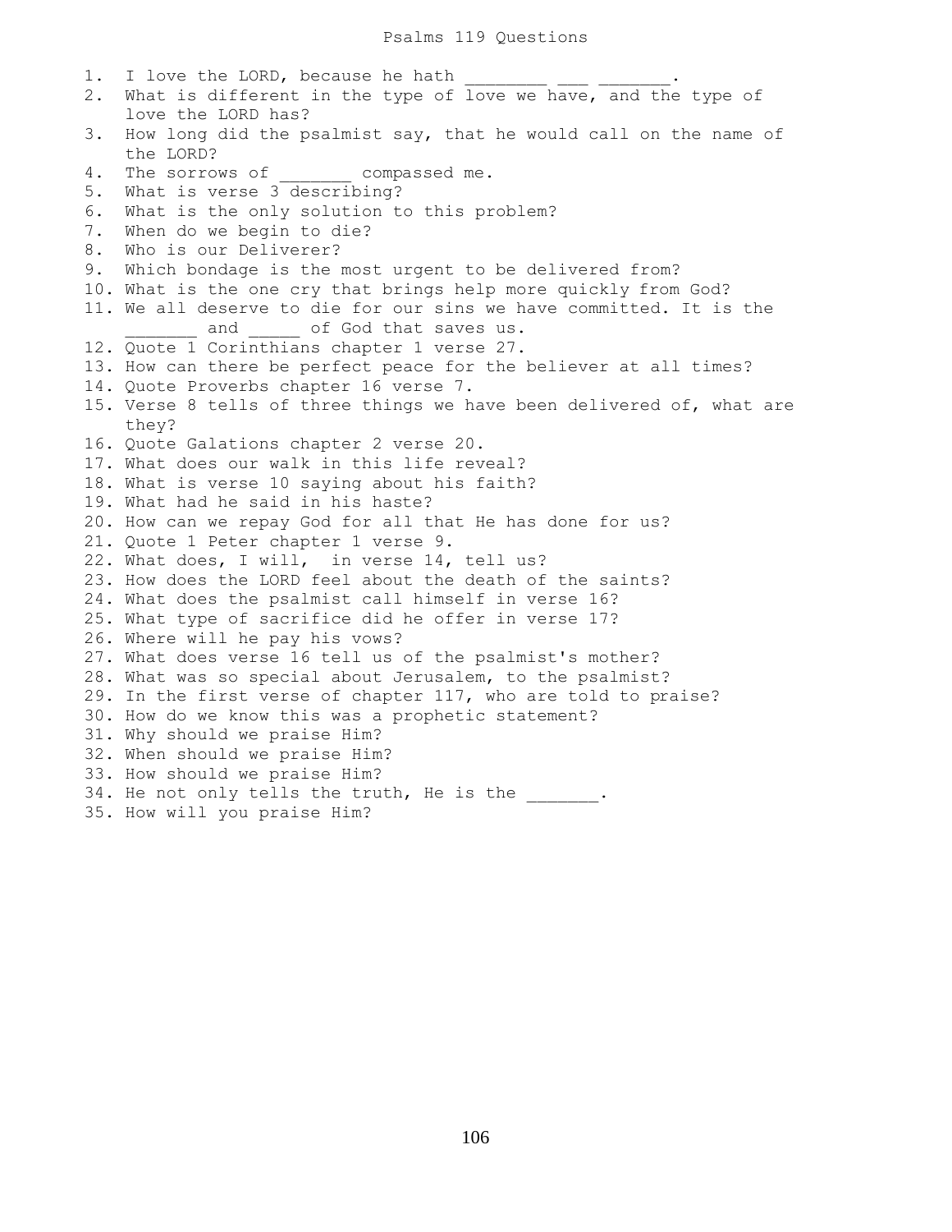# Psalms 119 Questions

1. I love the LORD, because he hath ________ ___ _______.
2. What is different in the type of love we have, and the type of love the LORD has?
3. How long did the psalmist say, that he would call on the name of the LORD?
4. The sorrows of _______ compassed me.
5. What is verse 3 describing?
6. What is the only solution to this problem?
7. When do we begin to die?
8. Who is our Deliverer?
9. Which bondage is the most urgent to be delivered from?
10. What is the one cry that brings help more quickly from God?
11. We all deserve to die for our sins we have committed. It is the _______ and _____ of God that saves us.
12. Quote 1 Corinthians chapter 1 verse 27.
13. How can there be perfect peace for the believer at all times?
14. Quote Proverbs chapter 16 verse 7.
15. Verse 8 tells of three things we have been delivered of, what are they?
16. Quote Galations chapter 2 verse 20.
17. What does our walk in this life reveal?
18. What is verse 10 saying about his faith?
19. What had he said in his haste?
20. How can we repay God for all that He has done for us?
21. Quote 1 Peter chapter 1 verse 9.
22. What does, I will, in verse 14, tell us?
23. How does the LORD feel about the death of the saints?
24. What does the psalmist call himself in verse 16?
25. What type of sacrifice did he offer in verse 17?
26. Where will he pay his vows?
27. What does verse 16 tell us of the psalmist's mother?
28. What was so special about Jerusalem, to the psalmist?
29. In the first verse of chapter 117, who are told to praise?
30. How do we know this was a prophetic statement?
31. Why should we praise Him?
32. When should we praise Him?
33. How should we praise Him?
34. He not only tells the truth, He is the _______.
35. How will you praise Him?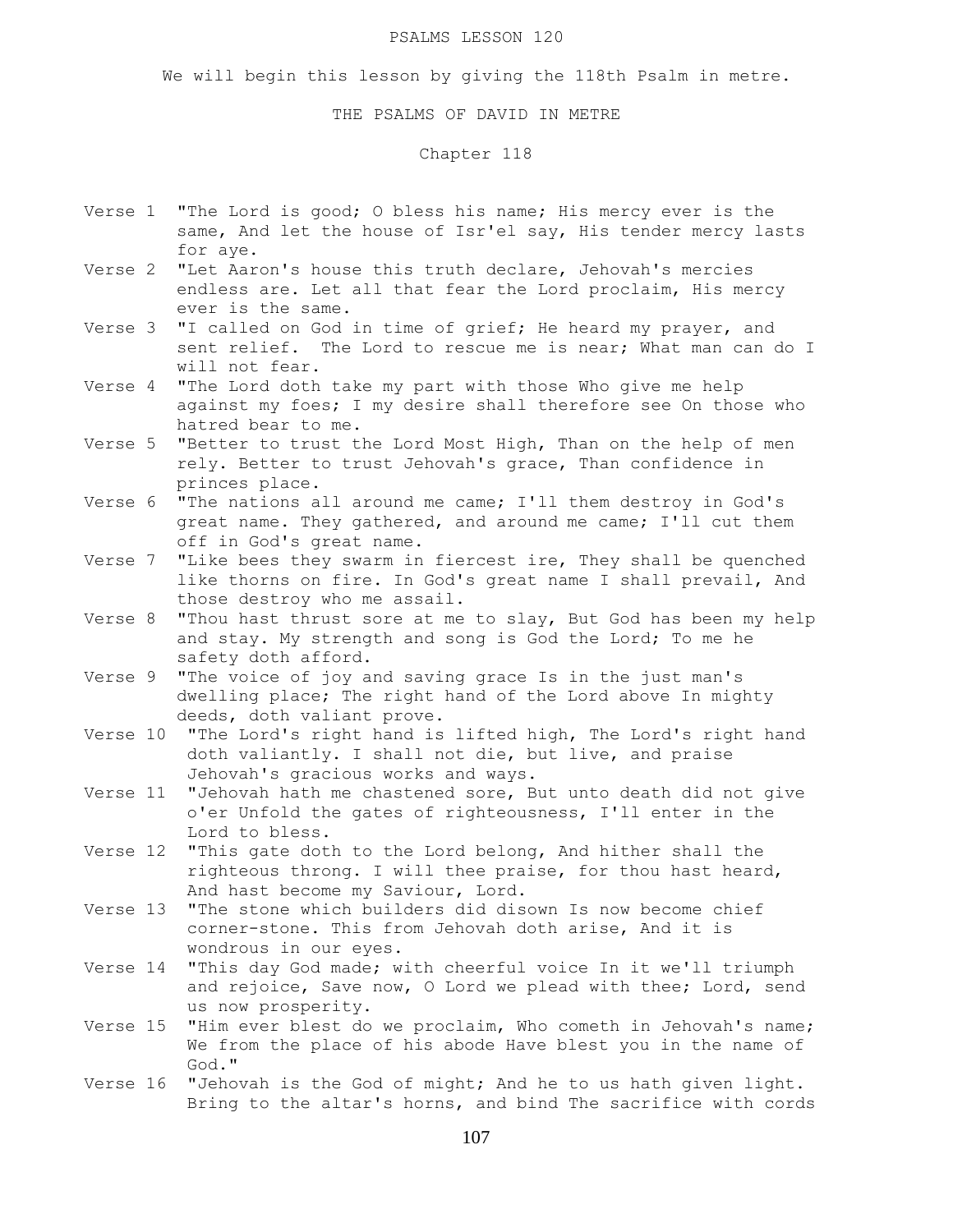PSALMS LESSON 120

We will begin this lesson by giving the 118th Psalm in metre.

THE PSALMS OF DAVID IN METRE

Chapter 118

Verse 1 "The Lord is good; O bless his name; His mercy ever is the same, And let the house of Isr'el say, His tender mercy lasts for aye.

Verse 2 "Let Aaron's house this truth declare, Jehovah's mercies endless are. Let all that fear the Lord proclaim, His mercy ever is the same.

Verse 3 "I called on God in time of grief; He heard my prayer, and sent relief. The Lord to rescue me is near; What man can do I will not fear.

Verse 4 "The Lord doth take my part with those Who give me help against my foes; I my desire shall therefore see On those who hatred bear to me.

Verse 5 "Better to trust the Lord Most High, Than on the help of men rely. Better to trust Jehovah's grace, Than confidence in princes place.

Verse 6 "The nations all around me came; I'll them destroy in God's great name. They gathered, and around me came; I'll cut them off in God's great name.

Verse 7 "Like bees they swarm in fiercest ire, They shall be quenched like thorns on fire. In God's great name I shall prevail, And those destroy who me assail.

Verse 8 "Thou hast thrust sore at me to slay, But God has been my help and stay. My strength and song is God the Lord; To me he safety doth afford.

Verse 9 "The voice of joy and saving grace Is in the just man's dwelling place; The right hand of the Lord above In mighty deeds, doth valiant prove.

Verse 10 "The Lord's right hand is lifted high, The Lord's right hand doth valiantly. I shall not die, but live, and praise Jehovah's gracious works and ways.

Verse 11 "Jehovah hath me chastened sore, But unto death did not give o'er Unfold the gates of righteousness, I'll enter in the Lord to bless.

Verse 12 "This gate doth to the Lord belong, And hither shall the righteous throng. I will thee praise, for thou hast heard, And hast become my Saviour, Lord.

Verse 13 "The stone which builders did disown Is now become chief corner-stone. This from Jehovah doth arise, And it is wondrous in our eyes.

Verse 14 "This day God made; with cheerful voice In it we'll triumph and rejoice, Save now, O Lord we plead with thee; Lord, send us now prosperity.

Verse 15 "Him ever blest do we proclaim, Who cometh in Jehovah's name; We from the place of his abode Have blest you in the name of God."

Verse 16 "Jehovah is the God of might; And he to us hath given light. Bring to the altar's horns, and bind The sacrifice with cords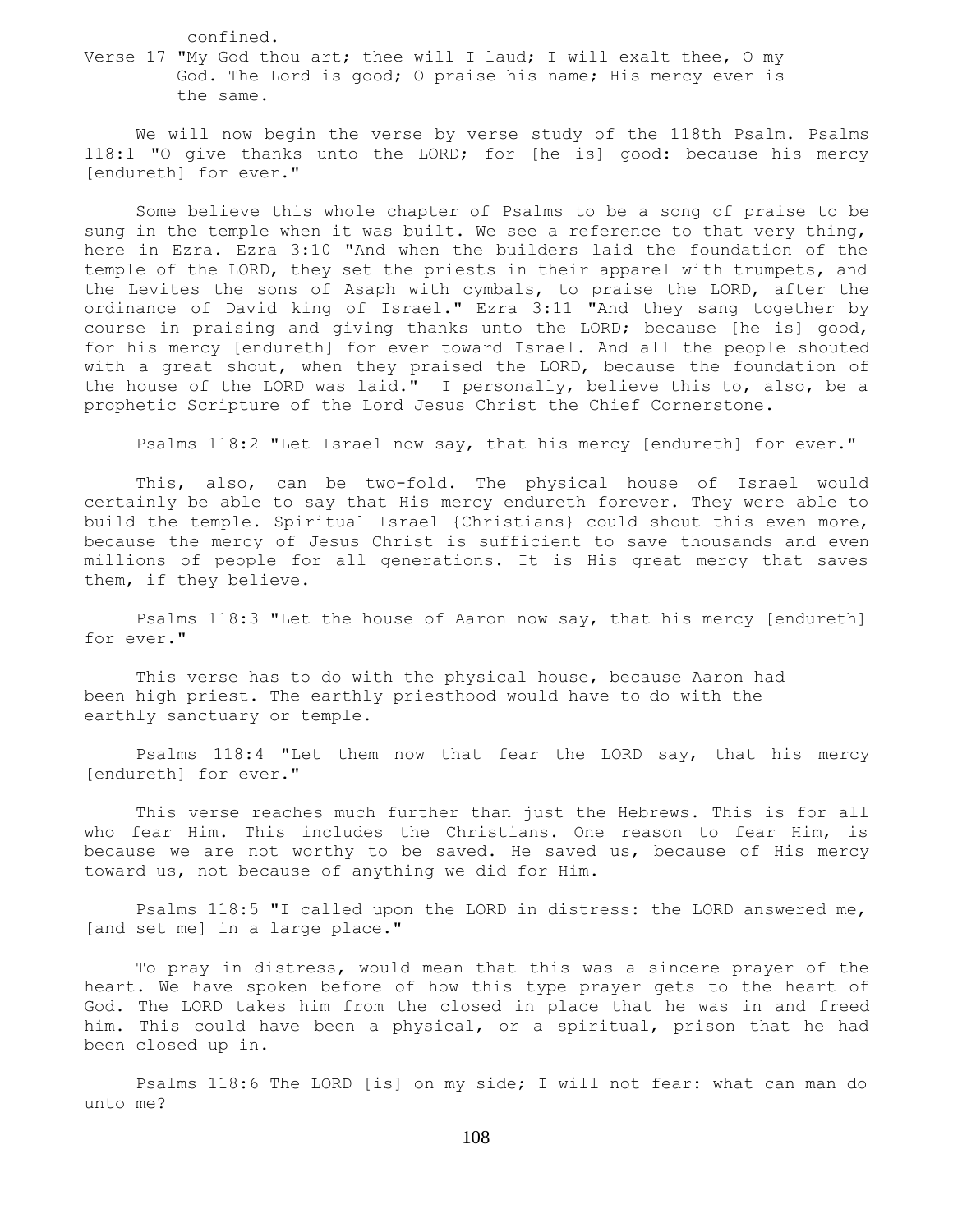confined.

Verse 17 "My God thou art; thee will I laud; I will exalt thee, O my God. The Lord is good; O praise his name; His mercy ever is the same.

We will now begin the verse by verse study of the 118th Psalm. Psalms 118:1 "O give thanks unto the LORD; for [he is] good: because his mercy [endureth] for ever."

Some believe this whole chapter of Psalms to be a song of praise to be sung in the temple when it was built. We see a reference to that very thing, here in Ezra. Ezra 3:10 "And when the builders laid the foundation of the temple of the LORD, they set the priests in their apparel with trumpets, and the Levites the sons of Asaph with cymbals, to praise the LORD, after the ordinance of David king of Israel." Ezra 3:11 "And they sang together by course in praising and giving thanks unto the LORD; because [he is] good, for his mercy [endureth] for ever toward Israel. And all the people shouted with a great shout, when they praised the LORD, because the foundation of the house of the LORD was laid." I personally, believe this to, also, be a prophetic Scripture of the Lord Jesus Christ the Chief Cornerstone.

Psalms 118:2 "Let Israel now say, that his mercy [endureth] for ever."

This, also, can be two-fold. The physical house of Israel would certainly be able to say that His mercy endureth forever. They were able to build the temple. Spiritual Israel {Christians} could shout this even more, because the mercy of Jesus Christ is sufficient to save thousands and even millions of people for all generations. It is His great mercy that saves them, if they believe.

Psalms 118:3 "Let the house of Aaron now say, that his mercy [endureth] for ever."

This verse has to do with the physical house, because Aaron had been high priest. The earthly priesthood would have to do with the earthly sanctuary or temple.

Psalms 118:4 "Let them now that fear the LORD say, that his mercy [endureth] for ever."

This verse reaches much further than just the Hebrews. This is for all who fear Him. This includes the Christians. One reason to fear Him, is because we are not worthy to be saved. He saved us, because of His mercy toward us, not because of anything we did for Him.

Psalms 118:5 "I called upon the LORD in distress: the LORD answered me, [and set me] in a large place."

To pray in distress, would mean that this was a sincere prayer of the heart. We have spoken before of how this type prayer gets to the heart of God. The LORD takes him from the closed in place that he was in and freed him. This could have been a physical, or a spiritual, prison that he had been closed up in.

Psalms 118:6 The LORD [is] on my side; I will not fear: what can man do unto me?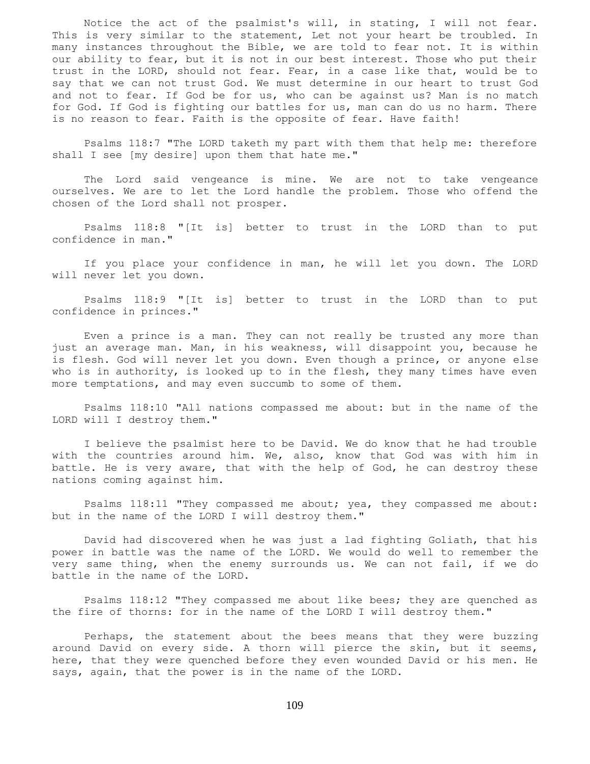Notice the act of the psalmist's will, in stating, I will not fear. This is very similar to the statement, Let not your heart be troubled. In many instances throughout the Bible, we are told to fear not. It is within our ability to fear, but it is not in our best interest. Those who put their trust in the LORD, should not fear. Fear, in a case like that, would be to say that we can not trust God. We must determine in our heart to trust God and not to fear. If God be for us, who can be against us? Man is no match for God. If God is fighting our battles for us, man can do us no harm. There is no reason to fear. Faith is the opposite of fear. Have faith!

Psalms 118:7 "The LORD taketh my part with them that help me: therefore shall I see [my desire] upon them that hate me."

The Lord said vengeance is mine. We are not to take vengeance ourselves. We are to let the Lord handle the problem. Those who offend the chosen of the Lord shall not prosper.

Psalms 118:8 "[It is] better to trust in the LORD than to put confidence in man."

If you place your confidence in man, he will let you down. The LORD will never let you down.

Psalms 118:9 "[It is] better to trust in the LORD than to put confidence in princes."

Even a prince is a man. They can not really be trusted any more than just an average man. Man, in his weakness, will disappoint you, because he is flesh. God will never let you down. Even though a prince, or anyone else who is in authority, is looked up to in the flesh, they many times have even more temptations, and may even succumb to some of them.

Psalms 118:10 "All nations compassed me about: but in the name of the LORD will I destroy them."

I believe the psalmist here to be David. We do know that he had trouble with the countries around him. We, also, know that God was with him in battle. He is very aware, that with the help of God, he can destroy these nations coming against him.

Psalms 118:11 "They compassed me about; yea, they compassed me about: but in the name of the LORD I will destroy them."

David had discovered when he was just a lad fighting Goliath, that his power in battle was the name of the LORD. We would do well to remember the very same thing, when the enemy surrounds us. We can not fail, if we do battle in the name of the LORD.

Psalms 118:12 "They compassed me about like bees; they are quenched as the fire of thorns: for in the name of the LORD I will destroy them."

Perhaps, the statement about the bees means that they were buzzing around David on every side. A thorn will pierce the skin, but it seems, here, that they were quenched before they even wounded David or his men. He says, again, that the power is in the name of the LORD.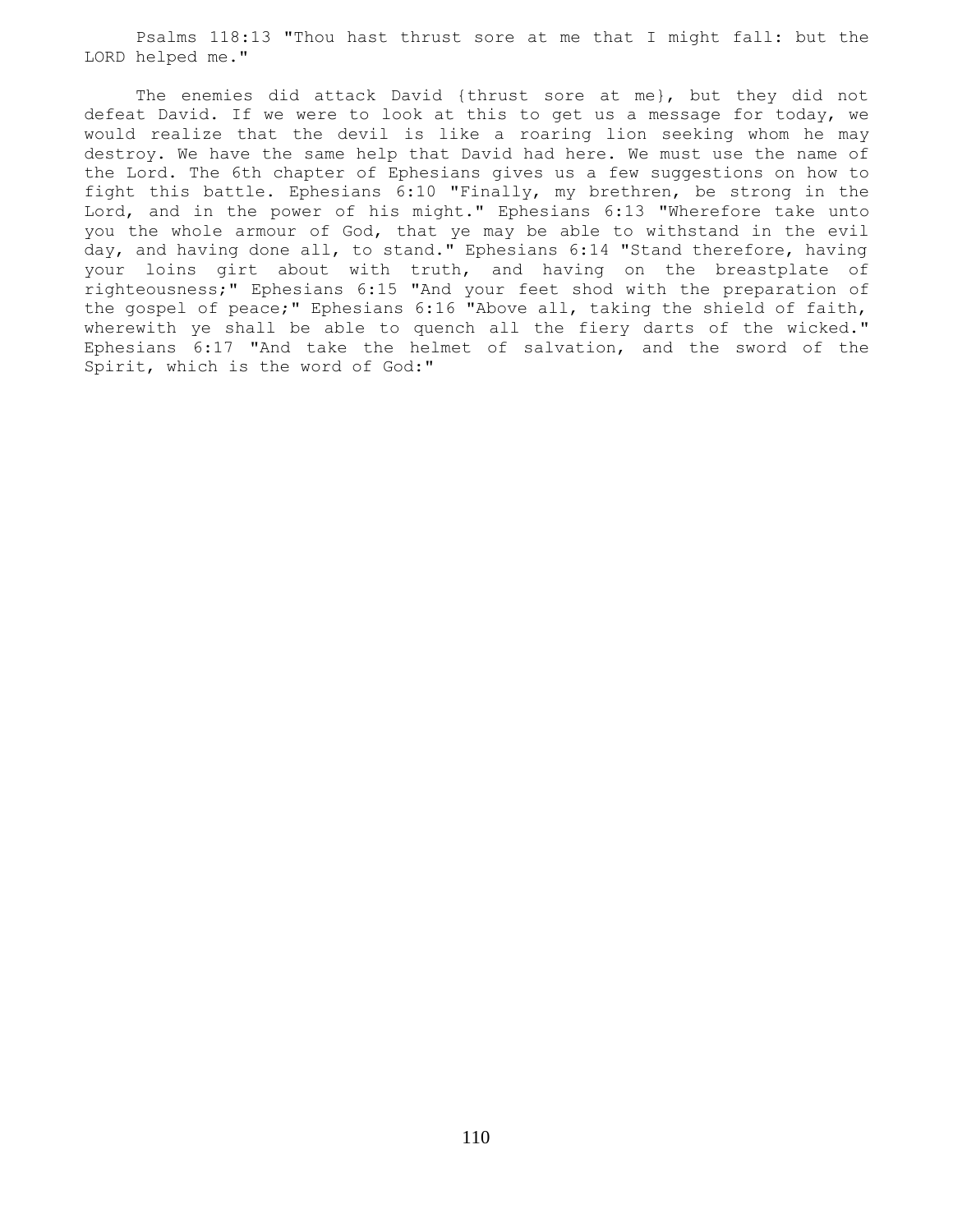Psalms 118:13 "Thou hast thrust sore at me that I might fall: but the LORD helped me."

The enemies did attack David {thrust sore at me}, but they did not defeat David. If we were to look at this to get us a message for today, we would realize that the devil is like a roaring lion seeking whom he may destroy. We have the same help that David had here. We must use the name of the Lord. The 6th chapter of Ephesians gives us a few suggestions on how to fight this battle. Ephesians 6:10 "Finally, my brethren, be strong in the Lord, and in the power of his might." Ephesians 6:13 "Wherefore take unto you the whole armour of God, that ye may be able to withstand in the evil day, and having done all, to stand." Ephesians 6:14 "Stand therefore, having your loins girt about with truth, and having on the breastplate of righteousness;" Ephesians 6:15 "And your feet shod with the preparation of the gospel of peace;" Ephesians 6:16 "Above all, taking the shield of faith, wherewith ye shall be able to quench all the fiery darts of the wicked." Ephesians 6:17 "And take the helmet of salvation, and the sword of the Spirit, which is the word of God:"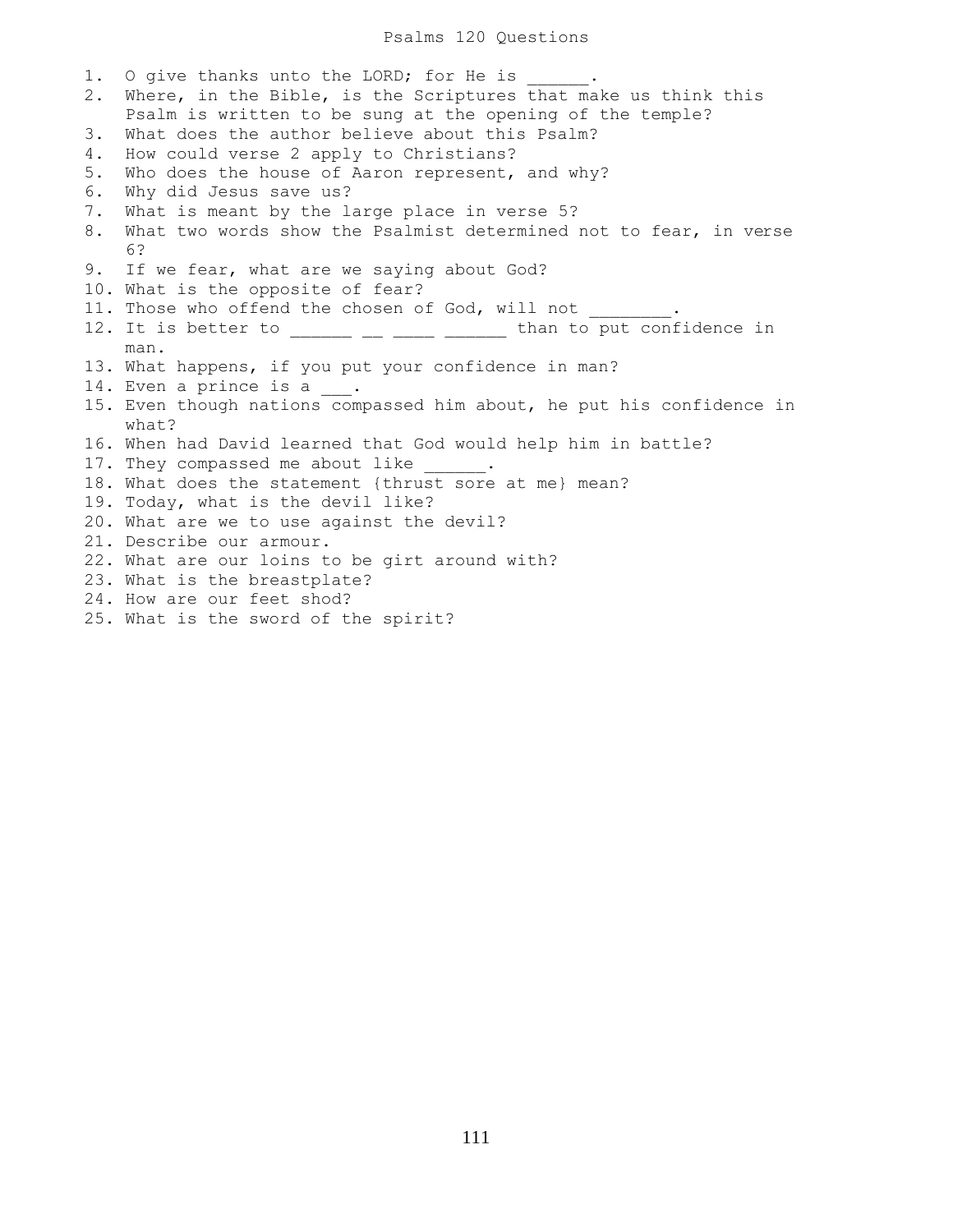# Psalms 120 Questions

1. O give thanks unto the LORD; for He is ______.
2. Where, in the Bible, is the Scriptures that make us think this Psalm is written to be sung at the opening of the temple?
3. What does the author believe about this Psalm?
4. How could verse 2 apply to Christians?
5. Who does the house of Aaron represent, and why?
6. Why did Jesus save us?
7. What is meant by the large place in verse 5?
8. What two words show the Psalmist determined not to fear, in verse 6?
9. If we fear, what are we saying about God?
10. What is the opposite of fear?
11. Those who offend the chosen of God, will not ________.
12. It is better to ______ __ ____ ______ than to put confidence in man.
13. What happens, if you put your confidence in man?
14. Even a prince is a ___.
15. Even though nations compassed him about, he put his confidence in what?
16. When had David learned that God would help him in battle?
17. They compassed me about like ______.
18. What does the statement {thrust sore at me} mean?
19. Today, what is the devil like?
20. What are we to use against the devil?
21. Describe our armour.
22. What are our loins to be girt around with?
23. What is the breastplate?
24. How are our feet shod?
25. What is the sword of the spirit?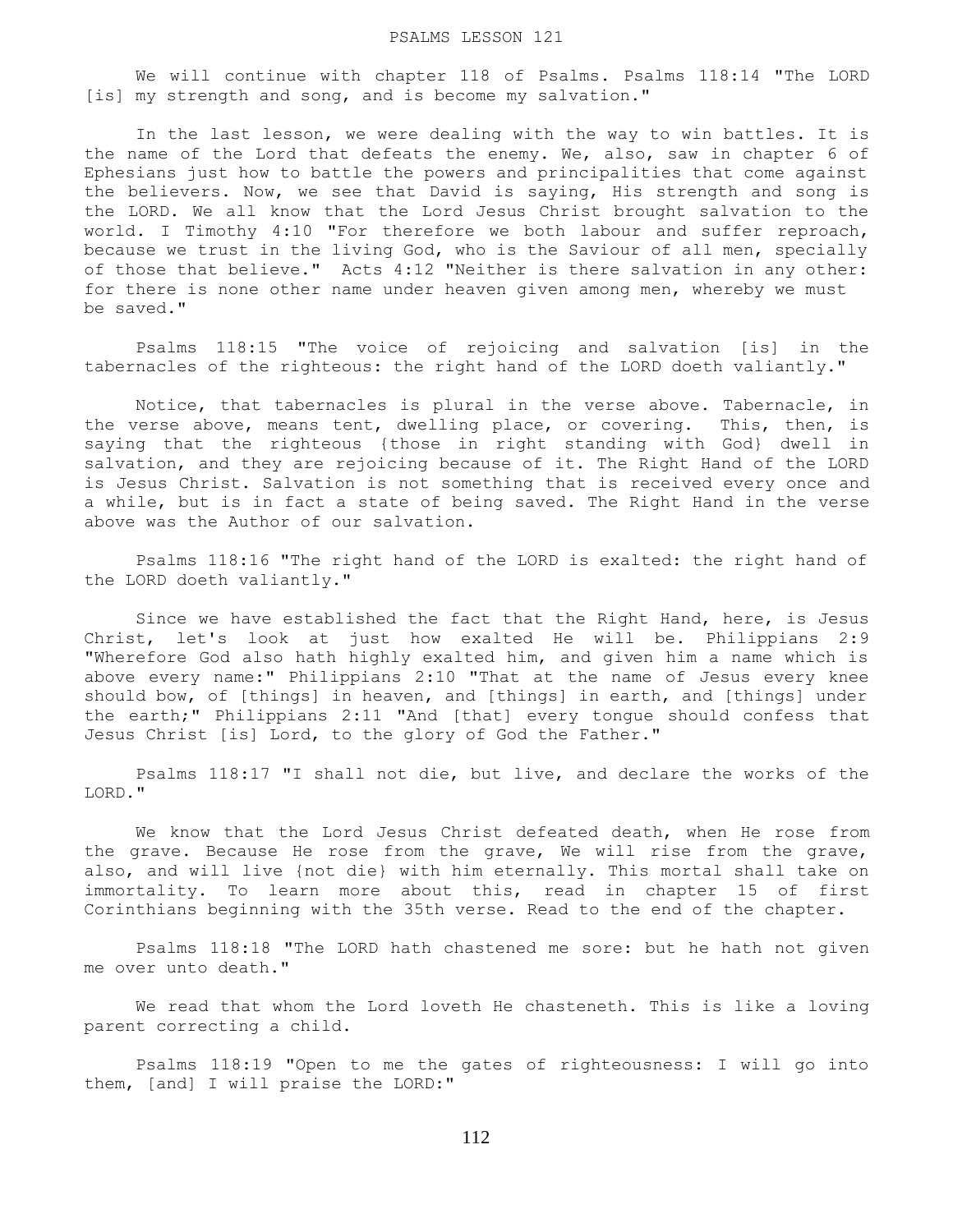# PSALMS LESSON 121

We will continue with chapter 118 of Psalms. Psalms 118:14 "The LORD [is] my strength and song, and is become my salvation."

In the last lesson, we were dealing with the way to win battles. It is the name of the Lord that defeats the enemy. We, also, saw in chapter 6 of Ephesians just how to battle the powers and principalities that come against the believers. Now, we see that David is saying, His strength and song is the LORD. We all know that the Lord Jesus Christ brought salvation to the world. I Timothy 4:10 "For therefore we both labour and suffer reproach, because we trust in the living God, who is the Saviour of all men, specially of those that believe." Acts 4:12 "Neither is there salvation in any other: for there is none other name under heaven given among men, whereby we must be saved."

Psalms 118:15 "The voice of rejoicing and salvation [is] in the tabernacles of the righteous: the right hand of the LORD doeth valiantly."

Notice, that tabernacles is plural in the verse above. Tabernacle, in the verse above, means tent, dwelling place, or covering. This, then, is saying that the righteous {those in right standing with God} dwell in salvation, and they are rejoicing because of it. The Right Hand of the LORD is Jesus Christ. Salvation is not something that is received every once and a while, but is in fact a state of being saved. The Right Hand in the verse above was the Author of our salvation.

Psalms 118:16 "The right hand of the LORD is exalted: the right hand of the LORD doeth valiantly."

Since we have established the fact that the Right Hand, here, is Jesus Christ, let's look at just how exalted He will be. Philippians 2:9 "Wherefore God also hath highly exalted him, and given him a name which is above every name:" Philippians 2:10 "That at the name of Jesus every knee should bow, of [things] in heaven, and [things] in earth, and [things] under the earth;" Philippians 2:11 "And [that] every tongue should confess that Jesus Christ [is] Lord, to the glory of God the Father."

Psalms 118:17 "I shall not die, but live, and declare the works of the LORD."

We know that the Lord Jesus Christ defeated death, when He rose from the grave. Because He rose from the grave, We will rise from the grave, also, and will live {not die} with him eternally. This mortal shall take on immortality. To learn more about this, read in chapter 15 of first Corinthians beginning with the 35th verse. Read to the end of the chapter.

Psalms 118:18 "The LORD hath chastened me sore: but he hath not given me over unto death."

We read that whom the Lord loveth He chasteneth. This is like a loving parent correcting a child.

Psalms 118:19 "Open to me the gates of righteousness: I will go into them, [and] I will praise the LORD:"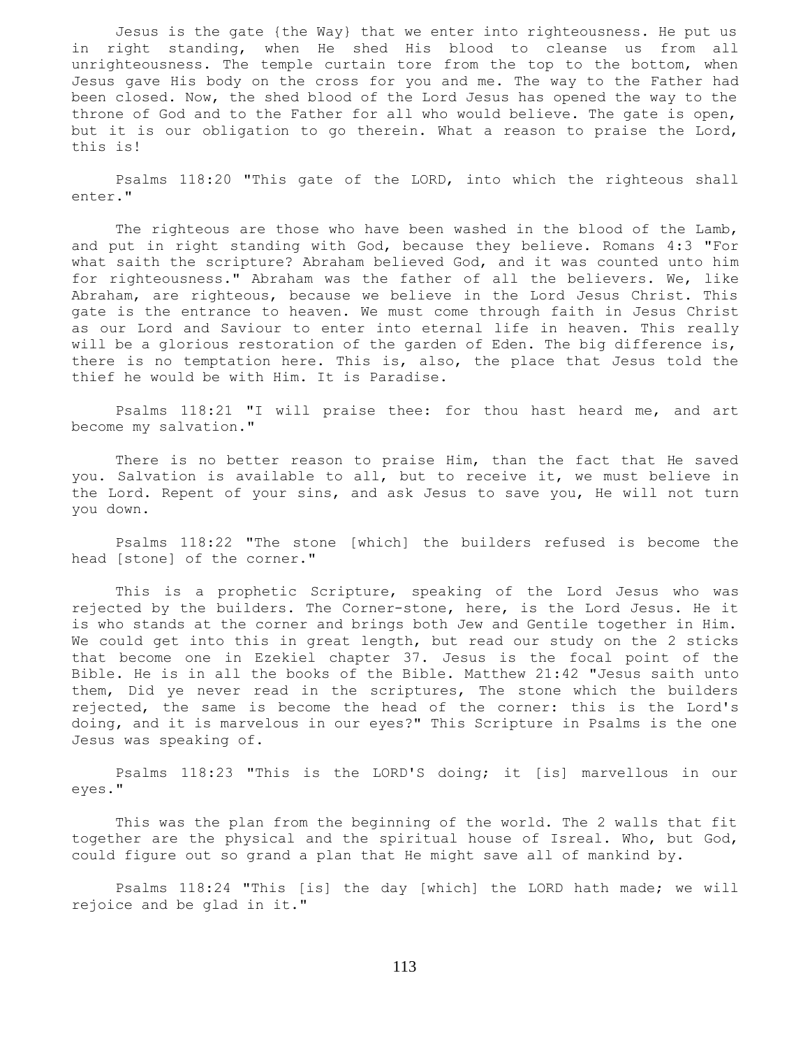Jesus is the gate {the Way} that we enter into righteousness. He put us in right standing, when He shed His blood to cleanse us from all unrighteousness. The temple curtain tore from the top to the bottom, when Jesus gave His body on the cross for you and me. The way to the Father had been closed. Now, the shed blood of the Lord Jesus has opened the way to the throne of God and to the Father for all who would believe. The gate is open, but it is our obligation to go therein. What a reason to praise the Lord, this is!

Psalms 118:20 "This gate of the LORD, into which the righteous shall enter."

The righteous are those who have been washed in the blood of the Lamb, and put in right standing with God, because they believe. Romans 4:3 "For what saith the scripture? Abraham believed God, and it was counted unto him for righteousness." Abraham was the father of all the believers. We, like Abraham, are righteous, because we believe in the Lord Jesus Christ. This gate is the entrance to heaven. We must come through faith in Jesus Christ as our Lord and Saviour to enter into eternal life in heaven. This really will be a glorious restoration of the garden of Eden. The big difference is, there is no temptation here. This is, also, the place that Jesus told the thief he would be with Him. It is Paradise.

Psalms 118:21 "I will praise thee: for thou hast heard me, and art become my salvation."

There is no better reason to praise Him, than the fact that He saved you. Salvation is available to all, but to receive it, we must believe in the Lord. Repent of your sins, and ask Jesus to save you, He will not turn you down.

Psalms 118:22 "The stone [which] the builders refused is become the head [stone] of the corner."

This is a prophetic Scripture, speaking of the Lord Jesus who was rejected by the builders. The Corner-stone, here, is the Lord Jesus. He it is who stands at the corner and brings both Jew and Gentile together in Him. We could get into this in great length, but read our study on the 2 sticks that become one in Ezekiel chapter 37. Jesus is the focal point of the Bible. He is in all the books of the Bible. Matthew 21:42 "Jesus saith unto them, Did ye never read in the scriptures, The stone which the builders rejected, the same is become the head of the corner: this is the Lord's doing, and it is marvelous in our eyes?" This Scripture in Psalms is the one Jesus was speaking of.

Psalms 118:23 "This is the LORD'S doing; it [is] marvellous in our eyes."

This was the plan from the beginning of the world. The 2 walls that fit together are the physical and the spiritual house of Isreal. Who, but God, could figure out so grand a plan that He might save all of mankind by.

Psalms 118:24 "This [is] the day [which] the LORD hath made; we will rejoice and be glad in it."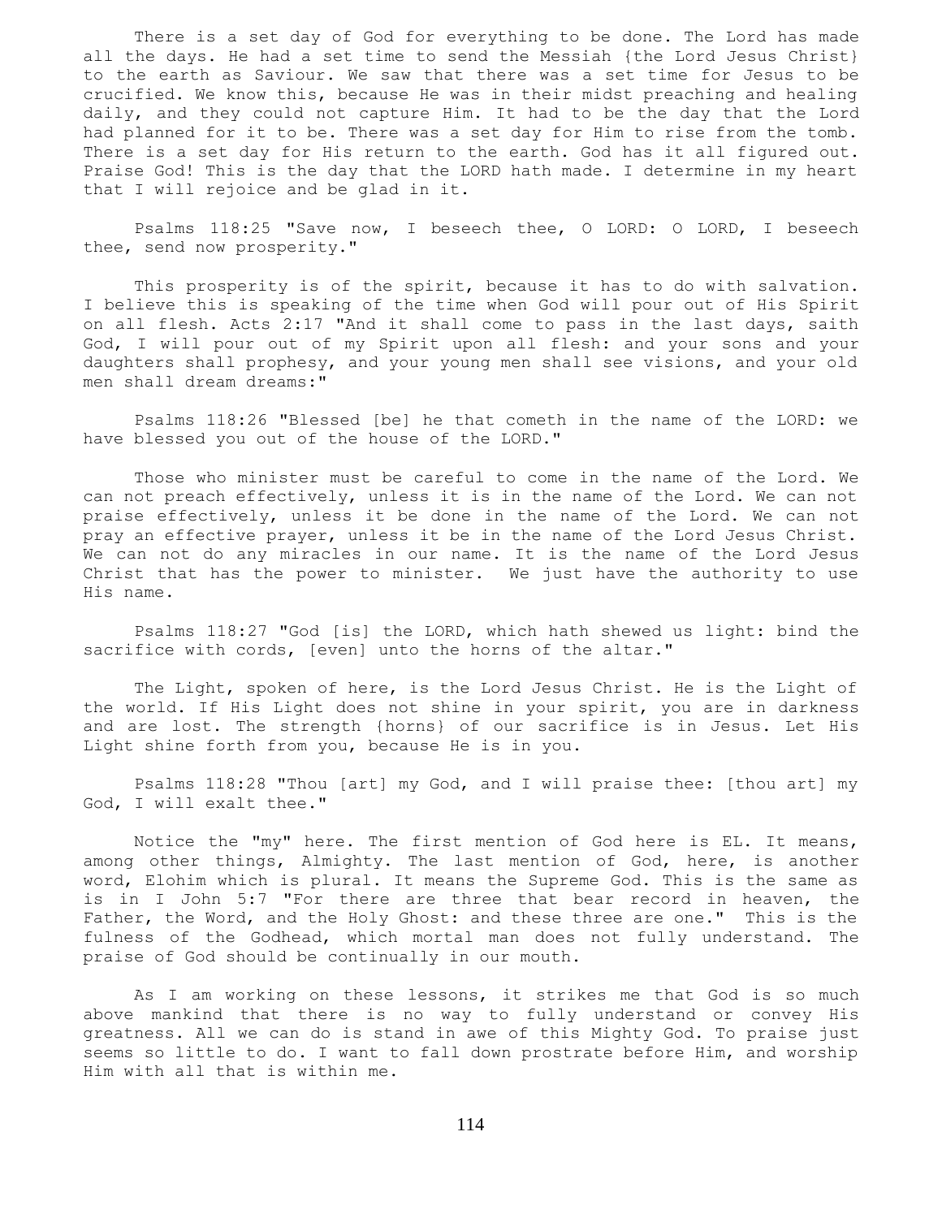There is a set day of God for everything to be done. The Lord has made all the days. He had a set time to send the Messiah {the Lord Jesus Christ} to the earth as Saviour. We saw that there was a set time for Jesus to be crucified. We know this, because He was in their midst preaching and healing daily, and they could not capture Him. It had to be the day that the Lord had planned for it to be. There was a set day for Him to rise from the tomb. There is a set day for His return to the earth. God has it all figured out. Praise God! This is the day that the LORD hath made. I determine in my heart that I will rejoice and be glad in it.

Psalms 118:25 "Save now, I beseech thee, O LORD: O LORD, I beseech thee, send now prosperity."

This prosperity is of the spirit, because it has to do with salvation. I believe this is speaking of the time when God will pour out of His Spirit on all flesh. Acts 2:17 "And it shall come to pass in the last days, saith God, I will pour out of my Spirit upon all flesh: and your sons and your daughters shall prophesy, and your young men shall see visions, and your old men shall dream dreams:"

Psalms 118:26 "Blessed [be] he that cometh in the name of the LORD: we have blessed you out of the house of the LORD."

Those who minister must be careful to come in the name of the Lord. We can not preach effectively, unless it is in the name of the Lord. We can not praise effectively, unless it be done in the name of the Lord. We can not pray an effective prayer, unless it be in the name of the Lord Jesus Christ. We can not do any miracles in our name. It is the name of the Lord Jesus Christ that has the power to minister. We just have the authority to use His name.

Psalms 118:27 "God [is] the LORD, which hath shewed us light: bind the sacrifice with cords, [even] unto the horns of the altar."

The Light, spoken of here, is the Lord Jesus Christ. He is the Light of the world. If His Light does not shine in your spirit, you are in darkness and are lost. The strength {horns} of our sacrifice is in Jesus. Let His Light shine forth from you, because He is in you.

Psalms 118:28 "Thou [art] my God, and I will praise thee: [thou art] my God, I will exalt thee."

Notice the "my" here. The first mention of God here is EL. It means, among other things, Almighty. The last mention of God, here, is another word, Elohim which is plural. It means the Supreme God. This is the same as is in I John 5:7 "For there are three that bear record in heaven, the Father, the Word, and the Holy Ghost: and these three are one." This is the fulness of the Godhead, which mortal man does not fully understand. The praise of God should be continually in our mouth.

As I am working on these lessons, it strikes me that God is so much above mankind that there is no way to fully understand or convey His greatness. All we can do is stand in awe of this Mighty God. To praise just seems so little to do. I want to fall down prostrate before Him, and worship Him with all that is within me.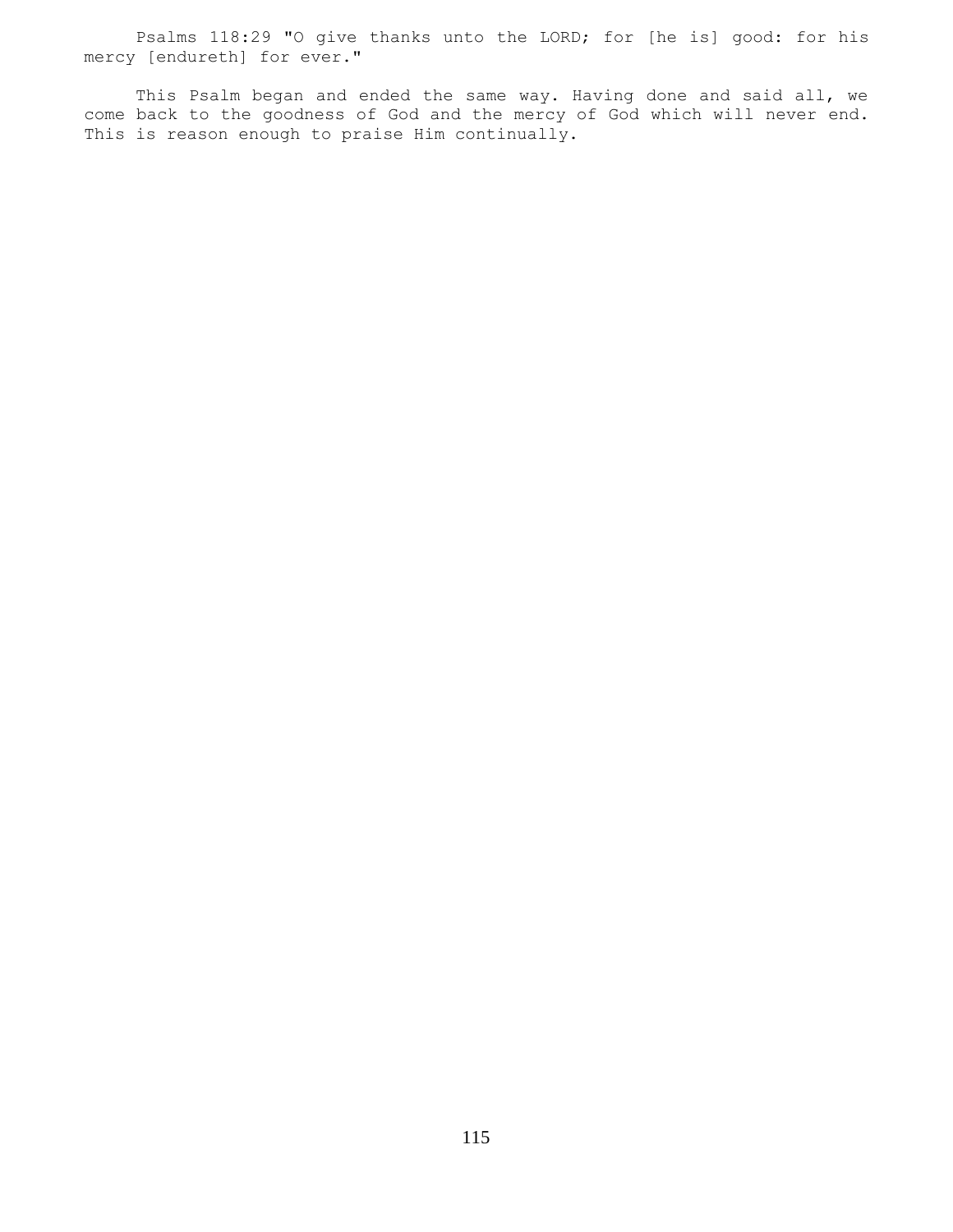Psalms 118:29 "O give thanks unto the LORD; for [he is] good: for his mercy [endureth] for ever."

This Psalm began and ended the same way. Having done and said all, we come back to the goodness of God and the mercy of God which will never end. This is reason enough to praise Him continually.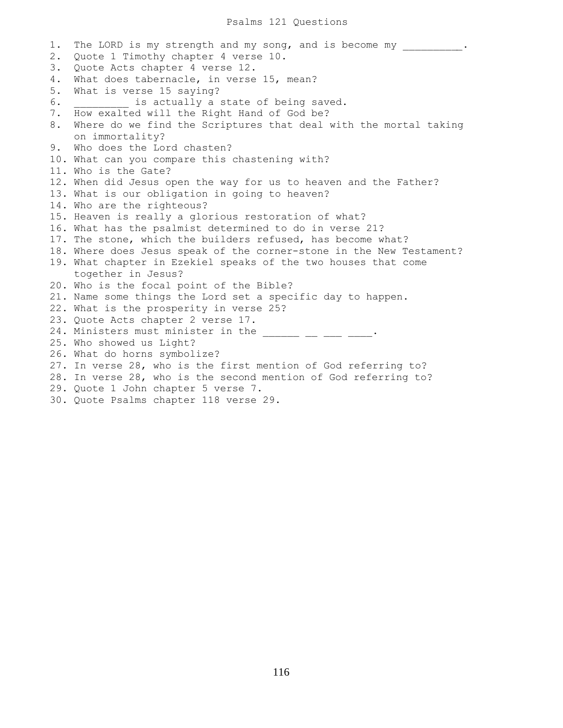# Psalms 121 Questions

1. The LORD is my strength and my song, and is become my _________.
2. Quote 1 Timothy chapter 4 verse 10.
3. Quote Acts chapter 4 verse 12.
4. What does tabernacle, in verse 15, mean?
5. What is verse 15 saying?
6. _________ is actually a state of being saved.
7. How exalted will the Right Hand of God be?
8. Where do we find the Scriptures that deal with the mortal taking on immortality?
9. Who does the Lord chasten?
10. What can you compare this chastening with?
11. Who is the Gate?
12. When did Jesus open the way for us to heaven and the Father?
13. What is our obligation in going to heaven?
14. Who are the righteous?
15. Heaven is really a glorious restoration of what?
16. What has the psalmist determined to do in verse 21?
17. The stone, which the builders refused, has become what?
18. Where does Jesus speak of the corner-stone in the New Testament?
19. What chapter in Ezekiel speaks of the two houses that come together in Jesus?
20. Who is the focal point of the Bible?
21. Name some things the Lord set a specific day to happen.
22. What is the prosperity in verse 25?
23. Quote Acts chapter 2 verse 17.
24. Ministers must minister in the ______ __ ___ ____.
25. Who showed us Light?
26. What do horns symbolize?
27. In verse 28, who is the first mention of God referring to?
28. In verse 28, who is the second mention of God referring to?
29. Quote 1 John chapter 5 verse 7.
30. Quote Psalms chapter 118 verse 29.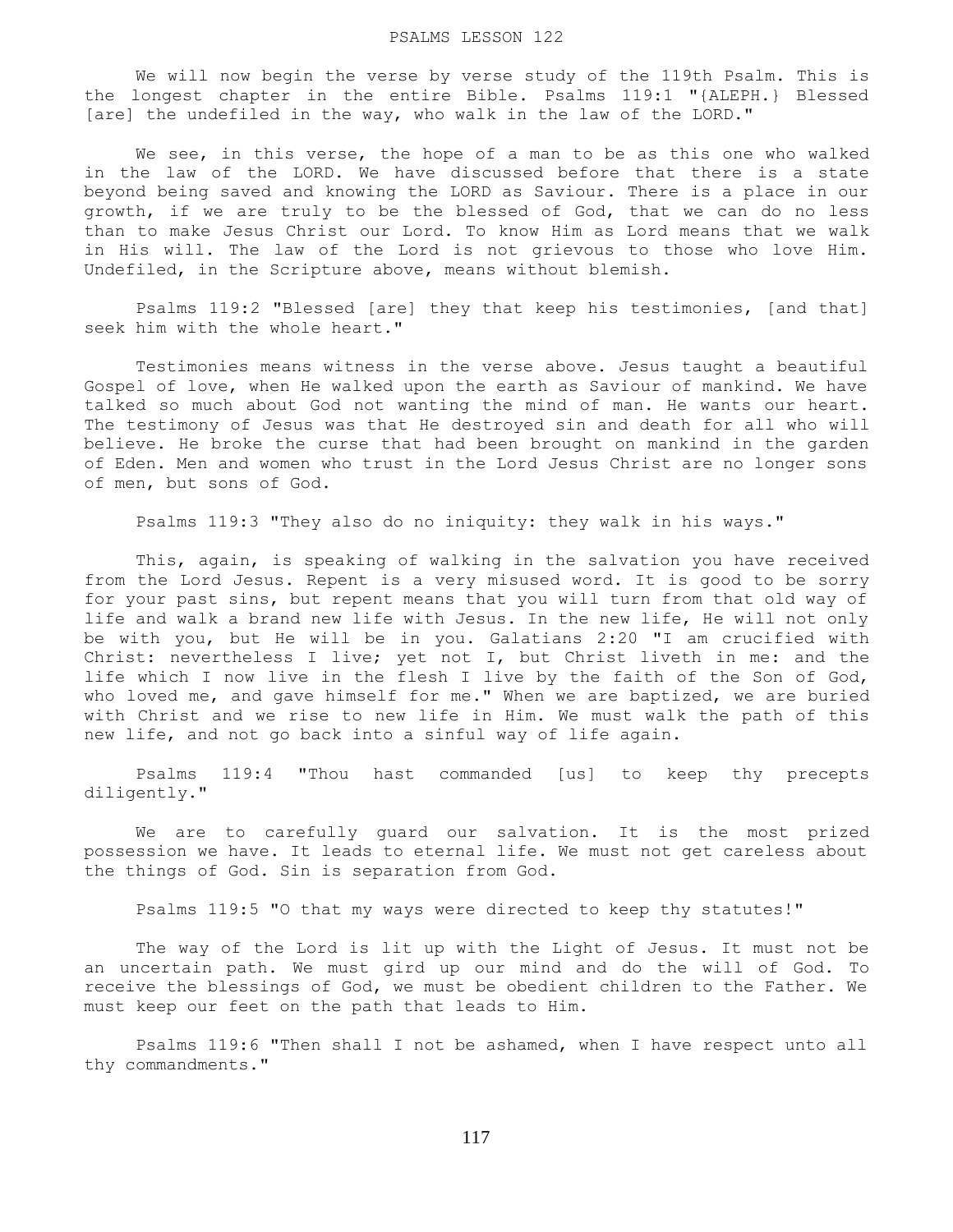# PSALMS LESSON 122

We will now begin the verse by verse study of the 119th Psalm. This is the longest chapter in the entire Bible. Psalms 119:1 "{ALEPH.} Blessed [are] the undefiled in the way, who walk in the law of the LORD."

We see, in this verse, the hope of a man to be as this one who walked in the law of the LORD. We have discussed before that there is a state beyond being saved and knowing the LORD as Saviour. There is a place in our growth, if we are truly to be the blessed of God, that we can do no less than to make Jesus Christ our Lord. To know Him as Lord means that we walk in His will. The law of the Lord is not grievous to those who love Him. Undefiled, in the Scripture above, means without blemish.

Psalms 119:2 "Blessed [are] they that keep his testimonies, [and that] seek him with the whole heart."

Testimonies means witness in the verse above. Jesus taught a beautiful Gospel of love, when He walked upon the earth as Saviour of mankind. We have talked so much about God not wanting the mind of man. He wants our heart. The testimony of Jesus was that He destroyed sin and death for all who will believe. He broke the curse that had been brought on mankind in the garden of Eden. Men and women who trust in the Lord Jesus Christ are no longer sons of men, but sons of God.

Psalms 119:3 "They also do no iniquity: they walk in his ways."

This, again, is speaking of walking in the salvation you have received from the Lord Jesus. Repent is a very misused word. It is good to be sorry for your past sins, but repent means that you will turn from that old way of life and walk a brand new life with Jesus. In the new life, He will not only be with you, but He will be in you. Galatians 2:20 "I am crucified with Christ: nevertheless I live; yet not I, but Christ liveth in me: and the life which I now live in the flesh I live by the faith of the Son of God, who loved me, and gave himself for me." When we are baptized, we are buried with Christ and we rise to new life in Him. We must walk the path of this new life, and not go back into a sinful way of life again.

Psalms 119:4 "Thou hast commanded [us] to keep thy precepts diligently."

We are to carefully guard our salvation. It is the most prized possession we have. It leads to eternal life. We must not get careless about the things of God. Sin is separation from God.

Psalms 119:5 "O that my ways were directed to keep thy statutes!"

The way of the Lord is lit up with the Light of Jesus. It must not be an uncertain path. We must gird up our mind and do the will of God. To receive the blessings of God, we must be obedient children to the Father. We must keep our feet on the path that leads to Him.

Psalms 119:6 "Then shall I not be ashamed, when I have respect unto all thy commandments."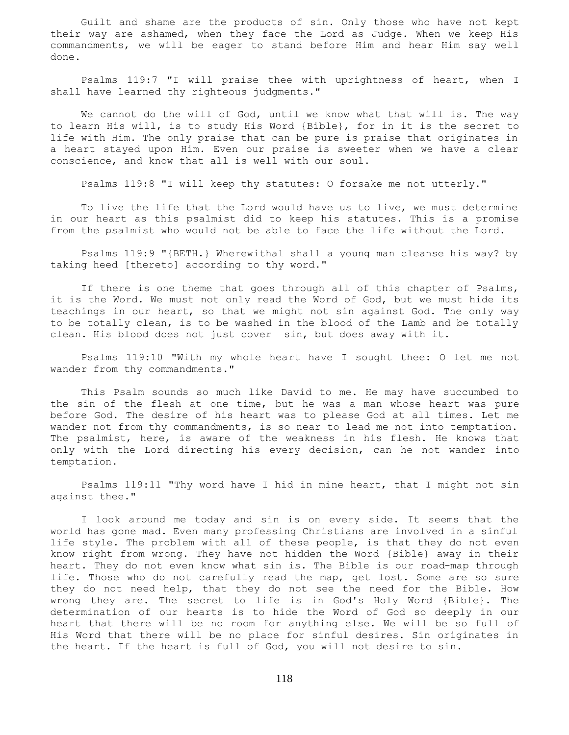Guilt and shame are the products of sin. Only those who have not kept their way are ashamed, when they face the Lord as Judge. When we keep His commandments, we will be eager to stand before Him and hear Him say well done.

Psalms 119:7 "I will praise thee with uprightness of heart, when I shall have learned thy righteous judgments."

We cannot do the will of God, until we know what that will is. The way to learn His will, is to study His Word {Bible}, for in it is the secret to life with Him. The only praise that can be pure is praise that originates in a heart stayed upon Him. Even our praise is sweeter when we have a clear conscience, and know that all is well with our soul.

Psalms 119:8 "I will keep thy statutes: O forsake me not utterly."

To live the life that the Lord would have us to live, we must determine in our heart as this psalmist did to keep his statutes. This is a promise from the psalmist who would not be able to face the life without the Lord.

Psalms 119:9 "{BETH.} Wherewithal shall a young man cleanse his way? by taking heed [thereto] according to thy word."

If there is one theme that goes through all of this chapter of Psalms, it is the Word. We must not only read the Word of God, but we must hide its teachings in our heart, so that we might not sin against God. The only way to be totally clean, is to be washed in the blood of the Lamb and be totally clean. His blood does not just cover sin, but does away with it.

Psalms 119:10 "With my whole heart have I sought thee: O let me not wander from thy commandments."

This Psalm sounds so much like David to me. He may have succumbed to the sin of the flesh at one time, but he was a man whose heart was pure before God. The desire of his heart was to please God at all times. Let me wander not from thy commandments, is so near to lead me not into temptation. The psalmist, here, is aware of the weakness in his flesh. He knows that only with the Lord directing his every decision, can he not wander into temptation.

Psalms 119:11 "Thy word have I hid in mine heart, that I might not sin against thee."

I look around me today and sin is on every side. It seems that the world has gone mad. Even many professing Christians are involved in a sinful life style. The problem with all of these people, is that they do not even know right from wrong. They have not hidden the Word {Bible} away in their heart. They do not even know what sin is. The Bible is our road-map through life. Those who do not carefully read the map, get lost. Some are so sure they do not need help, that they do not see the need for the Bible. How wrong they are. The secret to life is in God's Holy Word {Bible}. The determination of our hearts is to hide the Word of God so deeply in our heart that there will be no room for anything else. We will be so full of His Word that there will be no place for sinful desires. Sin originates in the heart. If the heart is full of God, you will not desire to sin.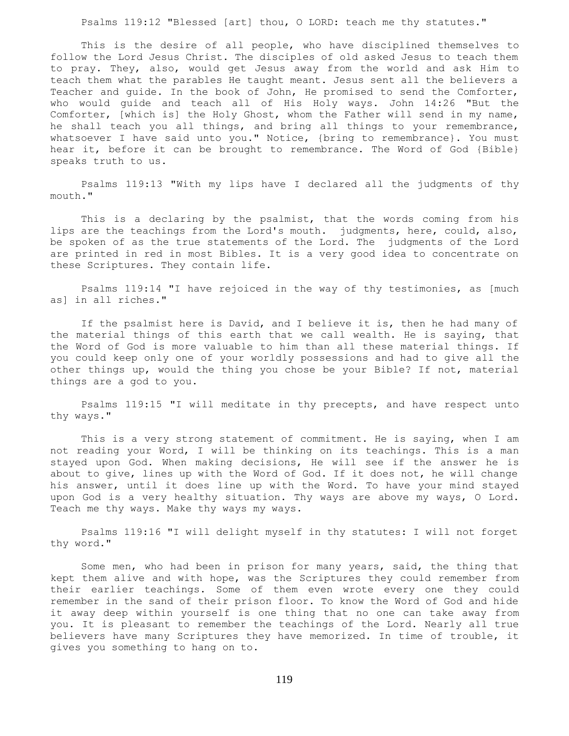Psalms 119:12 "Blessed [art] thou, O LORD: teach me thy statutes."

This is the desire of all people, who have disciplined themselves to follow the Lord Jesus Christ. The disciples of old asked Jesus to teach them to pray. They, also, would get Jesus away from the world and ask Him to teach them what the parables He taught meant. Jesus sent all the believers a Teacher and guide. In the book of John, He promised to send the Comforter, who would guide and teach all of His Holy ways. John 14:26 "But the Comforter, [which is] the Holy Ghost, whom the Father will send in my name, he shall teach you all things, and bring all things to your remembrance, whatsoever I have said unto you." Notice, {bring to remembrance}. You must hear it, before it can be brought to remembrance. The Word of God {Bible} speaks truth to us.

Psalms 119:13 "With my lips have I declared all the judgments of thy mouth."

This is a declaring by the psalmist, that the words coming from his lips are the teachings from the Lord's mouth. judgments, here, could, also, be spoken of as the true statements of the Lord. The judgments of the Lord are printed in red in most Bibles. It is a very good idea to concentrate on these Scriptures. They contain life.

Psalms 119:14 "I have rejoiced in the way of thy testimonies, as [much as] in all riches."

If the psalmist here is David, and I believe it is, then he had many of the material things of this earth that we call wealth. He is saying, that the Word of God is more valuable to him than all these material things. If you could keep only one of your worldly possessions and had to give all the other things up, would the thing you chose be your Bible? If not, material things are a god to you.

Psalms 119:15 "I will meditate in thy precepts, and have respect unto thy ways."

This is a very strong statement of commitment. He is saying, when I am not reading your Word, I will be thinking on its teachings. This is a man stayed upon God. When making decisions, He will see if the answer he is about to give, lines up with the Word of God. If it does not, he will change his answer, until it does line up with the Word. To have your mind stayed upon God is a very healthy situation. Thy ways are above my ways, O Lord. Teach me thy ways. Make thy ways my ways.

Psalms 119:16 "I will delight myself in thy statutes: I will not forget thy word."

Some men, who had been in prison for many years, said, the thing that kept them alive and with hope, was the Scriptures they could remember from their earlier teachings. Some of them even wrote every one they could remember in the sand of their prison floor. To know the Word of God and hide it away deep within yourself is one thing that no one can take away from you. It is pleasant to remember the teachings of the Lord. Nearly all true believers have many Scriptures they have memorized. In time of trouble, it gives you something to hang on to.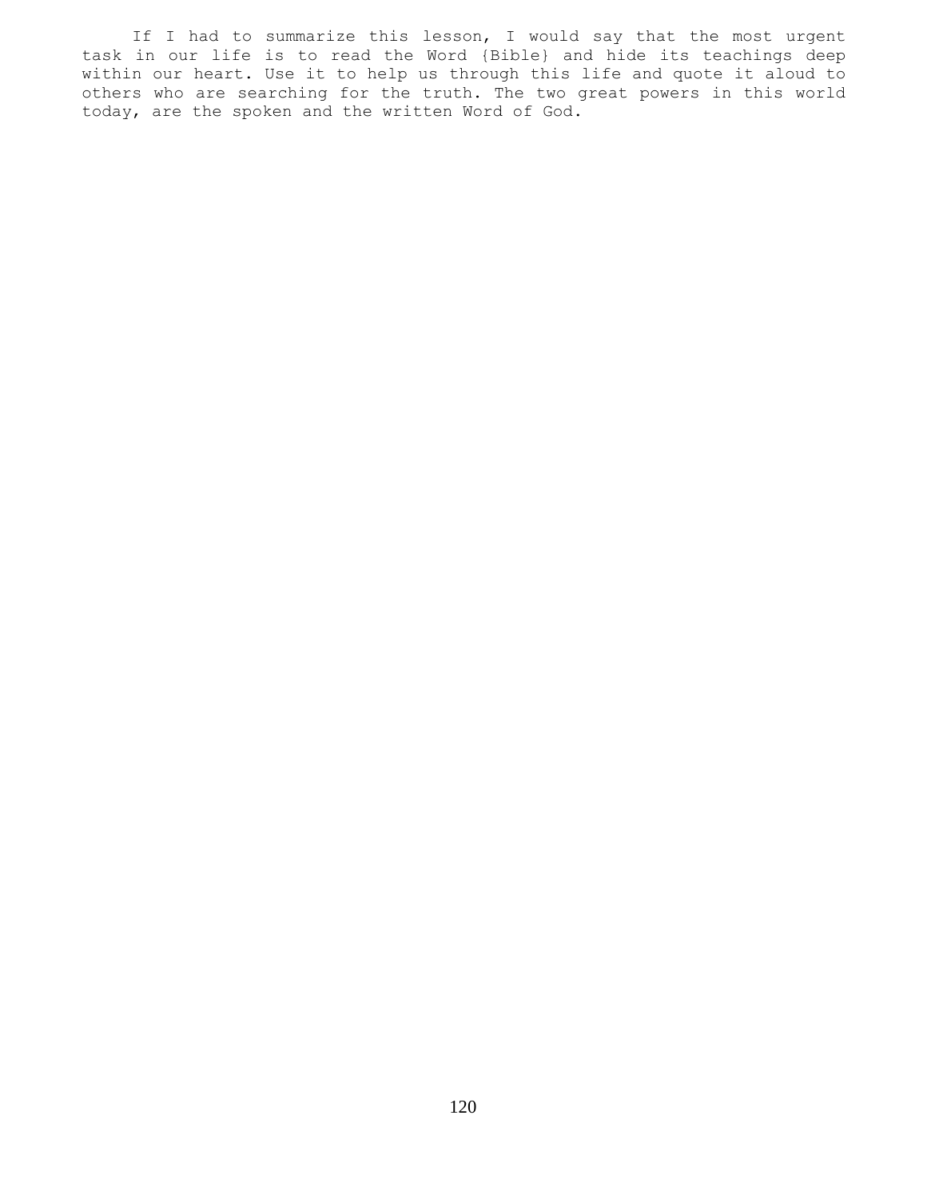If I had to summarize this lesson, I would say that the most urgent task in our life is to read the Word {Bible} and hide its teachings deep within our heart. Use it to help us through this life and quote it aloud to others who are searching for the truth. The two great powers in this world today, are the spoken and the written Word of God.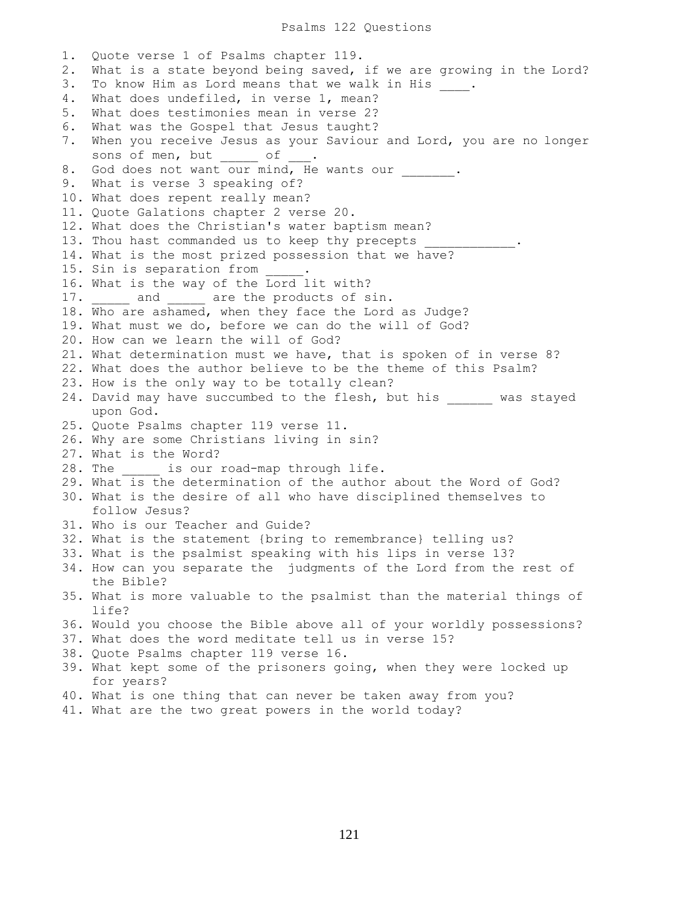# Psalms 122 Questions

1. Quote verse 1 of Psalms chapter 119.
2. What is a state beyond being saved, if we are growing in the Lord?
3. To know Him as Lord means that we walk in His ____.
4. What does undefiled, in verse 1, mean?
5. What does testimonies mean in verse 2?
6. What was the Gospel that Jesus taught?
7. When you receive Jesus as your Saviour and Lord, you are no longer sons of men, but _____ of ___.
8. God does not want our mind, He wants our _______.
9. What is verse 3 speaking of?
10. What does repent really mean?
11. Quote Galations chapter 2 verse 20.
12. What does the Christian's water baptism mean?
13. Thou hast commanded us to keep thy precepts ____________.
14. What is the most prized possession that we have?
15. Sin is separation from _____.
16. What is the way of the Lord lit with?
17. _____ and _____ are the products of sin.
18. Who are ashamed, when they face the Lord as Judge?
19. What must we do, before we can do the will of God?
20. How can we learn the will of God?
21. What determination must we have, that is spoken of in verse 8?
22. What does the author believe to be the theme of this Psalm?
23. How is the only way to be totally clean?
24. David may have succumbed to the flesh, but his ______ was stayed upon God.
25. Quote Psalms chapter 119 verse 11.
26. Why are some Christians living in sin?
27. What is the Word?
28. The _____ is our road-map through life.
29. What is the determination of the author about the Word of God?
30. What is the desire of all who have disciplined themselves to follow Jesus?
31. Who is our Teacher and Guide?
32. What is the statement {bring to remembrance} telling us?
33. What is the psalmist speaking with his lips in verse 13?
34. How can you separate the judgments of the Lord from the rest of the Bible?
35. What is more valuable to the psalmist than the material things of life?
36. Would you choose the Bible above all of your worldly possessions?
37. What does the word meditate tell us in verse 15?
38. Quote Psalms chapter 119 verse 16.
39. What kept some of the prisoners going, when they were locked up for years?
40. What is one thing that can never be taken away from you?
41. What are the two great powers in the world today?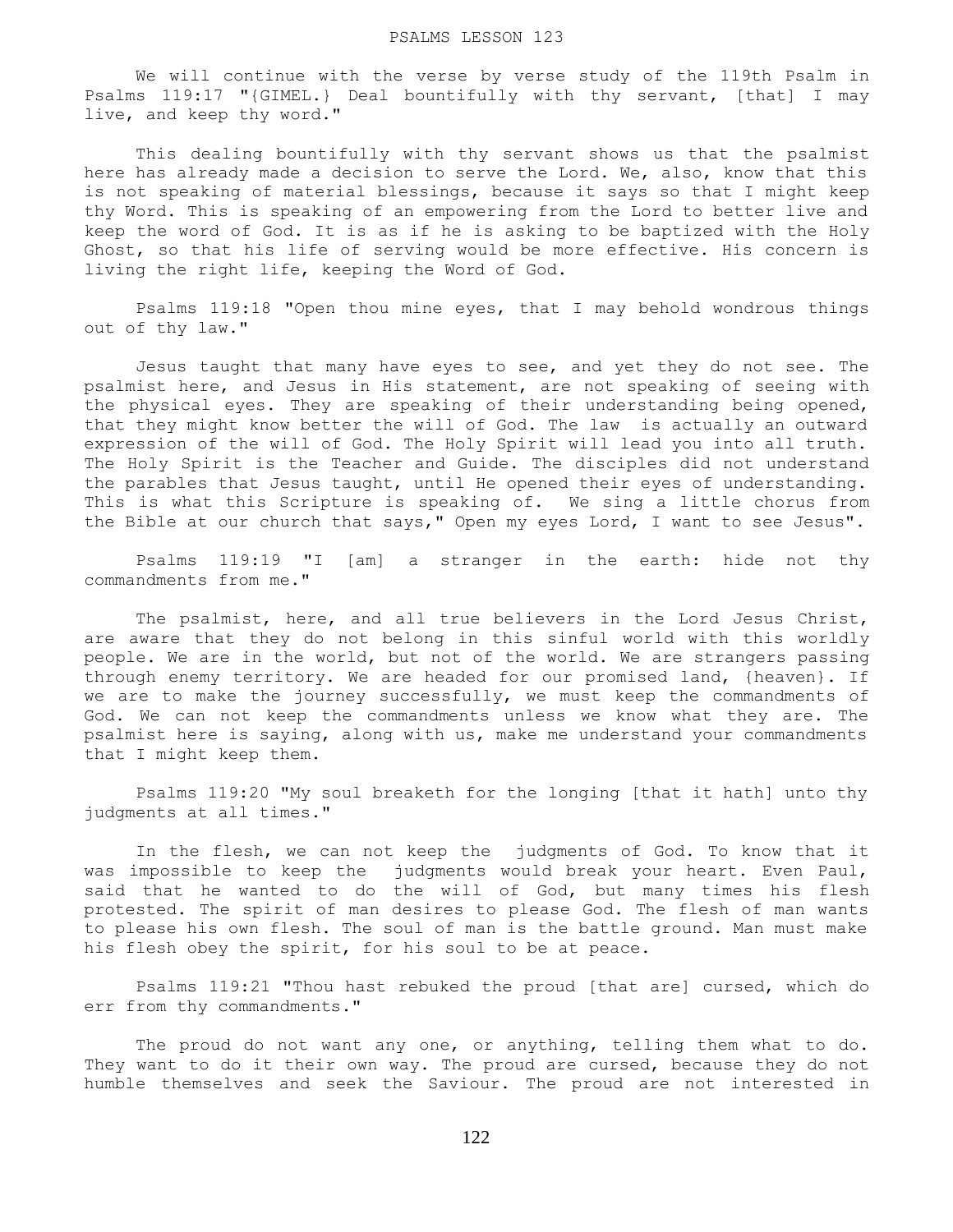# PSALMS LESSON 123

We will continue with the verse by verse study of the 119th Psalm in Psalms 119:17 "{GIMEL.} Deal bountifully with thy servant, [that] I may live, and keep thy word."

This dealing bountifully with thy servant shows us that the psalmist here has already made a decision to serve the Lord. We, also, know that this is not speaking of material blessings, because it says so that I might keep thy Word. This is speaking of an empowering from the Lord to better live and keep the word of God. It is as if he is asking to be baptized with the Holy Ghost, so that his life of serving would be more effective. His concern is living the right life, keeping the Word of God.

Psalms 119:18 "Open thou mine eyes, that I may behold wondrous things out of thy law."

Jesus taught that many have eyes to see, and yet they do not see. The psalmist here, and Jesus in His statement, are not speaking of seeing with the physical eyes. They are speaking of their understanding being opened, that they might know better the will of God. The law is actually an outward expression of the will of God. The Holy Spirit will lead you into all truth. The Holy Spirit is the Teacher and Guide. The disciples did not understand the parables that Jesus taught, until He opened their eyes of understanding. This is what this Scripture is speaking of. We sing a little chorus from the Bible at our church that says," Open my eyes Lord, I want to see Jesus".

Psalms 119:19 "I [am] a stranger in the earth: hide not thy commandments from me."

The psalmist, here, and all true believers in the Lord Jesus Christ, are aware that they do not belong in this sinful world with this worldly people. We are in the world, but not of the world. We are strangers passing through enemy territory. We are headed for our promised land, {heaven}. If we are to make the journey successfully, we must keep the commandments of God. We can not keep the commandments unless we know what they are. The psalmist here is saying, along with us, make me understand your commandments that I might keep them.

Psalms 119:20 "My soul breaketh for the longing [that it hath] unto thy judgments at all times."

In the flesh, we can not keep the judgments of God. To know that it was impossible to keep the judgments would break your heart. Even Paul, said that he wanted to do the will of God, but many times his flesh protested. The spirit of man desires to please God. The flesh of man wants to please his own flesh. The soul of man is the battle ground. Man must make his flesh obey the spirit, for his soul to be at peace.

Psalms 119:21 "Thou hast rebuked the proud [that are] cursed, which do err from thy commandments."

The proud do not want any one, or anything, telling them what to do. They want to do it their own way. The proud are cursed, because they do not humble themselves and seek the Saviour. The proud are not interested in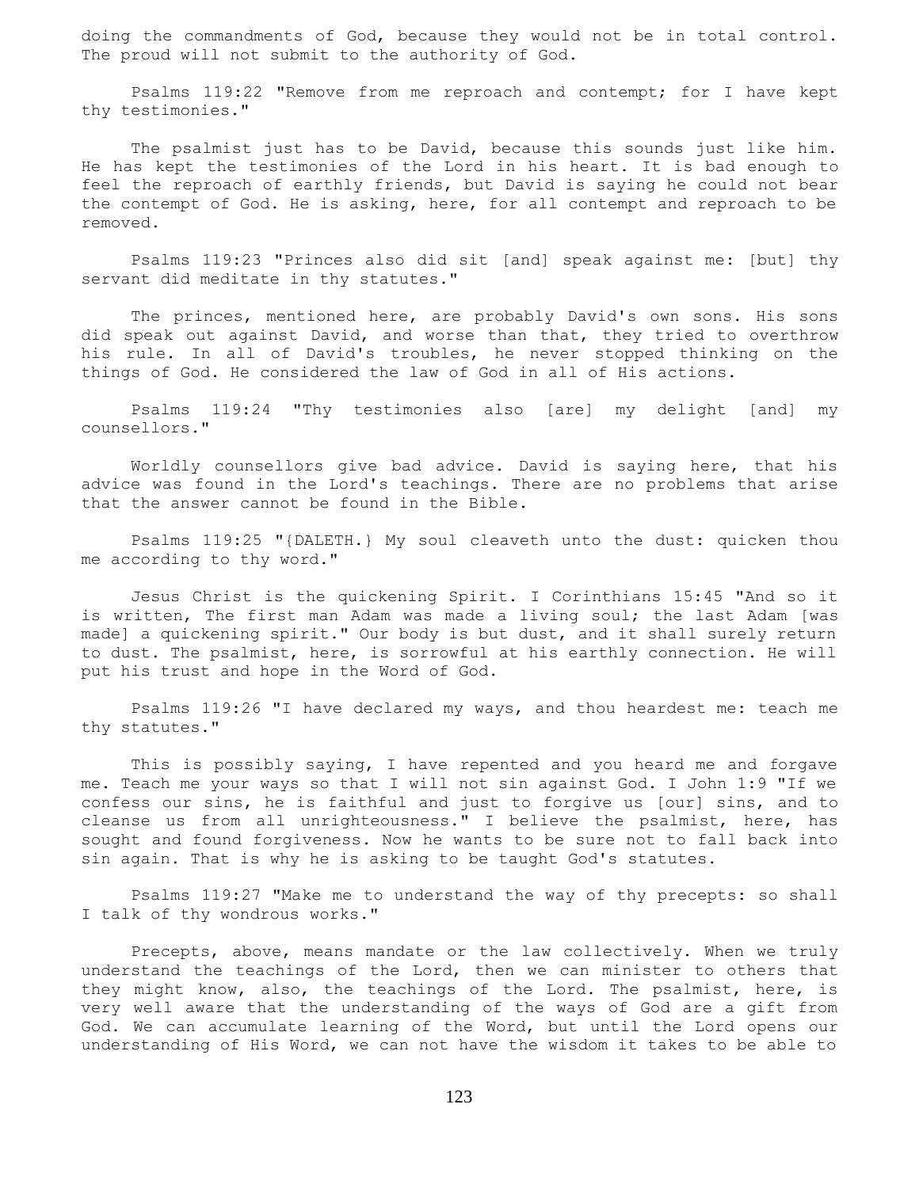doing the commandments of God, because they would not be in total control. The proud will not submit to the authority of God.

Psalms 119:22 "Remove from me reproach and contempt; for I have kept thy testimonies."

The psalmist just has to be David, because this sounds just like him. He has kept the testimonies of the Lord in his heart. It is bad enough to feel the reproach of earthly friends, but David is saying he could not bear the contempt of God. He is asking, here, for all contempt and reproach to be removed.

Psalms 119:23 "Princes also did sit [and] speak against me: [but] thy servant did meditate in thy statutes."

The princes, mentioned here, are probably David's own sons. His sons did speak out against David, and worse than that, they tried to overthrow his rule. In all of David's troubles, he never stopped thinking on the things of God. He considered the law of God in all of His actions.

Psalms 119:24 "Thy testimonies also [are] my delight [and] my counsellors."

Worldly counsellors give bad advice. David is saying here, that his advice was found in the Lord's teachings. There are no problems that arise that the answer cannot be found in the Bible.

Psalms 119:25 "{DALETH.} My soul cleaveth unto the dust: quicken thou me according to thy word."

Jesus Christ is the quickening Spirit. I Corinthians 15:45 "And so it is written, The first man Adam was made a living soul; the last Adam [was made] a quickening spirit." Our body is but dust, and it shall surely return to dust. The psalmist, here, is sorrowful at his earthly connection. He will put his trust and hope in the Word of God.

Psalms 119:26 "I have declared my ways, and thou heardest me: teach me thy statutes."

This is possibly saying, I have repented and you heard me and forgave me. Teach me your ways so that I will not sin against God. I John 1:9 "If we confess our sins, he is faithful and just to forgive us [our] sins, and to cleanse us from all unrighteousness." I believe the psalmist, here, has sought and found forgiveness. Now he wants to be sure not to fall back into sin again. That is why he is asking to be taught God's statutes.

Psalms 119:27 "Make me to understand the way of thy precepts: so shall I talk of thy wondrous works."

Precepts, above, means mandate or the law collectively. When we truly understand the teachings of the Lord, then we can minister to others that they might know, also, the teachings of the Lord. The psalmist, here, is very well aware that the understanding of the ways of God are a gift from God. We can accumulate learning of the Word, but until the Lord opens our understanding of His Word, we can not have the wisdom it takes to be able to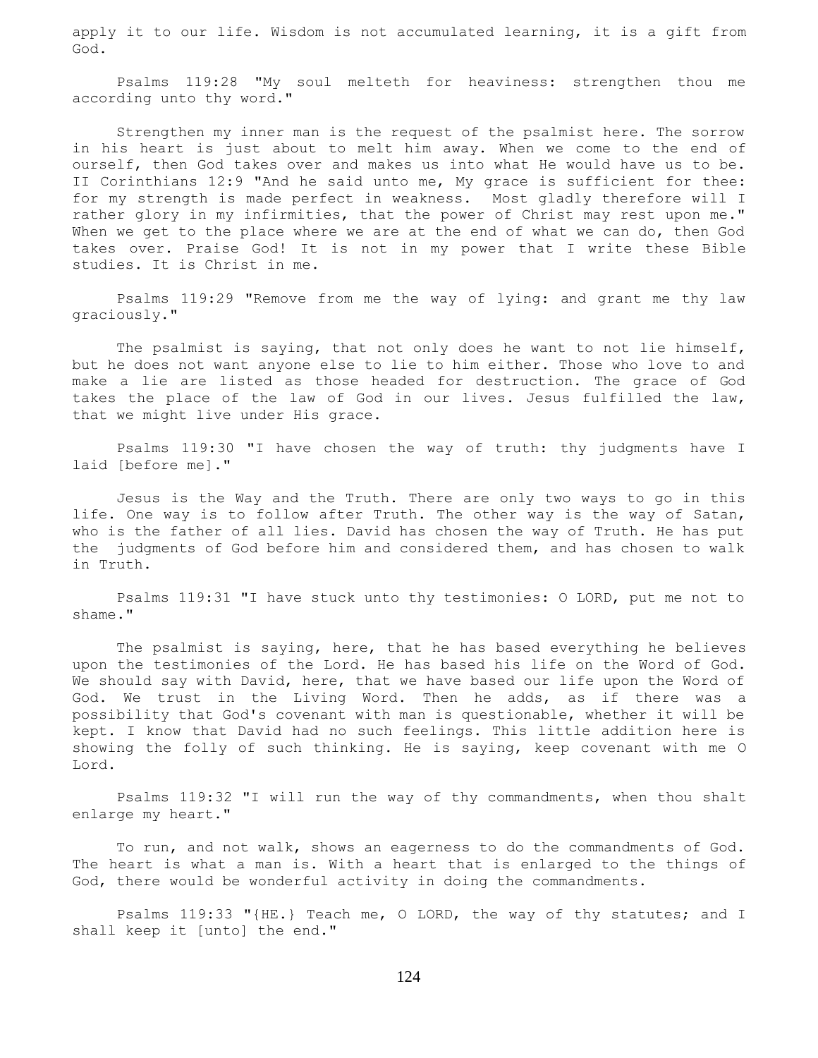apply it to our life. Wisdom is not accumulated learning, it is a gift from God.

Psalms 119:28 "My soul melteth for heaviness: strengthen thou me according unto thy word."

Strengthen my inner man is the request of the psalmist here. The sorrow in his heart is just about to melt him away. When we come to the end of ourself, then God takes over and makes us into what He would have us to be. II Corinthians 12:9 "And he said unto me, My grace is sufficient for thee: for my strength is made perfect in weakness. Most gladly therefore will I rather glory in my infirmities, that the power of Christ may rest upon me." When we get to the place where we are at the end of what we can do, then God takes over. Praise God! It is not in my power that I write these Bible studies. It is Christ in me.

Psalms 119:29 "Remove from me the way of lying: and grant me thy law graciously."

The psalmist is saying, that not only does he want to not lie himself, but he does not want anyone else to lie to him either. Those who love to and make a lie are listed as those headed for destruction. The grace of God takes the place of the law of God in our lives. Jesus fulfilled the law, that we might live under His grace.

Psalms 119:30 "I have chosen the way of truth: thy judgments have I laid [before me]."

Jesus is the Way and the Truth. There are only two ways to go in this life. One way is to follow after Truth. The other way is the way of Satan, who is the father of all lies. David has chosen the way of Truth. He has put the judgments of God before him and considered them, and has chosen to walk in Truth.

Psalms 119:31 "I have stuck unto thy testimonies: O LORD, put me not to shame."

The psalmist is saying, here, that he has based everything he believes upon the testimonies of the Lord. He has based his life on the Word of God. We should say with David, here, that we have based our life upon the Word of God. We trust in the Living Word. Then he adds, as if there was a possibility that God's covenant with man is questionable, whether it will be kept. I know that David had no such feelings. This little addition here is showing the folly of such thinking. He is saying, keep covenant with me O Lord.

Psalms 119:32 "I will run the way of thy commandments, when thou shalt enlarge my heart."

To run, and not walk, shows an eagerness to do the commandments of God. The heart is what a man is. With a heart that is enlarged to the things of God, there would be wonderful activity in doing the commandments.

Psalms 119:33 "{HE.} Teach me, O LORD, the way of thy statutes; and I shall keep it [unto] the end."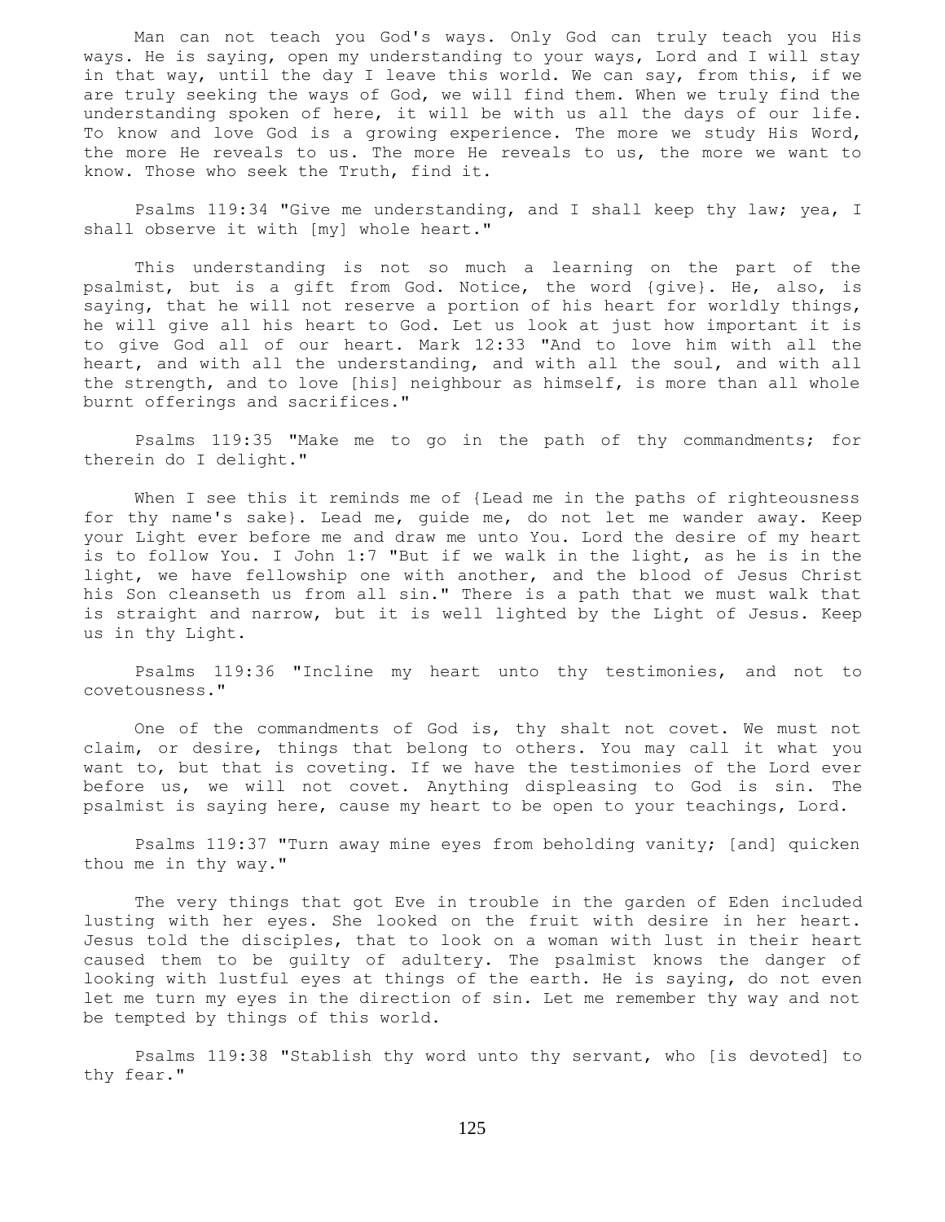Man can not teach you God's ways. Only God can truly teach you His ways. He is saying, open my understanding to your ways, Lord and I will stay in that way, until the day I leave this world. We can say, from this, if we are truly seeking the ways of God, we will find them. When we truly find the understanding spoken of here, it will be with us all the days of our life. To know and love God is a growing experience. The more we study His Word, the more He reveals to us. The more He reveals to us, the more we want to know. Those who seek the Truth, find it.

Psalms 119:34 "Give me understanding, and I shall keep thy law; yea, I shall observe it with [my] whole heart."

This understanding is not so much a learning on the part of the psalmist, but is a gift from God. Notice, the word {give}. He, also, is saying, that he will not reserve a portion of his heart for worldly things, he will give all his heart to God. Let us look at just how important it is to give God all of our heart. Mark 12:33 "And to love him with all the heart, and with all the understanding, and with all the soul, and with all the strength, and to love [his] neighbour as himself, is more than all whole burnt offerings and sacrifices."

Psalms 119:35 "Make me to go in the path of thy commandments; for therein do I delight."

When I see this it reminds me of {Lead me in the paths of righteousness for thy name's sake}. Lead me, guide me, do not let me wander away. Keep your Light ever before me and draw me unto You. Lord the desire of my heart is to follow You. I John 1:7 "But if we walk in the light, as he is in the light, we have fellowship one with another, and the blood of Jesus Christ his Son cleanseth us from all sin." There is a path that we must walk that is straight and narrow, but it is well lighted by the Light of Jesus. Keep us in thy Light.

Psalms 119:36 "Incline my heart unto thy testimonies, and not to covetousness."

One of the commandments of God is, thy shalt not covet. We must not claim, or desire, things that belong to others. You may call it what you want to, but that is coveting. If we have the testimonies of the Lord ever before us, we will not covet. Anything displeasing to God is sin. The psalmist is saying here, cause my heart to be open to your teachings, Lord.

Psalms 119:37 "Turn away mine eyes from beholding vanity; [and] quicken thou me in thy way."

The very things that got Eve in trouble in the garden of Eden included lusting with her eyes. She looked on the fruit with desire in her heart. Jesus told the disciples, that to look on a woman with lust in their heart caused them to be guilty of adultery. The psalmist knows the danger of looking with lustful eyes at things of the earth. He is saying, do not even let me turn my eyes in the direction of sin. Let me remember thy way and not be tempted by things of this world.

Psalms 119:38 "Stablish thy word unto thy servant, who [is devoted] to thy fear."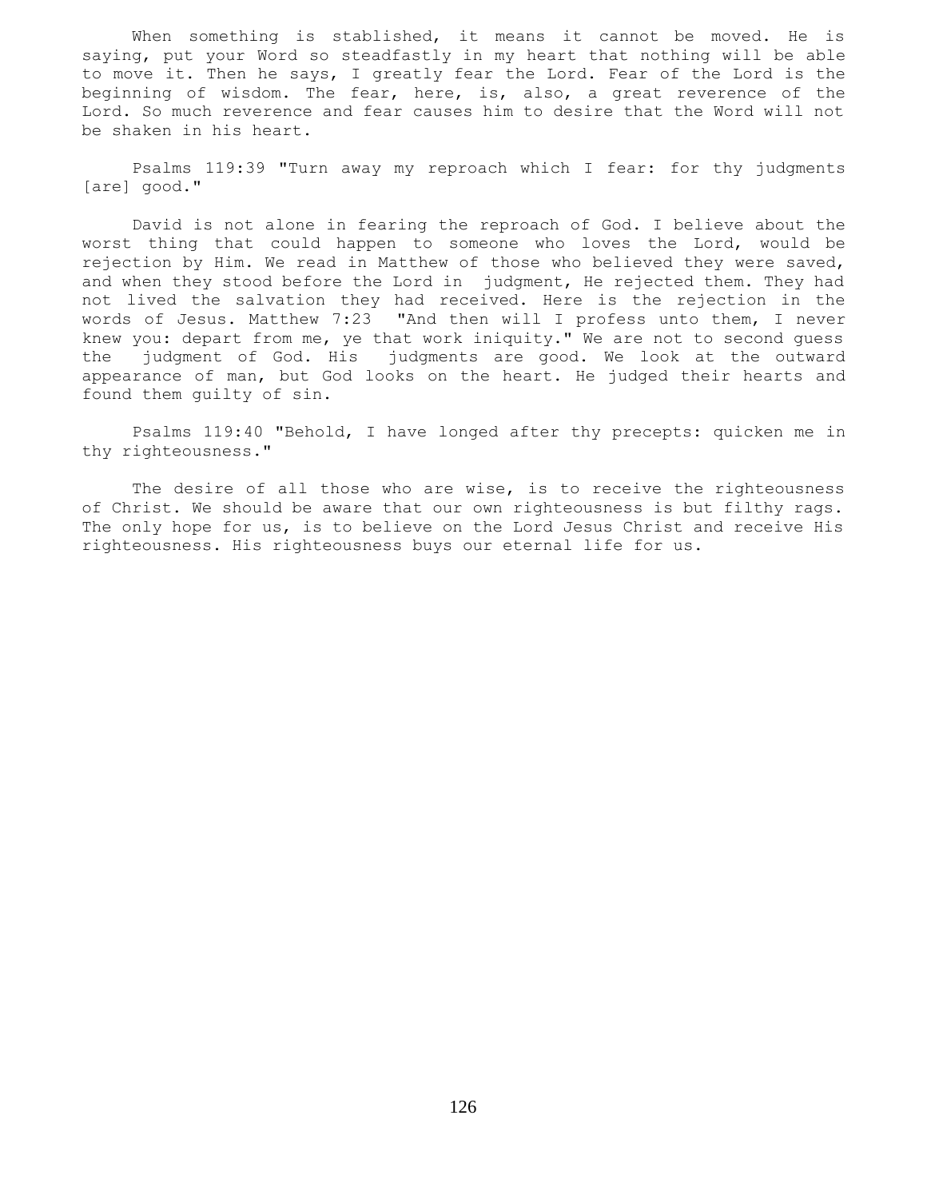When something is stablished, it means it cannot be moved. He is saying, put your Word so steadfastly in my heart that nothing will be able to move it. Then he says, I greatly fear the Lord. Fear of the Lord is the beginning of wisdom. The fear, here, is, also, a great reverence of the Lord. So much reverence and fear causes him to desire that the Word will not be shaken in his heart.

Psalms 119:39 "Turn away my reproach which I fear: for thy judgments [are] good."

David is not alone in fearing the reproach of God. I believe about the worst thing that could happen to someone who loves the Lord, would be rejection by Him. We read in Matthew of those who believed they were saved, and when they stood before the Lord in judgment, He rejected them. They had not lived the salvation they had received. Here is the rejection in the words of Jesus. Matthew 7:23 "And then will I profess unto them, I never knew you: depart from me, ye that work iniquity." We are not to second guess the judgment of God. His judgments are good. We look at the outward appearance of man, but God looks on the heart. He judged their hearts and found them guilty of sin.

Psalms 119:40 "Behold, I have longed after thy precepts: quicken me in thy righteousness."

The desire of all those who are wise, is to receive the righteousness of Christ. We should be aware that our own righteousness is but filthy rags. The only hope for us, is to believe on the Lord Jesus Christ and receive His righteousness. His righteousness buys our eternal life for us.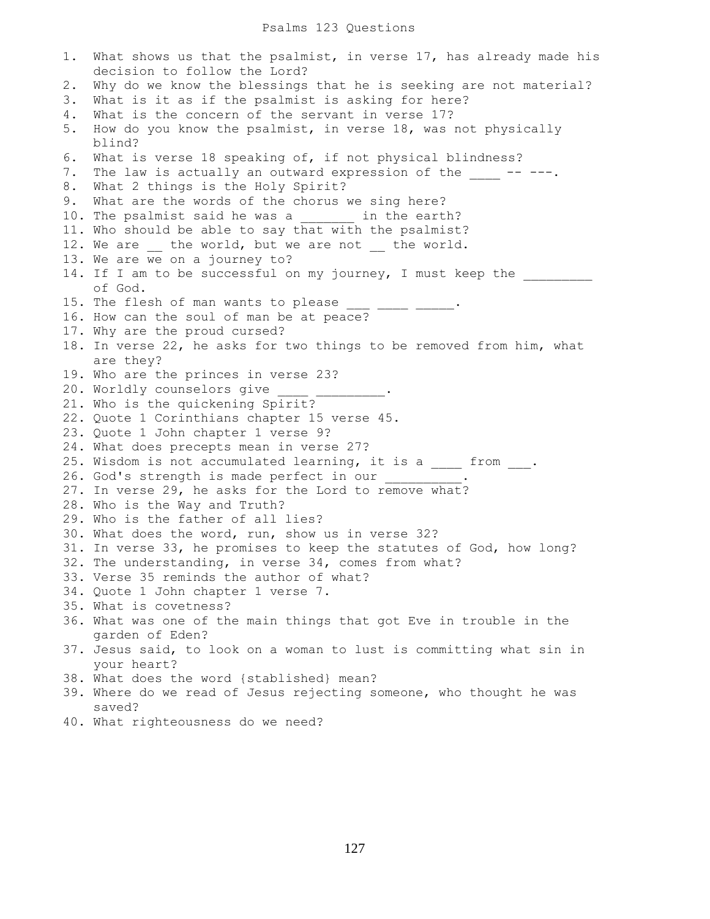# Psalms 123 Questions

1. What shows us that the psalmist, in verse 17, has already made his decision to follow the Lord?
2. Why do we know the blessings that he is seeking are not material?
3. What is it as if the psalmist is asking for here?
4. What is the concern of the servant in verse 17?
5. How do you know the psalmist, in verse 18, was not physically blind?
6. What is verse 18 speaking of, if not physical blindness?
7. The law is actually an outward expression of the ____ -- ---.
8. What 2 things is the Holy Spirit?
9. What are the words of the chorus we sing here?
10. The psalmist said he was a _______ in the earth?
11. Who should be able to say that with the psalmist?
12. We are __ the world, but we are not __ the world.
13. We are we on a journey to?
14. If I am to be successful on my journey, I must keep the _________ of God.
15. The flesh of man wants to please ___ ____ _____.
16. How can the soul of man be at peace?
17. Why are the proud cursed?
18. In verse 22, he asks for two things to be removed from him, what are they?
19. Who are the princes in verse 23?
20. Worldly counselors give ____ _________.
21. Who is the quickening Spirit?
22. Quote 1 Corinthians chapter 15 verse 45.
23. Quote 1 John chapter 1 verse 9?
24. What does precepts mean in verse 27?
25. Wisdom is not accumulated learning, it is a ____ from ___.
26. God's strength is made perfect in our __________.
27. In verse 29, he asks for the Lord to remove what?
28. Who is the Way and Truth?
29. Who is the father of all lies?
30. What does the word, run, show us in verse 32?
31. In verse 33, he promises to keep the statutes of God, how long?
32. The understanding, in verse 34, comes from what?
33. Verse 35 reminds the author of what?
34. Quote 1 John chapter 1 verse 7.
35. What is covetness?
36. What was one of the main things that got Eve in trouble in the garden of Eden?
37. Jesus said, to look on a woman to lust is committing what sin in your heart?
38. What does the word {stablished} mean?
39. Where do we read of Jesus rejecting someone, who thought he was saved?
40. What righteousness do we need?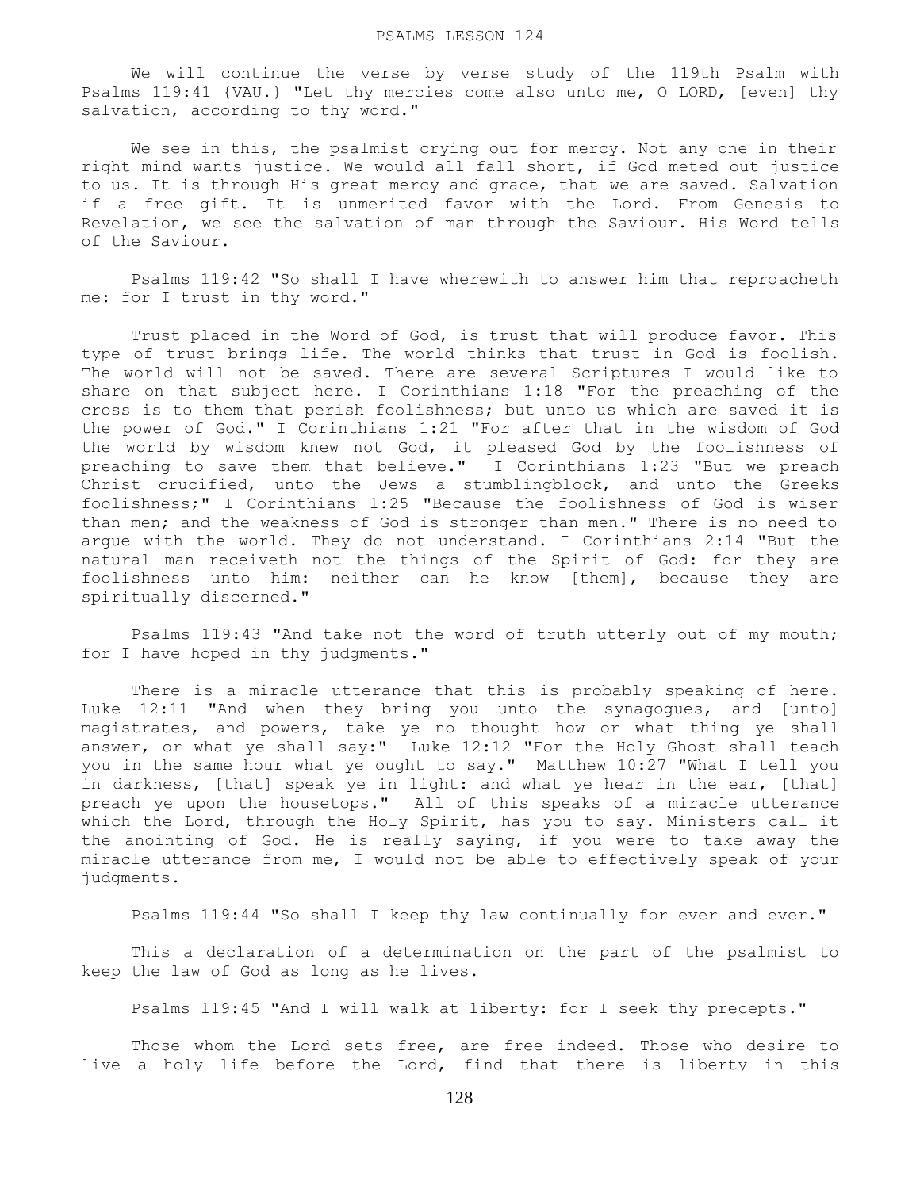PSALMS LESSON 124

We will continue the verse by verse study of the 119th Psalm with Psalms 119:41 {VAU.} "Let thy mercies come also unto me, O LORD, [even] thy salvation, according to thy word."

We see in this, the psalmist crying out for mercy. Not any one in their right mind wants justice. We would all fall short, if God meted out justice to us. It is through His great mercy and grace, that we are saved. Salvation if a free gift. It is unmerited favor with the Lord. From Genesis to Revelation, we see the salvation of man through the Saviour. His Word tells of the Saviour.

Psalms 119:42 "So shall I have wherewith to answer him that reproacheth me: for I trust in thy word."

Trust placed in the Word of God, is trust that will produce favor. This type of trust brings life. The world thinks that trust in God is foolish. The world will not be saved. There are several Scriptures I would like to share on that subject here. I Corinthians 1:18 "For the preaching of the cross is to them that perish foolishness; but unto us which are saved it is the power of God." I Corinthians 1:21 "For after that in the wisdom of God the world by wisdom knew not God, it pleased God by the foolishness of preaching to save them that believe." I Corinthians 1:23 "But we preach Christ crucified, unto the Jews a stumblingblock, and unto the Greeks foolishness;" I Corinthians 1:25 "Because the foolishness of God is wiser than men; and the weakness of God is stronger than men." There is no need to argue with the world. They do not understand. I Corinthians 2:14 "But the natural man receiveth not the things of the Spirit of God: for they are foolishness unto him: neither can he know [them], because they are spiritually discerned."

Psalms 119:43 "And take not the word of truth utterly out of my mouth; for I have hoped in thy judgments."

There is a miracle utterance that this is probably speaking of here. Luke 12:11 "And when they bring you unto the synagogues, and [unto] magistrates, and powers, take ye no thought how or what thing ye shall answer, or what ye shall say:" Luke 12:12 "For the Holy Ghost shall teach you in the same hour what ye ought to say." Matthew 10:27 "What I tell you in darkness, [that] speak ye in light: and what ye hear in the ear, [that] preach ye upon the housetops." All of this speaks of a miracle utterance which the Lord, through the Holy Spirit, has you to say. Ministers call it the anointing of God. He is really saying, if you were to take away the miracle utterance from me, I would not be able to effectively speak of your judgments.

Psalms 119:44 "So shall I keep thy law continually for ever and ever."

This a declaration of a determination on the part of the psalmist to keep the law of God as long as he lives.

Psalms 119:45 "And I will walk at liberty: for I seek thy precepts."

Those whom the Lord sets free, are free indeed. Those who desire to live a holy life before the Lord, find that there is liberty in this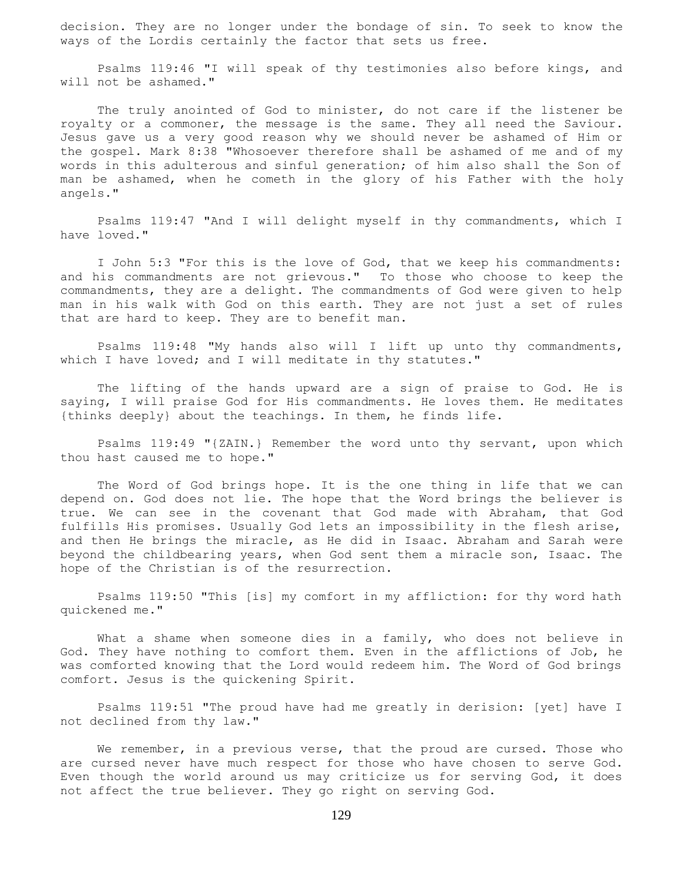decision. They are no longer under the bondage of sin. To seek to know the ways of the Lordis certainly the factor that sets us free.

Psalms 119:46 "I will speak of thy testimonies also before kings, and will not be ashamed."

The truly anointed of God to minister, do not care if the listener be royalty or a commoner, the message is the same. They all need the Saviour. Jesus gave us a very good reason why we should never be ashamed of Him or the gospel. Mark 8:38 "Whosoever therefore shall be ashamed of me and of my words in this adulterous and sinful generation; of him also shall the Son of man be ashamed, when he cometh in the glory of his Father with the holy angels."

Psalms 119:47 "And I will delight myself in thy commandments, which I have loved."

I John 5:3 "For this is the love of God, that we keep his commandments: and his commandments are not grievous." To those who choose to keep the commandments, they are a delight. The commandments of God were given to help man in his walk with God on this earth. They are not just a set of rules that are hard to keep. They are to benefit man.

Psalms 119:48 "My hands also will I lift up unto thy commandments, which I have loved; and I will meditate in thy statutes."

The lifting of the hands upward are a sign of praise to God. He is saying, I will praise God for His commandments. He loves them. He meditates {thinks deeply} about the teachings. In them, he finds life.

Psalms 119:49 "{ZAIN.} Remember the word unto thy servant, upon which thou hast caused me to hope."

The Word of God brings hope. It is the one thing in life that we can depend on. God does not lie. The hope that the Word brings the believer is true. We can see in the covenant that God made with Abraham, that God fulfills His promises. Usually God lets an impossibility in the flesh arise, and then He brings the miracle, as He did in Isaac. Abraham and Sarah were beyond the childbearing years, when God sent them a miracle son, Isaac. The hope of the Christian is of the resurrection.

Psalms 119:50 "This [is] my comfort in my affliction: for thy word hath quickened me."

What a shame when someone dies in a family, who does not believe in God. They have nothing to comfort them. Even in the afflictions of Job, he was comforted knowing that the Lord would redeem him. The Word of God brings comfort. Jesus is the quickening Spirit.

Psalms 119:51 "The proud have had me greatly in derision: [yet] have I not declined from thy law."

We remember, in a previous verse, that the proud are cursed. Those who are cursed never have much respect for those who have chosen to serve God. Even though the world around us may criticize us for serving God, it does not affect the true believer. They go right on serving God.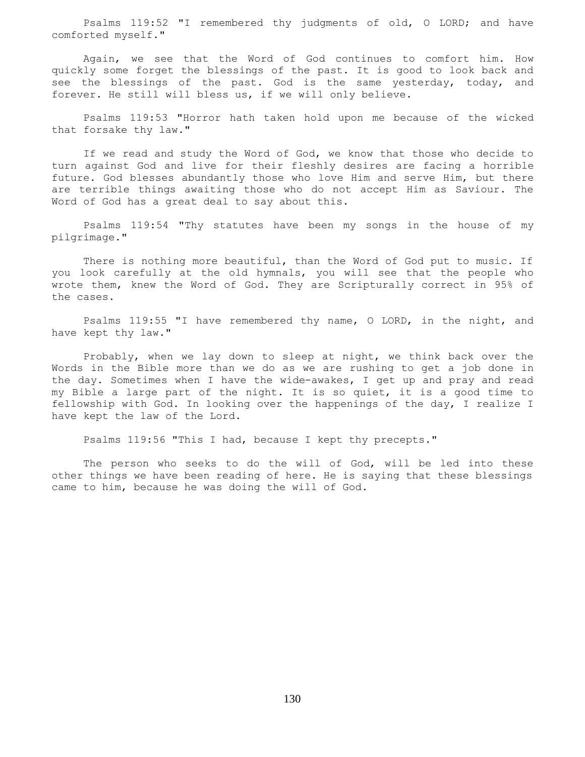Psalms 119:52 "I remembered thy judgments of old, O LORD; and have comforted myself."

Again, we see that the Word of God continues to comfort him. How quickly some forget the blessings of the past. It is good to look back and see the blessings of the past. God is the same yesterday, today, and forever. He still will bless us, if we will only believe.

Psalms 119:53 "Horror hath taken hold upon me because of the wicked that forsake thy law."

If we read and study the Word of God, we know that those who decide to turn against God and live for their fleshly desires are facing a horrible future. God blesses abundantly those who love Him and serve Him, but there are terrible things awaiting those who do not accept Him as Saviour. The Word of God has a great deal to say about this.

Psalms 119:54 "Thy statutes have been my songs in the house of my pilgrimage."

There is nothing more beautiful, than the Word of God put to music. If you look carefully at the old hymnals, you will see that the people who wrote them, knew the Word of God. They are Scripturally correct in 95% of the cases.

Psalms 119:55 "I have remembered thy name, O LORD, in the night, and have kept thy law."

Probably, when we lay down to sleep at night, we think back over the Words in the Bible more than we do as we are rushing to get a job done in the day. Sometimes when I have the wide-awakes, I get up and pray and read my Bible a large part of the night. It is so quiet, it is a good time to fellowship with God. In looking over the happenings of the day, I realize I have kept the law of the Lord.

Psalms 119:56 "This I had, because I kept thy precepts."

The person who seeks to do the will of God, will be led into these other things we have been reading of here. He is saying that these blessings came to him, because he was doing the will of God.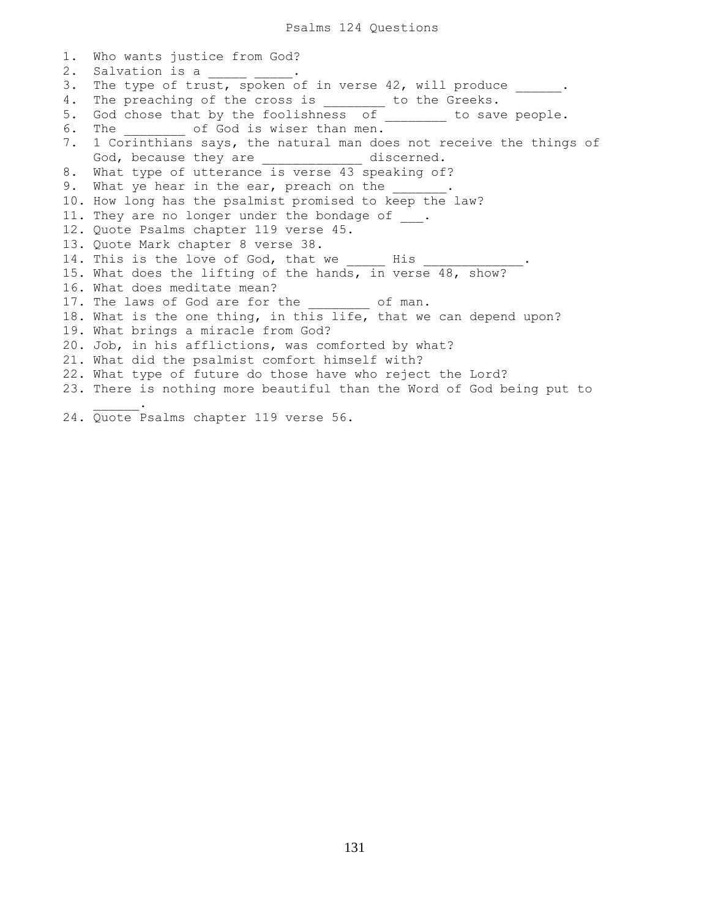# Psalms 124 Questions

1. Who wants justice from God?
2. Salvation is a _____ _____.
3. The type of trust, spoken of in verse 42, will produce ______.
4. The preaching of the cross is ________ to the Greeks.
5. God chose that by the foolishness of ________ to save people.
6. The ________ of God is wiser than men.
7. 1 Corinthians says, the natural man does not receive the things of God, because they are _____________ discerned.
8. What type of utterance is verse 43 speaking of?
9. What ye hear in the ear, preach on the _______.
10. How long has the psalmist promised to keep the law?
11. They are no longer under the bondage of ___.
12. Quote Psalms chapter 119 verse 45.
13. Quote Mark chapter 8 verse 38.
14. This is the love of God, that we _____ His _____________.
15. What does the lifting of the hands, in verse 48, show?
16. What does meditate mean?
17. The laws of God are for the ________ of man.
18. What is the one thing, in this life, that we can depend upon?
19. What brings a miracle from God?
20. Job, in his afflictions, was comforted by what?
21. What did the psalmist comfort himself with?
22. What type of future do those have who reject the Lord?
23. There is nothing more beautiful than the Word of God being put to ______.
24. Quote Psalms chapter 119 verse 56.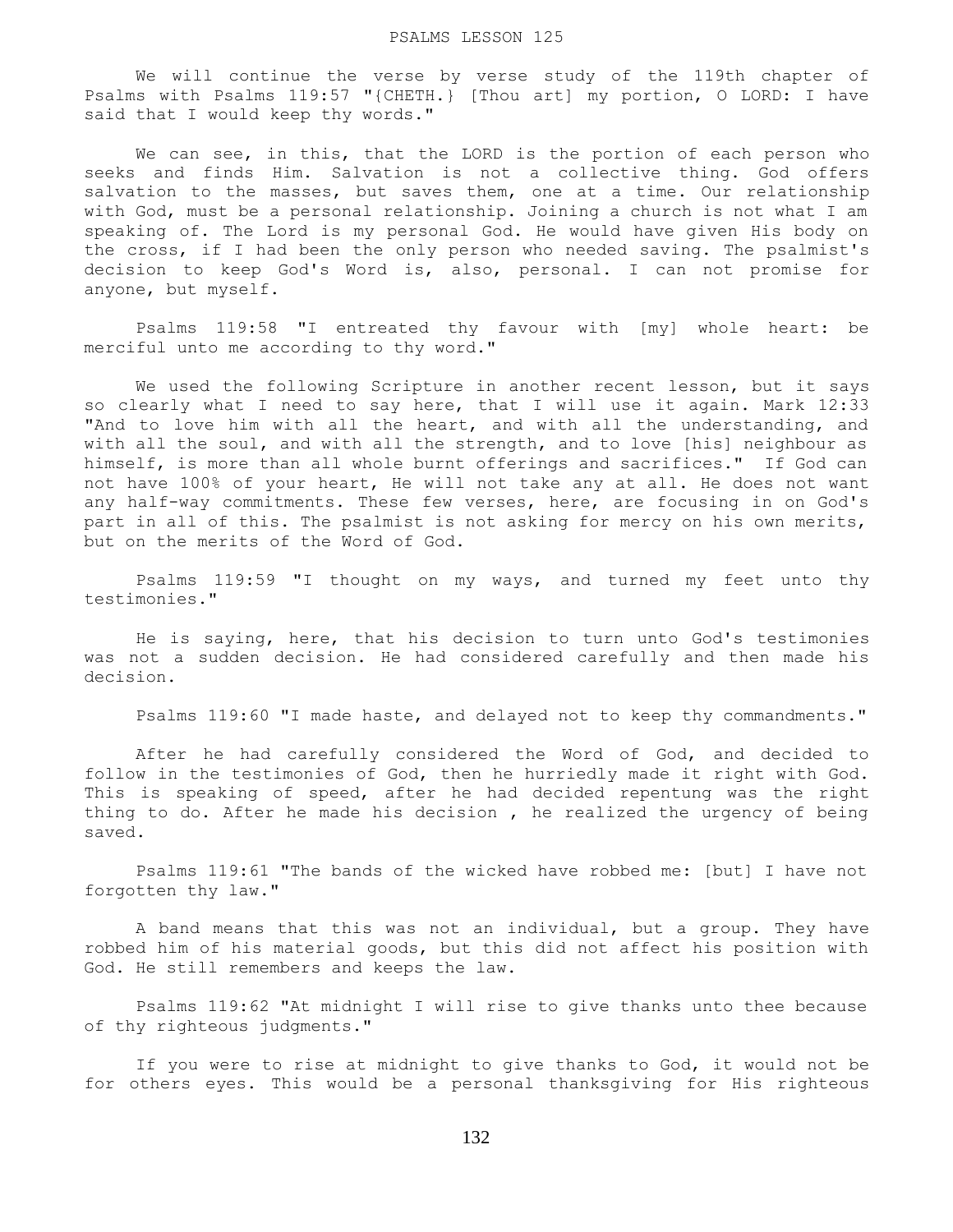# PSALMS LESSON 125

We will continue the verse by verse study of the 119th chapter of Psalms with Psalms 119:57 "{CHETH.} [Thou art] my portion, O LORD: I have said that I would keep thy words."

We can see, in this, that the LORD is the portion of each person who seeks and finds Him. Salvation is not a collective thing. God offers salvation to the masses, but saves them, one at a time. Our relationship with God, must be a personal relationship. Joining a church is not what I am speaking of. The Lord is my personal God. He would have given His body on the cross, if I had been the only person who needed saving. The psalmist's decision to keep God's Word is, also, personal. I can not promise for anyone, but myself.

Psalms 119:58 "I entreated thy favour with [my] whole heart: be merciful unto me according to thy word."

We used the following Scripture in another recent lesson, but it says so clearly what I need to say here, that I will use it again. Mark 12:33 "And to love him with all the heart, and with all the understanding, and with all the soul, and with all the strength, and to love [his] neighbour as himself, is more than all whole burnt offerings and sacrifices." If God can not have 100% of your heart, He will not take any at all. He does not want any half-way commitments. These few verses, here, are focusing in on God's part in all of this. The psalmist is not asking for mercy on his own merits, but on the merits of the Word of God.

Psalms 119:59 "I thought on my ways, and turned my feet unto thy testimonies."

He is saying, here, that his decision to turn unto God's testimonies was not a sudden decision. He had considered carefully and then made his decision.

Psalms 119:60 "I made haste, and delayed not to keep thy commandments."

After he had carefully considered the Word of God, and decided to follow in the testimonies of God, then he hurriedly made it right with God. This is speaking of speed, after he had decided repentung was the right thing to do. After he made his decision , he realized the urgency of being saved.

Psalms 119:61 "The bands of the wicked have robbed me: [but] I have not forgotten thy law."

A band means that this was not an individual, but a group. They have robbed him of his material goods, but this did not affect his position with God. He still remembers and keeps the law.

Psalms 119:62 "At midnight I will rise to give thanks unto thee because of thy righteous judgments."

If you were to rise at midnight to give thanks to God, it would not be for others eyes. This would be a personal thanksgiving for His righteous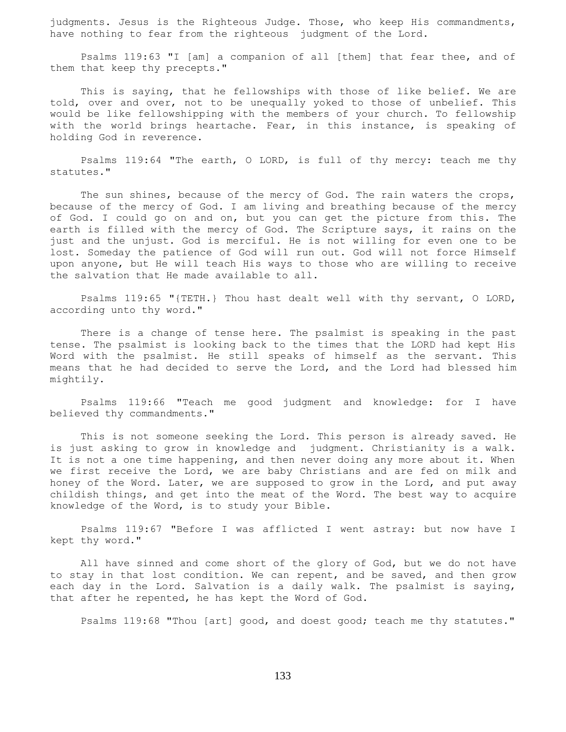judgments. Jesus is the Righteous Judge. Those, who keep His commandments, have nothing to fear from the righteous judgment of the Lord.

Psalms 119:63 "I [am] a companion of all [them] that fear thee, and of them that keep thy precepts."

This is saying, that he fellowships with those of like belief. We are told, over and over, not to be unequally yoked to those of unbelief. This would be like fellowshipping with the members of your church. To fellowship with the world brings heartache. Fear, in this instance, is speaking of holding God in reverence.

Psalms 119:64 "The earth, O LORD, is full of thy mercy: teach me thy statutes."

The sun shines, because of the mercy of God. The rain waters the crops, because of the mercy of God. I am living and breathing because of the mercy of God. I could go on and on, but you can get the picture from this. The earth is filled with the mercy of God. The Scripture says, it rains on the just and the unjust. God is merciful. He is not willing for even one to be lost. Someday the patience of God will run out. God will not force Himself upon anyone, but He will teach His ways to those who are willing to receive the salvation that He made available to all.

Psalms 119:65 "{TETH.} Thou hast dealt well with thy servant, O LORD, according unto thy word."

There is a change of tense here. The psalmist is speaking in the past tense. The psalmist is looking back to the times that the LORD had kept His Word with the psalmist. He still speaks of himself as the servant. This means that he had decided to serve the Lord, and the Lord had blessed him mightily.

Psalms 119:66 "Teach me good judgment and knowledge: for I have believed thy commandments."

This is not someone seeking the Lord. This person is already saved. He is just asking to grow in knowledge and judgment. Christianity is a walk. It is not a one time happening, and then never doing any more about it. When we first receive the Lord, we are baby Christians and are fed on milk and honey of the Word. Later, we are supposed to grow in the Lord, and put away childish things, and get into the meat of the Word. The best way to acquire knowledge of the Word, is to study your Bible.

Psalms 119:67 "Before I was afflicted I went astray: but now have I kept thy word."

All have sinned and come short of the glory of God, but we do not have to stay in that lost condition. We can repent, and be saved, and then grow each day in the Lord. Salvation is a daily walk. The psalmist is saying, that after he repented, he has kept the Word of God.

Psalms 119:68 "Thou [art] good, and doest good; teach me thy statutes."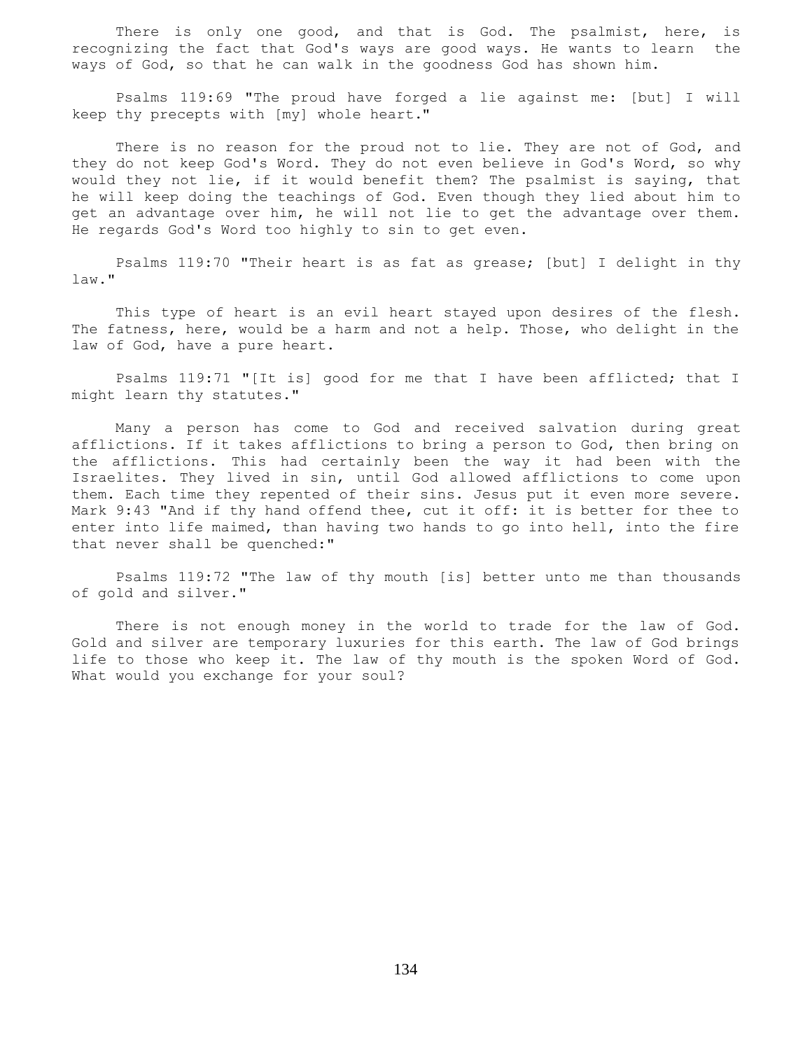There is only one good, and that is God. The psalmist, here, is recognizing the fact that God's ways are good ways. He wants to learn the ways of God, so that he can walk in the goodness God has shown him.

Psalms 119:69 "The proud have forged a lie against me: [but] I will keep thy precepts with [my] whole heart."

There is no reason for the proud not to lie. They are not of God, and they do not keep God's Word. They do not even believe in God's Word, so why would they not lie, if it would benefit them? The psalmist is saying, that he will keep doing the teachings of God. Even though they lied about him to get an advantage over him, he will not lie to get the advantage over them. He regards God's Word too highly to sin to get even.

Psalms 119:70 "Their heart is as fat as grease; [but] I delight in thy law."

This type of heart is an evil heart stayed upon desires of the flesh. The fatness, here, would be a harm and not a help. Those, who delight in the law of God, have a pure heart.

Psalms 119:71 "[It is] good for me that I have been afflicted; that I might learn thy statutes."

Many a person has come to God and received salvation during great afflictions. If it takes afflictions to bring a person to God, then bring on the afflictions. This had certainly been the way it had been with the Israelites. They lived in sin, until God allowed afflictions to come upon them. Each time they repented of their sins. Jesus put it even more severe. Mark 9:43 "And if thy hand offend thee, cut it off: it is better for thee to enter into life maimed, than having two hands to go into hell, into the fire that never shall be quenched:"

Psalms 119:72 "The law of thy mouth [is] better unto me than thousands of gold and silver."

There is not enough money in the world to trade for the law of God. Gold and silver are temporary luxuries for this earth. The law of God brings life to those who keep it. The law of thy mouth is the spoken Word of God. What would you exchange for your soul?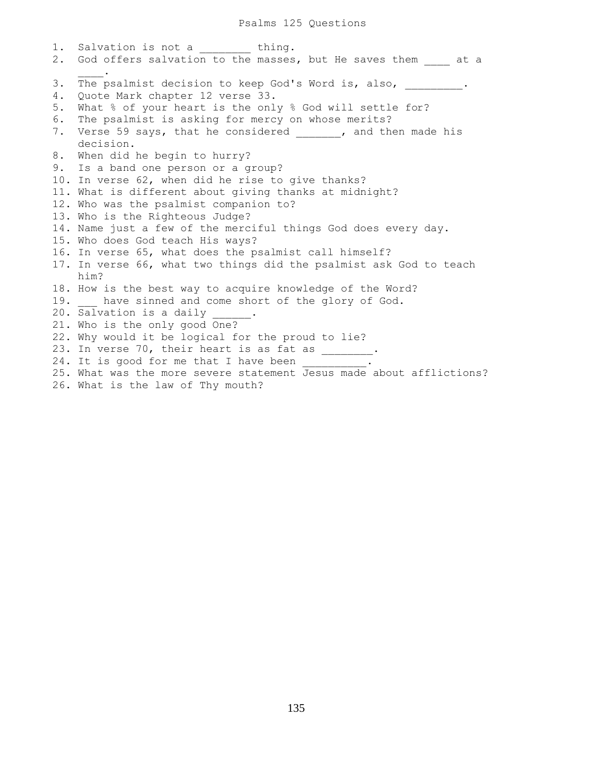# Psalms 125 Questions

1. Salvation is not a ________ thing.
2. God offers salvation to the masses, but He saves them ____ at a ____.
3. The psalmist decision to keep God's Word is, also, _________.
4. Quote Mark chapter 12 verse 33.
5. What % of your heart is the only % God will settle for?
6. The psalmist is asking for mercy on whose merits?
7. Verse 59 says, that he considered _______, and then made his decision.
8. When did he begin to hurry?
9. Is a band one person or a group?
10. In verse 62, when did he rise to give thanks?
11. What is different about giving thanks at midnight?
12. Who was the psalmist companion to?
13. Who is the Righteous Judge?
14. Name just a few of the merciful things God does every day.
15. Who does God teach His ways?
16. In verse 65, what does the psalmist call himself?
17. In verse 66, what two things did the psalmist ask God to teach him?
18. How is the best way to acquire knowledge of the Word?
19. ___ have sinned and come short of the glory of God.
20. Salvation is a daily ______.
21. Who is the only good One?
22. Why would it be logical for the proud to lie?
23. In verse 70, their heart is as fat as ________.
24. It is good for me that I have been __________.
25. What was the more severe statement Jesus made about afflictions?
26. What is the law of Thy mouth?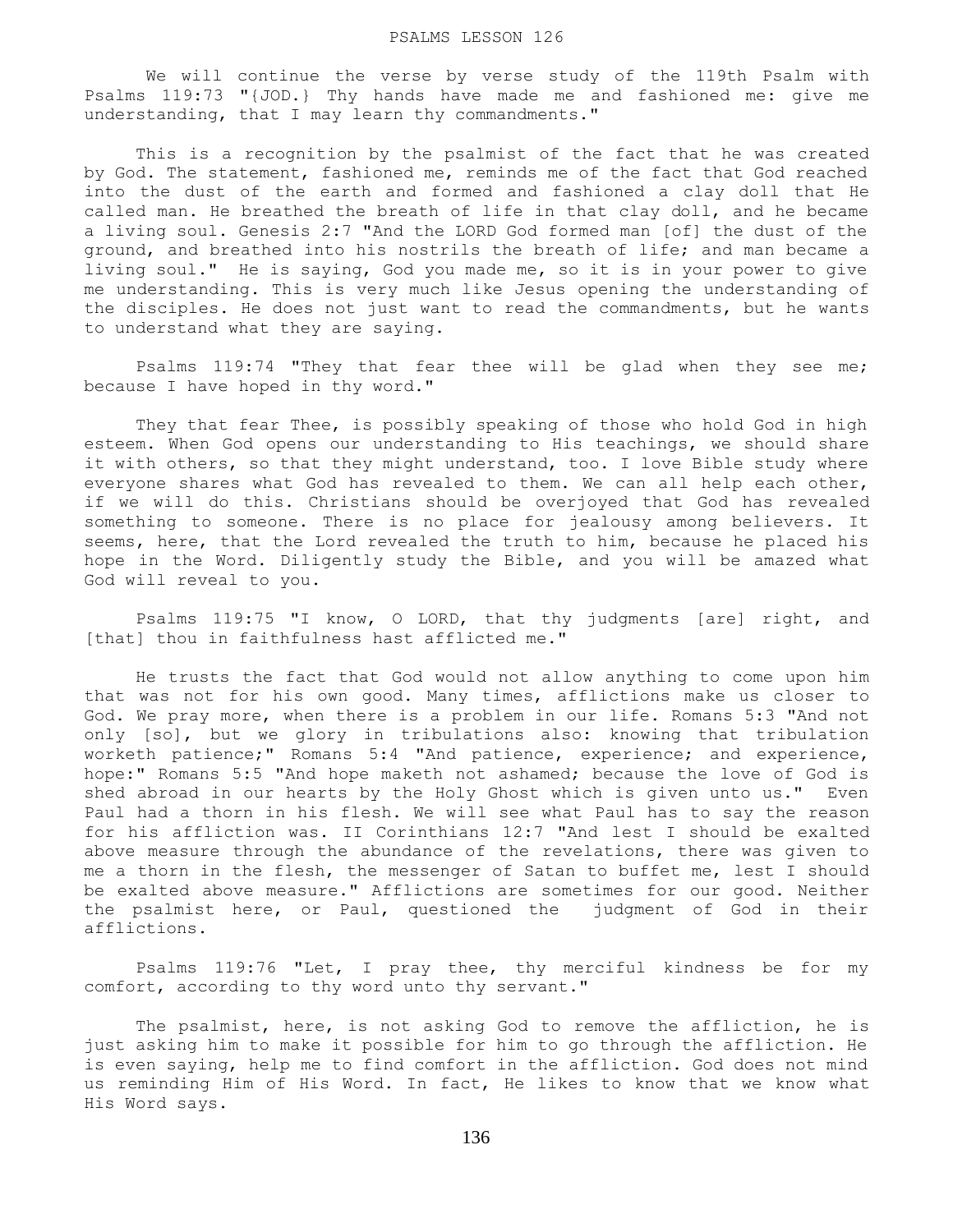# PSALMS LESSON 126

We will continue the verse by verse study of the 119th Psalm with Psalms 119:73 "{JOD.} Thy hands have made me and fashioned me: give me understanding, that I may learn thy commandments."

This is a recognition by the psalmist of the fact that he was created by God. The statement, fashioned me, reminds me of the fact that God reached into the dust of the earth and formed and fashioned a clay doll that He called man. He breathed the breath of life in that clay doll, and he became a living soul. Genesis 2:7 "And the LORD God formed man [of] the dust of the ground, and breathed into his nostrils the breath of life; and man became a living soul." He is saying, God you made me, so it is in your power to give me understanding. This is very much like Jesus opening the understanding of the disciples. He does not just want to read the commandments, but he wants to understand what they are saying.

Psalms 119:74 "They that fear thee will be glad when they see me; because I have hoped in thy word."

They that fear Thee, is possibly speaking of those who hold God in high esteem. When God opens our understanding to His teachings, we should share it with others, so that they might understand, too. I love Bible study where everyone shares what God has revealed to them. We can all help each other, if we will do this. Christians should be overjoyed that God has revealed something to someone. There is no place for jealousy among believers. It seems, here, that the Lord revealed the truth to him, because he placed his hope in the Word. Diligently study the Bible, and you will be amazed what God will reveal to you.

Psalms 119:75 "I know, O LORD, that thy judgments [are] right, and [that] thou in faithfulness hast afflicted me."

He trusts the fact that God would not allow anything to come upon him that was not for his own good. Many times, afflictions make us closer to God. We pray more, when there is a problem in our life. Romans 5:3 "And not only [so], but we glory in tribulations also: knowing that tribulation worketh patience;" Romans 5:4 "And patience, experience; and experience, hope:" Romans 5:5 "And hope maketh not ashamed; because the love of God is shed abroad in our hearts by the Holy Ghost which is given unto us." Even Paul had a thorn in his flesh. We will see what Paul has to say the reason for his affliction was. II Corinthians 12:7 "And lest I should be exalted above measure through the abundance of the revelations, there was given to me a thorn in the flesh, the messenger of Satan to buffet me, lest I should be exalted above measure." Afflictions are sometimes for our good. Neither the psalmist here, or Paul, questioned the judgment of God in their afflictions.

Psalms 119:76 "Let, I pray thee, thy merciful kindness be for my comfort, according to thy word unto thy servant."

The psalmist, here, is not asking God to remove the affliction, he is just asking him to make it possible for him to go through the affliction. He is even saying, help me to find comfort in the affliction. God does not mind us reminding Him of His Word. In fact, He likes to know that we know what His Word says.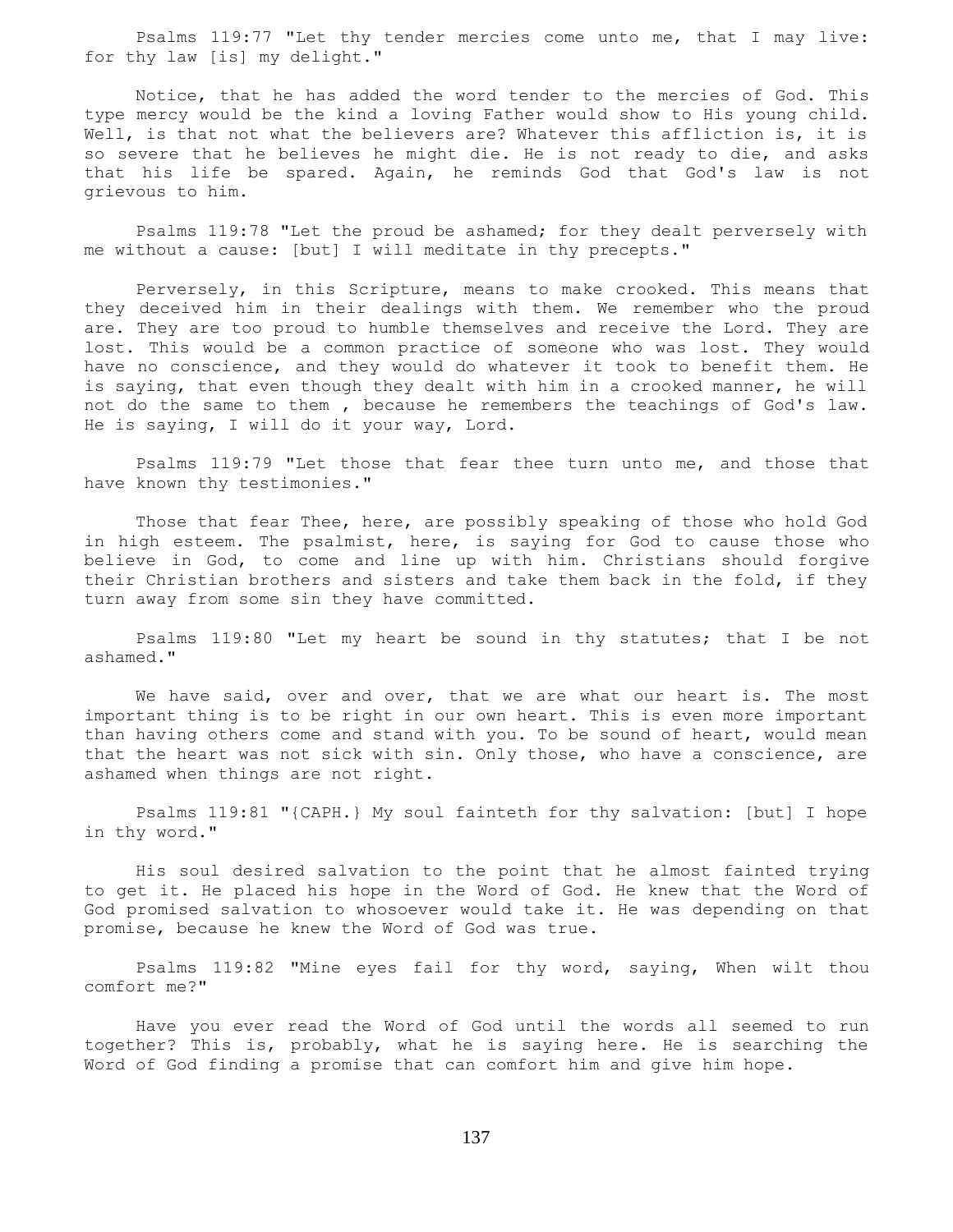Psalms 119:77 "Let thy tender mercies come unto me, that I may live: for thy law [is] my delight."

Notice, that he has added the word tender to the mercies of God. This type mercy would be the kind a loving Father would show to His young child. Well, is that not what the believers are? Whatever this affliction is, it is so severe that he believes he might die. He is not ready to die, and asks that his life be spared. Again, he reminds God that God's law is not grievous to him.

Psalms 119:78 "Let the proud be ashamed; for they dealt perversely with me without a cause: [but] I will meditate in thy precepts."

Perversely, in this Scripture, means to make crooked. This means that they deceived him in their dealings with them. We remember who the proud are. They are too proud to humble themselves and receive the Lord. They are lost. This would be a common practice of someone who was lost. They would have no conscience, and they would do whatever it took to benefit them. He is saying, that even though they dealt with him in a crooked manner, he will not do the same to them , because he remembers the teachings of God's law. He is saying, I will do it your way, Lord.

Psalms 119:79 "Let those that fear thee turn unto me, and those that have known thy testimonies."

Those that fear Thee, here, are possibly speaking of those who hold God in high esteem. The psalmist, here, is saying for God to cause those who believe in God, to come and line up with him. Christians should forgive their Christian brothers and sisters and take them back in the fold, if they turn away from some sin they have committed.

Psalms 119:80 "Let my heart be sound in thy statutes; that I be not ashamed."

We have said, over and over, that we are what our heart is. The most important thing is to be right in our own heart. This is even more important than having others come and stand with you. To be sound of heart, would mean that the heart was not sick with sin. Only those, who have a conscience, are ashamed when things are not right.

Psalms 119:81 "{CAPH.} My soul fainteth for thy salvation: [but] I hope in thy word."

His soul desired salvation to the point that he almost fainted trying to get it. He placed his hope in the Word of God. He knew that the Word of God promised salvation to whosoever would take it. He was depending on that promise, because he knew the Word of God was true.

Psalms 119:82 "Mine eyes fail for thy word, saying, When wilt thou comfort me?"

Have you ever read the Word of God until the words all seemed to run together? This is, probably, what he is saying here. He is searching the Word of God finding a promise that can comfort him and give him hope.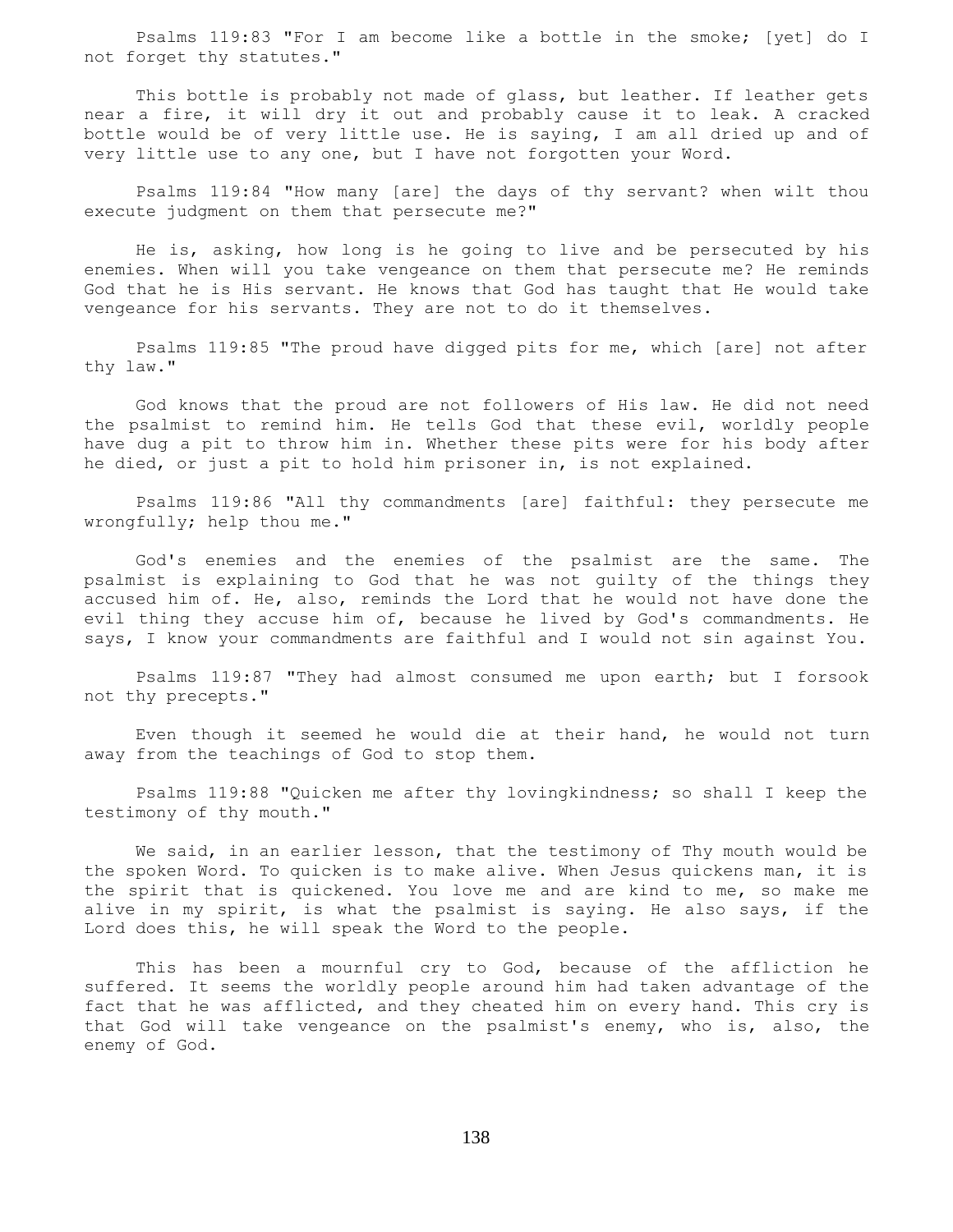Psalms 119:83 "For I am become like a bottle in the smoke; [yet] do I not forget thy statutes."

This bottle is probably not made of glass, but leather. If leather gets near a fire, it will dry it out and probably cause it to leak. A cracked bottle would be of very little use. He is saying, I am all dried up and of very little use to any one, but I have not forgotten your Word.

Psalms 119:84 "How many [are] the days of thy servant? when wilt thou execute judgment on them that persecute me?"

He is, asking, how long is he going to live and be persecuted by his enemies. When will you take vengeance on them that persecute me? He reminds God that he is His servant. He knows that God has taught that He would take vengeance for his servants. They are not to do it themselves.

Psalms 119:85 "The proud have digged pits for me, which [are] not after thy law."

God knows that the proud are not followers of His law. He did not need the psalmist to remind him. He tells God that these evil, worldly people have dug a pit to throw him in. Whether these pits were for his body after he died, or just a pit to hold him prisoner in, is not explained.

Psalms 119:86 "All thy commandments [are] faithful: they persecute me wrongfully; help thou me."

God's enemies and the enemies of the psalmist are the same. The psalmist is explaining to God that he was not guilty of the things they accused him of. He, also, reminds the Lord that he would not have done the evil thing they accuse him of, because he lived by God's commandments. He says, I know your commandments are faithful and I would not sin against You.

Psalms 119:87 "They had almost consumed me upon earth; but I forsook not thy precepts."

Even though it seemed he would die at their hand, he would not turn away from the teachings of God to stop them.

Psalms 119:88 "Quicken me after thy lovingkindness; so shall I keep the testimony of thy mouth."

We said, in an earlier lesson, that the testimony of Thy mouth would be the spoken Word. To quicken is to make alive. When Jesus quickens man, it is the spirit that is quickened. You love me and are kind to me, so make me alive in my spirit, is what the psalmist is saying. He also says, if the Lord does this, he will speak the Word to the people.

This has been a mournful cry to God, because of the affliction he suffered. It seems the worldly people around him had taken advantage of the fact that he was afflicted, and they cheated him on every hand. This cry is that God will take vengeance on the psalmist's enemy, who is, also, the enemy of God.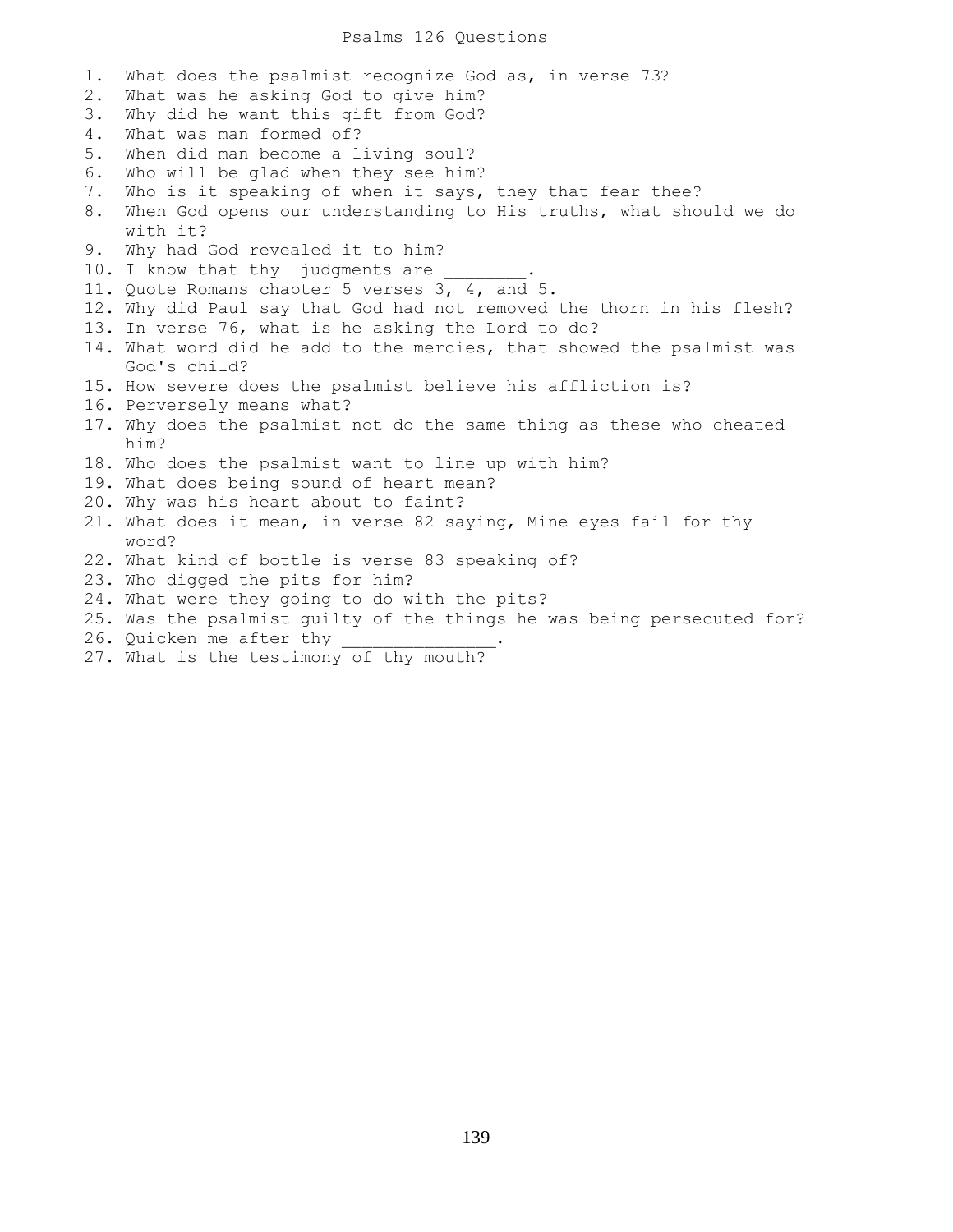# Psalms 126 Questions

1. What does the psalmist recognize God as, in verse 73?
2. What was he asking God to give him?
3. Why did he want this gift from God?
4. What was man formed of?
5. When did man become a living soul?
6. Who will be glad when they see him?
7. Who is it speaking of when it says, they that fear thee?
8. When God opens our understanding to His truths, what should we do with it?
9. Why had God revealed it to him?
10. I know that thy judgments are ________.
11. Quote Romans chapter 5 verses 3, 4, and 5.
12. Why did Paul say that God had not removed the thorn in his flesh?
13. In verse 76, what is he asking the Lord to do?
14. What word did he add to the mercies, that showed the psalmist was God's child?
15. How severe does the psalmist believe his affliction is?
16. Perversely means what?
17. Why does the psalmist not do the same thing as these who cheated him?
18. Who does the psalmist want to line up with him?
19. What does being sound of heart mean?
20. Why was his heart about to faint?
21. What does it mean, in verse 82 saying, Mine eyes fail for thy word?
22. What kind of bottle is verse 83 speaking of?
23. Who digged the pits for him?
24. What were they going to do with the pits?
25. Was the psalmist guilty of the things he was being persecuted for?
26. Quicken me after thy _______________.
27. What is the testimony of thy mouth?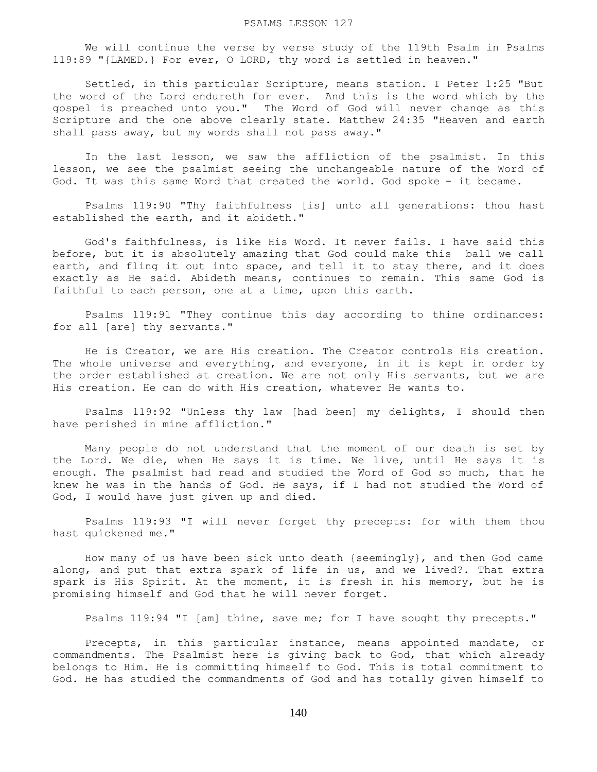# PSALMS LESSON 127

We will continue the verse by verse study of the 119th Psalm in Psalms 119:89 "{LAMED.} For ever, O LORD, thy word is settled in heaven."

Settled, in this particular Scripture, means station. I Peter 1:25 "But the word of the Lord endureth for ever. And this is the word which by the gospel is preached unto you." The Word of God will never change as this Scripture and the one above clearly state. Matthew 24:35 "Heaven and earth shall pass away, but my words shall not pass away."

In the last lesson, we saw the affliction of the psalmist. In this lesson, we see the psalmist seeing the unchangeable nature of the Word of God. It was this same Word that created the world. God spoke - it became.

Psalms 119:90 "Thy faithfulness [is] unto all generations: thou hast established the earth, and it abideth."

God's faithfulness, is like His Word. It never fails. I have said this before, but it is absolutely amazing that God could make this ball we call earth, and fling it out into space, and tell it to stay there, and it does exactly as He said. Abideth means, continues to remain. This same God is faithful to each person, one at a time, upon this earth.

Psalms 119:91 "They continue this day according to thine ordinances: for all [are] thy servants."

He is Creator, we are His creation. The Creator controls His creation. The whole universe and everything, and everyone, in it is kept in order by the order established at creation. We are not only His servants, but we are His creation. He can do with His creation, whatever He wants to.

Psalms 119:92 "Unless thy law [had been] my delights, I should then have perished in mine affliction."

Many people do not understand that the moment of our death is set by the Lord. We die, when He says it is time. We live, until He says it is enough. The psalmist had read and studied the Word of God so much, that he knew he was in the hands of God. He says, if I had not studied the Word of God, I would have just given up and died.

Psalms 119:93 "I will never forget thy precepts: for with them thou hast quickened me."

How many of us have been sick unto death {seemingly}, and then God came along, and put that extra spark of life in us, and we lived?. That extra spark is His Spirit. At the moment, it is fresh in his memory, but he is promising himself and God that he will never forget.

Psalms 119:94 "I [am] thine, save me; for I have sought thy precepts."

Precepts, in this particular instance, means appointed mandate, or commandments. The Psalmist here is giving back to God, that which already belongs to Him. He is committing himself to God. This is total commitment to God. He has studied the commandments of God and has totally given himself to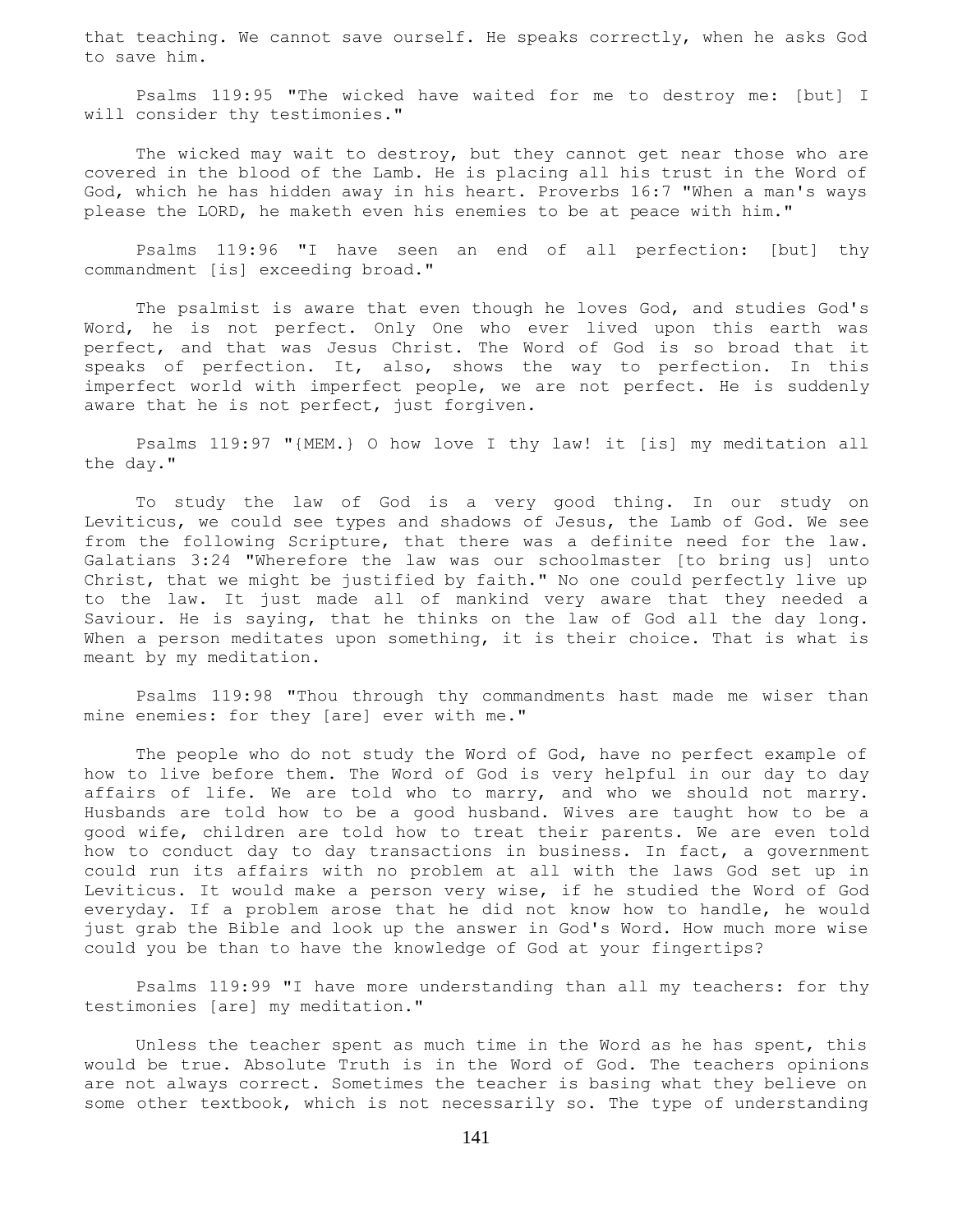that teaching. We cannot save ourself. He speaks correctly, when he asks God to save him.

Psalms 119:95 "The wicked have waited for me to destroy me: [but] I will consider thy testimonies."

The wicked may wait to destroy, but they cannot get near those who are covered in the blood of the Lamb. He is placing all his trust in the Word of God, which he has hidden away in his heart. Proverbs 16:7 "When a man's ways please the LORD, he maketh even his enemies to be at peace with him."

Psalms 119:96 "I have seen an end of all perfection: [but] thy commandment [is] exceeding broad."

The psalmist is aware that even though he loves God, and studies God's Word, he is not perfect. Only One who ever lived upon this earth was perfect, and that was Jesus Christ. The Word of God is so broad that it speaks of perfection. It, also, shows the way to perfection. In this imperfect world with imperfect people, we are not perfect. He is suddenly aware that he is not perfect, just forgiven.

Psalms 119:97 "{MEM.} O how love I thy law! it [is] my meditation all the day."

To study the law of God is a very good thing. In our study on Leviticus, we could see types and shadows of Jesus, the Lamb of God. We see from the following Scripture, that there was a definite need for the law. Galatians 3:24 "Wherefore the law was our schoolmaster [to bring us] unto Christ, that we might be justified by faith." No one could perfectly live up to the law. It just made all of mankind very aware that they needed a Saviour. He is saying, that he thinks on the law of God all the day long. When a person meditates upon something, it is their choice. That is what is meant by my meditation.

Psalms 119:98 "Thou through thy commandments hast made me wiser than mine enemies: for they [are] ever with me."

The people who do not study the Word of God, have no perfect example of how to live before them. The Word of God is very helpful in our day to day affairs of life. We are told who to marry, and who we should not marry. Husbands are told how to be a good husband. Wives are taught how to be a good wife, children are told how to treat their parents. We are even told how to conduct day to day transactions in business. In fact, a government could run its affairs with no problem at all with the laws God set up in Leviticus. It would make a person very wise, if he studied the Word of God everyday. If a problem arose that he did not know how to handle, he would just grab the Bible and look up the answer in God's Word. How much more wise could you be than to have the knowledge of God at your fingertips?

Psalms 119:99 "I have more understanding than all my teachers: for thy testimonies [are] my meditation."

Unless the teacher spent as much time in the Word as he has spent, this would be true. Absolute Truth is in the Word of God. The teachers opinions are not always correct. Sometimes the teacher is basing what they believe on some other textbook, which is not necessarily so. The type of understanding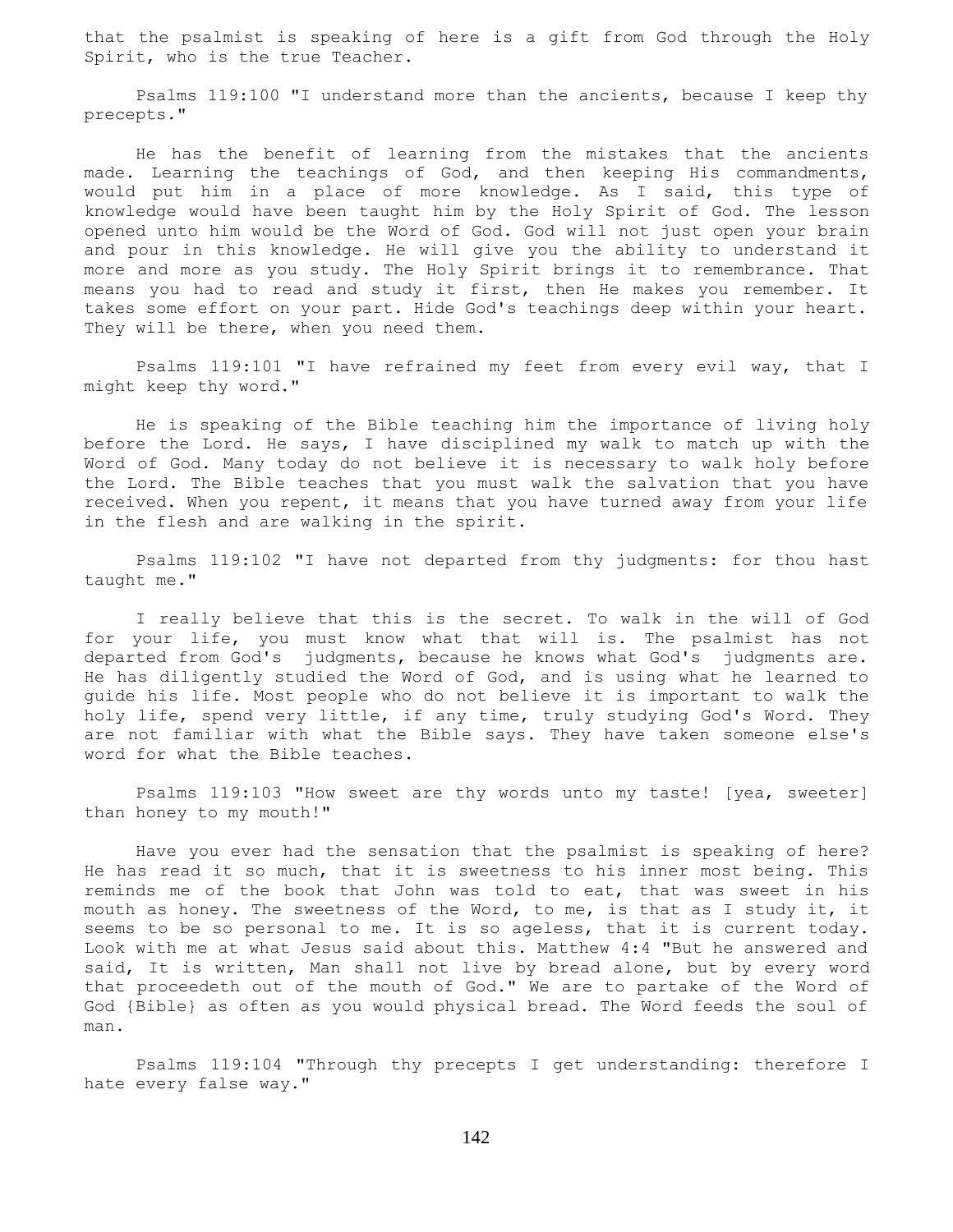that the psalmist is speaking of here is a gift from God through the Holy Spirit, who is the true Teacher.

Psalms 119:100 "I understand more than the ancients, because I keep thy precepts."

He has the benefit of learning from the mistakes that the ancients made. Learning the teachings of God, and then keeping His commandments, would put him in a place of more knowledge. As I said, this type of knowledge would have been taught him by the Holy Spirit of God. The lesson opened unto him would be the Word of God. God will not just open your brain and pour in this knowledge. He will give you the ability to understand it more and more as you study. The Holy Spirit brings it to remembrance. That means you had to read and study it first, then He makes you remember. It takes some effort on your part. Hide God's teachings deep within your heart. They will be there, when you need them.

Psalms 119:101 "I have refrained my feet from every evil way, that I might keep thy word."

He is speaking of the Bible teaching him the importance of living holy before the Lord. He says, I have disciplined my walk to match up with the Word of God. Many today do not believe it is necessary to walk holy before the Lord. The Bible teaches that you must walk the salvation that you have received. When you repent, it means that you have turned away from your life in the flesh and are walking in the spirit.

Psalms 119:102 "I have not departed from thy judgments: for thou hast taught me."

I really believe that this is the secret. To walk in the will of God for your life, you must know what that will is. The psalmist has not departed from God's judgments, because he knows what God's judgments are. He has diligently studied the Word of God, and is using what he learned to guide his life. Most people who do not believe it is important to walk the holy life, spend very little, if any time, truly studying God's Word. They are not familiar with what the Bible says. They have taken someone else's word for what the Bible teaches.

Psalms 119:103 "How sweet are thy words unto my taste! [yea, sweeter] than honey to my mouth!"

Have you ever had the sensation that the psalmist is speaking of here? He has read it so much, that it is sweetness to his inner most being. This reminds me of the book that John was told to eat, that was sweet in his mouth as honey. The sweetness of the Word, to me, is that as I study it, it seems to be so personal to me. It is so ageless, that it is current today. Look with me at what Jesus said about this. Matthew 4:4 "But he answered and said, It is written, Man shall not live by bread alone, but by every word that proceedeth out of the mouth of God." We are to partake of the Word of God {Bible} as often as you would physical bread. The Word feeds the soul of man.

Psalms 119:104 "Through thy precepts I get understanding: therefore I hate every false way."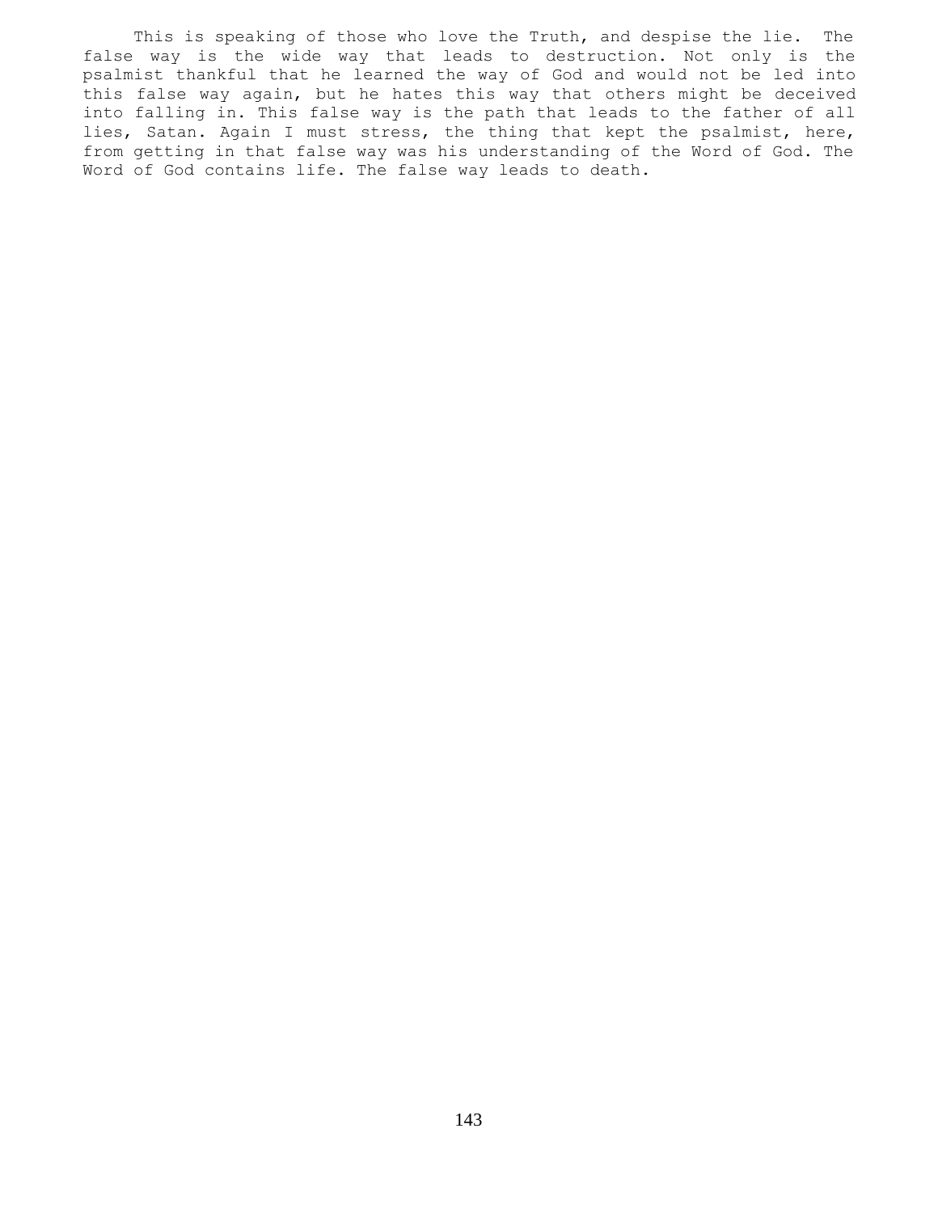This is speaking of those who love the Truth, and despise the lie. The false way is the wide way that leads to destruction. Not only is the psalmist thankful that he learned the way of God and would not be led into this false way again, but he hates this way that others might be deceived into falling in. This false way is the path that leads to the father of all lies, Satan. Again I must stress, the thing that kept the psalmist, here, from getting in that false way was his understanding of the Word of God. The Word of God contains life. The false way leads to death.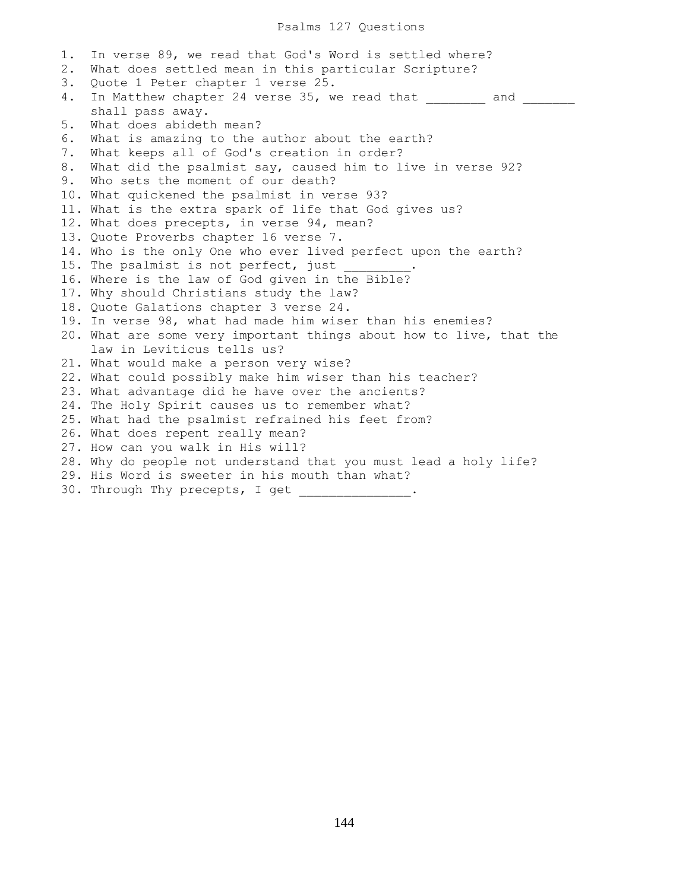# Psalms 127 Questions

1. In verse 89, we read that God's Word is settled where?
2. What does settled mean in this particular Scripture?
3. Quote 1 Peter chapter 1 verse 25.
4. In Matthew chapter 24 verse 35, we read that ________ and _______ shall pass away.
5. What does abideth mean?
6. What is amazing to the author about the earth?
7. What keeps all of God's creation in order?
8. What did the psalmist say, caused him to live in verse 92?
9. Who sets the moment of our death?
10. What quickened the psalmist in verse 93?
11. What is the extra spark of life that God gives us?
12. What does precepts, in verse 94, mean?
13. Quote Proverbs chapter 16 verse 7.
14. Who is the only One who ever lived perfect upon the earth?
15. The psalmist is not perfect, just _________.
16. Where is the law of God given in the Bible?
17. Why should Christians study the law?
18. Quote Galations chapter 3 verse 24.
19. In verse 98, what had made him wiser than his enemies?
20. What are some very important things about how to live, that the law in Leviticus tells us?
21. What would make a person very wise?
22. What could possibly make him wiser than his teacher?
23. What advantage did he have over the ancients?
24. The Holy Spirit causes us to remember what?
25. What had the psalmist refrained his feet from?
26. What does repent really mean?
27. How can you walk in His will?
28. Why do people not understand that you must lead a holy life?
29. His Word is sweeter in his mouth than what?
30. Through Thy precepts, I get _______________.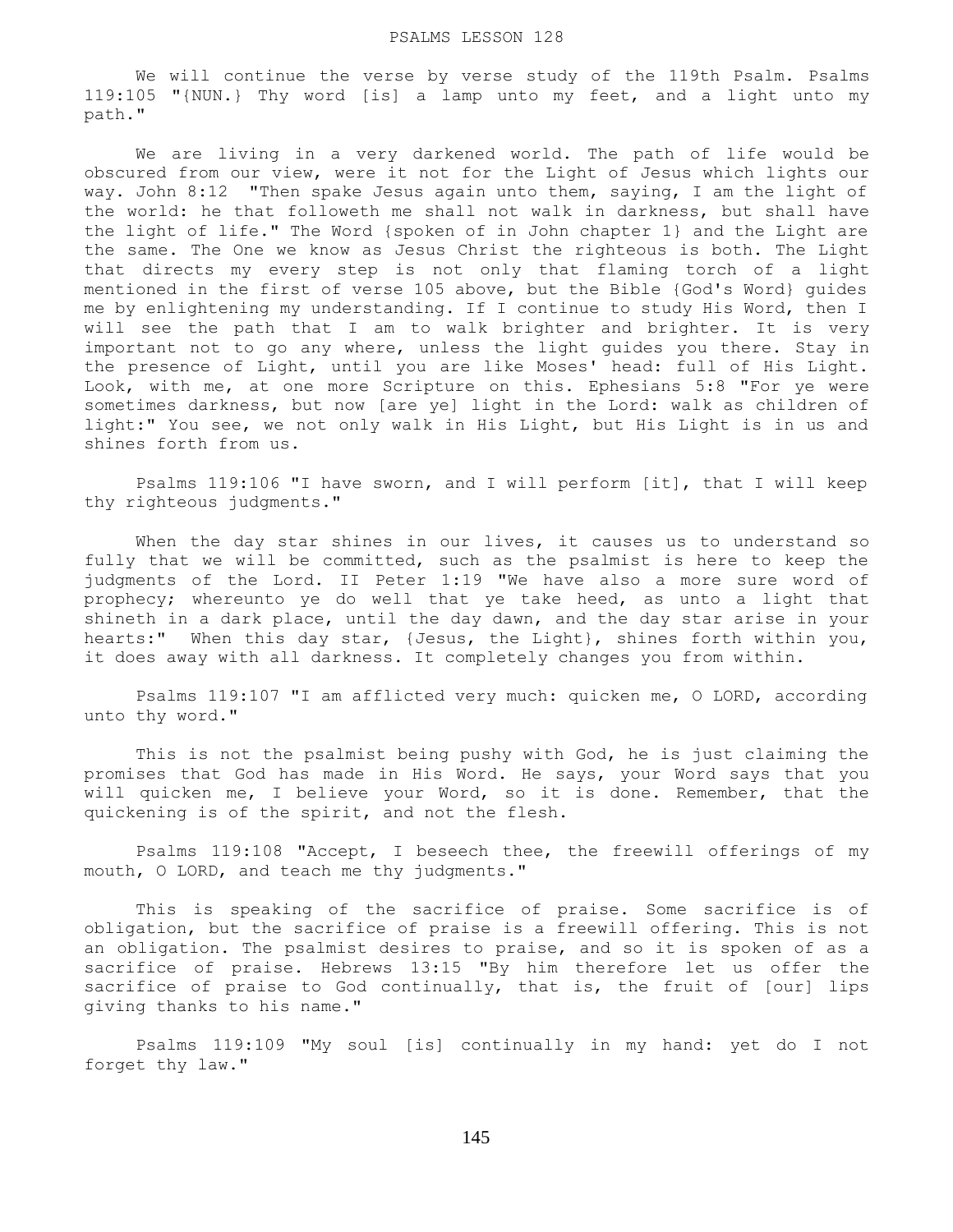# PSALMS LESSON 128

We will continue the verse by verse study of the 119th Psalm. Psalms 119:105 "{NUN.} Thy word [is] a lamp unto my feet, and a light unto my path."

We are living in a very darkened world. The path of life would be obscured from our view, were it not for the Light of Jesus which lights our way. John 8:12 "Then spake Jesus again unto them, saying, I am the light of the world: he that followeth me shall not walk in darkness, but shall have the light of life." The Word {spoken of in John chapter 1} and the Light are the same. The One we know as Jesus Christ the righteous is both. The Light that directs my every step is not only that flaming torch of a light mentioned in the first of verse 105 above, but the Bible {God's Word} guides me by enlightening my understanding. If I continue to study His Word, then I will see the path that I am to walk brighter and brighter. It is very important not to go any where, unless the light guides you there. Stay in the presence of Light, until you are like Moses' head: full of His Light. Look, with me, at one more Scripture on this. Ephesians 5:8 "For ye were sometimes darkness, but now [are ye] light in the Lord: walk as children of light:" You see, we not only walk in His Light, but His Light is in us and shines forth from us.

Psalms 119:106 "I have sworn, and I will perform [it], that I will keep thy righteous judgments."

When the day star shines in our lives, it causes us to understand so fully that we will be committed, such as the psalmist is here to keep the judgments of the Lord. II Peter 1:19 "We have also a more sure word of prophecy; whereunto ye do well that ye take heed, as unto a light that shineth in a dark place, until the day dawn, and the day star arise in your hearts:" When this day star, {Jesus, the Light}, shines forth within you, it does away with all darkness. It completely changes you from within.

Psalms 119:107 "I am afflicted very much: quicken me, O LORD, according unto thy word."

This is not the psalmist being pushy with God, he is just claiming the promises that God has made in His Word. He says, your Word says that you will quicken me, I believe your Word, so it is done. Remember, that the quickening is of the spirit, and not the flesh.

Psalms 119:108 "Accept, I beseech thee, the freewill offerings of my mouth, O LORD, and teach me thy judgments."

This is speaking of the sacrifice of praise. Some sacrifice is of obligation, but the sacrifice of praise is a freewill offering. This is not an obligation. The psalmist desires to praise, and so it is spoken of as a sacrifice of praise. Hebrews 13:15 "By him therefore let us offer the sacrifice of praise to God continually, that is, the fruit of [our] lips giving thanks to his name."

Psalms 119:109 "My soul [is] continually in my hand: yet do I not forget thy law."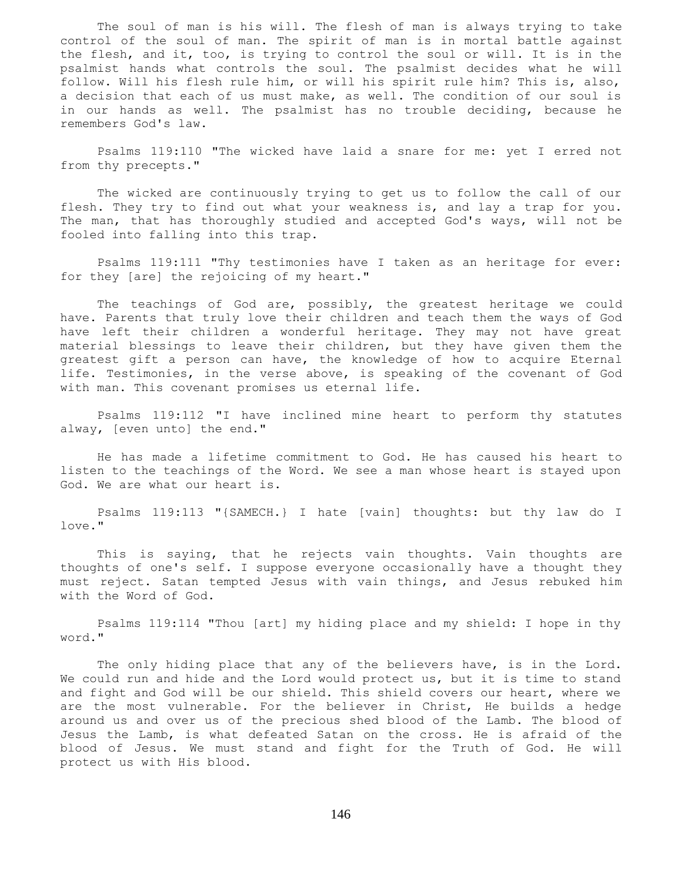The soul of man is his will. The flesh of man is always trying to take control of the soul of man. The spirit of man is in mortal battle against the flesh, and it, too, is trying to control the soul or will. It is in the psalmist hands what controls the soul. The psalmist decides what he will follow. Will his flesh rule him, or will his spirit rule him? This is, also, a decision that each of us must make, as well. The condition of our soul is in our hands as well. The psalmist has no trouble deciding, because he remembers God's law.

Psalms 119:110 "The wicked have laid a snare for me: yet I erred not from thy precepts."

The wicked are continuously trying to get us to follow the call of our flesh. They try to find out what your weakness is, and lay a trap for you. The man, that has thoroughly studied and accepted God's ways, will not be fooled into falling into this trap.

Psalms 119:111 "Thy testimonies have I taken as an heritage for ever: for they [are] the rejoicing of my heart."

The teachings of God are, possibly, the greatest heritage we could have. Parents that truly love their children and teach them the ways of God have left their children a wonderful heritage. They may not have great material blessings to leave their children, but they have given them the greatest gift a person can have, the knowledge of how to acquire Eternal life. Testimonies, in the verse above, is speaking of the covenant of God with man. This covenant promises us eternal life.

Psalms 119:112 "I have inclined mine heart to perform thy statutes alway, [even unto] the end."

He has made a lifetime commitment to God. He has caused his heart to listen to the teachings of the Word. We see a man whose heart is stayed upon God. We are what our heart is.

Psalms 119:113 "{SAMECH.} I hate [vain] thoughts: but thy law do I love."

This is saying, that he rejects vain thoughts. Vain thoughts are thoughts of one's self. I suppose everyone occasionally have a thought they must reject. Satan tempted Jesus with vain things, and Jesus rebuked him with the Word of God.

Psalms 119:114 "Thou [art] my hiding place and my shield: I hope in thy word."

The only hiding place that any of the believers have, is in the Lord. We could run and hide and the Lord would protect us, but it is time to stand and fight and God will be our shield. This shield covers our heart, where we are the most vulnerable. For the believer in Christ, He builds a hedge around us and over us of the precious shed blood of the Lamb. The blood of Jesus the Lamb, is what defeated Satan on the cross. He is afraid of the blood of Jesus. We must stand and fight for the Truth of God. He will protect us with His blood.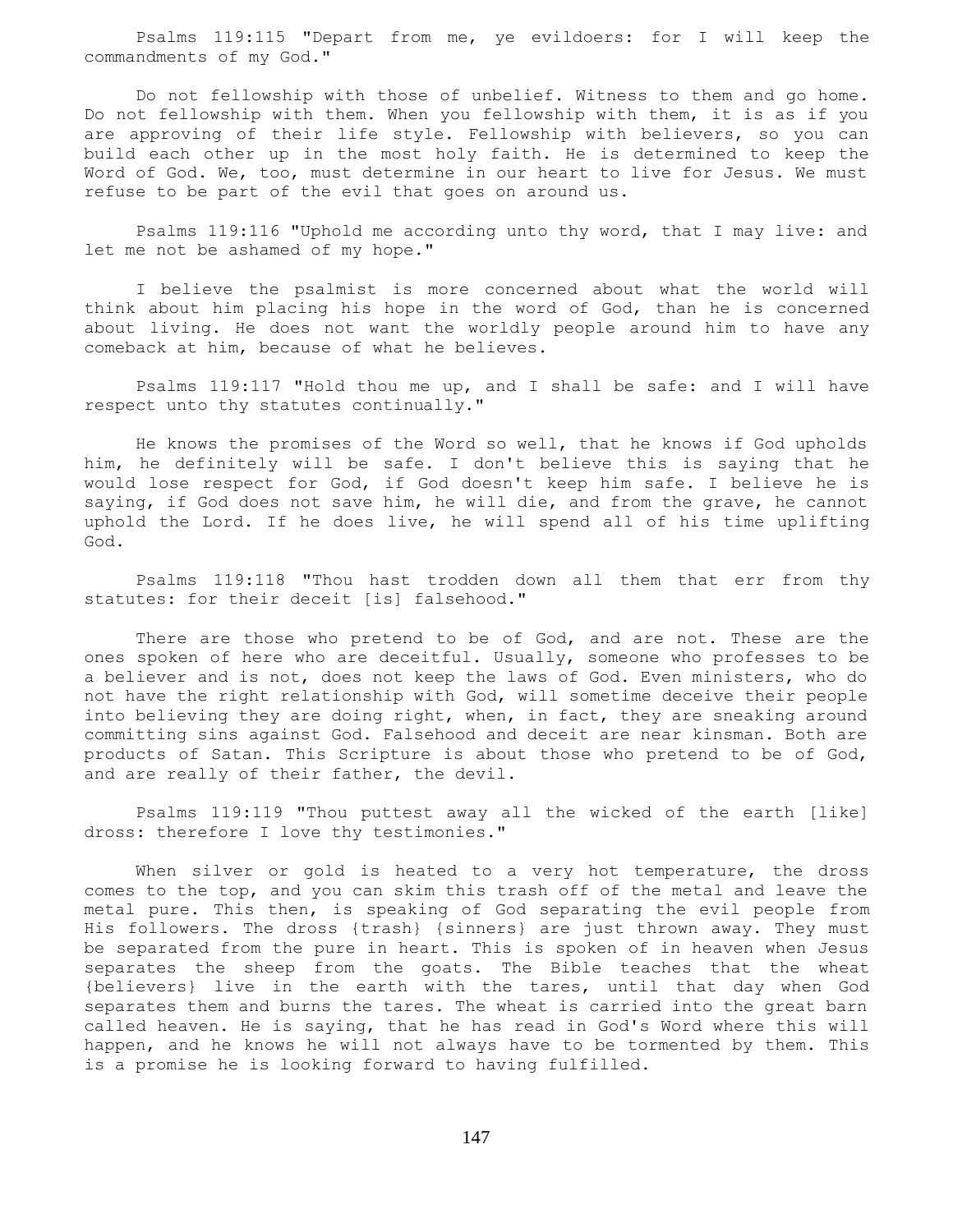Psalms 119:115 "Depart from me, ye evildoers: for I will keep the commandments of my God."

Do not fellowship with those of unbelief. Witness to them and go home. Do not fellowship with them. When you fellowship with them, it is as if you are approving of their life style. Fellowship with believers, so you can build each other up in the most holy faith. He is determined to keep the Word of God. We, too, must determine in our heart to live for Jesus. We must refuse to be part of the evil that goes on around us.

Psalms 119:116 "Uphold me according unto thy word, that I may live: and let me not be ashamed of my hope."

I believe the psalmist is more concerned about what the world will think about him placing his hope in the word of God, than he is concerned about living. He does not want the worldly people around him to have any comeback at him, because of what he believes.

Psalms 119:117 "Hold thou me up, and I shall be safe: and I will have respect unto thy statutes continually."

He knows the promises of the Word so well, that he knows if God upholds him, he definitely will be safe. I don't believe this is saying that he would lose respect for God, if God doesn't keep him safe. I believe he is saying, if God does not save him, he will die, and from the grave, he cannot uphold the Lord. If he does live, he will spend all of his time uplifting God.

Psalms 119:118 "Thou hast trodden down all them that err from thy statutes: for their deceit [is] falsehood."

There are those who pretend to be of God, and are not. These are the ones spoken of here who are deceitful. Usually, someone who professes to be a believer and is not, does not keep the laws of God. Even ministers, who do not have the right relationship with God, will sometime deceive their people into believing they are doing right, when, in fact, they are sneaking around committing sins against God. Falsehood and deceit are near kinsman. Both are products of Satan. This Scripture is about those who pretend to be of God, and are really of their father, the devil.

Psalms 119:119 "Thou puttest away all the wicked of the earth [like] dross: therefore I love thy testimonies."

When silver or gold is heated to a very hot temperature, the dross comes to the top, and you can skim this trash off of the metal and leave the metal pure. This then, is speaking of God separating the evil people from His followers. The dross {trash} {sinners} are just thrown away. They must be separated from the pure in heart. This is spoken of in heaven when Jesus separates the sheep from the goats. The Bible teaches that the wheat {believers} live in the earth with the tares, until that day when God separates them and burns the tares. The wheat is carried into the great barn called heaven. He is saying, that he has read in God's Word where this will happen, and he knows he will not always have to be tormented by them. This is a promise he is looking forward to having fulfilled.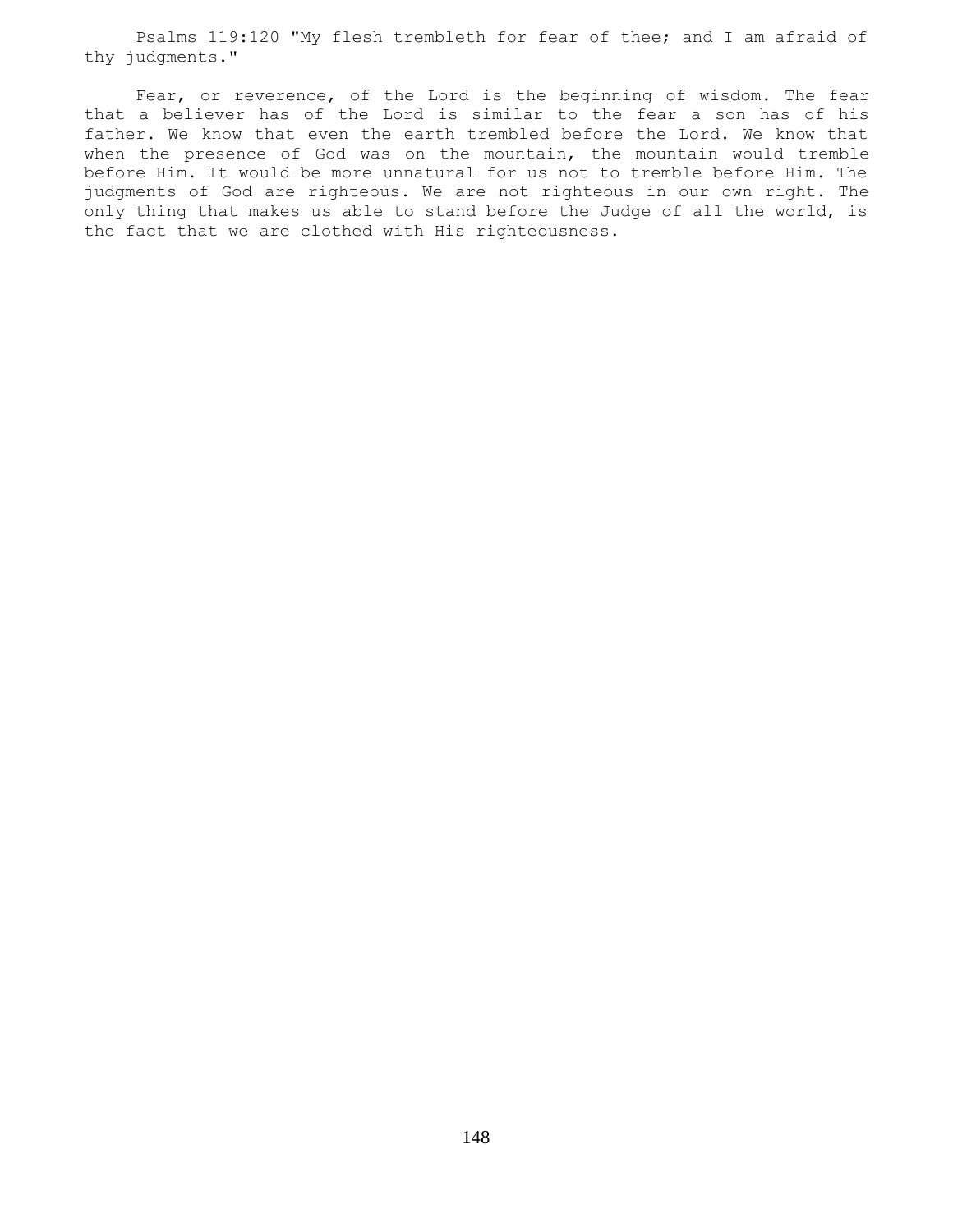Psalms 119:120 "My flesh trembleth for fear of thee; and I am afraid of thy judgments."

Fear, or reverence, of the Lord is the beginning of wisdom. The fear that a believer has of the Lord is similar to the fear a son has of his father. We know that even the earth trembled before the Lord. We know that when the presence of God was on the mountain, the mountain would tremble before Him. It would be more unnatural for us not to tremble before Him. The judgments of God are righteous. We are not righteous in our own right. The only thing that makes us able to stand before the Judge of all the world, is the fact that we are clothed with His righteousness.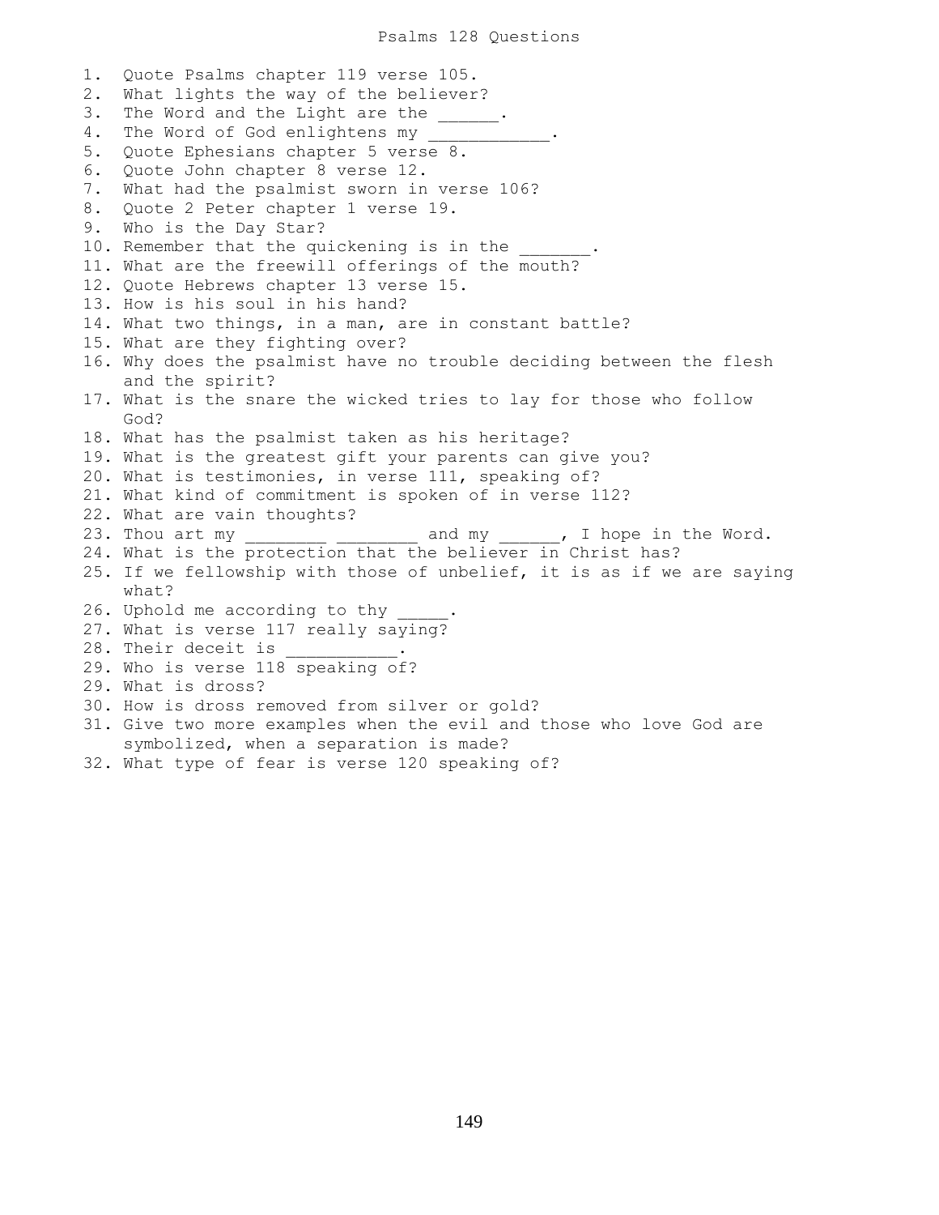# Psalms 128 Questions

1. Quote Psalms chapter 119 verse 105.
2. What lights the way of the believer?
3. The Word and the Light are the ______.
4. The Word of God enlightens my ___________.
5. Quote Ephesians chapter 5 verse 8.
6. Quote John chapter 8 verse 12.
7. What had the psalmist sworn in verse 106?
8. Quote 2 Peter chapter 1 verse 19.
9. Who is the Day Star?
10. Remember that the quickening is in the _______.
11. What are the freewill offerings of the mouth?
12. Quote Hebrews chapter 13 verse 15.
13. How is his soul in his hand?
14. What two things, in a man, are in constant battle?
15. What are they fighting over?
16. Why does the psalmist have no trouble deciding between the flesh and the spirit?
17. What is the snare the wicked tries to lay for those who follow God?
18. What has the psalmist taken as his heritage?
19. What is the greatest gift your parents can give you?
20. What is testimonies, in verse 111, speaking of?
21. What kind of commitment is spoken of in verse 112?
22. What are vain thoughts?
23. Thou art my ________ ________ and my ______, I hope in the Word.
24. What is the protection that the believer in Christ has?
25. If we fellowship with those of unbelief, it is as if we are saying what?
26. Uphold me according to thy _____.
27. What is verse 117 really saying?
28. Their deceit is ___________.
29. Who is verse 118 speaking of?
29. What is dross?
30. How is dross removed from silver or gold?
31. Give two more examples when the evil and those who love God are symbolized, when a separation is made?
32. What type of fear is verse 120 speaking of?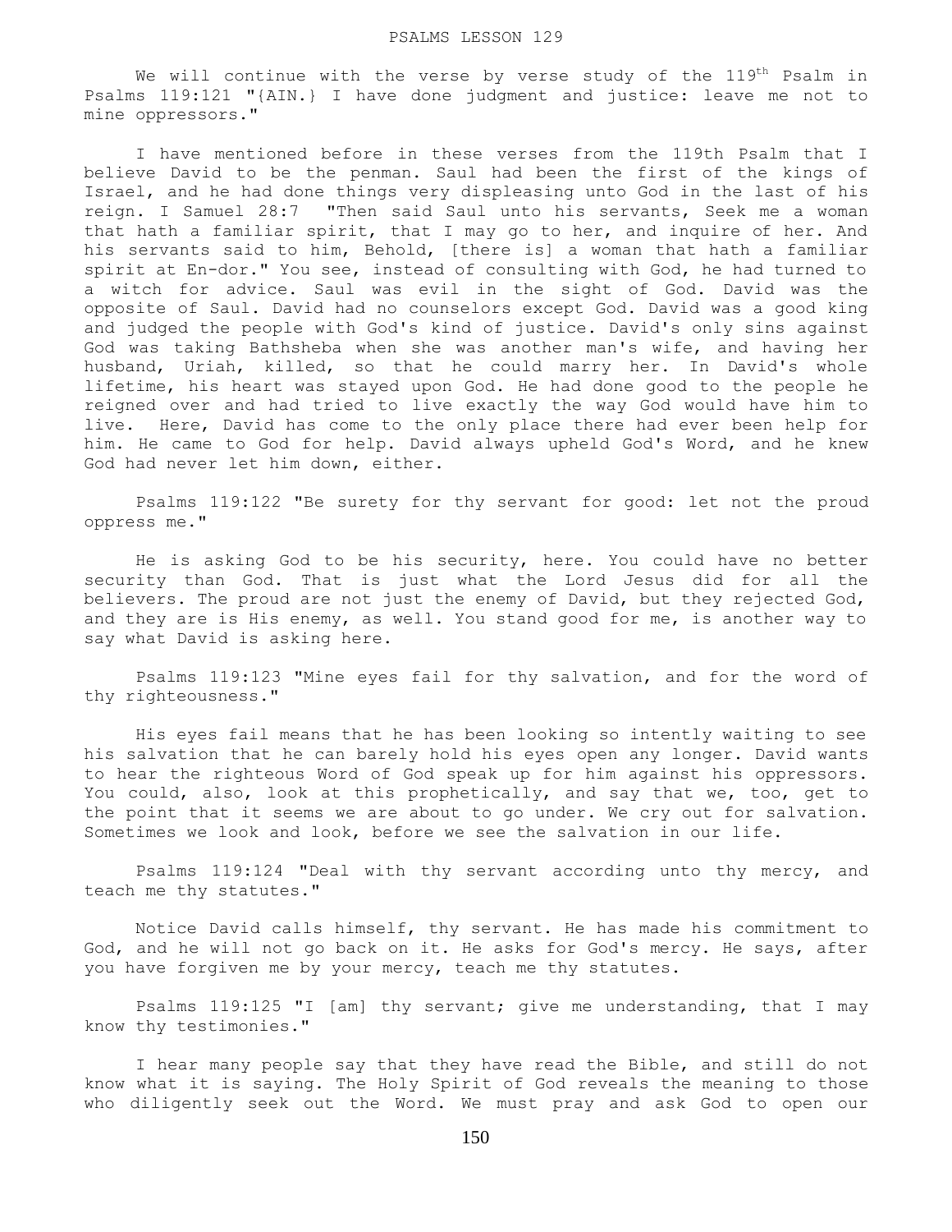# PSALMS LESSON 129

We will continue with the verse by verse study of the 119th Psalm in Psalms 119:121 "{AIN.} I have done judgment and justice: leave me not to mine oppressors."

I have mentioned before in these verses from the 119th Psalm that I believe David to be the penman. Saul had been the first of the kings of Israel, and he had done things very displeasing unto God in the last of his reign. I Samuel 28:7 "Then said Saul unto his servants, Seek me a woman that hath a familiar spirit, that I may go to her, and inquire of her. And his servants said to him, Behold, [there is] a woman that hath a familiar spirit at En-dor." You see, instead of consulting with God, he had turned to a witch for advice. Saul was evil in the sight of God. David was the opposite of Saul. David had no counselors except God. David was a good king and judged the people with God's kind of justice. David's only sins against God was taking Bathsheba when she was another man's wife, and having her husband, Uriah, killed, so that he could marry her. In David's whole lifetime, his heart was stayed upon God. He had done good to the people he reigned over and had tried to live exactly the way God would have him to live. Here, David has come to the only place there had ever been help for him. He came to God for help. David always upheld God's Word, and he knew God had never let him down, either.

Psalms 119:122 "Be surety for thy servant for good: let not the proud oppress me."

He is asking God to be his security, here. You could have no better security than God. That is just what the Lord Jesus did for all the believers. The proud are not just the enemy of David, but they rejected God, and they are is His enemy, as well. You stand good for me, is another way to say what David is asking here.

Psalms 119:123 "Mine eyes fail for thy salvation, and for the word of thy righteousness."

His eyes fail means that he has been looking so intently waiting to see his salvation that he can barely hold his eyes open any longer. David wants to hear the righteous Word of God speak up for him against his oppressors. You could, also, look at this prophetically, and say that we, too, get to the point that it seems we are about to go under. We cry out for salvation. Sometimes we look and look, before we see the salvation in our life.

Psalms 119:124 "Deal with thy servant according unto thy mercy, and teach me thy statutes."

Notice David calls himself, thy servant. He has made his commitment to God, and he will not go back on it. He asks for God's mercy. He says, after you have forgiven me by your mercy, teach me thy statutes.

Psalms 119:125 "I [am] thy servant; give me understanding, that I may know thy testimonies."

I hear many people say that they have read the Bible, and still do not know what it is saying. The Holy Spirit of God reveals the meaning to those who diligently seek out the Word. We must pray and ask God to open our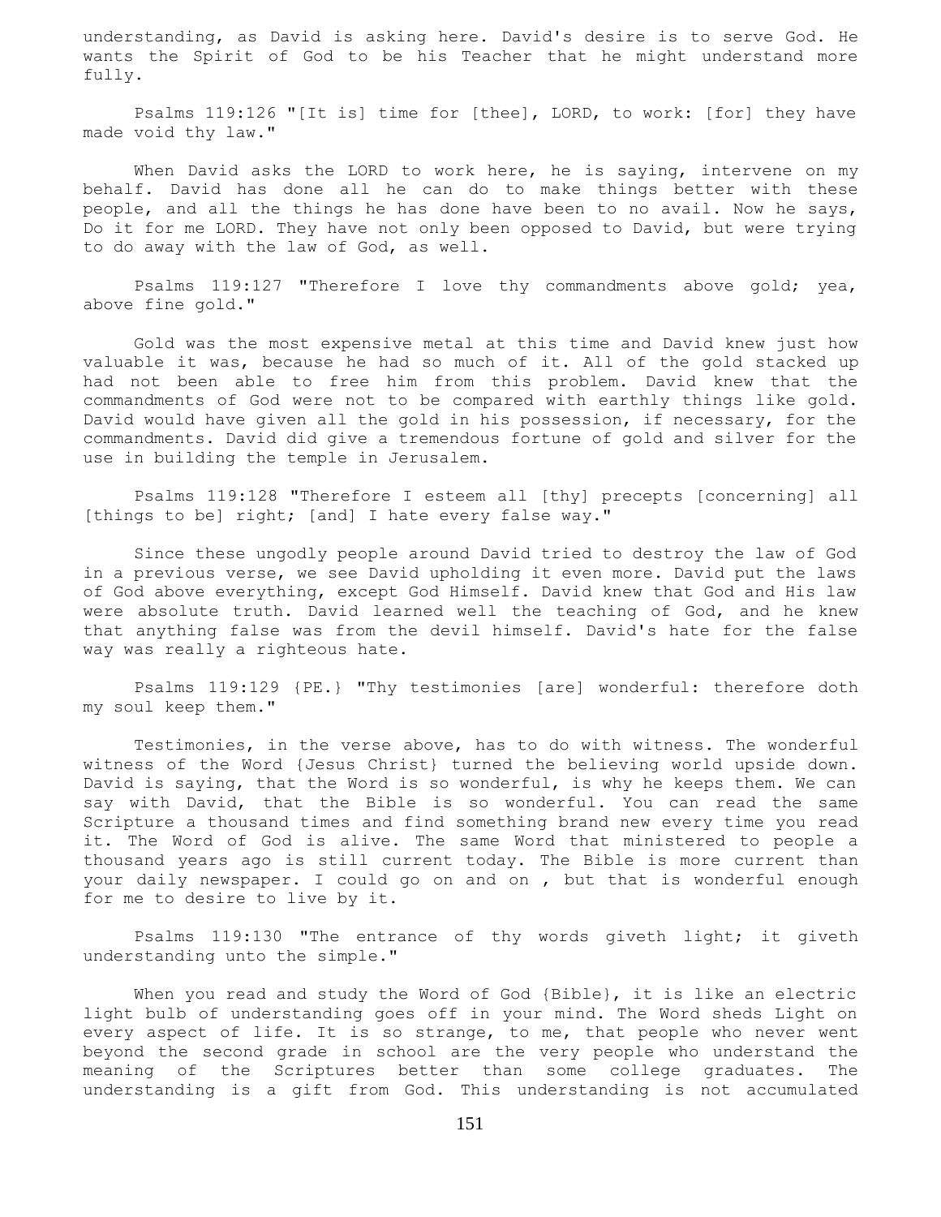understanding, as David is asking here. David's desire is to serve God. He wants the Spirit of God to be his Teacher that he might understand more fully.

Psalms 119:126 "[It is] time for [thee], LORD, to work: [for] they have made void thy law."

When David asks the LORD to work here, he is saying, intervene on my behalf. David has done all he can do to make things better with these people, and all the things he has done have been to no avail. Now he says, Do it for me LORD. They have not only been opposed to David, but were trying to do away with the law of God, as well.

Psalms 119:127 "Therefore I love thy commandments above gold; yea, above fine gold."

Gold was the most expensive metal at this time and David knew just how valuable it was, because he had so much of it. All of the gold stacked up had not been able to free him from this problem. David knew that the commandments of God were not to be compared with earthly things like gold. David would have given all the gold in his possession, if necessary, for the commandments. David did give a tremendous fortune of gold and silver for the use in building the temple in Jerusalem.

Psalms 119:128 "Therefore I esteem all [thy] precepts [concerning] all [things to be] right; [and] I hate every false way."

Since these ungodly people around David tried to destroy the law of God in a previous verse, we see David upholding it even more. David put the laws of God above everything, except God Himself. David knew that God and His law were absolute truth. David learned well the teaching of God, and he knew that anything false was from the devil himself. David's hate for the false way was really a righteous hate.

Psalms 119:129 {PE.} "Thy testimonies [are] wonderful: therefore doth my soul keep them."

Testimonies, in the verse above, has to do with witness. The wonderful witness of the Word {Jesus Christ} turned the believing world upside down. David is saying, that the Word is so wonderful, is why he keeps them. We can say with David, that the Bible is so wonderful. You can read the same Scripture a thousand times and find something brand new every time you read it. The Word of God is alive. The same Word that ministered to people a thousand years ago is still current today. The Bible is more current than your daily newspaper. I could go on and on , but that is wonderful enough for me to desire to live by it.

Psalms 119:130 "The entrance of thy words giveth light; it giveth understanding unto the simple."

When you read and study the Word of God {Bible}, it is like an electric light bulb of understanding goes off in your mind. The Word sheds Light on every aspect of life. It is so strange, to me, that people who never went beyond the second grade in school are the very people who understand the meaning of the Scriptures better than some college graduates. The understanding is a gift from God. This understanding is not accumulated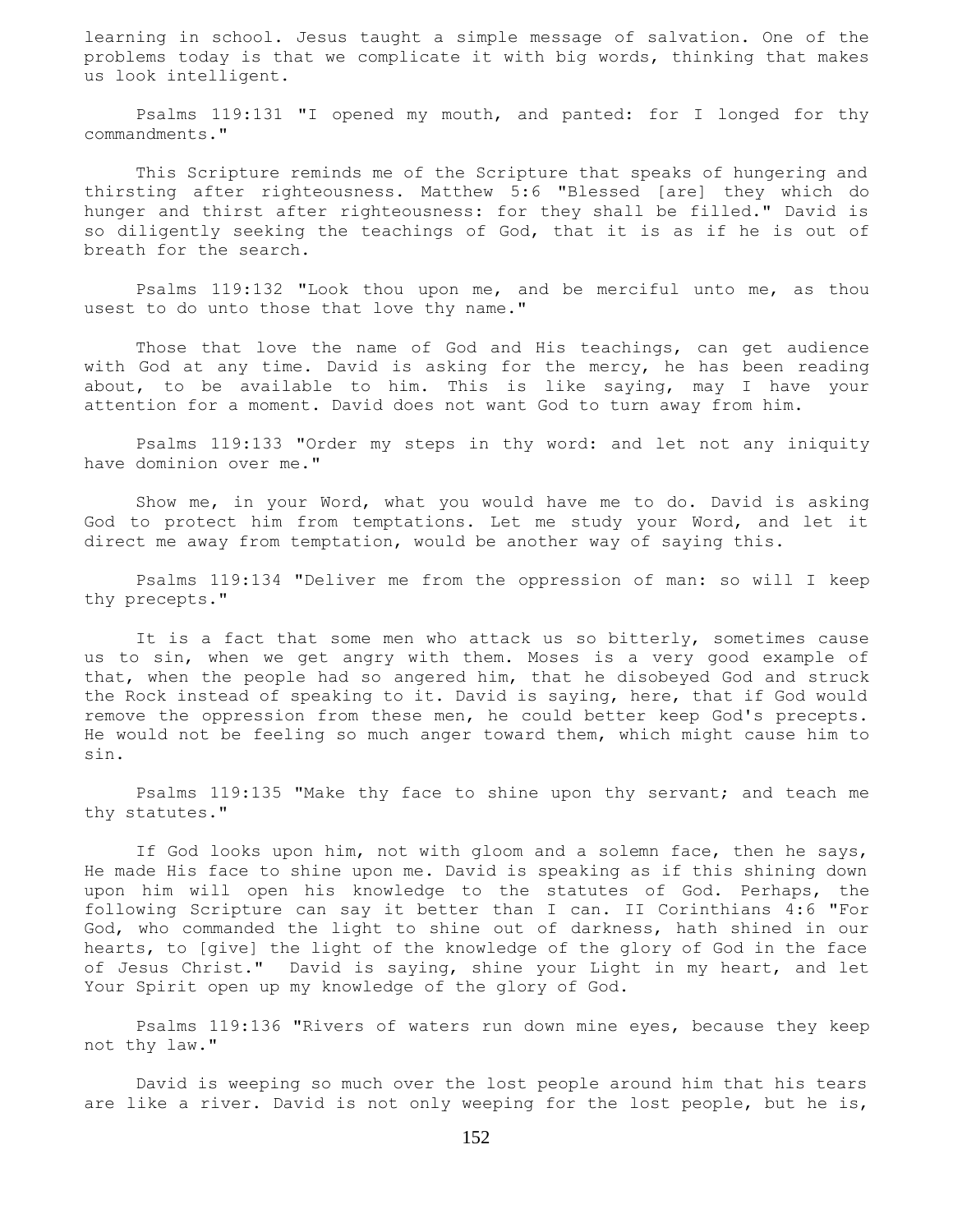learning in school. Jesus taught a simple message of salvation. One of the problems today is that we complicate it with big words, thinking that makes us look intelligent.

Psalms 119:131 "I opened my mouth, and panted: for I longed for thy commandments."

This Scripture reminds me of the Scripture that speaks of hungering and thirsting after righteousness. Matthew 5:6 "Blessed [are] they which do hunger and thirst after righteousness: for they shall be filled." David is so diligently seeking the teachings of God, that it is as if he is out of breath for the search.

Psalms 119:132 "Look thou upon me, and be merciful unto me, as thou usest to do unto those that love thy name."

Those that love the name of God and His teachings, can get audience with God at any time. David is asking for the mercy, he has been reading about, to be available to him. This is like saying, may I have your attention for a moment. David does not want God to turn away from him.

Psalms 119:133 "Order my steps in thy word: and let not any iniquity have dominion over me."

Show me, in your Word, what you would have me to do. David is asking God to protect him from temptations. Let me study your Word, and let it direct me away from temptation, would be another way of saying this.

Psalms 119:134 "Deliver me from the oppression of man: so will I keep thy precepts."

It is a fact that some men who attack us so bitterly, sometimes cause us to sin, when we get angry with them. Moses is a very good example of that, when the people had so angered him, that he disobeyed God and struck the Rock instead of speaking to it. David is saying, here, that if God would remove the oppression from these men, he could better keep God's precepts. He would not be feeling so much anger toward them, which might cause him to sin.

Psalms 119:135 "Make thy face to shine upon thy servant; and teach me thy statutes."

If God looks upon him, not with gloom and a solemn face, then he says, He made His face to shine upon me. David is speaking as if this shining down upon him will open his knowledge to the statutes of God. Perhaps, the following Scripture can say it better than I can. II Corinthians 4:6 "For God, who commanded the light to shine out of darkness, hath shined in our hearts, to [give] the light of the knowledge of the glory of God in the face of Jesus Christ." David is saying, shine your Light in my heart, and let Your Spirit open up my knowledge of the glory of God.

Psalms 119:136 "Rivers of waters run down mine eyes, because they keep not thy law."

David is weeping so much over the lost people around him that his tears are like a river. David is not only weeping for the lost people, but he is,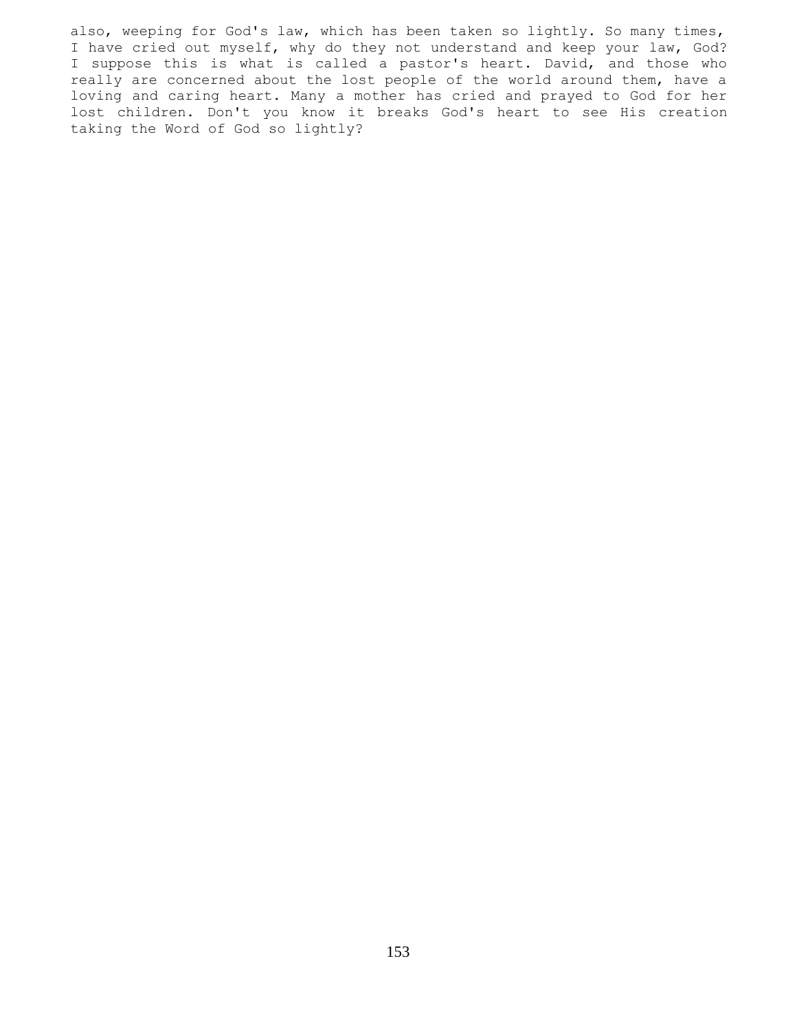also, weeping for God's law, which has been taken so lightly. So many times, I have cried out myself, why do they not understand and keep your law, God? I suppose this is what is called a pastor's heart. David, and those who really are concerned about the lost people of the world around them, have a loving and caring heart. Many a mother has cried and prayed to God for her lost children. Don't you know it breaks God's heart to see His creation taking the Word of God so lightly?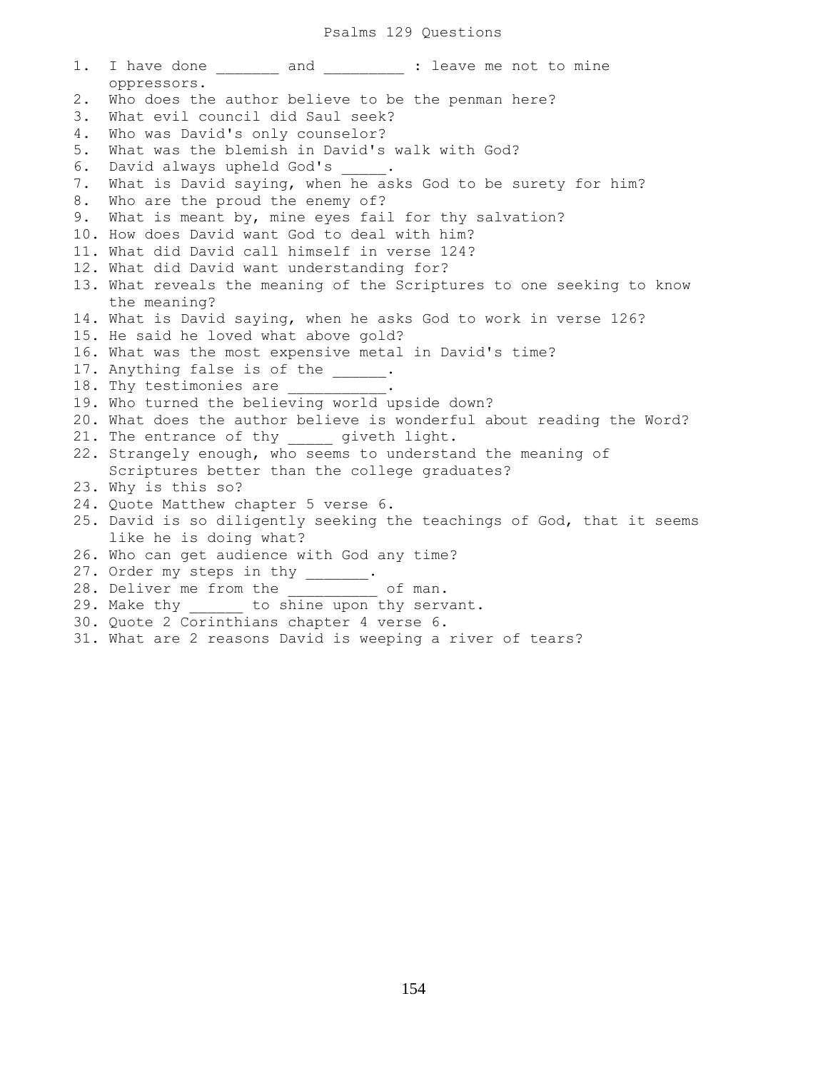# Psalms 129 Questions

1. I have done _______ and _________ : leave me not to mine oppressors.
2. Who does the author believe to be the penman here?
3. What evil council did Saul seek?
4. Who was David's only counselor?
5. What was the blemish in David's walk with God?
6. David always upheld God's _____.
7. What is David saying, when he asks God to be surety for him?
8. Who are the proud the enemy of?
9. What is meant by, mine eyes fail for thy salvation?
10. How does David want God to deal with him?
11. What did David call himself in verse 124?
12. What did David want understanding for?
13. What reveals the meaning of the Scriptures to one seeking to know the meaning?
14. What is David saying, when he asks God to work in verse 126?
15. He said he loved what above gold?
16. What was the most expensive metal in David's time?
17. Anything false is of the ______.
18. Thy testimonies are ___________.
19. Who turned the believing world upside down?
20. What does the author believe is wonderful about reading the Word?
21. The entrance of thy _____ giveth light.
22. Strangely enough, who seems to understand the meaning of Scriptures better than the college graduates?
23. Why is this so?
24. Quote Matthew chapter 5 verse 6.
25. David is so diligently seeking the teachings of God, that it seems like he is doing what?
26. Who can get audience with God any time?
27. Order my steps in thy _______.
28. Deliver me from the __________ of man.
29. Make thy ______ to shine upon thy servant.
30. Quote 2 Corinthians chapter 4 verse 6.
31. What are 2 reasons David is weeping a river of tears?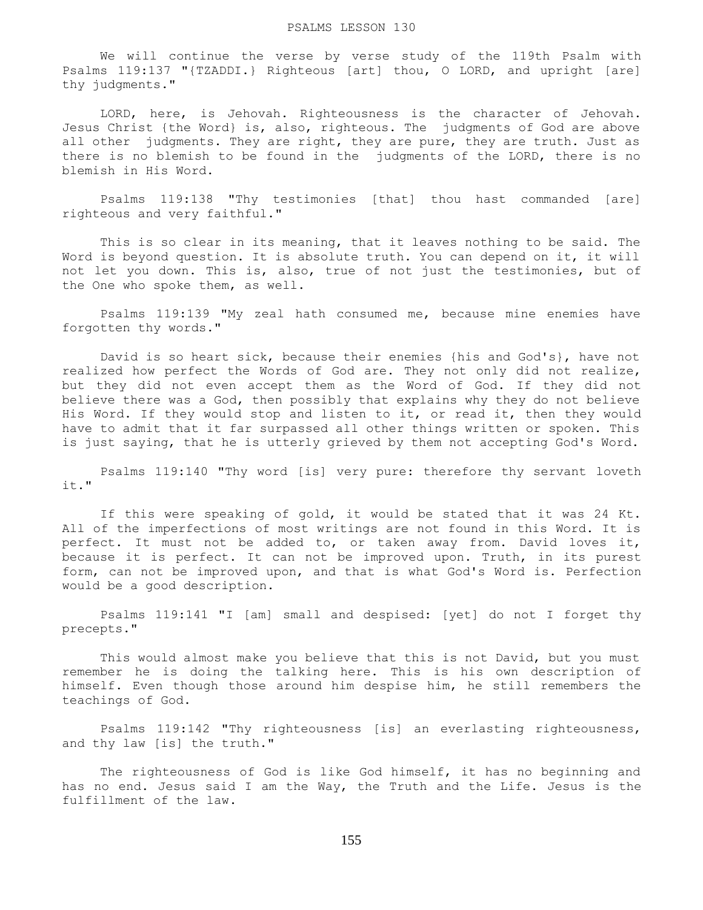# PSALMS LESSON 130

We will continue the verse by verse study of the 119th Psalm with Psalms 119:137 "{TZADDI.} Righteous [art] thou, O LORD, and upright [are] thy judgments."

LORD, here, is Jehovah. Righteousness is the character of Jehovah. Jesus Christ {the Word} is, also, righteous. The judgments of God are above all other judgments. They are right, they are pure, they are truth. Just as there is no blemish to be found in the judgments of the LORD, there is no blemish in His Word.

Psalms 119:138 "Thy testimonies [that] thou hast commanded [are] righteous and very faithful."

This is so clear in its meaning, that it leaves nothing to be said. The Word is beyond question. It is absolute truth. You can depend on it, it will not let you down. This is, also, true of not just the testimonies, but of the One who spoke them, as well.

Psalms 119:139 "My zeal hath consumed me, because mine enemies have forgotten thy words."

David is so heart sick, because their enemies {his and God's}, have not realized how perfect the Words of God are. They not only did not realize, but they did not even accept them as the Word of God. If they did not believe there was a God, then possibly that explains why they do not believe His Word. If they would stop and listen to it, or read it, then they would have to admit that it far surpassed all other things written or spoken. This is just saying, that he is utterly grieved by them not accepting God's Word.

Psalms 119:140 "Thy word [is] very pure: therefore thy servant loveth it."

If this were speaking of gold, it would be stated that it was 24 Kt. All of the imperfections of most writings are not found in this Word. It is perfect. It must not be added to, or taken away from. David loves it, because it is perfect. It can not be improved upon. Truth, in its purest form, can not be improved upon, and that is what God's Word is. Perfection would be a good description.

Psalms 119:141 "I [am] small and despised: [yet] do not I forget thy precepts."

This would almost make you believe that this is not David, but you must remember he is doing the talking here. This is his own description of himself. Even though those around him despise him, he still remembers the teachings of God.

Psalms 119:142 "Thy righteousness [is] an everlasting righteousness, and thy law [is] the truth."

The righteousness of God is like God himself, it has no beginning and has no end. Jesus said I am the Way, the Truth and the Life. Jesus is the fulfillment of the law.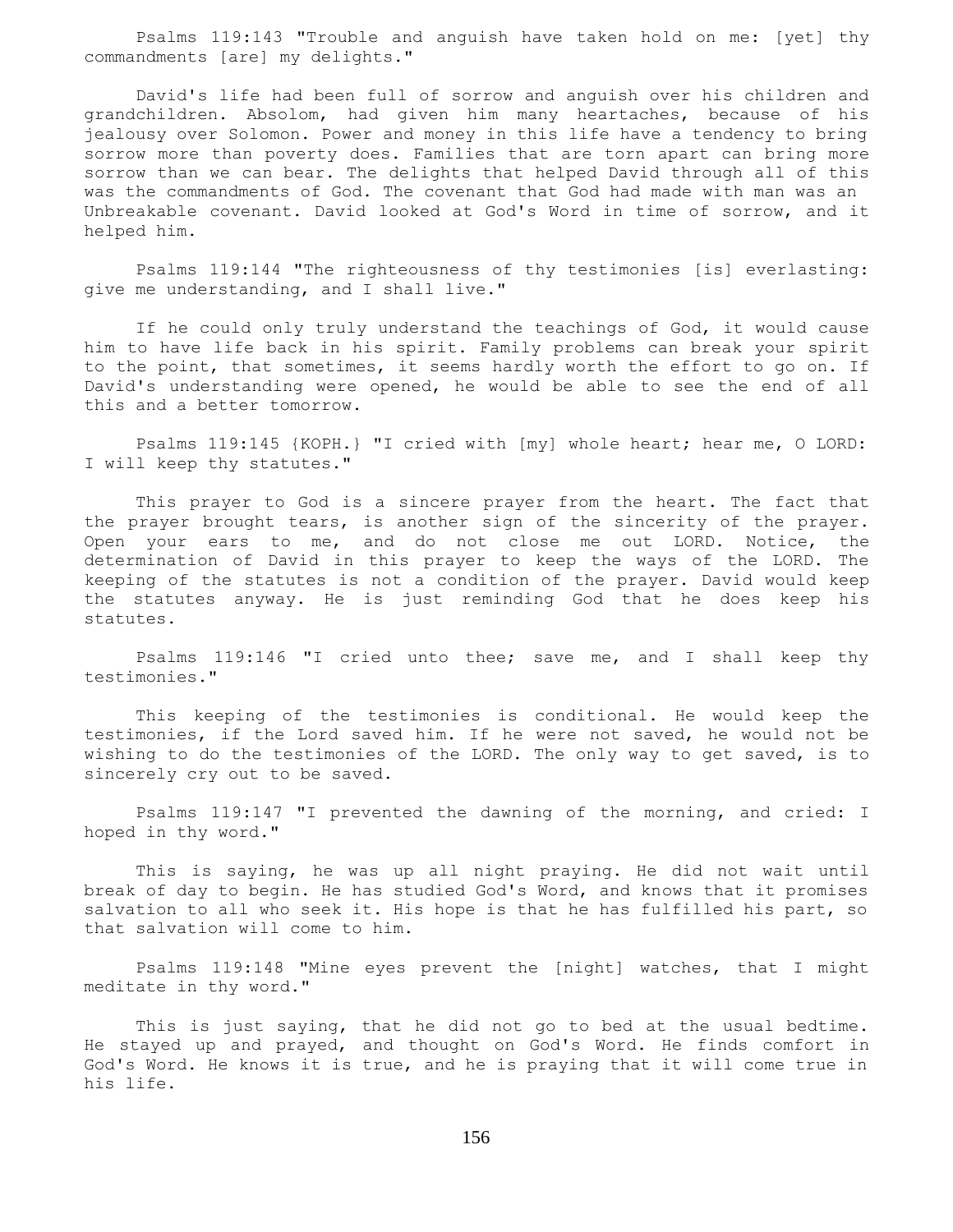Psalms 119:143 "Trouble and anguish have taken hold on me: [yet] thy commandments [are] my delights."

David's life had been full of sorrow and anguish over his children and grandchildren. Absolom, had given him many heartaches, because of his jealousy over Solomon. Power and money in this life have a tendency to bring sorrow more than poverty does. Families that are torn apart can bring more sorrow than we can bear. The delights that helped David through all of this was the commandments of God. The covenant that God had made with man was an Unbreakable covenant. David looked at God's Word in time of sorrow, and it helped him.

Psalms 119:144 "The righteousness of thy testimonies [is] everlasting: give me understanding, and I shall live."

If he could only truly understand the teachings of God, it would cause him to have life back in his spirit. Family problems can break your spirit to the point, that sometimes, it seems hardly worth the effort to go on. If David's understanding were opened, he would be able to see the end of all this and a better tomorrow.

Psalms 119:145 {KOPH.} "I cried with [my] whole heart; hear me, O LORD: I will keep thy statutes."

This prayer to God is a sincere prayer from the heart. The fact that the prayer brought tears, is another sign of the sincerity of the prayer. Open your ears to me, and do not close me out LORD. Notice, the determination of David in this prayer to keep the ways of the LORD. The keeping of the statutes is not a condition of the prayer. David would keep the statutes anyway. He is just reminding God that he does keep his statutes.

Psalms 119:146 "I cried unto thee; save me, and I shall keep thy testimonies."

This keeping of the testimonies is conditional. He would keep the testimonies, if the Lord saved him. If he were not saved, he would not be wishing to do the testimonies of the LORD. The only way to get saved, is to sincerely cry out to be saved.

Psalms 119:147 "I prevented the dawning of the morning, and cried: I hoped in thy word."

This is saying, he was up all night praying. He did not wait until break of day to begin. He has studied God's Word, and knows that it promises salvation to all who seek it. His hope is that he has fulfilled his part, so that salvation will come to him.

Psalms 119:148 "Mine eyes prevent the [night] watches, that I might meditate in thy word."

This is just saying, that he did not go to bed at the usual bedtime. He stayed up and prayed, and thought on God's Word. He finds comfort in God's Word. He knows it is true, and he is praying that it will come true in his life.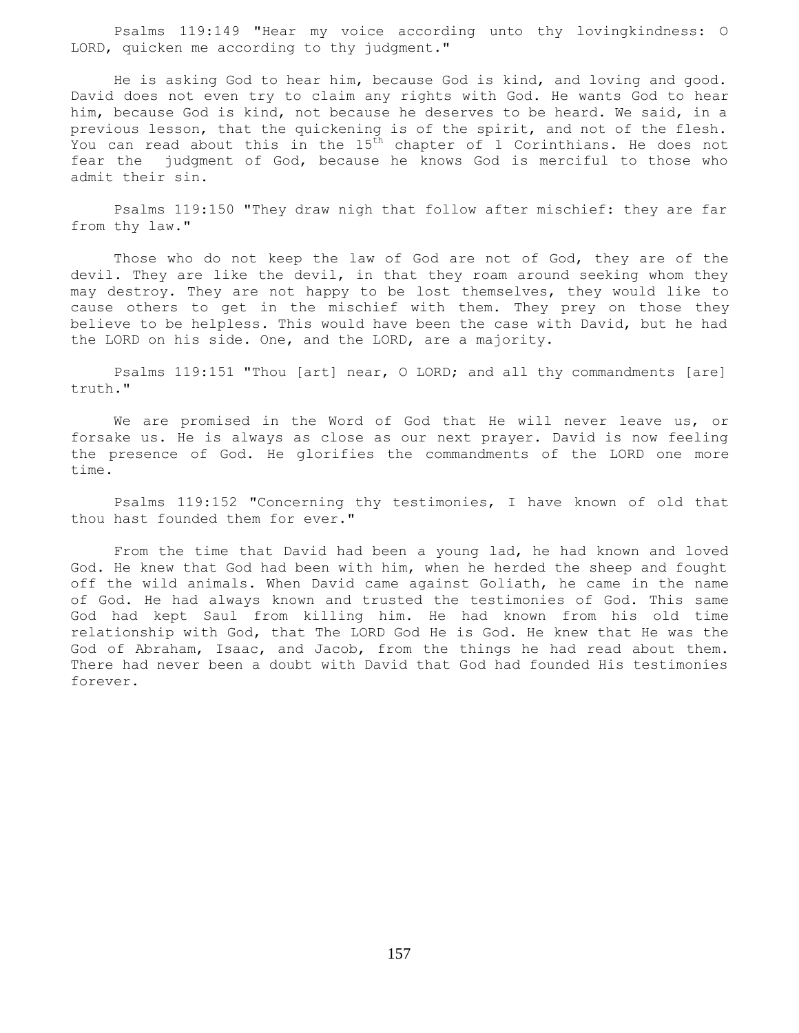Psalms 119:149 "Hear my voice according unto thy lovingkindness: O LORD, quicken me according to thy judgment."

He is asking God to hear him, because God is kind, and loving and good. David does not even try to claim any rights with God. He wants God to hear him, because God is kind, not because he deserves to be heard. We said, in a previous lesson, that the quickening is of the spirit, and not of the flesh. You can read about this in the 15th chapter of 1 Corinthians. He does not fear the judgment of God, because he knows God is merciful to those who admit their sin.

Psalms 119:150 "They draw nigh that follow after mischief: they are far from thy law."

Those who do not keep the law of God are not of God, they are of the devil. They are like the devil, in that they roam around seeking whom they may destroy. They are not happy to be lost themselves, they would like to cause others to get in the mischief with them. They prey on those they believe to be helpless. This would have been the case with David, but he had the LORD on his side. One, and the LORD, are a majority.

Psalms 119:151 "Thou [art] near, O LORD; and all thy commandments [are] truth."

We are promised in the Word of God that He will never leave us, or forsake us. He is always as close as our next prayer. David is now feeling the presence of God. He glorifies the commandments of the LORD one more time.

Psalms 119:152 "Concerning thy testimonies, I have known of old that thou hast founded them for ever."

From the time that David had been a young lad, he had known and loved God. He knew that God had been with him, when he herded the sheep and fought off the wild animals. When David came against Goliath, he came in the name of God. He had always known and trusted the testimonies of God. This same God had kept Saul from killing him. He had known from his old time relationship with God, that The LORD God He is God. He knew that He was the God of Abraham, Isaac, and Jacob, from the things he had read about them. There had never been a doubt with David that God had founded His testimonies forever.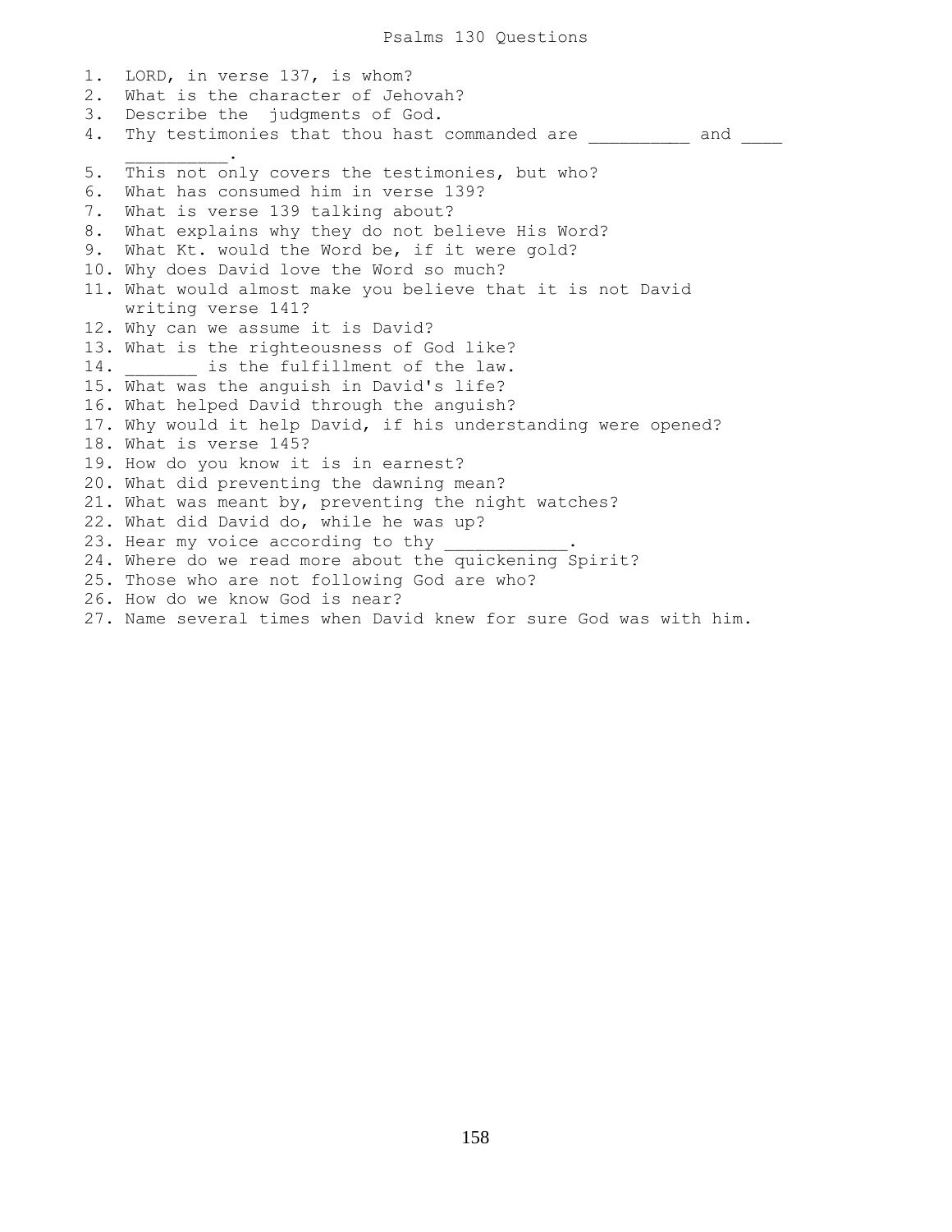# Psalms 130 Questions

1. LORD, in verse 137, is whom?
2. What is the character of Jehovah?
3. Describe the judgments of God.
4. Thy testimonies that thou hast commanded are __________ and ____ __________.
5. This not only covers the testimonies, but who?
6. What has consumed him in verse 139?
7. What is verse 139 talking about?
8. What explains why they do not believe His Word?
9. What Kt. would the Word be, if it were gold?
10. Why does David love the Word so much?
11. What would almost make you believe that it is not David writing verse 141?
12. Why can we assume it is David?
13. What is the righteousness of God like?
14. _______ is the fulfillment of the law.
15. What was the anguish in David's life?
16. What helped David through the anguish?
17. Why would it help David, if his understanding were opened?
18. What is verse 145?
19. How do you know it is in earnest?
20. What did preventing the dawning mean?
21. What was meant by, preventing the night watches?
22. What did David do, while he was up?
23. Hear my voice according to thy ____________.
24. Where do we read more about the quickening Spirit?
25. Those who are not following God are who?
26. How do we know God is near?
27. Name several times when David knew for sure God was with him.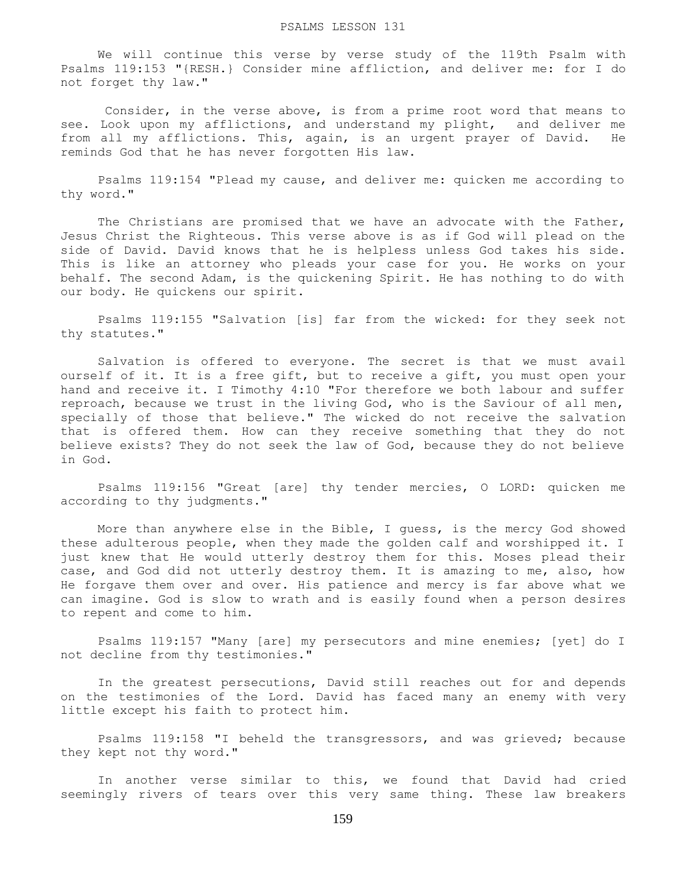PSALMS LESSON 131

We will continue this verse by verse study of the 119th Psalm with Psalms 119:153 "{RESH.} Consider mine affliction, and deliver me: for I do not forget thy law."

Consider, in the verse above, is from a prime root word that means to see. Look upon my afflictions, and understand my plight, and deliver me from all my afflictions. This, again, is an urgent prayer of David. He reminds God that he has never forgotten His law.

Psalms 119:154 "Plead my cause, and deliver me: quicken me according to thy word."

The Christians are promised that we have an advocate with the Father, Jesus Christ the Righteous. This verse above is as if God will plead on the side of David. David knows that he is helpless unless God takes his side. This is like an attorney who pleads your case for you. He works on your behalf. The second Adam, is the quickening Spirit. He has nothing to do with our body. He quickens our spirit.

Psalms 119:155 "Salvation [is] far from the wicked: for they seek not thy statutes."

Salvation is offered to everyone. The secret is that we must avail ourself of it. It is a free gift, but to receive a gift, you must open your hand and receive it. I Timothy 4:10 "For therefore we both labour and suffer reproach, because we trust in the living God, who is the Saviour of all men, specially of those that believe." The wicked do not receive the salvation that is offered them. How can they receive something that they do not believe exists? They do not seek the law of God, because they do not believe in God.

Psalms 119:156 "Great [are] thy tender mercies, O LORD: quicken me according to thy judgments."

More than anywhere else in the Bible, I guess, is the mercy God showed these adulterous people, when they made the golden calf and worshipped it. I just knew that He would utterly destroy them for this. Moses plead their case, and God did not utterly destroy them. It is amazing to me, also, how He forgave them over and over. His patience and mercy is far above what we can imagine. God is slow to wrath and is easily found when a person desires to repent and come to him.

Psalms 119:157 "Many [are] my persecutors and mine enemies; [yet] do I not decline from thy testimonies."

In the greatest persecutions, David still reaches out for and depends on the testimonies of the Lord. David has faced many an enemy with very little except his faith to protect him.

Psalms 119:158 "I beheld the transgressors, and was grieved; because they kept not thy word."

In another verse similar to this, we found that David had cried seemingly rivers of tears over this very same thing. These law breakers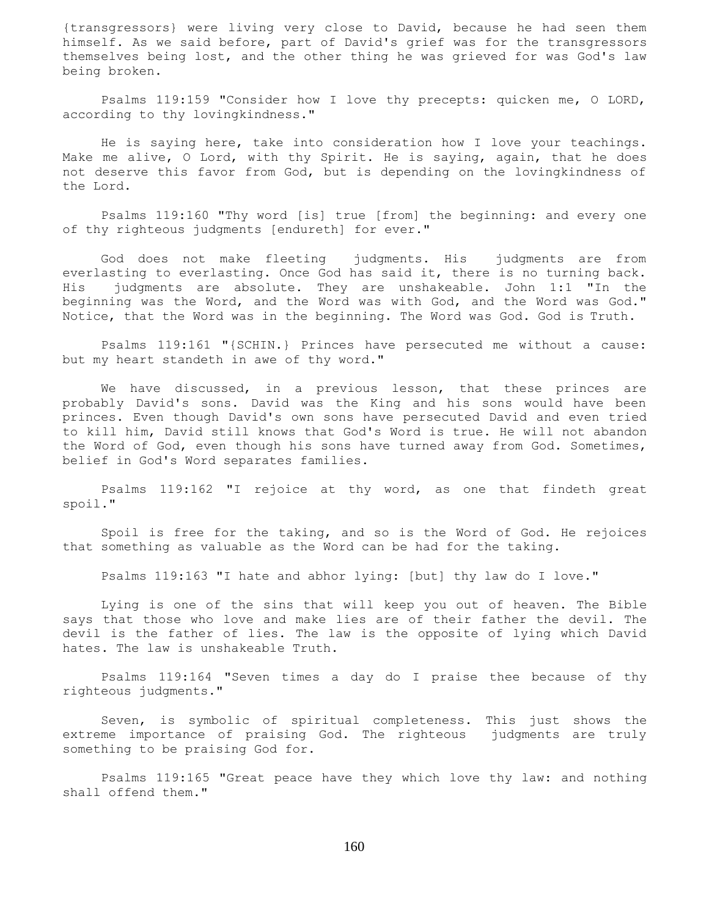{transgressors} were living very close to David, because he had seen them himself. As we said before, part of David's grief was for the transgressors themselves being lost, and the other thing he was grieved for was God's law being broken.

Psalms 119:159 "Consider how I love thy precepts: quicken me, O LORD, according to thy lovingkindness."

He is saying here, take into consideration how I love your teachings. Make me alive, O Lord, with thy Spirit. He is saying, again, that he does not deserve this favor from God, but is depending on the lovingkindness of the Lord.

Psalms 119:160 "Thy word [is] true [from] the beginning: and every one of thy righteous judgments [endureth] for ever."

God does not make fleeting judgments. His judgments are from everlasting to everlasting. Once God has said it, there is no turning back. His judgments are absolute. They are unshakeable. John 1:1 "In the beginning was the Word, and the Word was with God, and the Word was God." Notice, that the Word was in the beginning. The Word was God. God is Truth.

Psalms 119:161 "{SCHIN.} Princes have persecuted me without a cause: but my heart standeth in awe of thy word."

We have discussed, in a previous lesson, that these princes are probably David's sons. David was the King and his sons would have been princes. Even though David's own sons have persecuted David and even tried to kill him, David still knows that God's Word is true. He will not abandon the Word of God, even though his sons have turned away from God. Sometimes, belief in God's Word separates families.

Psalms 119:162 "I rejoice at thy word, as one that findeth great spoil."

Spoil is free for the taking, and so is the Word of God. He rejoices that something as valuable as the Word can be had for the taking.

Psalms 119:163 "I hate and abhor lying: [but] thy law do I love."

Lying is one of the sins that will keep you out of heaven. The Bible says that those who love and make lies are of their father the devil. The devil is the father of lies. The law is the opposite of lying which David hates. The law is unshakeable Truth.

Psalms 119:164 "Seven times a day do I praise thee because of thy righteous judgments."

Seven, is symbolic of spiritual completeness. This just shows the extreme importance of praising God. The righteous judgments are truly something to be praising God for.

Psalms 119:165 "Great peace have they which love thy law: and nothing shall offend them."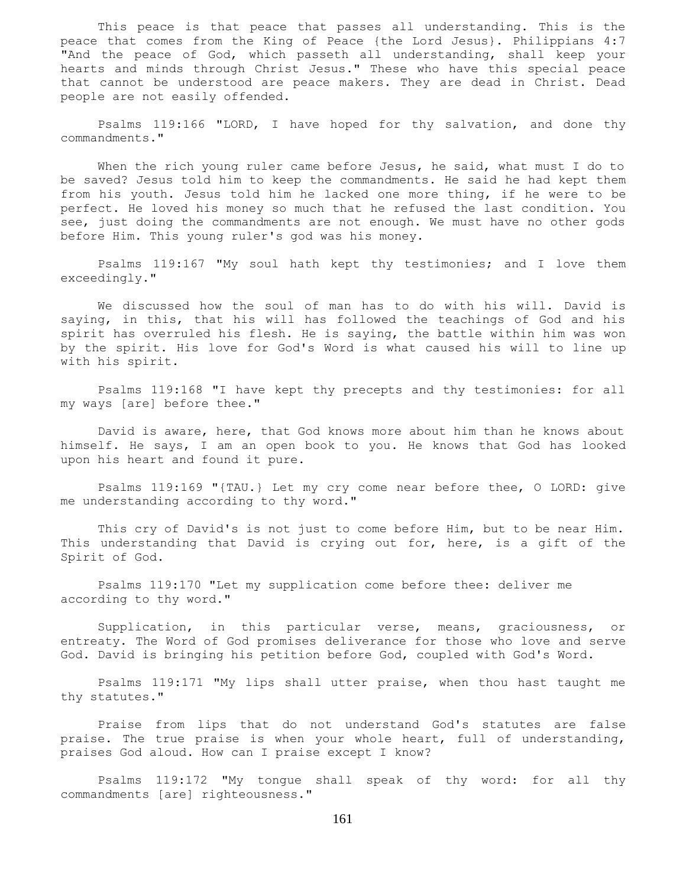This peace is that peace that passes all understanding. This is the peace that comes from the King of Peace {the Lord Jesus}. Philippians 4:7 "And the peace of God, which passeth all understanding, shall keep your hearts and minds through Christ Jesus." These who have this special peace that cannot be understood are peace makers. They are dead in Christ. Dead people are not easily offended.

Psalms 119:166 "LORD, I have hoped for thy salvation, and done thy commandments."

When the rich young ruler came before Jesus, he said, what must I do to be saved? Jesus told him to keep the commandments. He said he had kept them from his youth. Jesus told him he lacked one more thing, if he were to be perfect. He loved his money so much that he refused the last condition. You see, just doing the commandments are not enough. We must have no other gods before Him. This young ruler's god was his money.

Psalms 119:167 "My soul hath kept thy testimonies; and I love them exceedingly."

We discussed how the soul of man has to do with his will. David is saying, in this, that his will has followed the teachings of God and his spirit has overruled his flesh. He is saying, the battle within him was won by the spirit. His love for God's Word is what caused his will to line up with his spirit.

Psalms 119:168 "I have kept thy precepts and thy testimonies: for all my ways [are] before thee."

David is aware, here, that God knows more about him than he knows about himself. He says, I am an open book to you. He knows that God has looked upon his heart and found it pure.

Psalms 119:169 "{TAU.} Let my cry come near before thee, O LORD: give me understanding according to thy word."

This cry of David's is not just to come before Him, but to be near Him. This understanding that David is crying out for, here, is a gift of the Spirit of God.

Psalms 119:170 "Let my supplication come before thee: deliver me according to thy word."

Supplication, in this particular verse, means, graciousness, or entreaty. The Word of God promises deliverance for those who love and serve God. David is bringing his petition before God, coupled with God's Word.

Psalms 119:171 "My lips shall utter praise, when thou hast taught me thy statutes."

Praise from lips that do not understand God's statutes are false praise. The true praise is when your whole heart, full of understanding, praises God aloud. How can I praise except I know?

Psalms 119:172 "My tongue shall speak of thy word: for all thy commandments [are] righteousness."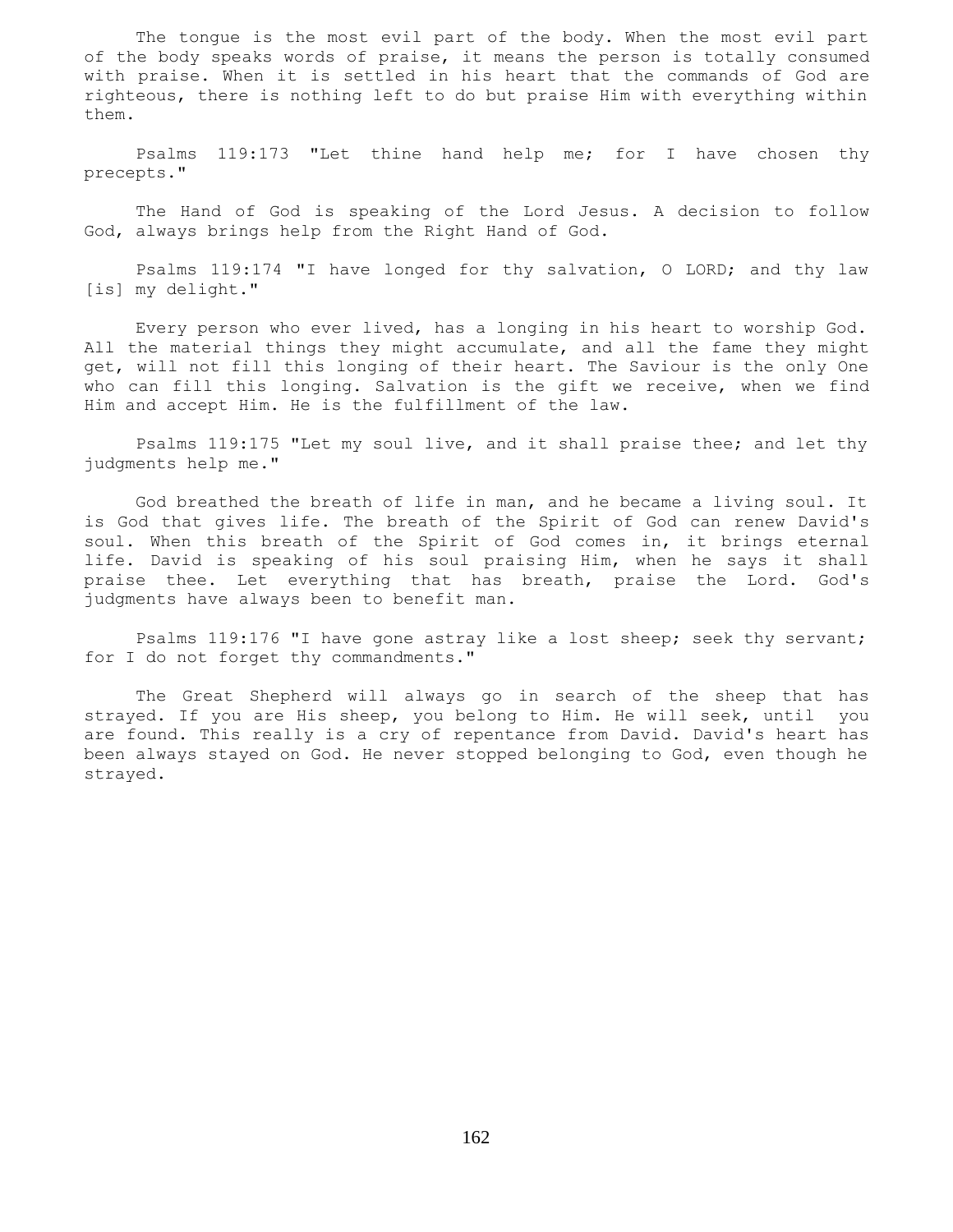The tongue is the most evil part of the body. When the most evil part of the body speaks words of praise, it means the person is totally consumed with praise. When it is settled in his heart that the commands of God are righteous, there is nothing left to do but praise Him with everything within them.

Psalms 119:173 "Let thine hand help me; for I have chosen thy precepts."

The Hand of God is speaking of the Lord Jesus. A decision to follow God, always brings help from the Right Hand of God.

Psalms 119:174 "I have longed for thy salvation, O LORD; and thy law [is] my delight."

Every person who ever lived, has a longing in his heart to worship God. All the material things they might accumulate, and all the fame they might get, will not fill this longing of their heart. The Saviour is the only One who can fill this longing. Salvation is the gift we receive, when we find Him and accept Him. He is the fulfillment of the law.

Psalms 119:175 "Let my soul live, and it shall praise thee; and let thy judgments help me."

God breathed the breath of life in man, and he became a living soul. It is God that gives life. The breath of the Spirit of God can renew David's soul. When this breath of the Spirit of God comes in, it brings eternal life. David is speaking of his soul praising Him, when he says it shall praise thee. Let everything that has breath, praise the Lord. God's judgments have always been to benefit man.

Psalms 119:176 "I have gone astray like a lost sheep; seek thy servant; for I do not forget thy commandments."

The Great Shepherd will always go in search of the sheep that has strayed. If you are His sheep, you belong to Him. He will seek, until you are found. This really is a cry of repentance from David. David's heart has been always stayed on God. He never stopped belonging to God, even though he strayed.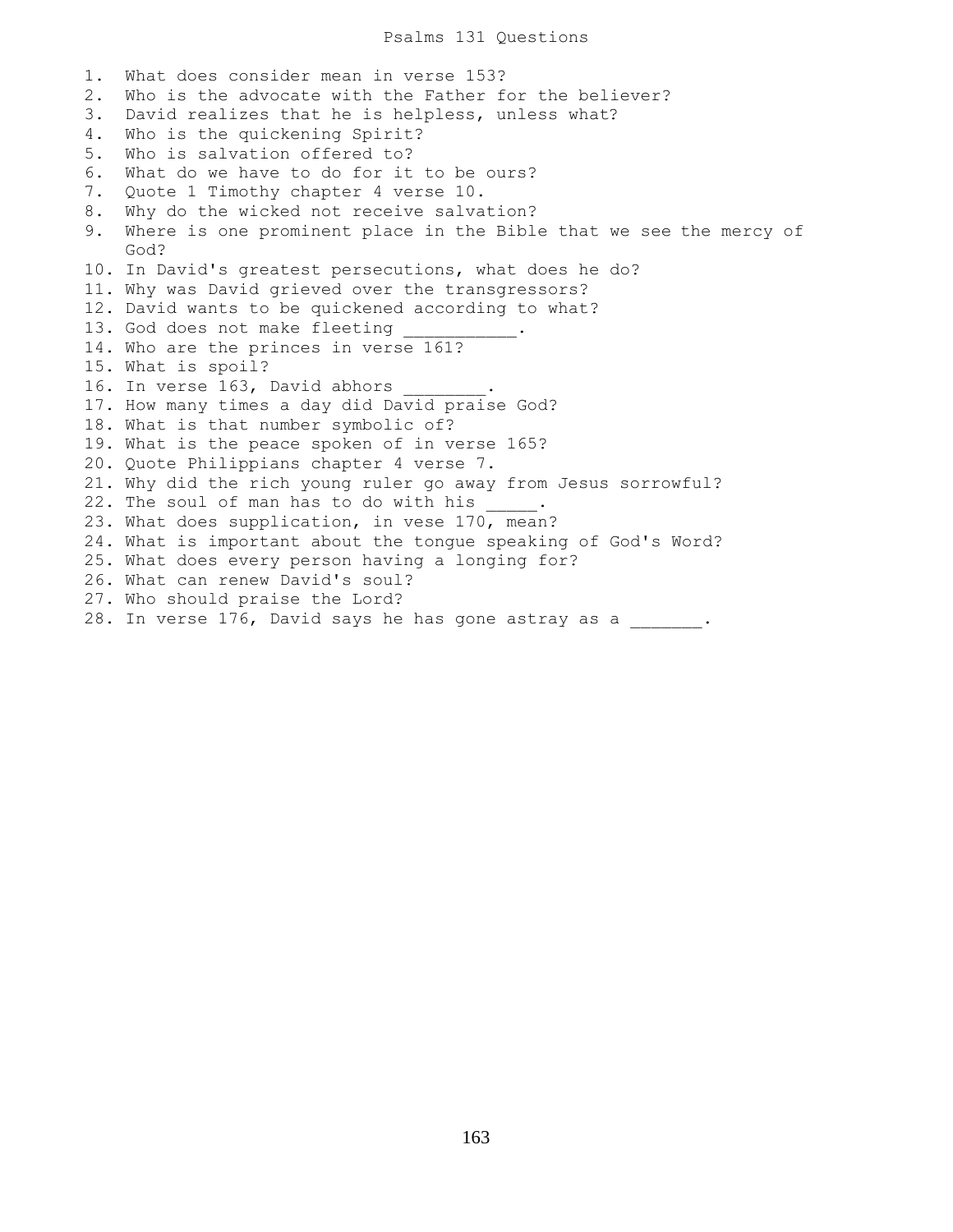# Psalms 131 Questions

1. What does consider mean in verse 153?
2. Who is the advocate with the Father for the believer?
3. David realizes that he is helpless, unless what?
4. Who is the quickening Spirit?
5. Who is salvation offered to?
6. What do we have to do for it to be ours?
7. Quote 1 Timothy chapter 4 verse 10.
8. Why do the wicked not receive salvation?
9. Where is one prominent place in the Bible that we see the mercy of God?
10. In David's greatest persecutions, what does he do?
11. Why was David grieved over the transgressors?
12. David wants to be quickened according to what?
13. God does not make fleeting ___________.
14. Who are the princes in verse 161?
15. What is spoil?
16. In verse 163, David abhors ________.
17. How many times a day did David praise God?
18. What is that number symbolic of?
19. What is the peace spoken of in verse 165?
20. Quote Philippians chapter 4 verse 7.
21. Why did the rich young ruler go away from Jesus sorrowful?
22. The soul of man has to do with his _____.
23. What does supplication, in vese 170, mean?
24. What is important about the tongue speaking of God's Word?
25. What does every person having a longing for?
26. What can renew David's soul?
27. Who should praise the Lord?
28. In verse 176, David says he has gone astray as a _______.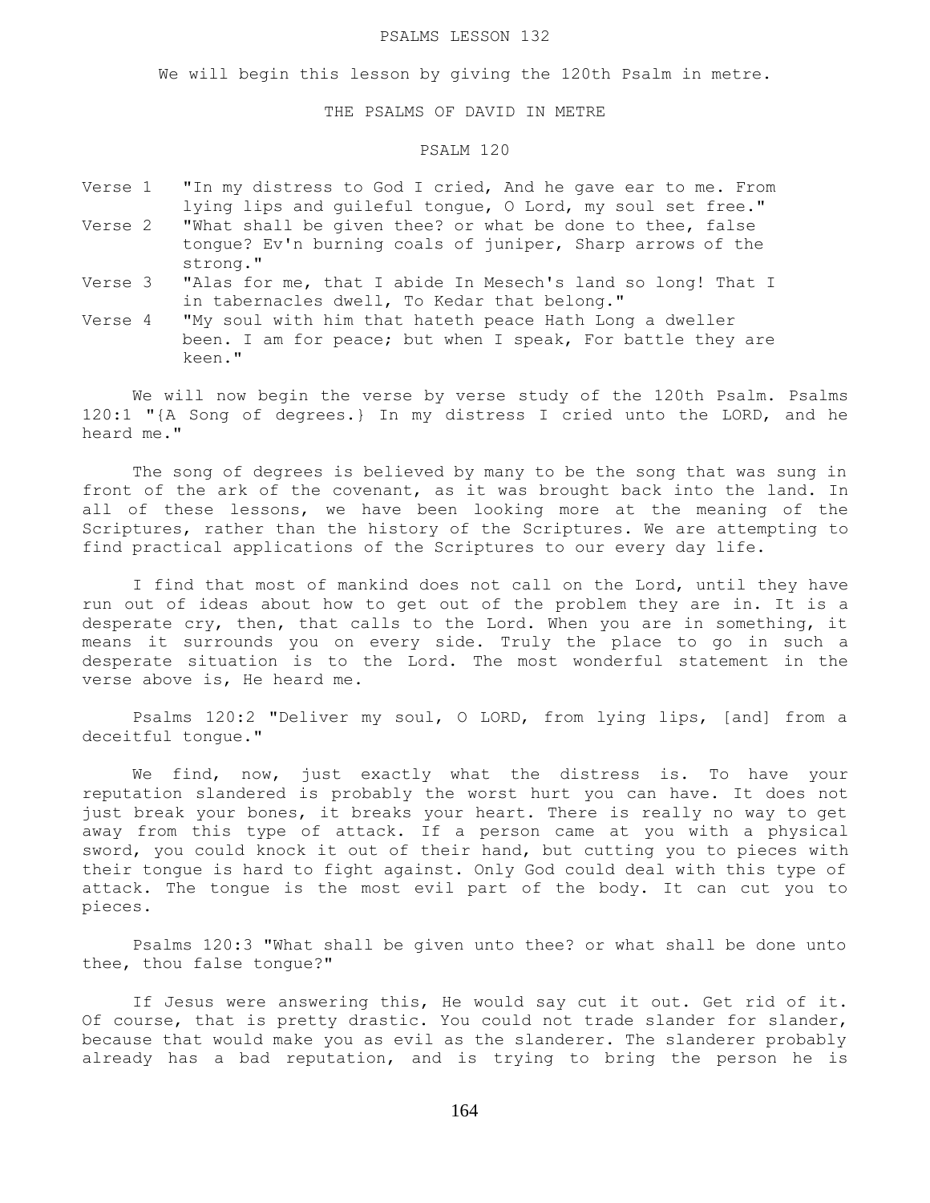# PSALMS LESSON 132

We will begin this lesson by giving the 120th Psalm in metre.

## THE PSALMS OF DAVID IN METRE

### PSALM 120

Verse 1 "In my distress to God I cried, And he gave ear to me. From lying lips and guileful tongue, O Lord, my soul set free."

Verse 2 "What shall be given thee? or what be done to thee, false tongue? Ev'n burning coals of juniper, Sharp arrows of the strong."

Verse 3 "Alas for me, that I abide In Mesech's land so long! That I in tabernacles dwell, To Kedar that belong."

Verse 4 "My soul with him that hateth peace Hath Long a dweller been. I am for peace; but when I speak, For battle they are keen."

We will now begin the verse by verse study of the 120th Psalm. Psalms 120:1 "{A Song of degrees.} In my distress I cried unto the LORD, and he heard me."

The song of degrees is believed by many to be the song that was sung in front of the ark of the covenant, as it was brought back into the land. In all of these lessons, we have been looking more at the meaning of the Scriptures, rather than the history of the Scriptures. We are attempting to find practical applications of the Scriptures to our every day life.

I find that most of mankind does not call on the Lord, until they have run out of ideas about how to get out of the problem they are in. It is a desperate cry, then, that calls to the Lord. When you are in something, it means it surrounds you on every side. Truly the place to go in such a desperate situation is to the Lord. The most wonderful statement in the verse above is, He heard me.

Psalms 120:2 "Deliver my soul, O LORD, from lying lips, [and] from a deceitful tongue."

We find, now, just exactly what the distress is. To have your reputation slandered is probably the worst hurt you can have. It does not just break your bones, it breaks your heart. There is really no way to get away from this type of attack. If a person came at you with a physical sword, you could knock it out of their hand, but cutting you to pieces with their tongue is hard to fight against. Only God could deal with this type of attack. The tongue is the most evil part of the body. It can cut you to pieces.

Psalms 120:3 "What shall be given unto thee? or what shall be done unto thee, thou false tongue?"

If Jesus were answering this, He would say cut it out. Get rid of it. Of course, that is pretty drastic. You could not trade slander for slander, because that would make you as evil as the slanderer. The slanderer probably already has a bad reputation, and is trying to bring the person he is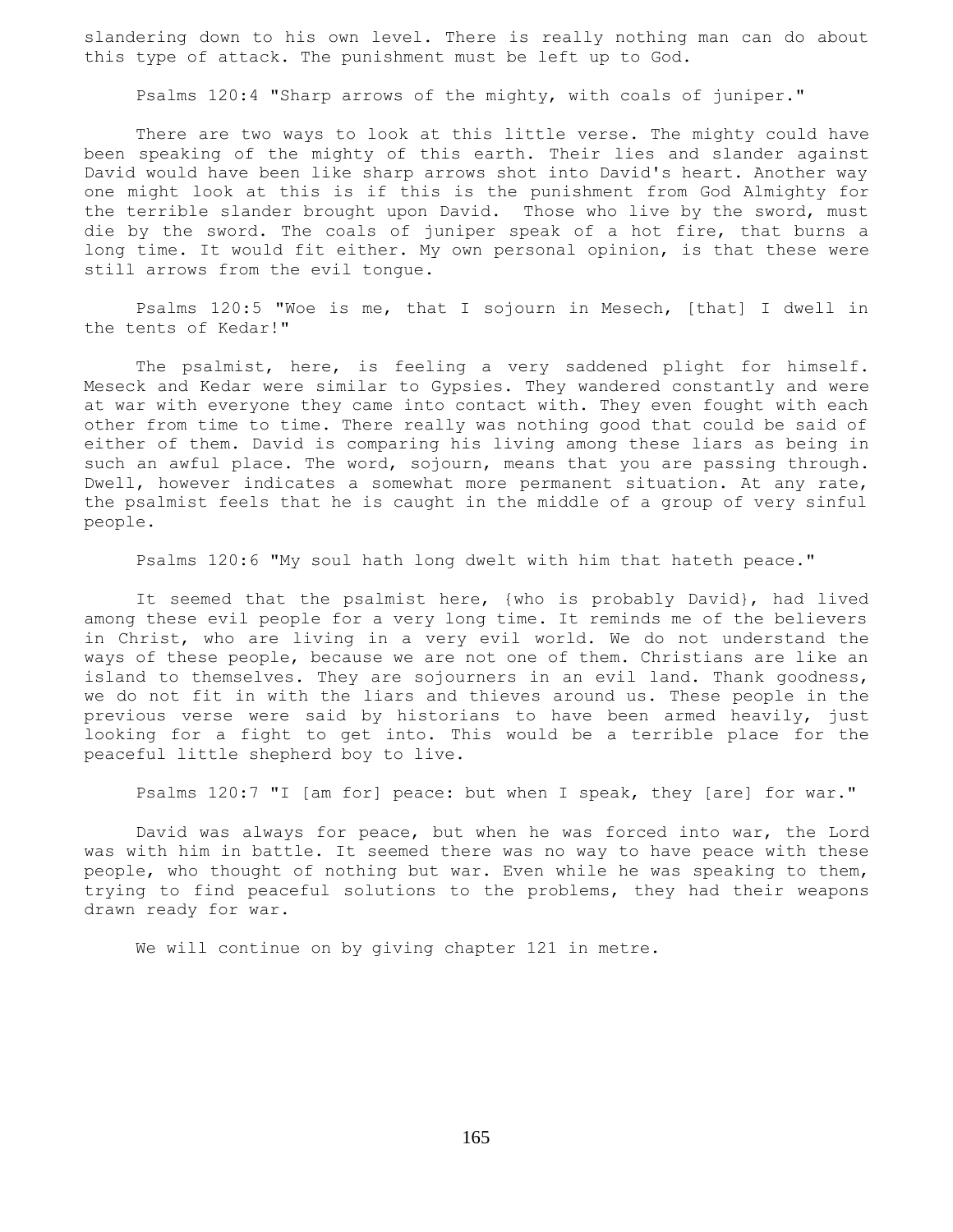slandering down to his own level. There is really nothing man can do about this type of attack. The punishment must be left up to God.

Psalms 120:4 "Sharp arrows of the mighty, with coals of juniper."

There are two ways to look at this little verse. The mighty could have been speaking of the mighty of this earth. Their lies and slander against David would have been like sharp arrows shot into David's heart. Another way one might look at this is if this is the punishment from God Almighty for the terrible slander brought upon David. Those who live by the sword, must die by the sword. The coals of juniper speak of a hot fire, that burns a long time. It would fit either. My own personal opinion, is that these were still arrows from the evil tongue.

Psalms 120:5 "Woe is me, that I sojourn in Mesech, [that] I dwell in the tents of Kedar!"

The psalmist, here, is feeling a very saddened plight for himself. Meseck and Kedar were similar to Gypsies. They wandered constantly and were at war with everyone they came into contact with. They even fought with each other from time to time. There really was nothing good that could be said of either of them. David is comparing his living among these liars as being in such an awful place. The word, sojourn, means that you are passing through. Dwell, however indicates a somewhat more permanent situation. At any rate, the psalmist feels that he is caught in the middle of a group of very sinful people.

Psalms 120:6 "My soul hath long dwelt with him that hateth peace."

It seemed that the psalmist here, {who is probably David}, had lived among these evil people for a very long time. It reminds me of the believers in Christ, who are living in a very evil world. We do not understand the ways of these people, because we are not one of them. Christians are like an island to themselves. They are sojourners in an evil land. Thank goodness, we do not fit in with the liars and thieves around us. These people in the previous verse were said by historians to have been armed heavily, just looking for a fight to get into. This would be a terrible place for the peaceful little shepherd boy to live.

Psalms 120:7 "I [am for] peace: but when I speak, they [are] for war."

David was always for peace, but when he was forced into war, the Lord was with him in battle. It seemed there was no way to have peace with these people, who thought of nothing but war. Even while he was speaking to them, trying to find peaceful solutions to the problems, they had their weapons drawn ready for war.

We will continue on by giving chapter 121 in metre.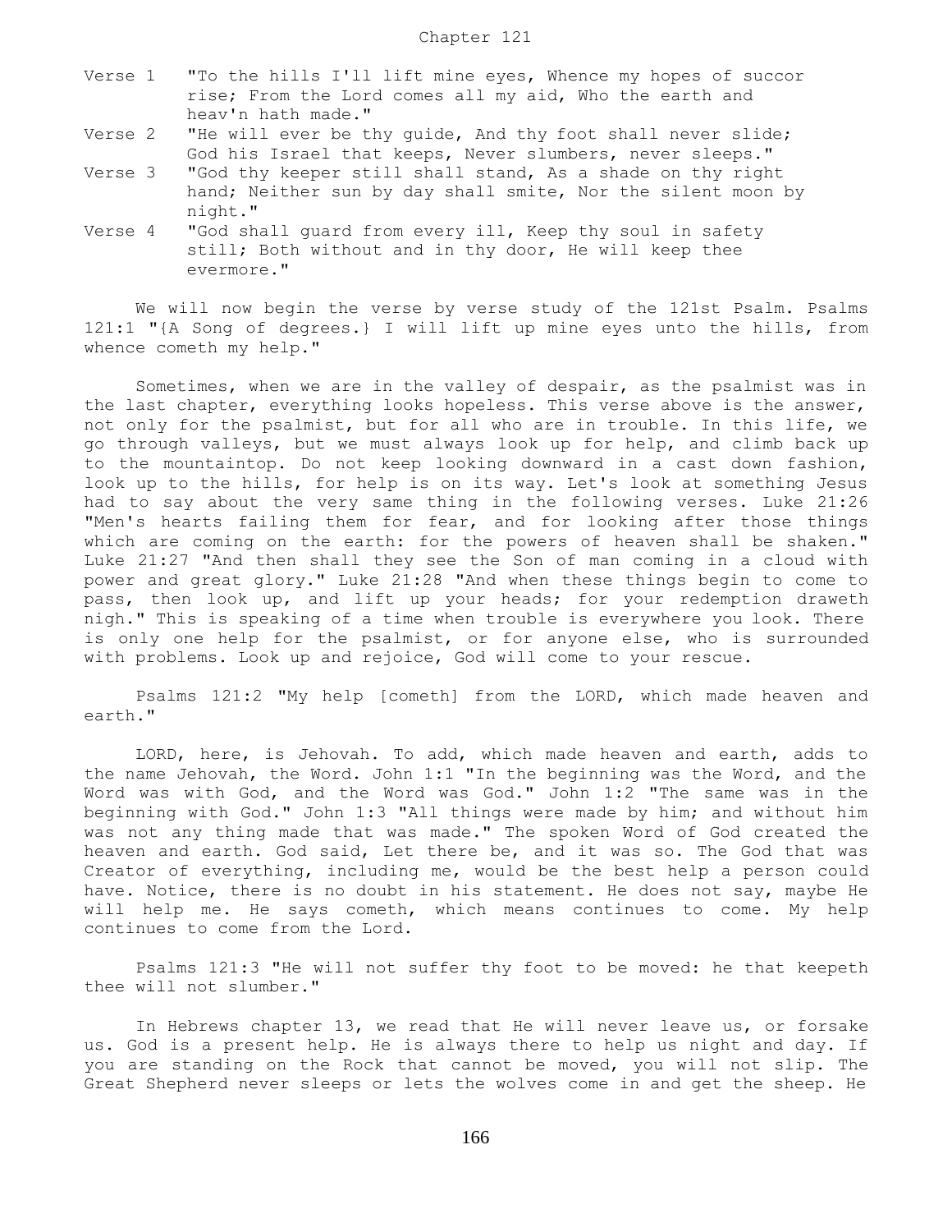## Chapter 121

Verse 1 "To the hills I'll lift mine eyes, Whence my hopes of succor rise; From the Lord comes all my aid, Who the earth and heav'n hath made."

Verse 2 "He will ever be thy guide, And thy foot shall never slide; God his Israel that keeps, Never slumbers, never sleeps."

Verse 3 "God thy keeper still shall stand, As a shade on thy right hand; Neither sun by day shall smite, Nor the silent moon by night."

Verse 4 "God shall guard from every ill, Keep thy soul in safety still; Both without and in thy door, He will keep thee evermore."

We will now begin the verse by verse study of the 121st Psalm. Psalms 121:1 "{A Song of degrees.} I will lift up mine eyes unto the hills, from whence cometh my help."

Sometimes, when we are in the valley of despair, as the psalmist was in the last chapter, everything looks hopeless. This verse above is the answer, not only for the psalmist, but for all who are in trouble. In this life, we go through valleys, but we must always look up for help, and climb back up to the mountaintop. Do not keep looking downward in a cast down fashion, look up to the hills, for help is on its way. Let's look at something Jesus had to say about the very same thing in the following verses. Luke 21:26 "Men's hearts failing them for fear, and for looking after those things which are coming on the earth: for the powers of heaven shall be shaken." Luke 21:27 "And then shall they see the Son of man coming in a cloud with power and great glory." Luke 21:28 "And when these things begin to come to pass, then look up, and lift up your heads; for your redemption draweth nigh." This is speaking of a time when trouble is everywhere you look. There is only one help for the psalmist, or for anyone else, who is surrounded with problems. Look up and rejoice, God will come to your rescue.

Psalms 121:2 "My help [cometh] from the LORD, which made heaven and earth."

LORD, here, is Jehovah. To add, which made heaven and earth, adds to the name Jehovah, the Word. John 1:1 "In the beginning was the Word, and the Word was with God, and the Word was God." John 1:2 "The same was in the beginning with God." John 1:3 "All things were made by him; and without him was not any thing made that was made." The spoken Word of God created the heaven and earth. God said, Let there be, and it was so. The God that was Creator of everything, including me, would be the best help a person could have. Notice, there is no doubt in his statement. He does not say, maybe He will help me. He says cometh, which means continues to come. My help continues to come from the Lord.

Psalms 121:3 "He will not suffer thy foot to be moved: he that keepeth thee will not slumber."

In Hebrews chapter 13, we read that He will never leave us, or forsake us. God is a present help. He is always there to help us night and day. If you are standing on the Rock that cannot be moved, you will not slip. The Great Shepherd never sleeps or lets the wolves come in and get the sheep. He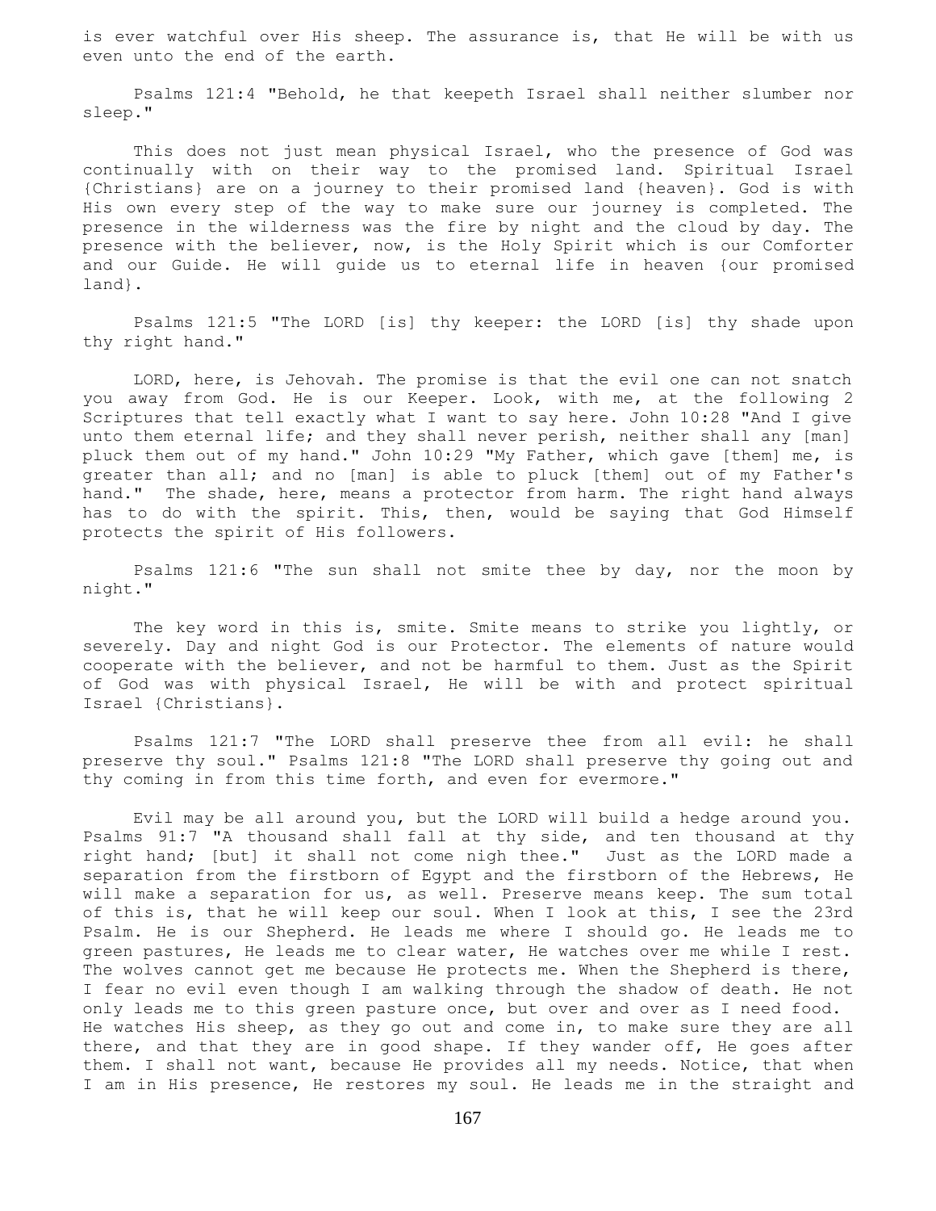is ever watchful over His sheep. The assurance is, that He will be with us even unto the end of the earth.

Psalms 121:4 "Behold, he that keepeth Israel shall neither slumber nor sleep."

This does not just mean physical Israel, who the presence of God was continually with on their way to the promised land. Spiritual Israel {Christians} are on a journey to their promised land {heaven}. God is with His own every step of the way to make sure our journey is completed. The presence in the wilderness was the fire by night and the cloud by day. The presence with the believer, now, is the Holy Spirit which is our Comforter and our Guide. He will guide us to eternal life in heaven {our promised land}.

Psalms 121:5 "The LORD [is] thy keeper: the LORD [is] thy shade upon thy right hand."

LORD, here, is Jehovah. The promise is that the evil one can not snatch you away from God. He is our Keeper. Look, with me, at the following 2 Scriptures that tell exactly what I want to say here. John 10:28 "And I give unto them eternal life; and they shall never perish, neither shall any [man] pluck them out of my hand." John 10:29 "My Father, which gave [them] me, is greater than all; and no [man] is able to pluck [them] out of my Father's hand." The shade, here, means a protector from harm. The right hand always has to do with the spirit. This, then, would be saying that God Himself protects the spirit of His followers.

Psalms 121:6 "The sun shall not smite thee by day, nor the moon by night."

The key word in this is, smite. Smite means to strike you lightly, or severely. Day and night God is our Protector. The elements of nature would cooperate with the believer, and not be harmful to them. Just as the Spirit of God was with physical Israel, He will be with and protect spiritual Israel {Christians}.

Psalms 121:7 "The LORD shall preserve thee from all evil: he shall preserve thy soul." Psalms 121:8 "The LORD shall preserve thy going out and thy coming in from this time forth, and even for evermore."

Evil may be all around you, but the LORD will build a hedge around you. Psalms 91:7 "A thousand shall fall at thy side, and ten thousand at thy right hand; [but] it shall not come nigh thee." Just as the LORD made a separation from the firstborn of Egypt and the firstborn of the Hebrews, He will make a separation for us, as well. Preserve means keep. The sum total of this is, that he will keep our soul. When I look at this, I see the 23rd Psalm. He is our Shepherd. He leads me where I should go. He leads me to green pastures, He leads me to clear water, He watches over me while I rest. The wolves cannot get me because He protects me. When the Shepherd is there, I fear no evil even though I am walking through the shadow of death. He not only leads me to this green pasture once, but over and over as I need food. He watches His sheep, as they go out and come in, to make sure they are all there, and that they are in good shape. If they wander off, He goes after them. I shall not want, because He provides all my needs. Notice, that when I am in His presence, He restores my soul. He leads me in the straight and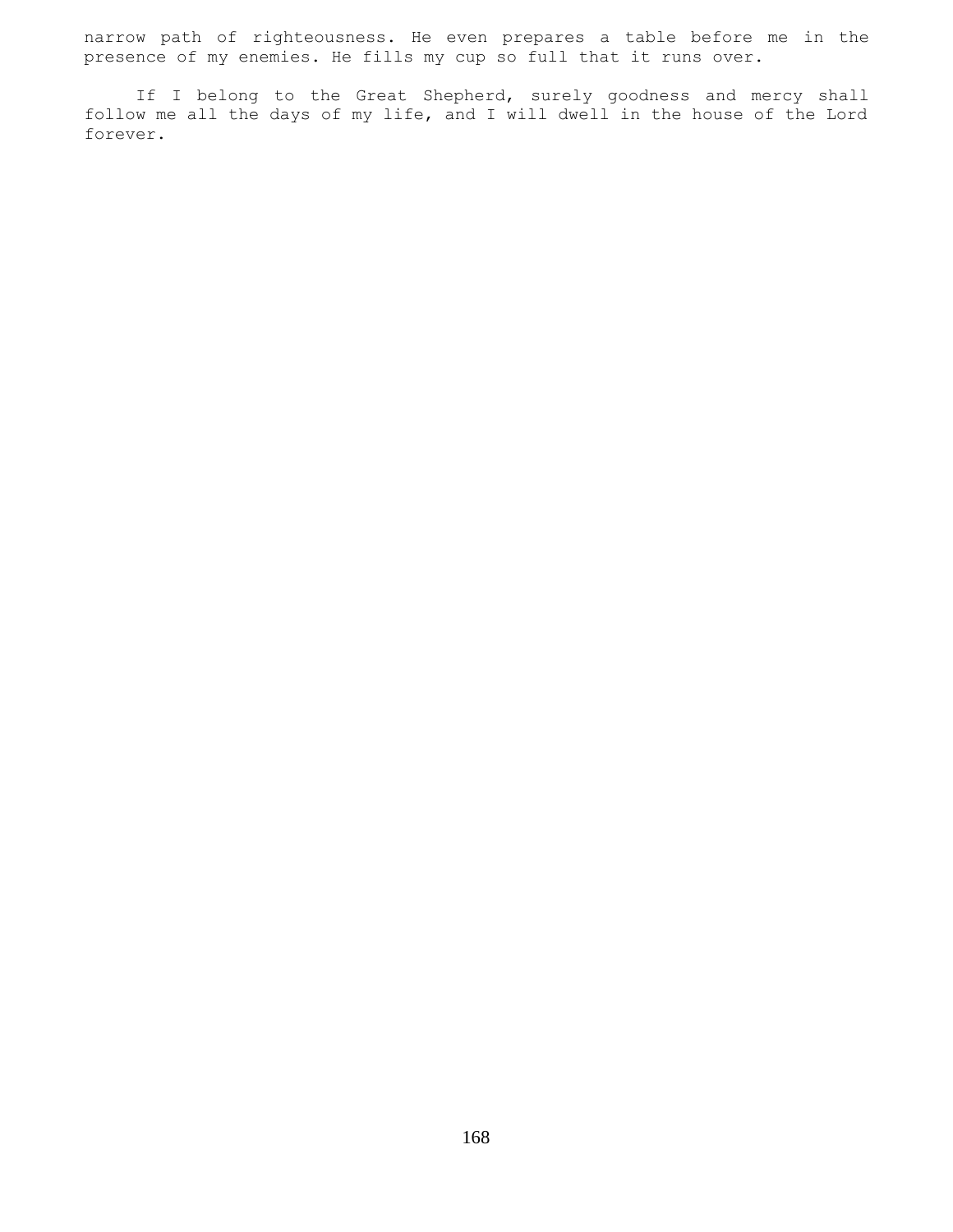narrow path of righteousness. He even prepares a table before me in the presence of my enemies. He fills my cup so full that it runs over.

If I belong to the Great Shepherd, surely goodness and mercy shall follow me all the days of my life, and I will dwell in the house of the Lord forever.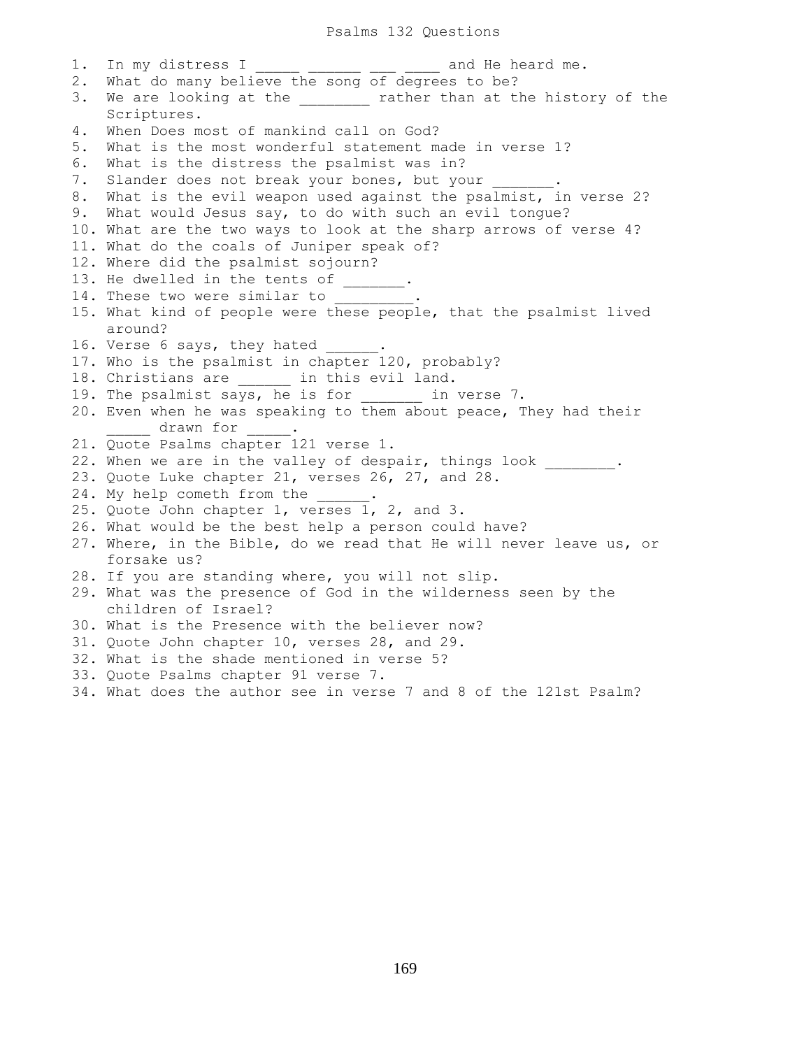# Psalms 132 Questions

1. In my distress I _____ ______ ___ ____ and He heard me.
2. What do many believe the song of degrees to be?
3. We are looking at the ________ rather than at the history of the Scriptures.
4. When Does most of mankind call on God?
5. What is the most wonderful statement made in verse 1?
6. What is the distress the psalmist was in?
7. Slander does not break your bones, but your _______.
8. What is the evil weapon used against the psalmist, in verse 2?
9. What would Jesus say, to do with such an evil tongue?
10. What are the two ways to look at the sharp arrows of verse 4?
11. What do the coals of Juniper speak of?
12. Where did the psalmist sojourn?
13. He dwelled in the tents of _______.
14. These two were similar to _________.
15. What kind of people were these people, that the psalmist lived around?
16. Verse 6 says, they hated ______.
17. Who is the psalmist in chapter 120, probably?
18. Christians are ______ in this evil land.
19. The psalmist says, he is for _______ in verse 7.
20. Even when he was speaking to them about peace, They had their _____ drawn for _____.
21. Quote Psalms chapter 121 verse 1.
22. When we are in the valley of despair, things look ________.
23. Quote Luke chapter 21, verses 26, 27, and 28.
24. My help cometh from the ______.
25. Quote John chapter 1, verses 1, 2, and 3.
26. What would be the best help a person could have?
27. Where, in the Bible, do we read that He will never leave us, or forsake us?
28. If you are standing where, you will not slip.
29. What was the presence of God in the wilderness seen by the children of Israel?
30. What is the Presence with the believer now?
31. Quote John chapter 10, verses 28, and 29.
32. What is the shade mentioned in verse 5?
33. Quote Psalms chapter 91 verse 7.
34. What does the author see in verse 7 and 8 of the 121st Psalm?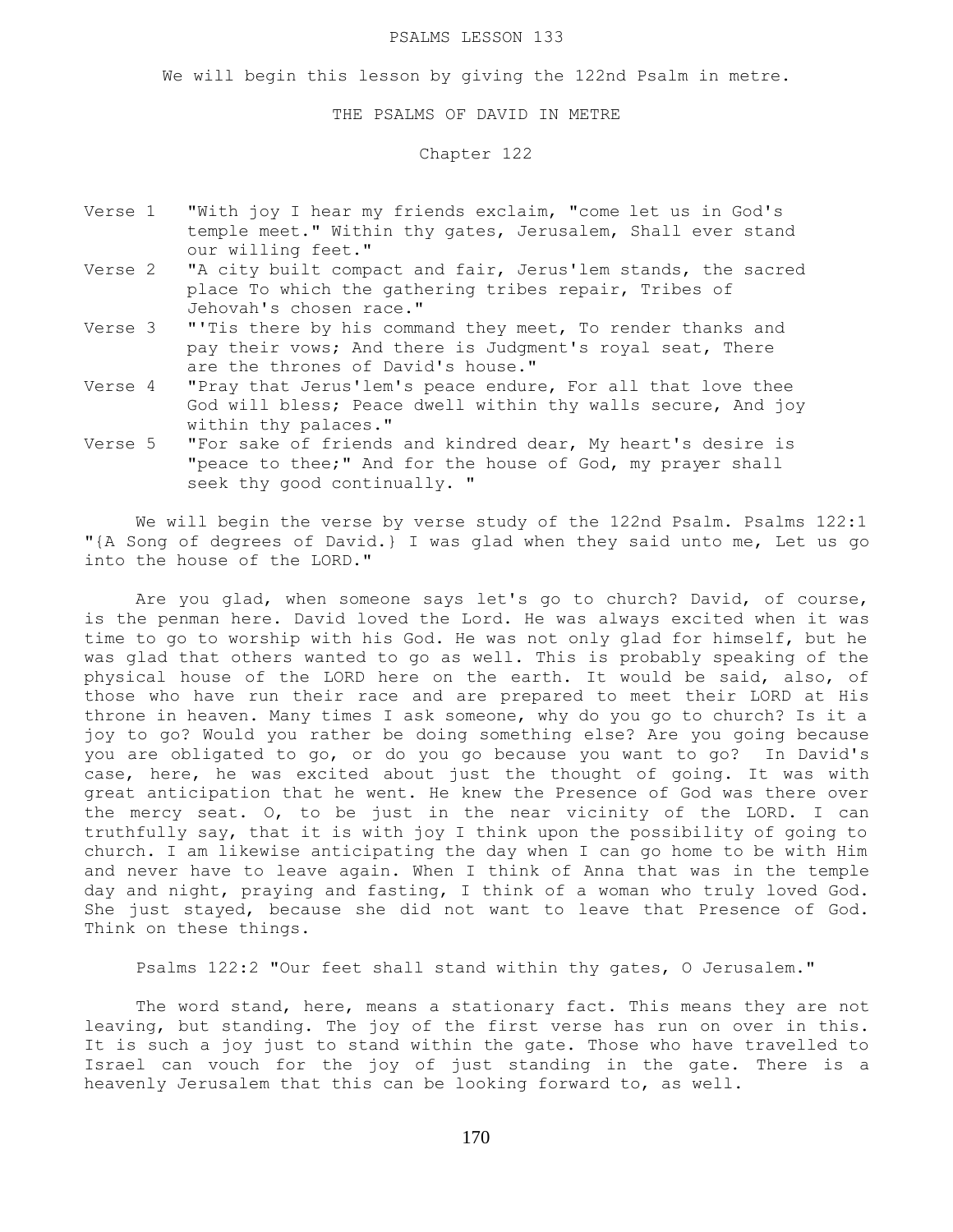# PSALMS LESSON 133

We will begin this lesson by giving the 122nd Psalm in metre.

## THE PSALMS OF DAVID IN METRE

### Chapter 122

Verse 1 "With joy I hear my friends exclaim, "come let us in God's temple meet." Within thy gates, Jerusalem, Shall ever stand our willing feet."

Verse 2 "A city built compact and fair, Jerus'lem stands, the sacred place To which the gathering tribes repair, Tribes of Jehovah's chosen race."

Verse 3 "'Tis there by his command they meet, To render thanks and pay their vows; And there is Judgment's royal seat, There are the thrones of David's house."

Verse 4 "Pray that Jerus'lem's peace endure, For all that love thee God will bless; Peace dwell within thy walls secure, And joy within thy palaces."

Verse 5 "For sake of friends and kindred dear, My heart's desire is "peace to thee;" And for the house of God, my prayer shall seek thy good continually. "

We will begin the verse by verse study of the 122nd Psalm. Psalms 122:1 "{A Song of degrees of David.} I was glad when they said unto me, Let us go into the house of the LORD."

Are you glad, when someone says let's go to church? David, of course, is the penman here. David loved the Lord. He was always excited when it was time to go to worship with his God. He was not only glad for himself, but he was glad that others wanted to go as well. This is probably speaking of the physical house of the LORD here on the earth. It would be said, also, of those who have run their race and are prepared to meet their LORD at His throne in heaven. Many times I ask someone, why do you go to church? Is it a joy to go? Would you rather be doing something else? Are you going because you are obligated to go, or do you go because you want to go? In David's case, here, he was excited about just the thought of going. It was with great anticipation that he went. He knew the Presence of God was there over the mercy seat. O, to be just in the near vicinity of the LORD. I can truthfully say, that it is with joy I think upon the possibility of going to church. I am likewise anticipating the day when I can go home to be with Him and never have to leave again. When I think of Anna that was in the temple day and night, praying and fasting, I think of a woman who truly loved God. She just stayed, because she did not want to leave that Presence of God. Think on these things.

Psalms 122:2 "Our feet shall stand within thy gates, O Jerusalem."

The word stand, here, means a stationary fact. This means they are not leaving, but standing. The joy of the first verse has run on over in this. It is such a joy just to stand within the gate. Those who have travelled to Israel can vouch for the joy of just standing in the gate. There is a heavenly Jerusalem that this can be looking forward to, as well.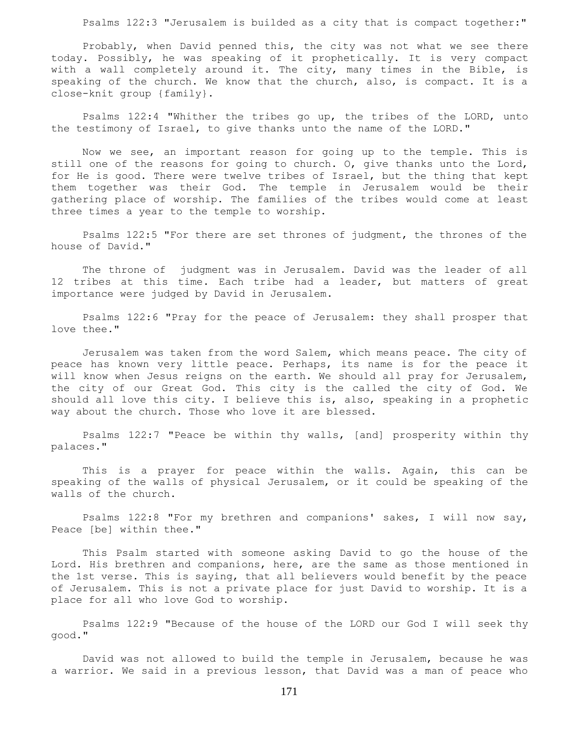Psalms 122:3 "Jerusalem is builded as a city that is compact together:"

Probably, when David penned this, the city was not what we see there today. Possibly, he was speaking of it prophetically. It is very compact with a wall completely around it. The city, many times in the Bible, is speaking of the church. We know that the church, also, is compact. It is a close-knit group {family}.

Psalms 122:4 "Whither the tribes go up, the tribes of the LORD, unto the testimony of Israel, to give thanks unto the name of the LORD."

Now we see, an important reason for going up to the temple. This is still one of the reasons for going to church. O, give thanks unto the Lord, for He is good. There were twelve tribes of Israel, but the thing that kept them together was their God. The temple in Jerusalem would be their gathering place of worship. The families of the tribes would come at least three times a year to the temple to worship.

Psalms 122:5 "For there are set thrones of judgment, the thrones of the house of David."

The throne of judgment was in Jerusalem. David was the leader of all 12 tribes at this time. Each tribe had a leader, but matters of great importance were judged by David in Jerusalem.

Psalms 122:6 "Pray for the peace of Jerusalem: they shall prosper that love thee."

Jerusalem was taken from the word Salem, which means peace. The city of peace has known very little peace. Perhaps, its name is for the peace it will know when Jesus reigns on the earth. We should all pray for Jerusalem, the city of our Great God. This city is the called the city of God. We should all love this city. I believe this is, also, speaking in a prophetic way about the church. Those who love it are blessed.

Psalms 122:7 "Peace be within thy walls, [and] prosperity within thy palaces."

This is a prayer for peace within the walls. Again, this can be speaking of the walls of physical Jerusalem, or it could be speaking of the walls of the church.

Psalms 122:8 "For my brethren and companions' sakes, I will now say, Peace [be] within thee."

This Psalm started with someone asking David to go the house of the Lord. His brethren and companions, here, are the same as those mentioned in the 1st verse. This is saying, that all believers would benefit by the peace of Jerusalem. This is not a private place for just David to worship. It is a place for all who love God to worship.

Psalms 122:9 "Because of the house of the LORD our God I will seek thy good."

David was not allowed to build the temple in Jerusalem, because he was a warrior. We said in a previous lesson, that David was a man of peace who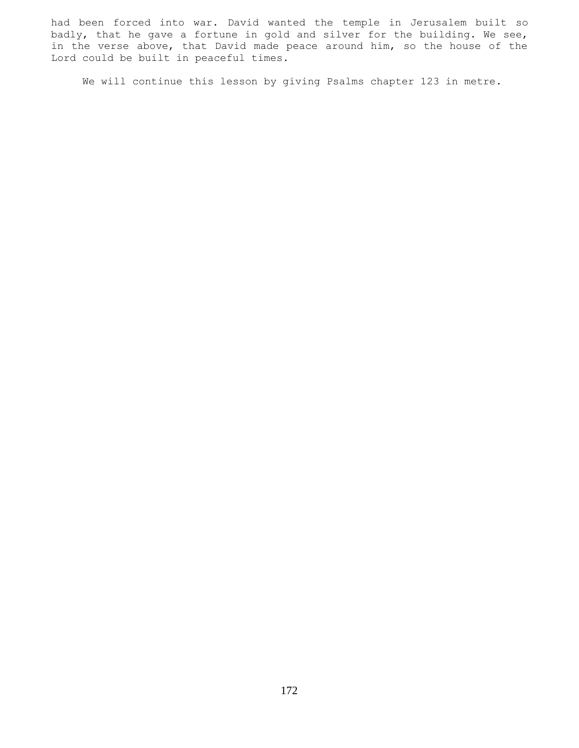had been forced into war. David wanted the temple in Jerusalem built so badly, that he gave a fortune in gold and silver for the building. We see, in the verse above, that David made peace around him, so the house of the Lord could be built in peaceful times.

We will continue this lesson by giving Psalms chapter 123 in metre.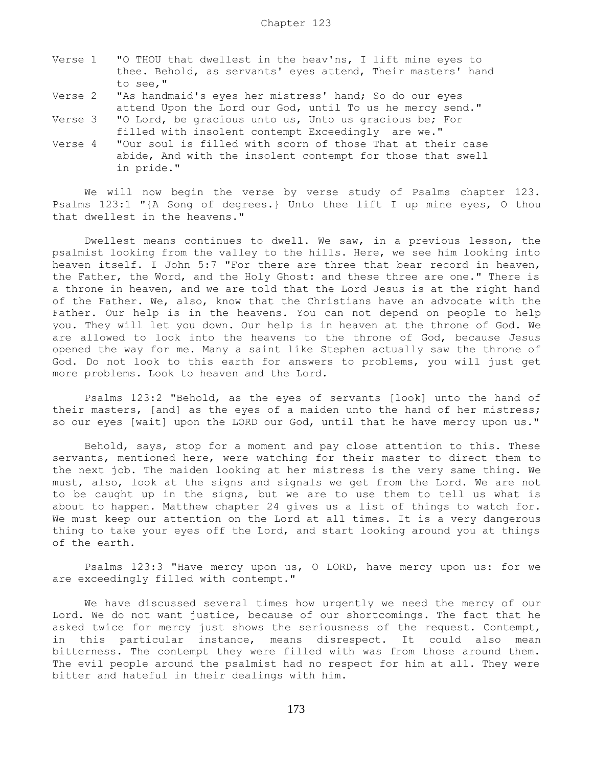Chapter 123

Verse 1 "O THOU that dwellest in the heav'ns, I lift mine eyes to thee. Behold, as servants' eyes attend, Their masters' hand to see,"

Verse 2 "As handmaid's eyes her mistress' hand; So do our eyes attend Upon the Lord our God, until To us he mercy send."

Verse 3 "O Lord, be gracious unto us, Unto us gracious be; For filled with insolent contempt Exceedingly are we."

Verse 4 "Our soul is filled with scorn of those That at their case abide, And with the insolent contempt for those that swell in pride."

We will now begin the verse by verse study of Psalms chapter 123. Psalms 123:1 "{A Song of degrees.} Unto thee lift I up mine eyes, O thou that dwellest in the heavens."

Dwellest means continues to dwell. We saw, in a previous lesson, the psalmist looking from the valley to the hills. Here, we see him looking into heaven itself. I John 5:7 "For there are three that bear record in heaven, the Father, the Word, and the Holy Ghost: and these three are one." There is a throne in heaven, and we are told that the Lord Jesus is at the right hand of the Father. We, also, know that the Christians have an advocate with the Father. Our help is in the heavens. You can not depend on people to help you. They will let you down. Our help is in heaven at the throne of God. We are allowed to look into the heavens to the throne of God, because Jesus opened the way for me. Many a saint like Stephen actually saw the throne of God. Do not look to this earth for answers to problems, you will just get more problems. Look to heaven and the Lord.

Psalms 123:2 "Behold, as the eyes of servants [look] unto the hand of their masters, [and] as the eyes of a maiden unto the hand of her mistress; so our eyes [wait] upon the LORD our God, until that he have mercy upon us."

Behold, says, stop for a moment and pay close attention to this. These servants, mentioned here, were watching for their master to direct them to the next job. The maiden looking at her mistress is the very same thing. We must, also, look at the signs and signals we get from the Lord. We are not to be caught up in the signs, but we are to use them to tell us what is about to happen. Matthew chapter 24 gives us a list of things to watch for. We must keep our attention on the Lord at all times. It is a very dangerous thing to take your eyes off the Lord, and start looking around you at things of the earth.

Psalms 123:3 "Have mercy upon us, O LORD, have mercy upon us: for we are exceedingly filled with contempt."

We have discussed several times how urgently we need the mercy of our Lord. We do not want justice, because of our shortcomings. The fact that he asked twice for mercy just shows the seriousness of the request. Contempt, in this particular instance, means disrespect. It could also mean bitterness. The contempt they were filled with was from those around them. The evil people around the psalmist had no respect for him at all. They were bitter and hateful in their dealings with him.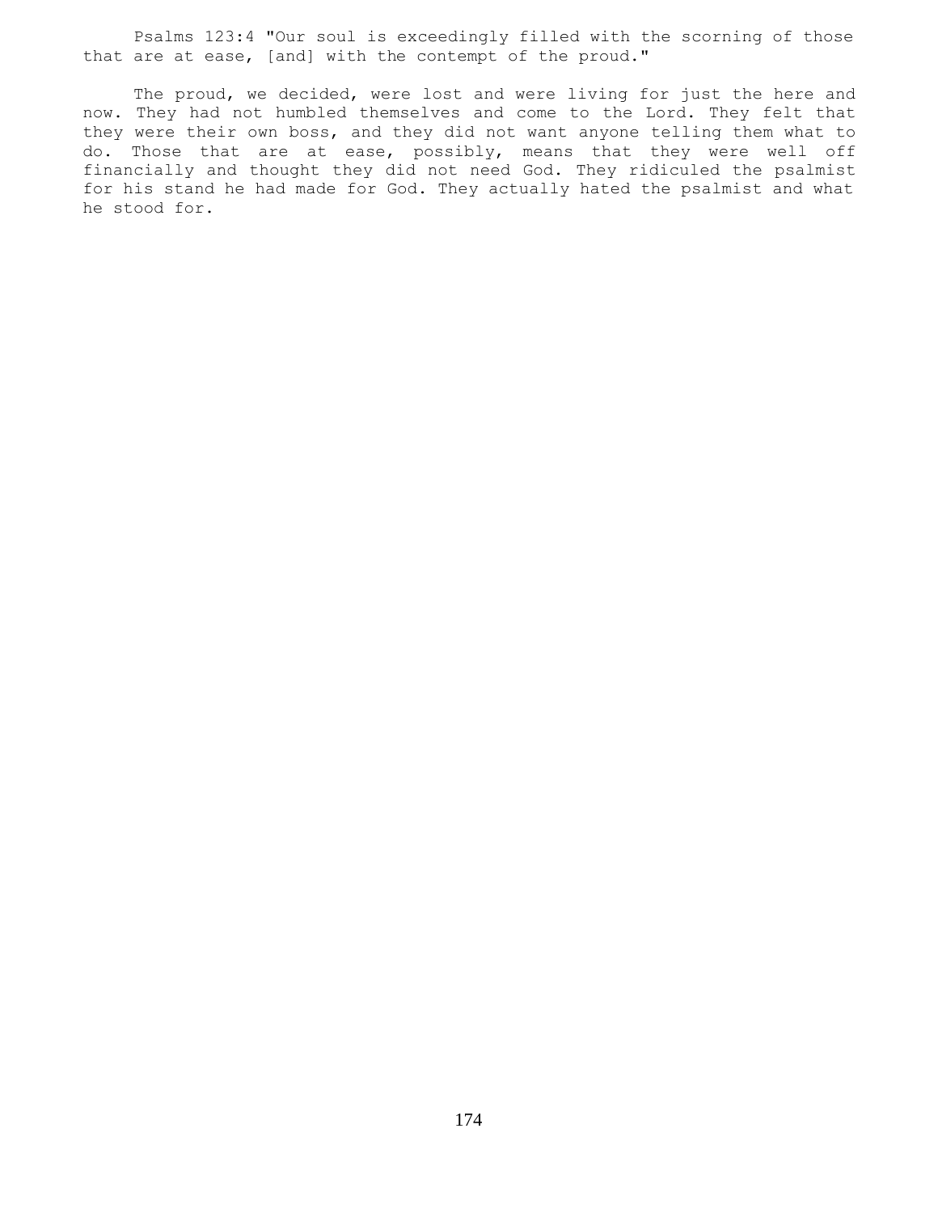Psalms 123:4 "Our soul is exceedingly filled with the scorning of those that are at ease, [and] with the contempt of the proud."

The proud, we decided, were lost and were living for just the here and now. They had not humbled themselves and come to the Lord. They felt that they were their own boss, and they did not want anyone telling them what to do. Those that are at ease, possibly, means that they were well off financially and thought they did not need God. They ridiculed the psalmist for his stand he had made for God. They actually hated the psalmist and what he stood for.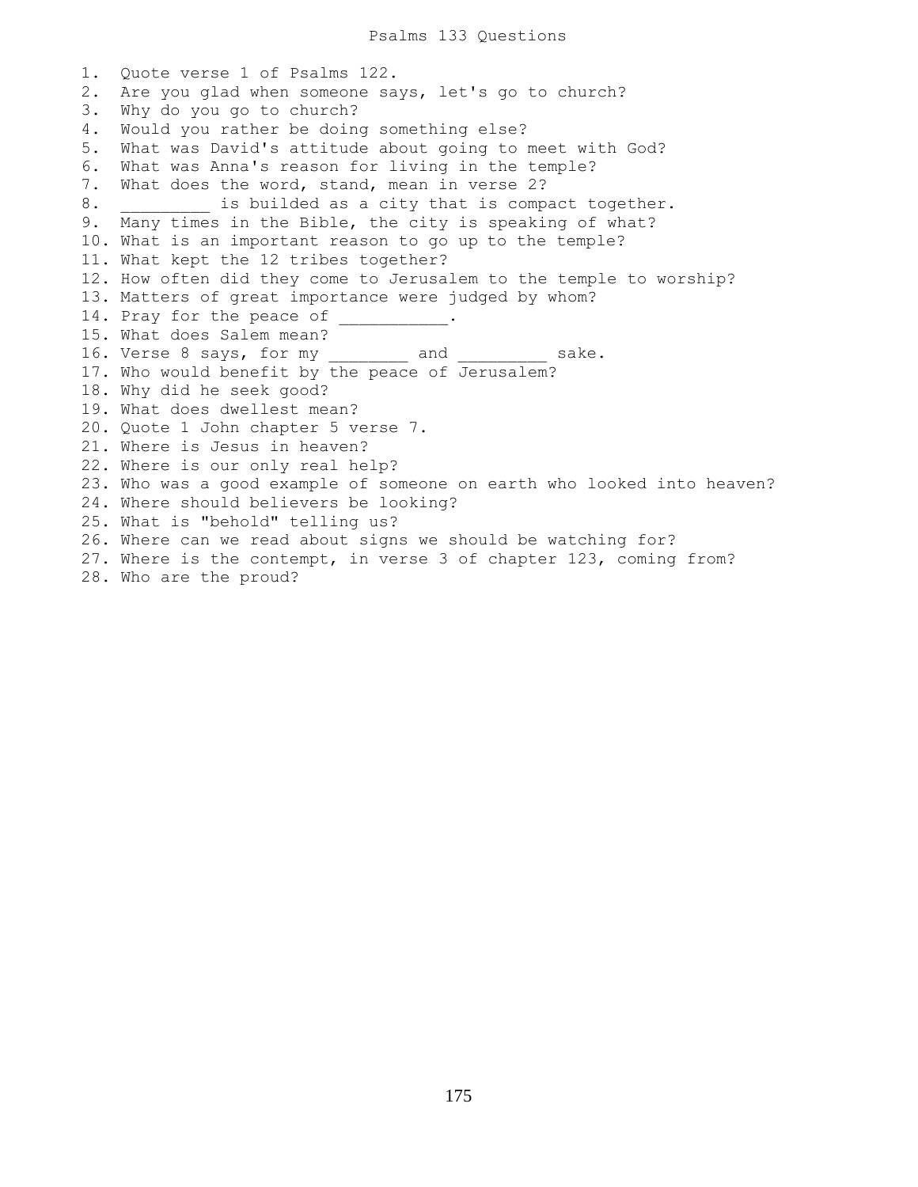# Psalms 133 Questions

1. Quote verse 1 of Psalms 122.
2. Are you glad when someone says, let's go to church?
3. Why do you go to church?
4. Would you rather be doing something else?
5. What was David's attitude about going to meet with God?
6. What was Anna's reason for living in the temple?
7. What does the word, stand, mean in verse 2?
8. _________ is builded as a city that is compact together.
9. Many times in the Bible, the city is speaking of what?
10. What is an important reason to go up to the temple?
11. What kept the 12 tribes together?
12. How often did they come to Jerusalem to the temple to worship?
13. Matters of great importance were judged by whom?
14. Pray for the peace of ___________.
15. What does Salem mean?
16. Verse 8 says, for my ________ and _________ sake.
17. Who would benefit by the peace of Jerusalem?
18. Why did he seek good?
19. What does dwellest mean?
20. Quote 1 John chapter 5 verse 7.
21. Where is Jesus in heaven?
22. Where is our only real help?
23. Who was a good example of someone on earth who looked into heaven?
24. Where should believers be looking?
25. What is "behold" telling us?
26. Where can we read about signs we should be watching for?
27. Where is the contempt, in verse 3 of chapter 123, coming from?
28. Who are the proud?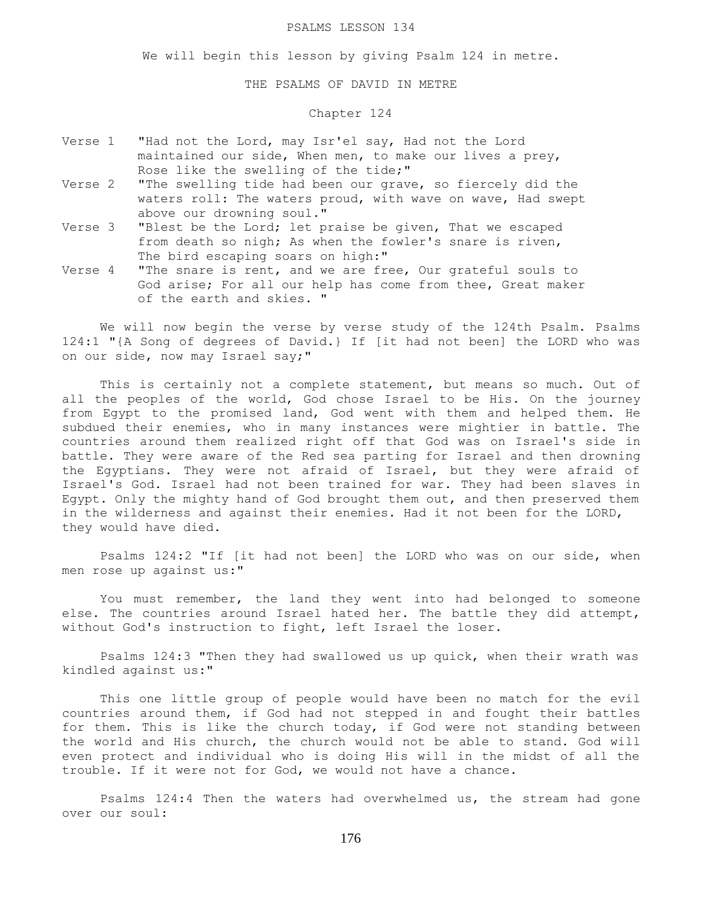# PSALMS LESSON 134

We will begin this lesson by giving Psalm 124 in metre.

## THE PSALMS OF DAVID IN METRE

### Chapter 124

Verse 1 "Had not the Lord, may Isr'el say, Had not the Lord maintained our side, When men, to make our lives a prey, Rose like the swelling of the tide;"

Verse 2 "The swelling tide had been our grave, so fiercely did the waters roll: The waters proud, with wave on wave, Had swept above our drowning soul."

Verse 3 "Blest be the Lord; let praise be given, That we escaped from death so nigh; As when the fowler's snare is riven, The bird escaping soars on high:"

Verse 4 "The snare is rent, and we are free, Our grateful souls to God arise; For all our help has come from thee, Great maker of the earth and skies. "

We will now begin the verse by verse study of the 124th Psalm. Psalms 124:1 "{A Song of degrees of David.} If [it had not been] the LORD who was on our side, now may Israel say;"

This is certainly not a complete statement, but means so much. Out of all the peoples of the world, God chose Israel to be His. On the journey from Egypt to the promised land, God went with them and helped them. He subdued their enemies, who in many instances were mightier in battle. The countries around them realized right off that God was on Israel's side in battle. They were aware of the Red sea parting for Israel and then drowning the Egyptians. They were not afraid of Israel, but they were afraid of Israel's God. Israel had not been trained for war. They had been slaves in Egypt. Only the mighty hand of God brought them out, and then preserved them in the wilderness and against their enemies. Had it not been for the LORD, they would have died.

Psalms 124:2 "If [it had not been] the LORD who was on our side, when men rose up against us:"

You must remember, the land they went into had belonged to someone else. The countries around Israel hated her. The battle they did attempt, without God's instruction to fight, left Israel the loser.

Psalms 124:3 "Then they had swallowed us up quick, when their wrath was kindled against us:"

This one little group of people would have been no match for the evil countries around them, if God had not stepped in and fought their battles for them. This is like the church today, if God were not standing between the world and His church, the church would not be able to stand. God will even protect and individual who is doing His will in the midst of all the trouble. If it were not for God, we would not have a chance.

Psalms 124:4 Then the waters had overwhelmed us, the stream had gone over our soul: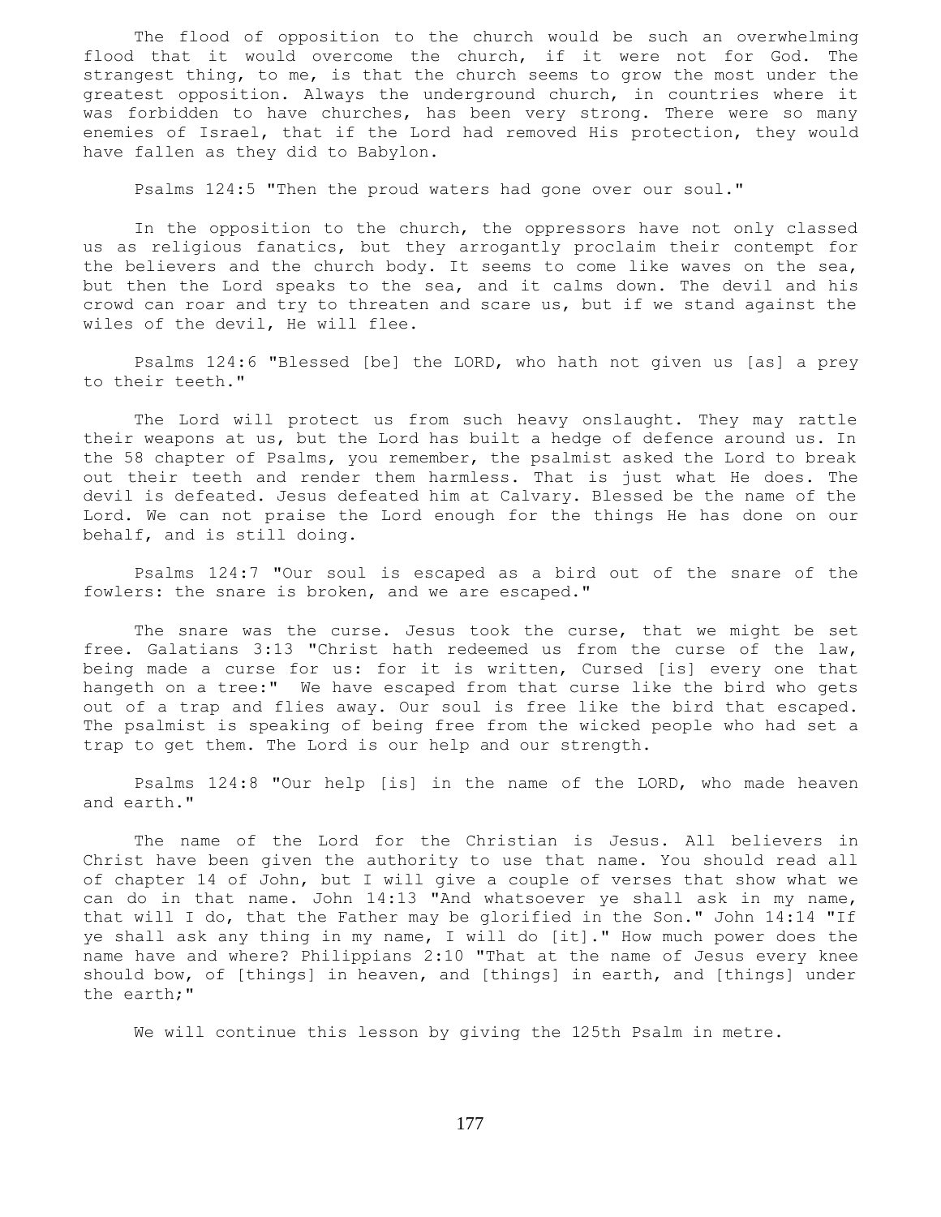The flood of opposition to the church would be such an overwhelming flood that it would overcome the church, if it were not for God. The strangest thing, to me, is that the church seems to grow the most under the greatest opposition. Always the underground church, in countries where it was forbidden to have churches, has been very strong. There were so many enemies of Israel, that if the Lord had removed His protection, they would have fallen as they did to Babylon.

Psalms 124:5 "Then the proud waters had gone over our soul."

In the opposition to the church, the oppressors have not only classed us as religious fanatics, but they arrogantly proclaim their contempt for the believers and the church body. It seems to come like waves on the sea, but then the Lord speaks to the sea, and it calms down. The devil and his crowd can roar and try to threaten and scare us, but if we stand against the wiles of the devil, He will flee.

Psalms 124:6 "Blessed [be] the LORD, who hath not given us [as] a prey to their teeth."

The Lord will protect us from such heavy onslaught. They may rattle their weapons at us, but the Lord has built a hedge of defence around us. In the 58 chapter of Psalms, you remember, the psalmist asked the Lord to break out their teeth and render them harmless. That is just what He does. The devil is defeated. Jesus defeated him at Calvary. Blessed be the name of the Lord. We can not praise the Lord enough for the things He has done on our behalf, and is still doing.

Psalms 124:7 "Our soul is escaped as a bird out of the snare of the fowlers: the snare is broken, and we are escaped."

The snare was the curse. Jesus took the curse, that we might be set free. Galatians 3:13 "Christ hath redeemed us from the curse of the law, being made a curse for us: for it is written, Cursed [is] every one that hangeth on a tree:" We have escaped from that curse like the bird who gets out of a trap and flies away. Our soul is free like the bird that escaped. The psalmist is speaking of being free from the wicked people who had set a trap to get them. The Lord is our help and our strength.

Psalms 124:8 "Our help [is] in the name of the LORD, who made heaven and earth."

The name of the Lord for the Christian is Jesus. All believers in Christ have been given the authority to use that name. You should read all of chapter 14 of John, but I will give a couple of verses that show what we can do in that name. John 14:13 "And whatsoever ye shall ask in my name, that will I do, that the Father may be glorified in the Son." John 14:14 "If ye shall ask any thing in my name, I will do [it]." How much power does the name have and where? Philippians 2:10 "That at the name of Jesus every knee should bow, of [things] in heaven, and [things] in earth, and [things] under the earth;"

We will continue this lesson by giving the 125th Psalm in metre.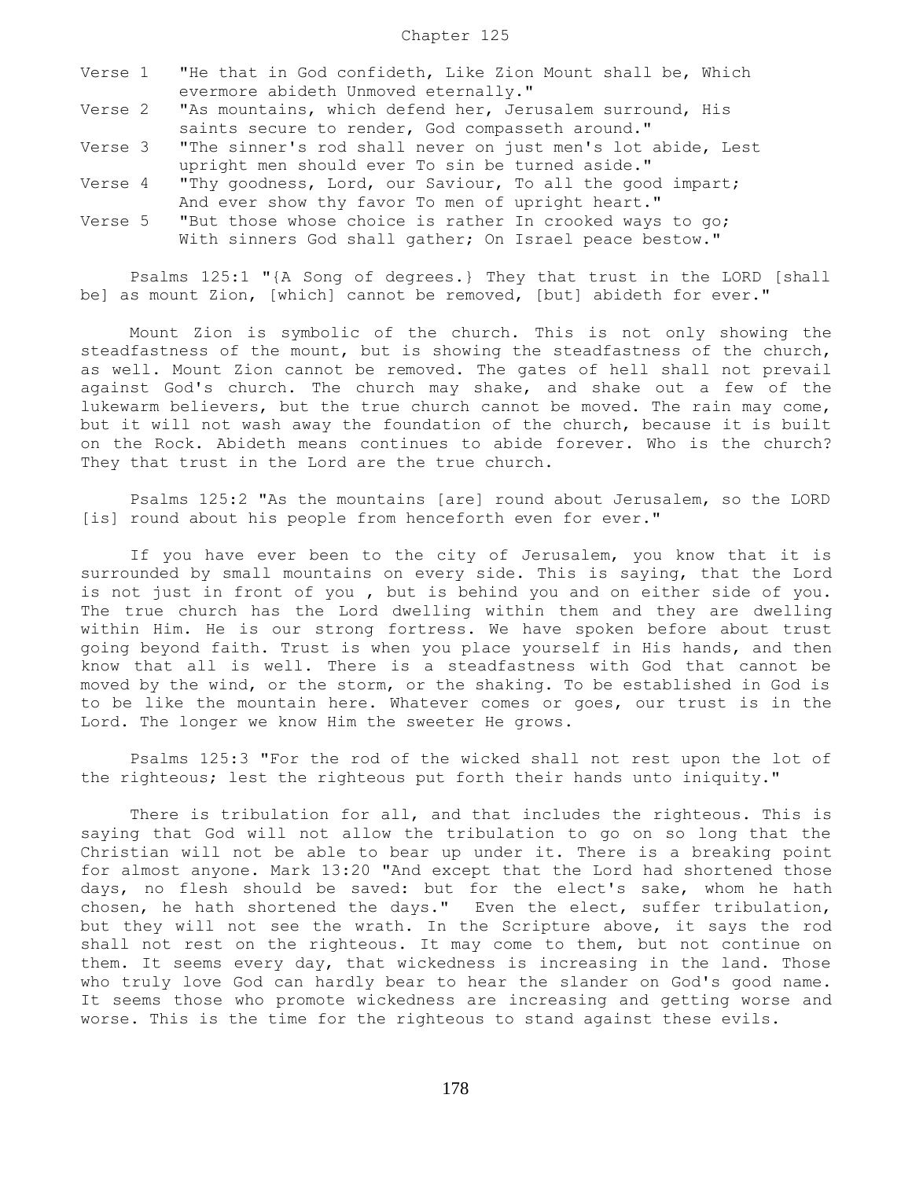## Chapter 125

| | |
|---|---|
| Verse 1 | "He that in God confideth, Like Zion Mount shall be, Which evermore abideth Unmoved eternally." |
| Verse 2 | "As mountains, which defend her, Jerusalem surround, His saints secure to render, God compasseth around." |
| Verse 3 | "The sinner's rod shall never on just men's lot abide, Lest upright men should ever To sin be turned aside." |
| Verse 4 | "Thy goodness, Lord, our Saviour, To all the good impart; And ever show thy favor To men of upright heart." |
| Verse 5 | "But those whose choice is rather In crooked ways to go; With sinners God shall gather; On Israel peace bestow." |

Psalms 125:1 "{A Song of degrees.} They that trust in the LORD [shall be] as mount Zion, [which] cannot be removed, [but] abideth for ever."

Mount Zion is symbolic of the church. This is not only showing the steadfastness of the mount, but is showing the steadfastness of the church, as well. Mount Zion cannot be removed. The gates of hell shall not prevail against God's church. The church may shake, and shake out a few of the lukewarm believers, but the true church cannot be moved. The rain may come, but it will not wash away the foundation of the church, because it is built on the Rock. Abideth means continues to abide forever. Who is the church? They that trust in the Lord are the true church.

Psalms 125:2 "As the mountains [are] round about Jerusalem, so the LORD [is] round about his people from henceforth even for ever."

If you have ever been to the city of Jerusalem, you know that it is surrounded by small mountains on every side. This is saying, that the Lord is not just in front of you , but is behind you and on either side of you. The true church has the Lord dwelling within them and they are dwelling within Him. He is our strong fortress. We have spoken before about trust going beyond faith. Trust is when you place yourself in His hands, and then know that all is well. There is a steadfastness with God that cannot be moved by the wind, or the storm, or the shaking. To be established in God is to be like the mountain here. Whatever comes or goes, our trust is in the Lord. The longer we know Him the sweeter He grows.

Psalms 125:3 "For the rod of the wicked shall not rest upon the lot of the righteous; lest the righteous put forth their hands unto iniquity."

There is tribulation for all, and that includes the righteous. This is saying that God will not allow the tribulation to go on so long that the Christian will not be able to bear up under it. There is a breaking point for almost anyone. Mark 13:20 "And except that the Lord had shortened those days, no flesh should be saved: but for the elect's sake, whom he hath chosen, he hath shortened the days." Even the elect, suffer tribulation, but they will not see the wrath. In the Scripture above, it says the rod shall not rest on the righteous. It may come to them, but not continue on them. It seems every day, that wickedness is increasing in the land. Those who truly love God can hardly bear to hear the slander on God's good name. It seems those who promote wickedness are increasing and getting worse and worse. This is the time for the righteous to stand against these evils.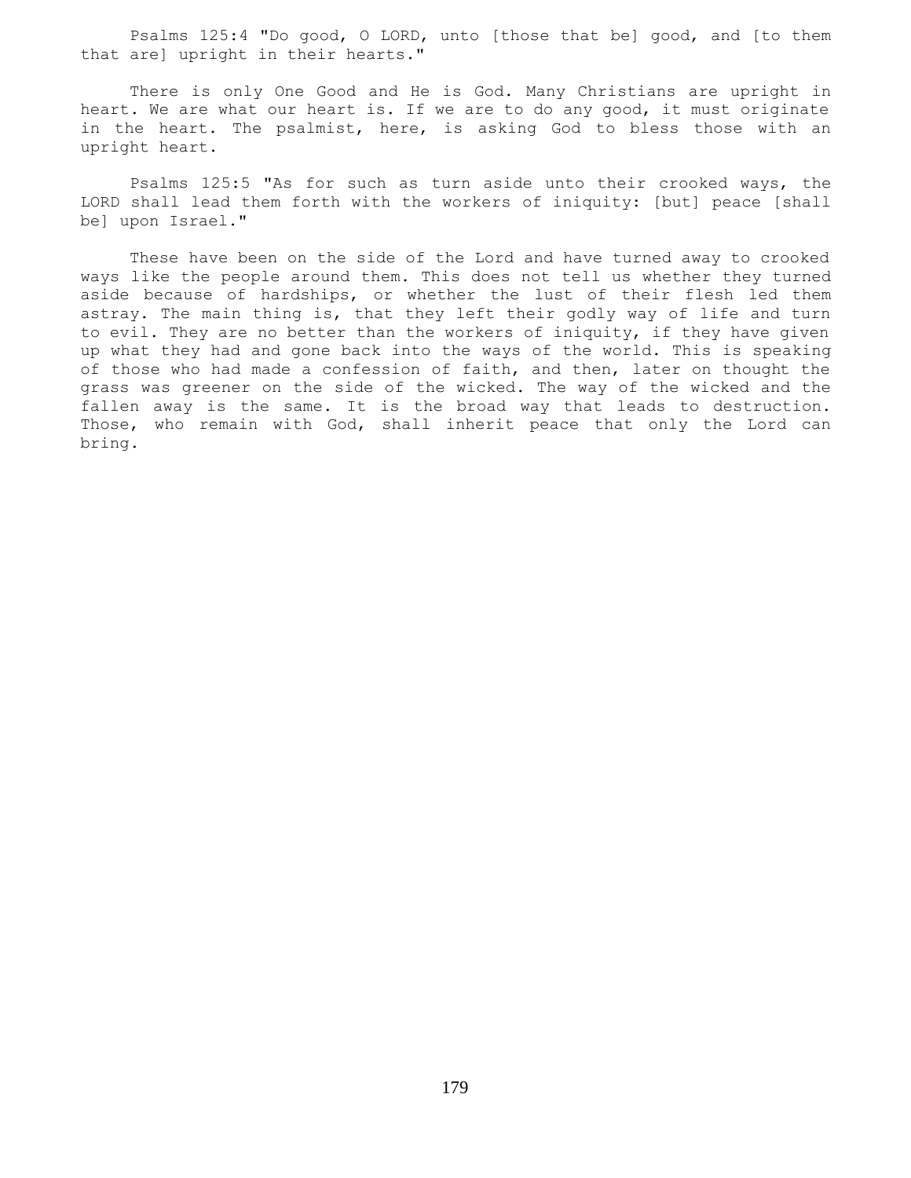Psalms 125:4 "Do good, O LORD, unto [those that be] good, and [to them that are] upright in their hearts."

There is only One Good and He is God. Many Christians are upright in heart. We are what our heart is. If we are to do any good, it must originate in the heart. The psalmist, here, is asking God to bless those with an upright heart.

Psalms 125:5 "As for such as turn aside unto their crooked ways, the LORD shall lead them forth with the workers of iniquity: [but] peace [shall be] upon Israel."

These have been on the side of the Lord and have turned away to crooked ways like the people around them. This does not tell us whether they turned aside because of hardships, or whether the lust of their flesh led them astray. The main thing is, that they left their godly way of life and turn to evil. They are no better than the workers of iniquity, if they have given up what they had and gone back into the ways of the world. This is speaking of those who had made a confession of faith, and then, later on thought the grass was greener on the side of the wicked. The way of the wicked and the fallen away is the same. It is the broad way that leads to destruction. Those, who remain with God, shall inherit peace that only the Lord can bring.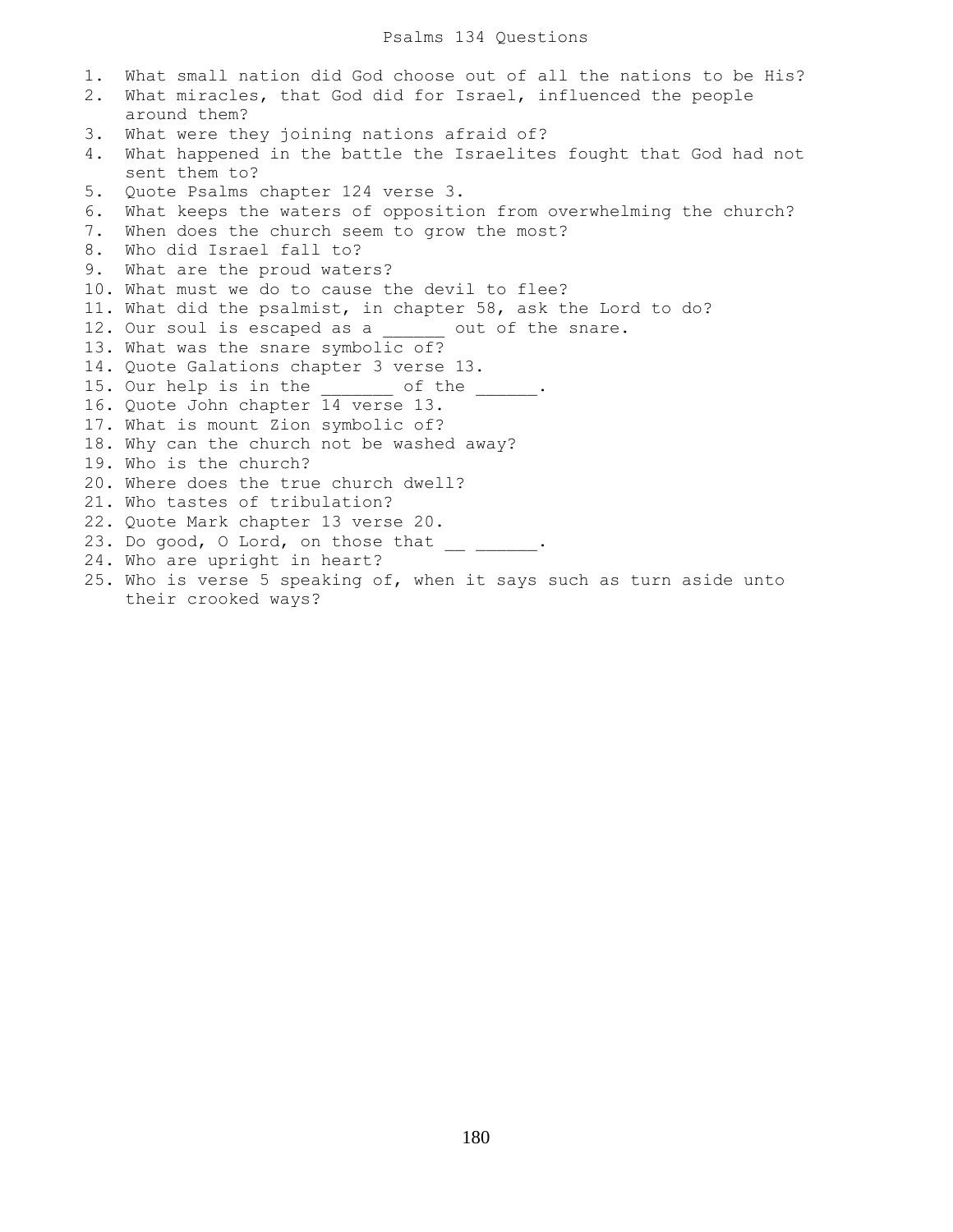# Psalms 134 Questions

1. What small nation did God choose out of all the nations to be His?
2. What miracles, that God did for Israel, influenced the people around them?
3. What were they joining nations afraid of?
4. What happened in the battle the Israelites fought that God had not sent them to?
5. Quote Psalms chapter 124 verse 3.
6. What keeps the waters of opposition from overwhelming the church?
7. When does the church seem to grow the most?
8. Who did Israel fall to?
9. What are the proud waters?
10. What must we do to cause the devil to flee?
11. What did the psalmist, in chapter 58, ask the Lord to do?
12. Our soul is escaped as a ______ out of the snare.
13. What was the snare symbolic of?
14. Quote Galations chapter 3 verse 13.
15. Our help is in the _______ of the ______.
16. Quote John chapter 14 verse 13.
17. What is mount Zion symbolic of?
18. Why can the church not be washed away?
19. Who is the church?
20. Where does the true church dwell?
21. Who tastes of tribulation?
22. Quote Mark chapter 13 verse 20.
23. Do good, O Lord, on those that __ ______.
24. Who are upright in heart?
25. Who is verse 5 speaking of, when it says such as turn aside unto their crooked ways?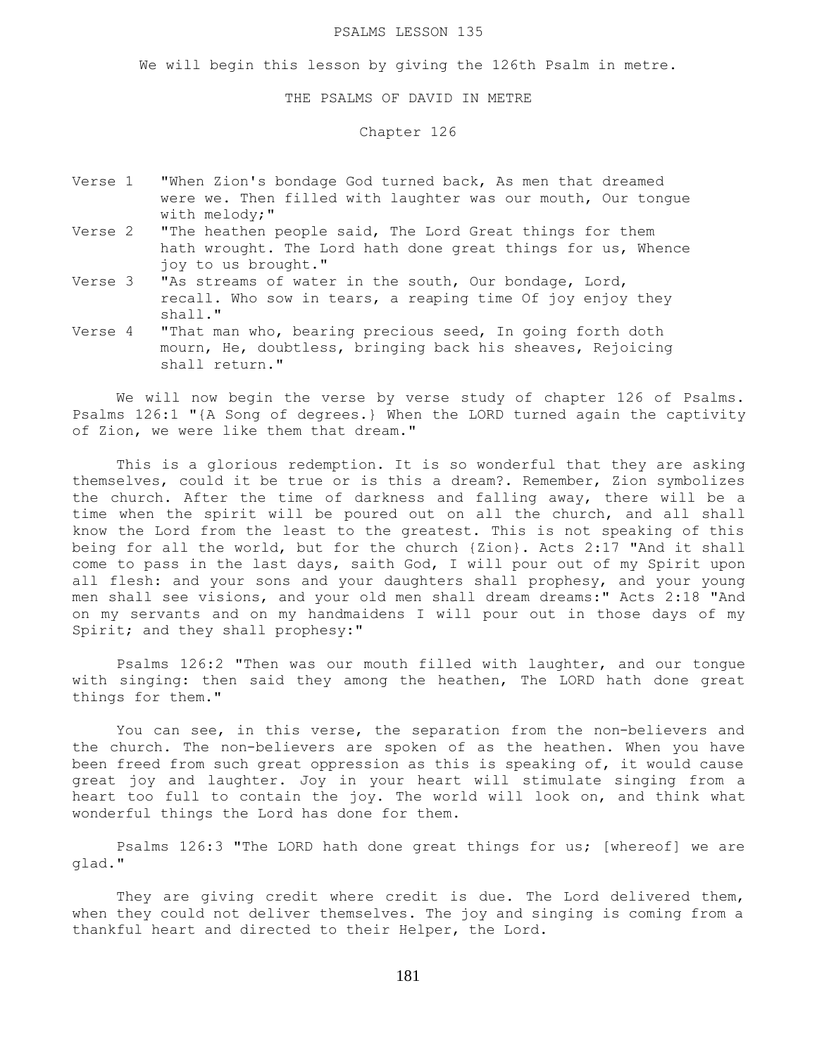# PSALMS LESSON 135

We will begin this lesson by giving the 126th Psalm in metre.

## THE PSALMS OF DAVID IN METRE

### Chapter 126

Verse 1 "When Zion's bondage God turned back, As men that dreamed were we. Then filled with laughter was our mouth, Our tongue with melody;"

Verse 2 "The heathen people said, The Lord Great things for them hath wrought. The Lord hath done great things for us, Whence joy to us brought."

Verse 3 "As streams of water in the south, Our bondage, Lord, recall. Who sow in tears, a reaping time Of joy enjoy they shall."

Verse 4 "That man who, bearing precious seed, In going forth doth mourn, He, doubtless, bringing back his sheaves, Rejoicing shall return."

We will now begin the verse by verse study of chapter 126 of Psalms. Psalms 126:1 "{A Song of degrees.} When the LORD turned again the captivity of Zion, we were like them that dream."

This is a glorious redemption. It is so wonderful that they are asking themselves, could it be true or is this a dream?. Remember, Zion symbolizes the church. After the time of darkness and falling away, there will be a time when the spirit will be poured out on all the church, and all shall know the Lord from the least to the greatest. This is not speaking of this being for all the world, but for the church {Zion}. Acts 2:17 "And it shall come to pass in the last days, saith God, I will pour out of my Spirit upon all flesh: and your sons and your daughters shall prophesy, and your young men shall see visions, and your old men shall dream dreams:" Acts 2:18 "And on my servants and on my handmaidens I will pour out in those days of my Spirit; and they shall prophesy:"

Psalms 126:2 "Then was our mouth filled with laughter, and our tongue with singing: then said they among the heathen, The LORD hath done great things for them."

You can see, in this verse, the separation from the non-believers and the church. The non-believers are spoken of as the heathen. When you have been freed from such great oppression as this is speaking of, it would cause great joy and laughter. Joy in your heart will stimulate singing from a heart too full to contain the joy. The world will look on, and think what wonderful things the Lord has done for them.

Psalms 126:3 "The LORD hath done great things for us; [whereof] we are glad."

They are giving credit where credit is due. The Lord delivered them, when they could not deliver themselves. The joy and singing is coming from a thankful heart and directed to their Helper, the Lord.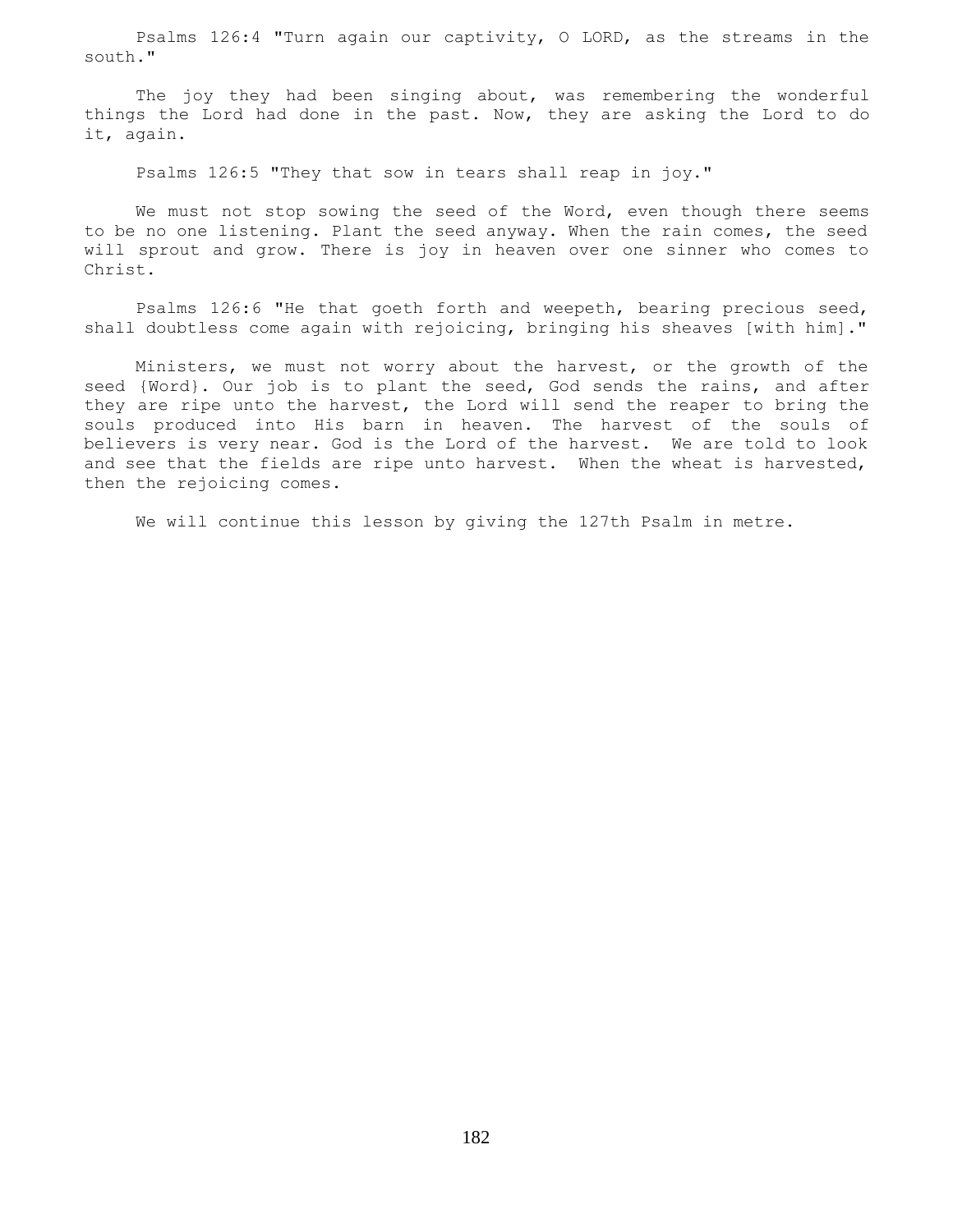Psalms 126:4 "Turn again our captivity, O LORD, as the streams in the south."

The joy they had been singing about, was remembering the wonderful things the Lord had done in the past. Now, they are asking the Lord to do it, again.

Psalms 126:5 "They that sow in tears shall reap in joy."

We must not stop sowing the seed of the Word, even though there seems to be no one listening. Plant the seed anyway. When the rain comes, the seed will sprout and grow. There is joy in heaven over one sinner who comes to Christ.

Psalms 126:6 "He that goeth forth and weepeth, bearing precious seed, shall doubtless come again with rejoicing, bringing his sheaves [with him]."

Ministers, we must not worry about the harvest, or the growth of the seed {Word}. Our job is to plant the seed, God sends the rains, and after they are ripe unto the harvest, the Lord will send the reaper to bring the souls produced into His barn in heaven. The harvest of the souls of believers is very near. God is the Lord of the harvest. We are told to look and see that the fields are ripe unto harvest. When the wheat is harvested, then the rejoicing comes.

We will continue this lesson by giving the 127th Psalm in metre.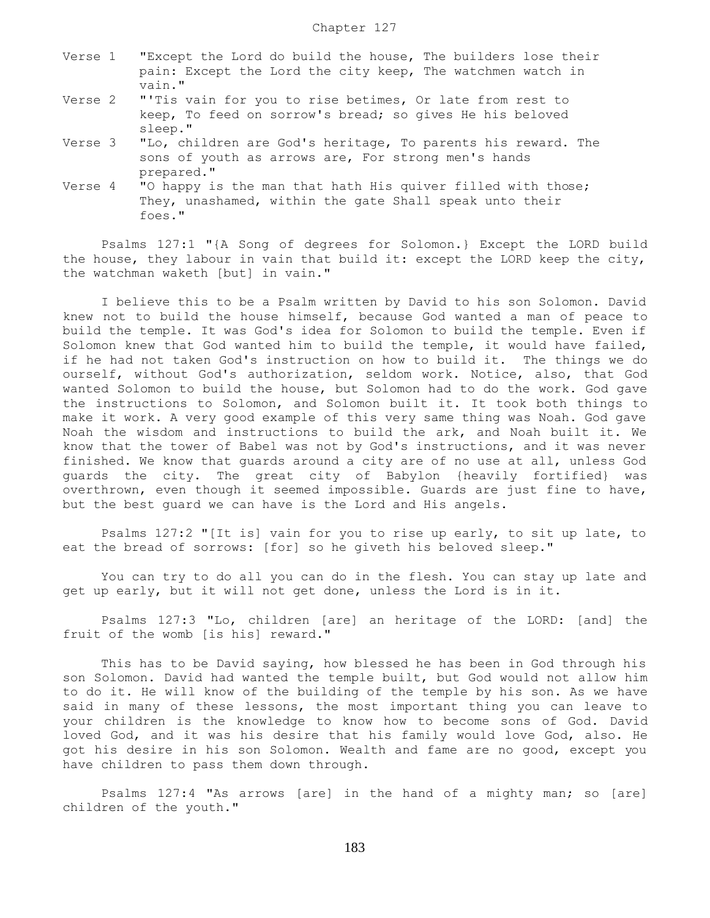# Chapter 127

Verse 1 "Except the Lord do build the house, The builders lose their pain: Except the Lord the city keep, The watchmen watch in vain."

Verse 2 "'Tis vain for you to rise betimes, Or late from rest to keep, To feed on sorrow's bread; so gives He his beloved sleep."

Verse 3 "Lo, children are God's heritage, To parents his reward. The sons of youth as arrows are, For strong men's hands prepared."

Verse 4 "O happy is the man that hath His quiver filled with those; They, unashamed, within the gate Shall speak unto their foes."

Psalms 127:1 "{A Song of degrees for Solomon.} Except the LORD build the house, they labour in vain that build it: except the LORD keep the city, the watchman waketh [but] in vain."

I believe this to be a Psalm written by David to his son Solomon. David knew not to build the house himself, because God wanted a man of peace to build the temple. It was God's idea for Solomon to build the temple. Even if Solomon knew that God wanted him to build the temple, it would have failed, if he had not taken God's instruction on how to build it. The things we do ourself, without God's authorization, seldom work. Notice, also, that God wanted Solomon to build the house, but Solomon had to do the work. God gave the instructions to Solomon, and Solomon built it. It took both things to make it work. A very good example of this very same thing was Noah. God gave Noah the wisdom and instructions to build the ark, and Noah built it. We know that the tower of Babel was not by God's instructions, and it was never finished. We know that guards around a city are of no use at all, unless God guards the city. The great city of Babylon {heavily fortified} was overthrown, even though it seemed impossible. Guards are just fine to have, but the best guard we can have is the Lord and His angels.

Psalms 127:2 "[It is] vain for you to rise up early, to sit up late, to eat the bread of sorrows: [for] so he giveth his beloved sleep."

You can try to do all you can do in the flesh. You can stay up late and get up early, but it will not get done, unless the Lord is in it.

Psalms 127:3 "Lo, children [are] an heritage of the LORD: [and] the fruit of the womb [is his] reward."

This has to be David saying, how blessed he has been in God through his son Solomon. David had wanted the temple built, but God would not allow him to do it. He will know of the building of the temple by his son. As we have said in many of these lessons, the most important thing you can leave to your children is the knowledge to know how to become sons of God. David loved God, and it was his desire that his family would love God, also. He got his desire in his son Solomon. Wealth and fame are no good, except you have children to pass them down through.

Psalms 127:4 "As arrows [are] in the hand of a mighty man; so [are] children of the youth."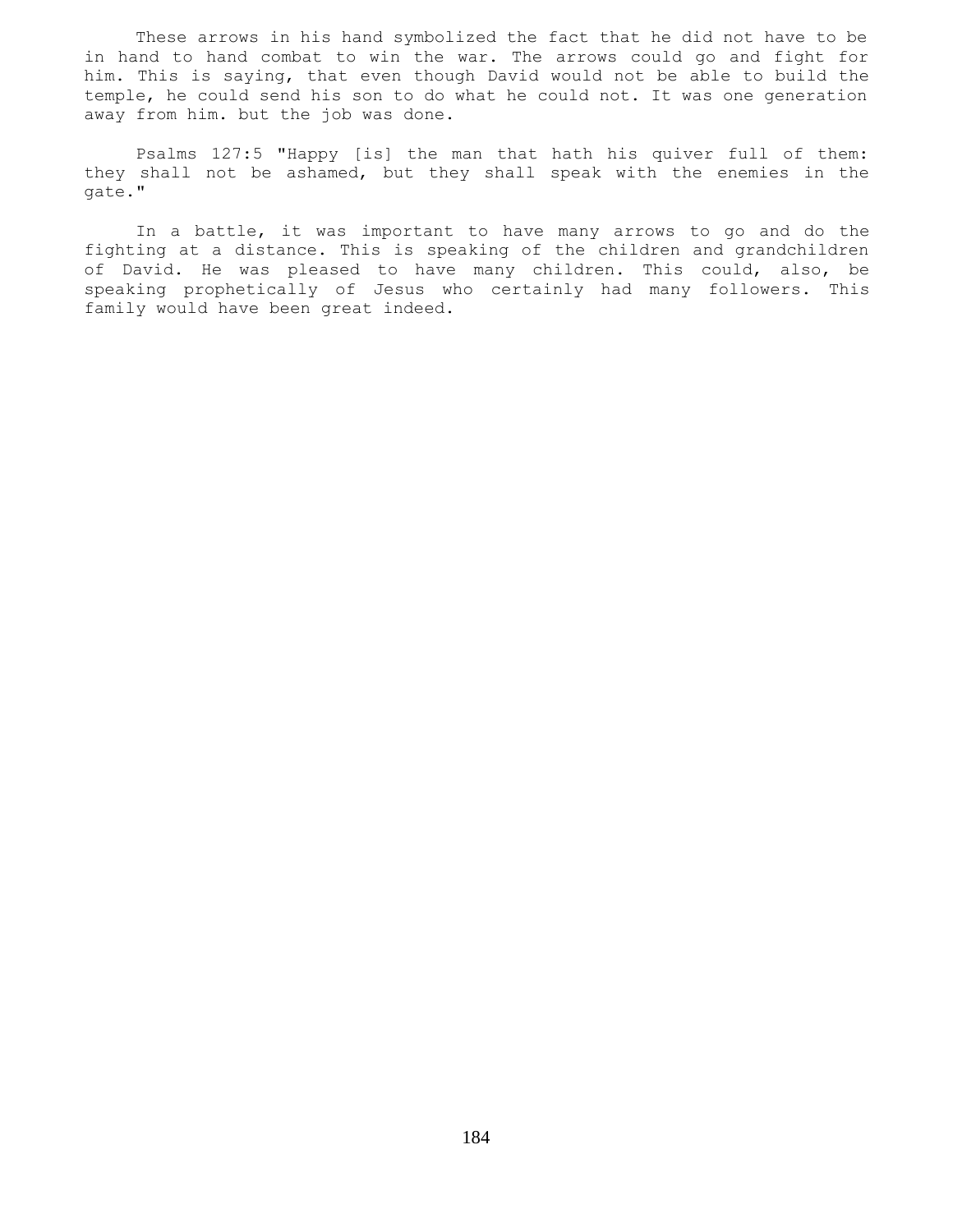These arrows in his hand symbolized the fact that he did not have to be in hand to hand combat to win the war. The arrows could go and fight for him. This is saying, that even though David would not be able to build the temple, he could send his son to do what he could not. It was one generation away from him. but the job was done.

Psalms 127:5 "Happy [is] the man that hath his quiver full of them: they shall not be ashamed, but they shall speak with the enemies in the gate."

In a battle, it was important to have many arrows to go and do the fighting at a distance. This is speaking of the children and grandchildren of David. He was pleased to have many children. This could, also, be speaking prophetically of Jesus who certainly had many followers. This family would have been great indeed.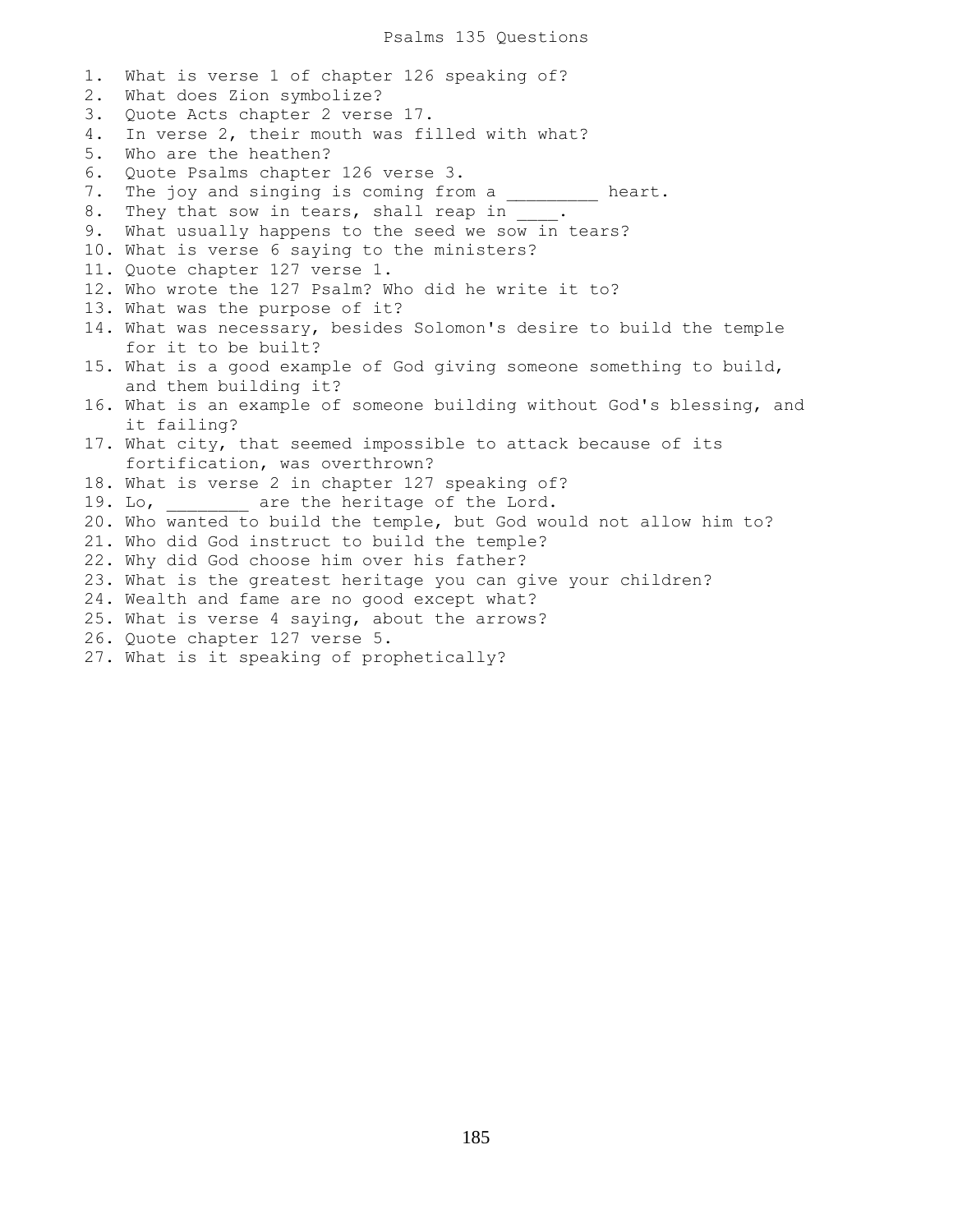# Psalms 135 Questions

1. What is verse 1 of chapter 126 speaking of?
2. What does Zion symbolize?
3. Quote Acts chapter 2 verse 17.
4. In verse 2, their mouth was filled with what?
5. Who are the heathen?
6. Quote Psalms chapter 126 verse 3.
7. The joy and singing is coming from a _________ heart.
8. They that sow in tears, shall reap in ____.
9. What usually happens to the seed we sow in tears?
10. What is verse 6 saying to the ministers?
11. Quote chapter 127 verse 1.
12. Who wrote the 127 Psalm? Who did he write it to?
13. What was the purpose of it?
14. What was necessary, besides Solomon's desire to build the temple for it to be built?
15. What is a good example of God giving someone something to build, and them building it?
16. What is an example of someone building without God's blessing, and it failing?
17. What city, that seemed impossible to attack because of its fortification, was overthrown?
18. What is verse 2 in chapter 127 speaking of?
19. Lo, ________ are the heritage of the Lord.
20. Who wanted to build the temple, but God would not allow him to?
21. Who did God instruct to build the temple?
22. Why did God choose him over his father?
23. What is the greatest heritage you can give your children?
24. Wealth and fame are no good except what?
25. What is verse 4 saying, about the arrows?
26. Quote chapter 127 verse 5.
27. What is it speaking of prophetically?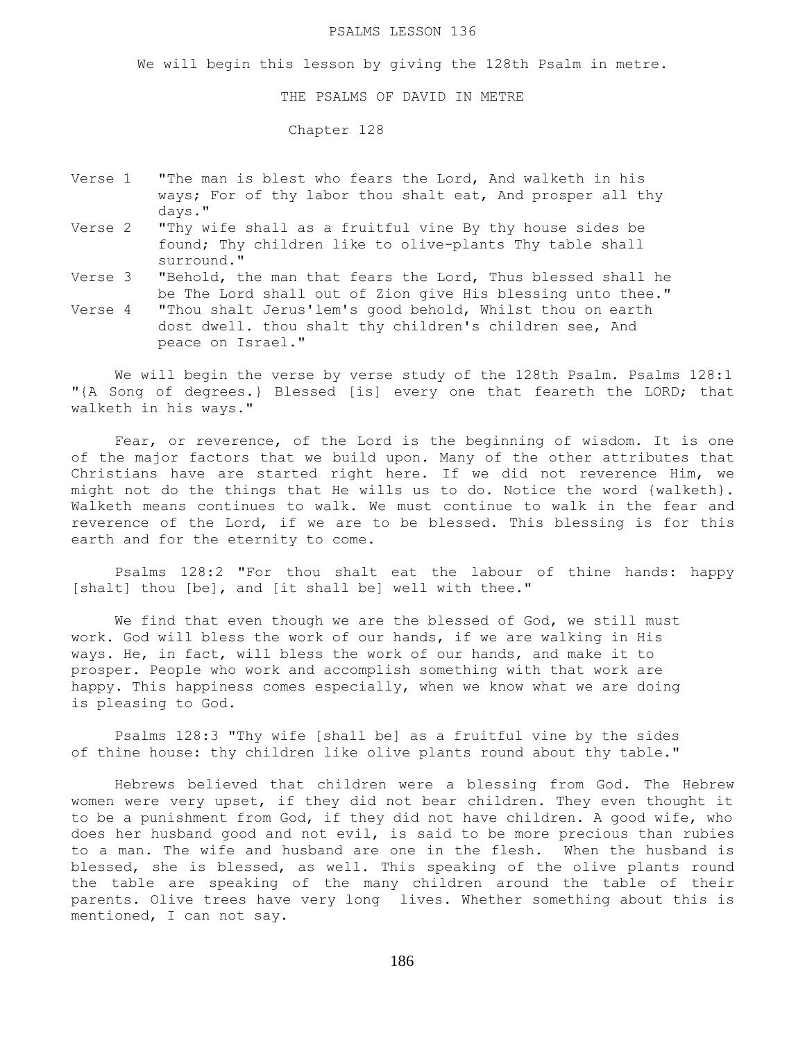# PSALMS LESSON 136

We will begin this lesson by giving the 128th Psalm in metre.

## THE PSALMS OF DAVID IN METRE

### Chapter 128

Verse 1 "The man is blest who fears the Lord, And walketh in his ways; For of thy labor thou shalt eat, And prosper all thy days."

Verse 2 "Thy wife shall as a fruitful vine By thy house sides be found; Thy children like to olive-plants Thy table shall surround."

Verse 3 "Behold, the man that fears the Lord, Thus blessed shall he be The Lord shall out of Zion give His blessing unto thee."

Verse 4 "Thou shalt Jerus'lem's good behold, Whilst thou on earth dost dwell. thou shalt thy children's children see, And peace on Israel."

We will begin the verse by verse study of the 128th Psalm. Psalms 128:1 "{A Song of degrees.} Blessed [is] every one that feareth the LORD; that walketh in his ways."

Fear, or reverence, of the Lord is the beginning of wisdom. It is one of the major factors that we build upon. Many of the other attributes that Christians have are started right here. If we did not reverence Him, we might not do the things that He wills us to do. Notice the word {walketh}. Walketh means continues to walk. We must continue to walk in the fear and reverence of the Lord, if we are to be blessed. This blessing is for this earth and for the eternity to come.

Psalms 128:2 "For thou shalt eat the labour of thine hands: happy [shalt] thou [be], and [it shall be] well with thee."

We find that even though we are the blessed of God, we still must work. God will bless the work of our hands, if we are walking in His ways. He, in fact, will bless the work of our hands, and make it to prosper. People who work and accomplish something with that work are happy. This happiness comes especially, when we know what we are doing is pleasing to God.

Psalms 128:3 "Thy wife [shall be] as a fruitful vine by the sides of thine house: thy children like olive plants round about thy table."

Hebrews believed that children were a blessing from God. The Hebrew women were very upset, if they did not bear children. They even thought it to be a punishment from God, if they did not have children. A good wife, who does her husband good and not evil, is said to be more precious than rubies to a man. The wife and husband are one in the flesh. When the husband is blessed, she is blessed, as well. This speaking of the olive plants round the table are speaking of the many children around the table of their parents. Olive trees have very long lives. Whether something about this is mentioned, I can not say.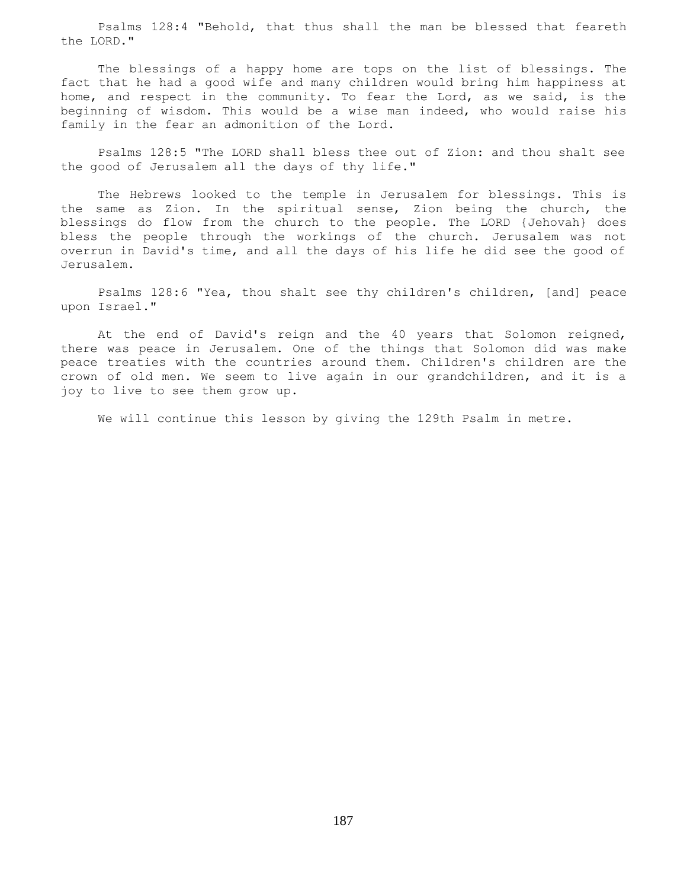Psalms 128:4 "Behold, that thus shall the man be blessed that feareth the LORD."

The blessings of a happy home are tops on the list of blessings. The fact that he had a good wife and many children would bring him happiness at home, and respect in the community. To fear the Lord, as we said, is the beginning of wisdom. This would be a wise man indeed, who would raise his family in the fear an admonition of the Lord.

Psalms 128:5 "The LORD shall bless thee out of Zion: and thou shalt see the good of Jerusalem all the days of thy life."

The Hebrews looked to the temple in Jerusalem for blessings. This is the same as Zion. In the spiritual sense, Zion being the church, the blessings do flow from the church to the people. The LORD {Jehovah} does bless the people through the workings of the church. Jerusalem was not overrun in David's time, and all the days of his life he did see the good of Jerusalem.

Psalms 128:6 "Yea, thou shalt see thy children's children, [and] peace upon Israel."

At the end of David's reign and the 40 years that Solomon reigned, there was peace in Jerusalem. One of the things that Solomon did was make peace treaties with the countries around them. Children's children are the crown of old men. We seem to live again in our grandchildren, and it is a joy to live to see them grow up.

We will continue this lesson by giving the 129th Psalm in metre.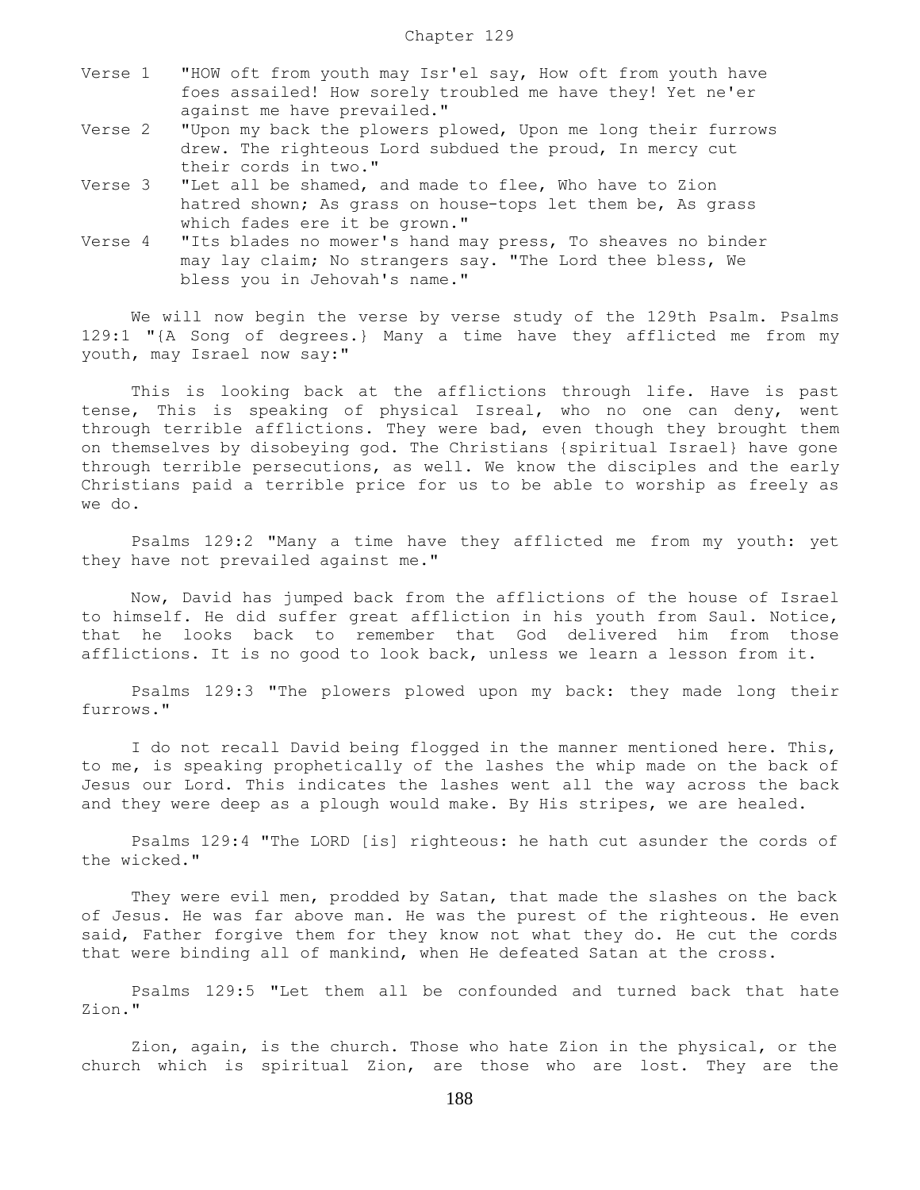Chapter 129

Verse 1 "HOW oft from youth may Isr'el say, How oft from youth have foes assailed! How sorely troubled me have they! Yet ne'er against me have prevailed."

Verse 2 "Upon my back the plowers plowed, Upon me long their furrows drew. The righteous Lord subdued the proud, In mercy cut their cords in two."

Verse 3 "Let all be shamed, and made to flee, Who have to Zion hatred shown; As grass on house-tops let them be, As grass which fades ere it be grown."

Verse 4 "Its blades no mower's hand may press, To sheaves no binder may lay claim; No strangers say. "The Lord thee bless, We bless you in Jehovah's name."

We will now begin the verse by verse study of the 129th Psalm. Psalms 129:1 "{A Song of degrees.} Many a time have they afflicted me from my youth, may Israel now say:"

This is looking back at the afflictions through life. Have is past tense, This is speaking of physical Isreal, who no one can deny, went through terrible afflictions. They were bad, even though they brought them on themselves by disobeying god. The Christians {spiritual Israel} have gone through terrible persecutions, as well. We know the disciples and the early Christians paid a terrible price for us to be able to worship as freely as we do.

Psalms 129:2 "Many a time have they afflicted me from my youth: yet they have not prevailed against me."

Now, David has jumped back from the afflictions of the house of Israel to himself. He did suffer great affliction in his youth from Saul. Notice, that he looks back to remember that God delivered him from those afflictions. It is no good to look back, unless we learn a lesson from it.

Psalms 129:3 "The plowers plowed upon my back: they made long their furrows."

I do not recall David being flogged in the manner mentioned here. This, to me, is speaking prophetically of the lashes the whip made on the back of Jesus our Lord. This indicates the lashes went all the way across the back and they were deep as a plough would make. By His stripes, we are healed.

Psalms 129:4 "The LORD [is] righteous: he hath cut asunder the cords of the wicked."

They were evil men, prodded by Satan, that made the slashes on the back of Jesus. He was far above man. He was the purest of the righteous. He even said, Father forgive them for they know not what they do. He cut the cords that were binding all of mankind, when He defeated Satan at the cross.

Psalms 129:5 "Let them all be confounded and turned back that hate Zion."

Zion, again, is the church. Those who hate Zion in the physical, or the church which is spiritual Zion, are those who are lost. They are the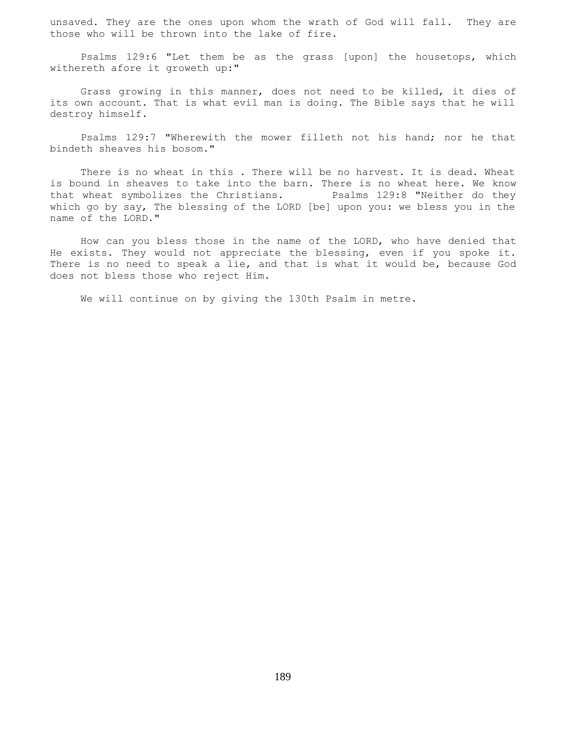unsaved. They are the ones upon whom the wrath of God will fall. They are those who will be thrown into the lake of fire.

Psalms 129:6 "Let them be as the grass [upon] the housetops, which withereth afore it groweth up:"

Grass growing in this manner, does not need to be killed, it dies of its own account. That is what evil man is doing. The Bible says that he will destroy himself.

Psalms 129:7 "Wherewith the mower filleth not his hand; nor he that bindeth sheaves his bosom."

There is no wheat in this . There will be no harvest. It is dead. Wheat is bound in sheaves to take into the barn. There is no wheat here. We know that wheat symbolizes the Christians. Psalms 129:8 "Neither do they which go by say, The blessing of the LORD [be] upon you: we bless you in the name of the LORD."

How can you bless those in the name of the LORD, who have denied that He exists. They would not appreciate the blessing, even if you spoke it. There is no need to speak a lie, and that is what it would be, because God does not bless those who reject Him.

We will continue on by giving the 130th Psalm in metre.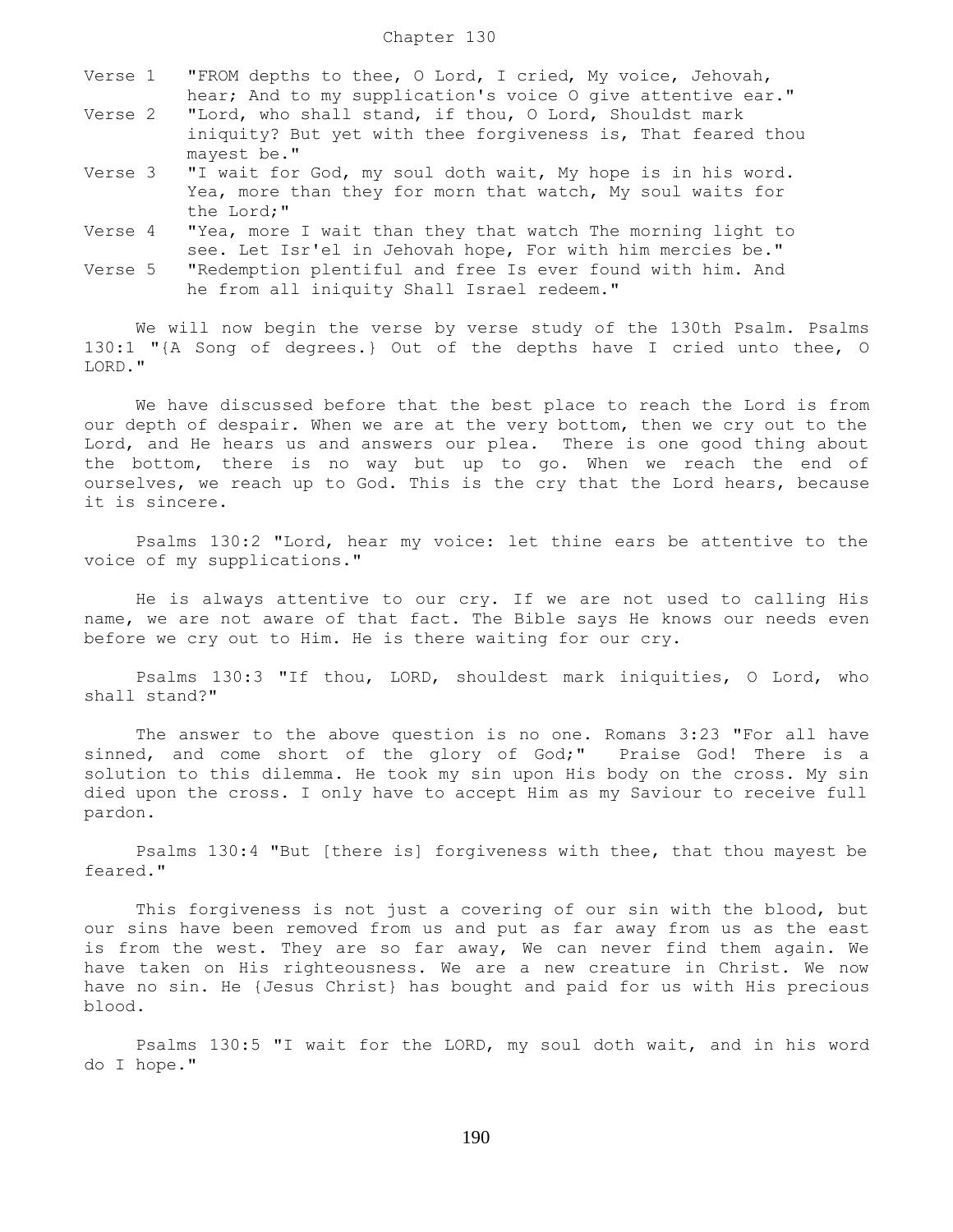# Chapter 130

Verse 1 "FROM depths to thee, O Lord, I cried, My voice, Jehovah, hear; And to my supplication's voice O give attentive ear."

Verse 2 "Lord, who shall stand, if thou, O Lord, Shouldst mark iniquity? But yet with thee forgiveness is, That feared thou mayest be."

Verse 3 "I wait for God, my soul doth wait, My hope is in his word. Yea, more than they for morn that watch, My soul waits for the Lord;"

Verse 4 "Yea, more I wait than they that watch The morning light to see. Let Isr'el in Jehovah hope, For with him mercies be."

Verse 5 "Redemption plentiful and free Is ever found with him. And he from all iniquity Shall Israel redeem."

We will now begin the verse by verse study of the 130th Psalm. Psalms 130:1 "{A Song of degrees.} Out of the depths have I cried unto thee, O LORD."

We have discussed before that the best place to reach the Lord is from our depth of despair. When we are at the very bottom, then we cry out to the Lord, and He hears us and answers our plea. There is one good thing about the bottom, there is no way but up to go. When we reach the end of ourselves, we reach up to God. This is the cry that the Lord hears, because it is sincere.

Psalms 130:2 "Lord, hear my voice: let thine ears be attentive to the voice of my supplications."

He is always attentive to our cry. If we are not used to calling His name, we are not aware of that fact. The Bible says He knows our needs even before we cry out to Him. He is there waiting for our cry.

Psalms 130:3 "If thou, LORD, shouldest mark iniquities, O Lord, who shall stand?"

The answer to the above question is no one. Romans 3:23 "For all have sinned, and come short of the glory of God;" Praise God! There is a solution to this dilemma. He took my sin upon His body on the cross. My sin died upon the cross. I only have to accept Him as my Saviour to receive full pardon.

Psalms 130:4 "But [there is] forgiveness with thee, that thou mayest be feared."

This forgiveness is not just a covering of our sin with the blood, but our sins have been removed from us and put as far away from us as the east is from the west. They are so far away, We can never find them again. We have taken on His righteousness. We are a new creature in Christ. We now have no sin. He {Jesus Christ} has bought and paid for us with His precious blood.

Psalms 130:5 "I wait for the LORD, my soul doth wait, and in his word do I hope."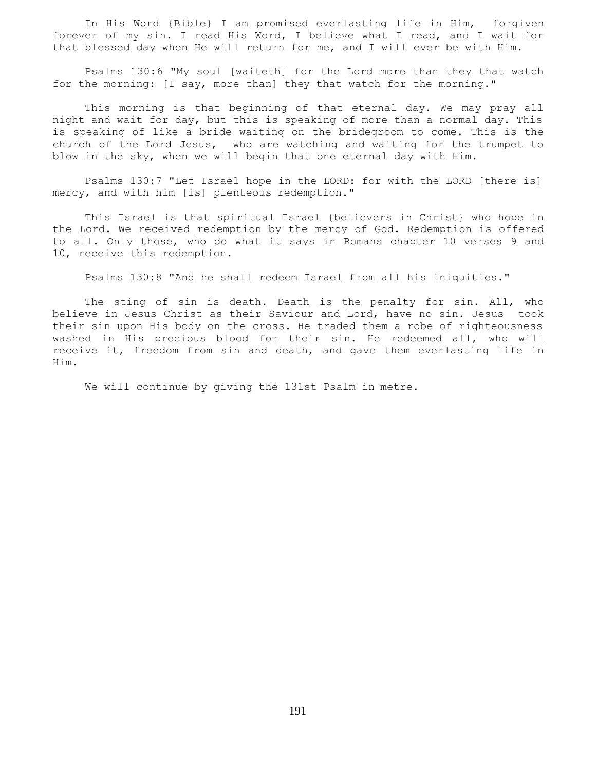In His Word {Bible} I am promised everlasting life in Him, forgiven forever of my sin. I read His Word, I believe what I read, and I wait for that blessed day when He will return for me, and I will ever be with Him.

Psalms 130:6 "My soul [waiteth] for the Lord more than they that watch for the morning: [I say, more than] they that watch for the morning."

This morning is that beginning of that eternal day. We may pray all night and wait for day, but this is speaking of more than a normal day. This is speaking of like a bride waiting on the bridegroom to come. This is the church of the Lord Jesus, who are watching and waiting for the trumpet to blow in the sky, when we will begin that one eternal day with Him.

Psalms 130:7 "Let Israel hope in the LORD: for with the LORD [there is] mercy, and with him [is] plenteous redemption."

This Israel is that spiritual Israel {believers in Christ} who hope in the Lord. We received redemption by the mercy of God. Redemption is offered to all. Only those, who do what it says in Romans chapter 10 verses 9 and 10, receive this redemption.

Psalms 130:8 "And he shall redeem Israel from all his iniquities."

The sting of sin is death. Death is the penalty for sin. All, who believe in Jesus Christ as their Saviour and Lord, have no sin. Jesus took their sin upon His body on the cross. He traded them a robe of righteousness washed in His precious blood for their sin. He redeemed all, who will receive it, freedom from sin and death, and gave them everlasting life in Him.

We will continue by giving the 131st Psalm in metre.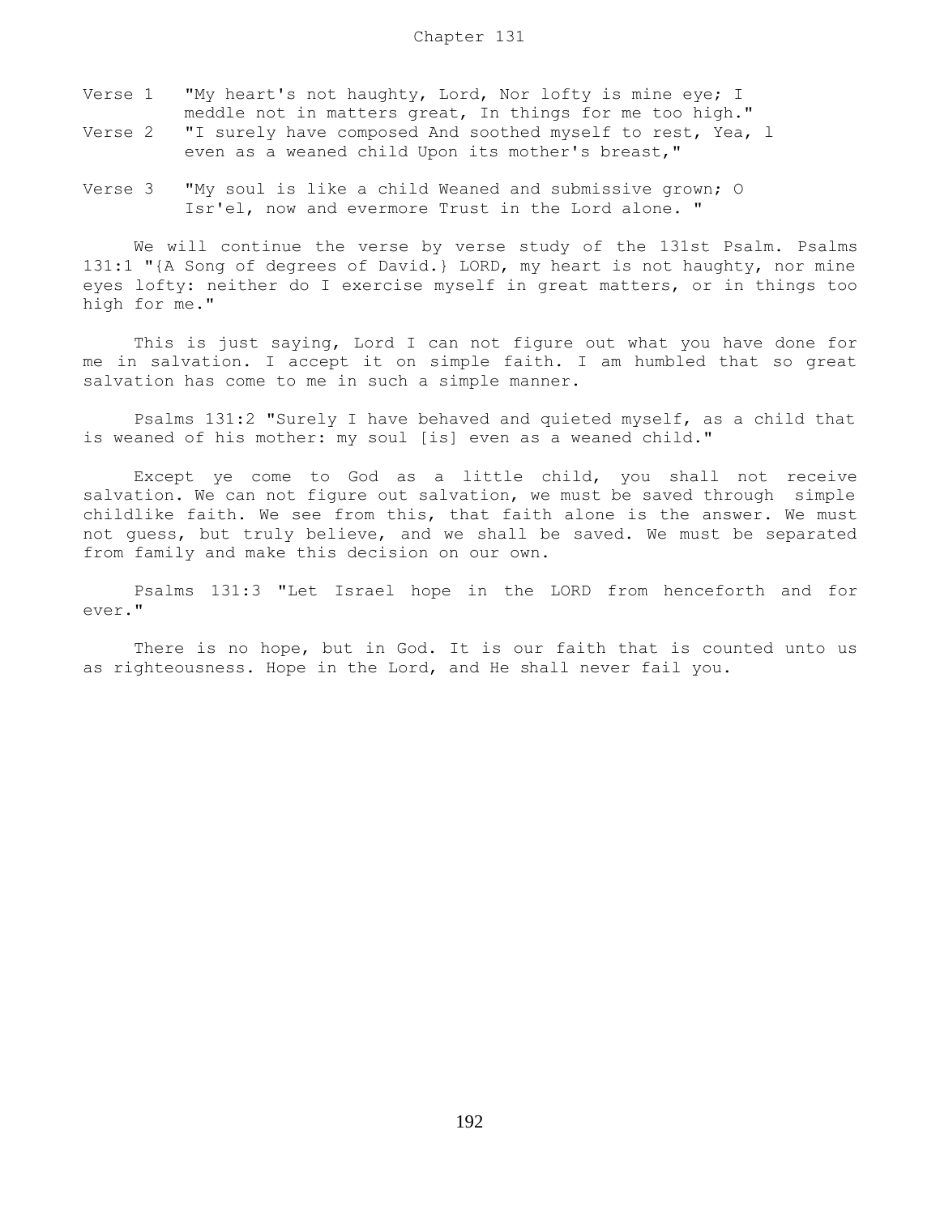# Chapter 131

Verse 1 "My heart's not haughty, Lord, Nor lofty is mine eye; I meddle not in matters great, In things for me too high."

Verse 2 "I surely have composed And soothed myself to rest, Yea, l even as a weaned child Upon its mother's breast,"

Verse 3 "My soul is like a child Weaned and submissive grown; O Isr'el, now and evermore Trust in the Lord alone. "

We will continue the verse by verse study of the 131st Psalm. Psalms 131:1 "{A Song of degrees of David.} LORD, my heart is not haughty, nor mine eyes lofty: neither do I exercise myself in great matters, or in things too high for me."

This is just saying, Lord I can not figure out what you have done for me in salvation. I accept it on simple faith. I am humbled that so great salvation has come to me in such a simple manner.

Psalms 131:2 "Surely I have behaved and quieted myself, as a child that is weaned of his mother: my soul [is] even as a weaned child."

Except ye come to God as a little child, you shall not receive salvation. We can not figure out salvation, we must be saved through simple childlike faith. We see from this, that faith alone is the answer. We must not guess, but truly believe, and we shall be saved. We must be separated from family and make this decision on our own.

Psalms 131:3 "Let Israel hope in the LORD from henceforth and for ever."

There is no hope, but in God. It is our faith that is counted unto us as righteousness. Hope in the Lord, and He shall never fail you.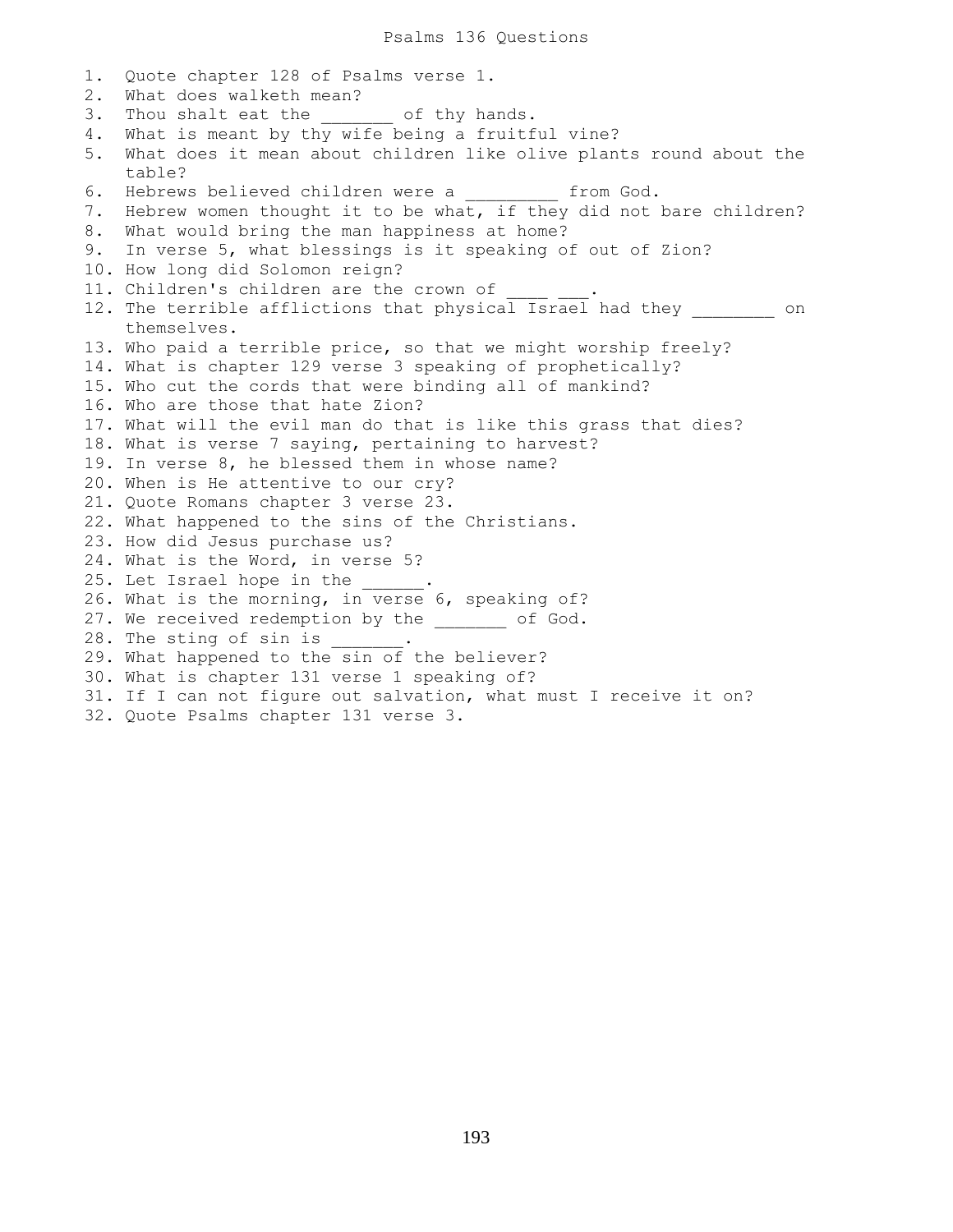# Psalms 136 Questions

1. Quote chapter 128 of Psalms verse 1.
2. What does walketh mean?
3. Thou shalt eat the _______ of thy hands.
4. What is meant by thy wife being a fruitful vine?
5. What does it mean about children like olive plants round about the table?
6. Hebrews believed children were a _________ from God.
7. Hebrew women thought it to be what, if they did not bare children?
8. What would bring the man happiness at home?
9. In verse 5, what blessings is it speaking of out of Zion?
10. How long did Solomon reign?
11. Children's children are the crown of ____ ___.
12. The terrible afflictions that physical Israel had they ________ on themselves.
13. Who paid a terrible price, so that we might worship freely?
14. What is chapter 129 verse 3 speaking of prophetically?
15. Who cut the cords that were binding all of mankind?
16. Who are those that hate Zion?
17. What will the evil man do that is like this grass that dies?
18. What is verse 7 saying, pertaining to harvest?
19. In verse 8, he blessed them in whose name?
20. When is He attentive to our cry?
21. Quote Romans chapter 3 verse 23.
22. What happened to the sins of the Christians.
23. How did Jesus purchase us?
24. What is the Word, in verse 5?
25. Let Israel hope in the ______.
26. What is the morning, in verse 6, speaking of?
27. We received redemption by the _______ of God.
28. The sting of sin is _______.
29. What happened to the sin of the believer?
30. What is chapter 131 verse 1 speaking of?
31. If I can not figure out salvation, what must I receive it on?
32. Quote Psalms chapter 131 verse 3.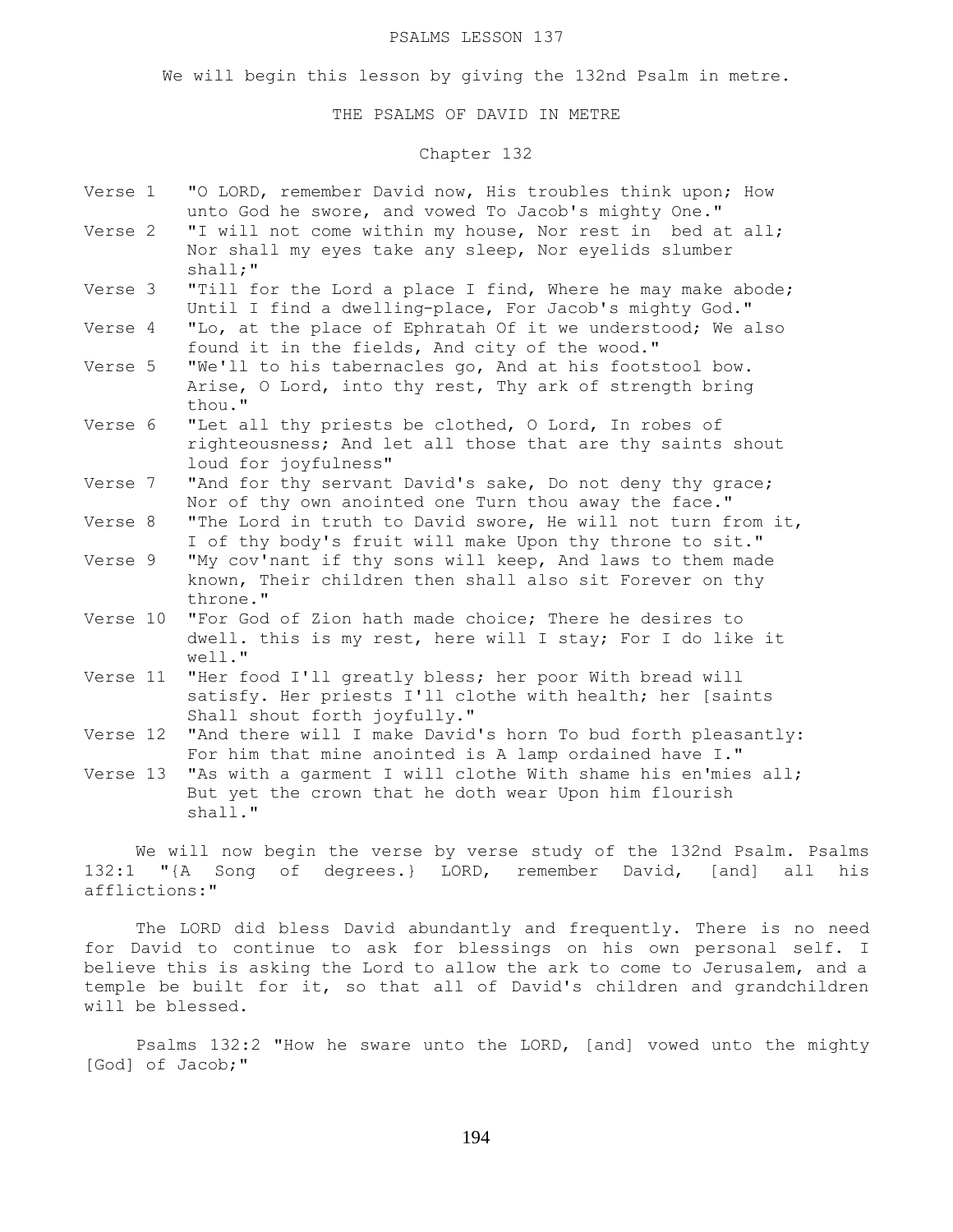PSALMS LESSON 137

We will begin this lesson by giving the 132nd Psalm in metre.

THE PSALMS OF DAVID IN METRE

Chapter 132

Verse 1 "O LORD, remember David now, His troubles think upon; How unto God he swore, and vowed To Jacob's mighty One."

Verse 2 "I will not come within my house, Nor rest in bed at all; Nor shall my eyes take any sleep, Nor eyelids slumber shall;"

Verse 3 "Till for the Lord a place I find, Where he may make abode; Until I find a dwelling-place, For Jacob's mighty God."

Verse 4 "Lo, at the place of Ephratah Of it we understood; We also found it in the fields, And city of the wood."

Verse 5 "We'll to his tabernacles go, And at his footstool bow. Arise, O Lord, into thy rest, Thy ark of strength bring thou."

Verse 6 "Let all thy priests be clothed, O Lord, In robes of righteousness; And let all those that are thy saints shout loud for joyfulness"

Verse 7 "And for thy servant David's sake, Do not deny thy grace; Nor of thy own anointed one Turn thou away the face."

Verse 8 "The Lord in truth to David swore, He will not turn from it, I of thy body's fruit will make Upon thy throne to sit."

Verse 9 "My cov'nant if thy sons will keep, And laws to them made known, Their children then shall also sit Forever on thy throne."

Verse 10 "For God of Zion hath made choice; There he desires to dwell. this is my rest, here will I stay; For I do like it well."

Verse 11 "Her food I'll greatly bless; her poor With bread will satisfy. Her priests I'll clothe with health; her [saints Shall shout forth joyfully."

Verse 12 "And there will I make David's horn To bud forth pleasantly: For him that mine anointed is A lamp ordained have I."

Verse 13 "As with a garment I will clothe With shame his en'mies all; But yet the crown that he doth wear Upon him flourish shall."

We will now begin the verse by verse study of the 132nd Psalm. Psalms 132:1 "{A Song of degrees.} LORD, remember David, [and] all his afflictions:"

The LORD did bless David abundantly and frequently. There is no need for David to continue to ask for blessings on his own personal self. I believe this is asking the Lord to allow the ark to come to Jerusalem, and a temple be built for it, so that all of David's children and grandchildren will be blessed.

Psalms 132:2 "How he sware unto the LORD, [and] vowed unto the mighty [God] of Jacob;"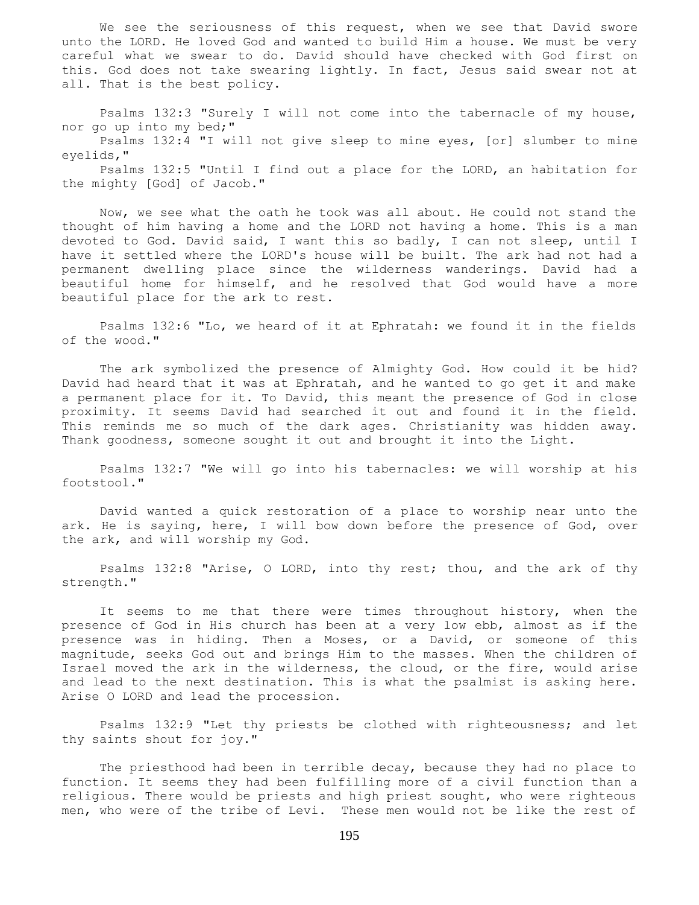We see the seriousness of this request, when we see that David swore unto the LORD. He loved God and wanted to build Him a house. We must be very careful what we swear to do. David should have checked with God first on this. God does not take swearing lightly. In fact, Jesus said swear not at all. That is the best policy.

Psalms 132:3 "Surely I will not come into the tabernacle of my house, nor go up into my bed;"

Psalms 132:4 "I will not give sleep to mine eyes, [or] slumber to mine eyelids,"

Psalms 132:5 "Until I find out a place for the LORD, an habitation for the mighty [God] of Jacob."

Now, we see what the oath he took was all about. He could not stand the thought of him having a home and the LORD not having a home. This is a man devoted to God. David said, I want this so badly, I can not sleep, until I have it settled where the LORD's house will be built. The ark had not had a permanent dwelling place since the wilderness wanderings. David had a beautiful home for himself, and he resolved that God would have a more beautiful place for the ark to rest.

Psalms 132:6 "Lo, we heard of it at Ephratah: we found it in the fields of the wood."

The ark symbolized the presence of Almighty God. How could it be hid? David had heard that it was at Ephratah, and he wanted to go get it and make a permanent place for it. To David, this meant the presence of God in close proximity. It seems David had searched it out and found it in the field. This reminds me so much of the dark ages. Christianity was hidden away. Thank goodness, someone sought it out and brought it into the Light.

Psalms 132:7 "We will go into his tabernacles: we will worship at his footstool."

David wanted a quick restoration of a place to worship near unto the ark. He is saying, here, I will bow down before the presence of God, over the ark, and will worship my God.

Psalms 132:8 "Arise, O LORD, into thy rest; thou, and the ark of thy strength."

It seems to me that there were times throughout history, when the presence of God in His church has been at a very low ebb, almost as if the presence was in hiding. Then a Moses, or a David, or someone of this magnitude, seeks God out and brings Him to the masses. When the children of Israel moved the ark in the wilderness, the cloud, or the fire, would arise and lead to the next destination. This is what the psalmist is asking here. Arise O LORD and lead the procession.

Psalms 132:9 "Let thy priests be clothed with righteousness; and let thy saints shout for joy."

The priesthood had been in terrible decay, because they had no place to function. It seems they had been fulfilling more of a civil function than a religious. There would be priests and high priest sought, who were righteous men, who were of the tribe of Levi. These men would not be like the rest of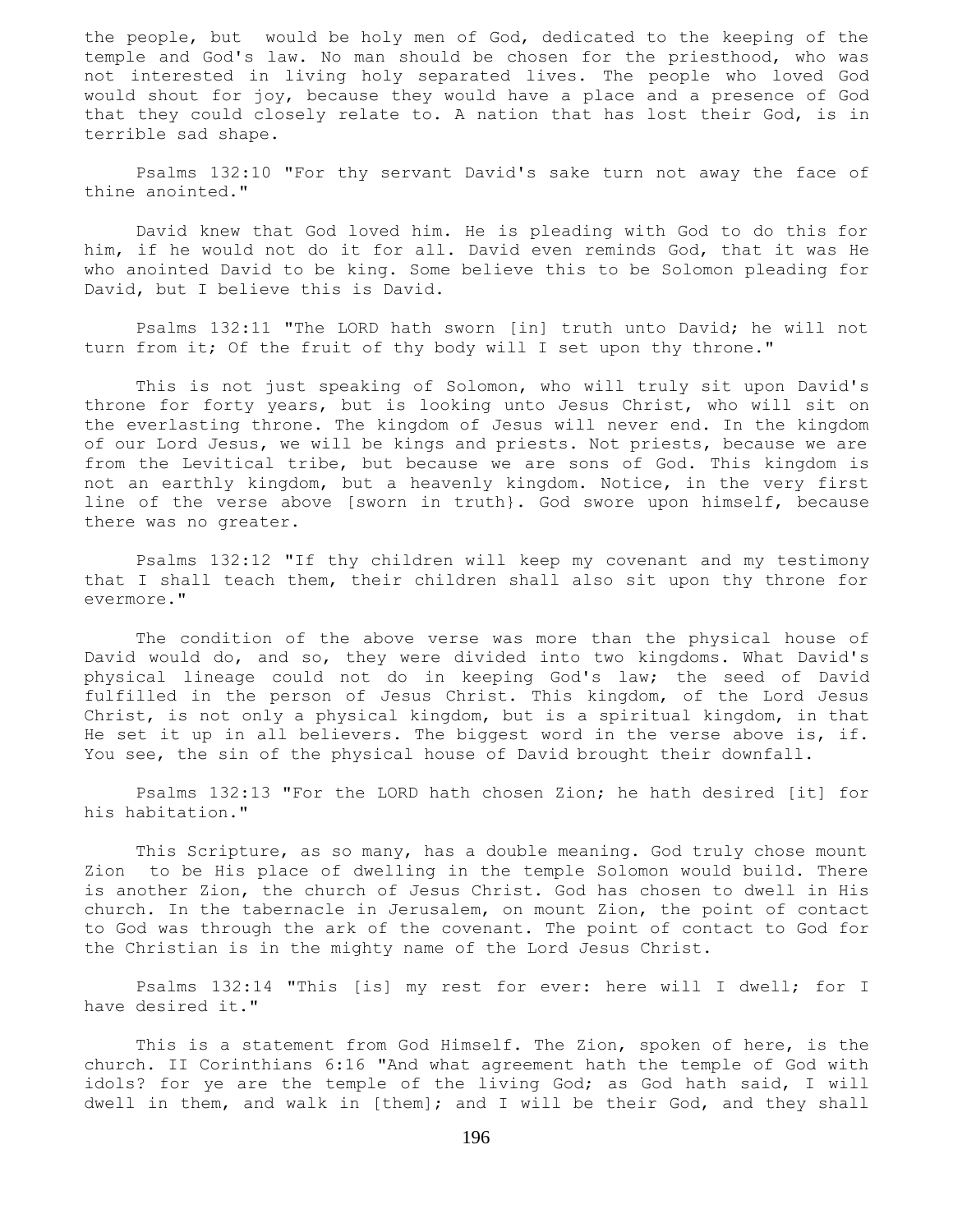the people, but would be holy men of God, dedicated to the keeping of the temple and God's law. No man should be chosen for the priesthood, who was not interested in living holy separated lives. The people who loved God would shout for joy, because they would have a place and a presence of God that they could closely relate to. A nation that has lost their God, is in terrible sad shape.

Psalms 132:10 "For thy servant David's sake turn not away the face of thine anointed."

David knew that God loved him. He is pleading with God to do this for him, if he would not do it for all. David even reminds God, that it was He who anointed David to be king. Some believe this to be Solomon pleading for David, but I believe this is David.

Psalms 132:11 "The LORD hath sworn [in] truth unto David; he will not turn from it; Of the fruit of thy body will I set upon thy throne."

This is not just speaking of Solomon, who will truly sit upon David's throne for forty years, but is looking unto Jesus Christ, who will sit on the everlasting throne. The kingdom of Jesus will never end. In the kingdom of our Lord Jesus, we will be kings and priests. Not priests, because we are from the Levitical tribe, but because we are sons of God. This kingdom is not an earthly kingdom, but a heavenly kingdom. Notice, in the very first line of the verse above [sworn in truth}. God swore upon himself, because there was no greater.

Psalms 132:12 "If thy children will keep my covenant and my testimony that I shall teach them, their children shall also sit upon thy throne for evermore."

The condition of the above verse was more than the physical house of David would do, and so, they were divided into two kingdoms. What David's physical lineage could not do in keeping God's law; the seed of David fulfilled in the person of Jesus Christ. This kingdom, of the Lord Jesus Christ, is not only a physical kingdom, but is a spiritual kingdom, in that He set it up in all believers. The biggest word in the verse above is, if. You see, the sin of the physical house of David brought their downfall.

Psalms 132:13 "For the LORD hath chosen Zion; he hath desired [it] for his habitation."

This Scripture, as so many, has a double meaning. God truly chose mount Zion to be His place of dwelling in the temple Solomon would build. There is another Zion, the church of Jesus Christ. God has chosen to dwell in His church. In the tabernacle in Jerusalem, on mount Zion, the point of contact to God was through the ark of the covenant. The point of contact to God for the Christian is in the mighty name of the Lord Jesus Christ.

Psalms 132:14 "This [is] my rest for ever: here will I dwell; for I have desired it."

This is a statement from God Himself. The Zion, spoken of here, is the church. II Corinthians 6:16 "And what agreement hath the temple of God with idols? for ye are the temple of the living God; as God hath said, I will dwell in them, and walk in [them]; and I will be their God, and they shall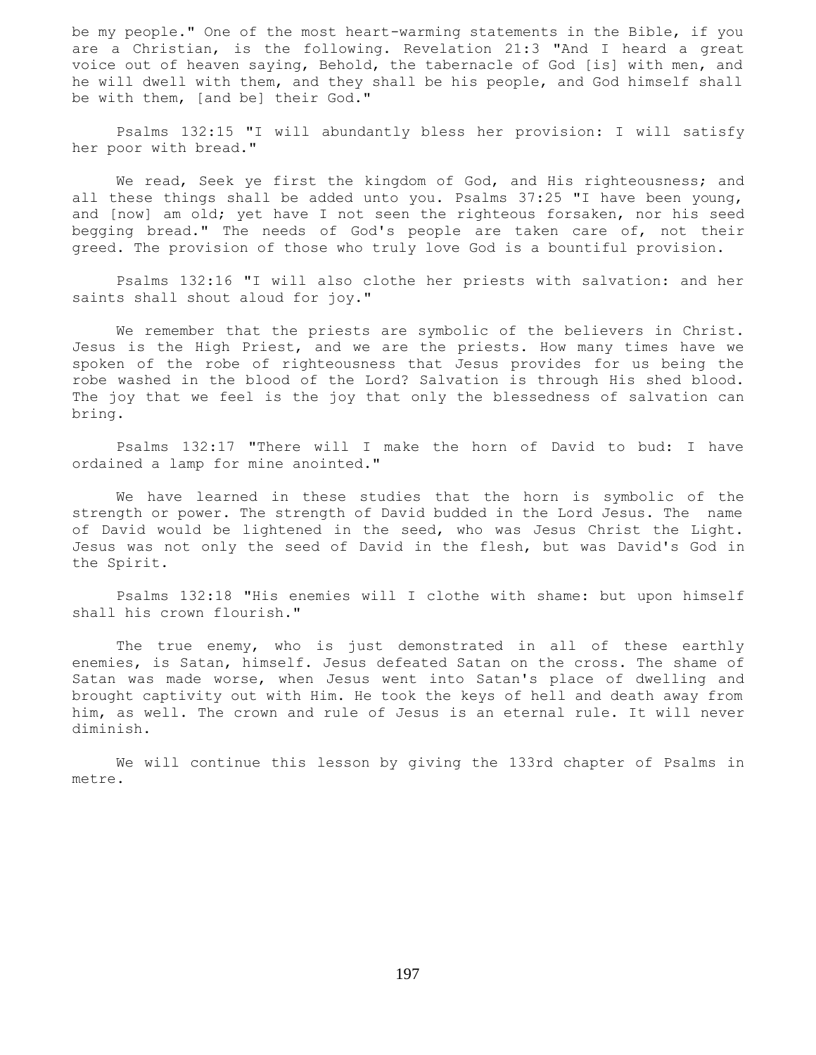be my people." One of the most heart-warming statements in the Bible, if you are a Christian, is the following. Revelation 21:3 "And I heard a great voice out of heaven saying, Behold, the tabernacle of God [is] with men, and he will dwell with them, and they shall be his people, and God himself shall be with them, [and be] their God."

Psalms 132:15 "I will abundantly bless her provision: I will satisfy her poor with bread."

We read, Seek ye first the kingdom of God, and His righteousness; and all these things shall be added unto you. Psalms 37:25 "I have been young, and [now] am old; yet have I not seen the righteous forsaken, nor his seed begging bread." The needs of God's people are taken care of, not their greed. The provision of those who truly love God is a bountiful provision.

Psalms 132:16 "I will also clothe her priests with salvation: and her saints shall shout aloud for joy."

We remember that the priests are symbolic of the believers in Christ. Jesus is the High Priest, and we are the priests. How many times have we spoken of the robe of righteousness that Jesus provides for us being the robe washed in the blood of the Lord? Salvation is through His shed blood. The joy that we feel is the joy that only the blessedness of salvation can bring.

Psalms 132:17 "There will I make the horn of David to bud: I have ordained a lamp for mine anointed."

We have learned in these studies that the horn is symbolic of the strength or power. The strength of David budded in the Lord Jesus. The name of David would be lightened in the seed, who was Jesus Christ the Light. Jesus was not only the seed of David in the flesh, but was David's God in the Spirit.

Psalms 132:18 "His enemies will I clothe with shame: but upon himself shall his crown flourish."

The true enemy, who is just demonstrated in all of these earthly enemies, is Satan, himself. Jesus defeated Satan on the cross. The shame of Satan was made worse, when Jesus went into Satan's place of dwelling and brought captivity out with Him. He took the keys of hell and death away from him, as well. The crown and rule of Jesus is an eternal rule. It will never diminish.

We will continue this lesson by giving the 133rd chapter of Psalms in metre.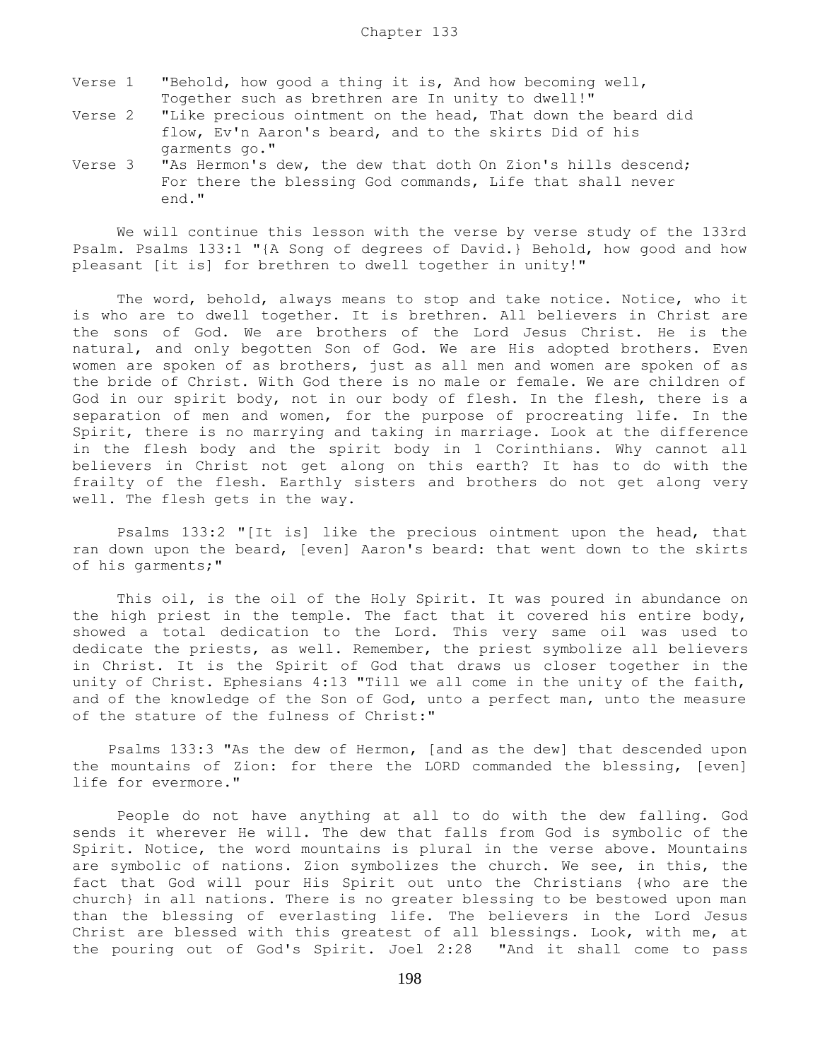Chapter 133

Verse 1 "Behold, how good a thing it is, And how becoming well, Together such as brethren are In unity to dwell!"

Verse 2 "Like precious ointment on the head, That down the beard did flow, Ev'n Aaron's beard, and to the skirts Did of his garments go."

Verse 3 "As Hermon's dew, the dew that doth On Zion's hills descend; For there the blessing God commands, Life that shall never end."

We will continue this lesson with the verse by verse study of the 133rd Psalm. Psalms 133:1 "{A Song of degrees of David.} Behold, how good and how pleasant [it is] for brethren to dwell together in unity!"

The word, behold, always means to stop and take notice. Notice, who it is who are to dwell together. It is brethren. All believers in Christ are the sons of God. We are brothers of the Lord Jesus Christ. He is the natural, and only begotten Son of God. We are His adopted brothers. Even women are spoken of as brothers, just as all men and women are spoken of as the bride of Christ. With God there is no male or female. We are children of God in our spirit body, not in our body of flesh. In the flesh, there is a separation of men and women, for the purpose of procreating life. In the Spirit, there is no marrying and taking in marriage. Look at the difference in the flesh body and the spirit body in 1 Corinthians. Why cannot all believers in Christ not get along on this earth? It has to do with the frailty of the flesh. Earthly sisters and brothers do not get along very well. The flesh gets in the way.

Psalms 133:2 "[It is] like the precious ointment upon the head, that ran down upon the beard, [even] Aaron's beard: that went down to the skirts of his garments;"

This oil, is the oil of the Holy Spirit. It was poured in abundance on the high priest in the temple. The fact that it covered his entire body, showed a total dedication to the Lord. This very same oil was used to dedicate the priests, as well. Remember, the priest symbolize all believers in Christ. It is the Spirit of God that draws us closer together in the unity of Christ. Ephesians 4:13 "Till we all come in the unity of the faith, and of the knowledge of the Son of God, unto a perfect man, unto the measure of the stature of the fulness of Christ:"

Psalms 133:3 "As the dew of Hermon, [and as the dew] that descended upon the mountains of Zion: for there the LORD commanded the blessing, [even] life for evermore."

People do not have anything at all to do with the dew falling. God sends it wherever He will. The dew that falls from God is symbolic of the Spirit. Notice, the word mountains is plural in the verse above. Mountains are symbolic of nations. Zion symbolizes the church. We see, in this, the fact that God will pour His Spirit out unto the Christians {who are the church} in all nations. There is no greater blessing to be bestowed upon man than the blessing of everlasting life. The believers in the Lord Jesus Christ are blessed with this greatest of all blessings. Look, with me, at the pouring out of God's Spirit. Joel 2:28 "And it shall come to pass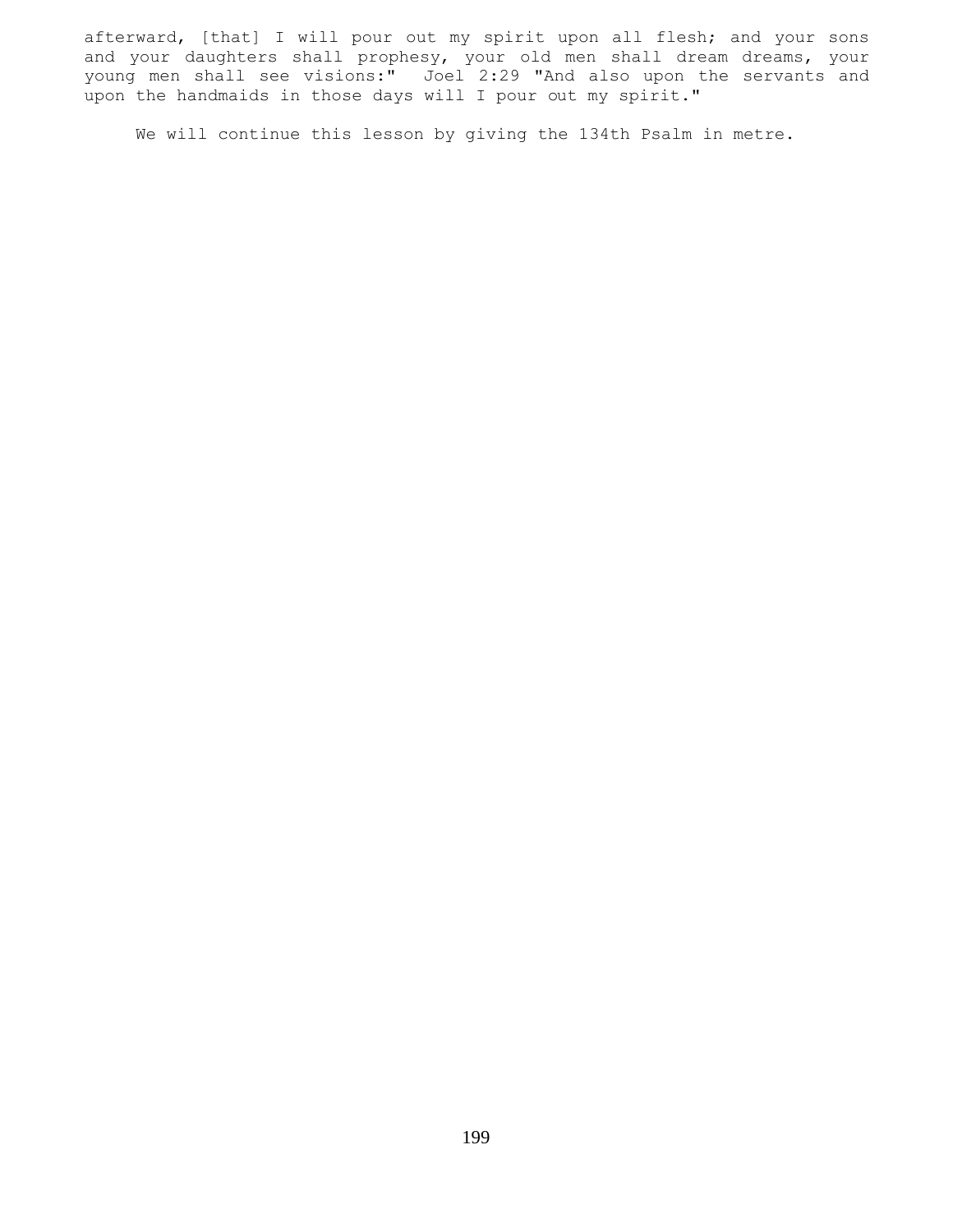afterward, [that] I will pour out my spirit upon all flesh; and your sons and your daughters shall prophesy, your old men shall dream dreams, your young men shall see visions:" Joel 2:29 "And also upon the servants and upon the handmaids in those days will I pour out my spirit."

We will continue this lesson by giving the 134th Psalm in metre.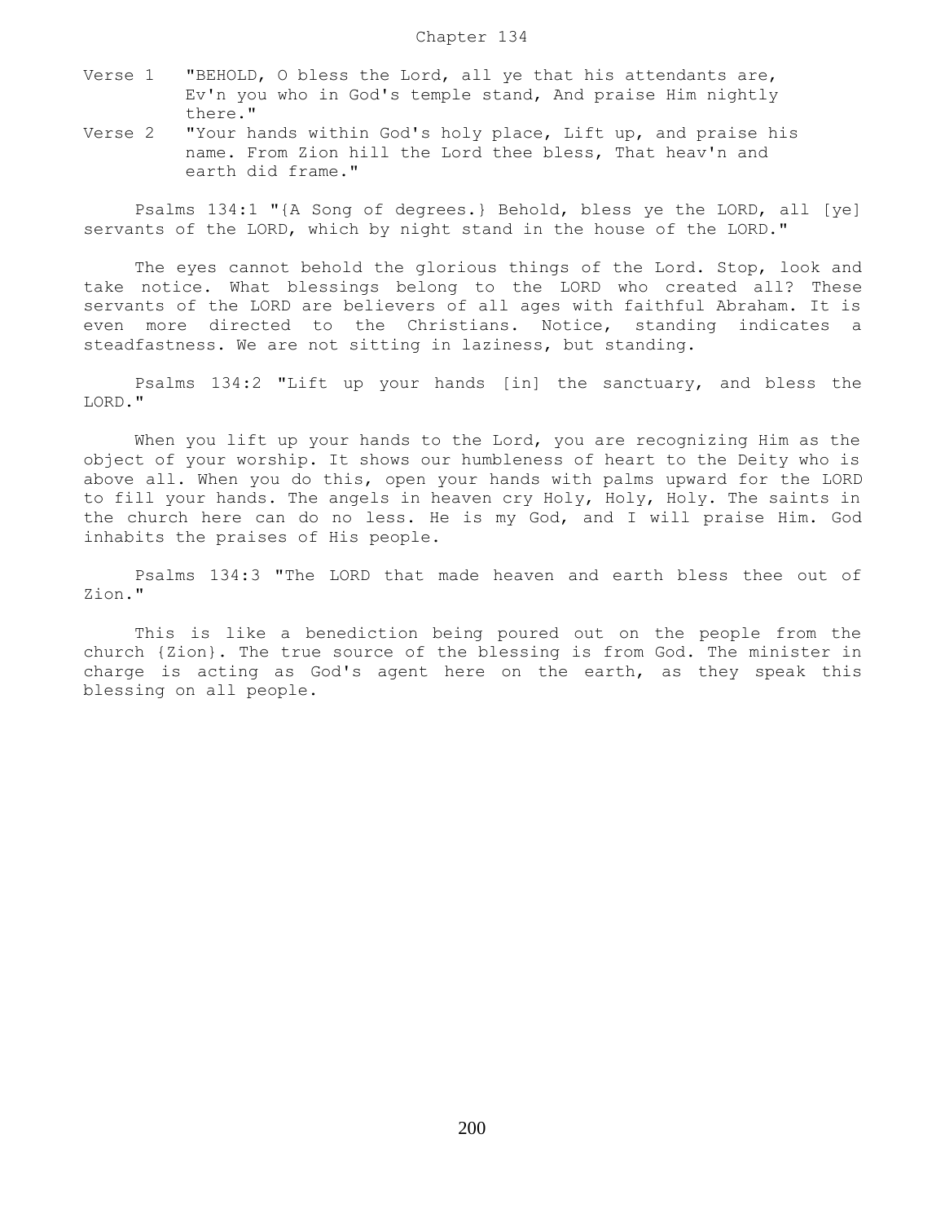# Chapter 134

Verse 1 "BEHOLD, O bless the Lord, all ye that his attendants are, Ev'n you who in God's temple stand, And praise Him nightly there."

Verse 2 "Your hands within God's holy place, Lift up, and praise his name. From Zion hill the Lord thee bless, That heav'n and earth did frame."

Psalms 134:1 "{A Song of degrees.} Behold, bless ye the LORD, all [ye] servants of the LORD, which by night stand in the house of the LORD."

The eyes cannot behold the glorious things of the Lord. Stop, look and take notice. What blessings belong to the LORD who created all? These servants of the LORD are believers of all ages with faithful Abraham. It is even more directed to the Christians. Notice, standing indicates a steadfastness. We are not sitting in laziness, but standing.

Psalms 134:2 "Lift up your hands [in] the sanctuary, and bless the LORD."

When you lift up your hands to the Lord, you are recognizing Him as the object of your worship. It shows our humbleness of heart to the Deity who is above all. When you do this, open your hands with palms upward for the LORD to fill your hands. The angels in heaven cry Holy, Holy, Holy. The saints in the church here can do no less. He is my God, and I will praise Him. God inhabits the praises of His people.

Psalms 134:3 "The LORD that made heaven and earth bless thee out of Zion."

This is like a benediction being poured out on the people from the church {Zion}. The true source of the blessing is from God. The minister in charge is acting as God's agent here on the earth, as they speak this blessing on all people.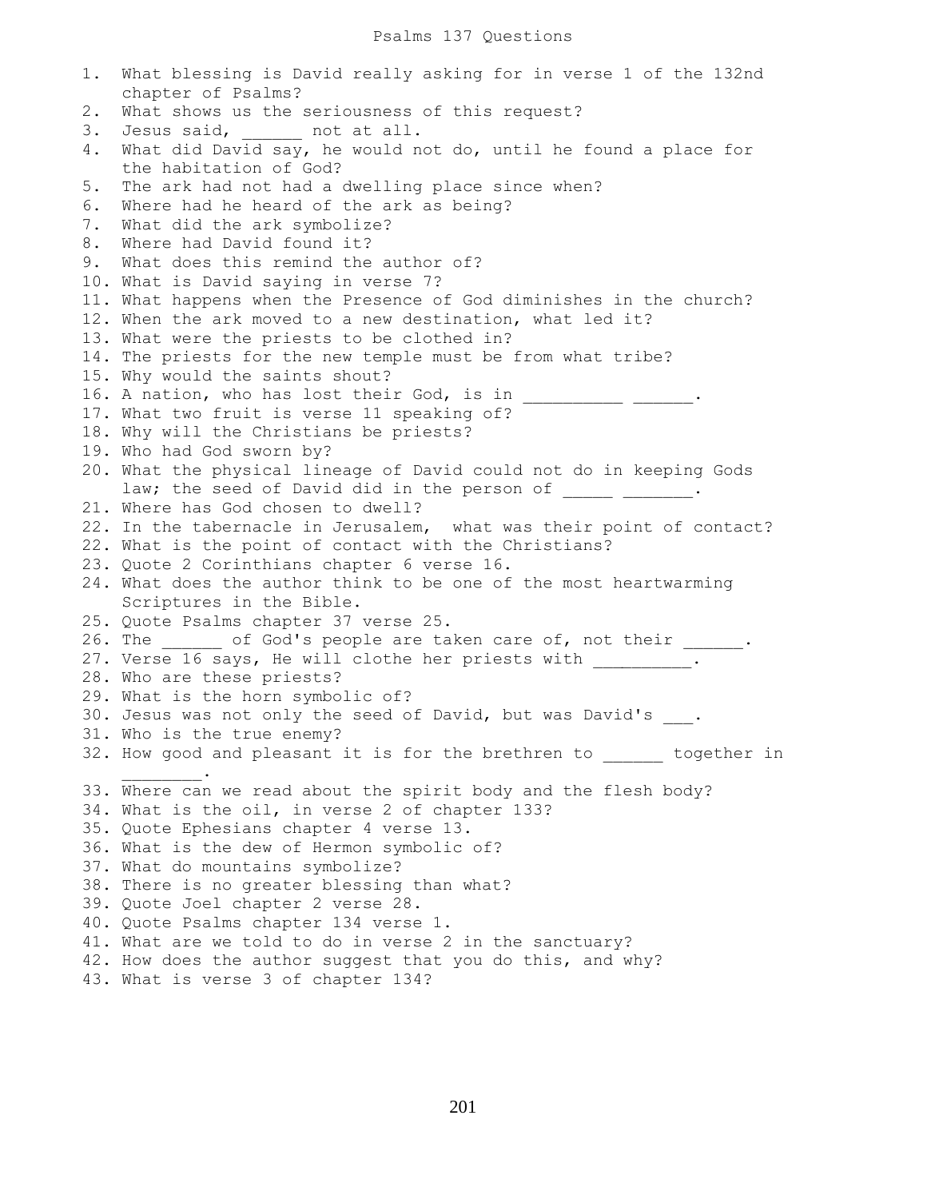# Psalms 137 Questions

1. What blessing is David really asking for in verse 1 of the 132nd chapter of Psalms?
2. What shows us the seriousness of this request?
3. Jesus said, ______ not at all.
4. What did David say, he would not do, until he found a place for the habitation of God?
5. The ark had not had a dwelling place since when?
6. Where had he heard of the ark as being?
7. What did the ark symbolize?
8. Where had David found it?
9. What does this remind the author of?
10. What is David saying in verse 7?
11. What happens when the Presence of God diminishes in the church?
12. When the ark moved to a new destination, what led it?
13. What were the priests to be clothed in?
14. The priests for the new temple must be from what tribe?
15. Why would the saints shout?
16. A nation, who has lost their God, is in __________ ______.
17. What two fruit is verse 11 speaking of?
18. Why will the Christians be priests?
19. Who had God sworn by?
20. What the physical lineage of David could not do in keeping Gods law; the seed of David did in the person of _____ _______.
21. Where has God chosen to dwell?
22. In the tabernacle in Jerusalem, what was their point of contact?
22. What is the point of contact with the Christians?
23. Quote 2 Corinthians chapter 6 verse 16.
24. What does the author think to be one of the most heartwarming Scriptures in the Bible.
25. Quote Psalms chapter 37 verse 25.
26. The ______ of God's people are taken care of, not their ______.
27. Verse 16 says, He will clothe her priests with __________.
28. Who are these priests?
29. What is the horn symbolic of?
30. Jesus was not only the seed of David, but was David's ___.
31. Who is the true enemy?
32. How good and pleasant it is for the brethren to ______ together in ________.
33. Where can we read about the spirit body and the flesh body?
34. What is the oil, in verse 2 of chapter 133?
35. Quote Ephesians chapter 4 verse 13.
36. What is the dew of Hermon symbolic of?
37. What do mountains symbolize?
38. There is no greater blessing than what?
39. Quote Joel chapter 2 verse 28.
40. Quote Psalms chapter 134 verse 1.
41. What are we told to do in verse 2 in the sanctuary?
42. How does the author suggest that you do this, and why?
43. What is verse 3 of chapter 134?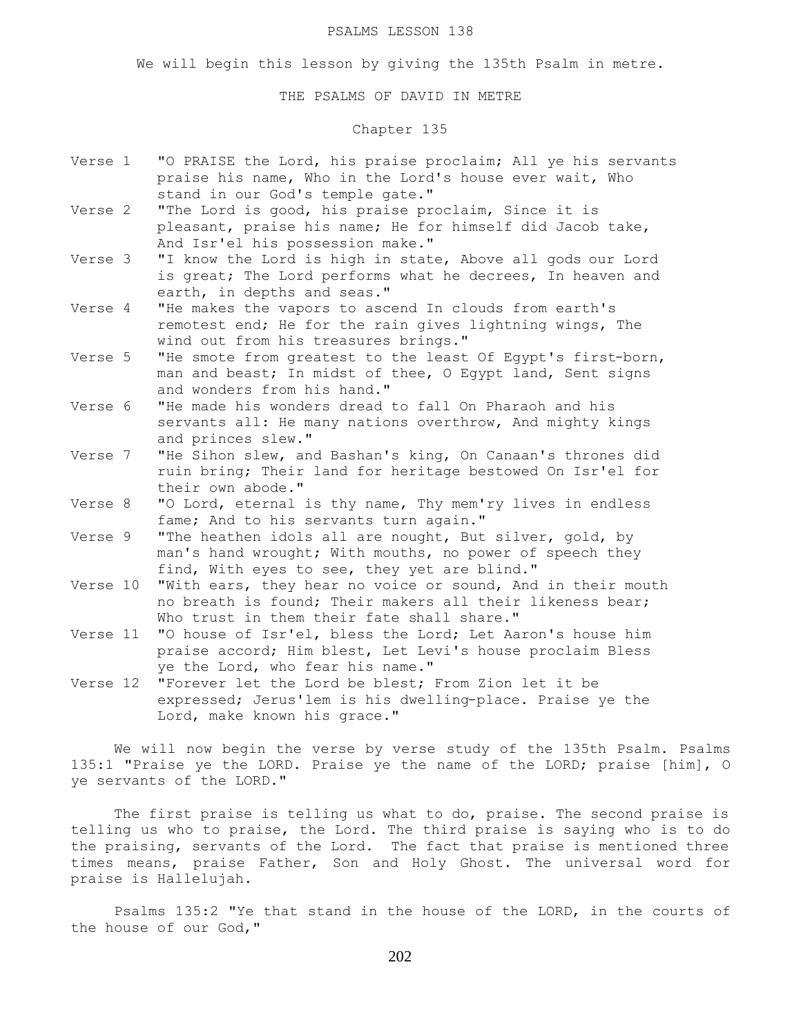PSALMS LESSON 138

We will begin this lesson by giving the 135th Psalm in metre.

THE PSALMS OF DAVID IN METRE

Chapter 135

Verse 1 "O PRAISE the Lord, his praise proclaim; All ye his servants praise his name, Who in the Lord's house ever wait, Who stand in our God's temple gate."

Verse 2 "The Lord is good, his praise proclaim, Since it is pleasant, praise his name; He for himself did Jacob take, And Isr'el his possession make."

Verse 3 "I know the Lord is high in state, Above all gods our Lord is great; The Lord performs what he decrees, In heaven and earth, in depths and seas."

Verse 4 "He makes the vapors to ascend In clouds from earth's remotest end; He for the rain gives lightning wings, The wind out from his treasures brings."

Verse 5 "He smote from greatest to the least Of Egypt's first-born, man and beast; In midst of thee, O Egypt land, Sent signs and wonders from his hand."

Verse 6 "He made his wonders dread to fall On Pharaoh and his servants all: He many nations overthrow, And mighty kings and princes slew."

Verse 7 "He Sihon slew, and Bashan's king, On Canaan's thrones did ruin bring; Their land for heritage bestowed On Isr'el for their own abode."

Verse 8 "O Lord, eternal is thy name, Thy mem'ry lives in endless fame; And to his servants turn again."

Verse 9 "The heathen idols all are nought, But silver, gold, by man's hand wrought; With mouths, no power of speech they find, With eyes to see, they yet are blind."

Verse 10 "With ears, they hear no voice or sound, And in their mouth no breath is found; Their makers all their likeness bear; Who trust in them their fate shall share."

Verse 11 "O house of Isr'el, bless the Lord; Let Aaron's house him praise accord; Him blest, Let Levi's house proclaim Bless ye the Lord, who fear his name."

Verse 12 "Forever let the Lord be blest; From Zion let it be expressed; Jerus'lem is his dwelling-place. Praise ye the Lord, make known his grace."

We will now begin the verse by verse study of the 135th Psalm. Psalms 135:1 "Praise ye the LORD. Praise ye the name of the LORD; praise [him], O ye servants of the LORD."

The first praise is telling us what to do, praise. The second praise is telling us who to praise, the Lord. The third praise is saying who is to do the praising, servants of the Lord. The fact that praise is mentioned three times means, praise Father, Son and Holy Ghost. The universal word for praise is Hallelujah.

Psalms 135:2 "Ye that stand in the house of the LORD, in the courts of the house of our God,"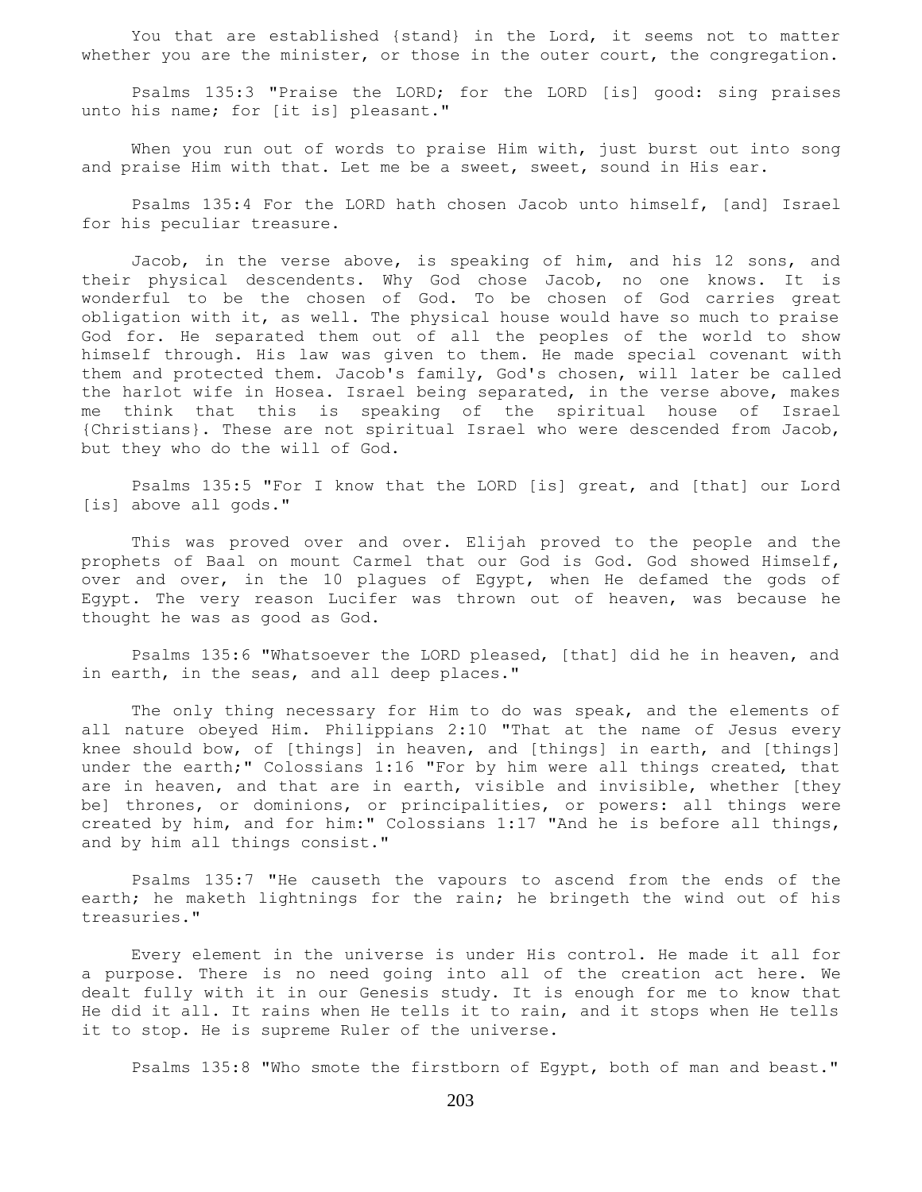You that are established {stand} in the Lord, it seems not to matter whether you are the minister, or those in the outer court, the congregation.

Psalms 135:3 "Praise the LORD; for the LORD [is] good: sing praises unto his name; for [it is] pleasant."

When you run out of words to praise Him with, just burst out into song and praise Him with that. Let me be a sweet, sweet, sound in His ear.

Psalms 135:4 For the LORD hath chosen Jacob unto himself, [and] Israel for his peculiar treasure.

Jacob, in the verse above, is speaking of him, and his 12 sons, and their physical descendents. Why God chose Jacob, no one knows. It is wonderful to be the chosen of God. To be chosen of God carries great obligation with it, as well. The physical house would have so much to praise God for. He separated them out of all the peoples of the world to show himself through. His law was given to them. He made special covenant with them and protected them. Jacob's family, God's chosen, will later be called the harlot wife in Hosea. Israel being separated, in the verse above, makes me think that this is speaking of the spiritual house of Israel {Christians}. These are not spiritual Israel who were descended from Jacob, but they who do the will of God.

Psalms 135:5 "For I know that the LORD [is] great, and [that] our Lord [is] above all gods."

This was proved over and over. Elijah proved to the people and the prophets of Baal on mount Carmel that our God is God. God showed Himself, over and over, in the 10 plagues of Egypt, when He defamed the gods of Egypt. The very reason Lucifer was thrown out of heaven, was because he thought he was as good as God.

Psalms 135:6 "Whatsoever the LORD pleased, [that] did he in heaven, and in earth, in the seas, and all deep places."

The only thing necessary for Him to do was speak, and the elements of all nature obeyed Him. Philippians 2:10 "That at the name of Jesus every knee should bow, of [things] in heaven, and [things] in earth, and [things] under the earth;" Colossians 1:16 "For by him were all things created, that are in heaven, and that are in earth, visible and invisible, whether [they be] thrones, or dominions, or principalities, or powers: all things were created by him, and for him:" Colossians 1:17 "And he is before all things, and by him all things consist."

Psalms 135:7 "He causeth the vapours to ascend from the ends of the earth; he maketh lightnings for the rain; he bringeth the wind out of his treasuries."

Every element in the universe is under His control. He made it all for a purpose. There is no need going into all of the creation act here. We dealt fully with it in our Genesis study. It is enough for me to know that He did it all. It rains when He tells it to rain, and it stops when He tells it to stop. He is supreme Ruler of the universe.

Psalms 135:8 "Who smote the firstborn of Egypt, both of man and beast."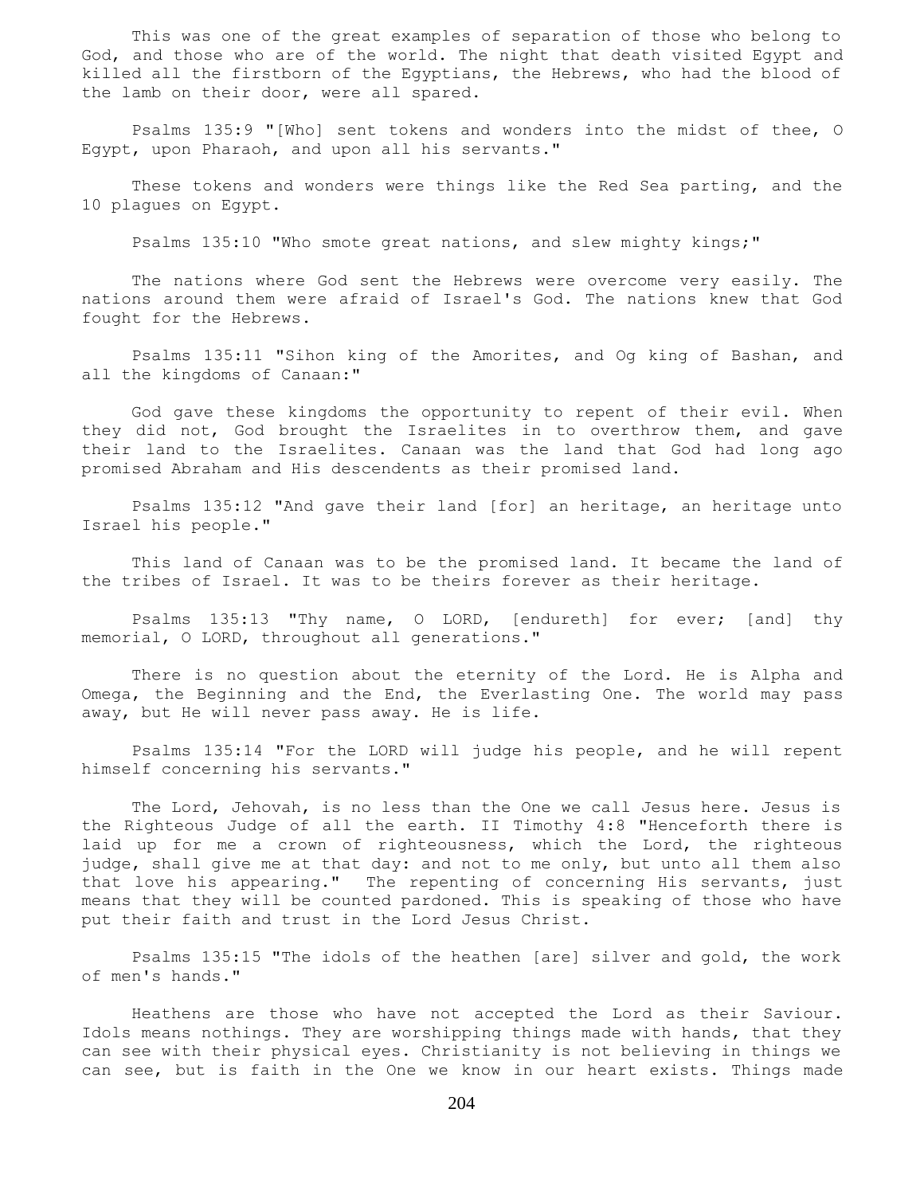This was one of the great examples of separation of those who belong to God, and those who are of the world. The night that death visited Egypt and killed all the firstborn of the Egyptians, the Hebrews, who had the blood of the lamb on their door, were all spared.

Psalms 135:9 "[Who] sent tokens and wonders into the midst of thee, O Egypt, upon Pharaoh, and upon all his servants."

These tokens and wonders were things like the Red Sea parting, and the 10 plagues on Egypt.

Psalms 135:10 "Who smote great nations, and slew mighty kings;"

The nations where God sent the Hebrews were overcome very easily. The nations around them were afraid of Israel's God. The nations knew that God fought for the Hebrews.

Psalms 135:11 "Sihon king of the Amorites, and Og king of Bashan, and all the kingdoms of Canaan:"

God gave these kingdoms the opportunity to repent of their evil. When they did not, God brought the Israelites in to overthrow them, and gave their land to the Israelites. Canaan was the land that God had long ago promised Abraham and His descendents as their promised land.

Psalms 135:12 "And gave their land [for] an heritage, an heritage unto Israel his people."

This land of Canaan was to be the promised land. It became the land of the tribes of Israel. It was to be theirs forever as their heritage.

Psalms 135:13 "Thy name, O LORD, [endureth] for ever; [and] thy memorial, O LORD, throughout all generations."

There is no question about the eternity of the Lord. He is Alpha and Omega, the Beginning and the End, the Everlasting One. The world may pass away, but He will never pass away. He is life.

Psalms 135:14 "For the LORD will judge his people, and he will repent himself concerning his servants."

The Lord, Jehovah, is no less than the One we call Jesus here. Jesus is the Righteous Judge of all the earth. II Timothy 4:8 "Henceforth there is laid up for me a crown of righteousness, which the Lord, the righteous judge, shall give me at that day: and not to me only, but unto all them also that love his appearing." The repenting of concerning His servants, just means that they will be counted pardoned. This is speaking of those who have put their faith and trust in the Lord Jesus Christ.

Psalms 135:15 "The idols of the heathen [are] silver and gold, the work of men's hands."

Heathens are those who have not accepted the Lord as their Saviour. Idols means nothings. They are worshipping things made with hands, that they can see with their physical eyes. Christianity is not believing in things we can see, but is faith in the One we know in our heart exists. Things made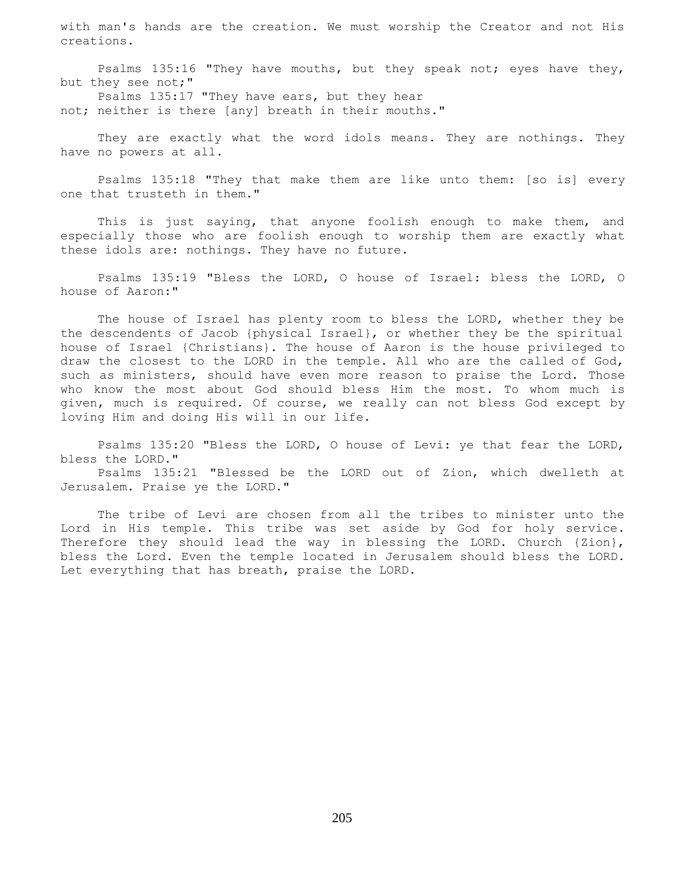with man's hands are the creation. We must worship the Creator and not His creations.

Psalms 135:16 "They have mouths, but they speak not; eyes have they, but they see not;"
Psalms 135:17 "They have ears, but they hear not; neither is there [any] breath in their mouths."

They are exactly what the word idols means. They are nothings. They have no powers at all.

Psalms 135:18 "They that make them are like unto them: [so is] every one that trusteth in them."

This is just saying, that anyone foolish enough to make them, and especially those who are foolish enough to worship them are exactly what these idols are: nothings. They have no future.

Psalms 135:19 "Bless the LORD, O house of Israel: bless the LORD, O house of Aaron:"

The house of Israel has plenty room to bless the LORD, whether they be the descendents of Jacob {physical Israel}, or whether they be the spiritual house of Israel {Christians}. The house of Aaron is the house privileged to draw the closest to the LORD in the temple. All who are the called of God, such as ministers, should have even more reason to praise the Lord. Those who know the most about God should bless Him the most. To whom much is given, much is required. Of course, we really can not bless God except by loving Him and doing His will in our life.

Psalms 135:20 "Bless the LORD, O house of Levi: ye that fear the LORD, bless the LORD."
Psalms 135:21 "Blessed be the LORD out of Zion, which dwelleth at Jerusalem. Praise ye the LORD."

The tribe of Levi are chosen from all the tribes to minister unto the Lord in His temple. This tribe was set aside by God for holy service. Therefore they should lead the way in blessing the LORD. Church {Zion}, bless the Lord. Even the temple located in Jerusalem should bless the LORD. Let everything that has breath, praise the LORD.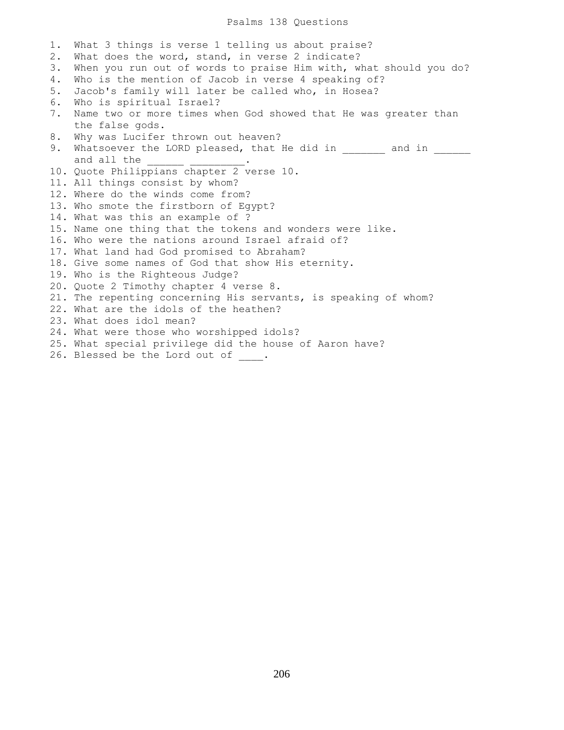# Psalms 138 Questions

1. What 3 things is verse 1 telling us about praise?
2. What does the word, stand, in verse 2 indicate?
3. When you run out of words to praise Him with, what should you do?
4. Who is the mention of Jacob in verse 4 speaking of?
5. Jacob's family will later be called who, in Hosea?
6. Who is spiritual Israel?
7. Name two or more times when God showed that He was greater than the false gods.
8. Why was Lucifer thrown out heaven?
9. Whatsoever the LORD pleased, that He did in _______ and in ______ and all the ______ _________.
10. Quote Philippians chapter 2 verse 10.
11. All things consist by whom?
12. Where do the winds come from?
13. Who smote the firstborn of Egypt?
14. What was this an example of ?
15. Name one thing that the tokens and wonders were like.
16. Who were the nations around Israel afraid of?
17. What land had God promised to Abraham?
18. Give some names of God that show His eternity.
19. Who is the Righteous Judge?
20. Quote 2 Timothy chapter 4 verse 8.
21. The repenting concerning His servants, is speaking of whom?
22. What are the idols of the heathen?
23. What does idol mean?
24. What were those who worshipped idols?
25. What special privilege did the house of Aaron have?
26. Blessed be the Lord out of ____.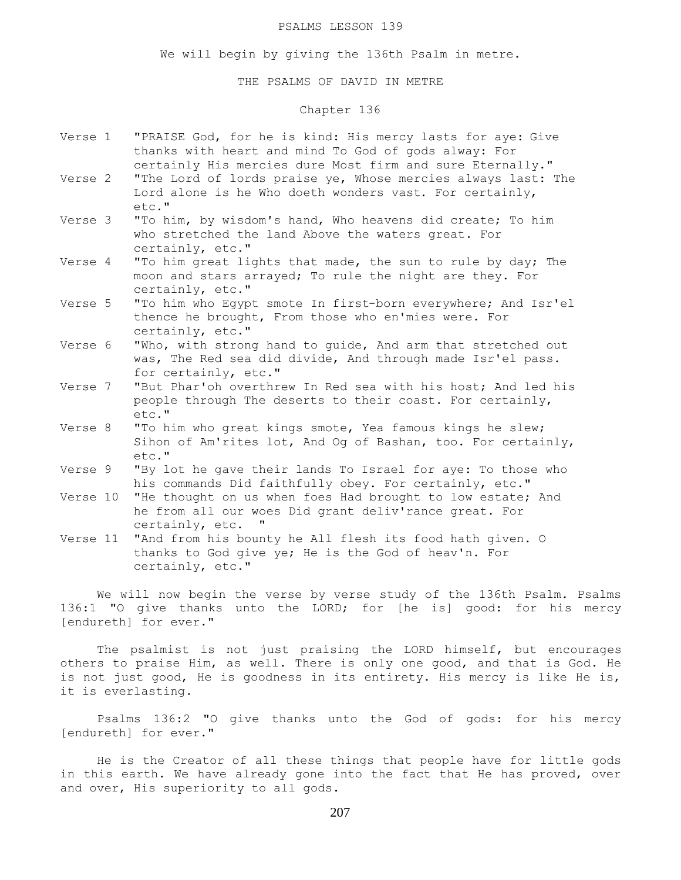PSALMS LESSON 139

We will begin by giving the 136th Psalm in metre.

THE PSALMS OF DAVID IN METRE

Chapter 136

Verse 1 "PRAISE God, for he is kind: His mercy lasts for aye: Give thanks with heart and mind To God of gods alway: For certainly His mercies dure Most firm and sure Eternally."

Verse 2 "The Lord of lords praise ye, Whose mercies always last: The Lord alone is he Who doeth wonders vast. For certainly, etc."

Verse 3 "To him, by wisdom's hand, Who heavens did create; To him who stretched the land Above the waters great. For certainly, etc."

Verse 4 "To him great lights that made, the sun to rule by day; The moon and stars arrayed; To rule the night are they. For certainly, etc."

Verse 5 "To him who Egypt smote In first-born everywhere; And Isr'el thence he brought, From those who en'mies were. For certainly, etc."

Verse 6 "Who, with strong hand to guide, And arm that stretched out was, The Red sea did divide, And through made Isr'el pass. for certainly, etc."

Verse 7 "But Phar'oh overthrew In Red sea with his host; And led his people through The deserts to their coast. For certainly, etc."

Verse 8 "To him who great kings smote, Yea famous kings he slew; Sihon of Am'rites lot, And Og of Bashan, too. For certainly, etc."

Verse 9 "By lot he gave their lands To Israel for aye: To those who his commands Did faithfully obey. For certainly, etc."

Verse 10 "He thought on us when foes Had brought to low estate; And he from all our woes Did grant deliv'rance great. For certainly, etc. "

Verse 11 "And from his bounty he All flesh its food hath given. O thanks to God give ye; He is the God of heav'n. For certainly, etc."

We will now begin the verse by verse study of the 136th Psalm. Psalms 136:1 "O give thanks unto the LORD; for [he is] good: for his mercy [endureth] for ever."

The psalmist is not just praising the LORD himself, but encourages others to praise Him, as well. There is only one good, and that is God. He is not just good, He is goodness in its entirety. His mercy is like He is, it is everlasting.

Psalms 136:2 "O give thanks unto the God of gods: for his mercy [endureth] for ever."

He is the Creator of all these things that people have for little gods in this earth. We have already gone into the fact that He has proved, over and over, His superiority to all gods.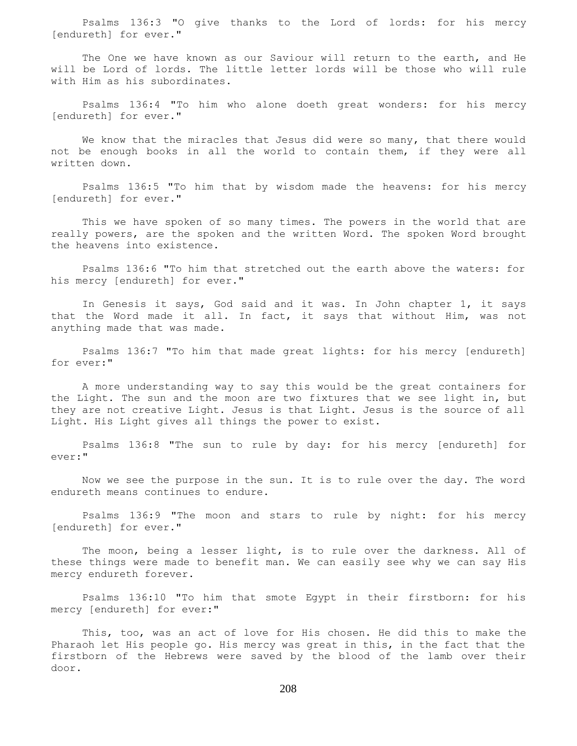Psalms 136:3 "O give thanks to the Lord of lords: for his mercy [endureth] for ever."

The One we have known as our Saviour will return to the earth, and He will be Lord of lords. The little letter lords will be those who will rule with Him as his subordinates.

Psalms 136:4 "To him who alone doeth great wonders: for his mercy [endureth] for ever."

We know that the miracles that Jesus did were so many, that there would not be enough books in all the world to contain them, if they were all written down.

Psalms 136:5 "To him that by wisdom made the heavens: for his mercy [endureth] for ever."

This we have spoken of so many times. The powers in the world that are really powers, are the spoken and the written Word. The spoken Word brought the heavens into existence.

Psalms 136:6 "To him that stretched out the earth above the waters: for his mercy [endureth] for ever."

In Genesis it says, God said and it was. In John chapter 1, it says that the Word made it all. In fact, it says that without Him, was not anything made that was made.

Psalms 136:7 "To him that made great lights: for his mercy [endureth] for ever:"

A more understanding way to say this would be the great containers for the Light. The sun and the moon are two fixtures that we see light in, but they are not creative Light. Jesus is that Light. Jesus is the source of all Light. His Light gives all things the power to exist.

Psalms 136:8 "The sun to rule by day: for his mercy [endureth] for ever:"

Now we see the purpose in the sun. It is to rule over the day. The word endureth means continues to endure.

Psalms 136:9 "The moon and stars to rule by night: for his mercy [endureth] for ever."

The moon, being a lesser light, is to rule over the darkness. All of these things were made to benefit man. We can easily see why we can say His mercy endureth forever.

Psalms 136:10 "To him that smote Egypt in their firstborn: for his mercy [endureth] for ever:"

This, too, was an act of love for His chosen. He did this to make the Pharaoh let His people go. His mercy was great in this, in the fact that the firstborn of the Hebrews were saved by the blood of the lamb over their door.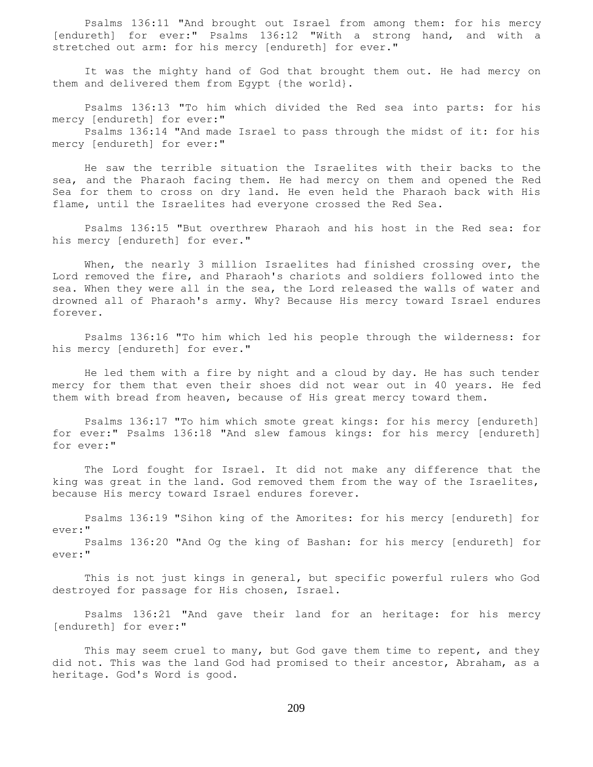Psalms 136:11 "And brought out Israel from among them: for his mercy [endureth] for ever:" Psalms 136:12 "With a strong hand, and with a stretched out arm: for his mercy [endureth] for ever."

It was the mighty hand of God that brought them out. He had mercy on them and delivered them from Egypt {the world}.

Psalms 136:13 "To him which divided the Red sea into parts: for his mercy [endureth] for ever:"
Psalms 136:14 "And made Israel to pass through the midst of it: for his mercy [endureth] for ever:"

He saw the terrible situation the Israelites with their backs to the sea, and the Pharaoh facing them. He had mercy on them and opened the Red Sea for them to cross on dry land. He even held the Pharaoh back with His flame, until the Israelites had everyone crossed the Red Sea.

Psalms 136:15 "But overthrew Pharaoh and his host in the Red sea: for his mercy [endureth] for ever."

When, the nearly 3 million Israelites had finished crossing over, the Lord removed the fire, and Pharaoh's chariots and soldiers followed into the sea. When they were all in the sea, the Lord released the walls of water and drowned all of Pharaoh's army. Why? Because His mercy toward Israel endures forever.

Psalms 136:16 "To him which led his people through the wilderness: for his mercy [endureth] for ever."

He led them with a fire by night and a cloud by day. He has such tender mercy for them that even their shoes did not wear out in 40 years. He fed them with bread from heaven, because of His great mercy toward them.

Psalms 136:17 "To him which smote great kings: for his mercy [endureth] for ever:" Psalms 136:18 "And slew famous kings: for his mercy [endureth] for ever:"

The Lord fought for Israel. It did not make any difference that the king was great in the land. God removed them from the way of the Israelites, because His mercy toward Israel endures forever.

Psalms 136:19 "Sihon king of the Amorites: for his mercy [endureth] for ever:"
Psalms 136:20 "And Og the king of Bashan: for his mercy [endureth] for ever:"

This is not just kings in general, but specific powerful rulers who God destroyed for passage for His chosen, Israel.

Psalms 136:21 "And gave their land for an heritage: for his mercy [endureth] for ever:"

This may seem cruel to many, but God gave them time to repent, and they did not. This was the land God had promised to their ancestor, Abraham, as a heritage. God's Word is good.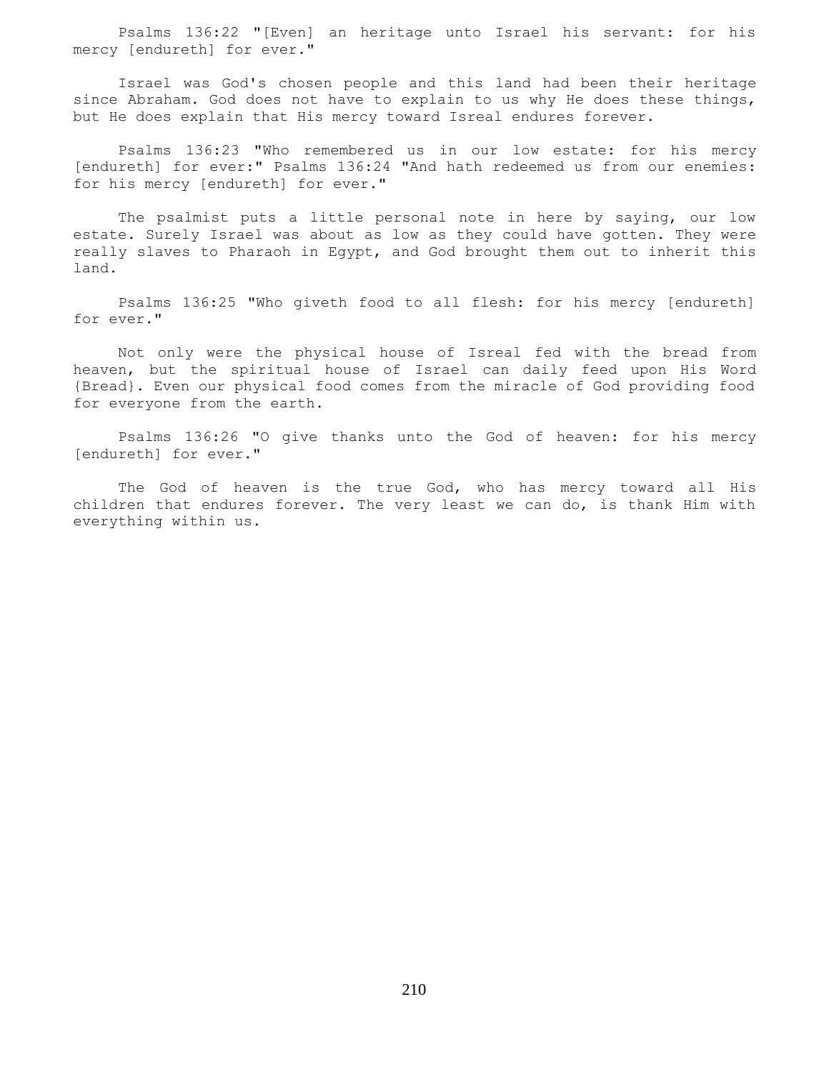Psalms 136:22 "[Even] an heritage unto Israel his servant: for his mercy [endureth] for ever."

Israel was God's chosen people and this land had been their heritage since Abraham. God does not have to explain to us why He does these things, but He does explain that His mercy toward Isreal endures forever.

Psalms 136:23 "Who remembered us in our low estate: for his mercy [endureth] for ever:" Psalms 136:24 "And hath redeemed us from our enemies: for his mercy [endureth] for ever."

The psalmist puts a little personal note in here by saying, our low estate. Surely Israel was about as low as they could have gotten. They were really slaves to Pharaoh in Egypt, and God brought them out to inherit this land.

Psalms 136:25 "Who giveth food to all flesh: for his mercy [endureth] for ever."

Not only were the physical house of Isreal fed with the bread from heaven, but the spiritual house of Israel can daily feed upon His Word {Bread}. Even our physical food comes from the miracle of God providing food for everyone from the earth.

Psalms 136:26 "O give thanks unto the God of heaven: for his mercy [endureth] for ever."

The God of heaven is the true God, who has mercy toward all His children that endures forever. The very least we can do, is thank Him with everything within us.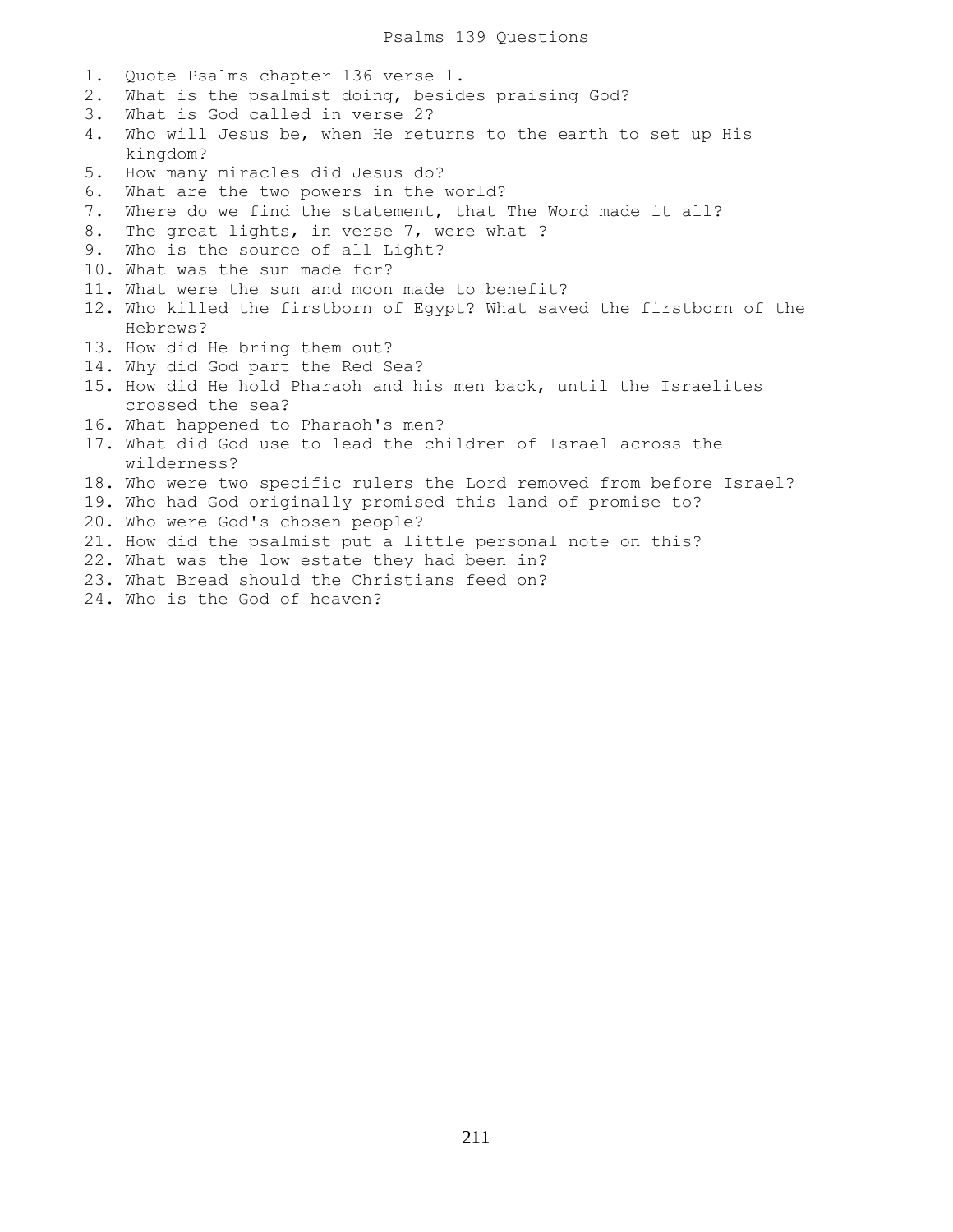# Psalms 139 Questions

1. Quote Psalms chapter 136 verse 1.
2. What is the psalmist doing, besides praising God?
3. What is God called in verse 2?
4. Who will Jesus be, when He returns to the earth to set up His kingdom?
5. How many miracles did Jesus do?
6. What are the two powers in the world?
7. Where do we find the statement, that The Word made it all?
8. The great lights, in verse 7, were what ?
9. Who is the source of all Light?
10. What was the sun made for?
11. What were the sun and moon made to benefit?
12. Who killed the firstborn of Egypt? What saved the firstborn of the Hebrews?
13. How did He bring them out?
14. Why did God part the Red Sea?
15. How did He hold Pharaoh and his men back, until the Israelites crossed the sea?
16. What happened to Pharaoh's men?
17. What did God use to lead the children of Israel across the wilderness?
18. Who were two specific rulers the Lord removed from before Israel?
19. Who had God originally promised this land of promise to?
20. Who were God's chosen people?
21. How did the psalmist put a little personal note on this?
22. What was the low estate they had been in?
23. What Bread should the Christians feed on?
24. Who is the God of heaven?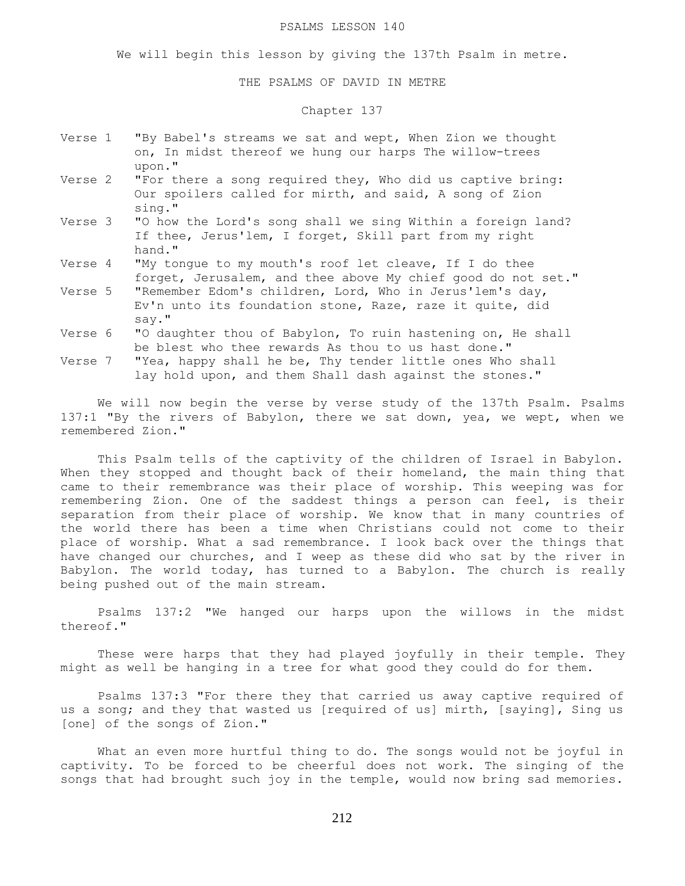# PSALMS LESSON 140

We will begin this lesson by giving the 137th Psalm in metre.

## THE PSALMS OF DAVID IN METRE

### Chapter 137

Verse 1 "By Babel's streams we sat and wept, When Zion we thought on, In midst thereof we hung our harps The willow-trees upon."

Verse 2 "For there a song required they, Who did us captive bring: Our spoilers called for mirth, and said, A song of Zion sing."

Verse 3 "O how the Lord's song shall we sing Within a foreign land? If thee, Jerus'lem, I forget, Skill part from my right hand."

Verse 4 "My tongue to my mouth's roof let cleave, If I do thee forget, Jerusalem, and thee above My chief good do not set."

Verse 5 "Remember Edom's children, Lord, Who in Jerus'lem's day, Ev'n unto its foundation stone, Raze, raze it quite, did say."

Verse 6 "O daughter thou of Babylon, To ruin hastening on, He shall be blest who thee rewards As thou to us hast done."

Verse 7 "Yea, happy shall he be, Thy tender little ones Who shall lay hold upon, and them Shall dash against the stones."

We will now begin the verse by verse study of the 137th Psalm. Psalms 137:1 "By the rivers of Babylon, there we sat down, yea, we wept, when we remembered Zion."

This Psalm tells of the captivity of the children of Israel in Babylon. When they stopped and thought back of their homeland, the main thing that came to their remembrance was their place of worship. This weeping was for remembering Zion. One of the saddest things a person can feel, is their separation from their place of worship. We know that in many countries of the world there has been a time when Christians could not come to their place of worship. What a sad remembrance. I look back over the things that have changed our churches, and I weep as these did who sat by the river in Babylon. The world today, has turned to a Babylon. The church is really being pushed out of the main stream.

Psalms 137:2 "We hanged our harps upon the willows in the midst thereof."

These were harps that they had played joyfully in their temple. They might as well be hanging in a tree for what good they could do for them.

Psalms 137:3 "For there they that carried us away captive required of us a song; and they that wasted us [required of us] mirth, [saying], Sing us [one] of the songs of Zion."

What an even more hurtful thing to do. The songs would not be joyful in captivity. To be forced to be cheerful does not work. The singing of the songs that had brought such joy in the temple, would now bring sad memories.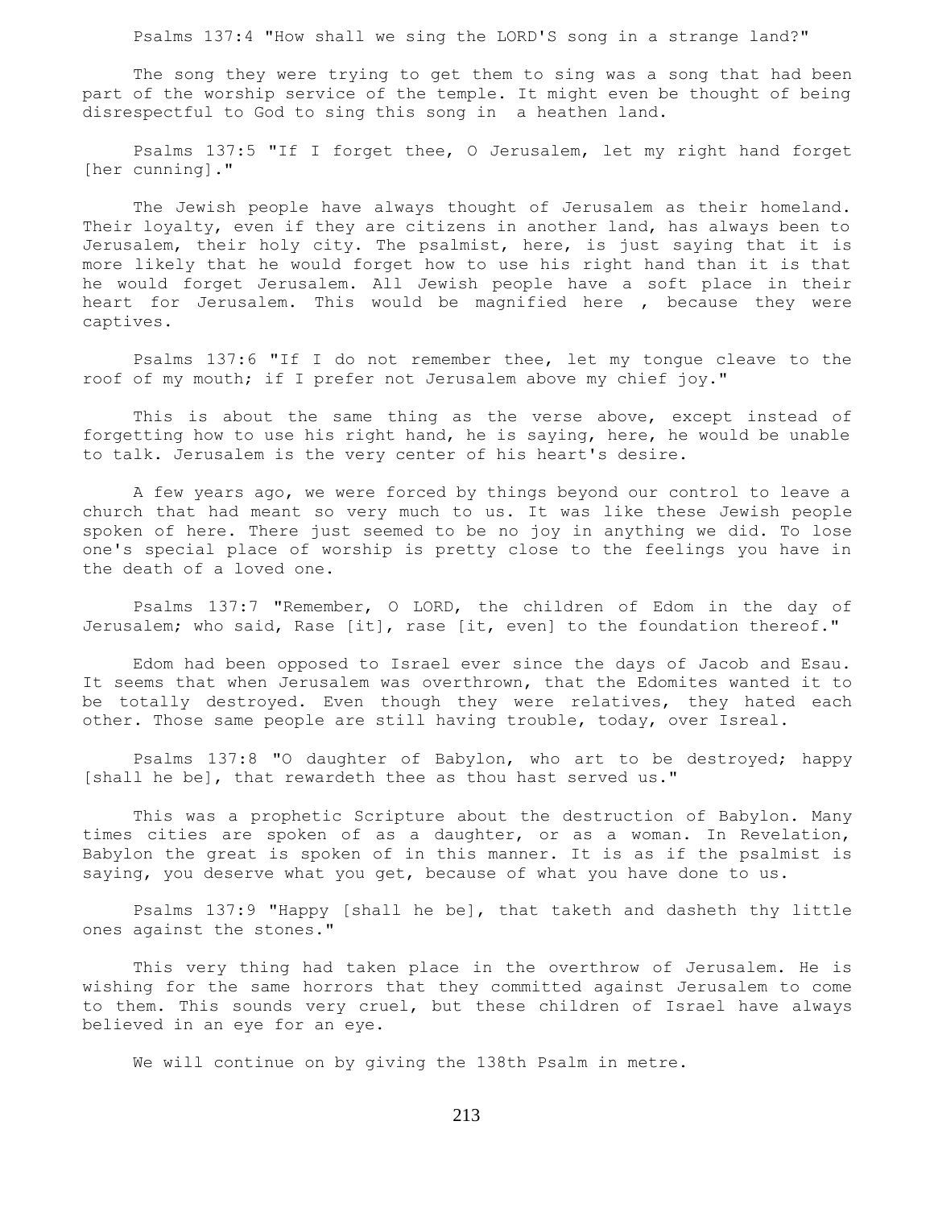Psalms 137:4 "How shall we sing the LORD'S song in a strange land?"

The song they were trying to get them to sing was a song that had been part of the worship service of the temple. It might even be thought of being disrespectful to God to sing this song in a heathen land.

Psalms 137:5 "If I forget thee, O Jerusalem, let my right hand forget [her cunning]."

The Jewish people have always thought of Jerusalem as their homeland. Their loyalty, even if they are citizens in another land, has always been to Jerusalem, their holy city. The psalmist, here, is just saying that it is more likely that he would forget how to use his right hand than it is that he would forget Jerusalem. All Jewish people have a soft place in their heart for Jerusalem. This would be magnified here , because they were captives.

Psalms 137:6 "If I do not remember thee, let my tongue cleave to the roof of my mouth; if I prefer not Jerusalem above my chief joy."

This is about the same thing as the verse above, except instead of forgetting how to use his right hand, he is saying, here, he would be unable to talk. Jerusalem is the very center of his heart's desire.

A few years ago, we were forced by things beyond our control to leave a church that had meant so very much to us. It was like these Jewish people spoken of here. There just seemed to be no joy in anything we did. To lose one's special place of worship is pretty close to the feelings you have in the death of a loved one.

Psalms 137:7 "Remember, O LORD, the children of Edom in the day of Jerusalem; who said, Rase [it], rase [it, even] to the foundation thereof."

Edom had been opposed to Israel ever since the days of Jacob and Esau. It seems that when Jerusalem was overthrown, that the Edomites wanted it to be totally destroyed. Even though they were relatives, they hated each other. Those same people are still having trouble, today, over Isreal.

Psalms 137:8 "O daughter of Babylon, who art to be destroyed; happy [shall he be], that rewardeth thee as thou hast served us."

This was a prophetic Scripture about the destruction of Babylon. Many times cities are spoken of as a daughter, or as a woman. In Revelation, Babylon the great is spoken of in this manner. It is as if the psalmist is saying, you deserve what you get, because of what you have done to us.

Psalms 137:9 "Happy [shall he be], that taketh and dasheth thy little ones against the stones."

This very thing had taken place in the overthrow of Jerusalem. He is wishing for the same horrors that they committed against Jerusalem to come to them. This sounds very cruel, but these children of Israel have always believed in an eye for an eye.

We will continue on by giving the 138th Psalm in metre.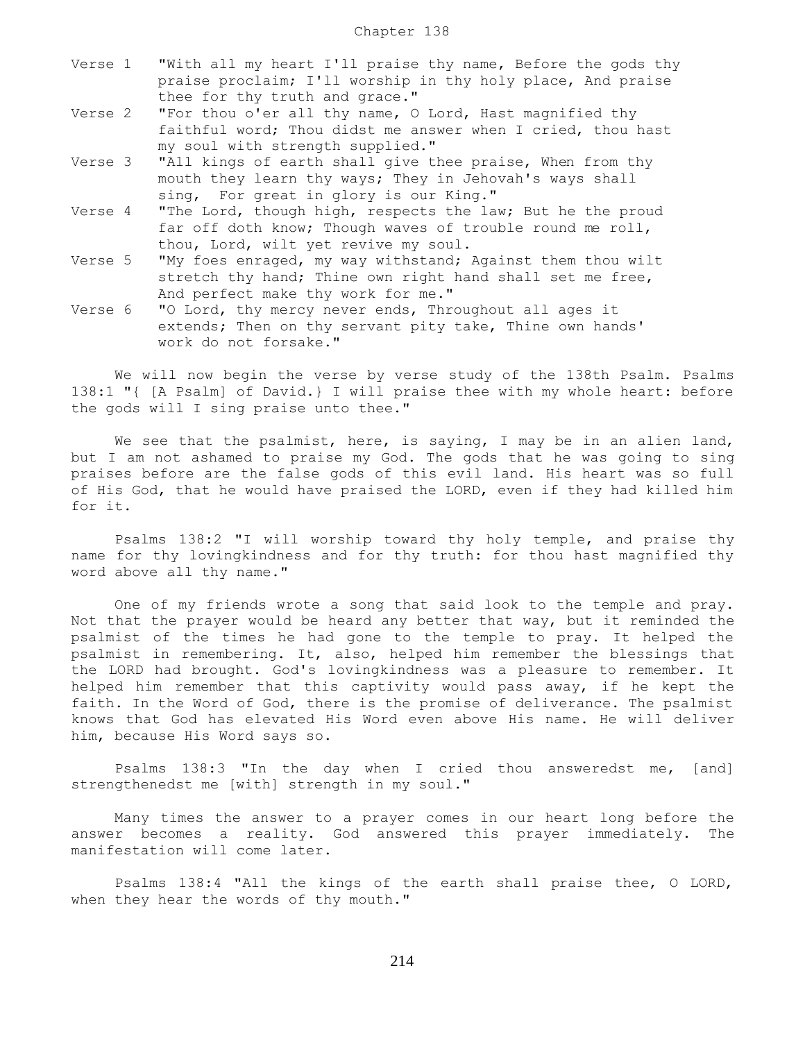Chapter 138

Verse 1 "With all my heart I'll praise thy name, Before the gods thy praise proclaim; I'll worship in thy holy place, And praise thee for thy truth and grace."

Verse 2 "For thou o'er all thy name, O Lord, Hast magnified thy faithful word; Thou didst me answer when I cried, thou hast my soul with strength supplied."

Verse 3 "All kings of earth shall give thee praise, When from thy mouth they learn thy ways; They in Jehovah's ways shall sing, For great in glory is our King."

Verse 4 "The Lord, though high, respects the law; But he the proud far off doth know; Though waves of trouble round me roll, thou, Lord, wilt yet revive my soul.

Verse 5 "My foes enraged, my way withstand; Against them thou wilt stretch thy hand; Thine own right hand shall set me free, And perfect make thy work for me."

Verse 6 "O Lord, thy mercy never ends, Throughout all ages it extends; Then on thy servant pity take, Thine own hands' work do not forsake."

We will now begin the verse by verse study of the 138th Psalm. Psalms 138:1 "{ [A Psalm] of David.} I will praise thee with my whole heart: before the gods will I sing praise unto thee."

We see that the psalmist, here, is saying, I may be in an alien land, but I am not ashamed to praise my God. The gods that he was going to sing praises before are the false gods of this evil land. His heart was so full of His God, that he would have praised the LORD, even if they had killed him for it.

Psalms 138:2 "I will worship toward thy holy temple, and praise thy name for thy lovingkindness and for thy truth: for thou hast magnified thy word above all thy name."

One of my friends wrote a song that said look to the temple and pray. Not that the prayer would be heard any better that way, but it reminded the psalmist of the times he had gone to the temple to pray. It helped the psalmist in remembering. It, also, helped him remember the blessings that the LORD had brought. God's lovingkindness was a pleasure to remember. It helped him remember that this captivity would pass away, if he kept the faith. In the Word of God, there is the promise of deliverance. The psalmist knows that God has elevated His Word even above His name. He will deliver him, because His Word says so.

Psalms 138:3 "In the day when I cried thou answeredst me, [and] strengthenedst me [with] strength in my soul."

Many times the answer to a prayer comes in our heart long before the answer becomes a reality. God answered this prayer immediately. The manifestation will come later.

Psalms 138:4 "All the kings of the earth shall praise thee, O LORD, when they hear the words of thy mouth."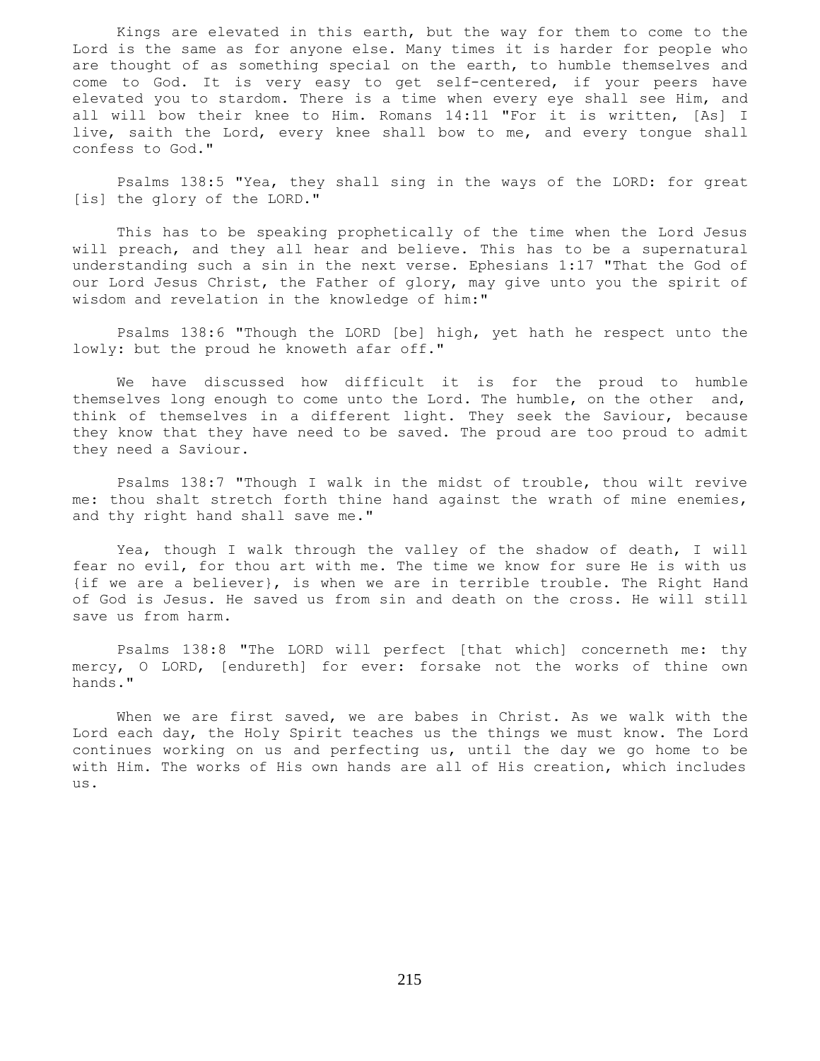Kings are elevated in this earth, but the way for them to come to the Lord is the same as for anyone else. Many times it is harder for people who are thought of as something special on the earth, to humble themselves and come to God. It is very easy to get self-centered, if your peers have elevated you to stardom. There is a time when every eye shall see Him, and all will bow their knee to Him. Romans 14:11 "For it is written, [As] I live, saith the Lord, every knee shall bow to me, and every tongue shall confess to God."

Psalms 138:5 "Yea, they shall sing in the ways of the LORD: for great [is] the glory of the LORD."

This has to be speaking prophetically of the time when the Lord Jesus will preach, and they all hear and believe. This has to be a supernatural understanding such a sin in the next verse. Ephesians 1:17 "That the God of our Lord Jesus Christ, the Father of glory, may give unto you the spirit of wisdom and revelation in the knowledge of him:"

Psalms 138:6 "Though the LORD [be] high, yet hath he respect unto the lowly: but the proud he knoweth afar off."

We have discussed how difficult it is for the proud to humble themselves long enough to come unto the Lord. The humble, on the other and, think of themselves in a different light. They seek the Saviour, because they know that they have need to be saved. The proud are too proud to admit they need a Saviour.

Psalms 138:7 "Though I walk in the midst of trouble, thou wilt revive me: thou shalt stretch forth thine hand against the wrath of mine enemies, and thy right hand shall save me."

Yea, though I walk through the valley of the shadow of death, I will fear no evil, for thou art with me. The time we know for sure He is with us {if we are a believer}, is when we are in terrible trouble. The Right Hand of God is Jesus. He saved us from sin and death on the cross. He will still save us from harm.

Psalms 138:8 "The LORD will perfect [that which] concerneth me: thy mercy, O LORD, [endureth] for ever: forsake not the works of thine own hands."

When we are first saved, we are babes in Christ. As we walk with the Lord each day, the Holy Spirit teaches us the things we must know. The Lord continues working on us and perfecting us, until the day we go home to be with Him. The works of His own hands are all of His creation, which includes us.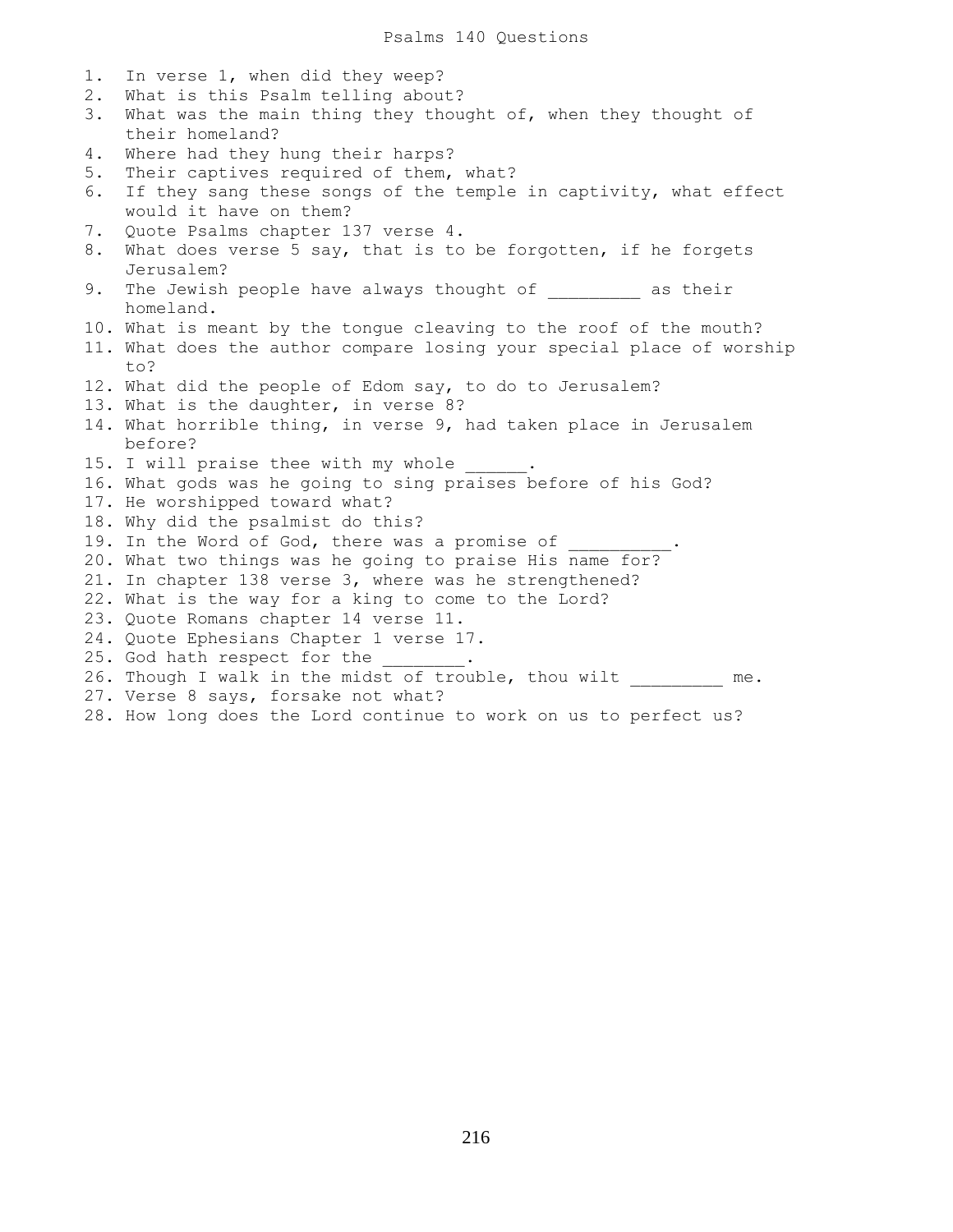# Psalms 140 Questions

1. In verse 1, when did they weep?
2. What is this Psalm telling about?
3. What was the main thing they thought of, when they thought of their homeland?
4. Where had they hung their harps?
5. Their captives required of them, what?
6. If they sang these songs of the temple in captivity, what effect would it have on them?
7. Quote Psalms chapter 137 verse 4.
8. What does verse 5 say, that is to be forgotten, if he forgets Jerusalem?
9. The Jewish people have always thought of _________ as their homeland.
10. What is meant by the tongue cleaving to the roof of the mouth?
11. What does the author compare losing your special place of worship to?
12. What did the people of Edom say, to do to Jerusalem?
13. What is the daughter, in verse 8?
14. What horrible thing, in verse 9, had taken place in Jerusalem before?
15. I will praise thee with my whole ______.
16. What gods was he going to sing praises before of his God?
17. He worshipped toward what?
18. Why did the psalmist do this?
19. In the Word of God, there was a promise of __________.
20. What two things was he going to praise His name for?
21. In chapter 138 verse 3, where was he strengthened?
22. What is the way for a king to come to the Lord?
23. Quote Romans chapter 14 verse 11.
24. Quote Ephesians Chapter 1 verse 17.
25. God hath respect for the ________.
26. Though I walk in the midst of trouble, thou wilt _________ me.
27. Verse 8 says, forsake not what?
28. How long does the Lord continue to work on us to perfect us?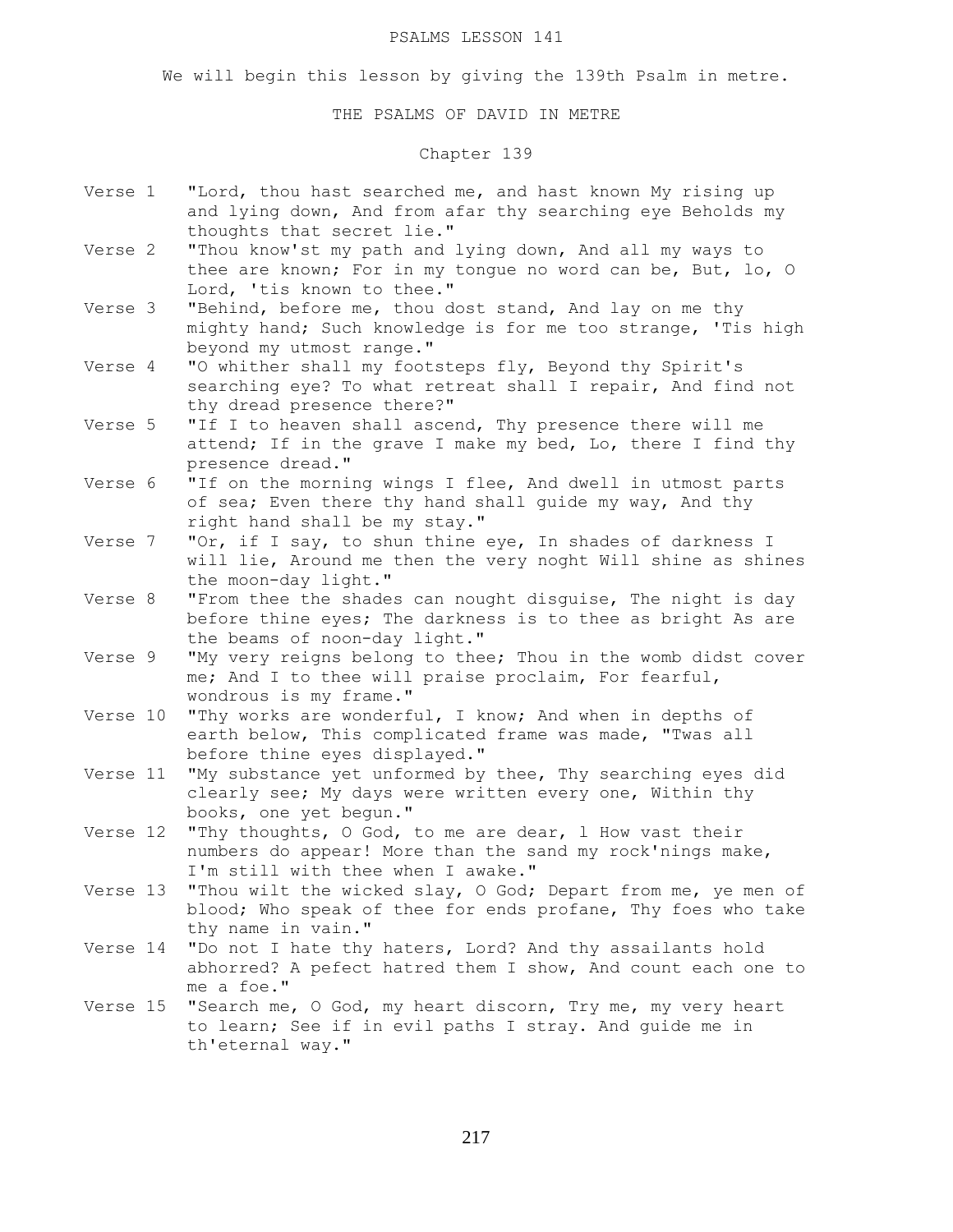# PSALMS LESSON 141

We will begin this lesson by giving the 139th Psalm in metre.

## THE PSALMS OF DAVID IN METRE

### Chapter 139

Verse 1 "Lord, thou hast searched me, and hast known My rising up and lying down, And from afar thy searching eye Beholds my thoughts that secret lie."

Verse 2 "Thou know'st my path and lying down, And all my ways to thee are known; For in my tongue no word can be, But, lo, O Lord, 'tis known to thee."

Verse 3 "Behind, before me, thou dost stand, And lay on me thy mighty hand; Such knowledge is for me too strange, 'Tis high beyond my utmost range."

Verse 4 "O whither shall my footsteps fly, Beyond thy Spirit's searching eye? To what retreat shall I repair, And find not thy dread presence there?"

Verse 5 "If I to heaven shall ascend, Thy presence there will me attend; If in the grave I make my bed, Lo, there I find thy presence dread."

Verse 6 "If on the morning wings I flee, And dwell in utmost parts of sea; Even there thy hand shall guide my way, And thy right hand shall be my stay."

Verse 7 "Or, if I say, to shun thine eye, In shades of darkness I will lie, Around me then the very noght Will shine as shines the moon-day light."

Verse 8 "From thee the shades can nought disguise, The night is day before thine eyes; The darkness is to thee as bright As are the beams of noon-day light."

Verse 9 "My very reigns belong to thee; Thou in the womb didst cover me; And I to thee will praise proclaim, For fearful, wondrous is my frame."

Verse 10 "Thy works are wonderful, I know; And when in depths of earth below, This complicated frame was made, "Twas all before thine eyes displayed."

Verse 11 "My substance yet unformed by thee, Thy searching eyes did clearly see; My days were written every one, Within thy books, one yet begun."

Verse 12 "Thy thoughts, O God, to me are dear, l How vast their numbers do appear! More than the sand my rock'nings make, I'm still with thee when I awake."

Verse 13 "Thou wilt the wicked slay, O God; Depart from me, ye men of blood; Who speak of thee for ends profane, Thy foes who take thy name in vain."

Verse 14 "Do not I hate thy haters, Lord? And thy assailants hold abhorred? A pefect hatred them I show, And count each one to me a foe."

Verse 15 "Search me, O God, my heart discorn, Try me, my very heart to learn; See if in evil paths I stray. And guide me in th'eternal way."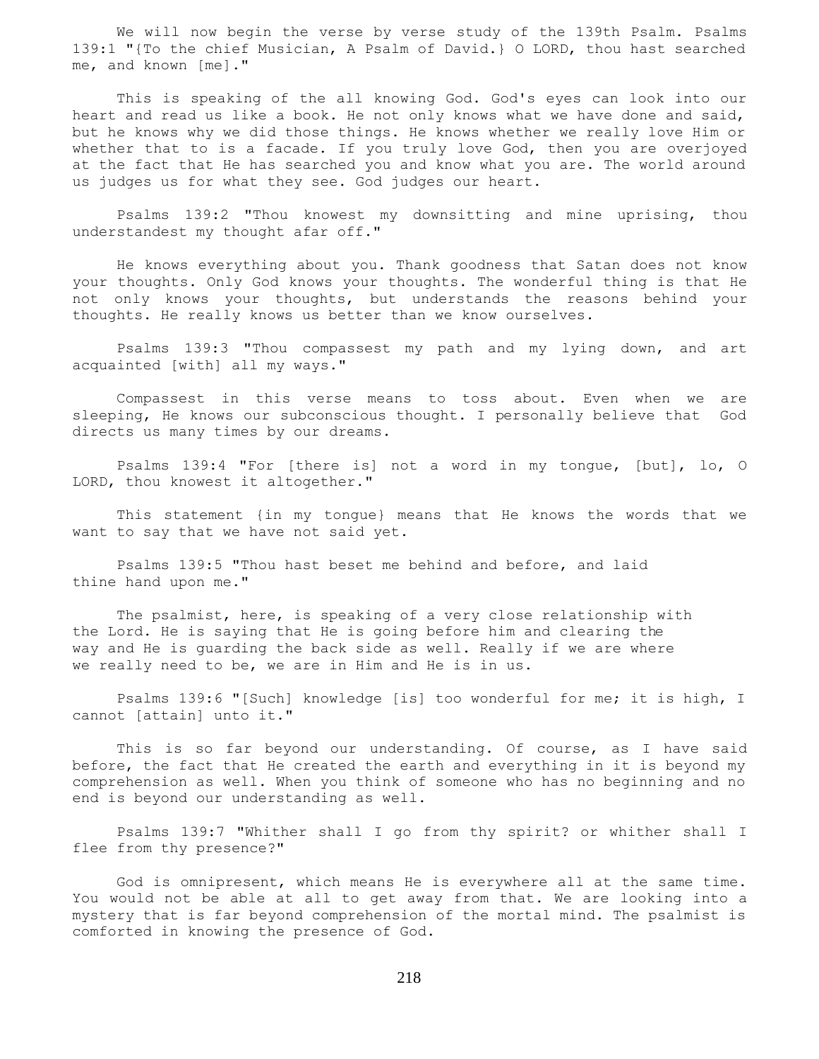We will now begin the verse by verse study of the 139th Psalm. Psalms 139:1 "{To the chief Musician, A Psalm of David.} O LORD, thou hast searched me, and known [me]."

This is speaking of the all knowing God. God's eyes can look into our heart and read us like a book. He not only knows what we have done and said, but he knows why we did those things. He knows whether we really love Him or whether that to is a facade. If you truly love God, then you are overjoyed at the fact that He has searched you and know what you are. The world around us judges us for what they see. God judges our heart.

Psalms 139:2 "Thou knowest my downsitting and mine uprising, thou understandest my thought afar off."

He knows everything about you. Thank goodness that Satan does not know your thoughts. Only God knows your thoughts. The wonderful thing is that He not only knows your thoughts, but understands the reasons behind your thoughts. He really knows us better than we know ourselves.

Psalms 139:3 "Thou compassest my path and my lying down, and art acquainted [with] all my ways."

Compassest in this verse means to toss about. Even when we are sleeping, He knows our subconscious thought. I personally believe that God directs us many times by our dreams.

Psalms 139:4 "For [there is] not a word in my tongue, [but], lo, O LORD, thou knowest it altogether."

This statement {in my tongue} means that He knows the words that we want to say that we have not said yet.

Psalms 139:5 "Thou hast beset me behind and before, and laid thine hand upon me."

The psalmist, here, is speaking of a very close relationship with the Lord. He is saying that He is going before him and clearing the way and He is guarding the back side as well. Really if we are where we really need to be, we are in Him and He is in us.

Psalms 139:6 "[Such] knowledge [is] too wonderful for me; it is high, I cannot [attain] unto it."

This is so far beyond our understanding. Of course, as I have said before, the fact that He created the earth and everything in it is beyond my comprehension as well. When you think of someone who has no beginning and no end is beyond our understanding as well.

Psalms 139:7 "Whither shall I go from thy spirit? or whither shall I flee from thy presence?"

God is omnipresent, which means He is everywhere all at the same time. You would not be able at all to get away from that. We are looking into a mystery that is far beyond comprehension of the mortal mind. The psalmist is comforted in knowing the presence of God.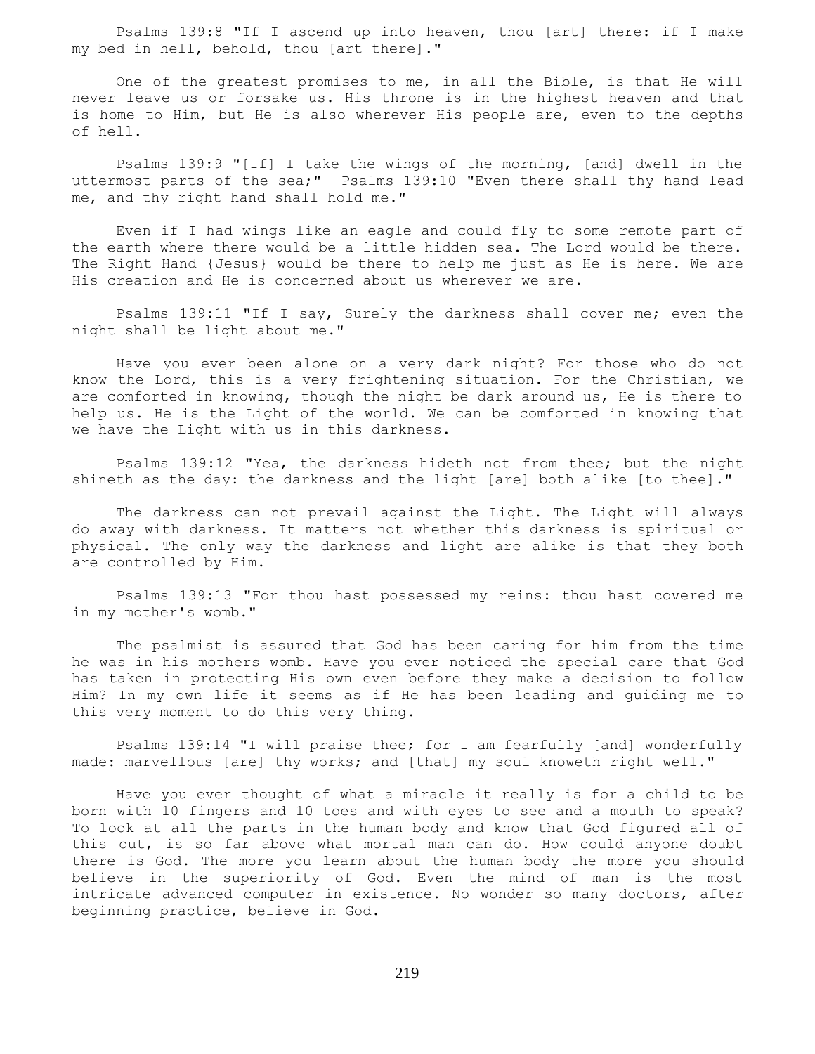Psalms 139:8 "If I ascend up into heaven, thou [art] there: if I make my bed in hell, behold, thou [art there]."

One of the greatest promises to me, in all the Bible, is that He will never leave us or forsake us. His throne is in the highest heaven and that is home to Him, but He is also wherever His people are, even to the depths of hell.

Psalms 139:9 "[If] I take the wings of the morning, [and] dwell in the uttermost parts of the sea;" Psalms 139:10 "Even there shall thy hand lead me, and thy right hand shall hold me."

Even if I had wings like an eagle and could fly to some remote part of the earth where there would be a little hidden sea. The Lord would be there. The Right Hand {Jesus} would be there to help me just as He is here. We are His creation and He is concerned about us wherever we are.

Psalms 139:11 "If I say, Surely the darkness shall cover me; even the night shall be light about me."

Have you ever been alone on a very dark night? For those who do not know the Lord, this is a very frightening situation. For the Christian, we are comforted in knowing, though the night be dark around us, He is there to help us. He is the Light of the world. We can be comforted in knowing that we have the Light with us in this darkness.

Psalms 139:12 "Yea, the darkness hideth not from thee; but the night shineth as the day: the darkness and the light [are] both alike [to thee]."

The darkness can not prevail against the Light. The Light will always do away with darkness. It matters not whether this darkness is spiritual or physical. The only way the darkness and light are alike is that they both are controlled by Him.

Psalms 139:13 "For thou hast possessed my reins: thou hast covered me in my mother's womb."

The psalmist is assured that God has been caring for him from the time he was in his mothers womb. Have you ever noticed the special care that God has taken in protecting His own even before they make a decision to follow Him? In my own life it seems as if He has been leading and guiding me to this very moment to do this very thing.

Psalms 139:14 "I will praise thee; for I am fearfully [and] wonderfully made: marvellous [are] thy works; and [that] my soul knoweth right well."

Have you ever thought of what a miracle it really is for a child to be born with 10 fingers and 10 toes and with eyes to see and a mouth to speak? To look at all the parts in the human body and know that God figured all of this out, is so far above what mortal man can do. How could anyone doubt there is God. The more you learn about the human body the more you should believe in the superiority of God. Even the mind of man is the most intricate advanced computer in existence. No wonder so many doctors, after beginning practice, believe in God.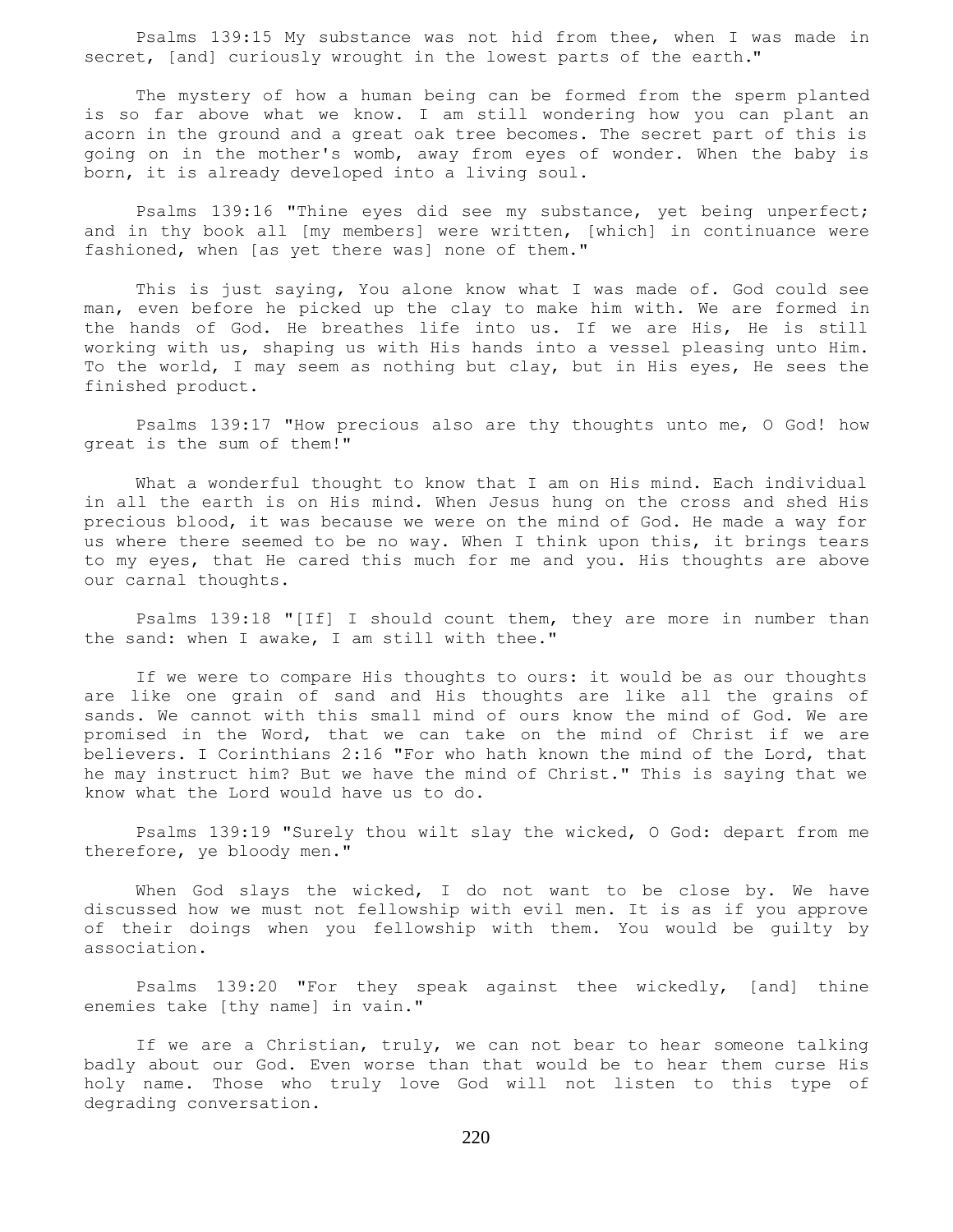Psalms 139:15 My substance was not hid from thee, when I was made in secret, [and] curiously wrought in the lowest parts of the earth."

The mystery of how a human being can be formed from the sperm planted is so far above what we know. I am still wondering how you can plant an acorn in the ground and a great oak tree becomes. The secret part of this is going on in the mother's womb, away from eyes of wonder. When the baby is born, it is already developed into a living soul.

Psalms 139:16 "Thine eyes did see my substance, yet being unperfect; and in thy book all [my members] were written, [which] in continuance were fashioned, when [as yet there was] none of them."

This is just saying, You alone know what I was made of. God could see man, even before he picked up the clay to make him with. We are formed in the hands of God. He breathes life into us. If we are His, He is still working with us, shaping us with His hands into a vessel pleasing unto Him. To the world, I may seem as nothing but clay, but in His eyes, He sees the finished product.

Psalms 139:17 "How precious also are thy thoughts unto me, O God! how great is the sum of them!"

What a wonderful thought to know that I am on His mind. Each individual in all the earth is on His mind. When Jesus hung on the cross and shed His precious blood, it was because we were on the mind of God. He made a way for us where there seemed to be no way. When I think upon this, it brings tears to my eyes, that He cared this much for me and you. His thoughts are above our carnal thoughts.

Psalms 139:18 "[If] I should count them, they are more in number than the sand: when I awake, I am still with thee."

If we were to compare His thoughts to ours: it would be as our thoughts are like one grain of sand and His thoughts are like all the grains of sands. We cannot with this small mind of ours know the mind of God. We are promised in the Word, that we can take on the mind of Christ if we are believers. I Corinthians 2:16 "For who hath known the mind of the Lord, that he may instruct him? But we have the mind of Christ." This is saying that we know what the Lord would have us to do.

Psalms 139:19 "Surely thou wilt slay the wicked, O God: depart from me therefore, ye bloody men."

When God slays the wicked, I do not want to be close by. We have discussed how we must not fellowship with evil men. It is as if you approve of their doings when you fellowship with them. You would be guilty by association.

Psalms 139:20 "For they speak against thee wickedly, [and] thine enemies take [thy name] in vain."

If we are a Christian, truly, we can not bear to hear someone talking badly about our God. Even worse than that would be to hear them curse His holy name. Those who truly love God will not listen to this type of degrading conversation.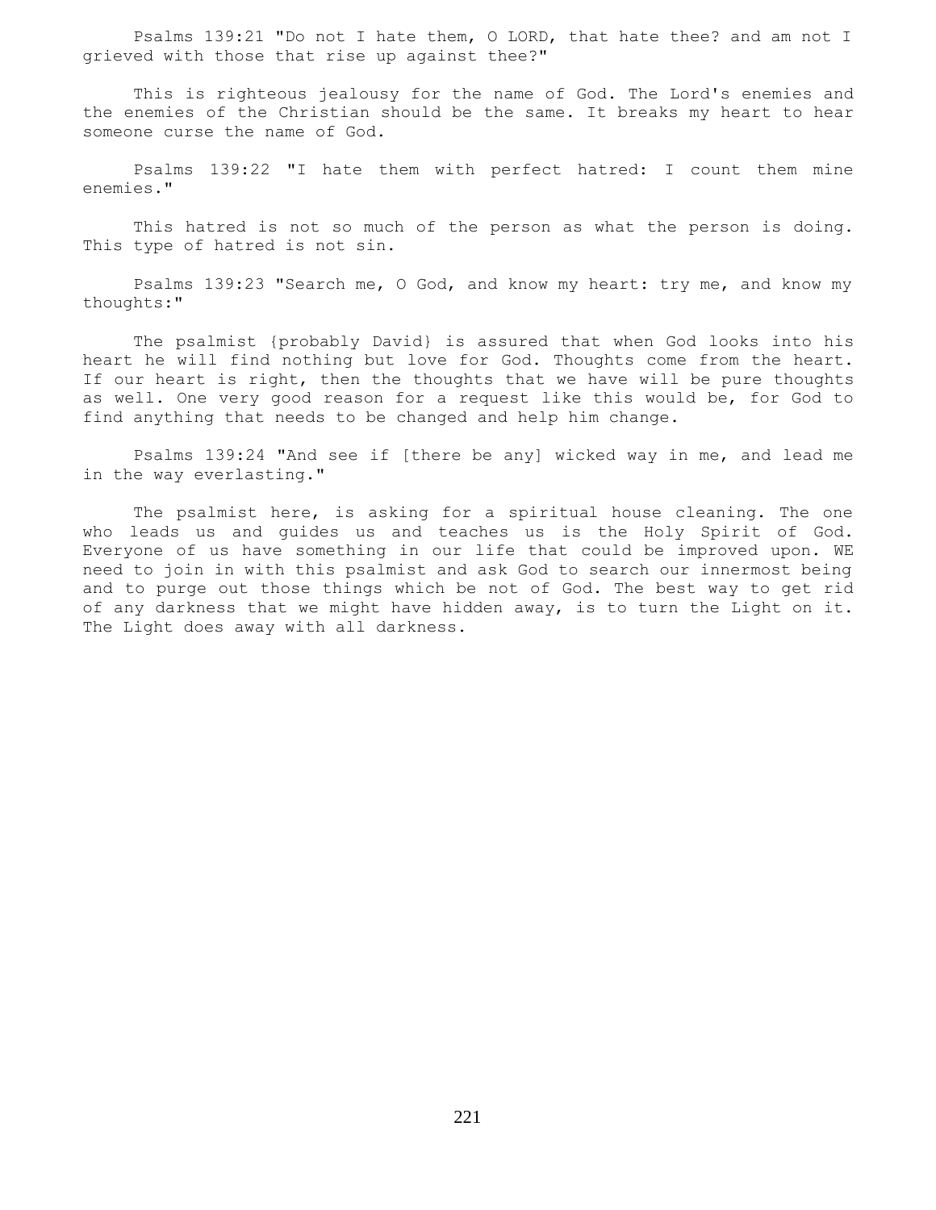Psalms 139:21 "Do not I hate them, O LORD, that hate thee? and am not I grieved with those that rise up against thee?"

This is righteous jealousy for the name of God. The Lord's enemies and the enemies of the Christian should be the same. It breaks my heart to hear someone curse the name of God.

Psalms 139:22 "I hate them with perfect hatred: I count them mine enemies."

This hatred is not so much of the person as what the person is doing. This type of hatred is not sin.

Psalms 139:23 "Search me, O God, and know my heart: try me, and know my thoughts:"

The psalmist {probably David} is assured that when God looks into his heart he will find nothing but love for God. Thoughts come from the heart. If our heart is right, then the thoughts that we have will be pure thoughts as well. One very good reason for a request like this would be, for God to find anything that needs to be changed and help him change.

Psalms 139:24 "And see if [there be any] wicked way in me, and lead me in the way everlasting."

The psalmist here, is asking for a spiritual house cleaning. The one who leads us and guides us and teaches us is the Holy Spirit of God. Everyone of us have something in our life that could be improved upon. WE need to join in with this psalmist and ask God to search our innermost being and to purge out those things which be not of God. The best way to get rid of any darkness that we might have hidden away, is to turn the Light on it. The Light does away with all darkness.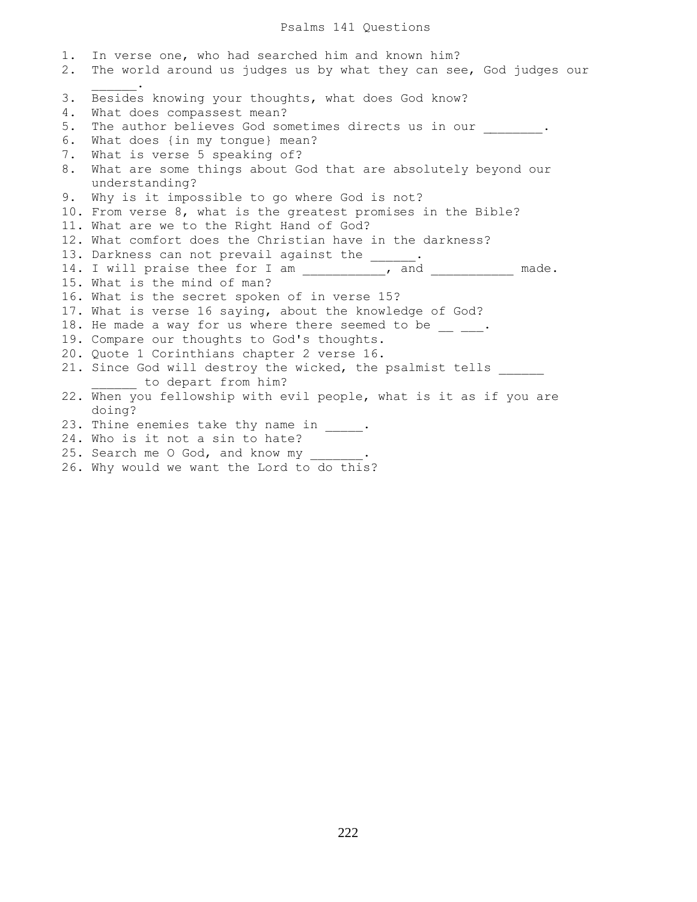# Psalms 141 Questions

1. In verse one, who had searched him and known him?
2. The world around us judges us by what they can see, God judges our ______.
3. Besides knowing your thoughts, what does God know?
4. What does compassest mean?
5. The author believes God sometimes directs us in our ________.
6. What does {in my tongue} mean?
7. What is verse 5 speaking of?
8. What are some things about God that are absolutely beyond our understanding?
9. Why is it impossible to go where God is not?
10. From verse 8, what is the greatest promises in the Bible?
11. What are we to the Right Hand of God?
12. What comfort does the Christian have in the darkness?
13. Darkness can not prevail against the ______.
14. I will praise thee for I am ___________, and ___________ made.
15. What is the mind of man?
16. What is the secret spoken of in verse 15?
17. What is verse 16 saying, about the knowledge of God?
18. He made a way for us where there seemed to be __ ___.
19. Compare our thoughts to God's thoughts.
20. Quote 1 Corinthians chapter 2 verse 16.
21. Since God will destroy the wicked, the psalmist tells ______ ______ to depart from him?
22. When you fellowship with evil people, what is it as if you are doing?
23. Thine enemies take thy name in _____.
24. Who is it not a sin to hate?
25. Search me O God, and know my _______.
26. Why would we want the Lord to do this?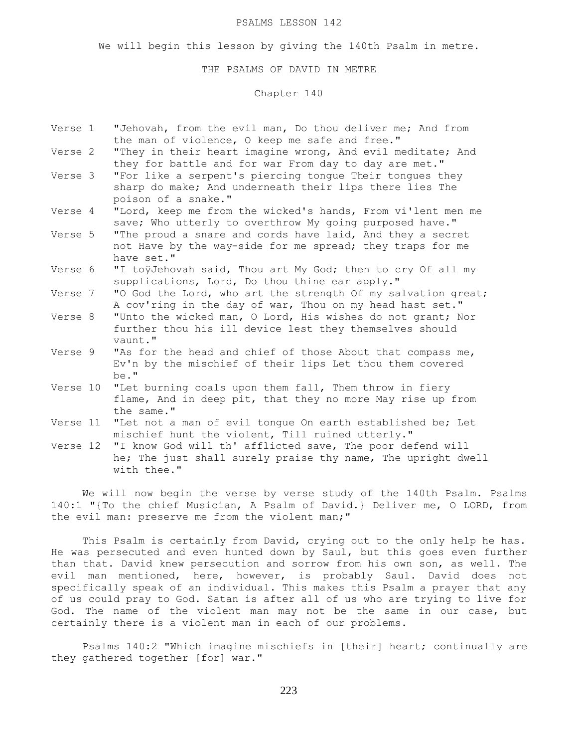PSALMS LESSON 142

We will begin this lesson by giving the 140th Psalm in metre.

THE PSALMS OF DAVID IN METRE

Chapter 140

Verse 1 "Jehovah, from the evil man, Do thou deliver me; And from the man of violence, O keep me safe and free."

Verse 2 "They in their heart imagine wrong, And evil meditate; And they for battle and for war From day to day are met."

Verse 3 "For like a serpent's piercing tongue Their tongues they sharp do make; And underneath their lips there lies The poison of a snake."

Verse 4 "Lord, keep me from the wicked's hands, From vi'lent men me save; Who utterly to overthrow My going purposed have."

Verse 5 "The proud a snare and cords have laid, And they a secret not Have by the way-side for me spread; they traps for me have set."

Verse 6 "I toÿJehovah said, Thou art My God; then to cry Of all my supplications, Lord, Do thou thine ear apply."

Verse 7 "O God the Lord, who art the strength Of my salvation great; A cov'ring in the day of war, Thou on my head hast set."

Verse 8 "Unto the wicked man, O Lord, His wishes do not grant; Nor further thou his ill device lest they themselves should vaunt."

Verse 9 "As for the head and chief of those About that compass me, Ev'n by the mischief of their lips Let thou them covered be."

Verse 10 "Let burning coals upon them fall, Them throw in fiery flame, And in deep pit, that they no more May rise up from the same."

Verse 11 "Let not a man of evil tongue On earth established be; Let mischief hunt the violent, Till ruined utterly."

Verse 12 "I know God will th' afflicted save, The poor defend will he; The just shall surely praise thy name, The upright dwell with thee."

We will now begin the verse by verse study of the 140th Psalm. Psalms 140:1 "{To the chief Musician, A Psalm of David.} Deliver me, O LORD, from the evil man: preserve me from the violent man;"

This Psalm is certainly from David, crying out to the only help he has. He was persecuted and even hunted down by Saul, but this goes even further than that. David knew persecution and sorrow from his own son, as well. The evil man mentioned, here, however, is probably Saul. David does not specifically speak of an individual. This makes this Psalm a prayer that any of us could pray to God. Satan is after all of us who are trying to live for God. The name of the violent man may not be the same in our case, but certainly there is a violent man in each of our problems.

Psalms 140:2 "Which imagine mischiefs in [their] heart; continually are they gathered together [for] war."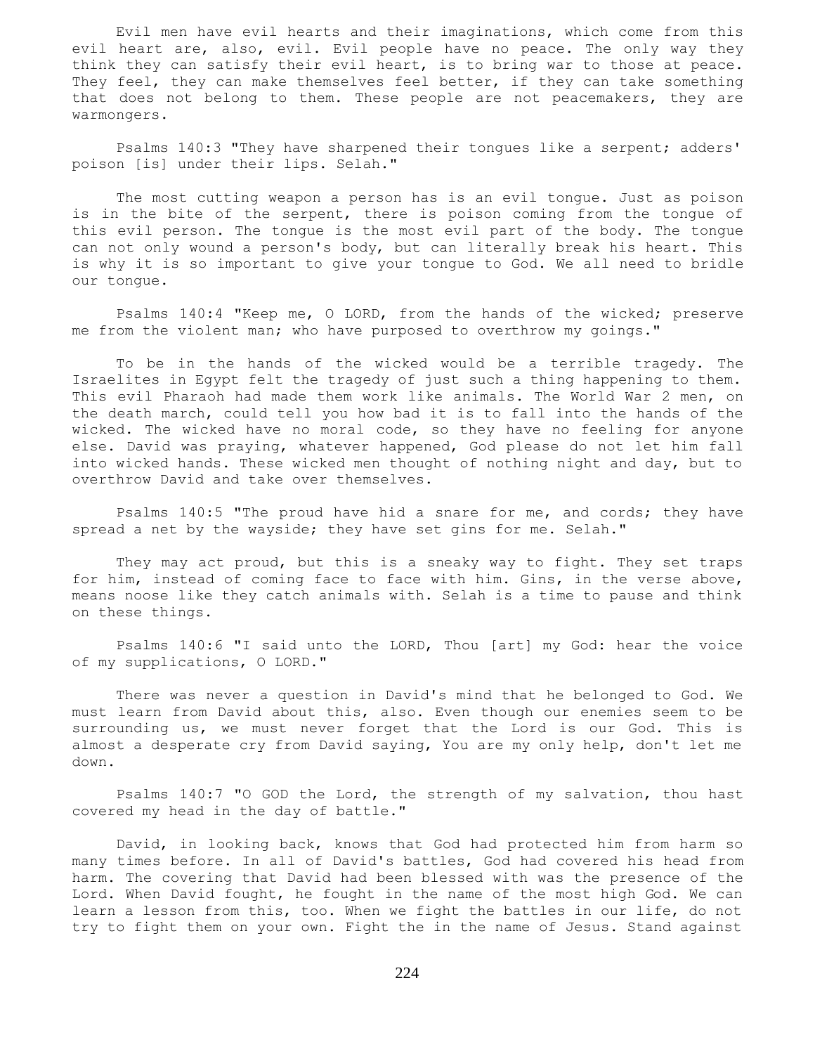Evil men have evil hearts and their imaginations, which come from this evil heart are, also, evil. Evil people have no peace. The only way they think they can satisfy their evil heart, is to bring war to those at peace. They feel, they can make themselves feel better, if they can take something that does not belong to them. These people are not peacemakers, they are warmongers.

Psalms 140:3 "They have sharpened their tongues like a serpent; adders' poison [is] under their lips. Selah."

The most cutting weapon a person has is an evil tongue. Just as poison is in the bite of the serpent, there is poison coming from the tongue of this evil person. The tongue is the most evil part of the body. The tongue can not only wound a person's body, but can literally break his heart. This is why it is so important to give your tongue to God. We all need to bridle our tongue.

Psalms 140:4 "Keep me, O LORD, from the hands of the wicked; preserve me from the violent man; who have purposed to overthrow my goings."

To be in the hands of the wicked would be a terrible tragedy. The Israelites in Egypt felt the tragedy of just such a thing happening to them. This evil Pharaoh had made them work like animals. The World War 2 men, on the death march, could tell you how bad it is to fall into the hands of the wicked. The wicked have no moral code, so they have no feeling for anyone else. David was praying, whatever happened, God please do not let him fall into wicked hands. These wicked men thought of nothing night and day, but to overthrow David and take over themselves.

Psalms 140:5 "The proud have hid a snare for me, and cords; they have spread a net by the wayside; they have set gins for me. Selah."

They may act proud, but this is a sneaky way to fight. They set traps for him, instead of coming face to face with him. Gins, in the verse above, means noose like they catch animals with. Selah is a time to pause and think on these things.

Psalms 140:6 "I said unto the LORD, Thou [art] my God: hear the voice of my supplications, O LORD."

There was never a question in David's mind that he belonged to God. We must learn from David about this, also. Even though our enemies seem to be surrounding us, we must never forget that the Lord is our God. This is almost a desperate cry from David saying, You are my only help, don't let me down.

Psalms 140:7 "O GOD the Lord, the strength of my salvation, thou hast covered my head in the day of battle."

David, in looking back, knows that God had protected him from harm so many times before. In all of David's battles, God had covered his head from harm. The covering that David had been blessed with was the presence of the Lord. When David fought, he fought in the name of the most high God. We can learn a lesson from this, too. When we fight the battles in our life, do not try to fight them on your own. Fight the in the name of Jesus. Stand against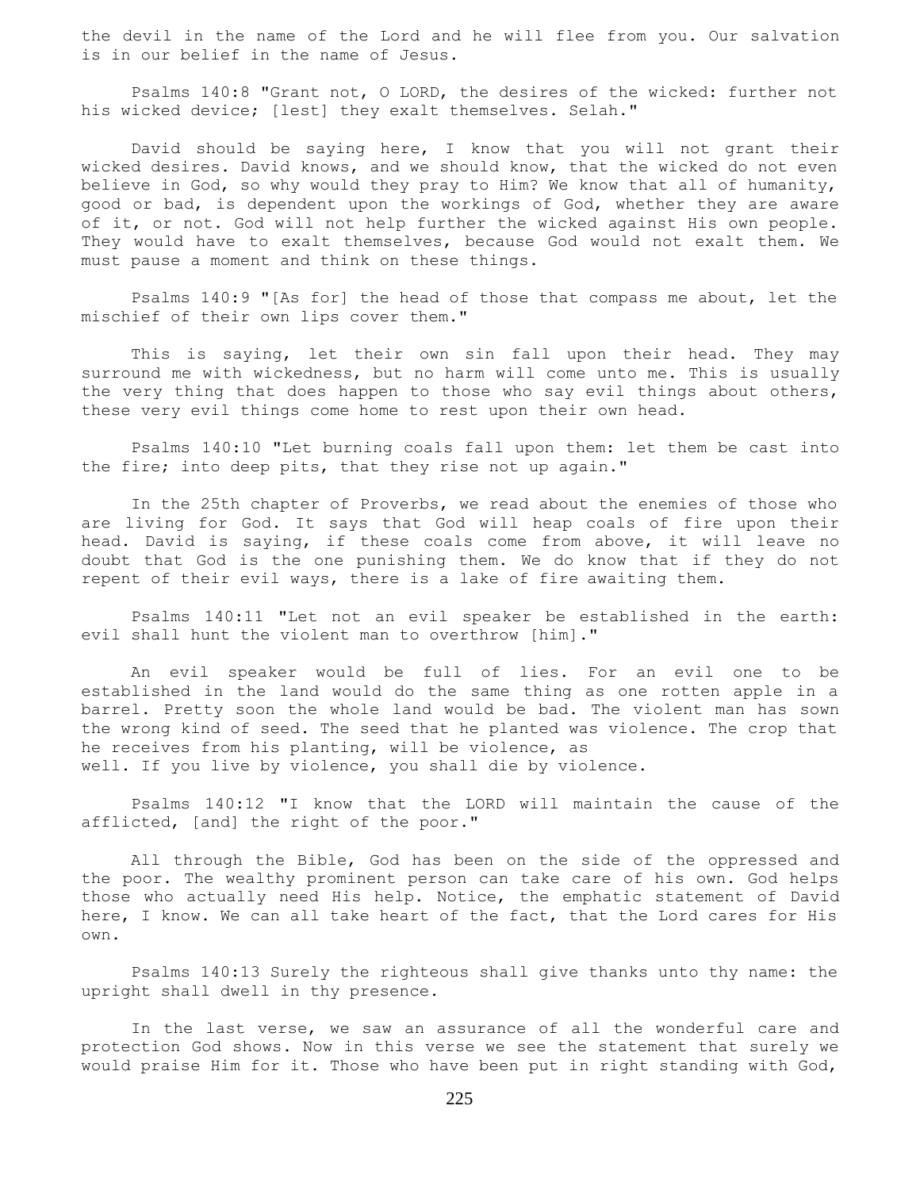the devil in the name of the Lord and he will flee from you. Our salvation is in our belief in the name of Jesus.

Psalms 140:8 "Grant not, O LORD, the desires of the wicked: further not his wicked device; [lest] they exalt themselves. Selah."

David should be saying here, I know that you will not grant their wicked desires. David knows, and we should know, that the wicked do not even believe in God, so why would they pray to Him? We know that all of humanity, good or bad, is dependent upon the workings of God, whether they are aware of it, or not. God will not help further the wicked against His own people. They would have to exalt themselves, because God would not exalt them. We must pause a moment and think on these things.

Psalms 140:9 "[As for] the head of those that compass me about, let the mischief of their own lips cover them."

This is saying, let their own sin fall upon their head. They may surround me with wickedness, but no harm will come unto me. This is usually the very thing that does happen to those who say evil things about others, these very evil things come home to rest upon their own head.

Psalms 140:10 "Let burning coals fall upon them: let them be cast into the fire; into deep pits, that they rise not up again."

In the 25th chapter of Proverbs, we read about the enemies of those who are living for God. It says that God will heap coals of fire upon their head. David is saying, if these coals come from above, it will leave no doubt that God is the one punishing them. We do know that if they do not repent of their evil ways, there is a lake of fire awaiting them.

Psalms 140:11 "Let not an evil speaker be established in the earth: evil shall hunt the violent man to overthrow [him]."

An evil speaker would be full of lies. For an evil one to be established in the land would do the same thing as one rotten apple in a barrel. Pretty soon the whole land would be bad. The violent man has sown the wrong kind of seed. The seed that he planted was violence. The crop that he receives from his planting, will be violence, as well. If you live by violence, you shall die by violence.

Psalms 140:12 "I know that the LORD will maintain the cause of the afflicted, [and] the right of the poor."

All through the Bible, God has been on the side of the oppressed and the poor. The wealthy prominent person can take care of his own. God helps those who actually need His help. Notice, the emphatic statement of David here, I know. We can all take heart of the fact, that the Lord cares for His own.

Psalms 140:13 Surely the righteous shall give thanks unto thy name: the upright shall dwell in thy presence.

In the last verse, we saw an assurance of all the wonderful care and protection God shows. Now in this verse we see the statement that surely we would praise Him for it. Those who have been put in right standing with God,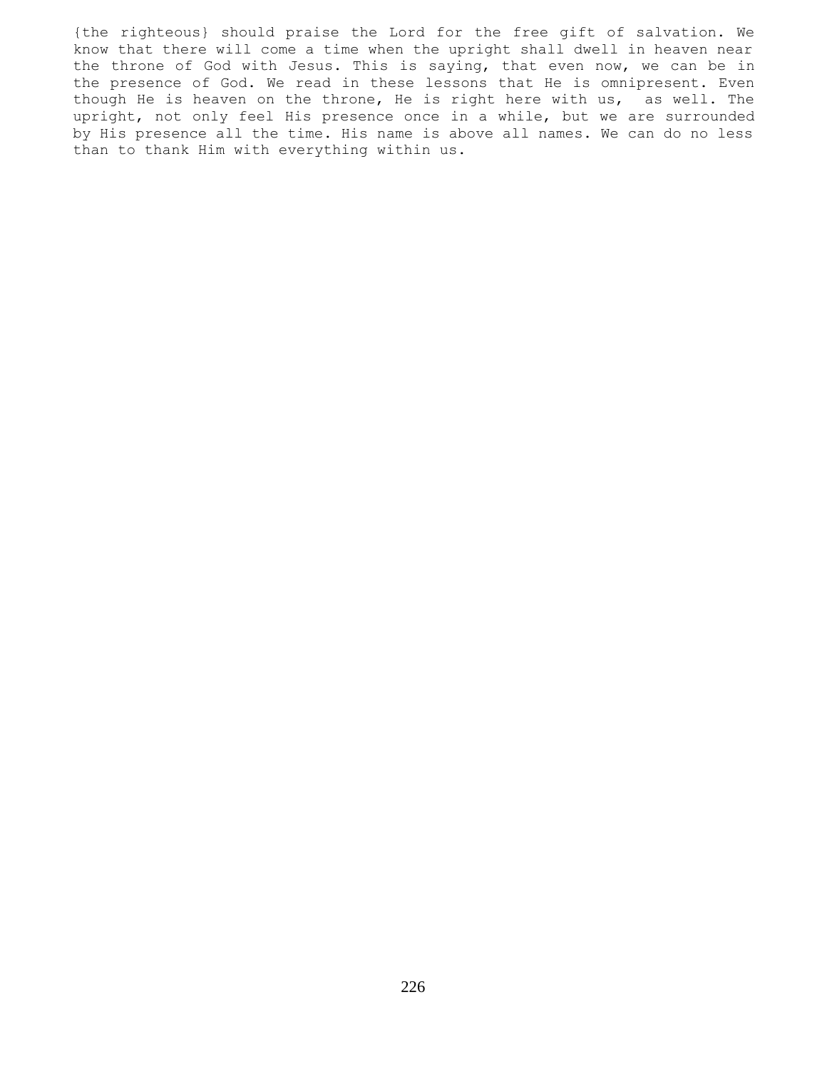{the righteous} should praise the Lord for the free gift of salvation. We know that there will come a time when the upright shall dwell in heaven near the throne of God with Jesus. This is saying, that even now, we can be in the presence of God. We read in these lessons that He is omnipresent. Even though He is heaven on the throne, He is right here with us,  as well. The upright, not only feel His presence once in a while, but we are surrounded by His presence all the time. His name is above all names. We can do no less than to thank Him with everything within us.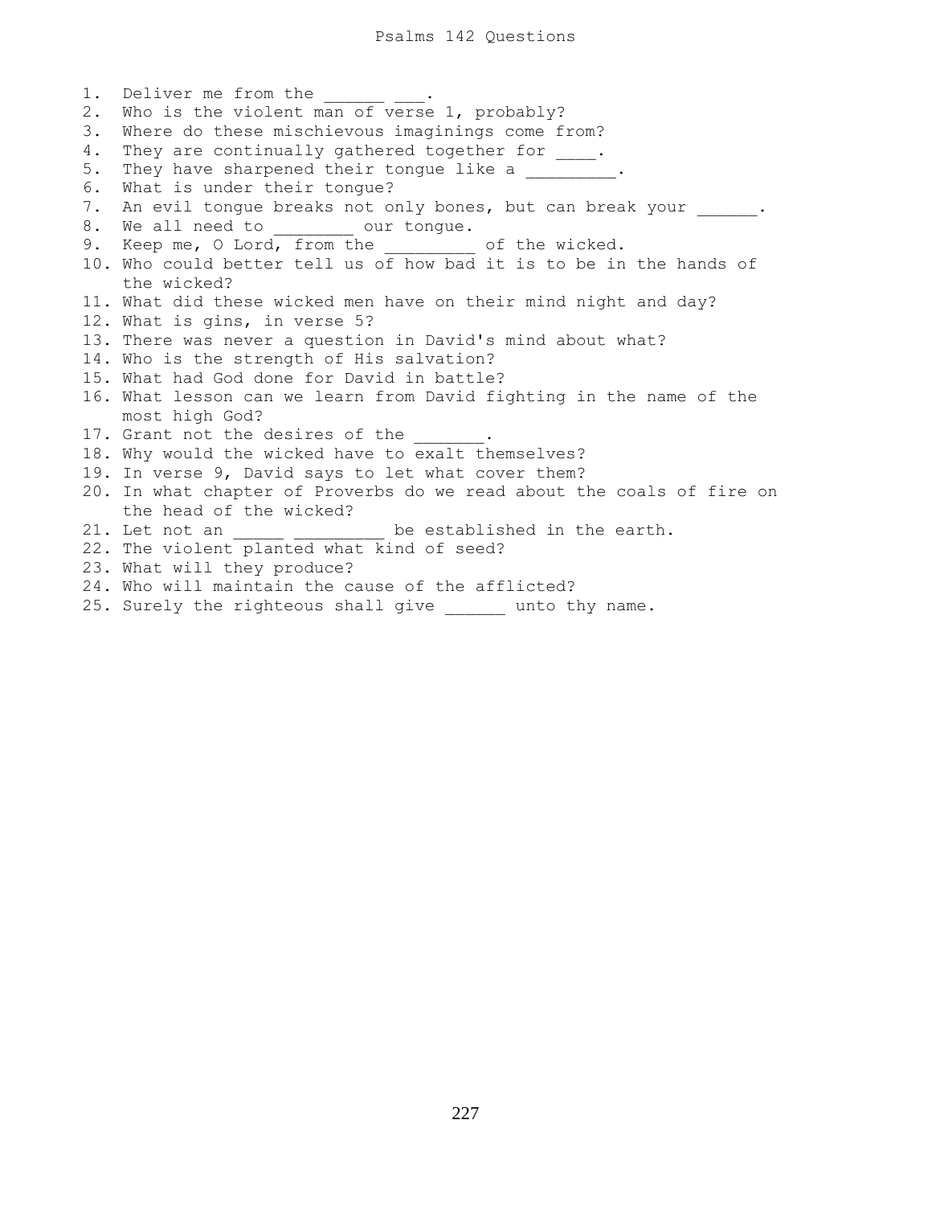# Psalms 142 Questions

1. Deliver me from the ______ ___.
2. Who is the violent man of verse 1, probably?
3. Where do these mischievous imaginings come from?
4. They are continually gathered together for ____.
5. They have sharpened their tongue like a _________.
6. What is under their tongue?
7. An evil tongue breaks not only bones, but can break your ______.
8. We all need to ________ our tongue.
9. Keep me, O Lord, from the _________ of the wicked.
10. Who could better tell us of how bad it is to be in the hands of the wicked?
11. What did these wicked men have on their mind night and day?
12. What is gins, in verse 5?
13. There was never a question in David's mind about what?
14. Who is the strength of His salvation?
15. What had God done for David in battle?
16. What lesson can we learn from David fighting in the name of the most high God?
17. Grant not the desires of the _______.
18. Why would the wicked have to exalt themselves?
19. In verse 9, David says to let what cover them?
20. In what chapter of Proverbs do we read about the coals of fire on the head of the wicked?
21. Let not an _____ _________ be established in the earth.
22. The violent planted what kind of seed?
23. What will they produce?
24. Who will maintain the cause of the afflicted?
25. Surely the righteous shall give ______ unto thy name.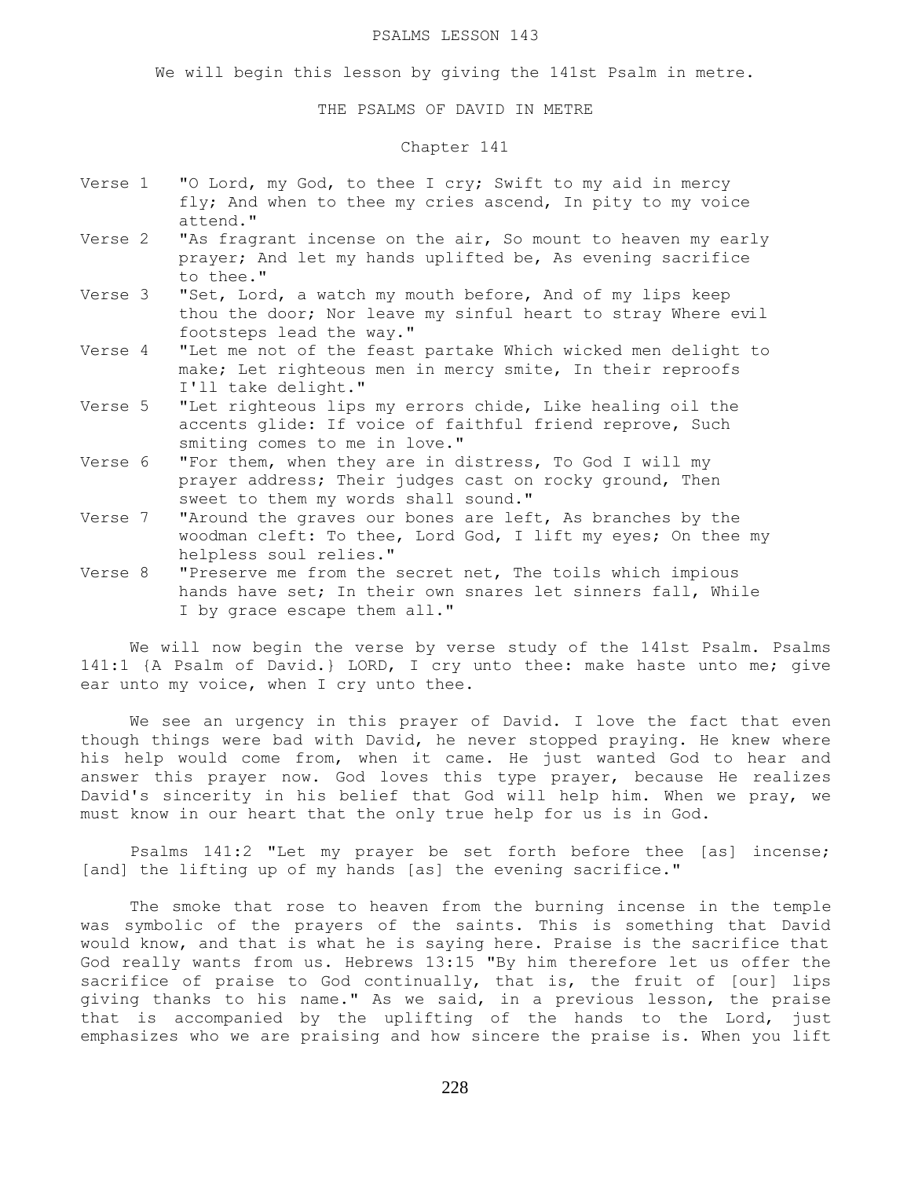# PSALMS LESSON 143

We will begin this lesson by giving the 141st Psalm in metre.

## THE PSALMS OF DAVID IN METRE

### Chapter 141

Verse 1 "O Lord, my God, to thee I cry; Swift to my aid in mercy fly; And when to thee my cries ascend, In pity to my voice attend."

Verse 2 "As fragrant incense on the air, So mount to heaven my early prayer; And let my hands uplifted be, As evening sacrifice to thee."

Verse 3 "Set, Lord, a watch my mouth before, And of my lips keep thou the door; Nor leave my sinful heart to stray Where evil footsteps lead the way."

Verse 4 "Let me not of the feast partake Which wicked men delight to make; Let righteous men in mercy smite, In their reproofs I'll take delight."

Verse 5 "Let righteous lips my errors chide, Like healing oil the accents glide: If voice of faithful friend reprove, Such smiting comes to me in love."

Verse 6 "For them, when they are in distress, To God I will my prayer address; Their judges cast on rocky ground, Then sweet to them my words shall sound."

Verse 7 "Around the graves our bones are left, As branches by the woodman cleft: To thee, Lord God, I lift my eyes; On thee my helpless soul relies."

Verse 8 "Preserve me from the secret net, The toils which impious hands have set; In their own snares let sinners fall, While I by grace escape them all."

We will now begin the verse by verse study of the 141st Psalm. Psalms 141:1 {A Psalm of David.} LORD, I cry unto thee: make haste unto me; give ear unto my voice, when I cry unto thee.

We see an urgency in this prayer of David. I love the fact that even though things were bad with David, he never stopped praying. He knew where his help would come from, when it came. He just wanted God to hear and answer this prayer now. God loves this type prayer, because He realizes David's sincerity in his belief that God will help him. When we pray, we must know in our heart that the only true help for us is in God.

Psalms 141:2 "Let my prayer be set forth before thee [as] incense; [and] the lifting up of my hands [as] the evening sacrifice."

The smoke that rose to heaven from the burning incense in the temple was symbolic of the prayers of the saints. This is something that David would know, and that is what he is saying here. Praise is the sacrifice that God really wants from us. Hebrews 13:15 "By him therefore let us offer the sacrifice of praise to God continually, that is, the fruit of [our] lips giving thanks to his name." As we said, in a previous lesson, the praise that is accompanied by the uplifting of the hands to the Lord, just emphasizes who we are praising and how sincere the praise is. When you lift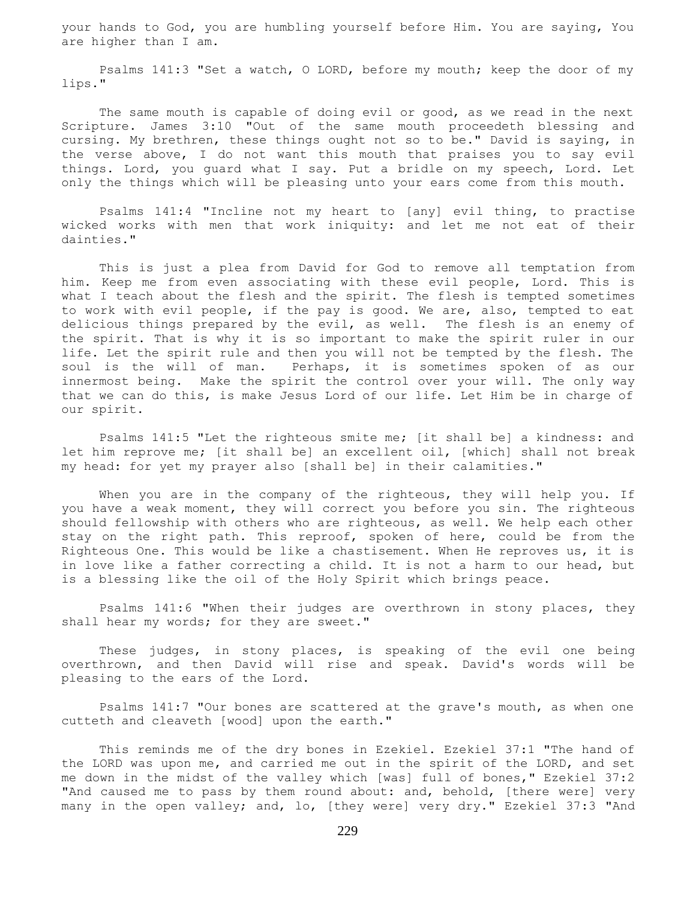your hands to God, you are humbling yourself before Him. You are saying, You are higher than I am.

Psalms 141:3 "Set a watch, O LORD, before my mouth; keep the door of my lips."

The same mouth is capable of doing evil or good, as we read in the next Scripture. James 3:10 "Out of the same mouth proceedeth blessing and cursing. My brethren, these things ought not so to be." David is saying, in the verse above, I do not want this mouth that praises you to say evil things. Lord, you guard what I say. Put a bridle on my speech, Lord. Let only the things which will be pleasing unto your ears come from this mouth.

Psalms 141:4 "Incline not my heart to [any] evil thing, to practise wicked works with men that work iniquity: and let me not eat of their dainties."

This is just a plea from David for God to remove all temptation from him. Keep me from even associating with these evil people, Lord. This is what I teach about the flesh and the spirit. The flesh is tempted sometimes to work with evil people, if the pay is good. We are, also, tempted to eat delicious things prepared by the evil, as well. The flesh is an enemy of the spirit. That is why it is so important to make the spirit ruler in our life. Let the spirit rule and then you will not be tempted by the flesh. The soul is the will of man. Perhaps, it is sometimes spoken of as our innermost being. Make the spirit the control over your will. The only way that we can do this, is make Jesus Lord of our life. Let Him be in charge of our spirit.

Psalms 141:5 "Let the righteous smite me; [it shall be] a kindness: and let him reprove me; [it shall be] an excellent oil, [which] shall not break my head: for yet my prayer also [shall be] in their calamities."

When you are in the company of the righteous, they will help you. If you have a weak moment, they will correct you before you sin. The righteous should fellowship with others who are righteous, as well. We help each other stay on the right path. This reproof, spoken of here, could be from the Righteous One. This would be like a chastisement. When He reproves us, it is in love like a father correcting a child. It is not a harm to our head, but is a blessing like the oil of the Holy Spirit which brings peace.

Psalms 141:6 "When their judges are overthrown in stony places, they shall hear my words; for they are sweet."

These judges, in stony places, is speaking of the evil one being overthrown, and then David will rise and speak. David's words will be pleasing to the ears of the Lord.

Psalms 141:7 "Our bones are scattered at the grave's mouth, as when one cutteth and cleaveth [wood] upon the earth."

This reminds me of the dry bones in Ezekiel. Ezekiel 37:1 "The hand of the LORD was upon me, and carried me out in the spirit of the LORD, and set me down in the midst of the valley which [was] full of bones," Ezekiel 37:2 "And caused me to pass by them round about: and, behold, [there were] very many in the open valley; and, lo, [they were] very dry." Ezekiel 37:3 "And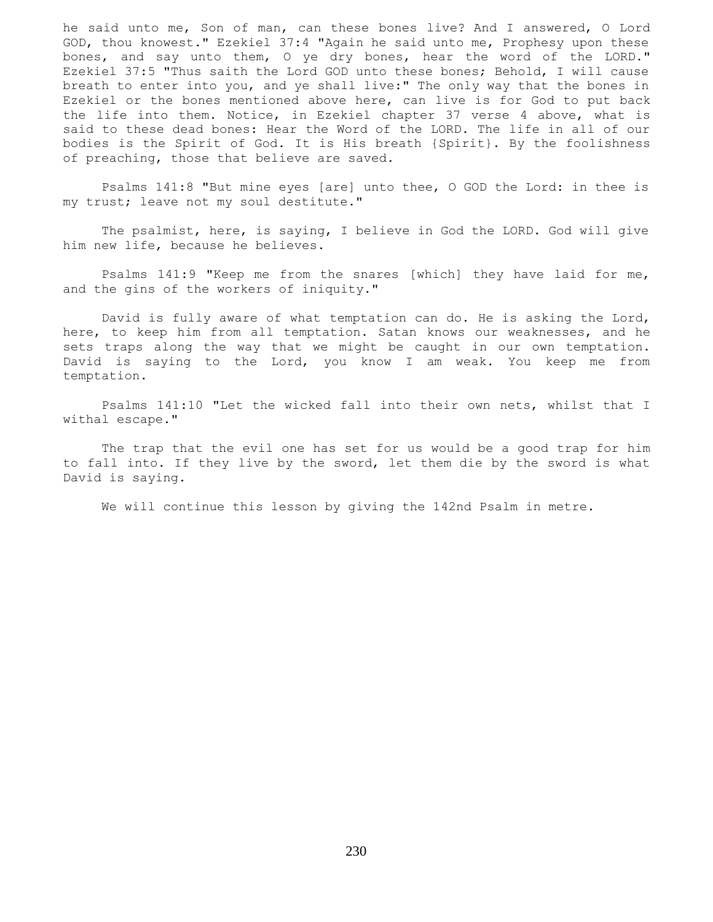he said unto me, Son of man, can these bones live? And I answered, O Lord GOD, thou knowest." Ezekiel 37:4 "Again he said unto me, Prophesy upon these bones, and say unto them, O ye dry bones, hear the word of the LORD." Ezekiel 37:5 "Thus saith the Lord GOD unto these bones; Behold, I will cause breath to enter into you, and ye shall live:" The only way that the bones in Ezekiel or the bones mentioned above here, can live is for God to put back the life into them. Notice, in Ezekiel chapter 37 verse 4 above, what is said to these dead bones: Hear the Word of the LORD. The life in all of our bodies is the Spirit of God. It is His breath {Spirit}. By the foolishness of preaching, those that believe are saved.

Psalms 141:8 "But mine eyes [are] unto thee, O GOD the Lord: in thee is my trust; leave not my soul destitute."

The psalmist, here, is saying, I believe in God the LORD. God will give him new life, because he believes.

Psalms 141:9 "Keep me from the snares [which] they have laid for me, and the gins of the workers of iniquity."

David is fully aware of what temptation can do. He is asking the Lord, here, to keep him from all temptation. Satan knows our weaknesses, and he sets traps along the way that we might be caught in our own temptation. David is saying to the Lord, you know I am weak. You keep me from temptation.

Psalms 141:10 "Let the wicked fall into their own nets, whilst that I withal escape."

The trap that the evil one has set for us would be a good trap for him to fall into. If they live by the sword, let them die by the sword is what David is saying.

We will continue this lesson by giving the 142nd Psalm in metre.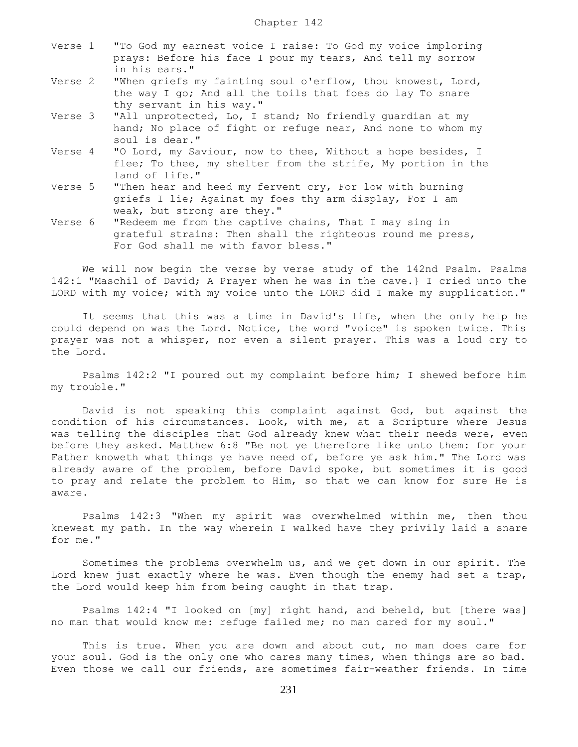Chapter 142

Verse 1 "To God my earnest voice I raise: To God my voice imploring prays: Before his face I pour my tears, And tell my sorrow in his ears."

Verse 2 "When griefs my fainting soul o'erflow, thou knowest, Lord, the way I go; And all the toils that foes do lay To snare thy servant in his way."

Verse 3 "All unprotected, Lo, I stand; No friendly guardian at my hand; No place of fight or refuge near, And none to whom my soul is dear."

Verse 4 "O Lord, my Saviour, now to thee, Without a hope besides, I flee; To thee, my shelter from the strife, My portion in the land of life."

Verse 5 "Then hear and heed my fervent cry, For low with burning griefs I lie; Against my foes thy arm display, For I am weak, but strong are they."

Verse 6 "Redeem me from the captive chains, That I may sing in grateful strains: Then shall the righteous round me press, For God shall me with favor bless."

We will now begin the verse by verse study of the 142nd Psalm. Psalms 142:1 "Maschil of David; A Prayer when he was in the cave.} I cried unto the LORD with my voice; with my voice unto the LORD did I make my supplication."

It seems that this was a time in David's life, when the only help he could depend on was the Lord. Notice, the word "voice" is spoken twice. This prayer was not a whisper, nor even a silent prayer. This was a loud cry to the Lord.

Psalms 142:2 "I poured out my complaint before him; I shewed before him my trouble."

David is not speaking this complaint against God, but against the condition of his circumstances. Look, with me, at a Scripture where Jesus was telling the disciples that God already knew what their needs were, even before they asked. Matthew 6:8 "Be not ye therefore like unto them: for your Father knoweth what things ye have need of, before ye ask him." The Lord was already aware of the problem, before David spoke, but sometimes it is good to pray and relate the problem to Him, so that we can know for sure He is aware.

Psalms 142:3 "When my spirit was overwhelmed within me, then thou knewest my path. In the way wherein I walked have they privily laid a snare for me."

Sometimes the problems overwhelm us, and we get down in our spirit. The Lord knew just exactly where he was. Even though the enemy had set a trap, the Lord would keep him from being caught in that trap.

Psalms 142:4 "I looked on [my] right hand, and beheld, but [there was] no man that would know me: refuge failed me; no man cared for my soul."

This is true. When you are down and about out, no man does care for your soul. God is the only one who cares many times, when things are so bad. Even those we call our friends, are sometimes fair-weather friends. In time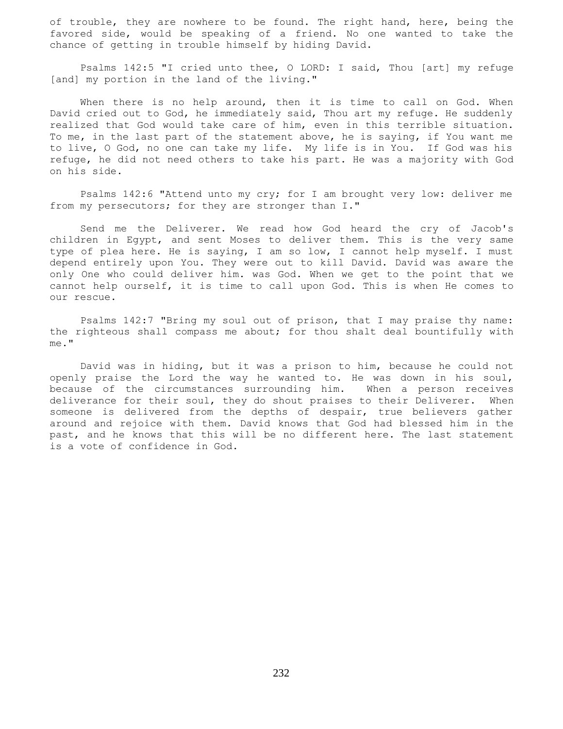of trouble, they are nowhere to be found. The right hand, here, being the favored side, would be speaking of a friend. No one wanted to take the chance of getting in trouble himself by hiding David.

Psalms 142:5 "I cried unto thee, O LORD: I said, Thou [art] my refuge [and] my portion in the land of the living."

When there is no help around, then it is time to call on God. When David cried out to God, he immediately said, Thou art my refuge. He suddenly realized that God would take care of him, even in this terrible situation. To me, in the last part of the statement above, he is saying, if You want me to live, O God, no one can take my life. My life is in You. If God was his refuge, he did not need others to take his part. He was a majority with God on his side.

Psalms 142:6 "Attend unto my cry; for I am brought very low: deliver me from my persecutors; for they are stronger than I."

Send me the Deliverer. We read how God heard the cry of Jacob's children in Egypt, and sent Moses to deliver them. This is the very same type of plea here. He is saying, I am so low, I cannot help myself. I must depend entirely upon You. They were out to kill David. David was aware the only One who could deliver him. was God. When we get to the point that we cannot help ourself, it is time to call upon God. This is when He comes to our rescue.

Psalms 142:7 "Bring my soul out of prison, that I may praise thy name: the righteous shall compass me about; for thou shalt deal bountifully with me."

David was in hiding, but it was a prison to him, because he could not openly praise the Lord the way he wanted to. He was down in his soul, because of the circumstances surrounding him. When a person receives deliverance for their soul, they do shout praises to their Deliverer. When someone is delivered from the depths of despair, true believers gather around and rejoice with them. David knows that God had blessed him in the past, and he knows that this will be no different here. The last statement is a vote of confidence in God.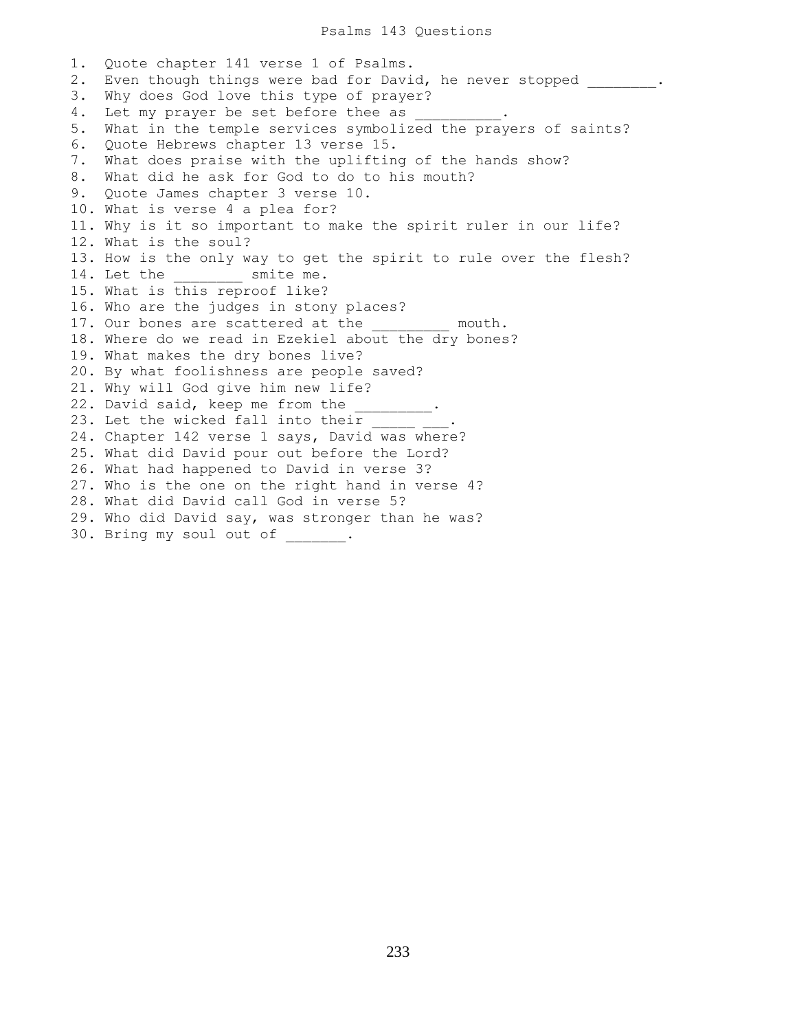# Psalms 143 Questions

1. Quote chapter 141 verse 1 of Psalms.
2. Even though things were bad for David, he never stopped ________.
3. Why does God love this type of prayer?
4. Let my prayer be set before thee as __________.
5. What in the temple services symbolized the prayers of saints?
6. Quote Hebrews chapter 13 verse 15.
7. What does praise with the uplifting of the hands show?
8. What did he ask for God to do to his mouth?
9. Quote James chapter 3 verse 10.
10. What is verse 4 a plea for?
11. Why is it so important to make the spirit ruler in our life?
12. What is the soul?
13. How is the only way to get the spirit to rule over the flesh?
14. Let the ________ smite me.
15. What is this reproof like?
16. Who are the judges in stony places?
17. Our bones are scattered at the _________ mouth.
18. Where do we read in Ezekiel about the dry bones?
19. What makes the dry bones live?
20. By what foolishness are people saved?
21. Why will God give him new life?
22. David said, keep me from the _________.
23. Let the wicked fall into their _____ ___.
24. Chapter 142 verse 1 says, David was where?
25. What did David pour out before the Lord?
26. What had happened to David in verse 3?
27. Who is the one on the right hand in verse 4?
28. What did David call God in verse 5?
29. Who did David say, was stronger than he was?
30. Bring my soul out of _______.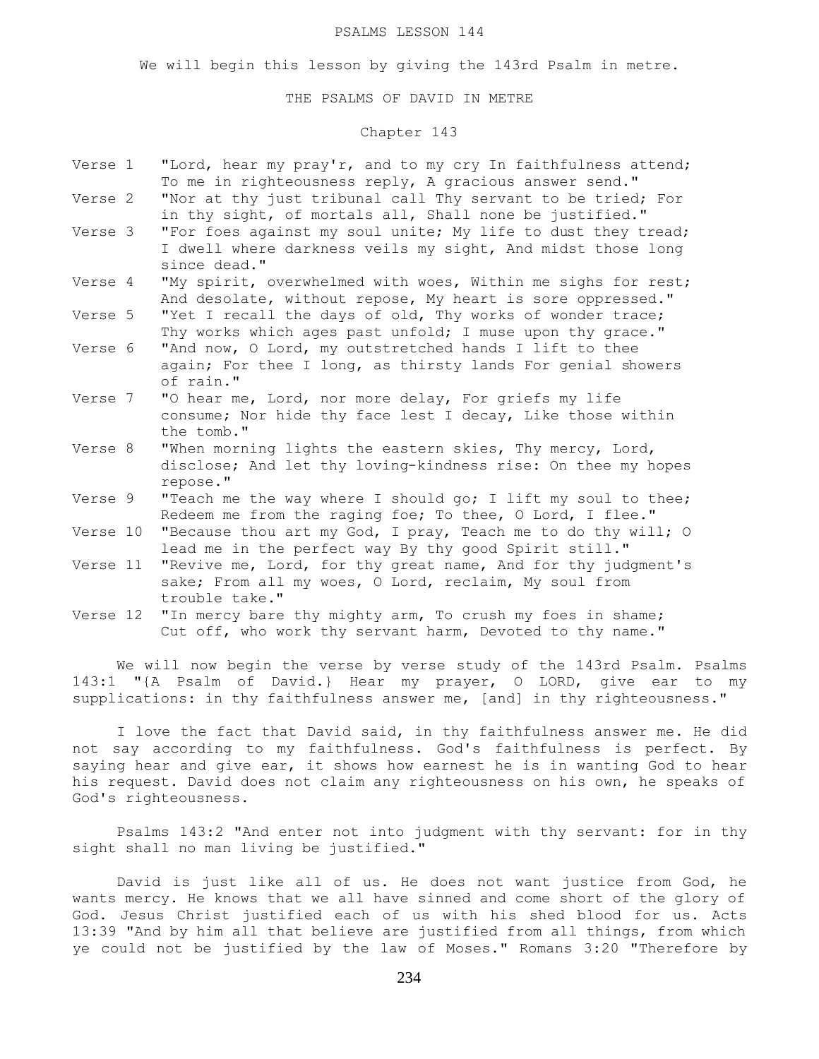# PSALMS LESSON 144

We will begin this lesson by giving the 143rd Psalm in metre.

## THE PSALMS OF DAVID IN METRE

### Chapter 143

| | |
|---|---|
| Verse 1 | "Lord, hear my pray'r, and to my cry In faithfulness attend; To me in righteousness reply, A gracious answer send." |
| Verse 2 | "Nor at thy just tribunal call Thy servant to be tried; For in thy sight, of mortals all, Shall none be justified." |
| Verse 3 | "For foes against my soul unite; My life to dust they tread; I dwell where darkness veils my sight, And midst those long since dead." |
| Verse 4 | "My spirit, overwhelmed with woes, Within me sighs for rest; And desolate, without repose, My heart is sore oppressed." |
| Verse 5 | "Yet I recall the days of old, Thy works of wonder trace; Thy works which ages past unfold; I muse upon thy grace." |
| Verse 6 | "And now, O Lord, my outstretched hands I lift to thee again; For thee I long, as thirsty lands For genial showers of rain." |
| Verse 7 | "O hear me, Lord, nor more delay, For griefs my life consume; Nor hide thy face lest I decay, Like those within the tomb." |
| Verse 8 | "When morning lights the eastern skies, Thy mercy, Lord, disclose; And let thy loving-kindness rise: On thee my hopes repose." |
| Verse 9 | "Teach me the way where I should go; I lift my soul to thee; Redeem me from the raging foe; To thee, O Lord, I flee." |
| Verse 10 | "Because thou art my God, I pray, Teach me to do thy will; O lead me in the perfect way By thy good Spirit still." |
| Verse 11 | "Revive me, Lord, for thy great name, And for thy judgment's sake; From all my woes, O Lord, reclaim, My soul from trouble take." |
| Verse 12 | "In mercy bare thy mighty arm, To crush my foes in shame; Cut off, who work thy servant harm, Devoted to thy name." |

We will now begin the verse by verse study of the 143rd Psalm. Psalms 143:1 "{A Psalm of David.} Hear my prayer, O LORD, give ear to my supplications: in thy faithfulness answer me, [and] in thy righteousness."

I love the fact that David said, in thy faithfulness answer me. He did not say according to my faithfulness. God's faithfulness is perfect. By saying hear and give ear, it shows how earnest he is in wanting God to hear his request. David does not claim any righteousness on his own, he speaks of God's righteousness.

Psalms 143:2 "And enter not into judgment with thy servant: for in thy sight shall no man living be justified."

David is just like all of us. He does not want justice from God, he wants mercy. He knows that we all have sinned and come short of the glory of God. Jesus Christ justified each of us with his shed blood for us. Acts 13:39 "And by him all that believe are justified from all things, from which ye could not be justified by the law of Moses." Romans 3:20 "Therefore by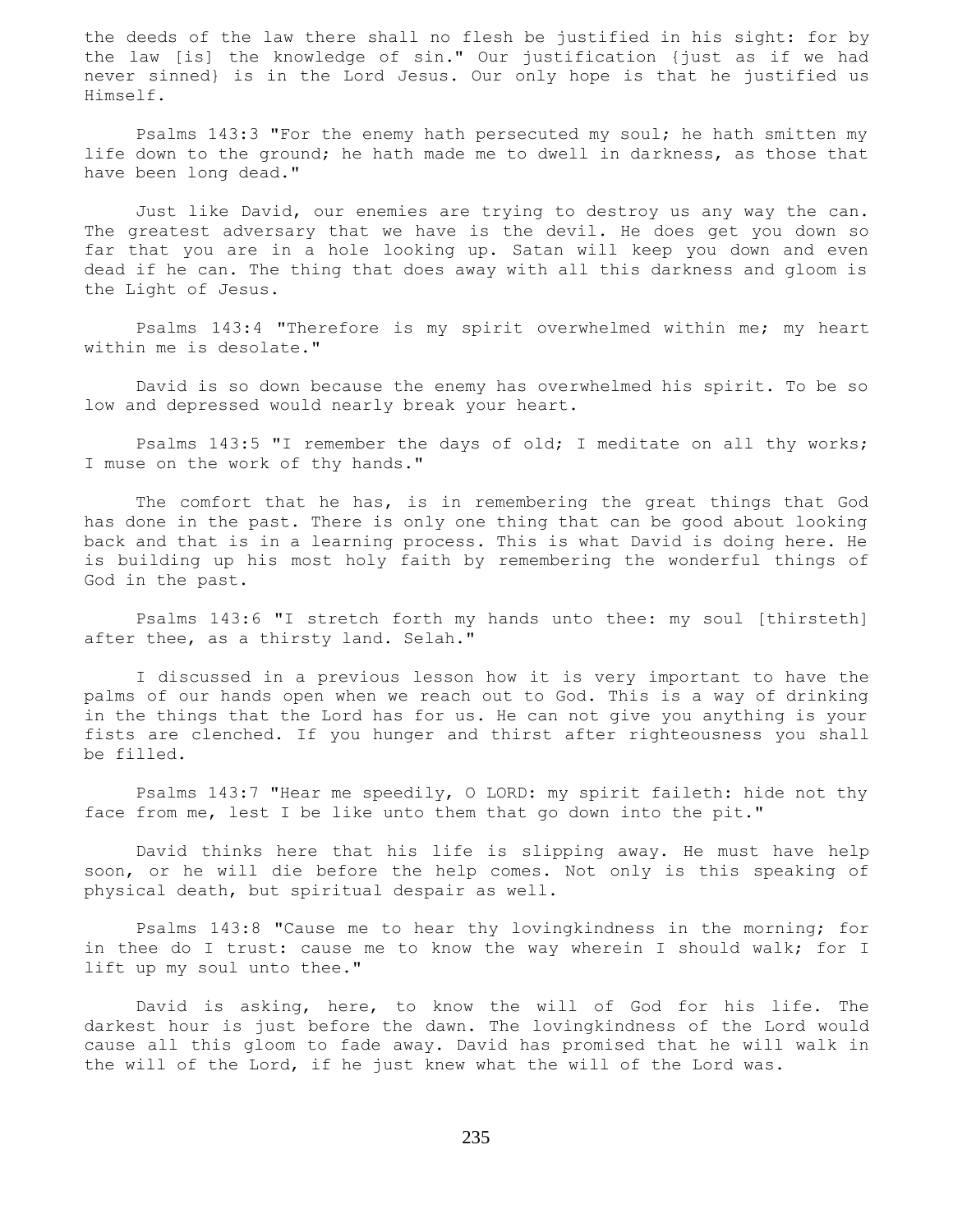the deeds of the law there shall no flesh be justified in his sight: for by the law [is] the knowledge of sin." Our justification {just as if we had never sinned} is in the Lord Jesus. Our only hope is that he justified us Himself.

Psalms 143:3 "For the enemy hath persecuted my soul; he hath smitten my life down to the ground; he hath made me to dwell in darkness, as those that have been long dead."

Just like David, our enemies are trying to destroy us any way the can. The greatest adversary that we have is the devil. He does get you down so far that you are in a hole looking up. Satan will keep you down and even dead if he can. The thing that does away with all this darkness and gloom is the Light of Jesus.

Psalms 143:4 "Therefore is my spirit overwhelmed within me; my heart within me is desolate."

David is so down because the enemy has overwhelmed his spirit. To be so low and depressed would nearly break your heart.

Psalms 143:5 "I remember the days of old; I meditate on all thy works; I muse on the work of thy hands."

The comfort that he has, is in remembering the great things that God has done in the past. There is only one thing that can be good about looking back and that is in a learning process. This is what David is doing here. He is building up his most holy faith by remembering the wonderful things of God in the past.

Psalms 143:6 "I stretch forth my hands unto thee: my soul [thirsteth] after thee, as a thirsty land. Selah."

I discussed in a previous lesson how it is very important to have the palms of our hands open when we reach out to God. This is a way of drinking in the things that the Lord has for us. He can not give you anything is your fists are clenched. If you hunger and thirst after righteousness you shall be filled.

Psalms 143:7 "Hear me speedily, O LORD: my spirit faileth: hide not thy face from me, lest I be like unto them that go down into the pit."

David thinks here that his life is slipping away. He must have help soon, or he will die before the help comes. Not only is this speaking of physical death, but spiritual despair as well.

Psalms 143:8 "Cause me to hear thy lovingkindness in the morning; for in thee do I trust: cause me to know the way wherein I should walk; for I lift up my soul unto thee."

David is asking, here, to know the will of God for his life. The darkest hour is just before the dawn. The lovingkindness of the Lord would cause all this gloom to fade away. David has promised that he will walk in the will of the Lord, if he just knew what the will of the Lord was.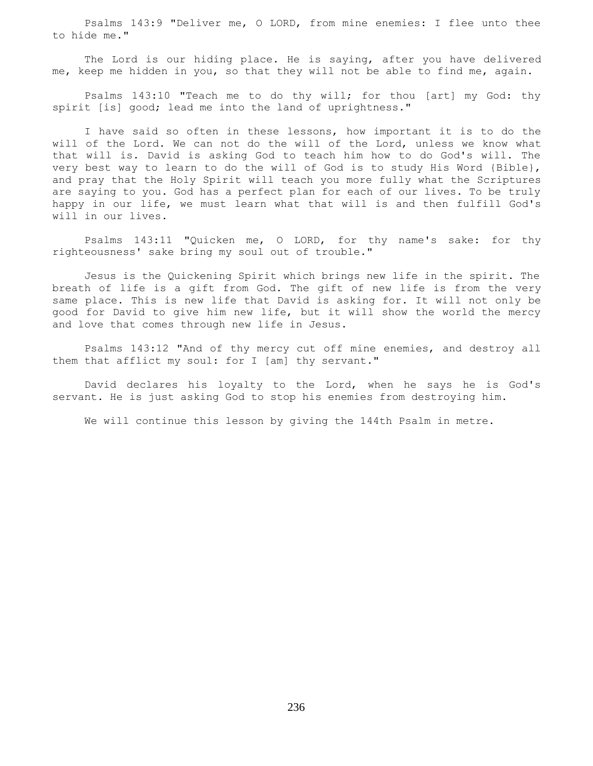Psalms 143:9 "Deliver me, O LORD, from mine enemies: I flee unto thee to hide me."

The Lord is our hiding place. He is saying, after you have delivered me, keep me hidden in you, so that they will not be able to find me, again.

Psalms 143:10 "Teach me to do thy will; for thou [art] my God: thy spirit [is] good; lead me into the land of uprightness."

I have said so often in these lessons, how important it is to do the will of the Lord. We can not do the will of the Lord, unless we know what that will is. David is asking God to teach him how to do God's will. The very best way to learn to do the will of God is to study His Word {Bible}, and pray that the Holy Spirit will teach you more fully what the Scriptures are saying to you. God has a perfect plan for each of our lives. To be truly happy in our life, we must learn what that will is and then fulfill God's will in our lives.

Psalms 143:11 "Quicken me, O LORD, for thy name's sake: for thy righteousness' sake bring my soul out of trouble."

Jesus is the Quickening Spirit which brings new life in the spirit. The breath of life is a gift from God. The gift of new life is from the very same place. This is new life that David is asking for. It will not only be good for David to give him new life, but it will show the world the mercy and love that comes through new life in Jesus.

Psalms 143:12 "And of thy mercy cut off mine enemies, and destroy all them that afflict my soul: for I [am] thy servant."

David declares his loyalty to the Lord, when he says he is God's servant. He is just asking God to stop his enemies from destroying him.

We will continue this lesson by giving the 144th Psalm in metre.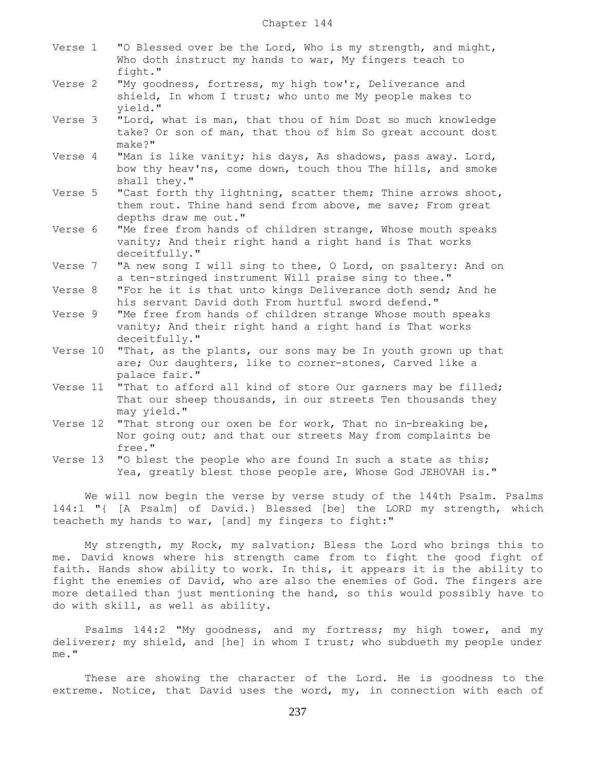Chapter 144

Verse 1 "O Blessed over be the Lord, Who is my strength, and might, Who doth instruct my hands to war, My fingers teach to fight."

Verse 2 "My goodness, fortress, my high tow'r, Deliverance and shield, In whom I trust; who unto me My people makes to yield."

Verse 3 "Lord, what is man, that thou of him Dost so much knowledge take? Or son of man, that thou of him So great account dost make?"

Verse 4 "Man is like vanity; his days, As shadows, pass away. Lord, bow thy heav'ns, come down, touch thou The hills, and smoke shall they."

Verse 5 "Cast forth thy lightning, scatter them; Thine arrows shoot, them rout. Thine hand send from above, me save; From great depths draw me out."

Verse 6 "Me free from hands of children strange, Whose mouth speaks vanity; And their right hand a right hand is That works deceitfully."

Verse 7 "A new song I will sing to thee, O Lord, on psaltery: And on a ten-stringed instrument Will praise sing to thee."

Verse 8 "For he it is that unto kings Deliverance doth send; And he his servant David doth From hurtful sword defend."

Verse 9 "Me free from hands of children strange Whose mouth speaks vanity; And their right hand a right hand is That works deceitfully."

Verse 10 "That, as the plants, our sons may be In youth grown up that are; Our daughters, like to corner-stones, Carved like a palace fair."

Verse 11 "That to afford all kind of store Our garners may be filled; That our sheep thousands, in our streets Ten thousands they may yield."

Verse 12 "That strong our oxen be for work, That no in-breaking be, Nor going out; and that our streets May from complaints be free."

Verse 13 "O blest the people who are found In such a state as this; Yea, greatly blest those people are, Whose God JEHOVAH is."

We will now begin the verse by verse study of the 144th Psalm. Psalms 144:1 "{ [A Psalm] of David.} Blessed [be] the LORD my strength, which teacheth my hands to war, [and] my fingers to fight:"

My strength, my Rock, my salvation; Bless the Lord who brings this to me. David knows where his strength came from to fight the good fight of faith. Hands show ability to work. In this, it appears it is the ability to fight the enemies of David, who are also the enemies of God. The fingers are more detailed than just mentioning the hand, so this would possibly have to do with skill, as well as ability.

Psalms 144:2 "My goodness, and my fortress; my high tower, and my deliverer; my shield, and [he] in whom I trust; who subdueth my people under me."

These are showing the character of the Lord. He is goodness to the extreme. Notice, that David uses the word, my, in connection with each of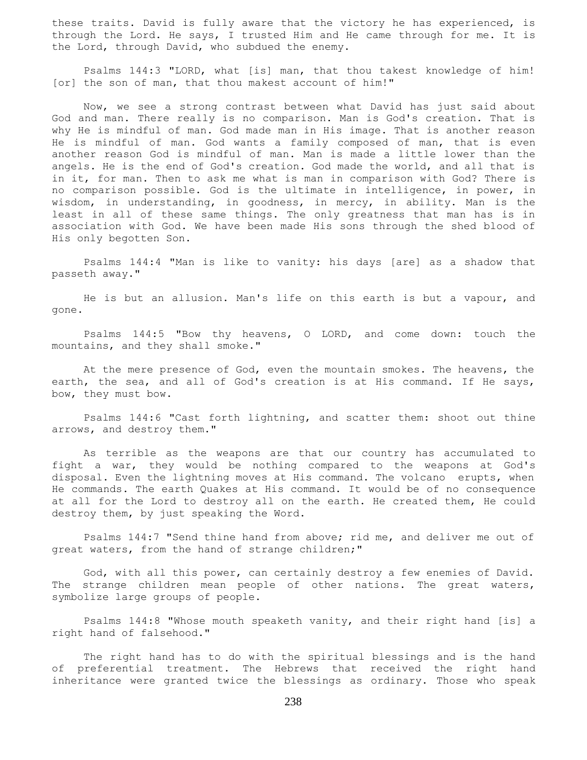these traits. David is fully aware that the victory he has experienced, is through the Lord. He says, I trusted Him and He came through for me. It is the Lord, through David, who subdued the enemy.

Psalms 144:3 "LORD, what [is] man, that thou takest knowledge of him! [or] the son of man, that thou makest account of him!"

Now, we see a strong contrast between what David has just said about God and man. There really is no comparison. Man is God's creation. That is why He is mindful of man. God made man in His image. That is another reason He is mindful of man. God wants a family composed of man, that is even another reason God is mindful of man. Man is made a little lower than the angels. He is the end of God's creation. God made the world, and all that is in it, for man. Then to ask me what is man in comparison with God? There is no comparison possible. God is the ultimate in intelligence, in power, in wisdom, in understanding, in goodness, in mercy, in ability. Man is the least in all of these same things. The only greatness that man has is in association with God. We have been made His sons through the shed blood of His only begotten Son.

Psalms 144:4 "Man is like to vanity: his days [are] as a shadow that passeth away."

He is but an allusion. Man's life on this earth is but a vapour, and gone.

Psalms 144:5 "Bow thy heavens, O LORD, and come down: touch the mountains, and they shall smoke."

At the mere presence of God, even the mountain smokes. The heavens, the earth, the sea, and all of God's creation is at His command. If He says, bow, they must bow.

Psalms 144:6 "Cast forth lightning, and scatter them: shoot out thine arrows, and destroy them."

As terrible as the weapons are that our country has accumulated to fight a war, they would be nothing compared to the weapons at God's disposal. Even the lightning moves at His command. The volcano erupts, when He commands. The earth Quakes at His command. It would be of no consequence at all for the Lord to destroy all on the earth. He created them, He could destroy them, by just speaking the Word.

Psalms 144:7 "Send thine hand from above; rid me, and deliver me out of great waters, from the hand of strange children;"

God, with all this power, can certainly destroy a few enemies of David. The strange children mean people of other nations. The great waters, symbolize large groups of people.

Psalms 144:8 "Whose mouth speaketh vanity, and their right hand [is] a right hand of falsehood."

The right hand has to do with the spiritual blessings and is the hand of preferential treatment. The Hebrews that received the right hand inheritance were granted twice the blessings as ordinary. Those who speak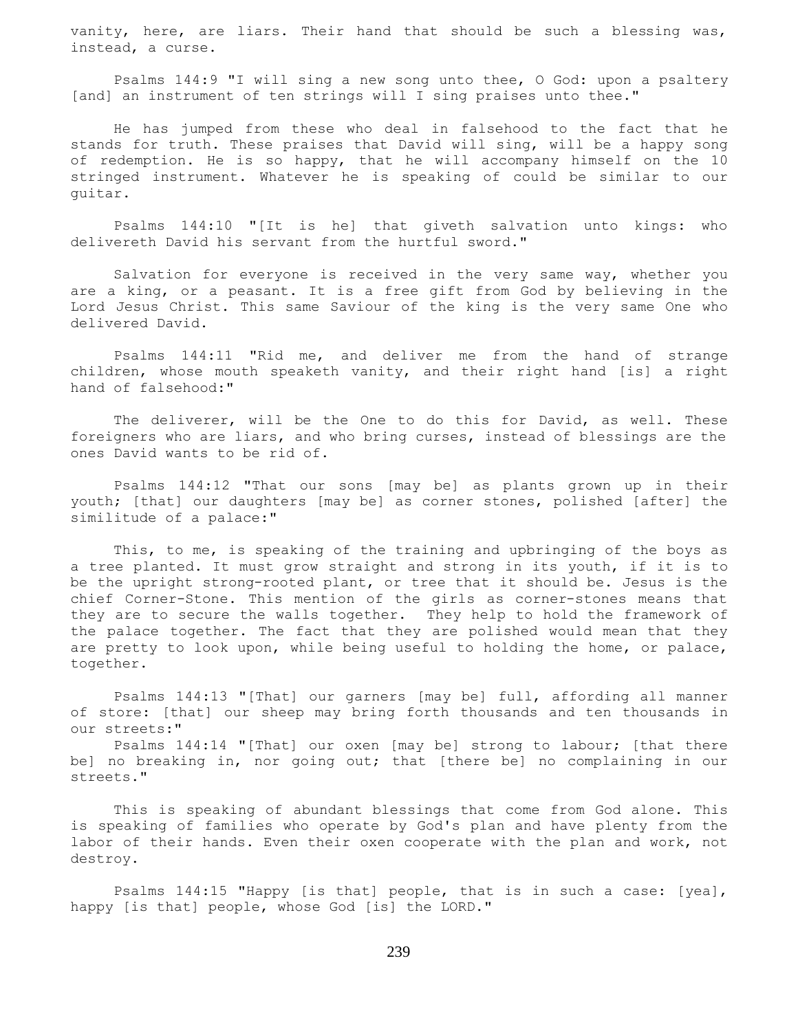vanity, here, are liars. Their hand that should be such a blessing was, instead, a curse.

Psalms 144:9 "I will sing a new song unto thee, O God: upon a psaltery [and] an instrument of ten strings will I sing praises unto thee."

He has jumped from these who deal in falsehood to the fact that he stands for truth. These praises that David will sing, will be a happy song of redemption. He is so happy, that he will accompany himself on the 10 stringed instrument. Whatever he is speaking of could be similar to our guitar.

Psalms 144:10 "[It is he] that giveth salvation unto kings: who delivereth David his servant from the hurtful sword."

Salvation for everyone is received in the very same way, whether you are a king, or a peasant. It is a free gift from God by believing in the Lord Jesus Christ. This same Saviour of the king is the very same One who delivered David.

Psalms 144:11 "Rid me, and deliver me from the hand of strange children, whose mouth speaketh vanity, and their right hand [is] a right hand of falsehood:"

The deliverer, will be the One to do this for David, as well. These foreigners who are liars, and who bring curses, instead of blessings are the ones David wants to be rid of.

Psalms 144:12 "That our sons [may be] as plants grown up in their youth; [that] our daughters [may be] as corner stones, polished [after] the similitude of a palace:"

This, to me, is speaking of the training and upbringing of the boys as a tree planted. It must grow straight and strong in its youth, if it is to be the upright strong-rooted plant, or tree that it should be. Jesus is the chief Corner-Stone. This mention of the girls as corner-stones means that they are to secure the walls together. They help to hold the framework of the palace together. The fact that they are polished would mean that they are pretty to look upon, while being useful to holding the home, or palace, together.

Psalms 144:13 "[That] our garners [may be] full, affording all manner of store: [that] our sheep may bring forth thousands and ten thousands in our streets:"

Psalms 144:14 "[That] our oxen [may be] strong to labour; [that there be] no breaking in, nor going out; that [there be] no complaining in our streets."

This is speaking of abundant blessings that come from God alone. This is speaking of families who operate by God's plan and have plenty from the labor of their hands. Even their oxen cooperate with the plan and work, not destroy.

Psalms 144:15 "Happy [is that] people, that is in such a case: [yea], happy [is that] people, whose God [is] the LORD."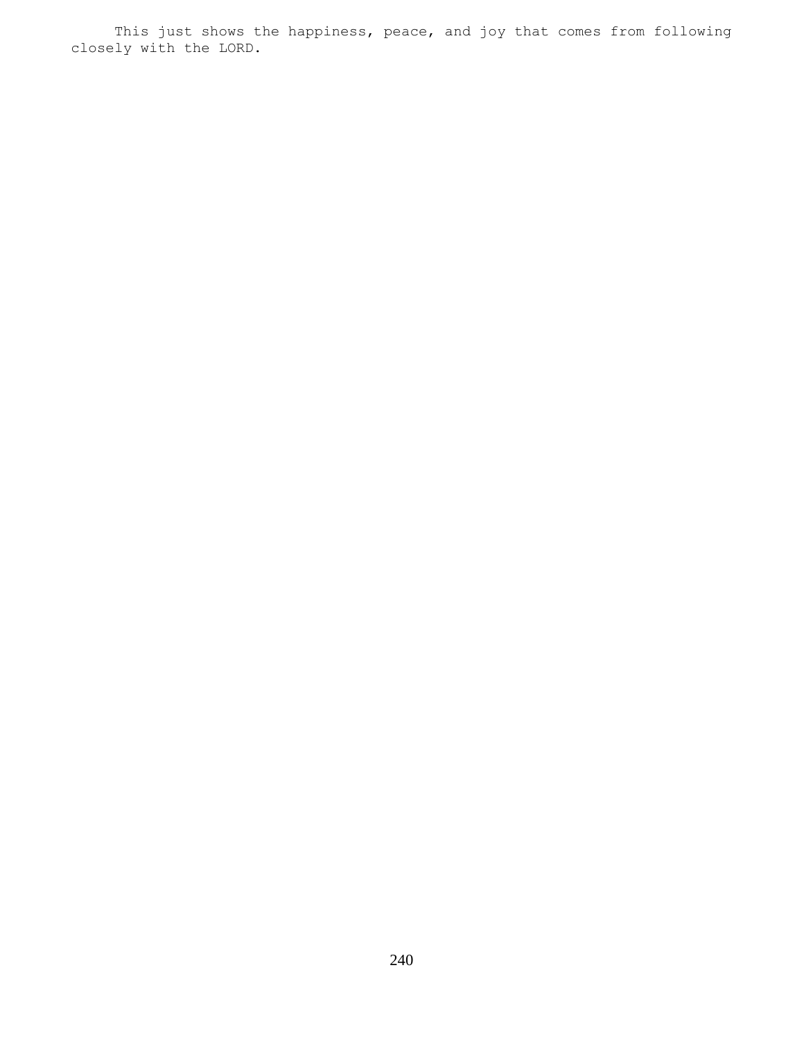This just shows the happiness, peace, and joy that comes from following closely with the LORD.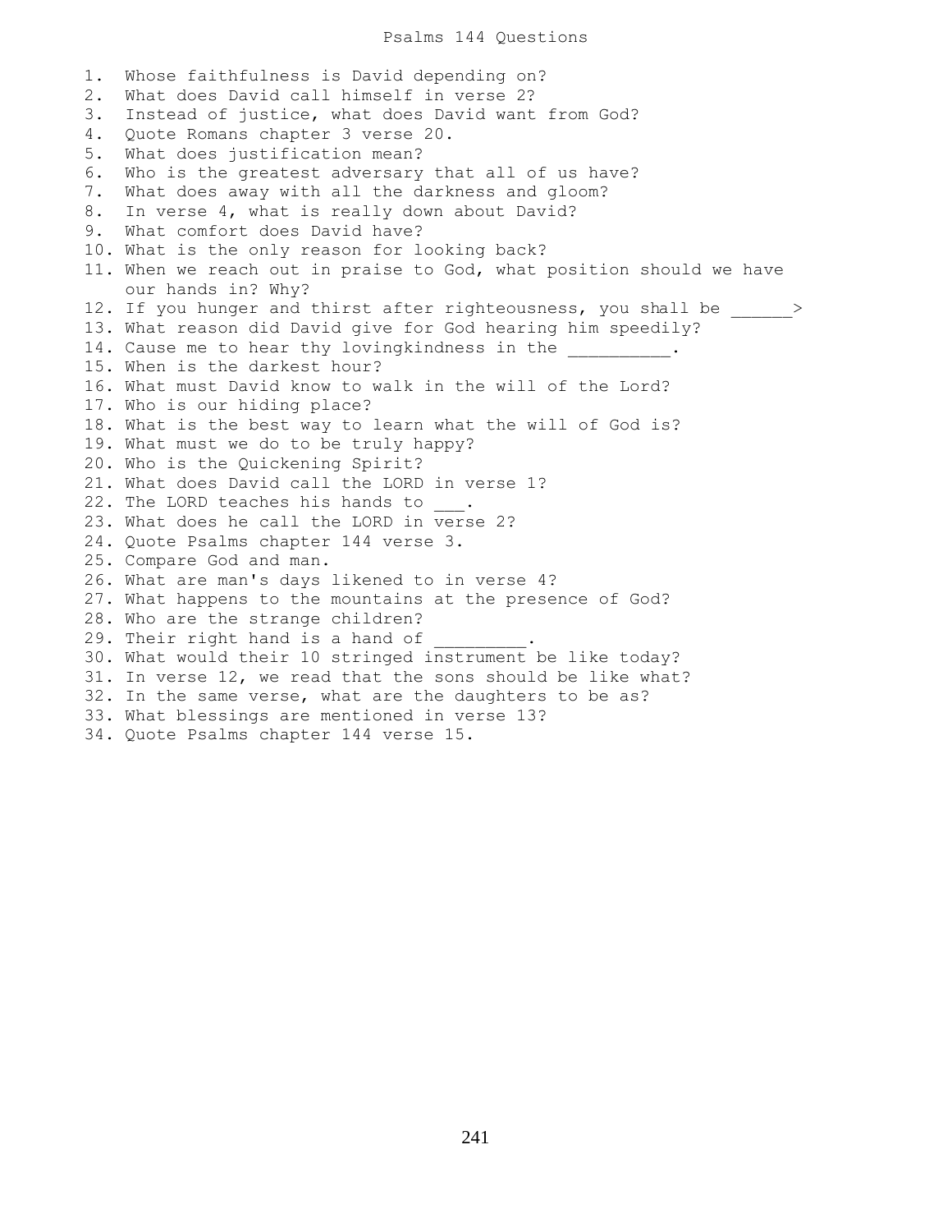# Psalms 144 Questions

1. Whose faithfulness is David depending on?
2. What does David call himself in verse 2?
3. Instead of justice, what does David want from God?
4. Quote Romans chapter 3 verse 20.
5. What does justification mean?
6. Who is the greatest adversary that all of us have?
7. What does away with all the darkness and gloom?
8. In verse 4, what is really down about David?
9. What comfort does David have?
10. What is the only reason for looking back?
11. When we reach out in praise to God, what position should we have our hands in? Why?
12. If you hunger and thirst after righteousness, you shall be ______>
13. What reason did David give for God hearing him speedily?
14. Cause me to hear thy lovingkindness in the __________.
15. When is the darkest hour?
16. What must David know to walk in the will of the Lord?
17. Who is our hiding place?
18. What is the best way to learn what the will of God is?
19. What must we do to be truly happy?
20. Who is the Quickening Spirit?
21. What does David call the LORD in verse 1?
22. The LORD teaches his hands to ___.
23. What does he call the LORD in verse 2?
24. Quote Psalms chapter 144 verse 3.
25. Compare God and man.
26. What are man's days likened to in verse 4?
27. What happens to the mountains at the presence of God?
28. Who are the strange children?
29. Their right hand is a hand of _________.
30. What would their 10 stringed instrument be like today?
31. In verse 12, we read that the sons should be like what?
32. In the same verse, what are the daughters to be as?
33. What blessings are mentioned in verse 13?
34. Quote Psalms chapter 144 verse 15.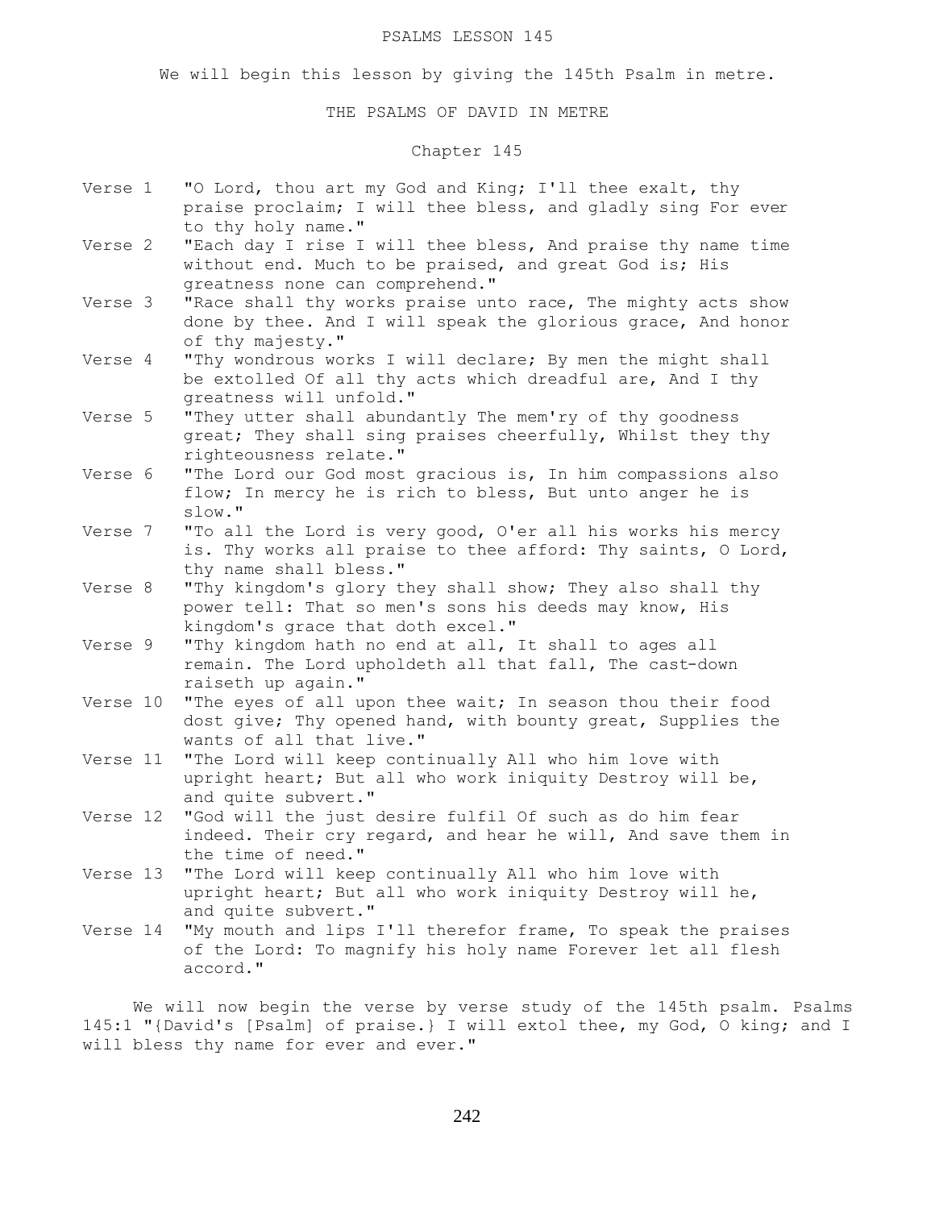PSALMS LESSON 145

We will begin this lesson by giving the 145th Psalm in metre.

THE PSALMS OF DAVID IN METRE

Chapter 145

Verse 1 "O Lord, thou art my God and King; I'll thee exalt, thy praise proclaim; I will thee bless, and gladly sing For ever to thy holy name."

Verse 2 "Each day I rise I will thee bless, And praise thy name time without end. Much to be praised, and great God is; His greatness none can comprehend."

Verse 3 "Race shall thy works praise unto race, The mighty acts show done by thee. And I will speak the glorious grace, And honor of thy majesty."

Verse 4 "Thy wondrous works I will declare; By men the might shall be extolled Of all thy acts which dreadful are, And I thy greatness will unfold."

Verse 5 "They utter shall abundantly The mem'ry of thy goodness great; They shall sing praises cheerfully, Whilst they thy righteousness relate."

Verse 6 "The Lord our God most gracious is, In him compassions also flow; In mercy he is rich to bless, But unto anger he is slow."

Verse 7 "To all the Lord is very good, O'er all his works his mercy is. Thy works all praise to thee afford: Thy saints, O Lord, thy name shall bless."

Verse 8 "Thy kingdom's glory they shall show; They also shall thy power tell: That so men's sons his deeds may know, His kingdom's grace that doth excel."

Verse 9 "Thy kingdom hath no end at all, It shall to ages all remain. The Lord upholdeth all that fall, The cast-down raiseth up again."

Verse 10 "The eyes of all upon thee wait; In season thou their food dost give; Thy opened hand, with bounty great, Supplies the wants of all that live."

Verse 11 "The Lord will keep continually All who him love with upright heart; But all who work iniquity Destroy will be, and quite subvert."

Verse 12 "God will the just desire fulfil Of such as do him fear indeed. Their cry regard, and hear he will, And save them in the time of need."

Verse 13 "The Lord will keep continually All who him love with upright heart; But all who work iniquity Destroy will he, and quite subvert."

Verse 14 "My mouth and lips I'll therefor frame, To speak the praises of the Lord: To magnify his holy name Forever let all flesh accord."

We will now begin the verse by verse study of the 145th psalm. Psalms 145:1 "{David's [Psalm] of praise.} I will extol thee, my God, O king; and I will bless thy name for ever and ever."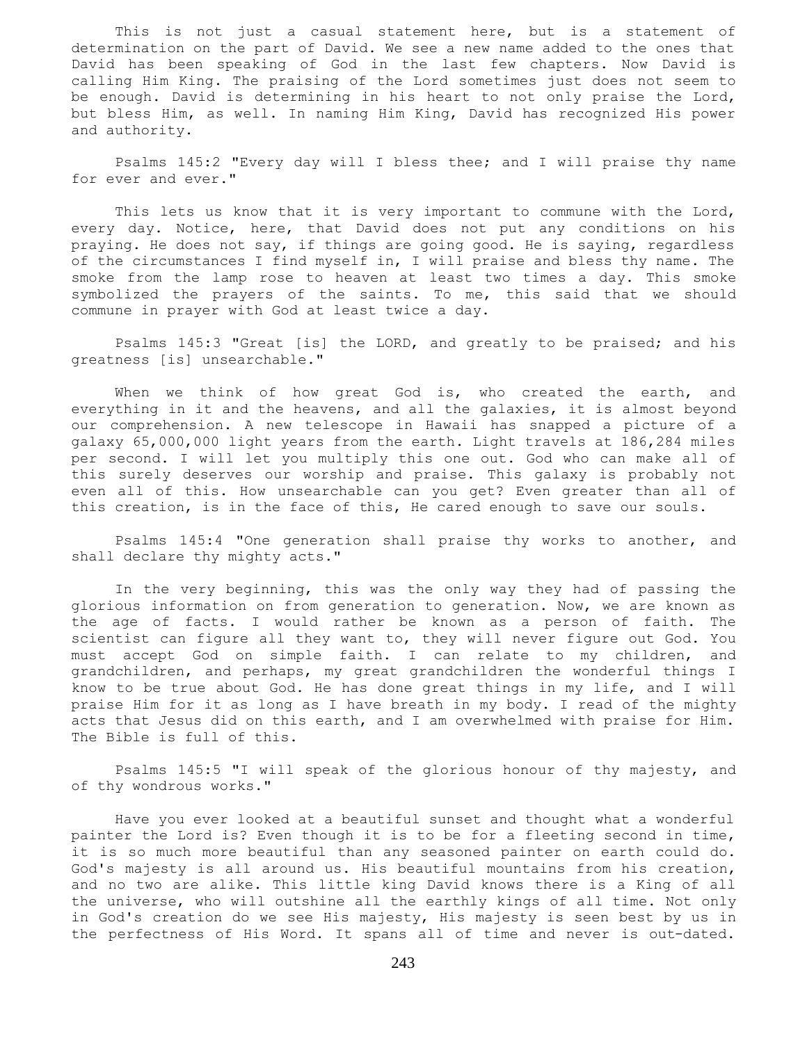This is not just a casual statement here, but is a statement of determination on the part of David. We see a new name added to the ones that David has been speaking of God in the last few chapters. Now David is calling Him King. The praising of the Lord sometimes just does not seem to be enough. David is determining in his heart to not only praise the Lord, but bless Him, as well. In naming Him King, David has recognized His power and authority.

Psalms 145:2 "Every day will I bless thee; and I will praise thy name for ever and ever."

This lets us know that it is very important to commune with the Lord, every day. Notice, here, that David does not put any conditions on his praying. He does not say, if things are going good. He is saying, regardless of the circumstances I find myself in, I will praise and bless thy name. The smoke from the lamp rose to heaven at least two times a day. This smoke symbolized the prayers of the saints. To me, this said that we should commune in prayer with God at least twice a day.

Psalms 145:3 "Great [is] the LORD, and greatly to be praised; and his greatness [is] unsearchable."

When we think of how great God is, who created the earth, and everything in it and the heavens, and all the galaxies, it is almost beyond our comprehension. A new telescope in Hawaii has snapped a picture of a galaxy 65,000,000 light years from the earth. Light travels at 186,284 miles per second. I will let you multiply this one out. God who can make all of this surely deserves our worship and praise. This galaxy is probably not even all of this. How unsearchable can you get? Even greater than all of this creation, is in the face of this, He cared enough to save our souls.

Psalms 145:4 "One generation shall praise thy works to another, and shall declare thy mighty acts."

In the very beginning, this was the only way they had of passing the glorious information on from generation to generation. Now, we are known as the age of facts. I would rather be known as a person of faith. The scientist can figure all they want to, they will never figure out God. You must accept God on simple faith. I can relate to my children, and grandchildren, and perhaps, my great grandchildren the wonderful things I know to be true about God. He has done great things in my life, and I will praise Him for it as long as I have breath in my body. I read of the mighty acts that Jesus did on this earth, and I am overwhelmed with praise for Him. The Bible is full of this.

Psalms 145:5 "I will speak of the glorious honour of thy majesty, and of thy wondrous works."

Have you ever looked at a beautiful sunset and thought what a wonderful painter the Lord is? Even though it is to be for a fleeting second in time, it is so much more beautiful than any seasoned painter on earth could do. God's majesty is all around us. His beautiful mountains from his creation, and no two are alike. This little king David knows there is a King of all the universe, who will outshine all the earthly kings of all time. Not only in God's creation do we see His majesty, His majesty is seen best by us in the perfectness of His Word. It spans all of time and never is out-dated.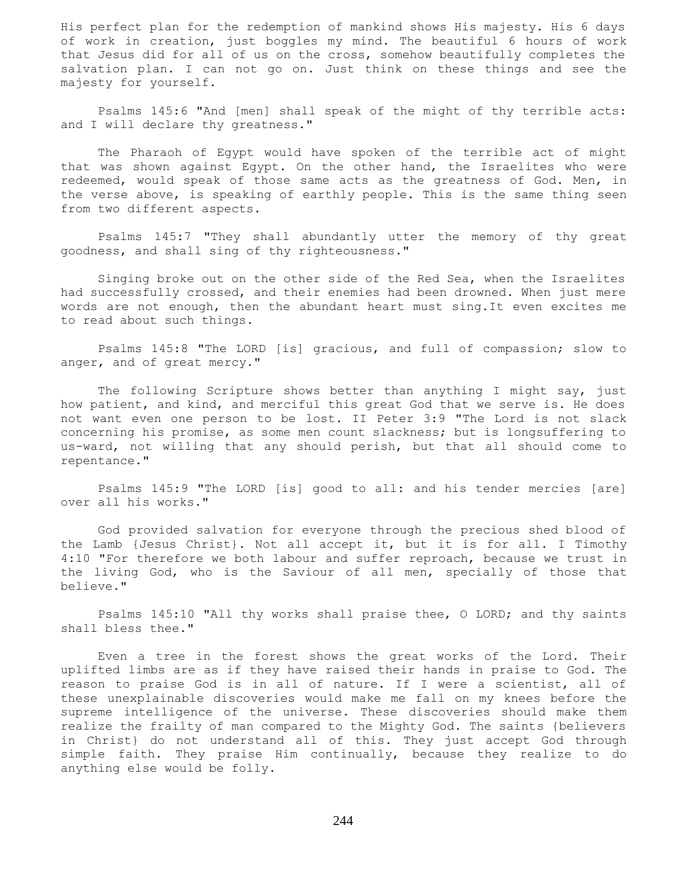His perfect plan for the redemption of mankind shows His majesty. His 6 days of work in creation, just boggles my mind. The beautiful 6 hours of work that Jesus did for all of us on the cross, somehow beautifully completes the salvation plan. I can not go on. Just think on these things and see the majesty for yourself.

Psalms 145:6 "And [men] shall speak of the might of thy terrible acts: and I will declare thy greatness."

The Pharaoh of Egypt would have spoken of the terrible act of might that was shown against Egypt. On the other hand, the Israelites who were redeemed, would speak of those same acts as the greatness of God. Men, in the verse above, is speaking of earthly people. This is the same thing seen from two different aspects.

Psalms 145:7 "They shall abundantly utter the memory of thy great goodness, and shall sing of thy righteousness."

Singing broke out on the other side of the Red Sea, when the Israelites had successfully crossed, and their enemies had been drowned. When just mere words are not enough, then the abundant heart must sing.It even excites me to read about such things.

Psalms 145:8 "The LORD [is] gracious, and full of compassion; slow to anger, and of great mercy."

The following Scripture shows better than anything I might say, just how patient, and kind, and merciful this great God that we serve is. He does not want even one person to be lost. II Peter 3:9 "The Lord is not slack concerning his promise, as some men count slackness; but is longsuffering to us-ward, not willing that any should perish, but that all should come to repentance."

Psalms 145:9 "The LORD [is] good to all: and his tender mercies [are] over all his works."

God provided salvation for everyone through the precious shed blood of the Lamb {Jesus Christ}. Not all accept it, but it is for all. I Timothy 4:10 "For therefore we both labour and suffer reproach, because we trust in the living God, who is the Saviour of all men, specially of those that believe."

Psalms 145:10 "All thy works shall praise thee, O LORD; and thy saints shall bless thee."

Even a tree in the forest shows the great works of the Lord. Their uplifted limbs are as if they have raised their hands in praise to God. The reason to praise God is in all of nature. If I were a scientist, all of these unexplainable discoveries would make me fall on my knees before the supreme intelligence of the universe. These discoveries should make them realize the frailty of man compared to the Mighty God. The saints {believers in Christ} do not understand all of this. They just accept God through simple faith. They praise Him continually, because they realize to do anything else would be folly.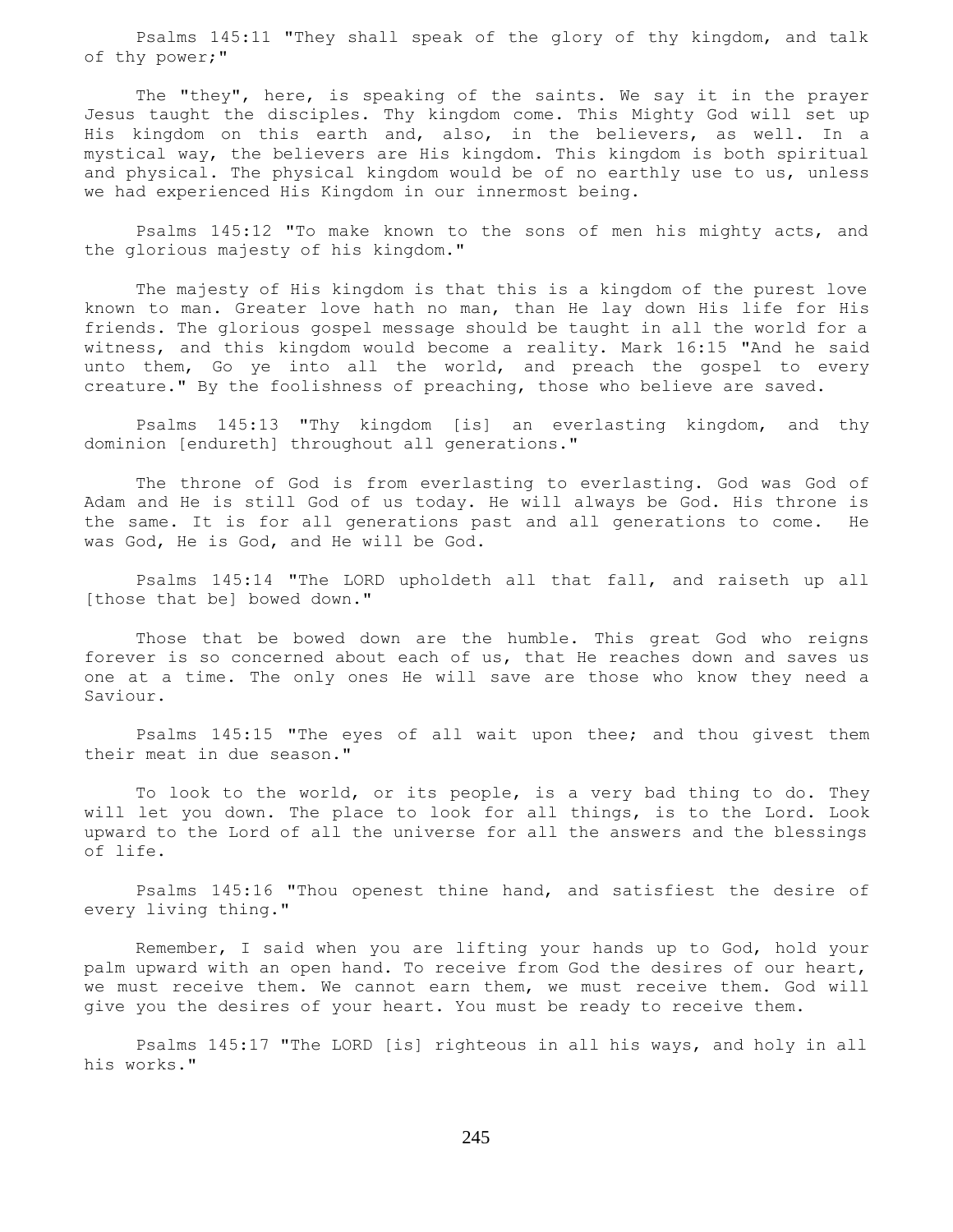Psalms 145:11 "They shall speak of the glory of thy kingdom, and talk of thy power;"

The "they", here, is speaking of the saints. We say it in the prayer Jesus taught the disciples. Thy kingdom come. This Mighty God will set up His kingdom on this earth and, also, in the believers, as well. In a mystical way, the believers are His kingdom. This kingdom is both spiritual and physical. The physical kingdom would be of no earthly use to us, unless we had experienced His Kingdom in our innermost being.

Psalms 145:12 "To make known to the sons of men his mighty acts, and the glorious majesty of his kingdom."

The majesty of His kingdom is that this is a kingdom of the purest love known to man. Greater love hath no man, than He lay down His life for His friends. The glorious gospel message should be taught in all the world for a witness, and this kingdom would become a reality. Mark 16:15 "And he said unto them, Go ye into all the world, and preach the gospel to every creature." By the foolishness of preaching, those who believe are saved.

Psalms 145:13 "Thy kingdom [is] an everlasting kingdom, and thy dominion [endureth] throughout all generations."

The throne of God is from everlasting to everlasting. God was God of Adam and He is still God of us today. He will always be God. His throne is the same. It is for all generations past and all generations to come. He was God, He is God, and He will be God.

Psalms 145:14 "The LORD upholdeth all that fall, and raiseth up all [those that be] bowed down."

Those that be bowed down are the humble. This great God who reigns forever is so concerned about each of us, that He reaches down and saves us one at a time. The only ones He will save are those who know they need a Saviour.

Psalms 145:15 "The eyes of all wait upon thee; and thou givest them their meat in due season."

To look to the world, or its people, is a very bad thing to do. They will let you down. The place to look for all things, is to the Lord. Look upward to the Lord of all the universe for all the answers and the blessings of life.

Psalms 145:16 "Thou openest thine hand, and satisfiest the desire of every living thing."

Remember, I said when you are lifting your hands up to God, hold your palm upward with an open hand. To receive from God the desires of our heart, we must receive them. We cannot earn them, we must receive them. God will give you the desires of your heart. You must be ready to receive them.

Psalms 145:17 "The LORD [is] righteous in all his ways, and holy in all his works."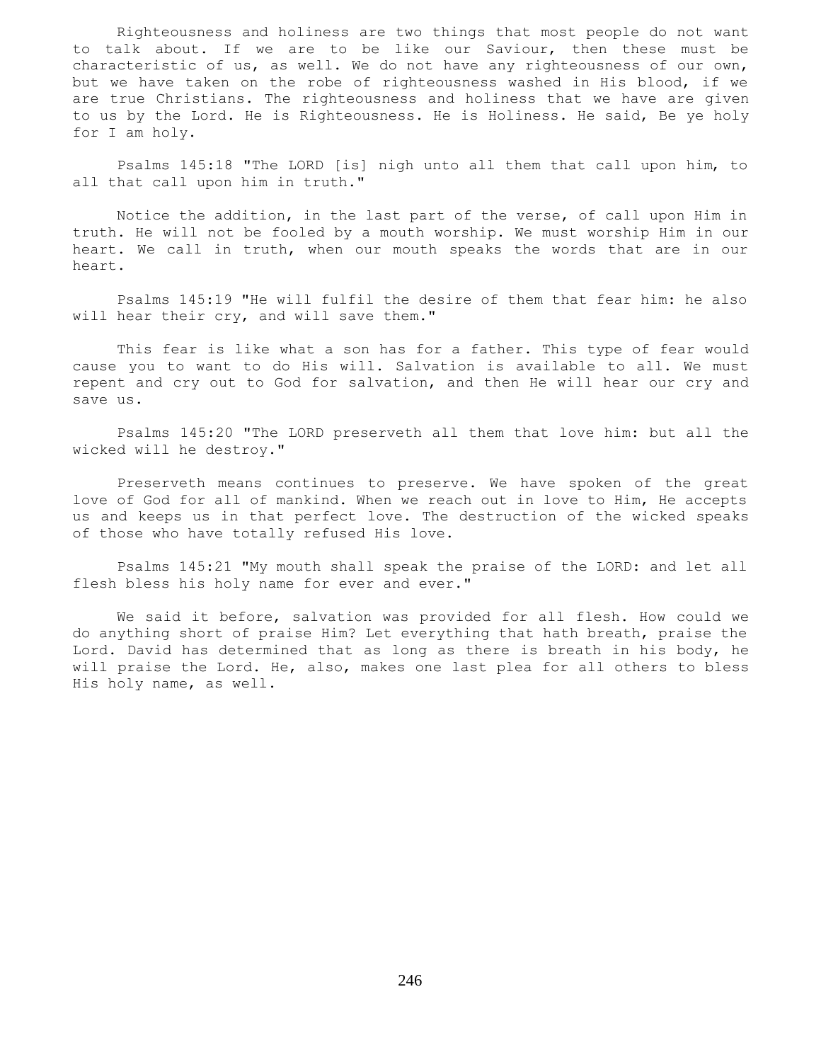Righteousness and holiness are two things that most people do not want to talk about. If we are to be like our Saviour, then these must be characteristic of us, as well. We do not have any righteousness of our own, but we have taken on the robe of righteousness washed in His blood, if we are true Christians. The righteousness and holiness that we have are given to us by the Lord. He is Righteousness. He is Holiness. He said, Be ye holy for I am holy.

Psalms 145:18 "The LORD [is] nigh unto all them that call upon him, to all that call upon him in truth."

Notice the addition, in the last part of the verse, of call upon Him in truth. He will not be fooled by a mouth worship. We must worship Him in our heart. We call in truth, when our mouth speaks the words that are in our heart.

Psalms 145:19 "He will fulfil the desire of them that fear him: he also will hear their cry, and will save them."

This fear is like what a son has for a father. This type of fear would cause you to want to do His will. Salvation is available to all. We must repent and cry out to God for salvation, and then He will hear our cry and save us.

Psalms 145:20 "The LORD preserveth all them that love him: but all the wicked will he destroy."

Preserveth means continues to preserve. We have spoken of the great love of God for all of mankind. When we reach out in love to Him, He accepts us and keeps us in that perfect love. The destruction of the wicked speaks of those who have totally refused His love.

Psalms 145:21 "My mouth shall speak the praise of the LORD: and let all flesh bless his holy name for ever and ever."

We said it before, salvation was provided for all flesh. How could we do anything short of praise Him? Let everything that hath breath, praise the Lord. David has determined that as long as there is breath in his body, he will praise the Lord. He, also, makes one last plea for all others to bless His holy name, as well.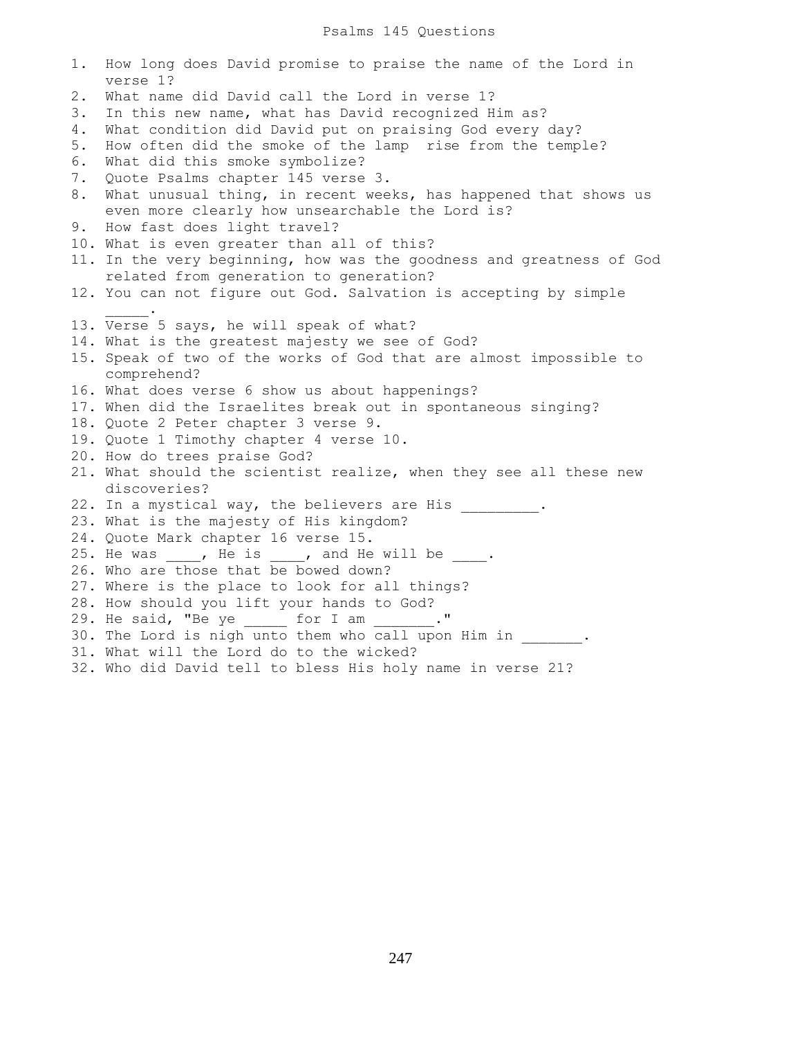# Psalms 145 Questions

1. How long does David promise to praise the name of the Lord in verse 1?
2. What name did David call the Lord in verse 1?
3. In this new name, what has David recognized Him as?
4. What condition did David put on praising God every day?
5. How often did the smoke of the lamp rise from the temple?
6. What did this smoke symbolize?
7. Quote Psalms chapter 145 verse 3.
8. What unusual thing, in recent weeks, has happened that shows us even more clearly how unsearchable the Lord is?
9. How fast does light travel?
10. What is even greater than all of this?
11. In the very beginning, how was the goodness and greatness of God related from generation to generation?
12. You can not figure out God. Salvation is accepting by simple _____.
13. Verse 5 says, he will speak of what?
14. What is the greatest majesty we see of God?
15. Speak of two of the works of God that are almost impossible to comprehend?
16. What does verse 6 show us about happenings?
17. When did the Israelites break out in spontaneous singing?
18. Quote 2 Peter chapter 3 verse 9.
19. Quote 1 Timothy chapter 4 verse 10.
20. How do trees praise God?
21. What should the scientist realize, when they see all these new discoveries?
22. In a mystical way, the believers are His _________.
23. What is the majesty of His kingdom?
24. Quote Mark chapter 16 verse 15.
25. He was ____, He is ____, and He will be ____.
26. Who are those that be bowed down?
27. Where is the place to look for all things?
28. How should you lift your hands to God?
29. He said, "Be ye _____ for I am _______."
30. The Lord is nigh unto them who call upon Him in _______.
31. What will the Lord do to the wicked?
32. Who did David tell to bless His holy name in verse 21?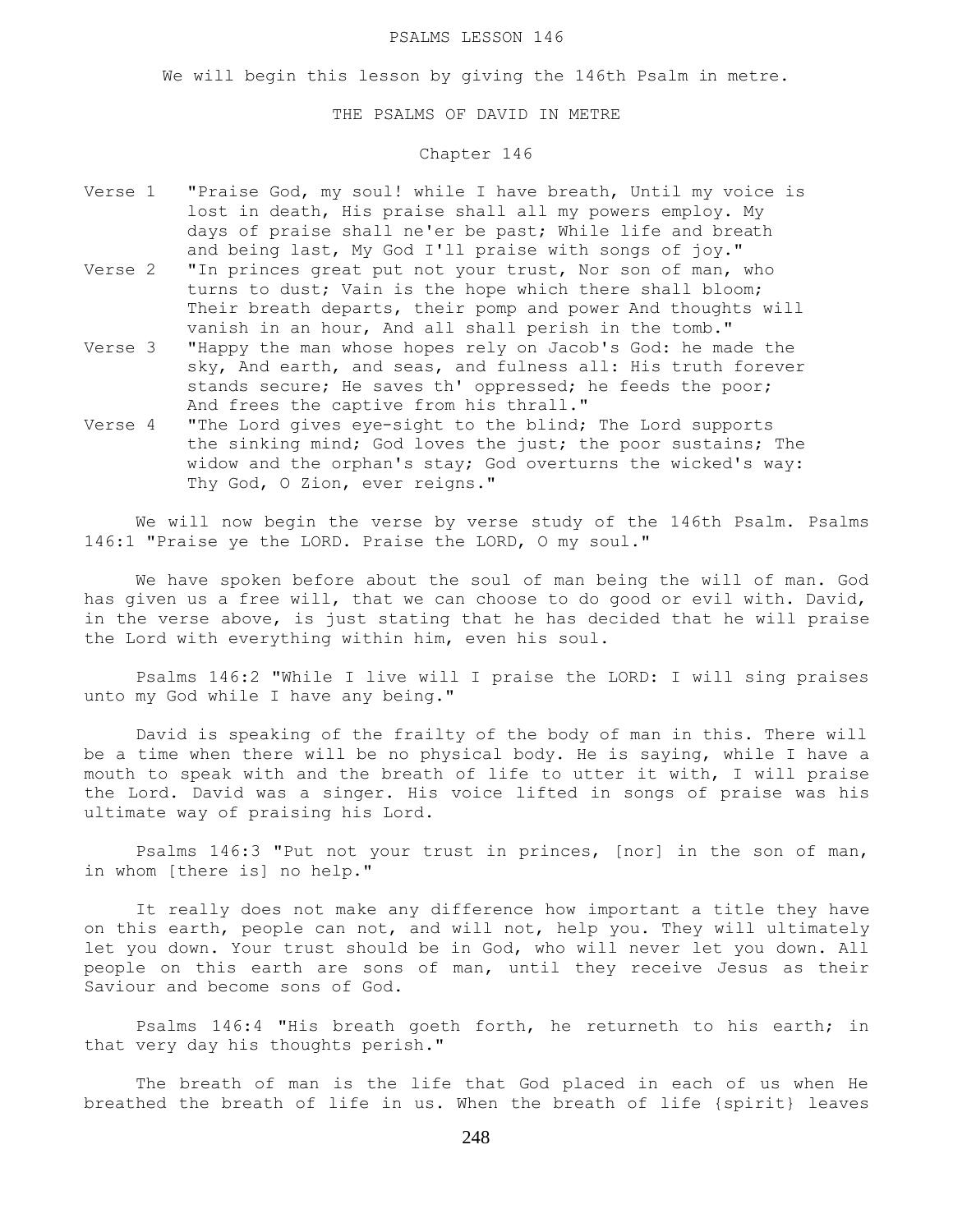# PSALMS LESSON 146

We will begin this lesson by giving the 146th Psalm in metre.

## THE PSALMS OF DAVID IN METRE

### Chapter 146

Verse 1 "Praise God, my soul! while I have breath, Until my voice is lost in death, His praise shall all my powers employ. My days of praise shall ne'er be past; While life and breath and being last, My God I'll praise with songs of joy."

Verse 2 "In princes great put not your trust, Nor son of man, who turns to dust; Vain is the hope which there shall bloom; Their breath departs, their pomp and power And thoughts will vanish in an hour, And all shall perish in the tomb."

Verse 3 "Happy the man whose hopes rely on Jacob's God: he made the sky, And earth, and seas, and fulness all: His truth forever stands secure; He saves th' oppressed; he feeds the poor; And frees the captive from his thrall."

Verse 4 "The Lord gives eye-sight to the blind; The Lord supports the sinking mind; God loves the just; the poor sustains; The widow and the orphan's stay; God overturns the wicked's way: Thy God, O Zion, ever reigns."

We will now begin the verse by verse study of the 146th Psalm. Psalms 146:1 "Praise ye the LORD. Praise the LORD, O my soul."

We have spoken before about the soul of man being the will of man. God has given us a free will, that we can choose to do good or evil with. David, in the verse above, is just stating that he has decided that he will praise the Lord with everything within him, even his soul.

Psalms 146:2 "While I live will I praise the LORD: I will sing praises unto my God while I have any being."

David is speaking of the frailty of the body of man in this. There will be a time when there will be no physical body. He is saying, while I have a mouth to speak with and the breath of life to utter it with, I will praise the Lord. David was a singer. His voice lifted in songs of praise was his ultimate way of praising his Lord.

Psalms 146:3 "Put not your trust in princes, [nor] in the son of man, in whom [there is] no help."

It really does not make any difference how important a title they have on this earth, people can not, and will not, help you. They will ultimately let you down. Your trust should be in God, who will never let you down. All people on this earth are sons of man, until they receive Jesus as their Saviour and become sons of God.

Psalms 146:4 "His breath goeth forth, he returneth to his earth; in that very day his thoughts perish."

The breath of man is the life that God placed in each of us when He breathed the breath of life in us. When the breath of life {spirit} leaves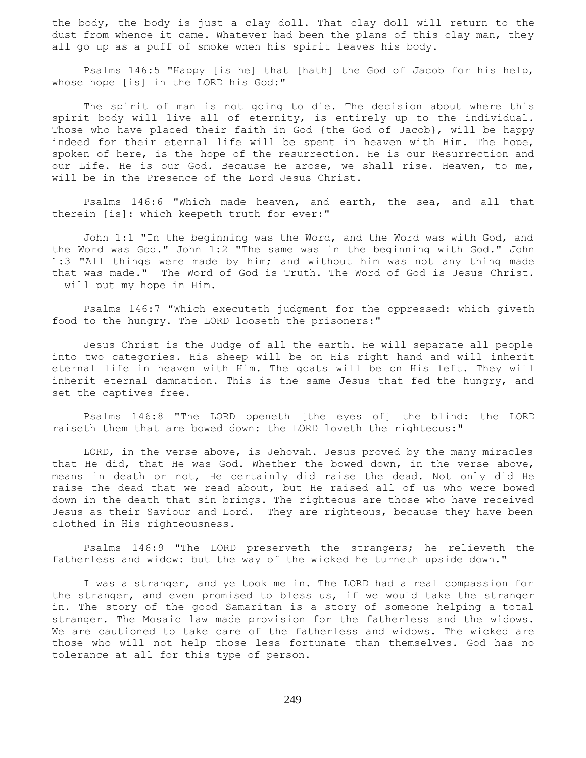the body, the body is just a clay doll. That clay doll will return to the dust from whence it came. Whatever had been the plans of this clay man, they all go up as a puff of smoke when his spirit leaves his body.

Psalms 146:5 "Happy [is he] that [hath] the God of Jacob for his help, whose hope [is] in the LORD his God:"

The spirit of man is not going to die. The decision about where this spirit body will live all of eternity, is entirely up to the individual. Those who have placed their faith in God {the God of Jacob}, will be happy indeed for their eternal life will be spent in heaven with Him. The hope, spoken of here, is the hope of the resurrection. He is our Resurrection and our Life. He is our God. Because He arose, we shall rise. Heaven, to me, will be in the Presence of the Lord Jesus Christ.

Psalms 146:6 "Which made heaven, and earth, the sea, and all that therein [is]: which keepeth truth for ever:"

John 1:1 "In the beginning was the Word, and the Word was with God, and the Word was God." John 1:2 "The same was in the beginning with God." John 1:3 "All things were made by him; and without him was not any thing made that was made." The Word of God is Truth. The Word of God is Jesus Christ. I will put my hope in Him.

Psalms 146:7 "Which executeth judgment for the oppressed: which giveth food to the hungry. The LORD looseth the prisoners:"

Jesus Christ is the Judge of all the earth. He will separate all people into two categories. His sheep will be on His right hand and will inherit eternal life in heaven with Him. The goats will be on His left. They will inherit eternal damnation. This is the same Jesus that fed the hungry, and set the captives free.

Psalms 146:8 "The LORD openeth [the eyes of] the blind: the LORD raiseth them that are bowed down: the LORD loveth the righteous:"

LORD, in the verse above, is Jehovah. Jesus proved by the many miracles that He did, that He was God. Whether the bowed down, in the verse above, means in death or not, He certainly did raise the dead. Not only did He raise the dead that we read about, but He raised all of us who were bowed down in the death that sin brings. The righteous are those who have received Jesus as their Saviour and Lord. They are righteous, because they have been clothed in His righteousness.

Psalms 146:9 "The LORD preserveth the strangers; he relieveth the fatherless and widow: but the way of the wicked he turneth upside down."

I was a stranger, and ye took me in. The LORD had a real compassion for the stranger, and even promised to bless us, if we would take the stranger in. The story of the good Samaritan is a story of someone helping a total stranger. The Mosaic law made provision for the fatherless and the widows. We are cautioned to take care of the fatherless and widows. The wicked are those who will not help those less fortunate than themselves. God has no tolerance at all for this type of person.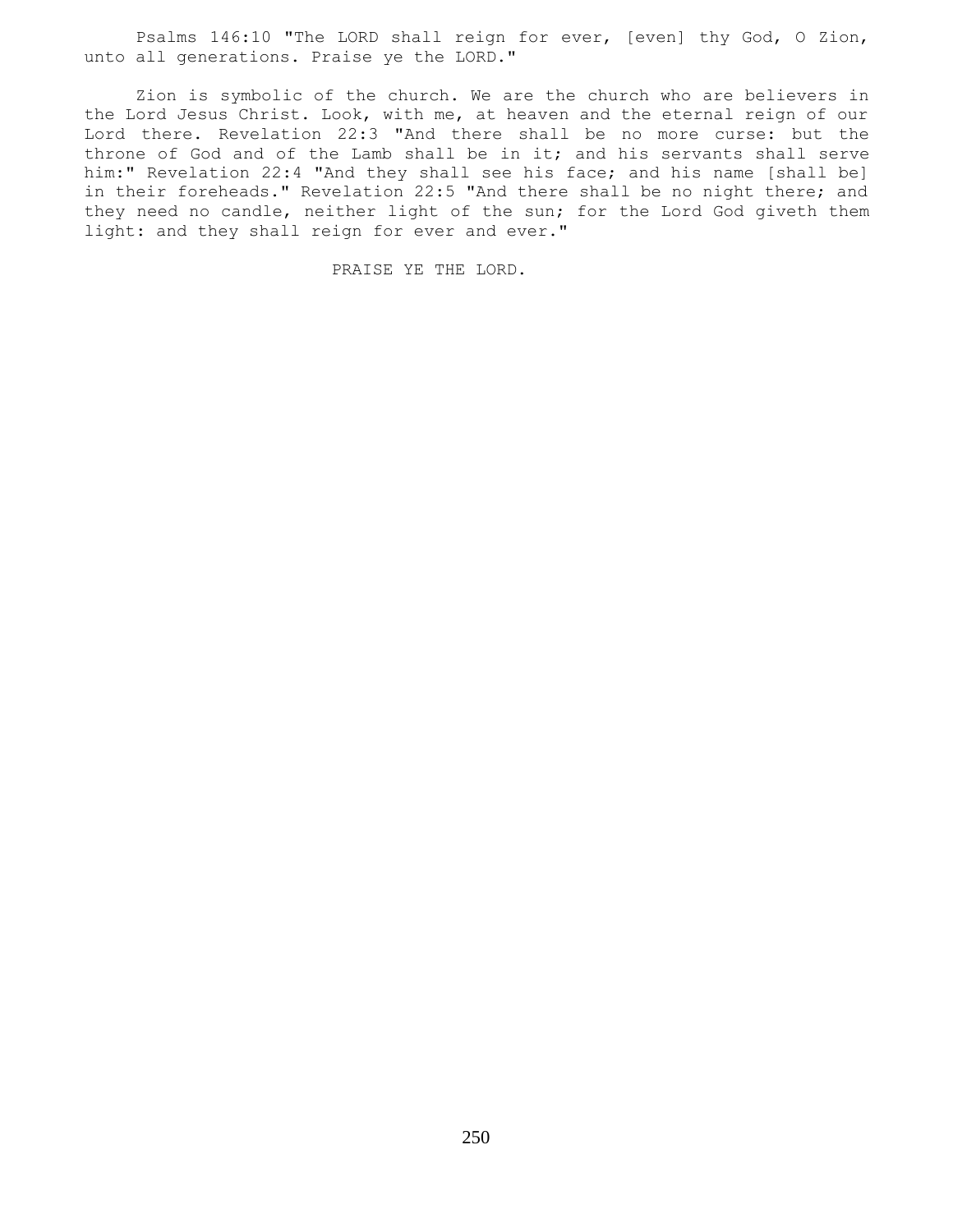Psalms 146:10 "The LORD shall reign for ever, [even] thy God, O Zion, unto all generations. Praise ye the LORD."

Zion is symbolic of the church. We are the church who are believers in the Lord Jesus Christ. Look, with me, at heaven and the eternal reign of our Lord there. Revelation 22:3 "And there shall be no more curse: but the throne of God and of the Lamb shall be in it; and his servants shall serve him:" Revelation 22:4 "And they shall see his face; and his name [shall be] in their foreheads." Revelation 22:5 "And there shall be no night there; and they need no candle, neither light of the sun; for the Lord God giveth them light: and they shall reign for ever and ever."

PRAISE YE THE LORD.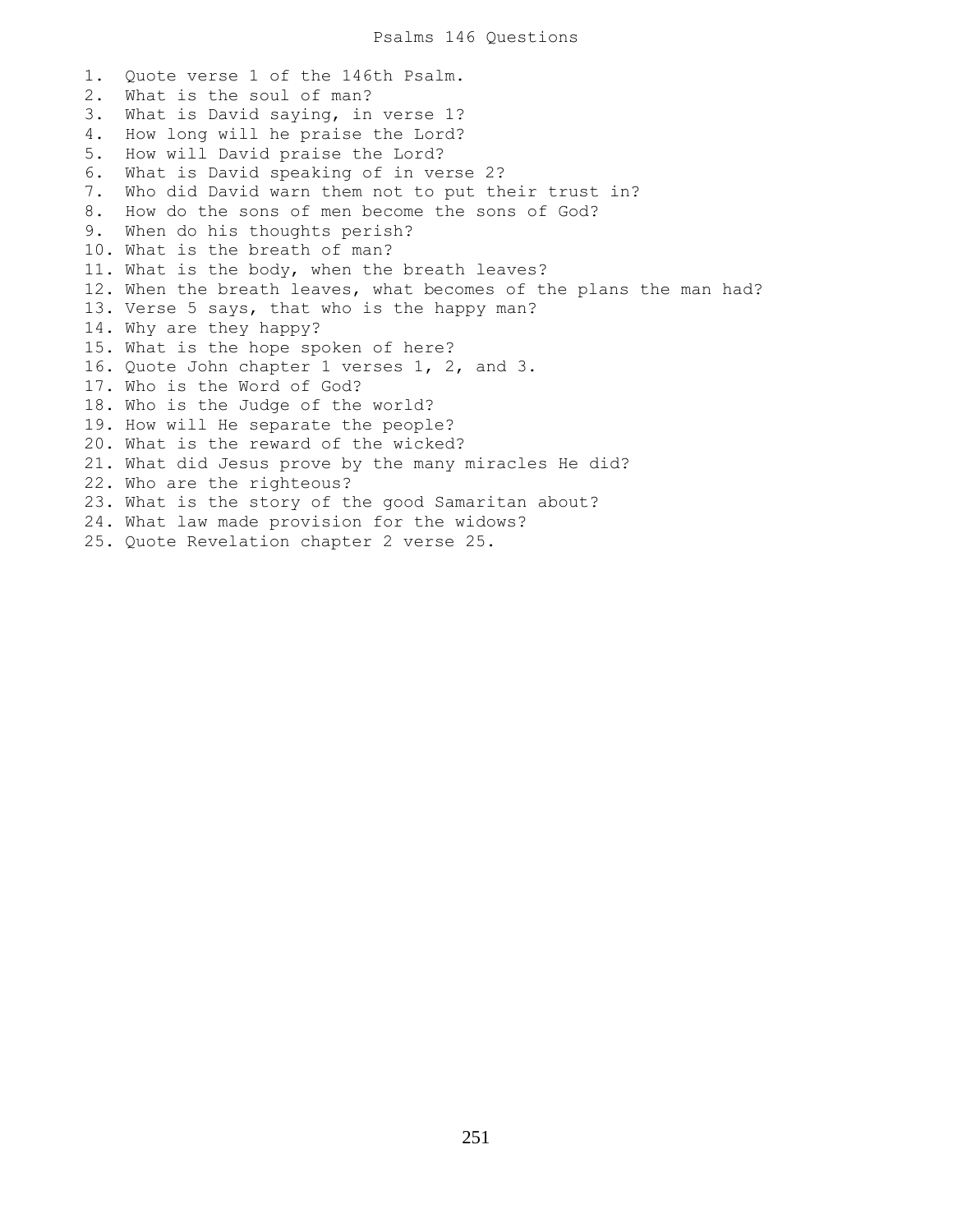# Psalms 146 Questions

1. Quote verse 1 of the 146th Psalm.
2. What is the soul of man?
3. What is David saying, in verse 1?
4. How long will he praise the Lord?
5. How will David praise the Lord?
6. What is David speaking of in verse 2?
7. Who did David warn them not to put their trust in?
8. How do the sons of men become the sons of God?
9. When do his thoughts perish?
10. What is the breath of man?
11. What is the body, when the breath leaves?
12. When the breath leaves, what becomes of the plans the man had?
13. Verse 5 says, that who is the happy man?
14. Why are they happy?
15. What is the hope spoken of here?
16. Quote John chapter 1 verses 1, 2, and 3.
17. Who is the Word of God?
18. Who is the Judge of the world?
19. How will He separate the people?
20. What is the reward of the wicked?
21. What did Jesus prove by the many miracles He did?
22. Who are the righteous?
23. What is the story of the good Samaritan about?
24. What law made provision for the widows?
25. Quote Revelation chapter 2 verse 25.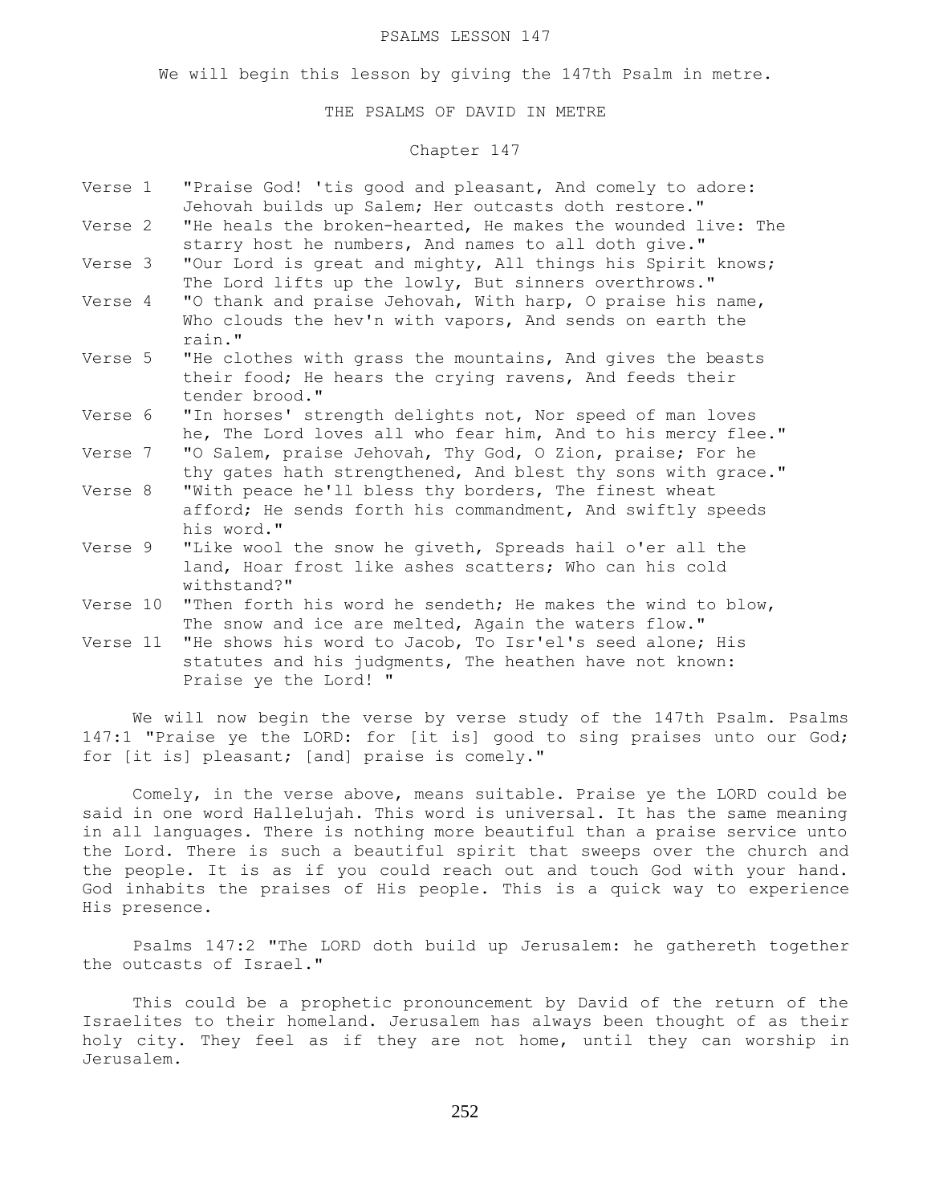PSALMS LESSON 147

We will begin this lesson by giving the 147th Psalm in metre.

THE PSALMS OF DAVID IN METRE

Chapter 147

Verse 1 "Praise God! 'tis good and pleasant, And comely to adore: Jehovah builds up Salem; Her outcasts doth restore."

Verse 2 "He heals the broken-hearted, He makes the wounded live: The starry host he numbers, And names to all doth give."

Verse 3 "Our Lord is great and mighty, All things his Spirit knows; The Lord lifts up the lowly, But sinners overthrows."

Verse 4 "O thank and praise Jehovah, With harp, O praise his name, Who clouds the hev'n with vapors, And sends on earth the rain."

Verse 5 "He clothes with grass the mountains, And gives the beasts their food; He hears the crying ravens, And feeds their tender brood."

Verse 6 "In horses' strength delights not, Nor speed of man loves he, The Lord loves all who fear him, And to his mercy flee."

Verse 7 "O Salem, praise Jehovah, Thy God, O Zion, praise; For he thy gates hath strengthened, And blest thy sons with grace."

Verse 8 "With peace he'll bless thy borders, The finest wheat afford; He sends forth his commandment, And swiftly speeds his word."

Verse 9 "Like wool the snow he giveth, Spreads hail o'er all the land, Hoar frost like ashes scatters; Who can his cold withstand?"

Verse 10 "Then forth his word he sendeth; He makes the wind to blow, The snow and ice are melted, Again the waters flow."

Verse 11 "He shows his word to Jacob, To Isr'el's seed alone; His statutes and his judgments, The heathen have not known: Praise ye the Lord! "

We will now begin the verse by verse study of the 147th Psalm. Psalms 147:1 "Praise ye the LORD: for [it is] good to sing praises unto our God; for [it is] pleasant; [and] praise is comely."

Comely, in the verse above, means suitable. Praise ye the LORD could be said in one word Hallelujah. This word is universal. It has the same meaning in all languages. There is nothing more beautiful than a praise service unto the Lord. There is such a beautiful spirit that sweeps over the church and the people. It is as if you could reach out and touch God with your hand. God inhabits the praises of His people. This is a quick way to experience His presence.

Psalms 147:2 "The LORD doth build up Jerusalem: he gathereth together the outcasts of Israel."

This could be a prophetic pronouncement by David of the return of the Israelites to their homeland. Jerusalem has always been thought of as their holy city. They feel as if they are not home, until they can worship in Jerusalem.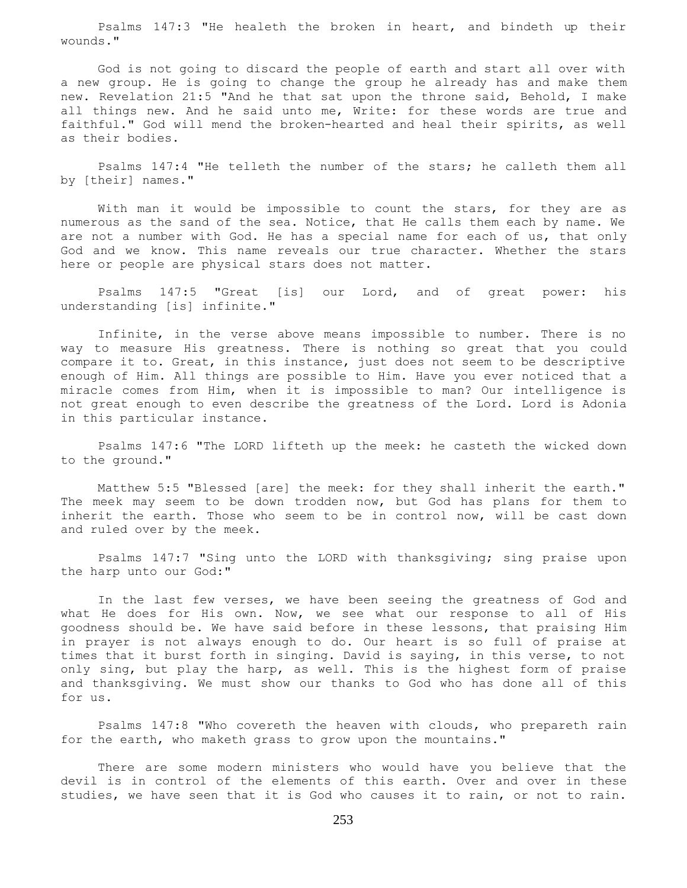Psalms 147:3 "He healeth the broken in heart, and bindeth up their wounds."

God is not going to discard the people of earth and start all over with a new group. He is going to change the group he already has and make them new. Revelation 21:5 "And he that sat upon the throne said, Behold, I make all things new. And he said unto me, Write: for these words are true and faithful." God will mend the broken-hearted and heal their spirits, as well as their bodies.

Psalms 147:4 "He telleth the number of the stars; he calleth them all by [their] names."

With man it would be impossible to count the stars, for they are as numerous as the sand of the sea. Notice, that He calls them each by name. We are not a number with God. He has a special name for each of us, that only God and we know. This name reveals our true character. Whether the stars here or people are physical stars does not matter.

Psalms 147:5 "Great [is] our Lord, and of great power: his understanding [is] infinite."

Infinite, in the verse above means impossible to number. There is no way to measure His greatness. There is nothing so great that you could compare it to. Great, in this instance, just does not seem to be descriptive enough of Him. All things are possible to Him. Have you ever noticed that a miracle comes from Him, when it is impossible to man? Our intelligence is not great enough to even describe the greatness of the Lord. Lord is Adonia in this particular instance.

Psalms 147:6 "The LORD lifteth up the meek: he casteth the wicked down to the ground."

Matthew 5:5 "Blessed [are] the meek: for they shall inherit the earth." The meek may seem to be down trodden now, but God has plans for them to inherit the earth. Those who seem to be in control now, will be cast down and ruled over by the meek.

Psalms 147:7 "Sing unto the LORD with thanksgiving; sing praise upon the harp unto our God:"

In the last few verses, we have been seeing the greatness of God and what He does for His own. Now, we see what our response to all of His goodness should be. We have said before in these lessons, that praising Him in prayer is not always enough to do. Our heart is so full of praise at times that it burst forth in singing. David is saying, in this verse, to not only sing, but play the harp, as well. This is the highest form of praise and thanksgiving. We must show our thanks to God who has done all of this for us.

Psalms 147:8 "Who covereth the heaven with clouds, who prepareth rain for the earth, who maketh grass to grow upon the mountains."

There are some modern ministers who would have you believe that the devil is in control of the elements of this earth. Over and over in these studies, we have seen that it is God who causes it to rain, or not to rain.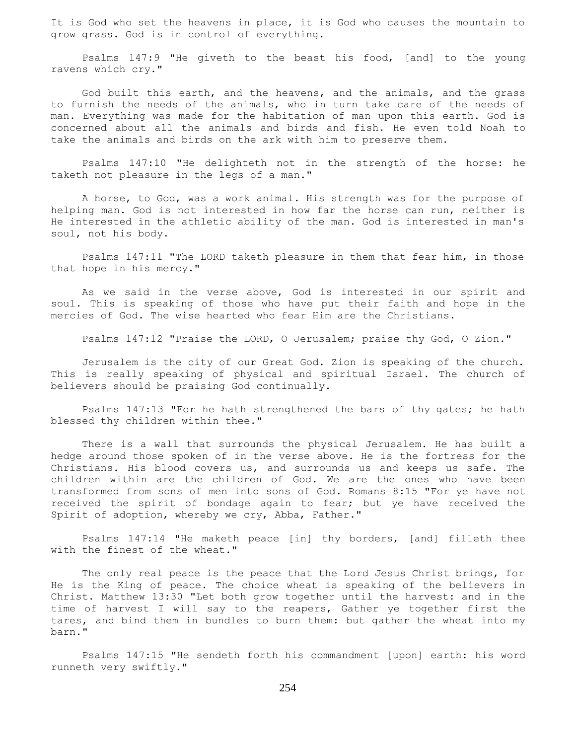It is God who set the heavens in place, it is God who causes the mountain to grow grass. God is in control of everything.

Psalms 147:9 "He giveth to the beast his food, [and] to the young ravens which cry."

God built this earth, and the heavens, and the animals, and the grass to furnish the needs of the animals, who in turn take care of the needs of man. Everything was made for the habitation of man upon this earth. God is concerned about all the animals and birds and fish. He even told Noah to take the animals and birds on the ark with him to preserve them.

Psalms 147:10 "He delighteth not in the strength of the horse: he taketh not pleasure in the legs of a man."

A horse, to God, was a work animal. His strength was for the purpose of helping man. God is not interested in how far the horse can run, neither is He interested in the athletic ability of the man. God is interested in man's soul, not his body.

Psalms 147:11 "The LORD taketh pleasure in them that fear him, in those that hope in his mercy."

As we said in the verse above, God is interested in our spirit and soul. This is speaking of those who have put their faith and hope in the mercies of God. The wise hearted who fear Him are the Christians.

Psalms 147:12 "Praise the LORD, O Jerusalem; praise thy God, O Zion."

Jerusalem is the city of our Great God. Zion is speaking of the church. This is really speaking of physical and spiritual Israel. The church of believers should be praising God continually.

Psalms 147:13 "For he hath strengthened the bars of thy gates; he hath blessed thy children within thee."

There is a wall that surrounds the physical Jerusalem. He has built a hedge around those spoken of in the verse above. He is the fortress for the Christians. His blood covers us, and surrounds us and keeps us safe. The children within are the children of God. We are the ones who have been transformed from sons of men into sons of God. Romans 8:15 "For ye have not received the spirit of bondage again to fear; but ye have received the Spirit of adoption, whereby we cry, Abba, Father."

Psalms 147:14 "He maketh peace [in] thy borders, [and] filleth thee with the finest of the wheat."

The only real peace is the peace that the Lord Jesus Christ brings, for He is the King of peace. The choice wheat is speaking of the believers in Christ. Matthew 13:30 "Let both grow together until the harvest: and in the time of harvest I will say to the reapers, Gather ye together first the tares, and bind them in bundles to burn them: but gather the wheat into my barn."

Psalms 147:15 "He sendeth forth his commandment [upon] earth: his word runneth very swiftly."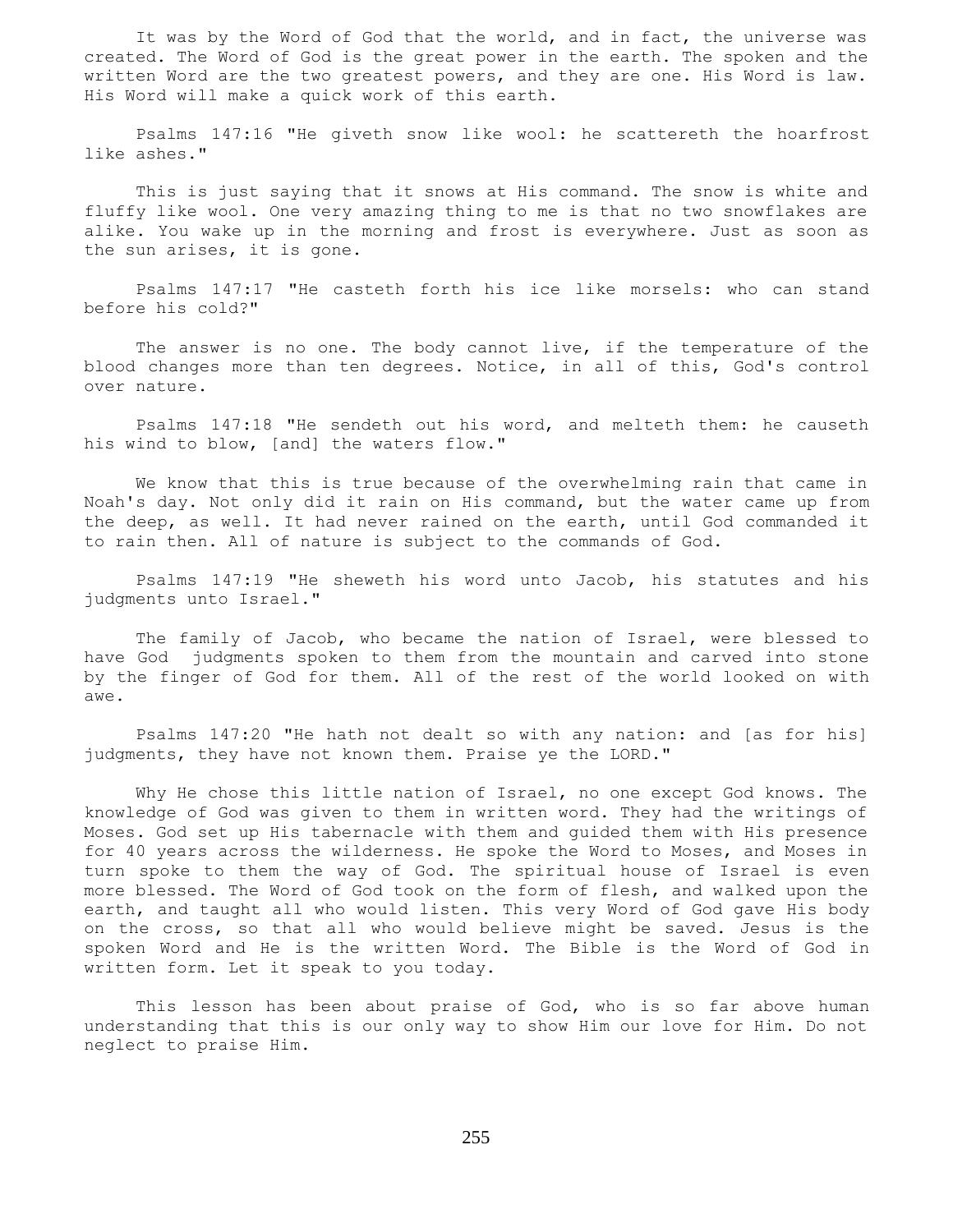It was by the Word of God that the world, and in fact, the universe was created. The Word of God is the great power in the earth. The spoken and the written Word are the two greatest powers, and they are one. His Word is law. His Word will make a quick work of this earth.

Psalms 147:16 "He giveth snow like wool: he scattereth the hoarfrost like ashes."

This is just saying that it snows at His command. The snow is white and fluffy like wool. One very amazing thing to me is that no two snowflakes are alike. You wake up in the morning and frost is everywhere. Just as soon as the sun arises, it is gone.

Psalms 147:17 "He casteth forth his ice like morsels: who can stand before his cold?"

The answer is no one. The body cannot live, if the temperature of the blood changes more than ten degrees. Notice, in all of this, God's control over nature.

Psalms 147:18 "He sendeth out his word, and melteth them: he causeth his wind to blow, [and] the waters flow."

We know that this is true because of the overwhelming rain that came in Noah's day. Not only did it rain on His command, but the water came up from the deep, as well. It had never rained on the earth, until God commanded it to rain then. All of nature is subject to the commands of God.

Psalms 147:19 "He sheweth his word unto Jacob, his statutes and his judgments unto Israel."

The family of Jacob, who became the nation of Israel, were blessed to have God judgments spoken to them from the mountain and carved into stone by the finger of God for them. All of the rest of the world looked on with awe.

Psalms 147:20 "He hath not dealt so with any nation: and [as for his] judgments, they have not known them. Praise ye the LORD."

Why He chose this little nation of Israel, no one except God knows. The knowledge of God was given to them in written word. They had the writings of Moses. God set up His tabernacle with them and guided them with His presence for 40 years across the wilderness. He spoke the Word to Moses, and Moses in turn spoke to them the way of God. The spiritual house of Israel is even more blessed. The Word of God took on the form of flesh, and walked upon the earth, and taught all who would listen. This very Word of God gave His body on the cross, so that all who would believe might be saved. Jesus is the spoken Word and He is the written Word. The Bible is the Word of God in written form. Let it speak to you today.

This lesson has been about praise of God, who is so far above human understanding that this is our only way to show Him our love for Him. Do not neglect to praise Him.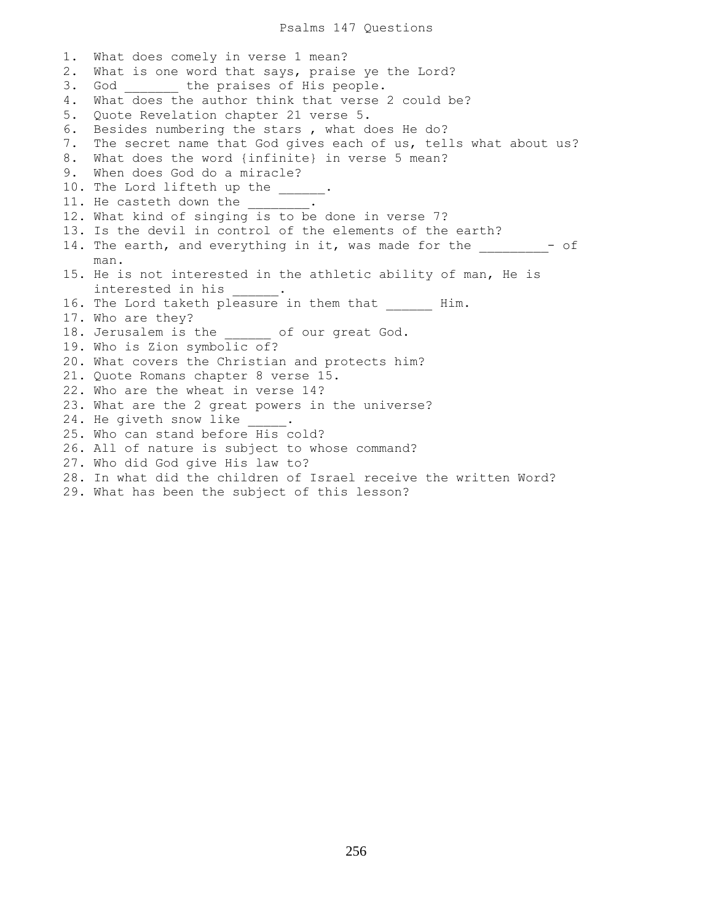# Psalms 147 Questions

1. What does comely in verse 1 mean?
2. What is one word that says, praise ye the Lord?
3. God _______ the praises of His people.
4. What does the author think that verse 2 could be?
5. Quote Revelation chapter 21 verse 5.
6. Besides numbering the stars , what does He do?
7. The secret name that God gives each of us, tells what about us?
8. What does the word {infinite} in verse 5 mean?
9. When does God do a miracle?
10. The Lord lifteth up the ______.
11. He casteth down the ________.
12. What kind of singing is to be done in verse 7?
13. Is the devil in control of the elements of the earth?
14. The earth, and everything in it, was made for the _________- of man.
15. He is not interested in the athletic ability of man, He is interested in his ______.
16. The Lord taketh pleasure in them that ______ Him.
17. Who are they?
18. Jerusalem is the ______ of our great God.
19. Who is Zion symbolic of?
20. What covers the Christian and protects him?
21. Quote Romans chapter 8 verse 15.
22. Who are the wheat in verse 14?
23. What are the 2 great powers in the universe?
24. He giveth snow like _____.
25. Who can stand before His cold?
26. All of nature is subject to whose command?
27. Who did God give His law to?
28. In what did the children of Israel receive the written Word?
29. What has been the subject of this lesson?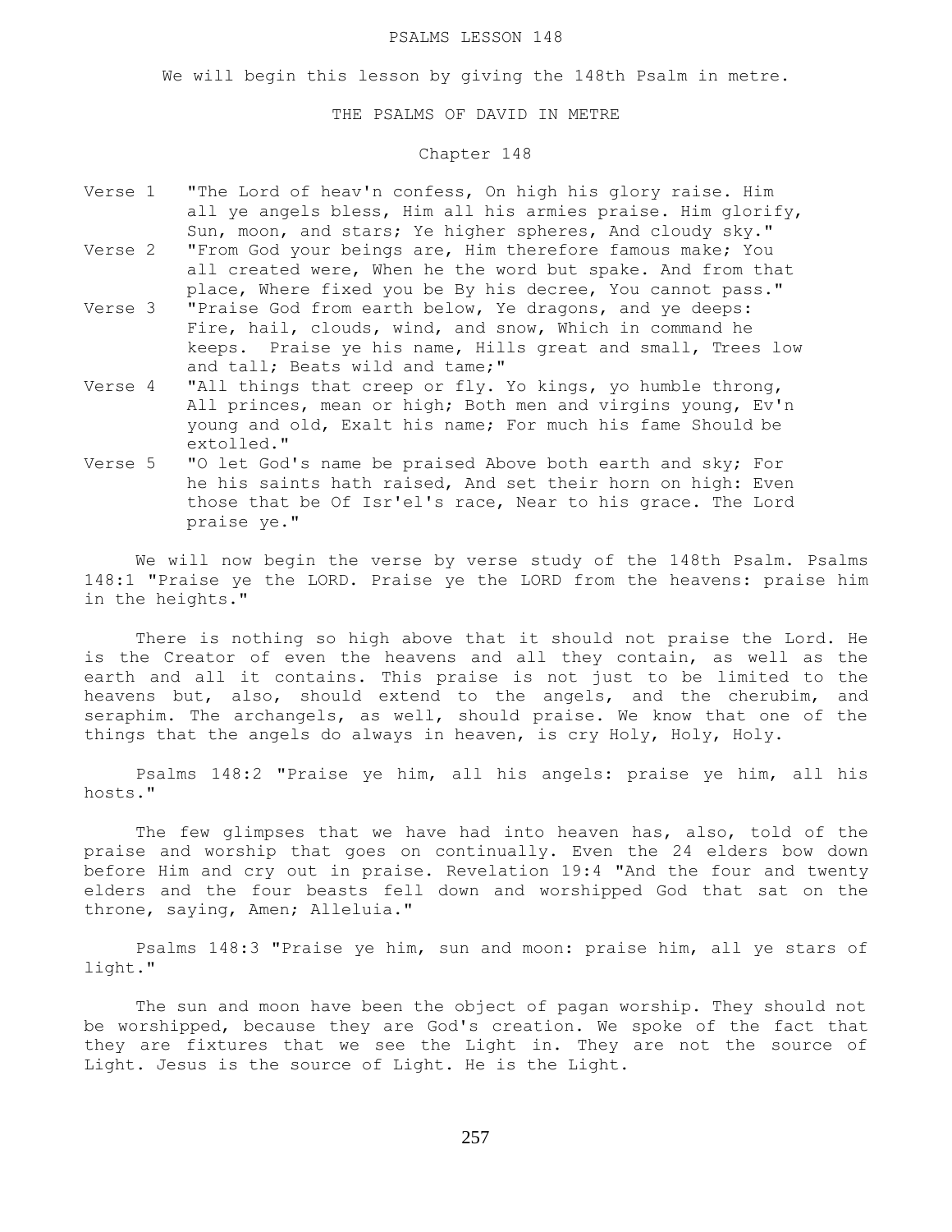# PSALMS LESSON 148

We will begin this lesson by giving the 148th Psalm in metre.

## THE PSALMS OF DAVID IN METRE

### Chapter 148

Verse 1 "The Lord of heav'n confess, On high his glory raise. Him all ye angels bless, Him all his armies praise. Him glorify, Sun, moon, and stars; Ye higher spheres, And cloudy sky."

Verse 2 "From God your beings are, Him therefore famous make; You all created were, When he the word but spake. And from that place, Where fixed you be By his decree, You cannot pass."

Verse 3 "Praise God from earth below, Ye dragons, and ye deeps: Fire, hail, clouds, wind, and snow, Which in command he keeps. Praise ye his name, Hills great and small, Trees low and tall; Beats wild and tame;"

Verse 4 "All things that creep or fly. Yo kings, yo humble throng, All princes, mean or high; Both men and virgins young, Ev'n young and old, Exalt his name; For much his fame Should be extolled."

Verse 5 "O let God's name be praised Above both earth and sky; For he his saints hath raised, And set their horn on high: Even those that be Of Isr'el's race, Near to his grace. The Lord praise ye."

We will now begin the verse by verse study of the 148th Psalm. Psalms 148:1 "Praise ye the LORD. Praise ye the LORD from the heavens: praise him in the heights."

There is nothing so high above that it should not praise the Lord. He is the Creator of even the heavens and all they contain, as well as the earth and all it contains. This praise is not just to be limited to the heavens but, also, should extend to the angels, and the cherubim, and seraphim. The archangels, as well, should praise. We know that one of the things that the angels do always in heaven, is cry Holy, Holy, Holy.

Psalms 148:2 "Praise ye him, all his angels: praise ye him, all his hosts."

The few glimpses that we have had into heaven has, also, told of the praise and worship that goes on continually. Even the 24 elders bow down before Him and cry out in praise. Revelation 19:4 "And the four and twenty elders and the four beasts fell down and worshipped God that sat on the throne, saying, Amen; Alleluia."

Psalms 148:3 "Praise ye him, sun and moon: praise him, all ye stars of light."

The sun and moon have been the object of pagan worship. They should not be worshipped, because they are God's creation. We spoke of the fact that they are fixtures that we see the Light in. They are not the source of Light. Jesus is the source of Light. He is the Light.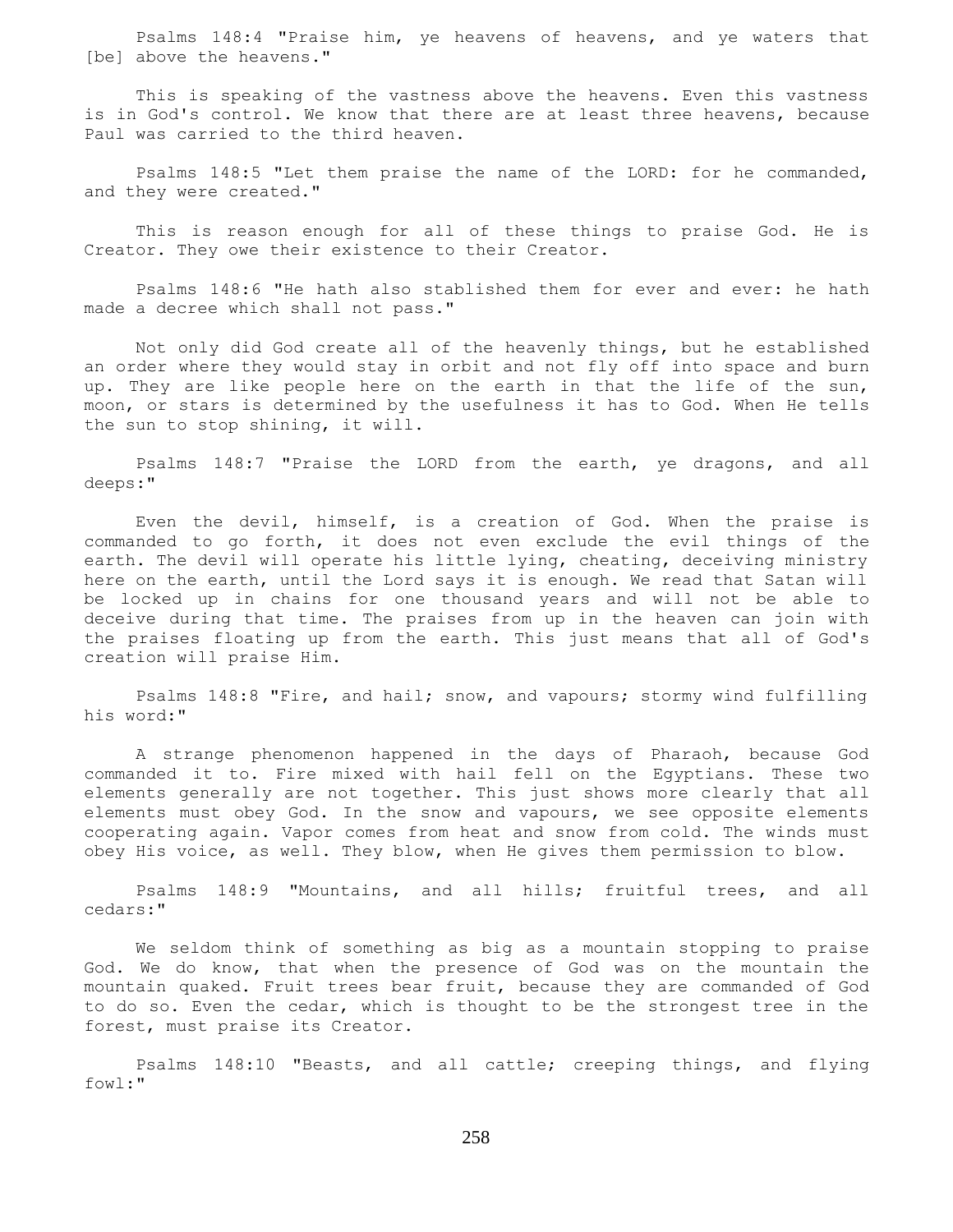Psalms 148:4 "Praise him, ye heavens of heavens, and ye waters that [be] above the heavens."

This is speaking of the vastness above the heavens. Even this vastness is in God's control. We know that there are at least three heavens, because Paul was carried to the third heaven.

Psalms 148:5 "Let them praise the name of the LORD: for he commanded, and they were created."

This is reason enough for all of these things to praise God. He is Creator. They owe their existence to their Creator.

Psalms 148:6 "He hath also stablished them for ever and ever: he hath made a decree which shall not pass."

Not only did God create all of the heavenly things, but he established an order where they would stay in orbit and not fly off into space and burn up. They are like people here on the earth in that the life of the sun, moon, or stars is determined by the usefulness it has to God. When He tells the sun to stop shining, it will.

Psalms 148:7 "Praise the LORD from the earth, ye dragons, and all deeps:"

Even the devil, himself, is a creation of God. When the praise is commanded to go forth, it does not even exclude the evil things of the earth. The devil will operate his little lying, cheating, deceiving ministry here on the earth, until the Lord says it is enough. We read that Satan will be locked up in chains for one thousand years and will not be able to deceive during that time. The praises from up in the heaven can join with the praises floating up from the earth. This just means that all of God's creation will praise Him.

Psalms 148:8 "Fire, and hail; snow, and vapours; stormy wind fulfilling his word:"

A strange phenomenon happened in the days of Pharaoh, because God commanded it to. Fire mixed with hail fell on the Egyptians. These two elements generally are not together. This just shows more clearly that all elements must obey God. In the snow and vapours, we see opposite elements cooperating again. Vapor comes from heat and snow from cold. The winds must obey His voice, as well. They blow, when He gives them permission to blow.

Psalms 148:9 "Mountains, and all hills; fruitful trees, and all cedars:"

We seldom think of something as big as a mountain stopping to praise God. We do know, that when the presence of God was on the mountain the mountain quaked. Fruit trees bear fruit, because they are commanded of God to do so. Even the cedar, which is thought to be the strongest tree in the forest, must praise its Creator.

Psalms 148:10 "Beasts, and all cattle; creeping things, and flying fowl:"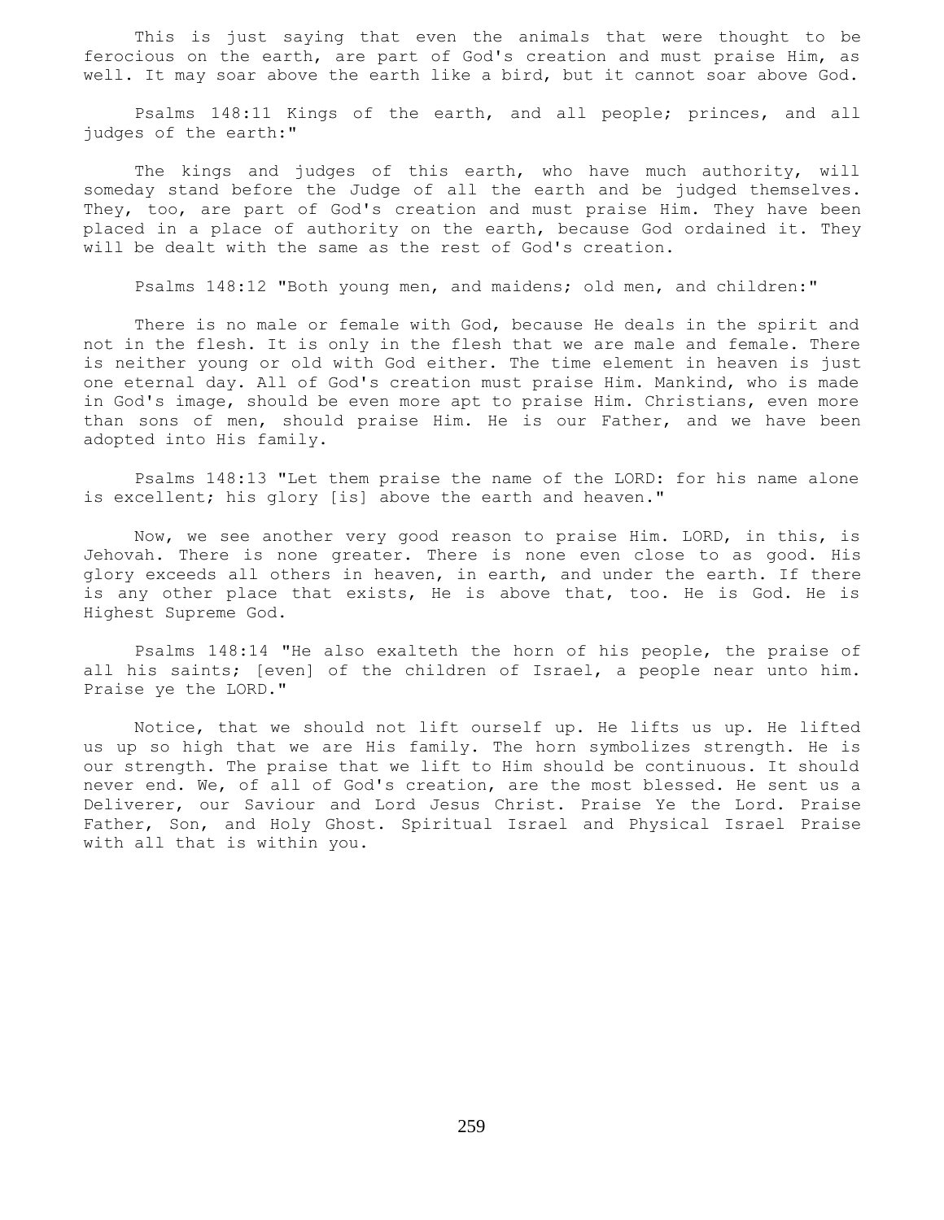This is just saying that even the animals that were thought to be ferocious on the earth, are part of God's creation and must praise Him, as well. It may soar above the earth like a bird, but it cannot soar above God.

Psalms 148:11 Kings of the earth, and all people; princes, and all judges of the earth:"

The kings and judges of this earth, who have much authority, will someday stand before the Judge of all the earth and be judged themselves. They, too, are part of God's creation and must praise Him. They have been placed in a place of authority on the earth, because God ordained it. They will be dealt with the same as the rest of God's creation.

Psalms 148:12 "Both young men, and maidens; old men, and children:"

There is no male or female with God, because He deals in the spirit and not in the flesh. It is only in the flesh that we are male and female. There is neither young or old with God either. The time element in heaven is just one eternal day. All of God's creation must praise Him. Mankind, who is made in God's image, should be even more apt to praise Him. Christians, even more than sons of men, should praise Him. He is our Father, and we have been adopted into His family.

Psalms 148:13 "Let them praise the name of the LORD: for his name alone is excellent; his glory [is] above the earth and heaven."

Now, we see another very good reason to praise Him. LORD, in this, is Jehovah. There is none greater. There is none even close to as good. His glory exceeds all others in heaven, in earth, and under the earth. If there is any other place that exists, He is above that, too. He is God. He is Highest Supreme God.

Psalms 148:14 "He also exalteth the horn of his people, the praise of all his saints; [even] of the children of Israel, a people near unto him. Praise ye the LORD."

Notice, that we should not lift ourself up. He lifts us up. He lifted us up so high that we are His family. The horn symbolizes strength. He is our strength. The praise that we lift to Him should be continuous. It should never end. We, of all of God's creation, are the most blessed. He sent us a Deliverer, our Saviour and Lord Jesus Christ. Praise Ye the Lord. Praise Father, Son, and Holy Ghost. Spiritual Israel and Physical Israel Praise with all that is within you.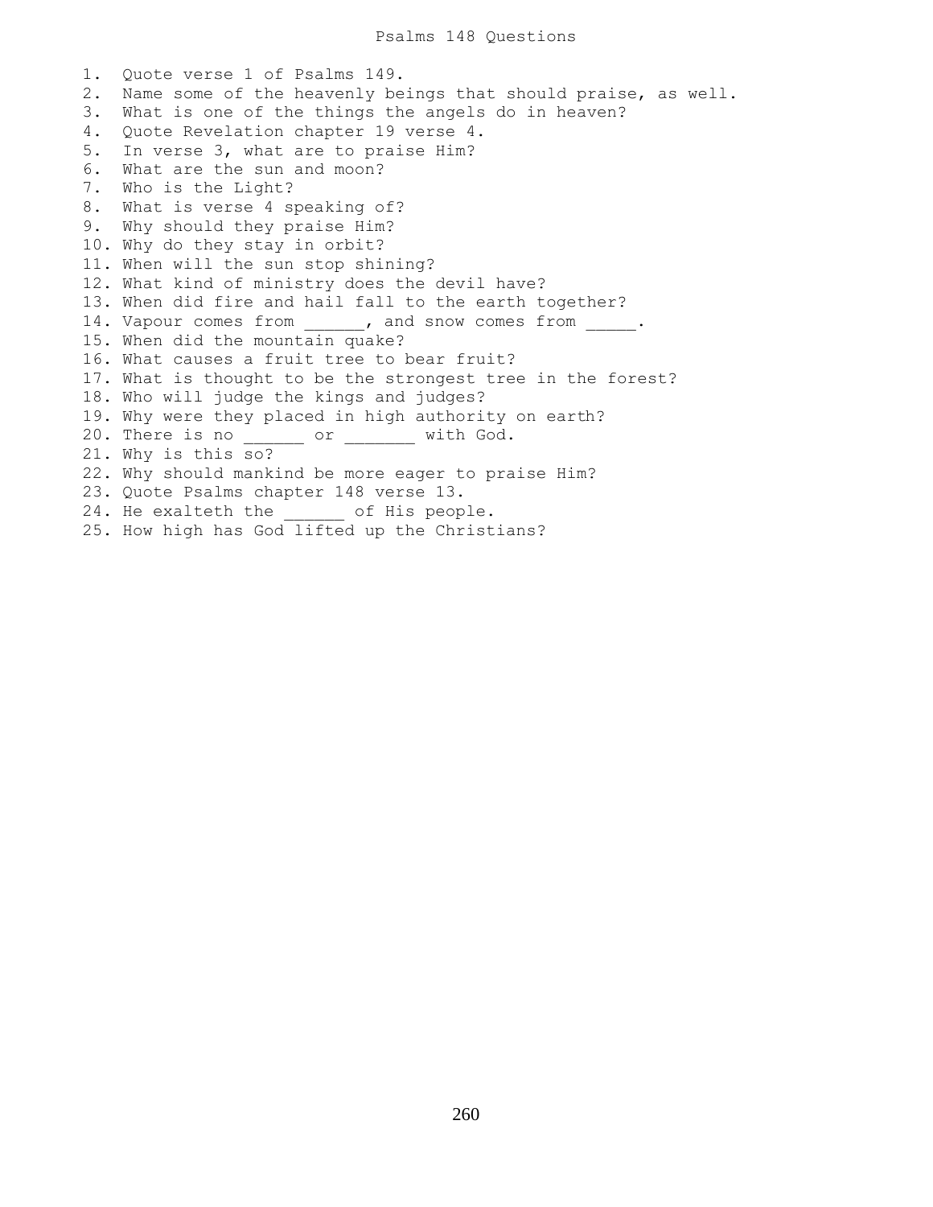# Psalms 148 Questions

1. Quote verse 1 of Psalms 149.
2. Name some of the heavenly beings that should praise, as well.
3. What is one of the things the angels do in heaven?
4. Quote Revelation chapter 19 verse 4.
5. In verse 3, what are to praise Him?
6. What are the sun and moon?
7. Who is the Light?
8. What is verse 4 speaking of?
9. Why should they praise Him?
10. Why do they stay in orbit?
11. When will the sun stop shining?
12. What kind of ministry does the devil have?
13. When did fire and hail fall to the earth together?
14. Vapour comes from ______, and snow comes from _____.
15. When did the mountain quake?
16. What causes a fruit tree to bear fruit?
17. What is thought to be the strongest tree in the forest?
18. Who will judge the kings and judges?
19. Why were they placed in high authority on earth?
20. There is no ______ or _______ with God.
21. Why is this so?
22. Why should mankind be more eager to praise Him?
23. Quote Psalms chapter 148 verse 13.
24. He exalteth the ______ of His people.
25. How high has God lifted up the Christians?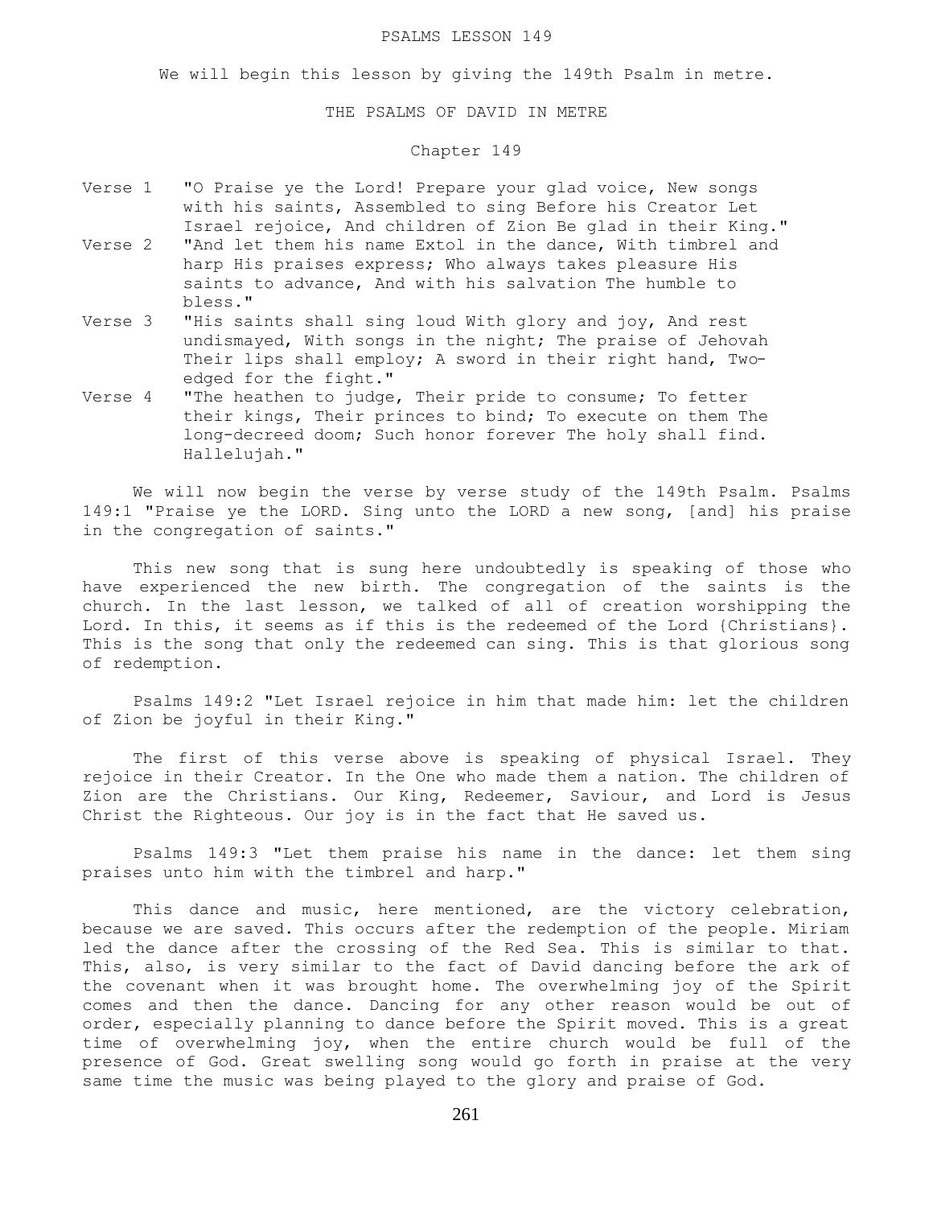# PSALMS LESSON 149

We will begin this lesson by giving the 149th Psalm in metre.

## THE PSALMS OF DAVID IN METRE

### Chapter 149

Verse 1 "O Praise ye the Lord! Prepare your glad voice, New songs with his saints, Assembled to sing Before his Creator Let Israel rejoice, And children of Zion Be glad in their King."

Verse 2 "And let them his name Extol in the dance, With timbrel and harp His praises express; Who always takes pleasure His saints to advance, And with his salvation The humble to bless."

Verse 3 "His saints shall sing loud With glory and joy, And rest undismayed, With songs in the night; The praise of Jehovah Their lips shall employ; A sword in their right hand, Two-edged for the fight."

Verse 4 "The heathen to judge, Their pride to consume; To fetter their kings, Their princes to bind; To execute on them The long-decreed doom; Such honor forever The holy shall find. Hallelujah."

We will now begin the verse by verse study of the 149th Psalm. Psalms 149:1 "Praise ye the LORD. Sing unto the LORD a new song, [and] his praise in the congregation of saints."

This new song that is sung here undoubtedly is speaking of those who have experienced the new birth. The congregation of the saints is the church. In the last lesson, we talked of all of creation worshipping the Lord. In this, it seems as if this is the redeemed of the Lord {Christians}. This is the song that only the redeemed can sing. This is that glorious song of redemption.

Psalms 149:2 "Let Israel rejoice in him that made him: let the children of Zion be joyful in their King."

The first of this verse above is speaking of physical Israel. They rejoice in their Creator. In the One who made them a nation. The children of Zion are the Christians. Our King, Redeemer, Saviour, and Lord is Jesus Christ the Righteous. Our joy is in the fact that He saved us.

Psalms 149:3 "Let them praise his name in the dance: let them sing praises unto him with the timbrel and harp."

This dance and music, here mentioned, are the victory celebration, because we are saved. This occurs after the redemption of the people. Miriam led the dance after the crossing of the Red Sea. This is similar to that. This, also, is very similar to the fact of David dancing before the ark of the covenant when it was brought home. The overwhelming joy of the Spirit comes and then the dance. Dancing for any other reason would be out of order, especially planning to dance before the Spirit moved. This is a great time of overwhelming joy, when the entire church would be full of the presence of God. Great swelling song would go forth in praise at the very same time the music was being played to the glory and praise of God.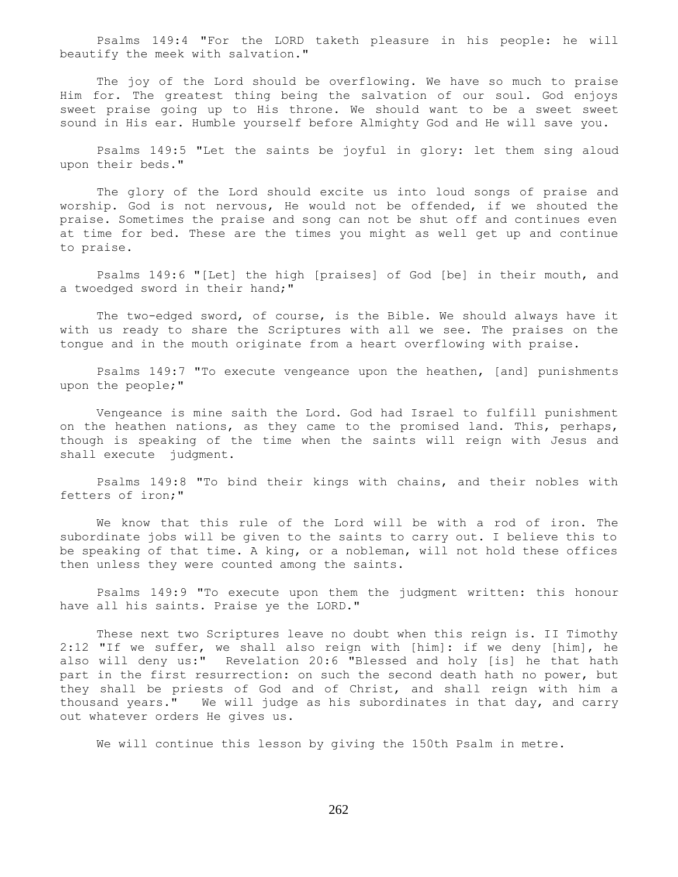Psalms 149:4 "For the LORD taketh pleasure in his people: he will beautify the meek with salvation."

The joy of the Lord should be overflowing. We have so much to praise Him for. The greatest thing being the salvation of our soul. God enjoys sweet praise going up to His throne. We should want to be a sweet sweet sound in His ear. Humble yourself before Almighty God and He will save you.

Psalms 149:5 "Let the saints be joyful in glory: let them sing aloud upon their beds."

The glory of the Lord should excite us into loud songs of praise and worship. God is not nervous, He would not be offended, if we shouted the praise. Sometimes the praise and song can not be shut off and continues even at time for bed. These are the times you might as well get up and continue to praise.

Psalms 149:6 "[Let] the high [praises] of God [be] in their mouth, and a twoedged sword in their hand;"

The two-edged sword, of course, is the Bible. We should always have it with us ready to share the Scriptures with all we see. The praises on the tongue and in the mouth originate from a heart overflowing with praise.

Psalms 149:7 "To execute vengeance upon the heathen, [and] punishments upon the people;"

Vengeance is mine saith the Lord. God had Israel to fulfill punishment on the heathen nations, as they came to the promised land. This, perhaps, though is speaking of the time when the saints will reign with Jesus and shall execute judgment.

Psalms 149:8 "To bind their kings with chains, and their nobles with fetters of iron;"

We know that this rule of the Lord will be with a rod of iron. The subordinate jobs will be given to the saints to carry out. I believe this to be speaking of that time. A king, or a nobleman, will not hold these offices then unless they were counted among the saints.

Psalms 149:9 "To execute upon them the judgment written: this honour have all his saints. Praise ye the LORD."

These next two Scriptures leave no doubt when this reign is. II Timothy 2:12 "If we suffer, we shall also reign with [him]: if we deny [him], he also will deny us:" Revelation 20:6 "Blessed and holy [is] he that hath part in the first resurrection: on such the second death hath no power, but they shall be priests of God and of Christ, and shall reign with him a thousand years." We will judge as his subordinates in that day, and carry out whatever orders He gives us.

We will continue this lesson by giving the 150th Psalm in metre.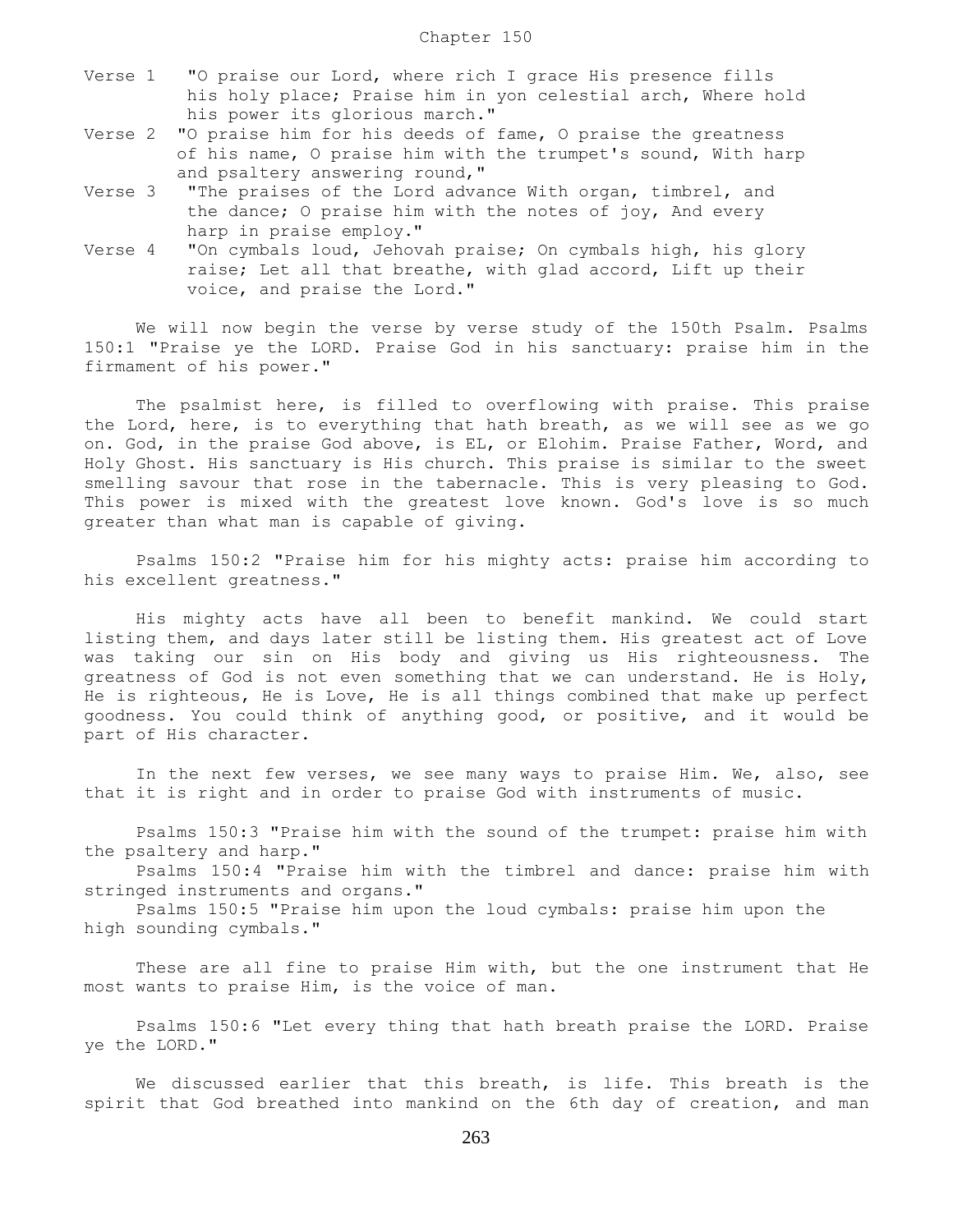Chapter 150

Verse 1 "O praise our Lord, where rich I grace His presence fills his holy place; Praise him in yon celestial arch, Where hold his power its glorious march."

Verse 2 "O praise him for his deeds of fame, O praise the greatness of his name, O praise him with the trumpet's sound, With harp and psaltery answering round,"

Verse 3 "The praises of the Lord advance With organ, timbrel, and the dance; O praise him with the notes of joy, And every harp in praise employ."

Verse 4 "On cymbals loud, Jehovah praise; On cymbals high, his glory raise; Let all that breathe, with glad accord, Lift up their voice, and praise the Lord."

We will now begin the verse by verse study of the 150th Psalm. Psalms 150:1 "Praise ye the LORD. Praise God in his sanctuary: praise him in the firmament of his power."

The psalmist here, is filled to overflowing with praise. This praise the Lord, here, is to everything that hath breath, as we will see as we go on. God, in the praise God above, is EL, or Elohim. Praise Father, Word, and Holy Ghost. His sanctuary is His church. This praise is similar to the sweet smelling savour that rose in the tabernacle. This is very pleasing to God. This power is mixed with the greatest love known. God's love is so much greater than what man is capable of giving.

Psalms 150:2 "Praise him for his mighty acts: praise him according to his excellent greatness."

His mighty acts have all been to benefit mankind. We could start listing them, and days later still be listing them. His greatest act of Love was taking our sin on His body and giving us His righteousness. The greatness of God is not even something that we can understand. He is Holy, He is righteous, He is Love, He is all things combined that make up perfect goodness. You could think of anything good, or positive, and it would be part of His character.

In the next few verses, we see many ways to praise Him. We, also, see that it is right and in order to praise God with instruments of music.

Psalms 150:3 "Praise him with the sound of the trumpet: praise him with the psaltery and harp."

Psalms 150:4 "Praise him with the timbrel and dance: praise him with stringed instruments and organs."

Psalms 150:5 "Praise him upon the loud cymbals: praise him upon the high sounding cymbals."

These are all fine to praise Him with, but the one instrument that He most wants to praise Him, is the voice of man.

Psalms 150:6 "Let every thing that hath breath praise the LORD. Praise ye the LORD."

We discussed earlier that this breath, is life. This breath is the spirit that God breathed into mankind on the 6th day of creation, and man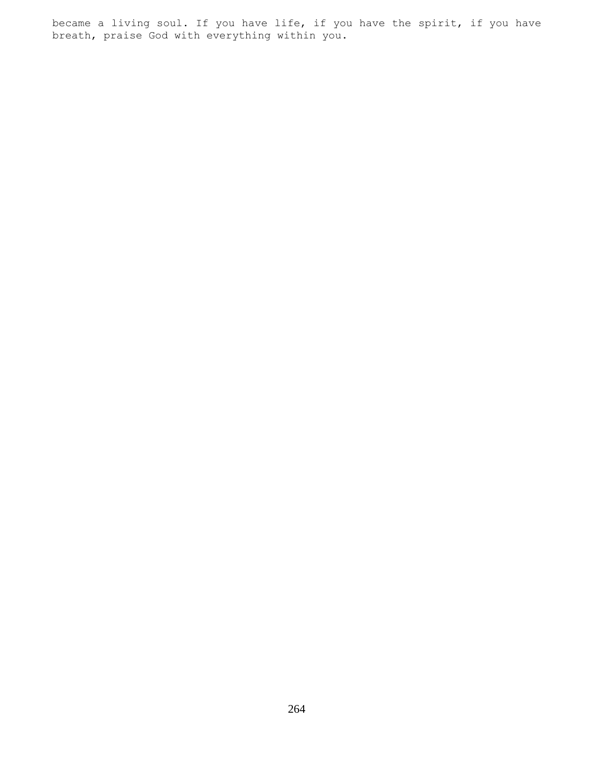became a living soul. If you have life, if you have the spirit, if you have breath, praise God with everything within you.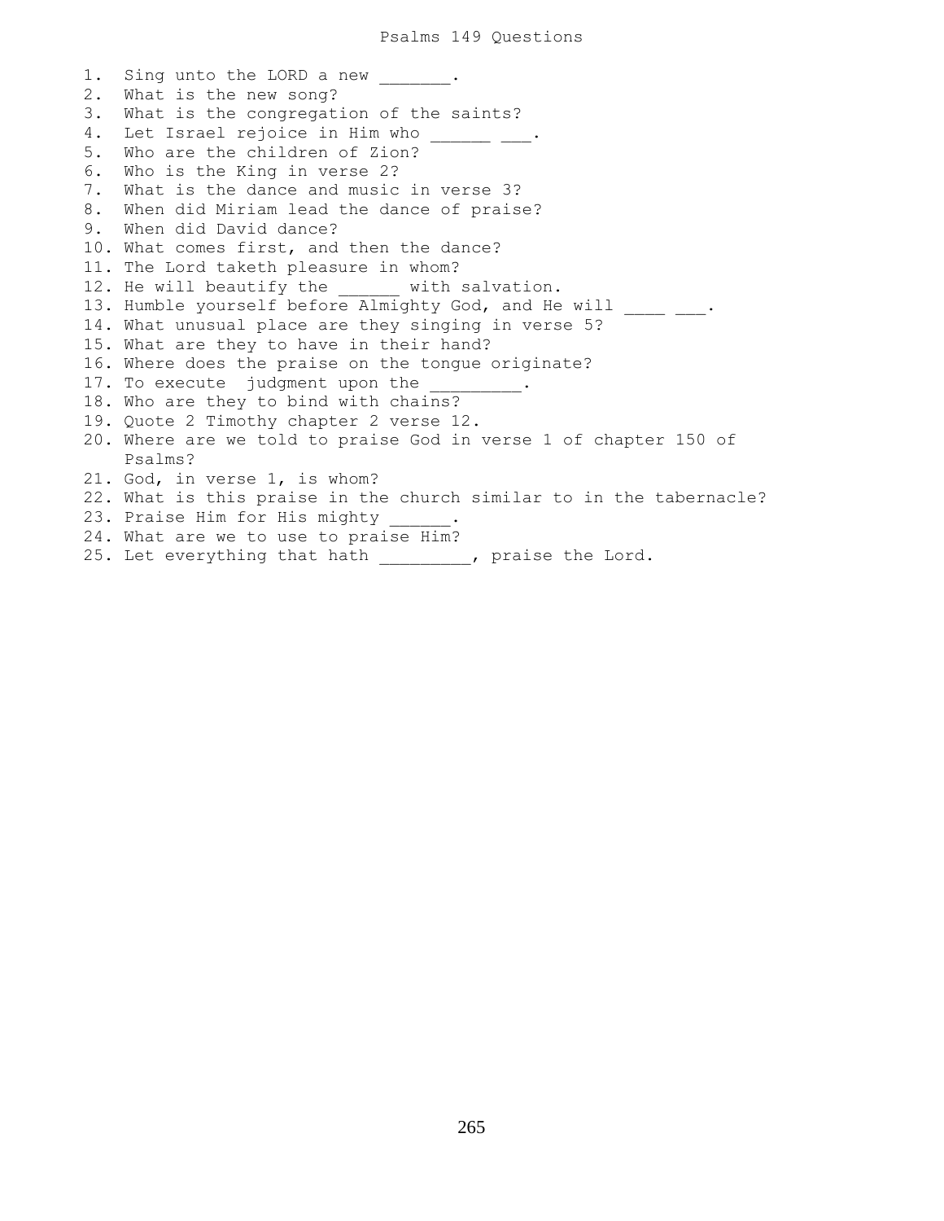# Psalms 149 Questions

1. Sing unto the LORD a new _______.
2. What is the new song?
3. What is the congregation of the saints?
4. Let Israel rejoice in Him who ______ ___.
5. Who are the children of Zion?
6. Who is the King in verse 2?
7. What is the dance and music in verse 3?
8. When did Miriam lead the dance of praise?
9. When did David dance?
10. What comes first, and then the dance?
11. The Lord taketh pleasure in whom?
12. He will beautify the ______ with salvation.
13. Humble yourself before Almighty God, and He will ____ ___.
14. What unusual place are they singing in verse 5?
15. What are they to have in their hand?
16. Where does the praise on the tongue originate?
17. To execute judgment upon the _________.
18. Who are they to bind with chains?
19. Quote 2 Timothy chapter 2 verse 12.
20. Where are we told to praise God in verse 1 of chapter 150 of Psalms?
21. God, in verse 1, is whom?
22. What is this praise in the church similar to in the tabernacle?
23. Praise Him for His mighty ______.
24. What are we to use to praise Him?
25. Let everything that hath _________, praise the Lord.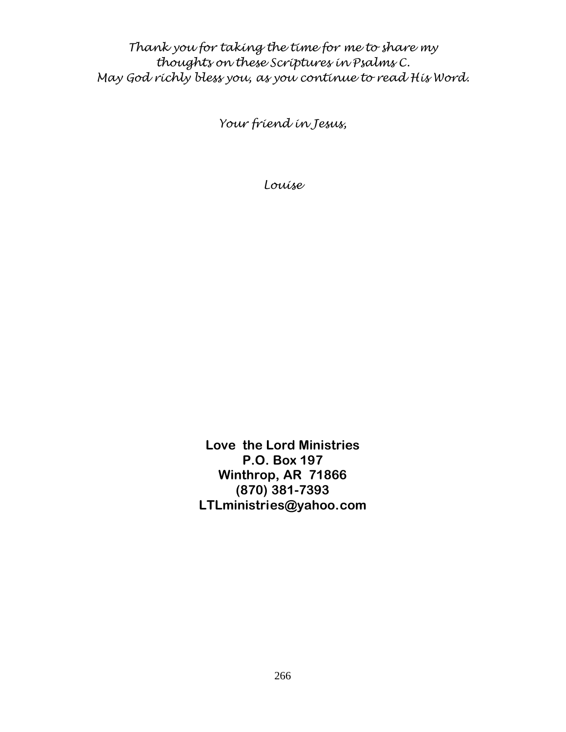*Thank you for taking the time for me to share my thoughts on these Scriptures in Psalms C.*
*May God richly bless you, as you continue to read His Word.*

*Your friend in Jesus,*

*Louise*

**Love the Lord Ministries**
**P.O. Box 197**
**Winthrop, AR 71866**
**(870) 381-7393**
**LTLministries@yahoo.com**